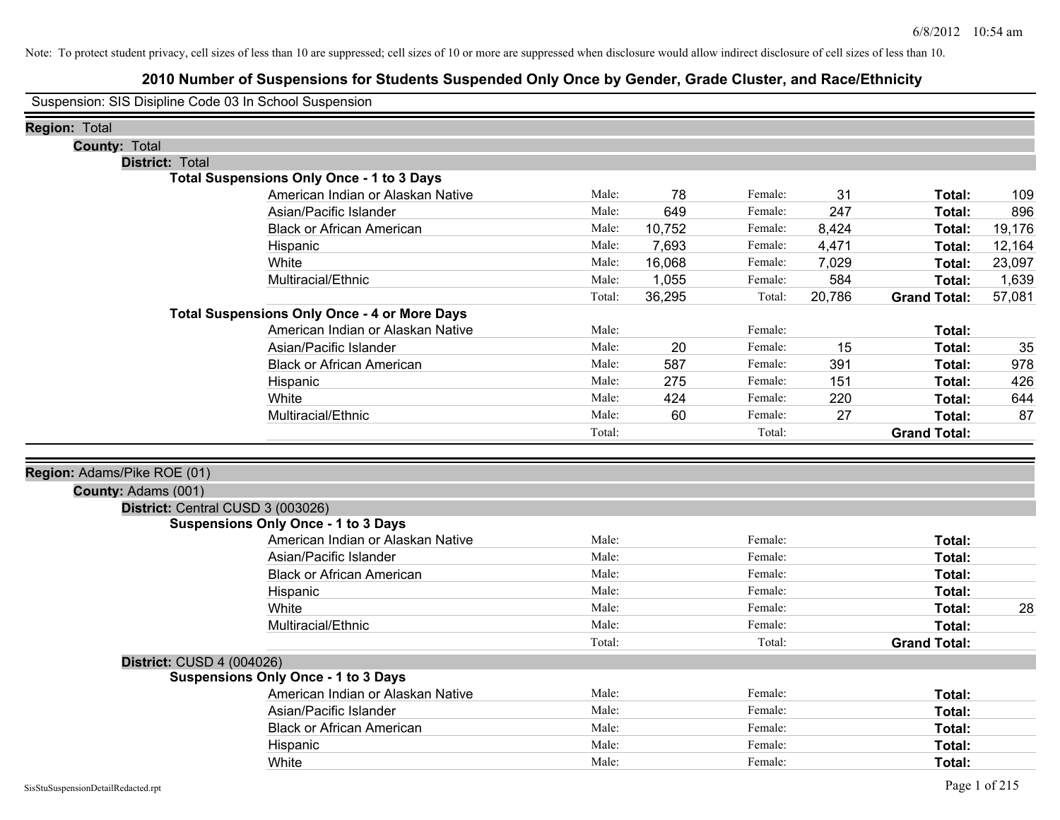Note: To protect student privacy, cell sizes of less than 10 are suppressed; cell sizes of 10 or more are suppressed when disclosure would allow indirect disclosure of cell sizes of less than 10.

# 2010 Number of Suspensions for Students Suspended Only Once by Gender, Grade Cluster, and Race/Ethnicity

Suspension: SIS Disipline Code 03 In School Suspension

**Region:** Total

**County:** Total

**District:** Total

**Total Suspensions Only Once - 1 to 3 Days**

| | | | | | | |
|---|---|---|---|---|---|---|
| American Indian or Alaskan Native | Male: | 78 | Female: | 31 | **Total:** | 109 |
| Asian/Pacific Islander | Male: | 649 | Female: | 247 | **Total:** | 896 |
| Black or African American | Male: | 10,752 | Female: | 8,424 | **Total:** | 19,176 |
| Hispanic | Male: | 7,693 | Female: | 4,471 | **Total:** | 12,164 |
| White | Male: | 16,068 | Female: | 7,029 | **Total:** | 23,097 |
| Multiracial/Ethnic | Male: | 1,055 | Female: | 584 | **Total:** | 1,639 |
| | Total: | 36,295 | Total: | 20,786 | **Grand Total:** | 57,081 |

**Total Suspensions Only Once - 4 or More Days**

| | | | | | | |
|---|---|---|---|---|---|---|
| American Indian or Alaskan Native | Male: | | Female: | | **Total:** | |
| Asian/Pacific Islander | Male: | 20 | Female: | 15 | **Total:** | 35 |
| Black or African American | Male: | 587 | Female: | 391 | **Total:** | 978 |
| Hispanic | Male: | 275 | Female: | 151 | **Total:** | 426 |
| White | Male: | 424 | Female: | 220 | **Total:** | 644 |
| Multiracial/Ethnic | Male: | 60 | Female: | 27 | **Total:** | 87 |
| | Total: | | Total: | | **Grand Total:** | |

**Region:** Adams/Pike ROE (01)

**County:** Adams (001)

**District:** Central CUSD 3 (003026)

**Suspensions Only Once - 1 to 3 Days**

| | | | | | | |
|---|---|---|---|---|---|---|
| American Indian or Alaskan Native | Male: | | Female: | | **Total:** | |
| Asian/Pacific Islander | Male: | | Female: | | **Total:** | |
| Black or African American | Male: | | Female: | | **Total:** | |
| Hispanic | Male: | | Female: | | **Total:** | |
| White | Male: | | Female: | | **Total:** | 28 |
| Multiracial/Ethnic | Male: | | Female: | | **Total:** | |
| | Total: | | Total: | | **Grand Total:** | |

**District:** CUSD 4 (004026)

**Suspensions Only Once - 1 to 3 Days**

| | | | | | | |
|---|---|---|---|---|---|---|
| American Indian or Alaskan Native | Male: | | Female: | | **Total:** | |
| Asian/Pacific Islander | Male: | | Female: | | **Total:** | |
| Black or African American | Male: | | Female: | | **Total:** | |
| Hispanic | Male: | | Female: | | **Total:** | |
| White | Male: | | Female: | | **Total:** | |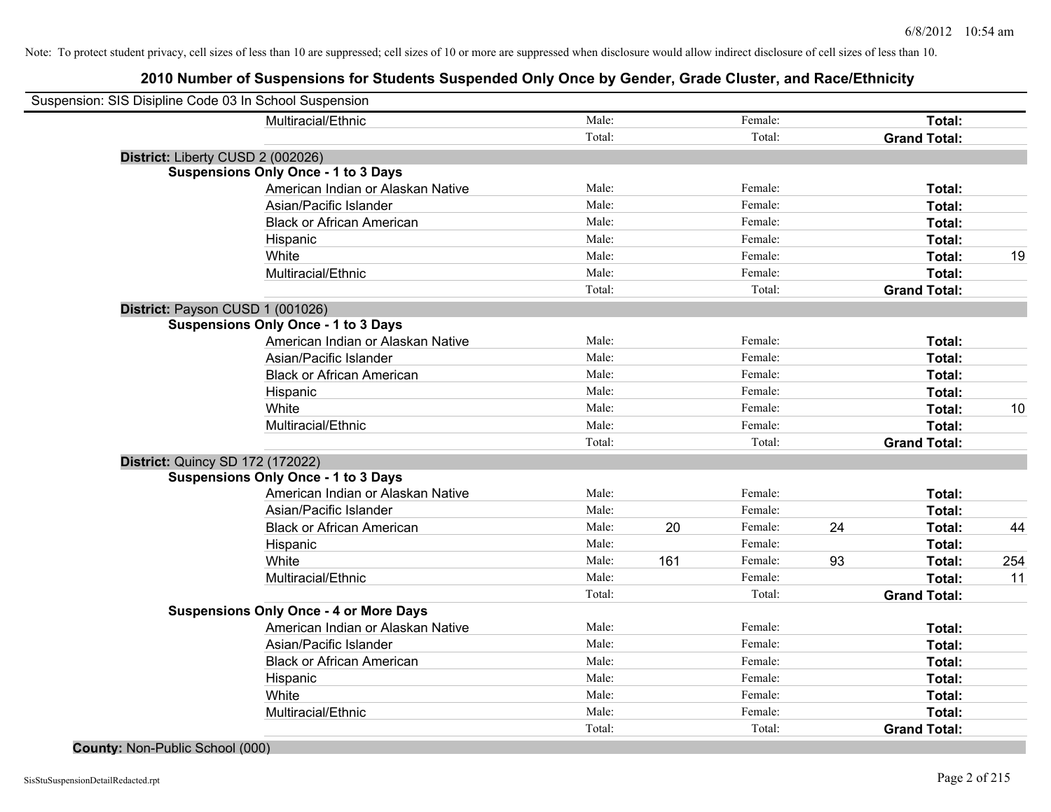Note: To protect student privacy, cell sizes of less than 10 are suppressed; cell sizes of 10 or more are suppressed when disclosure would allow indirect disclosure of cell sizes of less than 10.

## 2010 Number of Suspensions for Students Suspended Only Once by Gender, Grade Cluster, and Race/Ethnicity

Suspension: SIS Disipline Code 03 In School Suspension

| | | | | | | |
|---|---|---|---|---|---|---|
| Multiracial/Ethnic | Male: | | Female: | | **Total:** | |
| | Total: | | Total: | | **Grand Total:** | |

**District:** Liberty CUSD 2 (002026)

**Suspensions Only Once - 1 to 3 Days**

| | | | | | | |
|---|---|---|---|---|---|---|
| American Indian or Alaskan Native | Male: | | Female: | | **Total:** | |
| Asian/Pacific Islander | Male: | | Female: | | **Total:** | |
| Black or African American | Male: | | Female: | | **Total:** | |
| Hispanic | Male: | | Female: | | **Total:** | |
| White | Male: | | Female: | | **Total:** | 19 |
| Multiracial/Ethnic | Male: | | Female: | | **Total:** | |
| | Total: | | Total: | | **Grand Total:** | |

**District:** Payson CUSD 1 (001026)

**Suspensions Only Once - 1 to 3 Days**

| | | | | | | |
|---|---|---|---|---|---|---|
| American Indian or Alaskan Native | Male: | | Female: | | **Total:** | |
| Asian/Pacific Islander | Male: | | Female: | | **Total:** | |
| Black or African American | Male: | | Female: | | **Total:** | |
| Hispanic | Male: | | Female: | | **Total:** | |
| White | Male: | | Female: | | **Total:** | 10 |
| Multiracial/Ethnic | Male: | | Female: | | **Total:** | |
| | Total: | | Total: | | **Grand Total:** | |

**District:** Quincy SD 172 (172022)

**Suspensions Only Once - 1 to 3 Days**

| | | | | | | |
|---|---|---|---|---|---|---|
| American Indian or Alaskan Native | Male: | | Female: | | **Total:** | |
| Asian/Pacific Islander | Male: | | Female: | | **Total:** | |
| Black or African American | Male: | 20 | Female: | 24 | **Total:** | 44 |
| Hispanic | Male: | | Female: | | **Total:** | |
| White | Male: | 161 | Female: | 93 | **Total:** | 254 |
| Multiracial/Ethnic | Male: | | Female: | | **Total:** | 11 |
| | Total: | | Total: | | **Grand Total:** | |

**Suspensions Only Once - 4 or More Days**

| | | | | | | |
|---|---|---|---|---|---|---|
| American Indian or Alaskan Native | Male: | | Female: | | **Total:** | |
| Asian/Pacific Islander | Male: | | Female: | | **Total:** | |
| Black or African American | Male: | | Female: | | **Total:** | |
| Hispanic | Male: | | Female: | | **Total:** | |
| White | Male: | | Female: | | **Total:** | |
| Multiracial/Ethnic | Male: | | Female: | | **Total:** | |
| | Total: | | Total: | | **Grand Total:** | |

**County:** Non-Public School (000)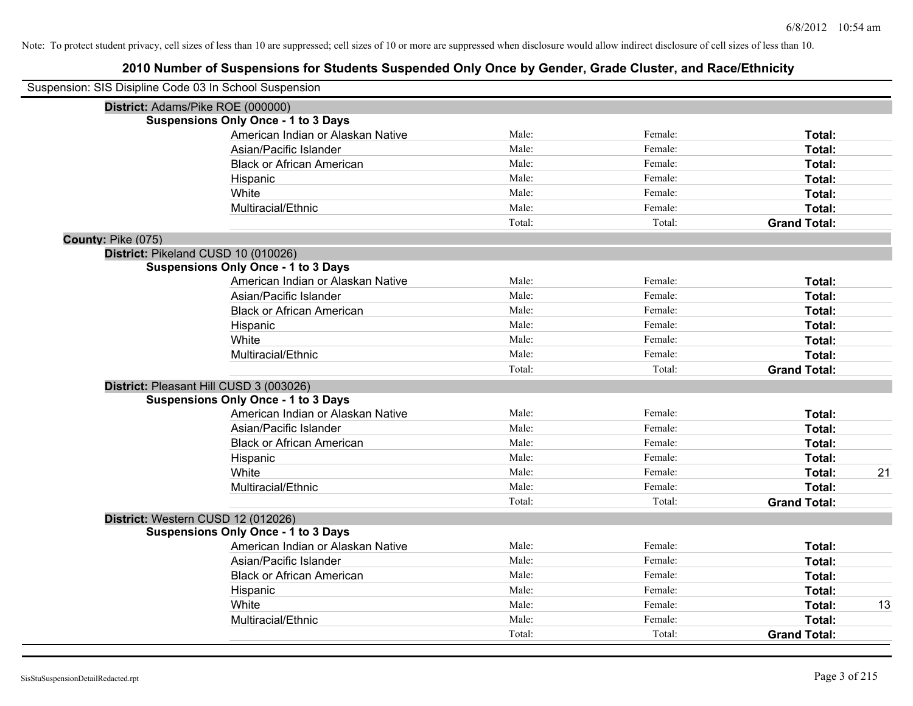Note: To protect student privacy, cell sizes of less than 10 are suppressed; cell sizes of 10 or more are suppressed when disclosure would allow indirect disclosure of cell sizes of less than 10.

# 2010 Number of Suspensions for Students Suspended Only Once by Gender, Grade Cluster, and Race/Ethnicity

Suspension: SIS Disipline Code 03 In School Suspension

**District:** Adams/Pike ROE (000000)

**Suspensions Only Once - 1 to 3 Days**

| Race/Ethnicity | Male | Female | Total | |
|---|---|---|---|---|
| American Indian or Alaskan Native | Male: | Female: | **Total:** | |
| Asian/Pacific Islander | Male: | Female: | **Total:** | |
| Black or African American | Male: | Female: | **Total:** | |
| Hispanic | Male: | Female: | **Total:** | |
| White | Male: | Female: | **Total:** | |
| Multiracial/Ethnic | Male: | Female: | **Total:** | |
| | Total: | Total: | **Grand Total:** | |

**County:** Pike (075)

**District:** Pikeland CUSD 10 (010026)

**Suspensions Only Once - 1 to 3 Days**

| Race/Ethnicity | Male | Female | Total | |
|---|---|---|---|---|
| American Indian or Alaskan Native | Male: | Female: | **Total:** | |
| Asian/Pacific Islander | Male: | Female: | **Total:** | |
| Black or African American | Male: | Female: | **Total:** | |
| Hispanic | Male: | Female: | **Total:** | |
| White | Male: | Female: | **Total:** | |
| Multiracial/Ethnic | Male: | Female: | **Total:** | |
| | Total: | Total: | **Grand Total:** | |

**District:** Pleasant Hill CUSD 3 (003026)

**Suspensions Only Once - 1 to 3 Days**

| Race/Ethnicity | Male | Female | Total | |
|---|---|---|---|---|
| American Indian or Alaskan Native | Male: | Female: | **Total:** | |
| Asian/Pacific Islander | Male: | Female: | **Total:** | |
| Black or African American | Male: | Female: | **Total:** | |
| Hispanic | Male: | Female: | **Total:** | |
| White | Male: | Female: | **Total:** | 21 |
| Multiracial/Ethnic | Male: | Female: | **Total:** | |
| | Total: | Total: | **Grand Total:** | |

**District:** Western CUSD 12 (012026)

**Suspensions Only Once - 1 to 3 Days**

| Race/Ethnicity | Male | Female | Total | |
|---|---|---|---|---|
| American Indian or Alaskan Native | Male: | Female: | **Total:** | |
| Asian/Pacific Islander | Male: | Female: | **Total:** | |
| Black or African American | Male: | Female: | **Total:** | |
| Hispanic | Male: | Female: | **Total:** | |
| White | Male: | Female: | **Total:** | 13 |
| Multiracial/Ethnic | Male: | Female: | **Total:** | |
| | Total: | Total: | **Grand Total:** | |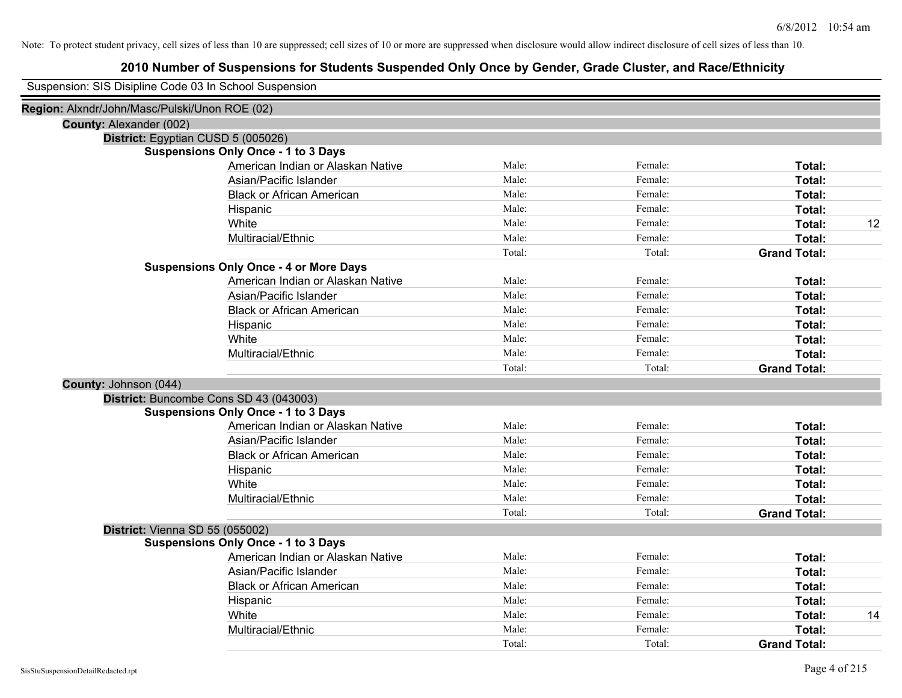Note: To protect student privacy, cell sizes of less than 10 are suppressed; cell sizes of 10 or more are suppressed when disclosure would allow indirect disclosure of cell sizes of less than 10.

# 2010 Number of Suspensions for Students Suspended Only Once by Gender, Grade Cluster, and Race/Ethnicity

Suspension: SIS Disipline Code 03 In School Suspension

**Region:** Alxndr/John/Masc/Pulski/Union ROE (02)

**County:** Alexander (002)

**District:** Egyptian CUSD 5 (005026)

**Suspensions Only Once - 1 to 3 Days**

| | | | | |
|---|---|---|---|---|
| American Indian or Alaskan Native | Male: | Female: | **Total:** | |
| Asian/Pacific Islander | Male: | Female: | **Total:** | |
| Black or African American | Male: | Female: | **Total:** | |
| Hispanic | Male: | Female: | **Total:** | |
| White | Male: | Female: | **Total:** | 12 |
| Multiracial/Ethnic | Male: | Female: | **Total:** | |
| | Total: | Total: | **Grand Total:** | |

**Suspensions Only Once - 4 or More Days**

| | | | | |
|---|---|---|---|---|
| American Indian or Alaskan Native | Male: | Female: | **Total:** | |
| Asian/Pacific Islander | Male: | Female: | **Total:** | |
| Black or African American | Male: | Female: | **Total:** | |
| Hispanic | Male: | Female: | **Total:** | |
| White | Male: | Female: | **Total:** | |
| Multiracial/Ethnic | Male: | Female: | **Total:** | |
| | Total: | Total: | **Grand Total:** | |

**County:** Johnson (044)

**District:** Buncombe Cons SD 43 (043003)

**Suspensions Only Once - 1 to 3 Days**

| | | | | |
|---|---|---|---|---|
| American Indian or Alaskan Native | Male: | Female: | **Total:** | |
| Asian/Pacific Islander | Male: | Female: | **Total:** | |
| Black or African American | Male: | Female: | **Total:** | |
| Hispanic | Male: | Female: | **Total:** | |
| White | Male: | Female: | **Total:** | |
| Multiracial/Ethnic | Male: | Female: | **Total:** | |
| | Total: | Total: | **Grand Total:** | |

**District:** Vienna SD 55 (055002)

**Suspensions Only Once - 1 to 3 Days**

| | | | | |
|---|---|---|---|---|
| American Indian or Alaskan Native | Male: | Female: | **Total:** | |
| Asian/Pacific Islander | Male: | Female: | **Total:** | |
| Black or African American | Male: | Female: | **Total:** | |
| Hispanic | Male: | Female: | **Total:** | |
| White | Male: | Female: | **Total:** | 14 |
| Multiracial/Ethnic | Male: | Female: | **Total:** | |
| | Total: | Total: | **Grand Total:** | |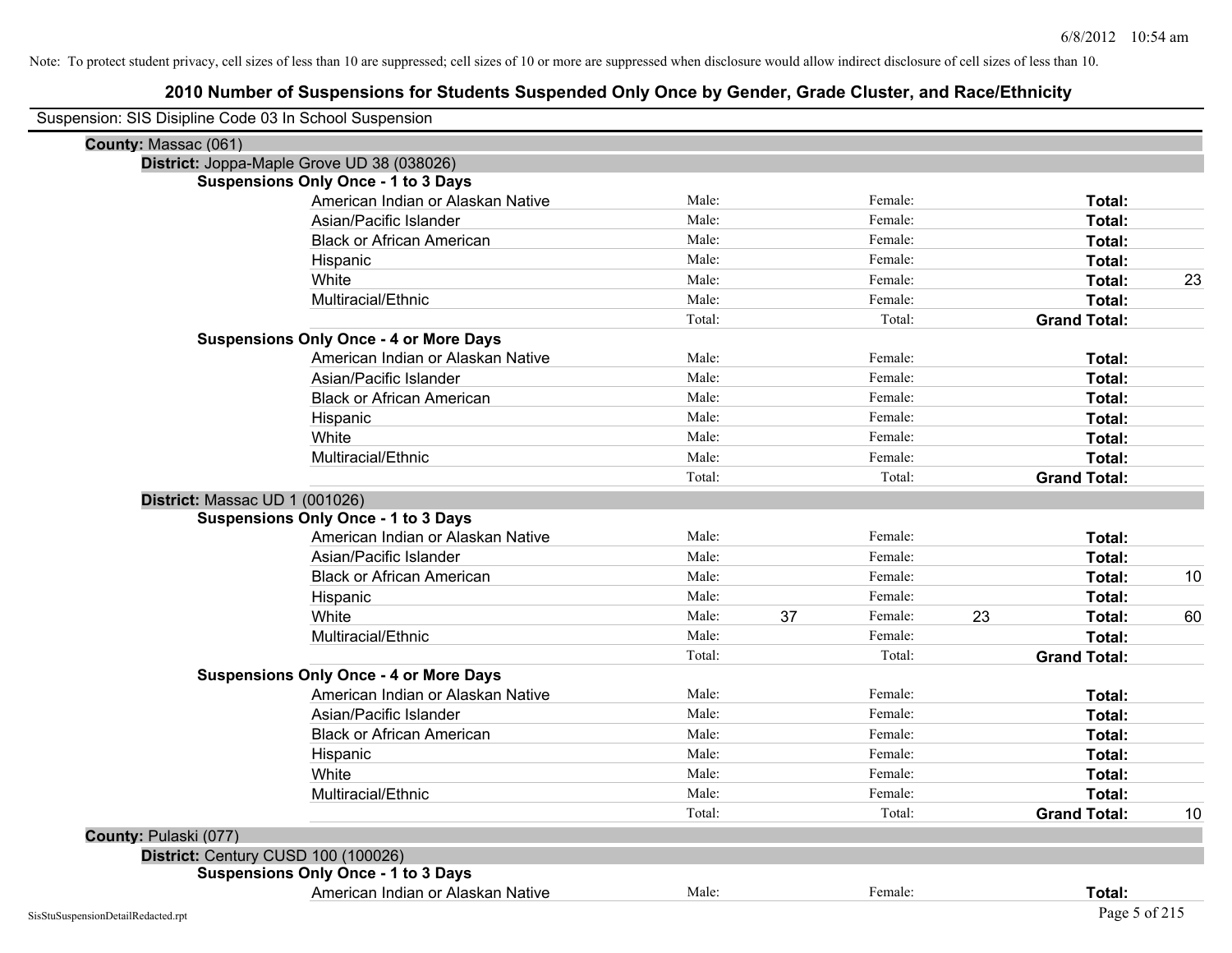Note: To protect student privacy, cell sizes of less than 10 are suppressed; cell sizes of 10 or more are suppressed when disclosure would allow indirect disclosure of cell sizes of less than 10.

# 2010 Number of Suspensions for Students Suspended Only Once by Gender, Grade Cluster, and Race/Ethnicity

Suspension: SIS Disipline Code 03 In School Suspension

**County:** Massac (061)

**District:** Joppa-Maple Grove UD 38 (038026)

**Suspensions Only Once - 1 to 3 Days**

| Race/Ethnicity | Male: | | Female: | | Total: | |
|---|---|---|---|---|---|---|
| American Indian or Alaskan Native | Male: | | Female: | | **Total:** | |
| Asian/Pacific Islander | Male: | | Female: | | **Total:** | |
| Black or African American | Male: | | Female: | | **Total:** | |
| Hispanic | Male: | | Female: | | **Total:** | |
| White | Male: | | Female: | | **Total:** | 23 |
| Multiracial/Ethnic | Male: | | Female: | | **Total:** | |
| | Total: | | Total: | | **Grand Total:** | |

**Suspensions Only Once - 4 or More Days**

| Race/Ethnicity | Male: | | Female: | | Total: | |
|---|---|---|---|---|---|---|
| American Indian or Alaskan Native | Male: | | Female: | | **Total:** | |
| Asian/Pacific Islander | Male: | | Female: | | **Total:** | |
| Black or African American | Male: | | Female: | | **Total:** | |
| Hispanic | Male: | | Female: | | **Total:** | |
| White | Male: | | Female: | | **Total:** | |
| Multiracial/Ethnic | Male: | | Female: | | **Total:** | |
| | Total: | | Total: | | **Grand Total:** | |

**District:** Massac UD 1 (001026)

**Suspensions Only Once - 1 to 3 Days**

| Race/Ethnicity | Male: | | Female: | | Total: | |
|---|---|---|---|---|---|---|
| American Indian or Alaskan Native | Male: | | Female: | | **Total:** | |
| Asian/Pacific Islander | Male: | | Female: | | **Total:** | |
| Black or African American | Male: | | Female: | | **Total:** | 10 |
| Hispanic | Male: | | Female: | | **Total:** | |
| White | Male: | 37 | Female: | 23 | **Total:** | 60 |
| Multiracial/Ethnic | Male: | | Female: | | **Total:** | |
| | Total: | | Total: | | **Grand Total:** | |

**Suspensions Only Once - 4 or More Days**

| Race/Ethnicity | Male: | | Female: | | Total: | |
|---|---|---|---|---|---|---|
| American Indian or Alaskan Native | Male: | | Female: | | **Total:** | |
| Asian/Pacific Islander | Male: | | Female: | | **Total:** | |
| Black or African American | Male: | | Female: | | **Total:** | |
| Hispanic | Male: | | Female: | | **Total:** | |
| White | Male: | | Female: | | **Total:** | |
| Multiracial/Ethnic | Male: | | Female: | | **Total:** | |
| | Total: | | Total: | | **Grand Total:** | 10 |

**County:** Pulaski (077)

**District:** Century CUSD 100 (100026)

**Suspensions Only Once - 1 to 3 Days**

| Race/Ethnicity | Male: | | Female: | | Total: | |
|---|---|---|---|---|---|---|
| American Indian or Alaskan Native | Male: | | Female: | | **Total:** | |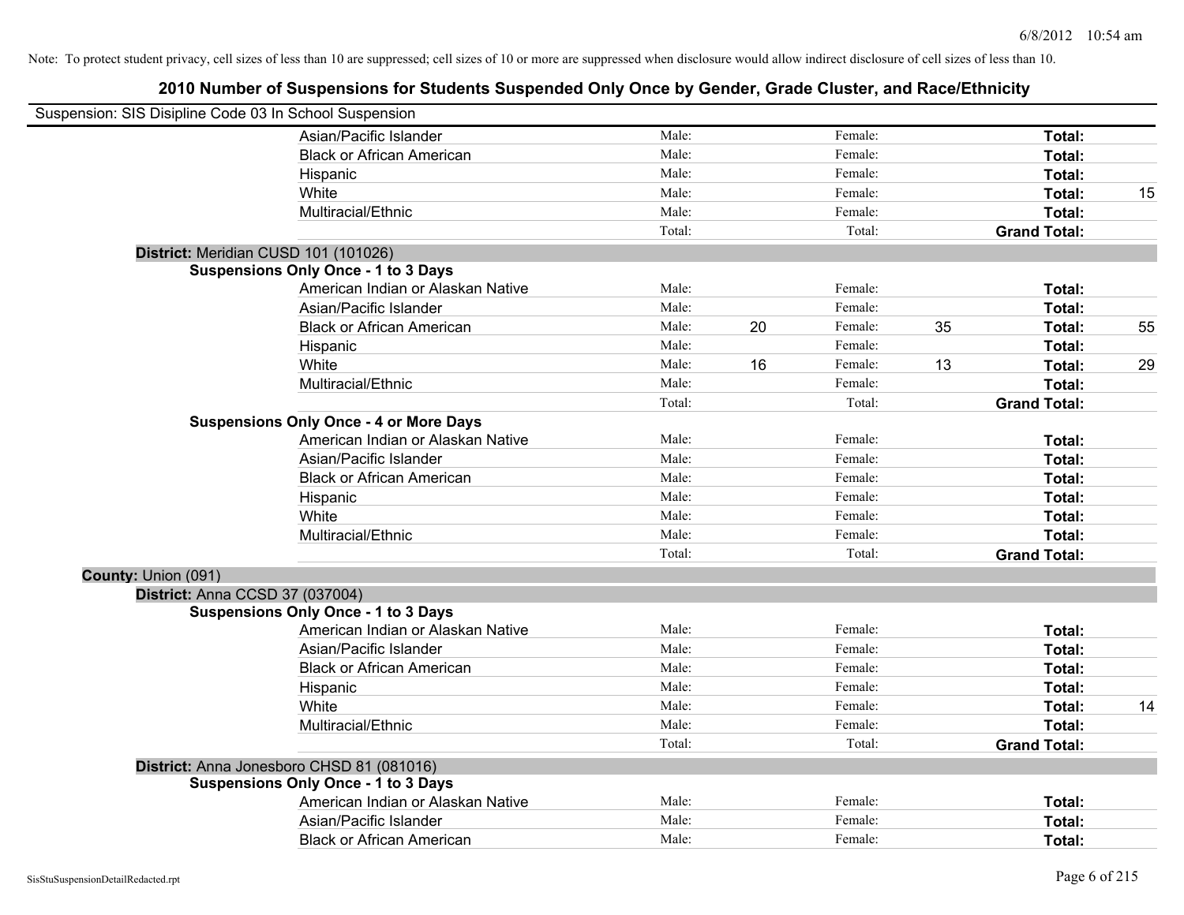Note: To protect student privacy, cell sizes of less than 10 are suppressed; cell sizes of 10 or more are suppressed when disclosure would allow indirect disclosure of cell sizes of less than 10.

## 2010 Number of Suspensions for Students Suspended Only Once by Gender, Grade Cluster, and Race/Ethnicity

Suspension: SIS Disipline Code 03 In School Suspension

| | | | | | | | |
|---|---|---|---|---|---|---|---|
| Asian/Pacific Islander | Male: | | Female: | | **Total:** | |
| Black or African American | Male: | | Female: | | **Total:** | |
| Hispanic | Male: | | Female: | | **Total:** | |
| White | Male: | | Female: | | **Total:** | 15 |
| Multiracial/Ethnic | Male: | | Female: | | **Total:** | |
| | Total: | | Total: | | **Grand Total:** | |

**District:** Meridian CUSD 101 (101026)

**Suspensions Only Once - 1 to 3 Days**

| | | | | | | |
|---|---|---|---|---|---|---|
| American Indian or Alaskan Native | Male: | | Female: | | **Total:** | |
| Asian/Pacific Islander | Male: | | Female: | | **Total:** | |
| Black or African American | Male: | 20 | Female: | 35 | **Total:** | 55 |
| Hispanic | Male: | | Female: | | **Total:** | |
| White | Male: | 16 | Female: | 13 | **Total:** | 29 |
| Multiracial/Ethnic | Male: | | Female: | | **Total:** | |
| | Total: | | Total: | | **Grand Total:** | |

**Suspensions Only Once - 4 or More Days**

| | | | | | | |
|---|---|---|---|---|---|---|
| American Indian or Alaskan Native | Male: | | Female: | | **Total:** | |
| Asian/Pacific Islander | Male: | | Female: | | **Total:** | |
| Black or African American | Male: | | Female: | | **Total:** | |
| Hispanic | Male: | | Female: | | **Total:** | |
| White | Male: | | Female: | | **Total:** | |
| Multiracial/Ethnic | Male: | | Female: | | **Total:** | |
| | Total: | | Total: | | **Grand Total:** | |

**County:** Union (091)

**District:** Anna CCSD 37 (037004)

**Suspensions Only Once - 1 to 3 Days**

| | | | | | | |
|---|---|---|---|---|---|---|
| American Indian or Alaskan Native | Male: | | Female: | | **Total:** | |
| Asian/Pacific Islander | Male: | | Female: | | **Total:** | |
| Black or African American | Male: | | Female: | | **Total:** | |
| Hispanic | Male: | | Female: | | **Total:** | |
| White | Male: | | Female: | | **Total:** | 14 |
| Multiracial/Ethnic | Male: | | Female: | | **Total:** | |
| | Total: | | Total: | | **Grand Total:** | |

**District:** Anna Jonesboro CHSD 81 (081016)

**Suspensions Only Once - 1 to 3 Days**

| | | | | | | |
|---|---|---|---|---|---|---|
| American Indian or Alaskan Native | Male: | | Female: | | **Total:** | |
| Asian/Pacific Islander | Male: | | Female: | | **Total:** | |
| Black or African American | Male: | | Female: | | **Total:** | |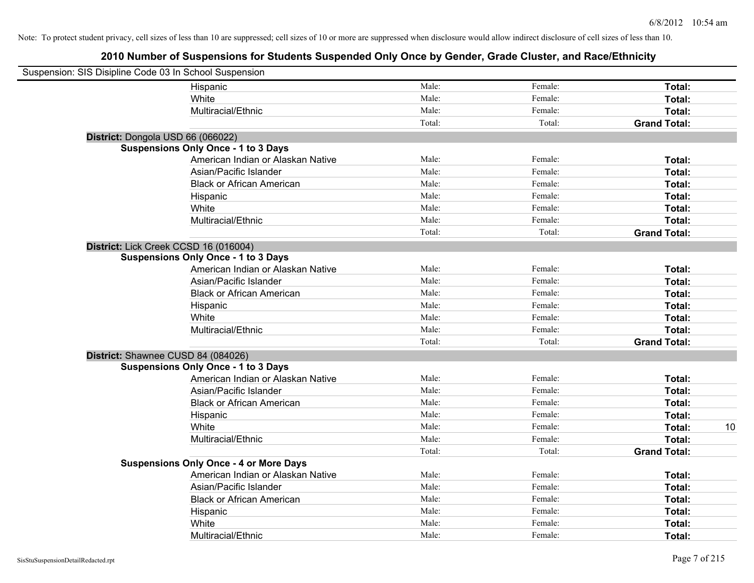Note: To protect student privacy, cell sizes of less than 10 are suppressed; cell sizes of 10 or more are suppressed when disclosure would allow indirect disclosure of cell sizes of less than 10.

# 2010 Number of Suspensions for Students Suspended Only Once by Gender, Grade Cluster, and Race/Ethnicity

Suspension: SIS Disipline Code 03 In School Suspension

| | | | | |
|---|---|---|---|---|
| Hispanic | Male: | Female: | **Total:** | |
| White | Male: | Female: | **Total:** | |
| Multiracial/Ethnic | Male: | Female: | **Total:** | |
| | Total: | Total: | **Grand Total:** | |

**District:** Dongola USD 66 (066022)

**Suspensions Only Once - 1 to 3 Days**

| | | | | |
|---|---|---|---|---|
| American Indian or Alaskan Native | Male: | Female: | **Total:** | |
| Asian/Pacific Islander | Male: | Female: | **Total:** | |
| Black or African American | Male: | Female: | **Total:** | |
| Hispanic | Male: | Female: | **Total:** | |
| White | Male: | Female: | **Total:** | |
| Multiracial/Ethnic | Male: | Female: | **Total:** | |
| | Total: | Total: | **Grand Total:** | |

**District:** Lick Creek CCSD 16 (016004)

**Suspensions Only Once - 1 to 3 Days**

| | | | | |
|---|---|---|---|---|
| American Indian or Alaskan Native | Male: | Female: | **Total:** | |
| Asian/Pacific Islander | Male: | Female: | **Total:** | |
| Black or African American | Male: | Female: | **Total:** | |
| Hispanic | Male: | Female: | **Total:** | |
| White | Male: | Female: | **Total:** | |
| Multiracial/Ethnic | Male: | Female: | **Total:** | |
| | Total: | Total: | **Grand Total:** | |

**District:** Shawnee CUSD 84 (084026)

**Suspensions Only Once - 1 to 3 Days**

| | | | | |
|---|---|---|---|---|
| American Indian or Alaskan Native | Male: | Female: | **Total:** | |
| Asian/Pacific Islander | Male: | Female: | **Total:** | |
| Black or African American | Male: | Female: | **Total:** | |
| Hispanic | Male: | Female: | **Total:** | |
| White | Male: | Female: | **Total:** | 10 |
| Multiracial/Ethnic | Male: | Female: | **Total:** | |
| | Total: | Total: | **Grand Total:** | |

**Suspensions Only Once - 4 or More Days**

| | | | | |
|---|---|---|---|---|
| American Indian or Alaskan Native | Male: | Female: | **Total:** | |
| Asian/Pacific Islander | Male: | Female: | **Total:** | |
| Black or African American | Male: | Female: | **Total:** | |
| Hispanic | Male: | Female: | **Total:** | |
| White | Male: | Female: | **Total:** | |
| Multiracial/Ethnic | Male: | Female: | **Total:** | |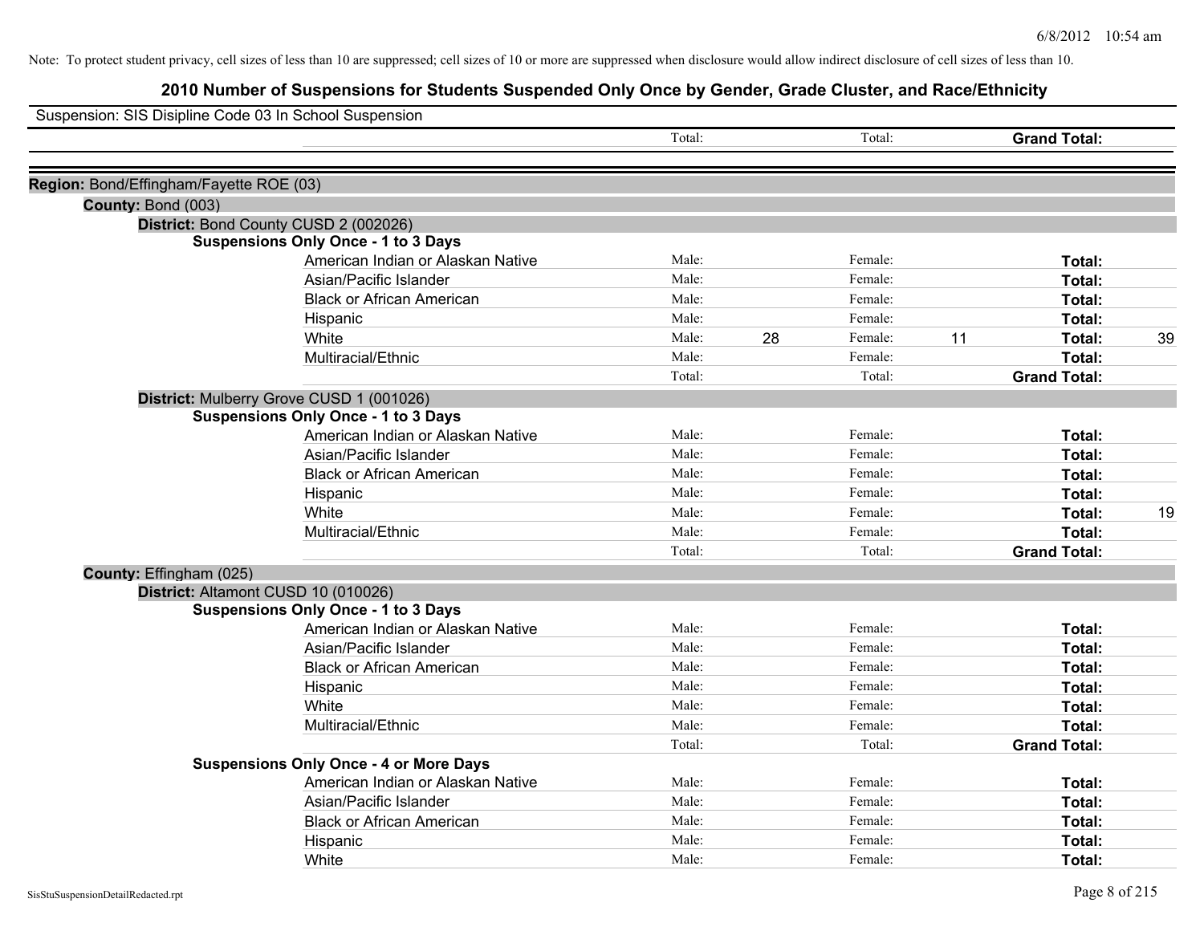Note: To protect student privacy, cell sizes of less than 10 are suppressed; cell sizes of 10 or more are suppressed when disclosure would allow indirect disclosure of cell sizes of less than 10.

# 2010 Number of Suspensions for Students Suspended Only Once by Gender, Grade Cluster, and Race/Ethnicity

Suspension: SIS Disipline Code 03 In School Suspension

| | | | | | | | |
|---|---|---|---|---|---|---|---|
| | Total: | | Total: | | **Grand Total:** | |

**Region:** Bond/Effingham/Fayette ROE (03)

**County:** Bond (003)

**District:** Bond County CUSD 2 (002026)

**Suspensions Only Once - 1 to 3 Days**

| | | | | | | |
|---|---|---|---|---|---|---|
| American Indian or Alaskan Native | Male: | | Female: | | **Total:** | |
| Asian/Pacific Islander | Male: | | Female: | | **Total:** | |
| Black or African American | Male: | | Female: | | **Total:** | |
| Hispanic | Male: | | Female: | | **Total:** | |
| White | Male: | 28 | Female: | 11 | **Total:** | 39 |
| Multiracial/Ethnic | Male: | | Female: | | **Total:** | |
| | Total: | | Total: | | **Grand Total:** | |

**District:** Mulberry Grove CUSD 1 (001026)

**Suspensions Only Once - 1 to 3 Days**

| | | | | | | |
|---|---|---|---|---|---|---|
| American Indian or Alaskan Native | Male: | | Female: | | **Total:** | |
| Asian/Pacific Islander | Male: | | Female: | | **Total:** | |
| Black or African American | Male: | | Female: | | **Total:** | |
| Hispanic | Male: | | Female: | | **Total:** | |
| White | Male: | | Female: | | **Total:** | 19 |
| Multiracial/Ethnic | Male: | | Female: | | **Total:** | |
| | Total: | | Total: | | **Grand Total:** | |

**County:** Effingham (025)

**District:** Altamont CUSD 10 (010026)

**Suspensions Only Once - 1 to 3 Days**

| | | | | | | |
|---|---|---|---|---|---|---|
| American Indian or Alaskan Native | Male: | | Female: | | **Total:** | |
| Asian/Pacific Islander | Male: | | Female: | | **Total:** | |
| Black or African American | Male: | | Female: | | **Total:** | |
| Hispanic | Male: | | Female: | | **Total:** | |
| White | Male: | | Female: | | **Total:** | |
| Multiracial/Ethnic | Male: | | Female: | | **Total:** | |
| | Total: | | Total: | | **Grand Total:** | |

**Suspensions Only Once - 4 or More Days**

| | | | | | | |
|---|---|---|---|---|---|---|
| American Indian or Alaskan Native | Male: | | Female: | | **Total:** | |
| Asian/Pacific Islander | Male: | | Female: | | **Total:** | |
| Black or African American | Male: | | Female: | | **Total:** | |
| Hispanic | Male: | | Female: | | **Total:** | |
| White | Male: | | Female: | | **Total:** | |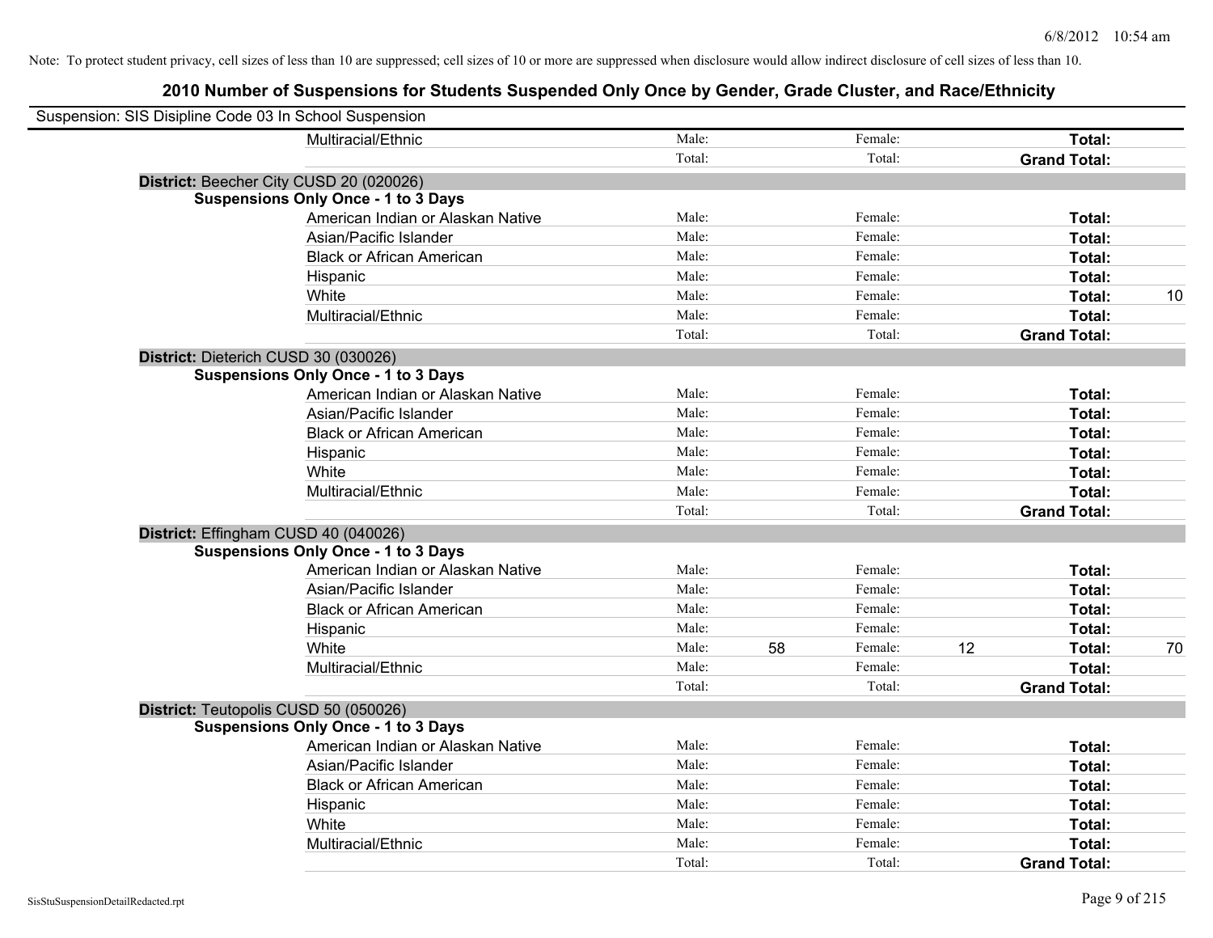Note: To protect student privacy, cell sizes of less than 10 are suppressed; cell sizes of 10 or more are suppressed when disclosure would allow indirect disclosure of cell sizes of less than 10.

# 2010 Number of Suspensions for Students Suspended Only Once by Gender, Grade Cluster, and Race/Ethnicity

Suspension: SIS Disipline Code 03 In School Suspension

| | Male | | Female | | Total | |
|---|---|---|---|---|---|---|
| Multiracial/Ethnic | Male: | | Female: | | **Total:** | |
| | Total: | | Total: | | **Grand Total:** | |

**District:** Beecher City CUSD 20 (020026)

**Suspensions Only Once - 1 to 3 Days**

| | | | | | | |
|---|---|---|---|---|---|---|
| American Indian or Alaskan Native | Male: | | Female: | | **Total:** | |
| Asian/Pacific Islander | Male: | | Female: | | **Total:** | |
| Black or African American | Male: | | Female: | | **Total:** | |
| Hispanic | Male: | | Female: | | **Total:** | |
| White | Male: | | Female: | | **Total:** | 10 |
| Multiracial/Ethnic | Male: | | Female: | | **Total:** | |
| | Total: | | Total: | | **Grand Total:** | |

**District:** Dieterich CUSD 30 (030026)

**Suspensions Only Once - 1 to 3 Days**

| | | | | | | |
|---|---|---|---|---|---|---|
| American Indian or Alaskan Native | Male: | | Female: | | **Total:** | |
| Asian/Pacific Islander | Male: | | Female: | | **Total:** | |
| Black or African American | Male: | | Female: | | **Total:** | |
| Hispanic | Male: | | Female: | | **Total:** | |
| White | Male: | | Female: | | **Total:** | |
| Multiracial/Ethnic | Male: | | Female: | | **Total:** | |
| | Total: | | Total: | | **Grand Total:** | |

**District:** Effingham CUSD 40 (040026)

**Suspensions Only Once - 1 to 3 Days**

| | | | | | | |
|---|---|---|---|---|---|---|
| American Indian or Alaskan Native | Male: | | Female: | | **Total:** | |
| Asian/Pacific Islander | Male: | | Female: | | **Total:** | |
| Black or African American | Male: | | Female: | | **Total:** | |
| Hispanic | Male: | | Female: | | **Total:** | |
| White | Male: | 58 | Female: | 12 | **Total:** | 70 |
| Multiracial/Ethnic | Male: | | Female: | | **Total:** | |
| | Total: | | Total: | | **Grand Total:** | |

**District:** Teutopolis CUSD 50 (050026)

**Suspensions Only Once - 1 to 3 Days**

| | | | | | | |
|---|---|---|---|---|---|---|
| American Indian or Alaskan Native | Male: | | Female: | | **Total:** | |
| Asian/Pacific Islander | Male: | | Female: | | **Total:** | |
| Black or African American | Male: | | Female: | | **Total:** | |
| Hispanic | Male: | | Female: | | **Total:** | |
| White | Male: | | Female: | | **Total:** | |
| Multiracial/Ethnic | Male: | | Female: | | **Total:** | |
| | Total: | | Total: | | **Grand Total:** | |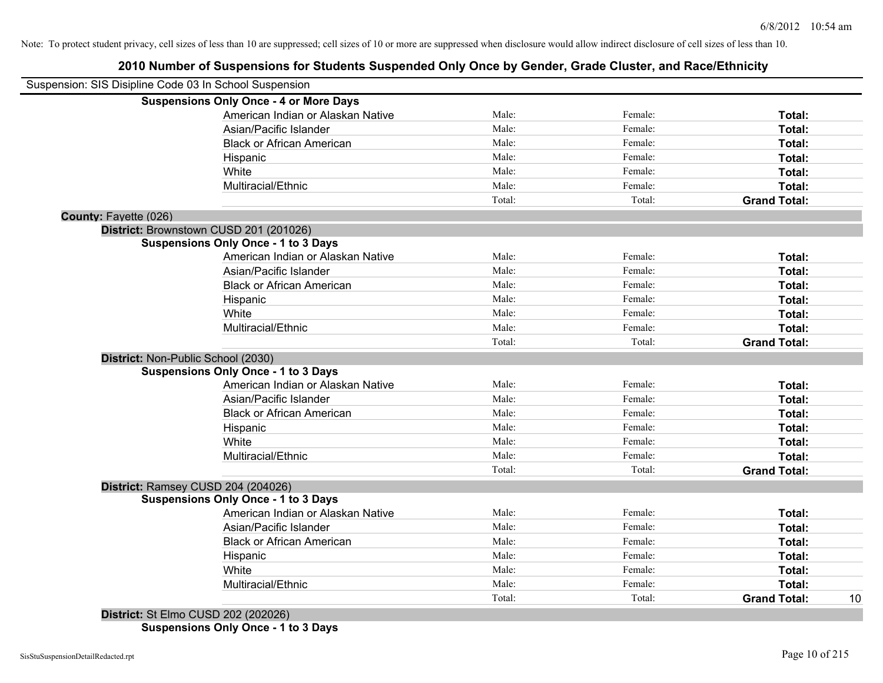Note: To protect student privacy, cell sizes of less than 10 are suppressed; cell sizes of 10 or more are suppressed when disclosure would allow indirect disclosure of cell sizes of less than 10.

## 2010 Number of Suspensions for Students Suspended Only Once by Gender, Grade Cluster, and Race/Ethnicity

Suspension: SIS Disipline Code 03 In School Suspension

**Suspensions Only Once - 4 or More Days**

| | | | | |
|---|---|---|---|---|
| American Indian or Alaskan Native | Male: | Female: | **Total:** | |
| Asian/Pacific Islander | Male: | Female: | **Total:** | |
| Black or African American | Male: | Female: | **Total:** | |
| Hispanic | Male: | Female: | **Total:** | |
| White | Male: | Female: | **Total:** | |
| Multiracial/Ethnic | Male: | Female: | **Total:** | |
| | Total: | Total: | **Grand Total:** | |

**County:** Fayette (026)

**District:** Brownstown CUSD 201 (201026)

**Suspensions Only Once - 1 to 3 Days**

| | | | | |
|---|---|---|---|---|
| American Indian or Alaskan Native | Male: | Female: | **Total:** | |
| Asian/Pacific Islander | Male: | Female: | **Total:** | |
| Black or African American | Male: | Female: | **Total:** | |
| Hispanic | Male: | Female: | **Total:** | |
| White | Male: | Female: | **Total:** | |
| Multiracial/Ethnic | Male: | Female: | **Total:** | |
| | Total: | Total: | **Grand Total:** | |

**District:** Non-Public School (2030)

**Suspensions Only Once - 1 to 3 Days**

| | | | | |
|---|---|---|---|---|
| American Indian or Alaskan Native | Male: | Female: | **Total:** | |
| Asian/Pacific Islander | Male: | Female: | **Total:** | |
| Black or African American | Male: | Female: | **Total:** | |
| Hispanic | Male: | Female: | **Total:** | |
| White | Male: | Female: | **Total:** | |
| Multiracial/Ethnic | Male: | Female: | **Total:** | |
| | Total: | Total: | **Grand Total:** | |

**District:** Ramsey CUSD 204 (204026)

**Suspensions Only Once - 1 to 3 Days**

| | | | | |
|---|---|---|---|---|
| American Indian or Alaskan Native | Male: | Female: | **Total:** | |
| Asian/Pacific Islander | Male: | Female: | **Total:** | |
| Black or African American | Male: | Female: | **Total:** | |
| Hispanic | Male: | Female: | **Total:** | |
| White | Male: | Female: | **Total:** | |
| Multiracial/Ethnic | Male: | Female: | **Total:** | |
| | Total: | Total: | **Grand Total:** | 10 |

**District:** St Elmo CUSD 202 (202026)

**Suspensions Only Once - 1 to 3 Days**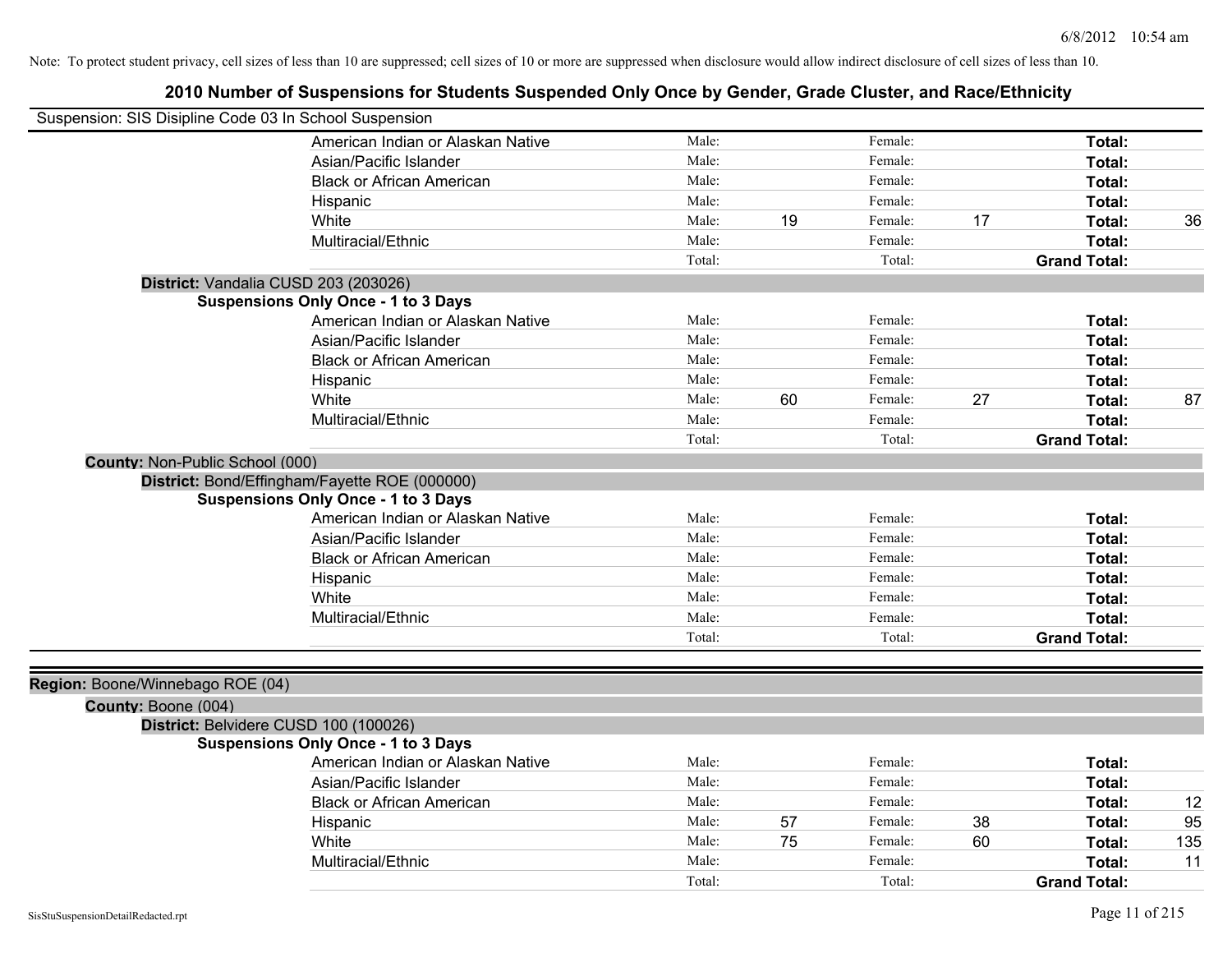Note: To protect student privacy, cell sizes of less than 10 are suppressed; cell sizes of 10 or more are suppressed when disclosure would allow indirect disclosure of cell sizes of less than 10.

# 2010 Number of Suspensions for Students Suspended Only Once by Gender, Grade Cluster, and Race/Ethnicity

Suspension: SIS Disipline Code 03 In School Suspension

| | Male: | | Female: | | | |
|---|---|---|---|---|---|---|
| American Indian or Alaskan Native | Male: | | Female: | | Total: | |
| Asian/Pacific Islander | Male: | | Female: | | Total: | |
| Black or African American | Male: | | Female: | | Total: | |
| Hispanic | Male: | | Female: | | Total: | |
| White | Male: | 19 | Female: | 17 | Total: | 36 |
| Multiracial/Ethnic | Male: | | Female: | | Total: | |
| | Total: | | Total: | | Grand Total: | |

**District:** Vandalia CUSD 203 (203026)

**Suspensions Only Once - 1 to 3 Days**

| | | | | | | |
|---|---|---|---|---|---|---|
| American Indian or Alaskan Native | Male: | | Female: | | Total: | |
| Asian/Pacific Islander | Male: | | Female: | | Total: | |
| Black or African American | Male: | | Female: | | Total: | |
| Hispanic | Male: | | Female: | | Total: | |
| White | Male: | 60 | Female: | 27 | Total: | 87 |
| Multiracial/Ethnic | Male: | | Female: | | Total: | |
| | Total: | | Total: | | Grand Total: | |

**County:** Non-Public School (000)

**District:** Bond/Effingham/Fayette ROE (000000)

**Suspensions Only Once - 1 to 3 Days**

| | | | | | | |
|---|---|---|---|---|---|---|
| American Indian or Alaskan Native | Male: | | Female: | | Total: | |
| Asian/Pacific Islander | Male: | | Female: | | Total: | |
| Black or African American | Male: | | Female: | | Total: | |
| Hispanic | Male: | | Female: | | Total: | |
| White | Male: | | Female: | | Total: | |
| Multiracial/Ethnic | Male: | | Female: | | Total: | |
| | Total: | | Total: | | Grand Total: | |

**Region:** Boone/Winnebago ROE (04)

**County:** Boone (004)

**District:** Belvidere CUSD 100 (100026)

**Suspensions Only Once - 1 to 3 Days**

| | | | | | | |
|---|---|---|---|---|---|---|
| American Indian or Alaskan Native | Male: | | Female: | | Total: | |
| Asian/Pacific Islander | Male: | | Female: | | Total: | |
| Black or African American | Male: | | Female: | | Total: | 12 |
| Hispanic | Male: | 57 | Female: | 38 | Total: | 95 |
| White | Male: | 75 | Female: | 60 | Total: | 135 |
| Multiracial/Ethnic | Male: | | Female: | | Total: | 11 |
| | Total: | | Total: | | Grand Total: | |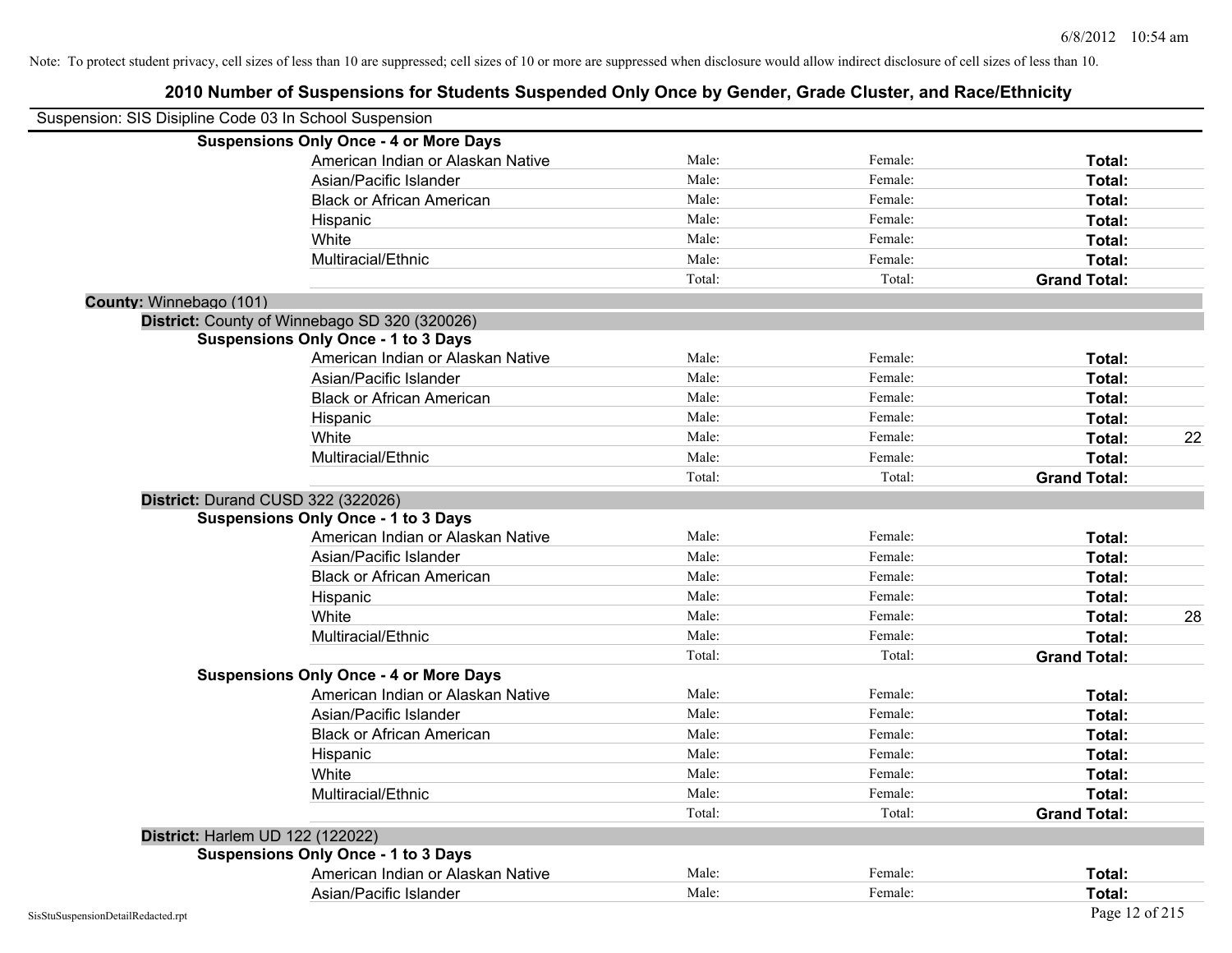Note: To protect student privacy, cell sizes of less than 10 are suppressed; cell sizes of 10 or more are suppressed when disclosure would allow indirect disclosure of cell sizes of less than 10.

# 2010 Number of Suspensions for Students Suspended Only Once by Gender, Grade Cluster, and Race/Ethnicity

Suspension: SIS Disipline Code 03 In School Suspension

**Suspensions Only Once - 4 or More Days**

| | | | | |
|---|---|---|---|---|
| American Indian or Alaskan Native | Male: | Female: | **Total:** | |
| Asian/Pacific Islander | Male: | Female: | **Total:** | |
| Black or African American | Male: | Female: | **Total:** | |
| Hispanic | Male: | Female: | **Total:** | |
| White | Male: | Female: | **Total:** | |
| Multiracial/Ethnic | Male: | Female: | **Total:** | |
| | Total: | Total: | **Grand Total:** | |

**County:** Winnebago (101)

**District:** County of Winnebago SD 320 (320026)

**Suspensions Only Once - 1 to 3 Days**

| | | | | |
|---|---|---|---|---|
| American Indian or Alaskan Native | Male: | Female: | **Total:** | |
| Asian/Pacific Islander | Male: | Female: | **Total:** | |
| Black or African American | Male: | Female: | **Total:** | |
| Hispanic | Male: | Female: | **Total:** | |
| White | Male: | Female: | **Total:** | 22 |
| Multiracial/Ethnic | Male: | Female: | **Total:** | |
| | Total: | Total: | **Grand Total:** | |

**District:** Durand CUSD 322 (322026)

**Suspensions Only Once - 1 to 3 Days**

| | | | | |
|---|---|---|---|---|
| American Indian or Alaskan Native | Male: | Female: | **Total:** | |
| Asian/Pacific Islander | Male: | Female: | **Total:** | |
| Black or African American | Male: | Female: | **Total:** | |
| Hispanic | Male: | Female: | **Total:** | |
| White | Male: | Female: | **Total:** | 28 |
| Multiracial/Ethnic | Male: | Female: | **Total:** | |
| | Total: | Total: | **Grand Total:** | |

**Suspensions Only Once - 4 or More Days**

| | | | | |
|---|---|---|---|---|
| American Indian or Alaskan Native | Male: | Female: | **Total:** | |
| Asian/Pacific Islander | Male: | Female: | **Total:** | |
| Black or African American | Male: | Female: | **Total:** | |
| Hispanic | Male: | Female: | **Total:** | |
| White | Male: | Female: | **Total:** | |
| Multiracial/Ethnic | Male: | Female: | **Total:** | |
| | Total: | Total: | **Grand Total:** | |

**District:** Harlem UD 122 (122022)

**Suspensions Only Once - 1 to 3 Days**

| | | | | |
|---|---|---|---|---|
| American Indian or Alaskan Native | Male: | Female: | **Total:** | |
| Asian/Pacific Islander | Male: | Female: | **Total:** | |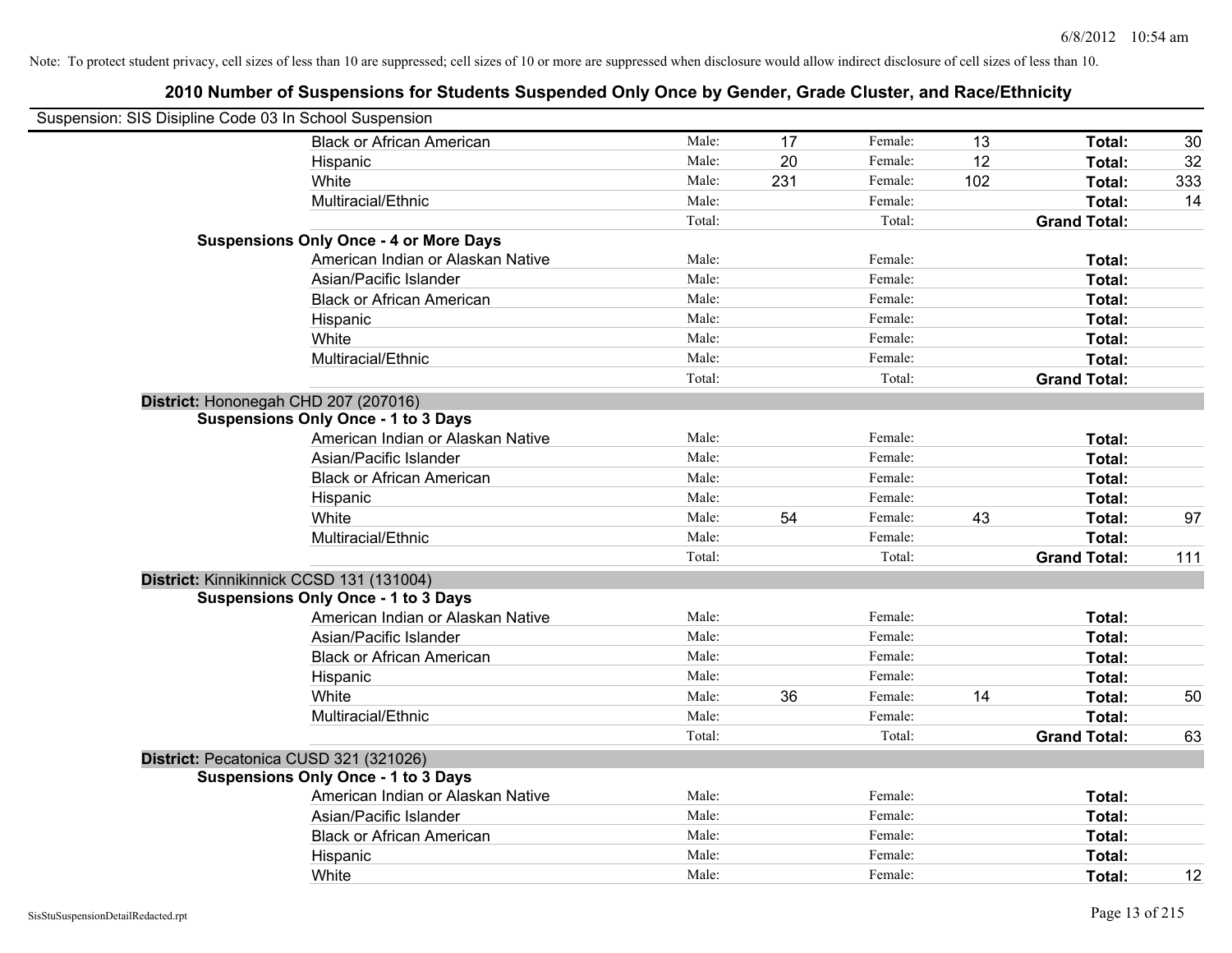Note: To protect student privacy, cell sizes of less than 10 are suppressed; cell sizes of 10 or more are suppressed when disclosure would allow indirect disclosure of cell sizes of less than 10.

# 2010 Number of Suspensions for Students Suspended Only Once by Gender, Grade Cluster, and Race/Ethnicity

Suspension: SIS Disipline Code 03 In School Suspension

| | | | | | | |
|---|---|---|---|---|---|---|
| Black or African American | Male: | 17 | Female: | 13 | **Total:** | 30 |
| Hispanic | Male: | 20 | Female: | 12 | **Total:** | 32 |
| White | Male: | 231 | Female: | 102 | **Total:** | 333 |
| Multiracial/Ethnic | Male: | | Female: | | **Total:** | 14 |
| | Total: | | Total: | | **Grand Total:** | |

**Suspensions Only Once - 4 or More Days**

| | | | | | | |
|---|---|---|---|---|---|---|
| American Indian or Alaskan Native | Male: | | Female: | | **Total:** | |
| Asian/Pacific Islander | Male: | | Female: | | **Total:** | |
| Black or African American | Male: | | Female: | | **Total:** | |
| Hispanic | Male: | | Female: | | **Total:** | |
| White | Male: | | Female: | | **Total:** | |
| Multiracial/Ethnic | Male: | | Female: | | **Total:** | |
| | Total: | | Total: | | **Grand Total:** | |

**District:** Hononegah CHD 207 (207016)

**Suspensions Only Once - 1 to 3 Days**

| | | | | | | |
|---|---|---|---|---|---|---|
| American Indian or Alaskan Native | Male: | | Female: | | **Total:** | |
| Asian/Pacific Islander | Male: | | Female: | | **Total:** | |
| Black or African American | Male: | | Female: | | **Total:** | |
| Hispanic | Male: | | Female: | | **Total:** | |
| White | Male: | 54 | Female: | 43 | **Total:** | 97 |
| Multiracial/Ethnic | Male: | | Female: | | **Total:** | |
| | Total: | | Total: | | **Grand Total:** | 111 |

**District:** Kinnikinnick CCSD 131 (131004)

**Suspensions Only Once - 1 to 3 Days**

| | | | | | | |
|---|---|---|---|---|---|---|
| American Indian or Alaskan Native | Male: | | Female: | | **Total:** | |
| Asian/Pacific Islander | Male: | | Female: | | **Total:** | |
| Black or African American | Male: | | Female: | | **Total:** | |
| Hispanic | Male: | | Female: | | **Total:** | |
| White | Male: | 36 | Female: | 14 | **Total:** | 50 |
| Multiracial/Ethnic | Male: | | Female: | | **Total:** | |
| | Total: | | Total: | | **Grand Total:** | 63 |

**District:** Pecatonica CUSD 321 (321026)

**Suspensions Only Once - 1 to 3 Days**

| | | | | | | |
|---|---|---|---|---|---|---|
| American Indian or Alaskan Native | Male: | | Female: | | **Total:** | |
| Asian/Pacific Islander | Male: | | Female: | | **Total:** | |
| Black or African American | Male: | | Female: | | **Total:** | |
| Hispanic | Male: | | Female: | | **Total:** | |
| White | Male: | | Female: | | **Total:** | 12 |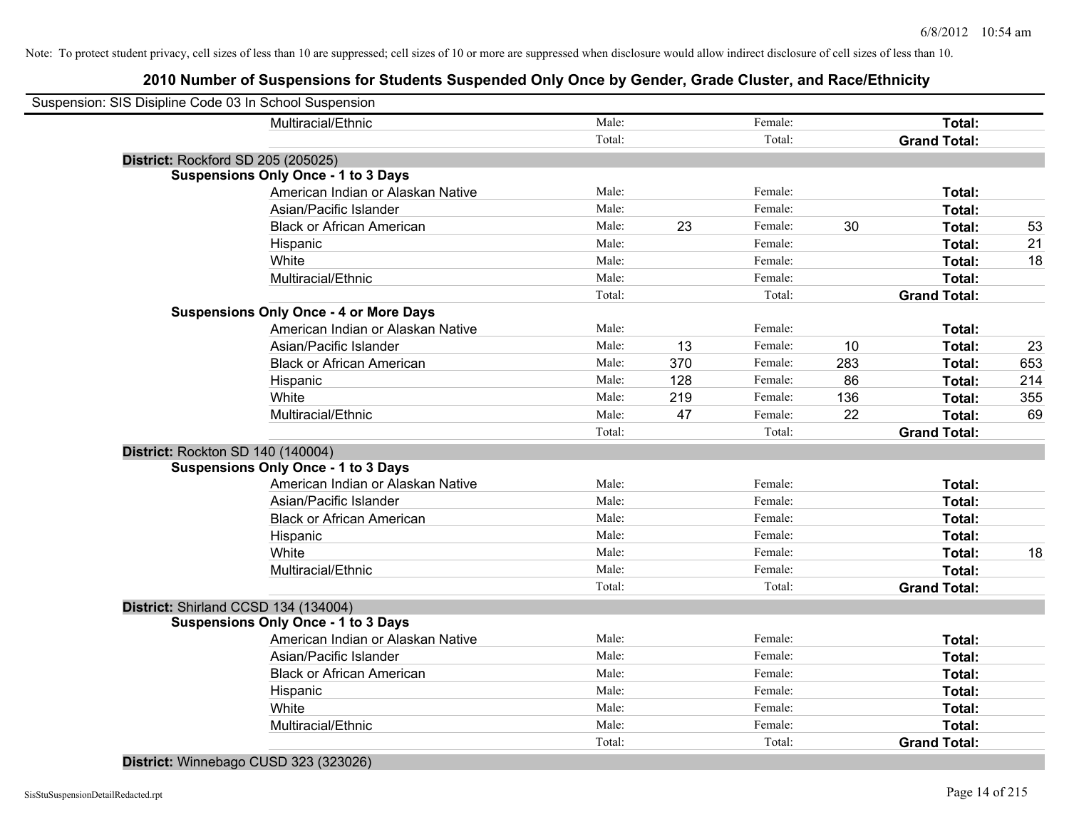Note: To protect student privacy, cell sizes of less than 10 are suppressed; cell sizes of 10 or more are suppressed when disclosure would allow indirect disclosure of cell sizes of less than 10.

## 2010 Number of Suspensions for Students Suspended Only Once by Gender, Grade Cluster, and Race/Ethnicity

Suspension: SIS Disipline Code 03 In School Suspension

| | | | | | | | |
|---|---|---|---|---|---|---|---|
| Multiracial/Ethnic | Male: | | Female: | | **Total:** | |
| | Total: | | Total: | | **Grand Total:** | |

**District:** Rockford SD 205 (205025)

**Suspensions Only Once - 1 to 3 Days**

| | | | | | | |
|---|---|---|---|---|---|---|
| American Indian or Alaskan Native | Male: | | Female: | | **Total:** | |
| Asian/Pacific Islander | Male: | | Female: | | **Total:** | |
| Black or African American | Male: | 23 | Female: | 30 | **Total:** | 53 |
| Hispanic | Male: | | Female: | | **Total:** | 21 |
| White | Male: | | Female: | | **Total:** | 18 |
| Multiracial/Ethnic | Male: | | Female: | | **Total:** | |
| | Total: | | Total: | | **Grand Total:** | |

**Suspensions Only Once - 4 or More Days**

| | | | | | | |
|---|---|---|---|---|---|---|
| American Indian or Alaskan Native | Male: | | Female: | | **Total:** | |
| Asian/Pacific Islander | Male: | 13 | Female: | 10 | **Total:** | 23 |
| Black or African American | Male: | 370 | Female: | 283 | **Total:** | 653 |
| Hispanic | Male: | 128 | Female: | 86 | **Total:** | 214 |
| White | Male: | 219 | Female: | 136 | **Total:** | 355 |
| Multiracial/Ethnic | Male: | 47 | Female: | 22 | **Total:** | 69 |
| | Total: | | Total: | | **Grand Total:** | |

**District:** Rockton SD 140 (140004)

**Suspensions Only Once - 1 to 3 Days**

| | | | | | | |
|---|---|---|---|---|---|---|
| American Indian or Alaskan Native | Male: | | Female: | | **Total:** | |
| Asian/Pacific Islander | Male: | | Female: | | **Total:** | |
| Black or African American | Male: | | Female: | | **Total:** | |
| Hispanic | Male: | | Female: | | **Total:** | |
| White | Male: | | Female: | | **Total:** | 18 |
| Multiracial/Ethnic | Male: | | Female: | | **Total:** | |
| | Total: | | Total: | | **Grand Total:** | |

**District:** Shirland CCSD 134 (134004)

**Suspensions Only Once - 1 to 3 Days**

| | | | | | | |
|---|---|---|---|---|---|---|
| American Indian or Alaskan Native | Male: | | Female: | | **Total:** | |
| Asian/Pacific Islander | Male: | | Female: | | **Total:** | |
| Black or African American | Male: | | Female: | | **Total:** | |
| Hispanic | Male: | | Female: | | **Total:** | |
| White | Male: | | Female: | | **Total:** | |
| Multiracial/Ethnic | Male: | | Female: | | **Total:** | |
| | Total: | | Total: | | **Grand Total:** | |

**District:** Winnebago CUSD 323 (323026)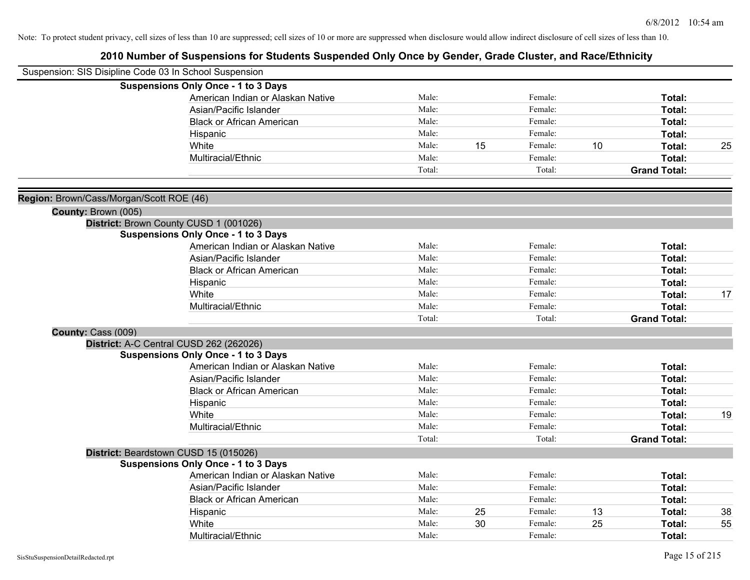Note: To protect student privacy, cell sizes of less than 10 are suppressed; cell sizes of 10 or more are suppressed when disclosure would allow indirect disclosure of cell sizes of less than 10.

## 2010 Number of Suspensions for Students Suspended Only Once by Gender, Grade Cluster, and Race/Ethnicity

Suspension: SIS Disipline Code 03 In School Suspension

**Suspensions Only Once - 1 to 3 Days**

| Race/Ethnicity | | | | | | |
|---|---|---|---|---|---|---|
| American Indian or Alaskan Native | Male: | | Female: | | **Total:** | |
| Asian/Pacific Islander | Male: | | Female: | | **Total:** | |
| Black or African American | Male: | | Female: | | **Total:** | |
| Hispanic | Male: | | Female: | | **Total:** | |
| White | Male: | 15 | Female: | 10 | **Total:** | 25 |
| Multiracial/Ethnic | Male: | | Female: | | **Total:** | |
| | Total: | | Total: | | **Grand Total:** | |

**Region:** Brown/Cass/Morgan/Scott ROE (46)

**County:** Brown (005)

**District:** Brown County CUSD 1 (001026)

**Suspensions Only Once - 1 to 3 Days**

| Race/Ethnicity | | | | | | |
|---|---|---|---|---|---|---|
| American Indian or Alaskan Native | Male: | | Female: | | **Total:** | |
| Asian/Pacific Islander | Male: | | Female: | | **Total:** | |
| Black or African American | Male: | | Female: | | **Total:** | |
| Hispanic | Male: | | Female: | | **Total:** | |
| White | Male: | | Female: | | **Total:** | 17 |
| Multiracial/Ethnic | Male: | | Female: | | **Total:** | |
| | Total: | | Total: | | **Grand Total:** | |

**County:** Cass (009)

**District:** A-C Central CUSD 262 (262026)

**Suspensions Only Once - 1 to 3 Days**

| Race/Ethnicity | | | | | | |
|---|---|---|---|---|---|---|
| American Indian or Alaskan Native | Male: | | Female: | | **Total:** | |
| Asian/Pacific Islander | Male: | | Female: | | **Total:** | |
| Black or African American | Male: | | Female: | | **Total:** | |
| Hispanic | Male: | | Female: | | **Total:** | |
| White | Male: | | Female: | | **Total:** | 19 |
| Multiracial/Ethnic | Male: | | Female: | | **Total:** | |
| | Total: | | Total: | | **Grand Total:** | |

**District:** Beardstown CUSD 15 (015026)

**Suspensions Only Once - 1 to 3 Days**

| Race/Ethnicity | | | | | | |
|---|---|---|---|---|---|---|
| American Indian or Alaskan Native | Male: | | Female: | | **Total:** | |
| Asian/Pacific Islander | Male: | | Female: | | **Total:** | |
| Black or African American | Male: | | Female: | | **Total:** | |
| Hispanic | Male: | 25 | Female: | 13 | **Total:** | 38 |
| White | Male: | 30 | Female: | 25 | **Total:** | 55 |
| Multiracial/Ethnic | Male: | | Female: | | **Total:** | |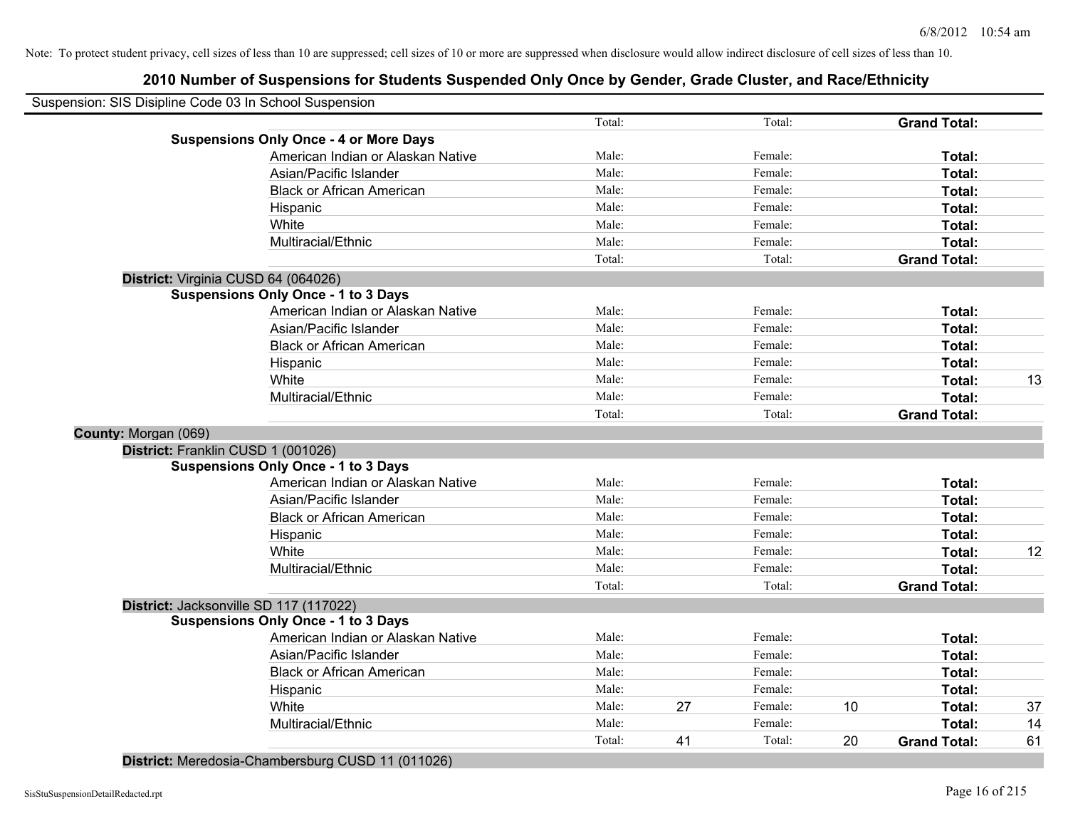Note: To protect student privacy, cell sizes of less than 10 are suppressed; cell sizes of 10 or more are suppressed when disclosure would allow indirect disclosure of cell sizes of less than 10.

# 2010 Number of Suspensions for Students Suspended Only Once by Gender, Grade Cluster, and Race/Ethnicity

Suspension: SIS Disipline Code 03 In School Suspension

| | | | | | | | |
|---|---|---|---|---|---|---|---|
| | Total: | | Total: | | **Grand Total:** | |
| **Suspensions Only Once - 4 or More Days** | | | | | | |
| American Indian or Alaskan Native | Male: | | Female: | | **Total:** | |
| Asian/Pacific Islander | Male: | | Female: | | **Total:** | |
| Black or African American | Male: | | Female: | | **Total:** | |
| Hispanic | Male: | | Female: | | **Total:** | |
| White | Male: | | Female: | | **Total:** | |
| Multiracial/Ethnic | Male: | | Female: | | **Total:** | |
| | Total: | | Total: | | **Grand Total:** | |
| **District:** Virginia CUSD 64 (064026) | | | | | | |
| **Suspensions Only Once - 1 to 3 Days** | | | | | | |
| American Indian or Alaskan Native | Male: | | Female: | | **Total:** | |
| Asian/Pacific Islander | Male: | | Female: | | **Total:** | |
| Black or African American | Male: | | Female: | | **Total:** | |
| Hispanic | Male: | | Female: | | **Total:** | |
| White | Male: | | Female: | | **Total:** | 13 |
| Multiracial/Ethnic | Male: | | Female: | | **Total:** | |
| | Total: | | Total: | | **Grand Total:** | |
| **County:** Morgan (069) | | | | | | |
| **District:** Franklin CUSD 1 (001026) | | | | | | |
| **Suspensions Only Once - 1 to 3 Days** | | | | | | |
| American Indian or Alaskan Native | Male: | | Female: | | **Total:** | |
| Asian/Pacific Islander | Male: | | Female: | | **Total:** | |
| Black or African American | Male: | | Female: | | **Total:** | |
| Hispanic | Male: | | Female: | | **Total:** | |
| White | Male: | | Female: | | **Total:** | 12 |
| Multiracial/Ethnic | Male: | | Female: | | **Total:** | |
| | Total: | | Total: | | **Grand Total:** | |
| **District:** Jacksonville SD 117 (117022) | | | | | | |
| **Suspensions Only Once - 1 to 3 Days** | | | | | | |
| American Indian or Alaskan Native | Male: | | Female: | | **Total:** | |
| Asian/Pacific Islander | Male: | | Female: | | **Total:** | |
| Black or African American | Male: | | Female: | | **Total:** | |
| Hispanic | Male: | | Female: | | **Total:** | |
| White | Male: | 27 | Female: | 10 | **Total:** | 37 |
| Multiracial/Ethnic | Male: | | Female: | | **Total:** | 14 |
| | Total: | 41 | Total: | 20 | **Grand Total:** | 61 |
| **District:** Meredosia-Chambersburg CUSD 11 (011026) | | | | | | |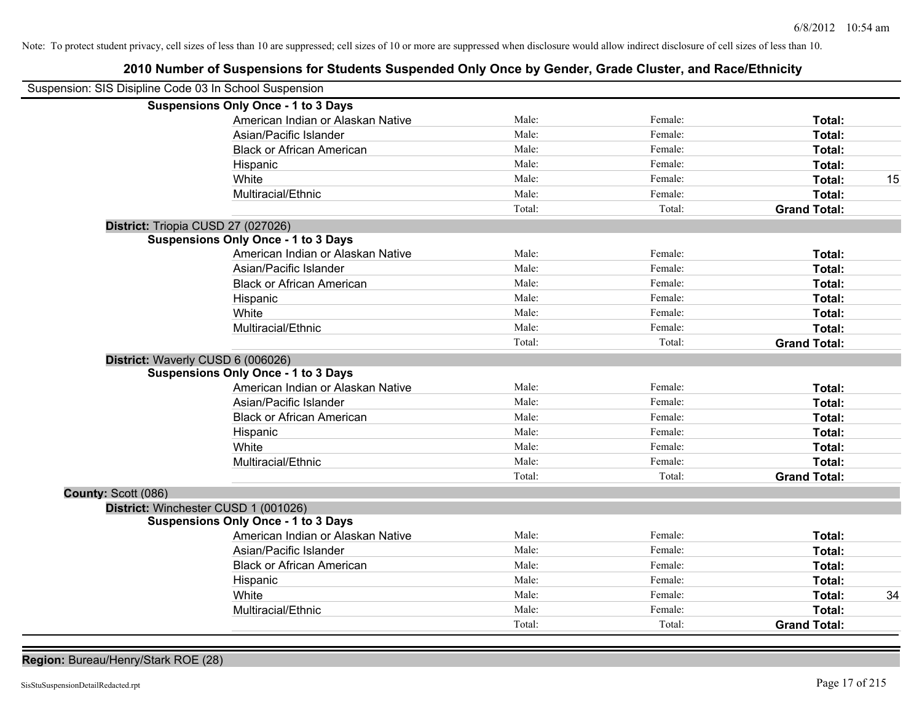Note: To protect student privacy, cell sizes of less than 10 are suppressed; cell sizes of 10 or more are suppressed when disclosure would allow indirect disclosure of cell sizes of less than 10.

# 2010 Number of Suspensions for Students Suspended Only Once by Gender, Grade Cluster, and Race/Ethnicity

Suspension: SIS Disipline Code 03 In School Suspension

**Suspensions Only Once - 1 to 3 Days**

| | | | | |
|---|---|---|---|---|
| American Indian or Alaskan Native | Male: | Female: | **Total:** | |
| Asian/Pacific Islander | Male: | Female: | **Total:** | |
| Black or African American | Male: | Female: | **Total:** | |
| Hispanic | Male: | Female: | **Total:** | |
| White | Male: | Female: | **Total:** | 15 |
| Multiracial/Ethnic | Male: | Female: | **Total:** | |
| | Total: | Total: | **Grand Total:** | |

**District:** Triopia CUSD 27 (027026)

**Suspensions Only Once - 1 to 3 Days**

| | | | | |
|---|---|---|---|---|
| American Indian or Alaskan Native | Male: | Female: | **Total:** | |
| Asian/Pacific Islander | Male: | Female: | **Total:** | |
| Black or African American | Male: | Female: | **Total:** | |
| Hispanic | Male: | Female: | **Total:** | |
| White | Male: | Female: | **Total:** | |
| Multiracial/Ethnic | Male: | Female: | **Total:** | |
| | Total: | Total: | **Grand Total:** | |

**District:** Waverly CUSD 6 (006026)

**Suspensions Only Once - 1 to 3 Days**

| | | | | |
|---|---|---|---|---|
| American Indian or Alaskan Native | Male: | Female: | **Total:** | |
| Asian/Pacific Islander | Male: | Female: | **Total:** | |
| Black or African American | Male: | Female: | **Total:** | |
| Hispanic | Male: | Female: | **Total:** | |
| White | Male: | Female: | **Total:** | |
| Multiracial/Ethnic | Male: | Female: | **Total:** | |
| | Total: | Total: | **Grand Total:** | |

**County:** Scott (086)

**District:** Winchester CUSD 1 (001026)

**Suspensions Only Once - 1 to 3 Days**

| | | | | |
|---|---|---|---|---|
| American Indian or Alaskan Native | Male: | Female: | **Total:** | |
| Asian/Pacific Islander | Male: | Female: | **Total:** | |
| Black or African American | Male: | Female: | **Total:** | |
| Hispanic | Male: | Female: | **Total:** | |
| White | Male: | Female: | **Total:** | 34 |
| Multiracial/Ethnic | Male: | Female: | **Total:** | |
| | Total: | Total: | **Grand Total:** | |

**Region:** Bureau/Henry/Stark ROE (28)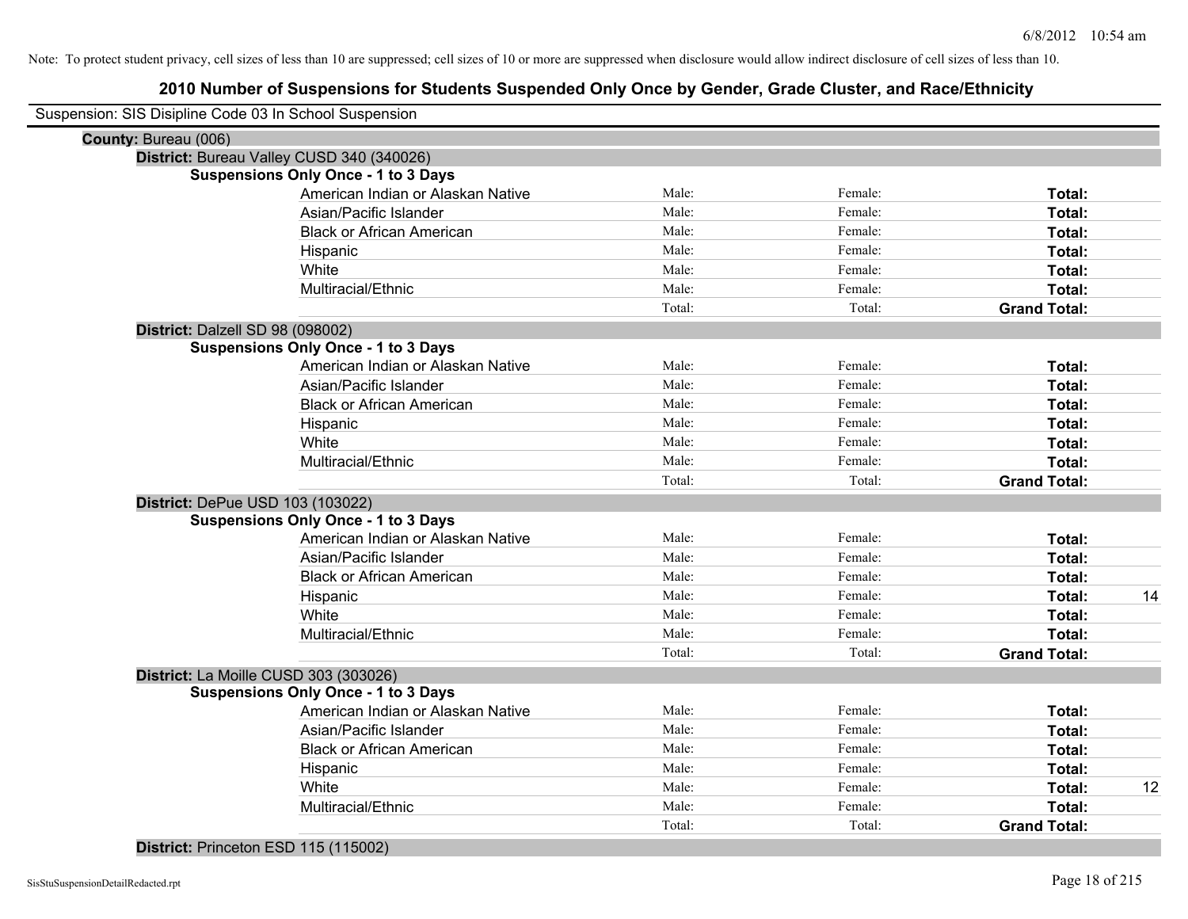Note: To protect student privacy, cell sizes of less than 10 are suppressed; cell sizes of 10 or more are suppressed when disclosure would allow indirect disclosure of cell sizes of less than 10.

# 2010 Number of Suspensions for Students Suspended Only Once by Gender, Grade Cluster, and Race/Ethnicity

Suspension: SIS Disipline Code 03 In School Suspension

**County:** Bureau (006)

**District:** Bureau Valley CUSD 340 (340026)

**Suspensions Only Once - 1 to 3 Days**

| | | | | |
|---|---|---|---|---|
| American Indian or Alaskan Native | Male: | Female: | **Total:** | |
| Asian/Pacific Islander | Male: | Female: | **Total:** | |
| Black or African American | Male: | Female: | **Total:** | |
| Hispanic | Male: | Female: | **Total:** | |
| White | Male: | Female: | **Total:** | |
| Multiracial/Ethnic | Male: | Female: | **Total:** | |
| | Total: | Total: | **Grand Total:** | |

**District:** Dalzell SD 98 (098002)

**Suspensions Only Once - 1 to 3 Days**

| | | | | |
|---|---|---|---|---|
| American Indian or Alaskan Native | Male: | Female: | **Total:** | |
| Asian/Pacific Islander | Male: | Female: | **Total:** | |
| Black or African American | Male: | Female: | **Total:** | |
| Hispanic | Male: | Female: | **Total:** | |
| White | Male: | Female: | **Total:** | |
| Multiracial/Ethnic | Male: | Female: | **Total:** | |
| | Total: | Total: | **Grand Total:** | |

**District:** DePue USD 103 (103022)

**Suspensions Only Once - 1 to 3 Days**

| | | | | |
|---|---|---|---|---|
| American Indian or Alaskan Native | Male: | Female: | **Total:** | |
| Asian/Pacific Islander | Male: | Female: | **Total:** | |
| Black or African American | Male: | Female: | **Total:** | |
| Hispanic | Male: | Female: | **Total:** | 14 |
| White | Male: | Female: | **Total:** | |
| Multiracial/Ethnic | Male: | Female: | **Total:** | |
| | Total: | Total: | **Grand Total:** | |

**District:** La Moille CUSD 303 (303026)

**Suspensions Only Once - 1 to 3 Days**

| | | | | |
|---|---|---|---|---|
| American Indian or Alaskan Native | Male: | Female: | **Total:** | |
| Asian/Pacific Islander | Male: | Female: | **Total:** | |
| Black or African American | Male: | Female: | **Total:** | |
| Hispanic | Male: | Female: | **Total:** | |
| White | Male: | Female: | **Total:** | 12 |
| Multiracial/Ethnic | Male: | Female: | **Total:** | |
| | Total: | Total: | **Grand Total:** | |

**District:** Princeton ESD 115 (115002)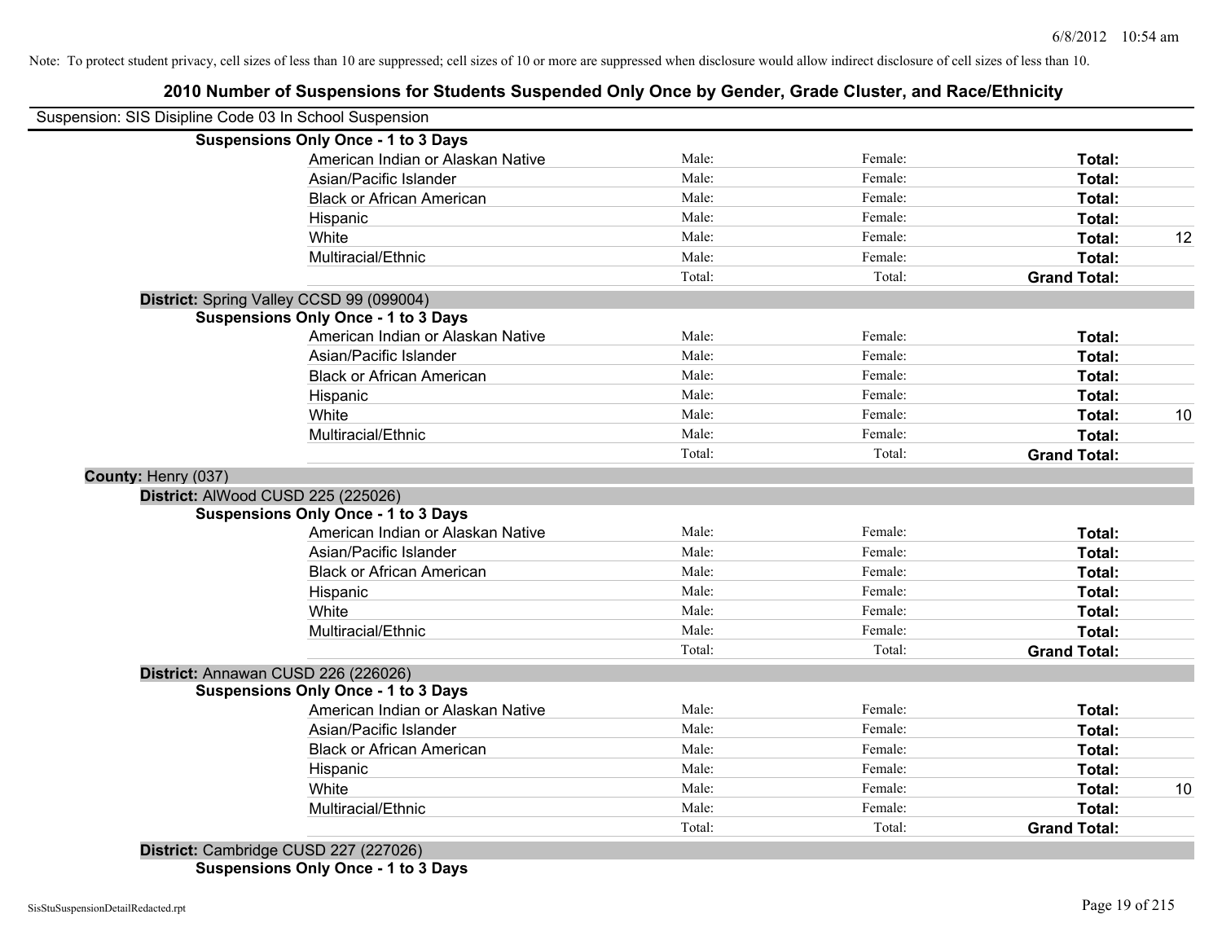Note: To protect student privacy, cell sizes of less than 10 are suppressed; cell sizes of 10 or more are suppressed when disclosure would allow indirect disclosure of cell sizes of less than 10.

## 2010 Number of Suspensions for Students Suspended Only Once by Gender, Grade Cluster, and Race/Ethnicity

Suspension: SIS Disipline Code 03 In School Suspension

**Suspensions Only Once - 1 to 3 Days**

| Race/Ethnicity | Male | Female | Total |
|---|---|---|---|
| American Indian or Alaskan Native | Male: | Female: | **Total:** |
| Asian/Pacific Islander | Male: | Female: | **Total:** |
| Black or African American | Male: | Female: | **Total:** |
| Hispanic | Male: | Female: | **Total:** |
| White | Male: | Female: | **Total:** 12 |
| Multiracial/Ethnic | Male: | Female: | **Total:** |
| | Total: | Total: | **Grand Total:** |

**District:** Spring Valley CCSD 99 (099004)

**Suspensions Only Once - 1 to 3 Days**

| Race/Ethnicity | Male | Female | Total |
|---|---|---|---|
| American Indian or Alaskan Native | Male: | Female: | **Total:** |
| Asian/Pacific Islander | Male: | Female: | **Total:** |
| Black or African American | Male: | Female: | **Total:** |
| Hispanic | Male: | Female: | **Total:** |
| White | Male: | Female: | **Total:** 10 |
| Multiracial/Ethnic | Male: | Female: | **Total:** |
| | Total: | Total: | **Grand Total:** |

**County:** Henry (037)

**District:** AlWood CUSD 225 (225026)

**Suspensions Only Once - 1 to 3 Days**

| Race/Ethnicity | Male | Female | Total |
|---|---|---|---|
| American Indian or Alaskan Native | Male: | Female: | **Total:** |
| Asian/Pacific Islander | Male: | Female: | **Total:** |
| Black or African American | Male: | Female: | **Total:** |
| Hispanic | Male: | Female: | **Total:** |
| White | Male: | Female: | **Total:** |
| Multiracial/Ethnic | Male: | Female: | **Total:** |
| | Total: | Total: | **Grand Total:** |

**District:** Annawan CUSD 226 (226026)

**Suspensions Only Once - 1 to 3 Days**

| Race/Ethnicity | Male | Female | Total |
|---|---|---|---|
| American Indian or Alaskan Native | Male: | Female: | **Total:** |
| Asian/Pacific Islander | Male: | Female: | **Total:** |
| Black or African American | Male: | Female: | **Total:** |
| Hispanic | Male: | Female: | **Total:** |
| White | Male: | Female: | **Total:** 10 |
| Multiracial/Ethnic | Male: | Female: | **Total:** |
| | Total: | Total: | **Grand Total:** |

**District:** Cambridge CUSD 227 (227026)

**Suspensions Only Once - 1 to 3 Days**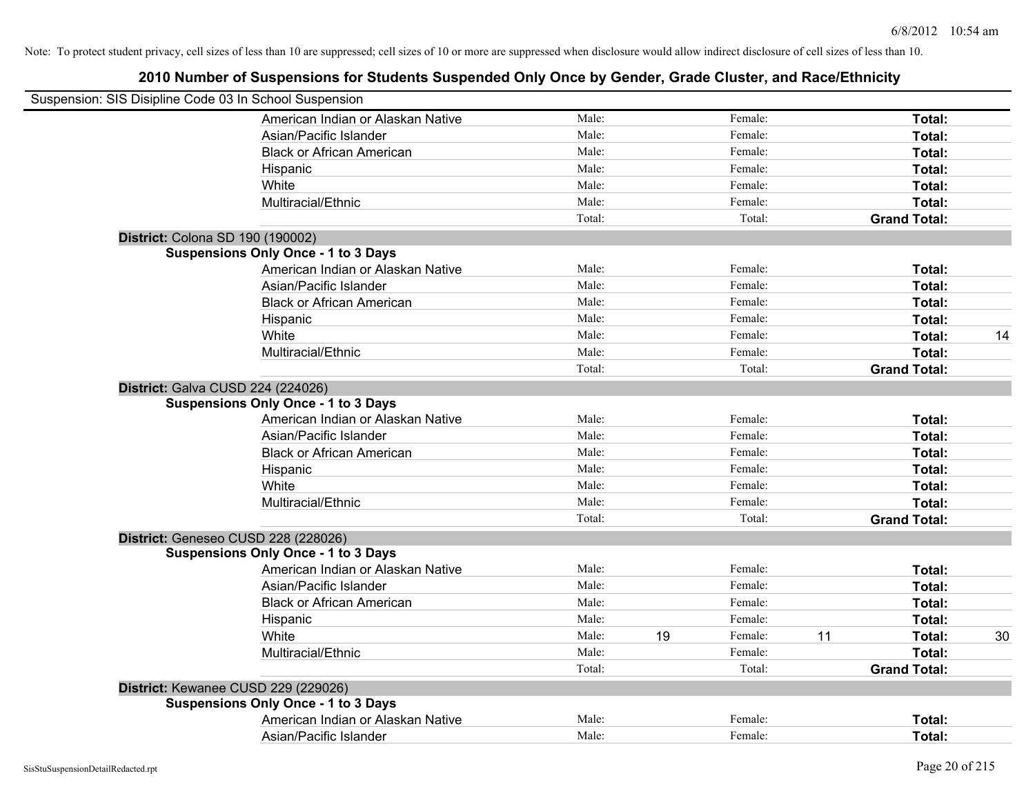Note: To protect student privacy, cell sizes of less than 10 are suppressed; cell sizes of 10 or more are suppressed when disclosure would allow indirect disclosure of cell sizes of less than 10.

# 2010 Number of Suspensions for Students Suspended Only Once by Gender, Grade Cluster, and Race/Ethnicity

Suspension: SIS Disipline Code 03 In School Suspension

| | | | | | |
|---|---|---|---|---|---|
| American Indian or Alaskan Native | Male: | | Female: | | **Total:** | |
| Asian/Pacific Islander | Male: | | Female: | | **Total:** | |
| Black or African American | Male: | | Female: | | **Total:** | |
| Hispanic | Male: | | Female: | | **Total:** | |
| White | Male: | | Female: | | **Total:** | |
| Multiracial/Ethnic | Male: | | Female: | | **Total:** | |
| | Total: | | Total: | | **Grand Total:** | |

**District:** Colona SD 190 (190002)

**Suspensions Only Once - 1 to 3 Days**

| | | | | | | |
|---|---|---|---|---|---|---|
| American Indian or Alaskan Native | Male: | | Female: | | **Total:** | |
| Asian/Pacific Islander | Male: | | Female: | | **Total:** | |
| Black or African American | Male: | | Female: | | **Total:** | |
| Hispanic | Male: | | Female: | | **Total:** | |
| White | Male: | | Female: | | **Total:** | 14 |
| Multiracial/Ethnic | Male: | | Female: | | **Total:** | |
| | Total: | | Total: | | **Grand Total:** | |

**District:** Galva CUSD 224 (224026)

**Suspensions Only Once - 1 to 3 Days**

| | | | | | | |
|---|---|---|---|---|---|---|
| American Indian or Alaskan Native | Male: | | Female: | | **Total:** | |
| Asian/Pacific Islander | Male: | | Female: | | **Total:** | |
| Black or African American | Male: | | Female: | | **Total:** | |
| Hispanic | Male: | | Female: | | **Total:** | |
| White | Male: | | Female: | | **Total:** | |
| Multiracial/Ethnic | Male: | | Female: | | **Total:** | |
| | Total: | | Total: | | **Grand Total:** | |

**District:** Geneseo CUSD 228 (228026)

**Suspensions Only Once - 1 to 3 Days**

| | | | | | | |
|---|---|---|---|---|---|---|
| American Indian or Alaskan Native | Male: | | Female: | | **Total:** | |
| Asian/Pacific Islander | Male: | | Female: | | **Total:** | |
| Black or African American | Male: | | Female: | | **Total:** | |
| Hispanic | Male: | | Female: | | **Total:** | |
| White | Male: | 19 | Female: | 11 | **Total:** | 30 |
| Multiracial/Ethnic | Male: | | Female: | | **Total:** | |
| | Total: | | Total: | | **Grand Total:** | |

**District:** Kewanee CUSD 229 (229026)

**Suspensions Only Once - 1 to 3 Days**

| | | | | | | |
|---|---|---|---|---|---|---|
| American Indian or Alaskan Native | Male: | | Female: | | **Total:** | |
| Asian/Pacific Islander | Male: | | Female: | | **Total:** | |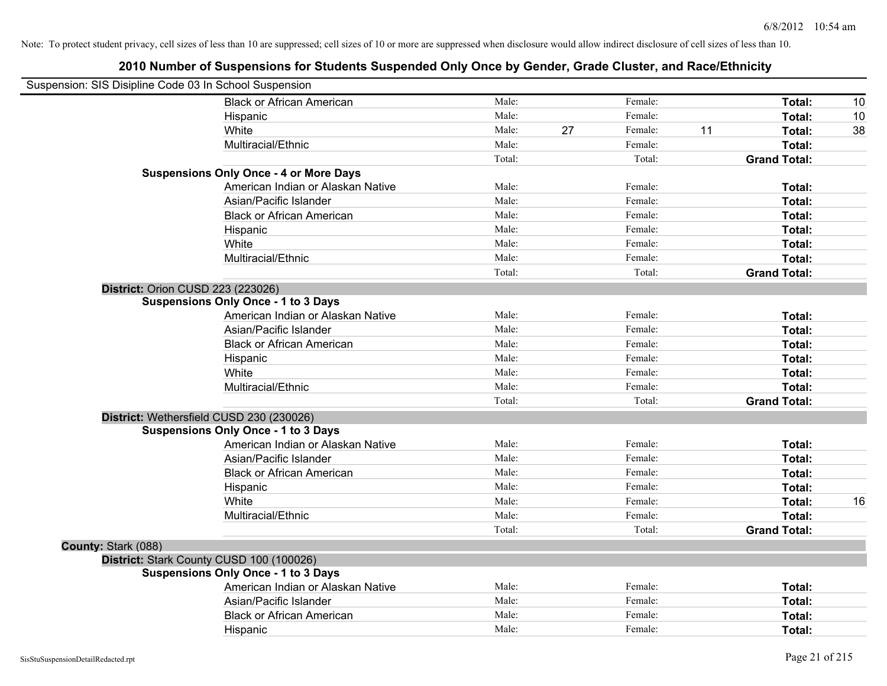Note: To protect student privacy, cell sizes of less than 10 are suppressed; cell sizes of 10 or more are suppressed when disclosure would allow indirect disclosure of cell sizes of less than 10.

# 2010 Number of Suspensions for Students Suspended Only Once by Gender, Grade Cluster, and Race/Ethnicity

Suspension: SIS Disipline Code 03 In School Suspension

| | | | | | | |
|---|---|---|---|---|---|---|
| Black or African American | Male: | | Female: | | Total: | 10 |
| Hispanic | Male: | | Female: | | Total: | 10 |
| White | Male: | 27 | Female: | 11 | Total: | 38 |
| Multiracial/Ethnic | Male: | | Female: | | Total: | |
| | Total: | | Total: | | Grand Total: | |

**Suspensions Only Once - 4 or More Days**

| | | | | | | |
|---|---|---|---|---|---|---|
| American Indian or Alaskan Native | Male: | | Female: | | Total: | |
| Asian/Pacific Islander | Male: | | Female: | | Total: | |
| Black or African American | Male: | | Female: | | Total: | |
| Hispanic | Male: | | Female: | | Total: | |
| White | Male: | | Female: | | Total: | |
| Multiracial/Ethnic | Male: | | Female: | | Total: | |
| | Total: | | Total: | | Grand Total: | |

**District:** Orion CUSD 223 (223026)

**Suspensions Only Once - 1 to 3 Days**

| | | | | | | |
|---|---|---|---|---|---|---|
| American Indian or Alaskan Native | Male: | | Female: | | Total: | |
| Asian/Pacific Islander | Male: | | Female: | | Total: | |
| Black or African American | Male: | | Female: | | Total: | |
| Hispanic | Male: | | Female: | | Total: | |
| White | Male: | | Female: | | Total: | |
| Multiracial/Ethnic | Male: | | Female: | | Total: | |
| | Total: | | Total: | | Grand Total: | |

**District:** Wethersfield CUSD 230 (230026)

**Suspensions Only Once - 1 to 3 Days**

| | | | | | | |
|---|---|---|---|---|---|---|
| American Indian or Alaskan Native | Male: | | Female: | | Total: | |
| Asian/Pacific Islander | Male: | | Female: | | Total: | |
| Black or African American | Male: | | Female: | | Total: | |
| Hispanic | Male: | | Female: | | Total: | |
| White | Male: | | Female: | | Total: | 16 |
| Multiracial/Ethnic | Male: | | Female: | | Total: | |
| | Total: | | Total: | | Grand Total: | |

**County:** Stark (088)

**District:** Stark County CUSD 100 (100026)

**Suspensions Only Once - 1 to 3 Days**

| | | | | | | |
|---|---|---|---|---|---|---|
| American Indian or Alaskan Native | Male: | | Female: | | Total: | |
| Asian/Pacific Islander | Male: | | Female: | | Total: | |
| Black or African American | Male: | | Female: | | Total: | |
| Hispanic | Male: | | Female: | | Total: | |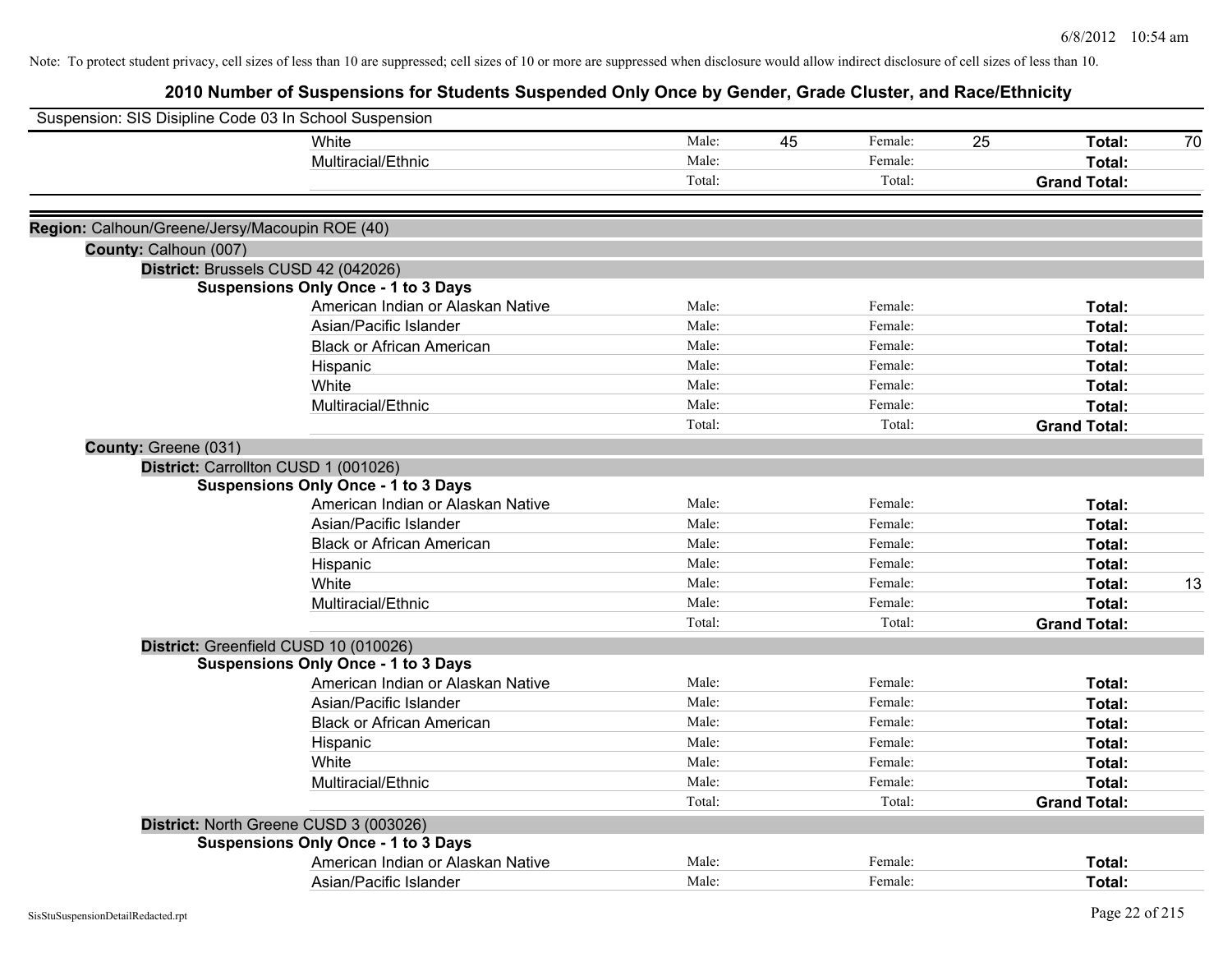Note: To protect student privacy, cell sizes of less than 10 are suppressed; cell sizes of 10 or more are suppressed when disclosure would allow indirect disclosure of cell sizes of less than 10.

# 2010 Number of Suspensions for Students Suspended Only Once by Gender, Grade Cluster, and Race/Ethnicity

Suspension: SIS Disipline Code 03 In School Suspension

| | | | | | |
|---|---|---|---|---|---|
| White | Male: 45 | Female: 25 | **Total:** 70 |
| Multiracial/Ethnic | Male: | Female: | **Total:** |
| | Total: | Total: | **Grand Total:** |

**Region:** Calhoun/Greene/Jersy/Macoupin ROE (40)

**County:** Calhoun (007)

**District:** Brussels CUSD 42 (042026)

**Suspensions Only Once - 1 to 3 Days**

| Race/Ethnicity | Male | Female | Total |
|---|---|---|---|
| American Indian or Alaskan Native | Male: | Female: | **Total:** |
| Asian/Pacific Islander | Male: | Female: | **Total:** |
| Black or African American | Male: | Female: | **Total:** |
| Hispanic | Male: | Female: | **Total:** |
| White | Male: | Female: | **Total:** |
| Multiracial/Ethnic | Male: | Female: | **Total:** |
| | Total: | Total: | **Grand Total:** |

**County:** Greene (031)

**District:** Carrollton CUSD 1 (001026)

**Suspensions Only Once - 1 to 3 Days**

| Race/Ethnicity | Male | Female | Total |
|---|---|---|---|
| American Indian or Alaskan Native | Male: | Female: | **Total:** |
| Asian/Pacific Islander | Male: | Female: | **Total:** |
| Black or African American | Male: | Female: | **Total:** |
| Hispanic | Male: | Female: | **Total:** |
| White | Male: | Female: | **Total:** 13 |
| Multiracial/Ethnic | Male: | Female: | **Total:** |
| | Total: | Total: | **Grand Total:** |

**District:** Greenfield CUSD 10 (010026)

**Suspensions Only Once - 1 to 3 Days**

| Race/Ethnicity | Male | Female | Total |
|---|---|---|---|
| American Indian or Alaskan Native | Male: | Female: | **Total:** |
| Asian/Pacific Islander | Male: | Female: | **Total:** |
| Black or African American | Male: | Female: | **Total:** |
| Hispanic | Male: | Female: | **Total:** |
| White | Male: | Female: | **Total:** |
| Multiracial/Ethnic | Male: | Female: | **Total:** |
| | Total: | Total: | **Grand Total:** |

**District:** North Greene CUSD 3 (003026)

**Suspensions Only Once - 1 to 3 Days**

| Race/Ethnicity | Male | Female | Total |
|---|---|---|---|
| American Indian or Alaskan Native | Male: | Female: | **Total:** |
| Asian/Pacific Islander | Male: | Female: | **Total:** |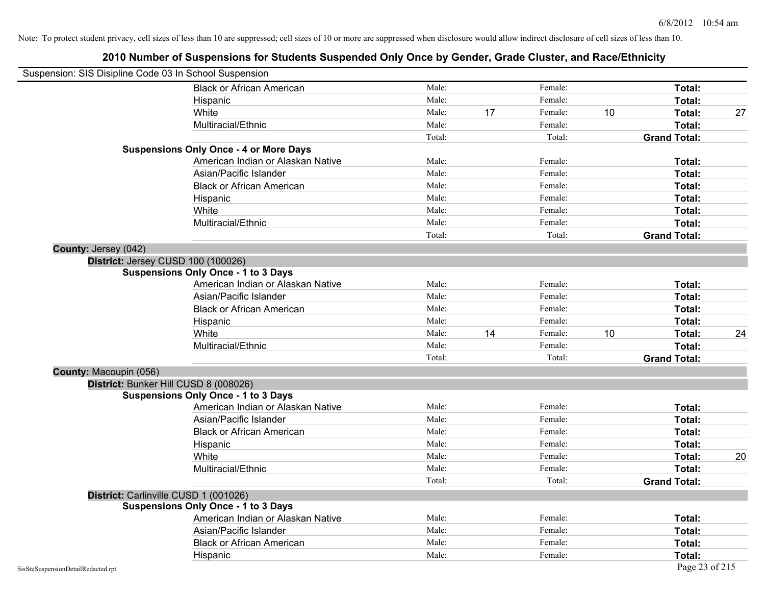Note: To protect student privacy, cell sizes of less than 10 are suppressed; cell sizes of 10 or more are suppressed when disclosure would allow indirect disclosure of cell sizes of less than 10.

# 2010 Number of Suspensions for Students Suspended Only Once by Gender, Grade Cluster, and Race/Ethnicity

Suspension: SIS Disipline Code 03 In School Suspension

| | | | | | | |
|---|---|---|---|---|---|---|
| Black or African American | Male: | | Female: | | **Total:** | |
| Hispanic | Male: | | Female: | | **Total:** | |
| White | Male: | 17 | Female: | 10 | **Total:** | 27 |
| Multiracial/Ethnic | Male: | | Female: | | **Total:** | |
| | Total: | | Total: | | **Grand Total:** | |

**Suspensions Only Once - 4 or More Days**

| | | | | | | |
|---|---|---|---|---|---|---|
| American Indian or Alaskan Native | Male: | | Female: | | **Total:** | |
| Asian/Pacific Islander | Male: | | Female: | | **Total:** | |
| Black or African American | Male: | | Female: | | **Total:** | |
| Hispanic | Male: | | Female: | | **Total:** | |
| White | Male: | | Female: | | **Total:** | |
| Multiracial/Ethnic | Male: | | Female: | | **Total:** | |
| | Total: | | Total: | | **Grand Total:** | |

**County:** Jersey (042)

**District:** Jersey CUSD 100 (100026)

**Suspensions Only Once - 1 to 3 Days**

| | | | | | | |
|---|---|---|---|---|---|---|
| American Indian or Alaskan Native | Male: | | Female: | | **Total:** | |
| Asian/Pacific Islander | Male: | | Female: | | **Total:** | |
| Black or African American | Male: | | Female: | | **Total:** | |
| Hispanic | Male: | | Female: | | **Total:** | |
| White | Male: | 14 | Female: | 10 | **Total:** | 24 |
| Multiracial/Ethnic | Male: | | Female: | | **Total:** | |
| | Total: | | Total: | | **Grand Total:** | |

**County:** Macoupin (056)

**District:** Bunker Hill CUSD 8 (008026)

**Suspensions Only Once - 1 to 3 Days**

| | | | | | | |
|---|---|---|---|---|---|---|
| American Indian or Alaskan Native | Male: | | Female: | | **Total:** | |
| Asian/Pacific Islander | Male: | | Female: | | **Total:** | |
| Black or African American | Male: | | Female: | | **Total:** | |
| Hispanic | Male: | | Female: | | **Total:** | |
| White | Male: | | Female: | | **Total:** | 20 |
| Multiracial/Ethnic | Male: | | Female: | | **Total:** | |
| | Total: | | Total: | | **Grand Total:** | |

**District:** Carlinville CUSD 1 (001026)

**Suspensions Only Once - 1 to 3 Days**

| | | | | | | |
|---|---|---|---|---|---|---|
| American Indian or Alaskan Native | Male: | | Female: | | **Total:** | |
| Asian/Pacific Islander | Male: | | Female: | | **Total:** | |
| Black or African American | Male: | | Female: | | **Total:** | |
| Hispanic | Male: | | Female: | | **Total:** | |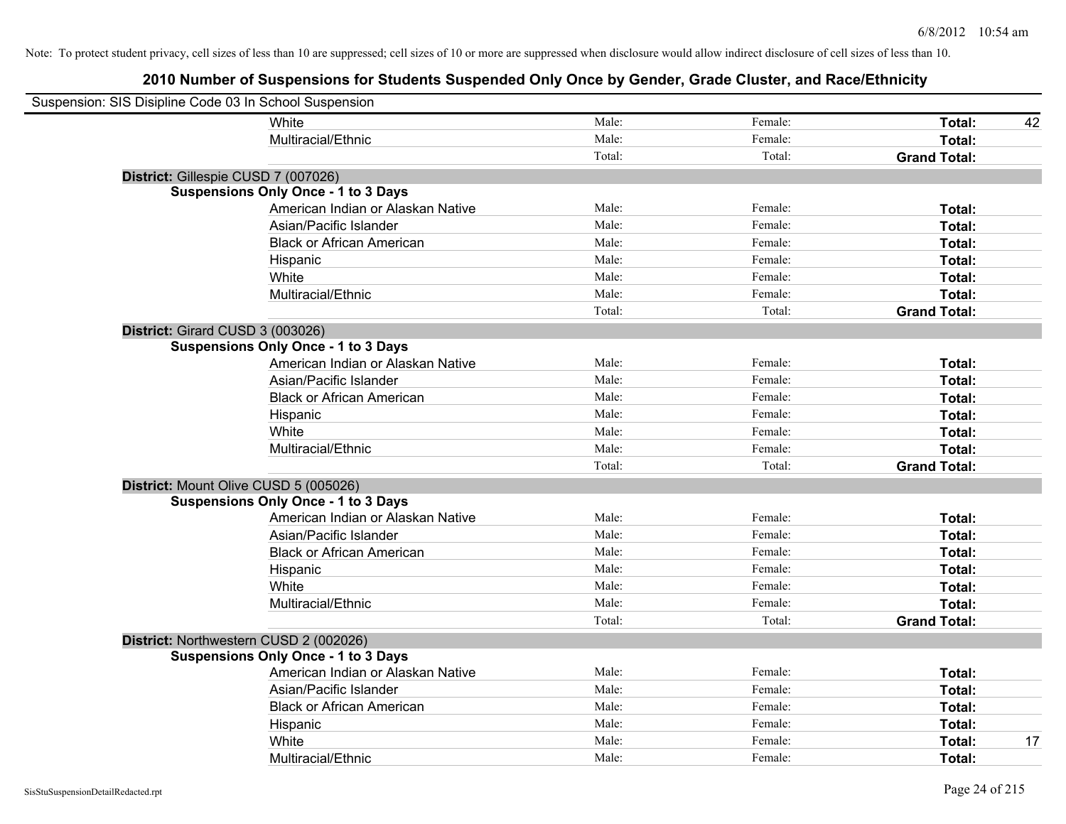Note: To protect student privacy, cell sizes of less than 10 are suppressed; cell sizes of 10 or more are suppressed when disclosure would allow indirect disclosure of cell sizes of less than 10.

## 2010 Number of Suspensions for Students Suspended Only Once by Gender, Grade Cluster, and Race/Ethnicity

Suspension: SIS Disipline Code 03 In School Suspension

| | | | | |
|---|---|---|---|---|
| White | Male: | Female: | **Total:** | 42 |
| Multiracial/Ethnic | Male: | Female: | **Total:** | |
| | Total: | Total: | **Grand Total:** | |

**District:** Gillespie CUSD 7 (007026)

**Suspensions Only Once - 1 to 3 Days**

| | | | | |
|---|---|---|---|---|
| American Indian or Alaskan Native | Male: | Female: | **Total:** | |
| Asian/Pacific Islander | Male: | Female: | **Total:** | |
| Black or African American | Male: | Female: | **Total:** | |
| Hispanic | Male: | Female: | **Total:** | |
| White | Male: | Female: | **Total:** | |
| Multiracial/Ethnic | Male: | Female: | **Total:** | |
| | Total: | Total: | **Grand Total:** | |

**District:** Girard CUSD 3 (003026)

**Suspensions Only Once - 1 to 3 Days**

| | | | | |
|---|---|---|---|---|
| American Indian or Alaskan Native | Male: | Female: | **Total:** | |
| Asian/Pacific Islander | Male: | Female: | **Total:** | |
| Black or African American | Male: | Female: | **Total:** | |
| Hispanic | Male: | Female: | **Total:** | |
| White | Male: | Female: | **Total:** | |
| Multiracial/Ethnic | Male: | Female: | **Total:** | |
| | Total: | Total: | **Grand Total:** | |

**District:** Mount Olive CUSD 5 (005026)

**Suspensions Only Once - 1 to 3 Days**

| | | | | |
|---|---|---|---|---|
| American Indian or Alaskan Native | Male: | Female: | **Total:** | |
| Asian/Pacific Islander | Male: | Female: | **Total:** | |
| Black or African American | Male: | Female: | **Total:** | |
| Hispanic | Male: | Female: | **Total:** | |
| White | Male: | Female: | **Total:** | |
| Multiracial/Ethnic | Male: | Female: | **Total:** | |
| | Total: | Total: | **Grand Total:** | |

**District:** Northwestern CUSD 2 (002026)

**Suspensions Only Once - 1 to 3 Days**

| | | | | |
|---|---|---|---|---|
| American Indian or Alaskan Native | Male: | Female: | **Total:** | |
| Asian/Pacific Islander | Male: | Female: | **Total:** | |
| Black or African American | Male: | Female: | **Total:** | |
| Hispanic | Male: | Female: | **Total:** | |
| White | Male: | Female: | **Total:** | 17 |
| Multiracial/Ethnic | Male: | Female: | **Total:** | |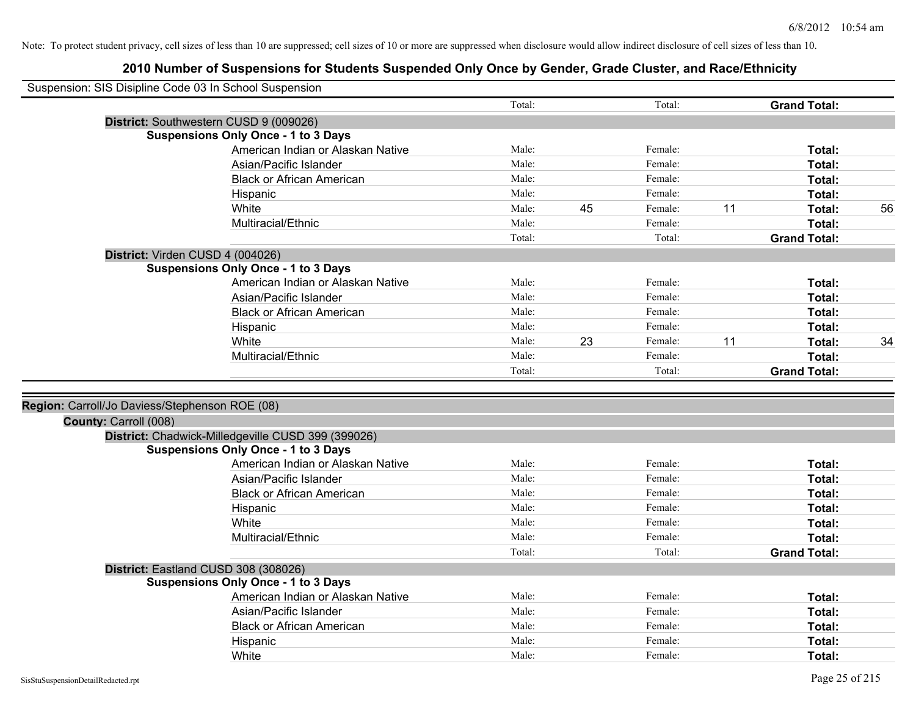Note: To protect student privacy, cell sizes of less than 10 are suppressed; cell sizes of 10 or more are suppressed when disclosure would allow indirect disclosure of cell sizes of less than 10.

# 2010 Number of Suspensions for Students Suspended Only Once by Gender, Grade Cluster, and Race/Ethnicity

Suspension: SIS Disipline Code 03 In School Suspension

| | | | | | | |
|---|---|---|---|---|---|---|
| | Total: | | Total: | | **Grand Total:** | |
| **District:** Southwestern CUSD 9 (009026) | | | | | | |
| **Suspensions Only Once - 1 to 3 Days** | | | | | | |
| American Indian or Alaskan Native | Male: | | Female: | | **Total:** | |
| Asian/Pacific Islander | Male: | | Female: | | **Total:** | |
| Black or African American | Male: | | Female: | | **Total:** | |
| Hispanic | Male: | | Female: | | **Total:** | |
| White | Male: | 45 | Female: | 11 | **Total:** | 56 |
| Multiracial/Ethnic | Male: | | Female: | | **Total:** | |
| | Total: | | Total: | | **Grand Total:** | |
| **District:** Virden CUSD 4 (004026) | | | | | | |
| **Suspensions Only Once - 1 to 3 Days** | | | | | | |
| American Indian or Alaskan Native | Male: | | Female: | | **Total:** | |
| Asian/Pacific Islander | Male: | | Female: | | **Total:** | |
| Black or African American | Male: | | Female: | | **Total:** | |
| Hispanic | Male: | | Female: | | **Total:** | |
| White | Male: | 23 | Female: | 11 | **Total:** | 34 |
| Multiracial/Ethnic | Male: | | Female: | | **Total:** | |
| | Total: | | Total: | | **Grand Total:** | |

**Region:** Carroll/Jo Daviess/Stephenson ROE (08)

**County:** Carroll (008)

| | | | | | | |
|---|---|---|---|---|---|---|
| **District:** Chadwick-Milledgeville CUSD 399 (399026) | | | | | | |
| **Suspensions Only Once - 1 to 3 Days** | | | | | | |
| American Indian or Alaskan Native | Male: | | Female: | | **Total:** | |
| Asian/Pacific Islander | Male: | | Female: | | **Total:** | |
| Black or African American | Male: | | Female: | | **Total:** | |
| Hispanic | Male: | | Female: | | **Total:** | |
| White | Male: | | Female: | | **Total:** | |
| Multiracial/Ethnic | Male: | | Female: | | **Total:** | |
| | Total: | | Total: | | **Grand Total:** | |
| **District:** Eastland CUSD 308 (308026) | | | | | | |
| **Suspensions Only Once - 1 to 3 Days** | | | | | | |
| American Indian or Alaskan Native | Male: | | Female: | | **Total:** | |
| Asian/Pacific Islander | Male: | | Female: | | **Total:** | |
| Black or African American | Male: | | Female: | | **Total:** | |
| Hispanic | Male: | | Female: | | **Total:** | |
| White | Male: | | Female: | | **Total:** | |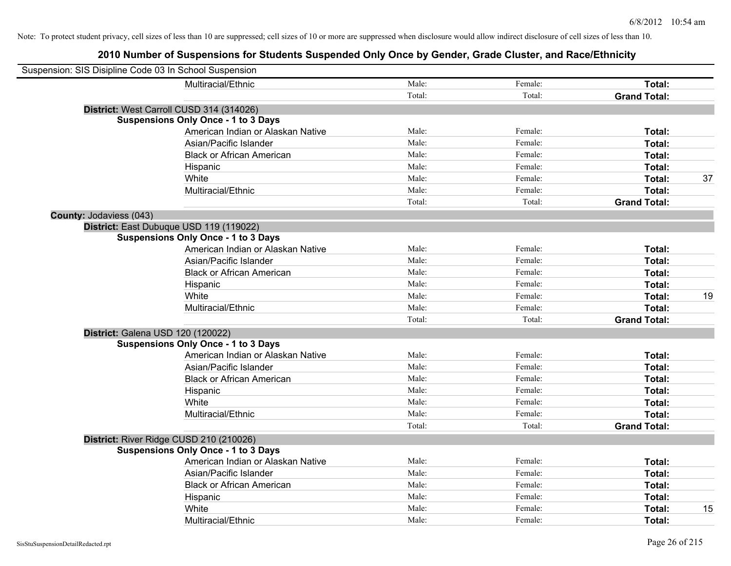Note: To protect student privacy, cell sizes of less than 10 are suppressed; cell sizes of 10 or more are suppressed when disclosure would allow indirect disclosure of cell sizes of less than 10.

## 2010 Number of Suspensions for Students Suspended Only Once by Gender, Grade Cluster, and Race/Ethnicity

Suspension: SIS Disipline Code 03 In School Suspension

| | | | | |
|---|---|---|---|---|
| Multiracial/Ethnic | Male: | Female: | **Total:** | |
| | Total: | Total: | **Grand Total:** | |
| **District:** West Carroll CUSD 314 (314026) | | | | |
| **Suspensions Only Once - 1 to 3 Days** | | | | |
| American Indian or Alaskan Native | Male: | Female: | **Total:** | |
| Asian/Pacific Islander | Male: | Female: | **Total:** | |
| Black or African American | Male: | Female: | **Total:** | |
| Hispanic | Male: | Female: | **Total:** | |
| White | Male: | Female: | **Total:** | 37 |
| Multiracial/Ethnic | Male: | Female: | **Total:** | |
| | Total: | Total: | **Grand Total:** | |
| **County:** Jodaviess (043) | | | | |
| **District:** East Dubuque USD 119 (119022) | | | | |
| **Suspensions Only Once - 1 to 3 Days** | | | | |
| American Indian or Alaskan Native | Male: | Female: | **Total:** | |
| Asian/Pacific Islander | Male: | Female: | **Total:** | |
| Black or African American | Male: | Female: | **Total:** | |
| Hispanic | Male: | Female: | **Total:** | |
| White | Male: | Female: | **Total:** | 19 |
| Multiracial/Ethnic | Male: | Female: | **Total:** | |
| | Total: | Total: | **Grand Total:** | |
| **District:** Galena USD 120 (120022) | | | | |
| **Suspensions Only Once - 1 to 3 Days** | | | | |
| American Indian or Alaskan Native | Male: | Female: | **Total:** | |
| Asian/Pacific Islander | Male: | Female: | **Total:** | |
| Black or African American | Male: | Female: | **Total:** | |
| Hispanic | Male: | Female: | **Total:** | |
| White | Male: | Female: | **Total:** | |
| Multiracial/Ethnic | Male: | Female: | **Total:** | |
| | Total: | Total: | **Grand Total:** | |
| **District:** River Ridge CUSD 210 (210026) | | | | |
| **Suspensions Only Once - 1 to 3 Days** | | | | |
| American Indian or Alaskan Native | Male: | Female: | **Total:** | |
| Asian/Pacific Islander | Male: | Female: | **Total:** | |
| Black or African American | Male: | Female: | **Total:** | |
| Hispanic | Male: | Female: | **Total:** | |
| White | Male: | Female: | **Total:** | 15 |
| Multiracial/Ethnic | Male: | Female: | **Total:** | |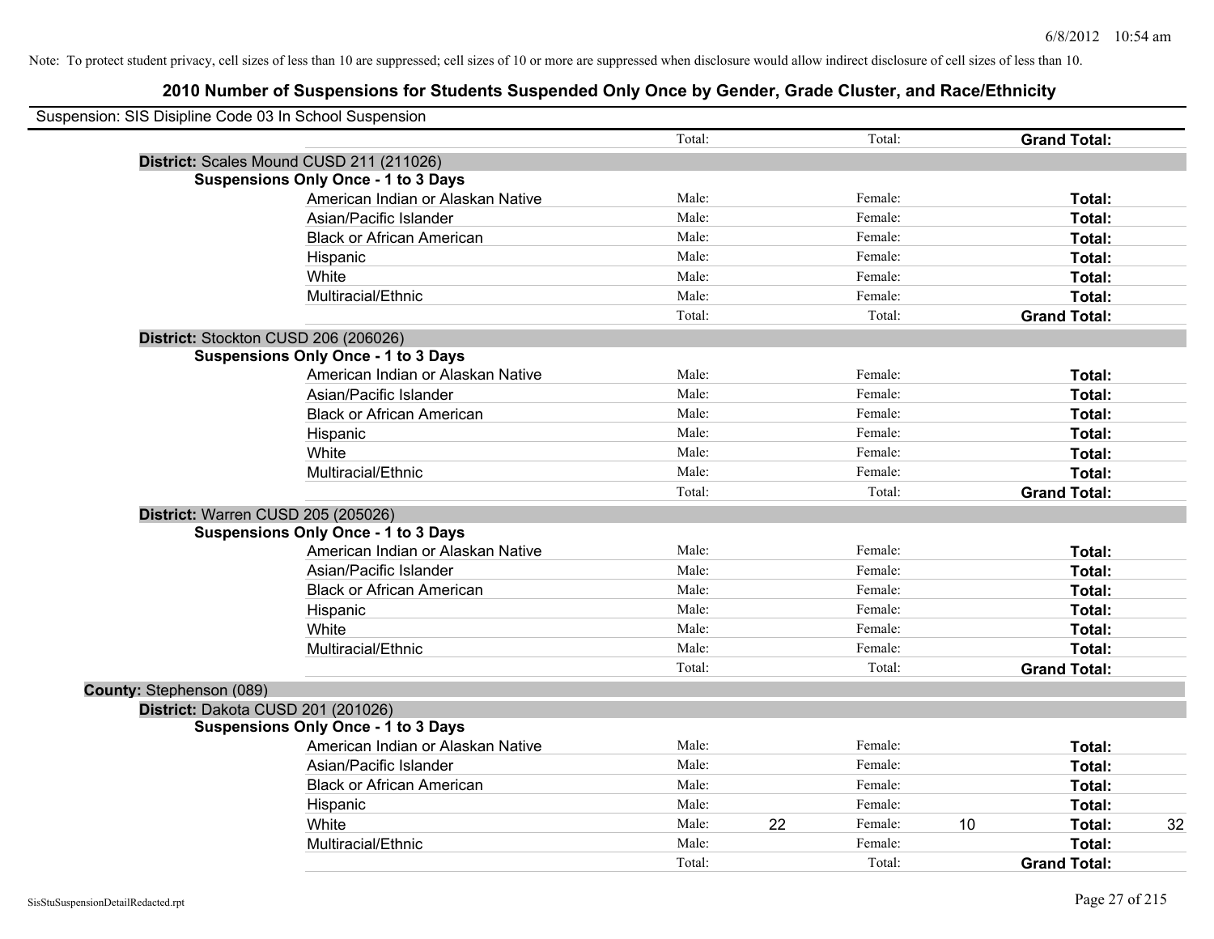Note: To protect student privacy, cell sizes of less than 10 are suppressed; cell sizes of 10 or more are suppressed when disclosure would allow indirect disclosure of cell sizes of less than 10.

## 2010 Number of Suspensions for Students Suspended Only Once by Gender, Grade Cluster, and Race/Ethnicity

Suspension: SIS Disipline Code 03 In School Suspension

| | | | | | | |
|---|---|---|---|---|---|---|
| | Total: | | Total: | | **Grand Total:** | |
| **District:** Scales Mound CUSD 211 (211026) | | | | | | |
| **Suspensions Only Once - 1 to 3 Days** | | | | | | |
| American Indian or Alaskan Native | Male: | | Female: | | **Total:** | |
| Asian/Pacific Islander | Male: | | Female: | | **Total:** | |
| Black or African American | Male: | | Female: | | **Total:** | |
| Hispanic | Male: | | Female: | | **Total:** | |
| White | Male: | | Female: | | **Total:** | |
| Multiracial/Ethnic | Male: | | Female: | | **Total:** | |
| | Total: | | Total: | | **Grand Total:** | |
| **District:** Stockton CUSD 206 (206026) | | | | | | |
| **Suspensions Only Once - 1 to 3 Days** | | | | | | |
| American Indian or Alaskan Native | Male: | | Female: | | **Total:** | |
| Asian/Pacific Islander | Male: | | Female: | | **Total:** | |
| Black or African American | Male: | | Female: | | **Total:** | |
| Hispanic | Male: | | Female: | | **Total:** | |
| White | Male: | | Female: | | **Total:** | |
| Multiracial/Ethnic | Male: | | Female: | | **Total:** | |
| | Total: | | Total: | | **Grand Total:** | |
| **District:** Warren CUSD 205 (205026) | | | | | | |
| **Suspensions Only Once - 1 to 3 Days** | | | | | | |
| American Indian or Alaskan Native | Male: | | Female: | | **Total:** | |
| Asian/Pacific Islander | Male: | | Female: | | **Total:** | |
| Black or African American | Male: | | Female: | | **Total:** | |
| Hispanic | Male: | | Female: | | **Total:** | |
| White | Male: | | Female: | | **Total:** | |
| Multiracial/Ethnic | Male: | | Female: | | **Total:** | |
| | Total: | | Total: | | **Grand Total:** | |
| **County:** Stephenson (089) | | | | | | |
| **District:** Dakota CUSD 201 (201026) | | | | | | |
| **Suspensions Only Once - 1 to 3 Days** | | | | | | |
| American Indian or Alaskan Native | Male: | | Female: | | **Total:** | |
| Asian/Pacific Islander | Male: | | Female: | | **Total:** | |
| Black or African American | Male: | | Female: | | **Total:** | |
| Hispanic | Male: | | Female: | | **Total:** | |
| White | Male: | 22 | Female: | 10 | **Total:** | 32 |
| Multiracial/Ethnic | Male: | | Female: | | **Total:** | |
| | Total: | | Total: | | **Grand Total:** | |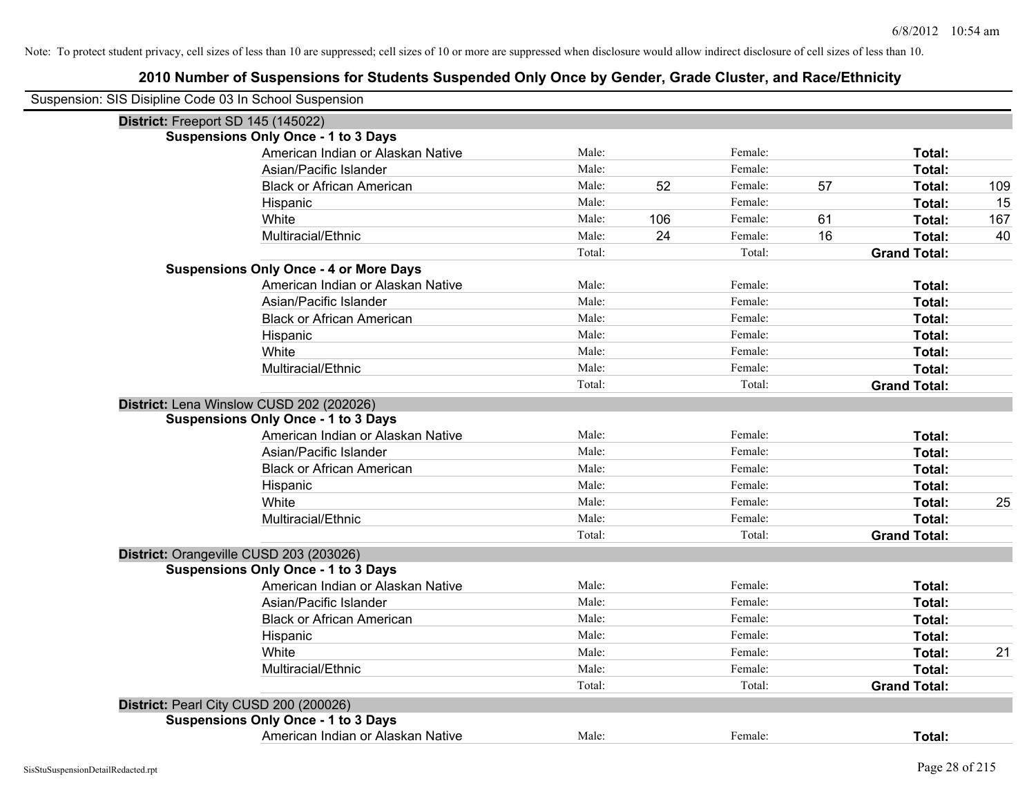Note: To protect student privacy, cell sizes of less than 10 are suppressed; cell sizes of 10 or more are suppressed when disclosure would allow indirect disclosure of cell sizes of less than 10.

## 2010 Number of Suspensions for Students Suspended Only Once by Gender, Grade Cluster, and Race/Ethnicity

Suspension: SIS Disipline Code 03 In School Suspension

**District:** Freeport SD 145 (145022)

**Suspensions Only Once - 1 to 3 Days**

| Race/Ethnicity | | | | | | |
|---|---|---|---|---|---|---|
| American Indian or Alaskan Native | Male: | | Female: | | **Total:** | |
| Asian/Pacific Islander | Male: | | Female: | | **Total:** | |
| Black or African American | Male: | 52 | Female: | 57 | **Total:** | 109 |
| Hispanic | Male: | | Female: | | **Total:** | 15 |
| White | Male: | 106 | Female: | 61 | **Total:** | 167 |
| Multiracial/Ethnic | Male: | 24 | Female: | 16 | **Total:** | 40 |
| | Total: | | Total: | | **Grand Total:** | |

**Suspensions Only Once - 4 or More Days**

| Race/Ethnicity | | | | | | |
|---|---|---|---|---|---|---|
| American Indian or Alaskan Native | Male: | | Female: | | **Total:** | |
| Asian/Pacific Islander | Male: | | Female: | | **Total:** | |
| Black or African American | Male: | | Female: | | **Total:** | |
| Hispanic | Male: | | Female: | | **Total:** | |
| White | Male: | | Female: | | **Total:** | |
| Multiracial/Ethnic | Male: | | Female: | | **Total:** | |
| | Total: | | Total: | | **Grand Total:** | |

**District:** Lena Winslow CUSD 202 (202026)

**Suspensions Only Once - 1 to 3 Days**

| Race/Ethnicity | | | | | | |
|---|---|---|---|---|---|---|
| American Indian or Alaskan Native | Male: | | Female: | | **Total:** | |
| Asian/Pacific Islander | Male: | | Female: | | **Total:** | |
| Black or African American | Male: | | Female: | | **Total:** | |
| Hispanic | Male: | | Female: | | **Total:** | |
| White | Male: | | Female: | | **Total:** | 25 |
| Multiracial/Ethnic | Male: | | Female: | | **Total:** | |
| | Total: | | Total: | | **Grand Total:** | |

**District:** Orangeville CUSD 203 (203026)

**Suspensions Only Once - 1 to 3 Days**

| Race/Ethnicity | | | | | | |
|---|---|---|---|---|---|---|
| American Indian or Alaskan Native | Male: | | Female: | | **Total:** | |
| Asian/Pacific Islander | Male: | | Female: | | **Total:** | |
| Black or African American | Male: | | Female: | | **Total:** | |
| Hispanic | Male: | | Female: | | **Total:** | |
| White | Male: | | Female: | | **Total:** | 21 |
| Multiracial/Ethnic | Male: | | Female: | | **Total:** | |
| | Total: | | Total: | | **Grand Total:** | |

**District:** Pearl City CUSD 200 (200026)

**Suspensions Only Once - 1 to 3 Days**

| Race/Ethnicity | | | | | | |
|---|---|---|---|---|---|---|
| American Indian or Alaskan Native | Male: | | Female: | | **Total:** | |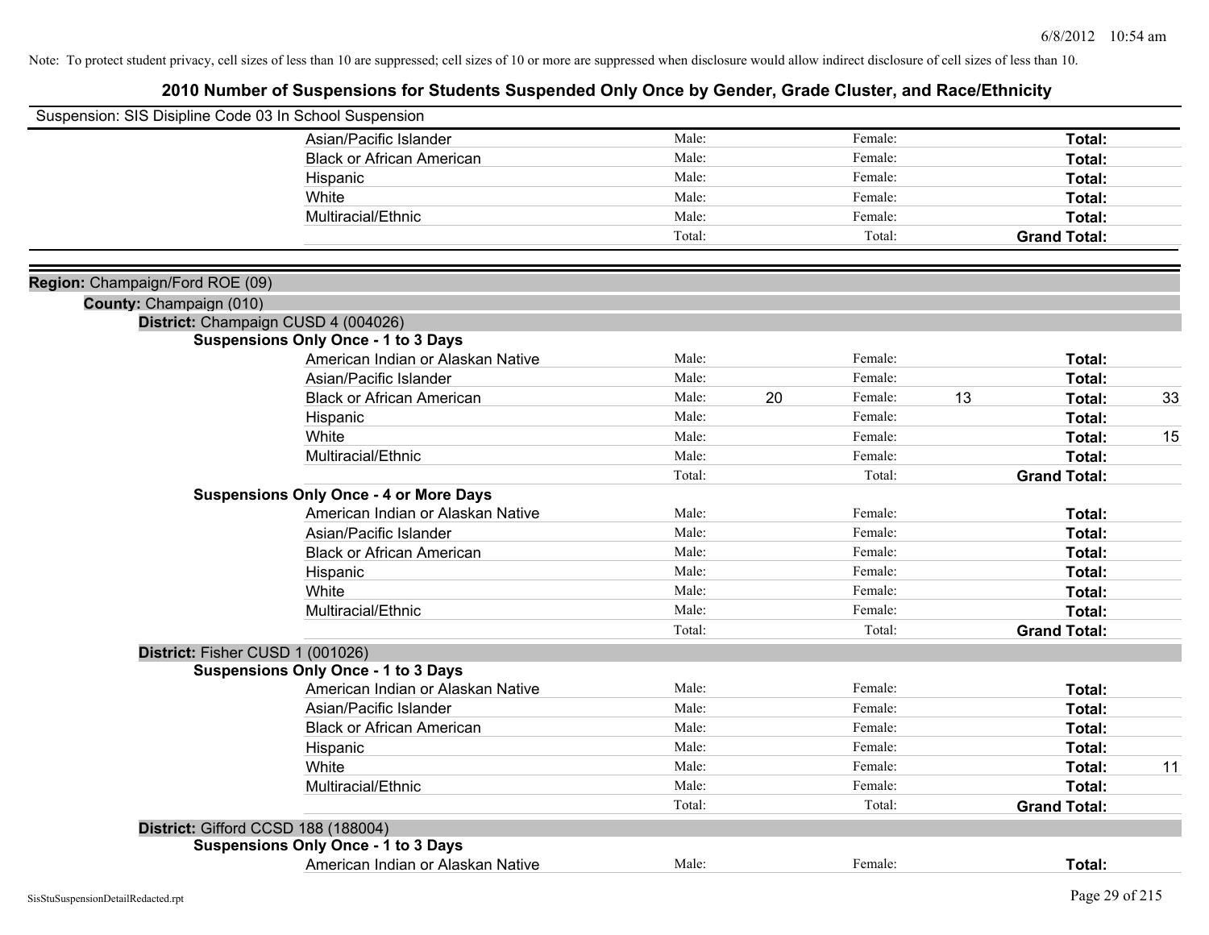Note: To protect student privacy, cell sizes of less than 10 are suppressed; cell sizes of 10 or more are suppressed when disclosure would allow indirect disclosure of cell sizes of less than 10.

# 2010 Number of Suspensions for Students Suspended Only Once by Gender, Grade Cluster, and Race/Ethnicity

Suspension: SIS Disipline Code 03 In School Suspension

| | | | | | |
|---|---|---|---|---|---|
| Asian/Pacific Islander | Male: | | Female: | | **Total:** |
| Black or African American | Male: | | Female: | | **Total:** |
| Hispanic | Male: | | Female: | | **Total:** |
| White | Male: | | Female: | | **Total:** |
| Multiracial/Ethnic | Male: | | Female: | | **Total:** |
| | Total: | | Total: | | **Grand Total:** |

**Region:** Champaign/Ford ROE (09)

**County:** Champaign (010)

**District:** Champaign CUSD 4 (004026)

**Suspensions Only Once - 1 to 3 Days**

| | Male: | | Female: | | Total: | |
|---|---|---|---|---|---|---|
| American Indian or Alaskan Native | Male: | | Female: | | **Total:** | |
| Asian/Pacific Islander | Male: | | Female: | | **Total:** | |
| Black or African American | Male: | 20 | Female: | 13 | **Total:** | 33 |
| Hispanic | Male: | | Female: | | **Total:** | |
| White | Male: | | Female: | | **Total:** | 15 |
| Multiracial/Ethnic | Male: | | Female: | | **Total:** | |
| | Total: | | Total: | | **Grand Total:** | |

**Suspensions Only Once - 4 or More Days**

| | Male: | | Female: | | Total: | |
|---|---|---|---|---|---|---|
| American Indian or Alaskan Native | Male: | | Female: | | **Total:** | |
| Asian/Pacific Islander | Male: | | Female: | | **Total:** | |
| Black or African American | Male: | | Female: | | **Total:** | |
| Hispanic | Male: | | Female: | | **Total:** | |
| White | Male: | | Female: | | **Total:** | |
| Multiracial/Ethnic | Male: | | Female: | | **Total:** | |
| | Total: | | Total: | | **Grand Total:** | |

**District:** Fisher CUSD 1 (001026)

**Suspensions Only Once - 1 to 3 Days**

| | Male: | | Female: | | Total: | |
|---|---|---|---|---|---|---|
| American Indian or Alaskan Native | Male: | | Female: | | **Total:** | |
| Asian/Pacific Islander | Male: | | Female: | | **Total:** | |
| Black or African American | Male: | | Female: | | **Total:** | |
| Hispanic | Male: | | Female: | | **Total:** | |
| White | Male: | | Female: | | **Total:** | 11 |
| Multiracial/Ethnic | Male: | | Female: | | **Total:** | |
| | Total: | | Total: | | **Grand Total:** | |

**District:** Gifford CCSD 188 (188004)

**Suspensions Only Once - 1 to 3 Days**

| | Male: | | Female: | | Total: | |
|---|---|---|---|---|---|---|
| American Indian or Alaskan Native | Male: | | Female: | | **Total:** | |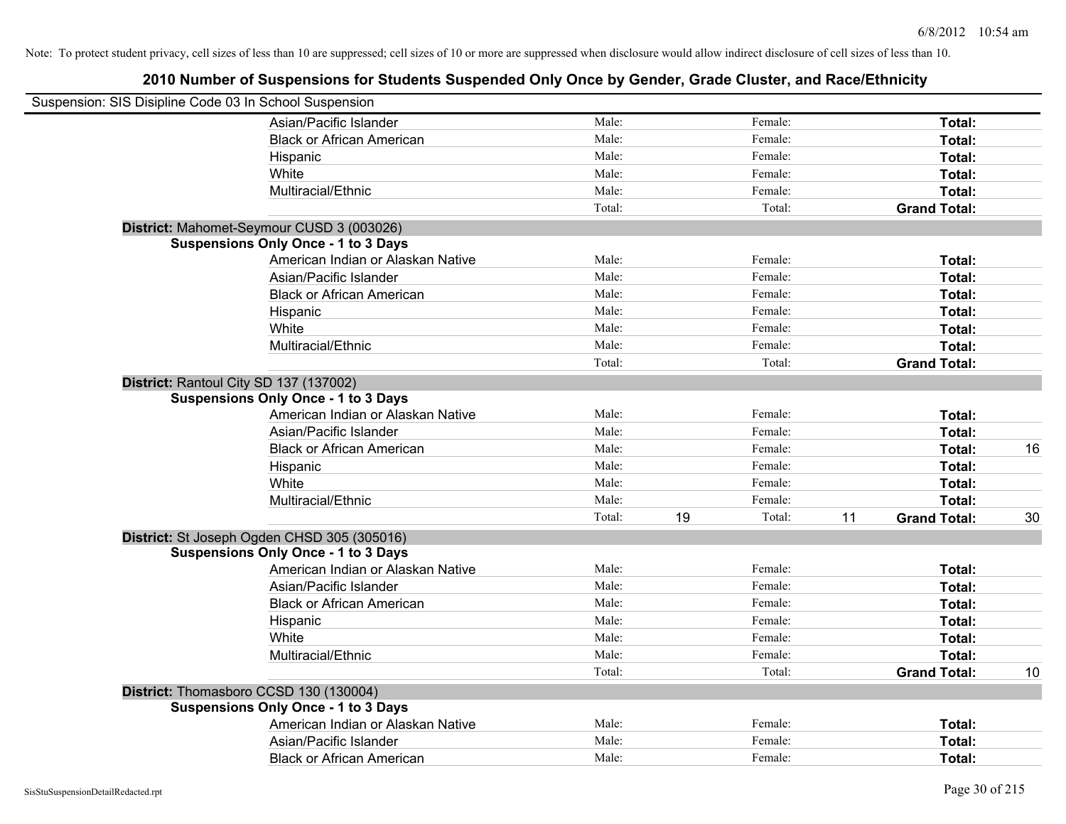Note: To protect student privacy, cell sizes of less than 10 are suppressed; cell sizes of 10 or more are suppressed when disclosure would allow indirect disclosure of cell sizes of less than 10.

## 2010 Number of Suspensions for Students Suspended Only Once by Gender, Grade Cluster, and Race/Ethnicity

Suspension: SIS Disipline Code 03 In School Suspension

| | | | | | | |
|---|---|---|---|---|---|---|
| Asian/Pacific Islander | Male: | | Female: | | **Total:** | |
| Black or African American | Male: | | Female: | | **Total:** | |
| Hispanic | Male: | | Female: | | **Total:** | |
| White | Male: | | Female: | | **Total:** | |
| Multiracial/Ethnic | Male: | | Female: | | **Total:** | |
| | Total: | | Total: | | **Grand Total:** | |

**District:** Mahomet-Seymour CUSD 3 (003026)

**Suspensions Only Once - 1 to 3 Days**

| | | | | | | |
|---|---|---|---|---|---|---|
| American Indian or Alaskan Native | Male: | | Female: | | **Total:** | |
| Asian/Pacific Islander | Male: | | Female: | | **Total:** | |
| Black or African American | Male: | | Female: | | **Total:** | |
| Hispanic | Male: | | Female: | | **Total:** | |
| White | Male: | | Female: | | **Total:** | |
| Multiracial/Ethnic | Male: | | Female: | | **Total:** | |
| | Total: | | Total: | | **Grand Total:** | |

**District:** Rantoul City SD 137 (137002)

**Suspensions Only Once - 1 to 3 Days**

| | | | | | | |
|---|---|---|---|---|---|---|
| American Indian or Alaskan Native | Male: | | Female: | | **Total:** | |
| Asian/Pacific Islander | Male: | | Female: | | **Total:** | |
| Black or African American | Male: | | Female: | | **Total:** | 16 |
| Hispanic | Male: | | Female: | | **Total:** | |
| White | Male: | | Female: | | **Total:** | |
| Multiracial/Ethnic | Male: | | Female: | | **Total:** | |
| | Total: | 19 | Total: | 11 | **Grand Total:** | 30 |

**District:** St Joseph Ogden CHSD 305 (305016)

**Suspensions Only Once - 1 to 3 Days**

| | | | | | | |
|---|---|---|---|---|---|---|
| American Indian or Alaskan Native | Male: | | Female: | | **Total:** | |
| Asian/Pacific Islander | Male: | | Female: | | **Total:** | |
| Black or African American | Male: | | Female: | | **Total:** | |
| Hispanic | Male: | | Female: | | **Total:** | |
| White | Male: | | Female: | | **Total:** | |
| Multiracial/Ethnic | Male: | | Female: | | **Total:** | |
| | Total: | | Total: | | **Grand Total:** | 10 |

**District:** Thomasboro CCSD 130 (130004)

**Suspensions Only Once - 1 to 3 Days**

| | | | | | | |
|---|---|---|---|---|---|---|
| American Indian or Alaskan Native | Male: | | Female: | | **Total:** | |
| Asian/Pacific Islander | Male: | | Female: | | **Total:** | |
| Black or African American | Male: | | Female: | | **Total:** | |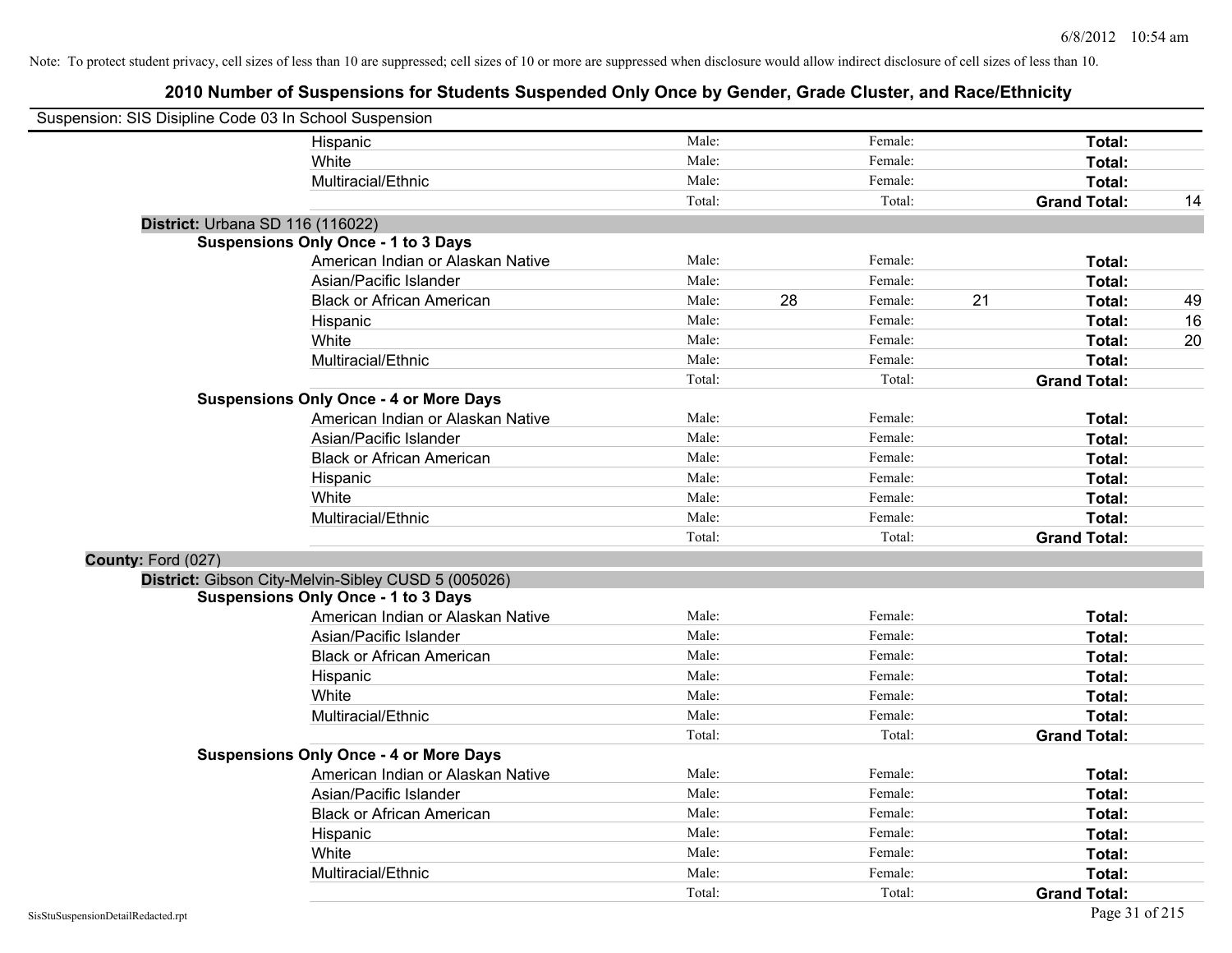Note: To protect student privacy, cell sizes of less than 10 are suppressed; cell sizes of 10 or more are suppressed when disclosure would allow indirect disclosure of cell sizes of less than 10.

# 2010 Number of Suspensions for Students Suspended Only Once by Gender, Grade Cluster, and Race/Ethnicity

Suspension: SIS Disipline Code 03 In School Suspension

| | | | | | |
|---|---|---|---|---|---|
| Hispanic | Male: | Female: | | **Total:** | |
| White | Male: | Female: | | **Total:** | |
| Multiracial/Ethnic | Male: | Female: | | **Total:** | |
| | Total: | Total: | | **Grand Total:** | 14 |

**District:** Urbana SD 116 (116022)

**Suspensions Only Once - 1 to 3 Days**

| | | | | | | |
|---|---|---|---|---|---|---|
| American Indian or Alaskan Native | Male: | | Female: | | **Total:** | |
| Asian/Pacific Islander | Male: | | Female: | | **Total:** | |
| Black or African American | Male: | 28 | Female: | 21 | **Total:** | 49 |
| Hispanic | Male: | | Female: | | **Total:** | 16 |
| White | Male: | | Female: | | **Total:** | 20 |
| Multiracial/Ethnic | Male: | | Female: | | **Total:** | |
| | Total: | | Total: | | **Grand Total:** | |

**Suspensions Only Once - 4 or More Days**

| | | | | |
|---|---|---|---|---|
| American Indian or Alaskan Native | Male: | Female: | **Total:** | |
| Asian/Pacific Islander | Male: | Female: | **Total:** | |
| Black or African American | Male: | Female: | **Total:** | |
| Hispanic | Male: | Female: | **Total:** | |
| White | Male: | Female: | **Total:** | |
| Multiracial/Ethnic | Male: | Female: | **Total:** | |
| | Total: | Total: | **Grand Total:** | |

**County:** Ford (027)

**District:** Gibson City-Melvin-Sibley CUSD 5 (005026)

**Suspensions Only Once - 1 to 3 Days**

| | | | | |
|---|---|---|---|---|
| American Indian or Alaskan Native | Male: | Female: | **Total:** | |
| Asian/Pacific Islander | Male: | Female: | **Total:** | |
| Black or African American | Male: | Female: | **Total:** | |
| Hispanic | Male: | Female: | **Total:** | |
| White | Male: | Female: | **Total:** | |
| Multiracial/Ethnic | Male: | Female: | **Total:** | |
| | Total: | Total: | **Grand Total:** | |

**Suspensions Only Once - 4 or More Days**

| | | | | |
|---|---|---|---|---|
| American Indian or Alaskan Native | Male: | Female: | **Total:** | |
| Asian/Pacific Islander | Male: | Female: | **Total:** | |
| Black or African American | Male: | Female: | **Total:** | |
| Hispanic | Male: | Female: | **Total:** | |
| White | Male: | Female: | **Total:** | |
| Multiracial/Ethnic | Male: | Female: | **Total:** | |
| | Total: | Total: | **Grand Total:** | |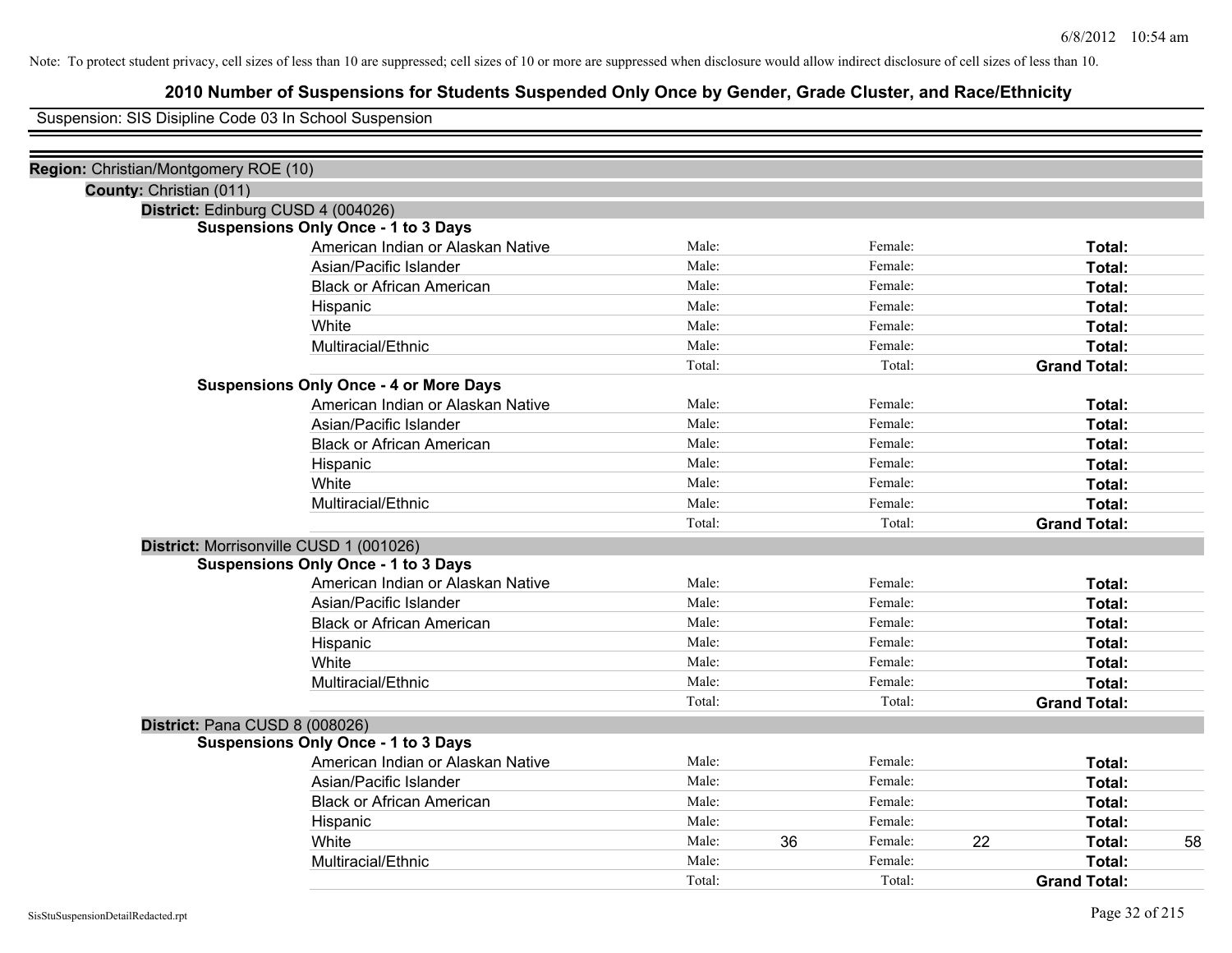Note: To protect student privacy, cell sizes of less than 10 are suppressed; cell sizes of 10 or more are suppressed when disclosure would allow indirect disclosure of cell sizes of less than 10.

# 2010 Number of Suspensions for Students Suspended Only Once by Gender, Grade Cluster, and Race/Ethnicity

Suspension: SIS Disipline Code 03 In School Suspension

**Region:** Christian/Montgomery ROE (10)

**County:** Christian (011)

**District:** Edinburg CUSD 4 (004026)

**Suspensions Only Once - 1 to 3 Days**

| Race/Ethnicity | Male: | | Female: | | Total: | |
|---|---|---|---|---|---|---|
| American Indian or Alaskan Native | Male: | | Female: | | **Total:** | |
| Asian/Pacific Islander | Male: | | Female: | | **Total:** | |
| Black or African American | Male: | | Female: | | **Total:** | |
| Hispanic | Male: | | Female: | | **Total:** | |
| White | Male: | | Female: | | **Total:** | |
| Multiracial/Ethnic | Male: | | Female: | | **Total:** | |
| | Total: | | Total: | | **Grand Total:** | |

**Suspensions Only Once - 4 or More Days**

| Race/Ethnicity | Male: | | Female: | | Total: | |
|---|---|---|---|---|---|---|
| American Indian or Alaskan Native | Male: | | Female: | | **Total:** | |
| Asian/Pacific Islander | Male: | | Female: | | **Total:** | |
| Black or African American | Male: | | Female: | | **Total:** | |
| Hispanic | Male: | | Female: | | **Total:** | |
| White | Male: | | Female: | | **Total:** | |
| Multiracial/Ethnic | Male: | | Female: | | **Total:** | |
| | Total: | | Total: | | **Grand Total:** | |

**District:** Morrisonville CUSD 1 (001026)

**Suspensions Only Once - 1 to 3 Days**

| Race/Ethnicity | Male: | | Female: | | Total: | |
|---|---|---|---|---|---|---|
| American Indian or Alaskan Native | Male: | | Female: | | **Total:** | |
| Asian/Pacific Islander | Male: | | Female: | | **Total:** | |
| Black or African American | Male: | | Female: | | **Total:** | |
| Hispanic | Male: | | Female: | | **Total:** | |
| White | Male: | | Female: | | **Total:** | |
| Multiracial/Ethnic | Male: | | Female: | | **Total:** | |
| | Total: | | Total: | | **Grand Total:** | |

**District:** Pana CUSD 8 (008026)

**Suspensions Only Once - 1 to 3 Days**

| Race/Ethnicity | Male: | | Female: | | Total: | |
|---|---|---|---|---|---|---|
| American Indian or Alaskan Native | Male: | | Female: | | **Total:** | |
| Asian/Pacific Islander | Male: | | Female: | | **Total:** | |
| Black or African American | Male: | | Female: | | **Total:** | |
| Hispanic | Male: | | Female: | | **Total:** | |
| White | Male: | 36 | Female: | 22 | **Total:** | 58 |
| Multiracial/Ethnic | Male: | | Female: | | **Total:** | |
| | Total: | | Total: | | **Grand Total:** | |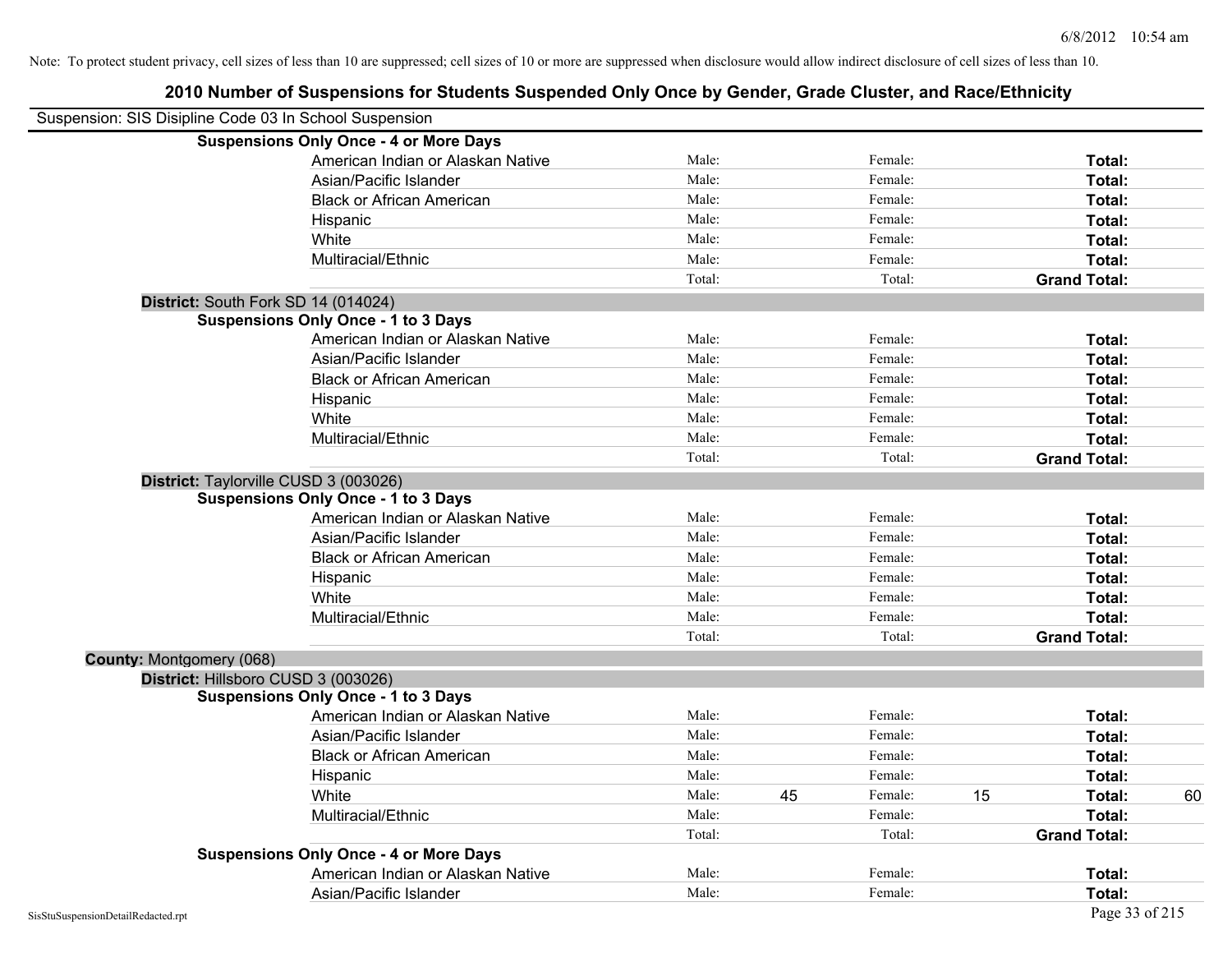Note: To protect student privacy, cell sizes of less than 10 are suppressed; cell sizes of 10 or more are suppressed when disclosure would allow indirect disclosure of cell sizes of less than 10.

# 2010 Number of Suspensions for Students Suspended Only Once by Gender, Grade Cluster, and Race/Ethnicity

Suspension: SIS Disipline Code 03 In School Suspension

**Suspensions Only Once - 4 or More Days**

| | | | | | | |
|---|---|---|---|---|---|---|
| American Indian or Alaskan Native | Male: | | Female: | | **Total:** | |
| Asian/Pacific Islander | Male: | | Female: | | **Total:** | |
| Black or African American | Male: | | Female: | | **Total:** | |
| Hispanic | Male: | | Female: | | **Total:** | |
| White | Male: | | Female: | | **Total:** | |
| Multiracial/Ethnic | Male: | | Female: | | **Total:** | |
| | Total: | | Total: | | **Grand Total:** | |

**District:** South Fork SD 14 (014024)

**Suspensions Only Once - 1 to 3 Days**

| | | | | | | |
|---|---|---|---|---|---|---|
| American Indian or Alaskan Native | Male: | | Female: | | **Total:** | |
| Asian/Pacific Islander | Male: | | Female: | | **Total:** | |
| Black or African American | Male: | | Female: | | **Total:** | |
| Hispanic | Male: | | Female: | | **Total:** | |
| White | Male: | | Female: | | **Total:** | |
| Multiracial/Ethnic | Male: | | Female: | | **Total:** | |
| | Total: | | Total: | | **Grand Total:** | |

**District:** Taylorville CUSD 3 (003026)

**Suspensions Only Once - 1 to 3 Days**

| | | | | | | |
|---|---|---|---|---|---|---|
| American Indian or Alaskan Native | Male: | | Female: | | **Total:** | |
| Asian/Pacific Islander | Male: | | Female: | | **Total:** | |
| Black or African American | Male: | | Female: | | **Total:** | |
| Hispanic | Male: | | Female: | | **Total:** | |
| White | Male: | | Female: | | **Total:** | |
| Multiracial/Ethnic | Male: | | Female: | | **Total:** | |
| | Total: | | Total: | | **Grand Total:** | |

**County:** Montgomery (068)

**District:** Hillsboro CUSD 3 (003026)

**Suspensions Only Once - 1 to 3 Days**

| | | | | | | |
|---|---|---|---|---|---|---|
| American Indian or Alaskan Native | Male: | | Female: | | **Total:** | |
| Asian/Pacific Islander | Male: | | Female: | | **Total:** | |
| Black or African American | Male: | | Female: | | **Total:** | |
| Hispanic | Male: | | Female: | | **Total:** | |
| White | Male: | 45 | Female: | 15 | **Total:** | 60 |
| Multiracial/Ethnic | Male: | | Female: | | **Total:** | |
| | Total: | | Total: | | **Grand Total:** | |

**Suspensions Only Once - 4 or More Days**

| | | | | | | |
|---|---|---|---|---|---|---|
| American Indian or Alaskan Native | Male: | | Female: | | **Total:** | |
| Asian/Pacific Islander | Male: | | Female: | | **Total:** | |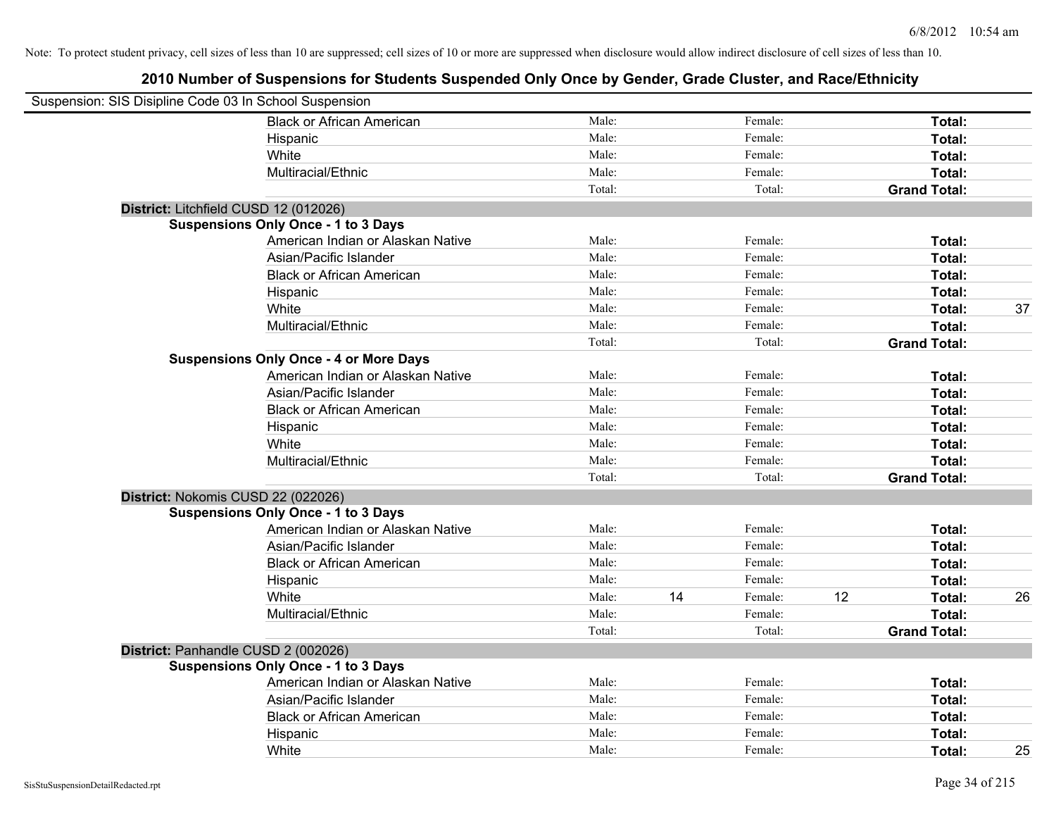Note: To protect student privacy, cell sizes of less than 10 are suppressed; cell sizes of 10 or more are suppressed when disclosure would allow indirect disclosure of cell sizes of less than 10.

## 2010 Number of Suspensions for Students Suspended Only Once by Gender, Grade Cluster, and Race/Ethnicity

Suspension: SIS Disipline Code 03 In School Suspension

| | | | | | | |
|---|---|---|---|---|---|---|
| Black or African American | Male: | | Female: | | **Total:** | |
| Hispanic | Male: | | Female: | | **Total:** | |
| White | Male: | | Female: | | **Total:** | |
| Multiracial/Ethnic | Male: | | Female: | | **Total:** | |
| | Total: | | Total: | | **Grand Total:** | |

**District:** Litchfield CUSD 12 (012026)

**Suspensions Only Once - 1 to 3 Days**

| | | | | | | |
|---|---|---|---|---|---|---|
| American Indian or Alaskan Native | Male: | | Female: | | **Total:** | |
| Asian/Pacific Islander | Male: | | Female: | | **Total:** | |
| Black or African American | Male: | | Female: | | **Total:** | |
| Hispanic | Male: | | Female: | | **Total:** | |
| White | Male: | | Female: | | **Total:** | 37 |
| Multiracial/Ethnic | Male: | | Female: | | **Total:** | |
| | Total: | | Total: | | **Grand Total:** | |

**Suspensions Only Once - 4 or More Days**

| | | | | | | |
|---|---|---|---|---|---|---|
| American Indian or Alaskan Native | Male: | | Female: | | **Total:** | |
| Asian/Pacific Islander | Male: | | Female: | | **Total:** | |
| Black or African American | Male: | | Female: | | **Total:** | |
| Hispanic | Male: | | Female: | | **Total:** | |
| White | Male: | | Female: | | **Total:** | |
| Multiracial/Ethnic | Male: | | Female: | | **Total:** | |
| | Total: | | Total: | | **Grand Total:** | |

**District:** Nokomis CUSD 22 (022026)

**Suspensions Only Once - 1 to 3 Days**

| | | | | | | |
|---|---|---|---|---|---|---|
| American Indian or Alaskan Native | Male: | | Female: | | **Total:** | |
| Asian/Pacific Islander | Male: | | Female: | | **Total:** | |
| Black or African American | Male: | | Female: | | **Total:** | |
| Hispanic | Male: | | Female: | | **Total:** | |
| White | Male: | 14 | Female: | 12 | **Total:** | 26 |
| Multiracial/Ethnic | Male: | | Female: | | **Total:** | |
| | Total: | | Total: | | **Grand Total:** | |

**District:** Panhandle CUSD 2 (002026)

**Suspensions Only Once - 1 to 3 Days**

| | | | | | | |
|---|---|---|---|---|---|---|
| American Indian or Alaskan Native | Male: | | Female: | | **Total:** | |
| Asian/Pacific Islander | Male: | | Female: | | **Total:** | |
| Black or African American | Male: | | Female: | | **Total:** | |
| Hispanic | Male: | | Female: | | **Total:** | |
| White | Male: | | Female: | | **Total:** | 25 |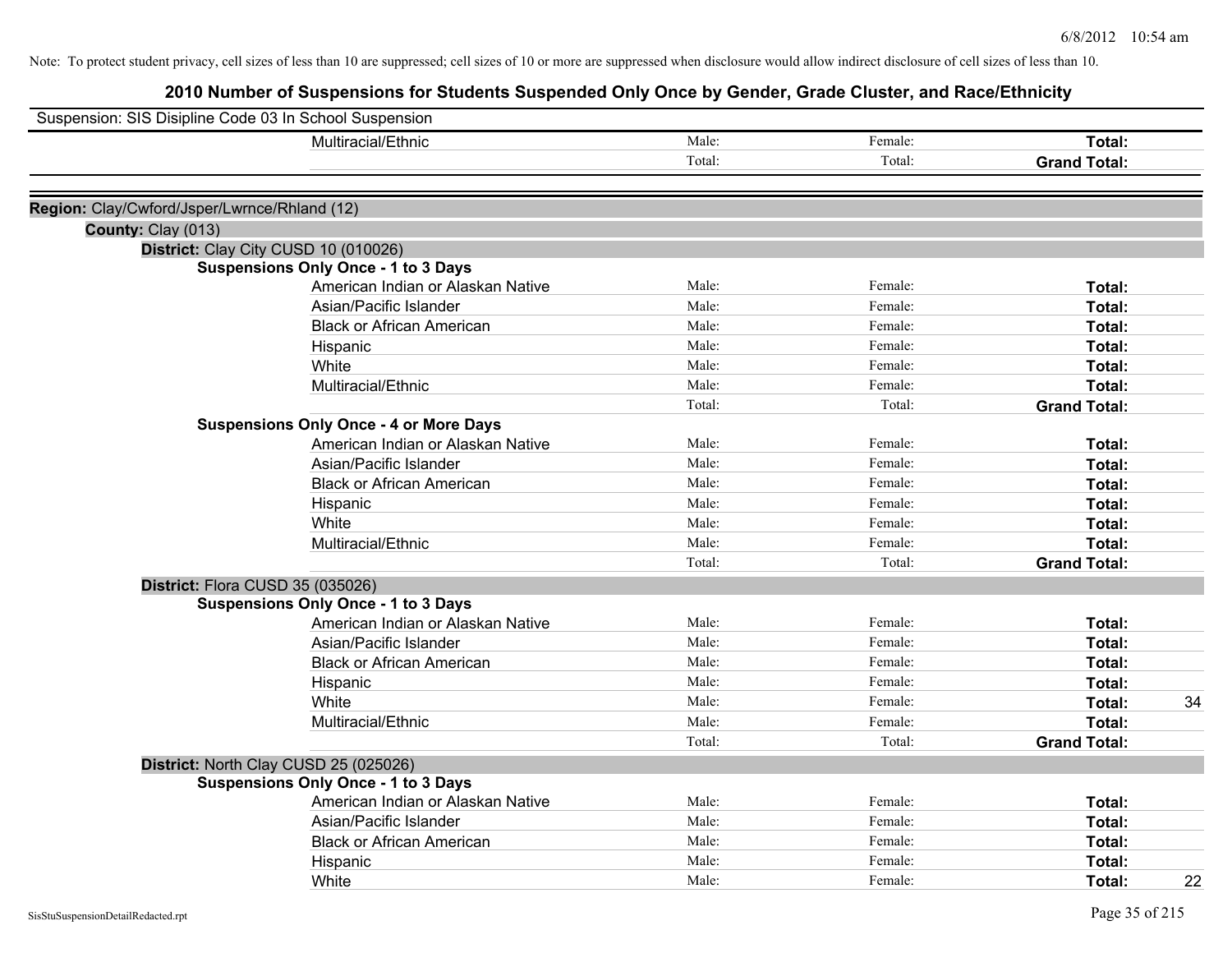Note: To protect student privacy, cell sizes of less than 10 are suppressed; cell sizes of 10 or more are suppressed when disclosure would allow indirect disclosure of cell sizes of less than 10.

# 2010 Number of Suspensions for Students Suspended Only Once by Gender, Grade Cluster, and Race/Ethnicity

Suspension: SIS Disipline Code 03 In School Suspension

| | | | | | |
|---|---|---|---|---|---|
| | Multiracial/Ethnic | Male: | Female: | **Total:** | |
| | | Total: | Total: | **Grand Total:** | |

**Region:** Clay/Cwford/Jsper/Lwrnce/Rhland (12)

**County:** Clay (013)

**District:** Clay City CUSD 10 (010026)

**Suspensions Only Once - 1 to 3 Days**

| | | | | |
|---|---|---|---|---|
| American Indian or Alaskan Native | Male: | Female: | **Total:** | |
| Asian/Pacific Islander | Male: | Female: | **Total:** | |
| Black or African American | Male: | Female: | **Total:** | |
| Hispanic | Male: | Female: | **Total:** | |
| White | Male: | Female: | **Total:** | |
| Multiracial/Ethnic | Male: | Female: | **Total:** | |
| | Total: | Total: | **Grand Total:** | |

**Suspensions Only Once - 4 or More Days**

| | | | | |
|---|---|---|---|---|
| American Indian or Alaskan Native | Male: | Female: | **Total:** | |
| Asian/Pacific Islander | Male: | Female: | **Total:** | |
| Black or African American | Male: | Female: | **Total:** | |
| Hispanic | Male: | Female: | **Total:** | |
| White | Male: | Female: | **Total:** | |
| Multiracial/Ethnic | Male: | Female: | **Total:** | |
| | Total: | Total: | **Grand Total:** | |

**District:** Flora CUSD 35 (035026)

**Suspensions Only Once - 1 to 3 Days**

| | | | | |
|---|---|---|---|---|
| American Indian or Alaskan Native | Male: | Female: | **Total:** | |
| Asian/Pacific Islander | Male: | Female: | **Total:** | |
| Black or African American | Male: | Female: | **Total:** | |
| Hispanic | Male: | Female: | **Total:** | |
| White | Male: | Female: | **Total:** | 34 |
| Multiracial/Ethnic | Male: | Female: | **Total:** | |
| | Total: | Total: | **Grand Total:** | |

**District:** North Clay CUSD 25 (025026)

**Suspensions Only Once - 1 to 3 Days**

| | | | | |
|---|---|---|---|---|
| American Indian or Alaskan Native | Male: | Female: | **Total:** | |
| Asian/Pacific Islander | Male: | Female: | **Total:** | |
| Black or African American | Male: | Female: | **Total:** | |
| Hispanic | Male: | Female: | **Total:** | |
| White | Male: | Female: | **Total:** | 22 |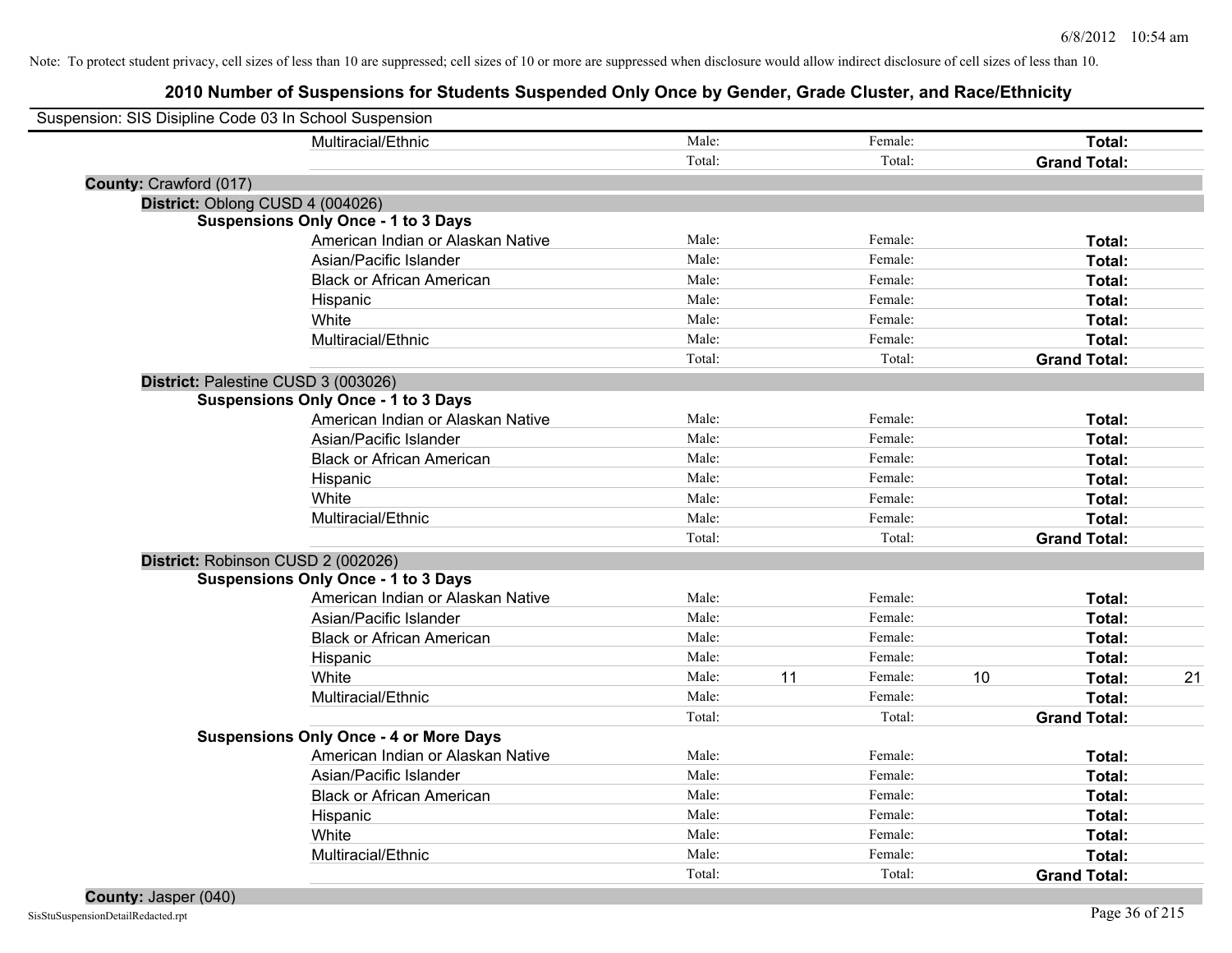Note: To protect student privacy, cell sizes of less than 10 are suppressed; cell sizes of 10 or more are suppressed when disclosure would allow indirect disclosure of cell sizes of less than 10.

# 2010 Number of Suspensions for Students Suspended Only Once by Gender, Grade Cluster, and Race/Ethnicity

Suspension: SIS Disipline Code 03 In School Suspension

| | | | | | | |
|---|---|---|---|---|---|---|
| Multiracial/Ethnic | Male: | | Female: | | **Total:** | |
| | Total: | | Total: | | **Grand Total:** | |

**County:** Crawford (017)

**District:** Oblong CUSD 4 (004026)

**Suspensions Only Once - 1 to 3 Days**

| | | | | | | |
|---|---|---|---|---|---|---|
| American Indian or Alaskan Native | Male: | | Female: | | **Total:** | |
| Asian/Pacific Islander | Male: | | Female: | | **Total:** | |
| Black or African American | Male: | | Female: | | **Total:** | |
| Hispanic | Male: | | Female: | | **Total:** | |
| White | Male: | | Female: | | **Total:** | |
| Multiracial/Ethnic | Male: | | Female: | | **Total:** | |
| | Total: | | Total: | | **Grand Total:** | |

**District:** Palestine CUSD 3 (003026)

**Suspensions Only Once - 1 to 3 Days**

| | | | | | | |
|---|---|---|---|---|---|---|
| American Indian or Alaskan Native | Male: | | Female: | | **Total:** | |
| Asian/Pacific Islander | Male: | | Female: | | **Total:** | |
| Black or African American | Male: | | Female: | | **Total:** | |
| Hispanic | Male: | | Female: | | **Total:** | |
| White | Male: | | Female: | | **Total:** | |
| Multiracial/Ethnic | Male: | | Female: | | **Total:** | |
| | Total: | | Total: | | **Grand Total:** | |

**District:** Robinson CUSD 2 (002026)

**Suspensions Only Once - 1 to 3 Days**

| | | | | | | |
|---|---|---|---|---|---|---|
| American Indian or Alaskan Native | Male: | | Female: | | **Total:** | |
| Asian/Pacific Islander | Male: | | Female: | | **Total:** | |
| Black or African American | Male: | | Female: | | **Total:** | |
| Hispanic | Male: | | Female: | | **Total:** | |
| White | Male: | 11 | Female: | 10 | **Total:** | 21 |
| Multiracial/Ethnic | Male: | | Female: | | **Total:** | |
| | Total: | | Total: | | **Grand Total:** | |

**Suspensions Only Once - 4 or More Days**

| | | | | | | |
|---|---|---|---|---|---|---|
| American Indian or Alaskan Native | Male: | | Female: | | **Total:** | |
| Asian/Pacific Islander | Male: | | Female: | | **Total:** | |
| Black or African American | Male: | | Female: | | **Total:** | |
| Hispanic | Male: | | Female: | | **Total:** | |
| White | Male: | | Female: | | **Total:** | |
| Multiracial/Ethnic | Male: | | Female: | | **Total:** | |
| | Total: | | Total: | | **Grand Total:** | |

**County:** Jasper (040)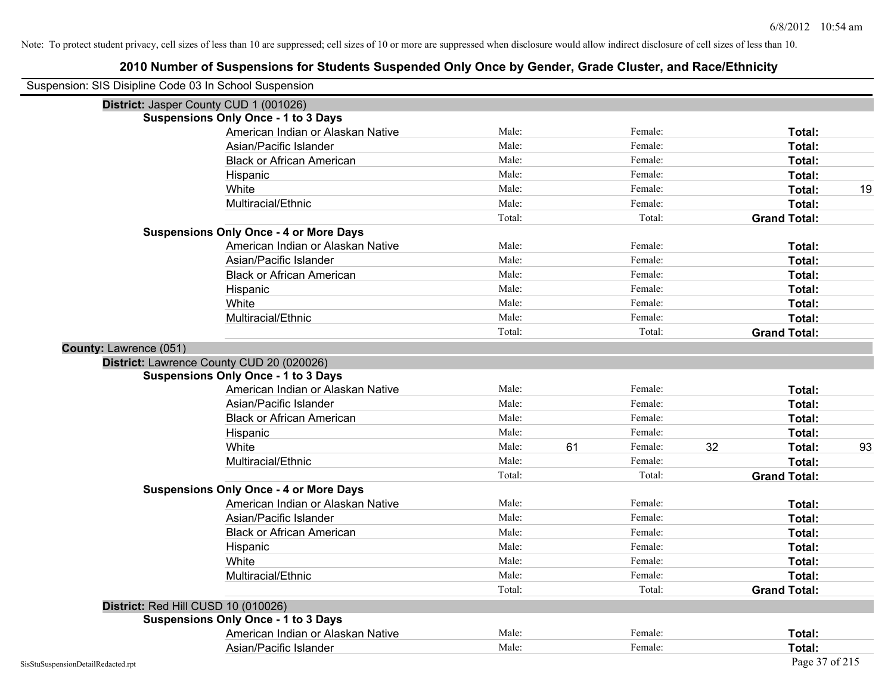Note: To protect student privacy, cell sizes of less than 10 are suppressed; cell sizes of 10 or more are suppressed when disclosure would allow indirect disclosure of cell sizes of less than 10.

# 2010 Number of Suspensions for Students Suspended Only Once by Gender, Grade Cluster, and Race/Ethnicity

Suspension: SIS Disipline Code 03 In School Suspension

**District:** Jasper County CUD 1 (001026)

**Suspensions Only Once - 1 to 3 Days**

| | | | | | | |
|---|---|---|---|---|---|---|
| American Indian or Alaskan Native | Male: | | Female: | | **Total:** | |
| Asian/Pacific Islander | Male: | | Female: | | **Total:** | |
| Black or African American | Male: | | Female: | | **Total:** | |
| Hispanic | Male: | | Female: | | **Total:** | |
| White | Male: | | Female: | | **Total:** | 19 |
| Multiracial/Ethnic | Male: | | Female: | | **Total:** | |
| | Total: | | Total: | | **Grand Total:** | |

**Suspensions Only Once - 4 or More Days**

| | | | | | | |
|---|---|---|---|---|---|---|
| American Indian or Alaskan Native | Male: | | Female: | | **Total:** | |
| Asian/Pacific Islander | Male: | | Female: | | **Total:** | |
| Black or African American | Male: | | Female: | | **Total:** | |
| Hispanic | Male: | | Female: | | **Total:** | |
| White | Male: | | Female: | | **Total:** | |
| Multiracial/Ethnic | Male: | | Female: | | **Total:** | |
| | Total: | | Total: | | **Grand Total:** | |

**County:** Lawrence (051)

**District:** Lawrence County CUD 20 (020026)

**Suspensions Only Once - 1 to 3 Days**

| | | | | | | |
|---|---|---|---|---|---|---|
| American Indian or Alaskan Native | Male: | | Female: | | **Total:** | |
| Asian/Pacific Islander | Male: | | Female: | | **Total:** | |
| Black or African American | Male: | | Female: | | **Total:** | |
| Hispanic | Male: | | Female: | | **Total:** | |
| White | Male: | 61 | Female: | 32 | **Total:** | 93 |
| Multiracial/Ethnic | Male: | | Female: | | **Total:** | |
| | Total: | | Total: | | **Grand Total:** | |

**Suspensions Only Once - 4 or More Days**

| | | | | | | |
|---|---|---|---|---|---|---|
| American Indian or Alaskan Native | Male: | | Female: | | **Total:** | |
| Asian/Pacific Islander | Male: | | Female: | | **Total:** | |
| Black or African American | Male: | | Female: | | **Total:** | |
| Hispanic | Male: | | Female: | | **Total:** | |
| White | Male: | | Female: | | **Total:** | |
| Multiracial/Ethnic | Male: | | Female: | | **Total:** | |
| | Total: | | Total: | | **Grand Total:** | |

**District:** Red Hill CUSD 10 (010026)

**Suspensions Only Once - 1 to 3 Days**

| | | | | | | |
|---|---|---|---|---|---|---|
| American Indian or Alaskan Native | Male: | | Female: | | **Total:** | |
| Asian/Pacific Islander | Male: | | Female: | | **Total:** | |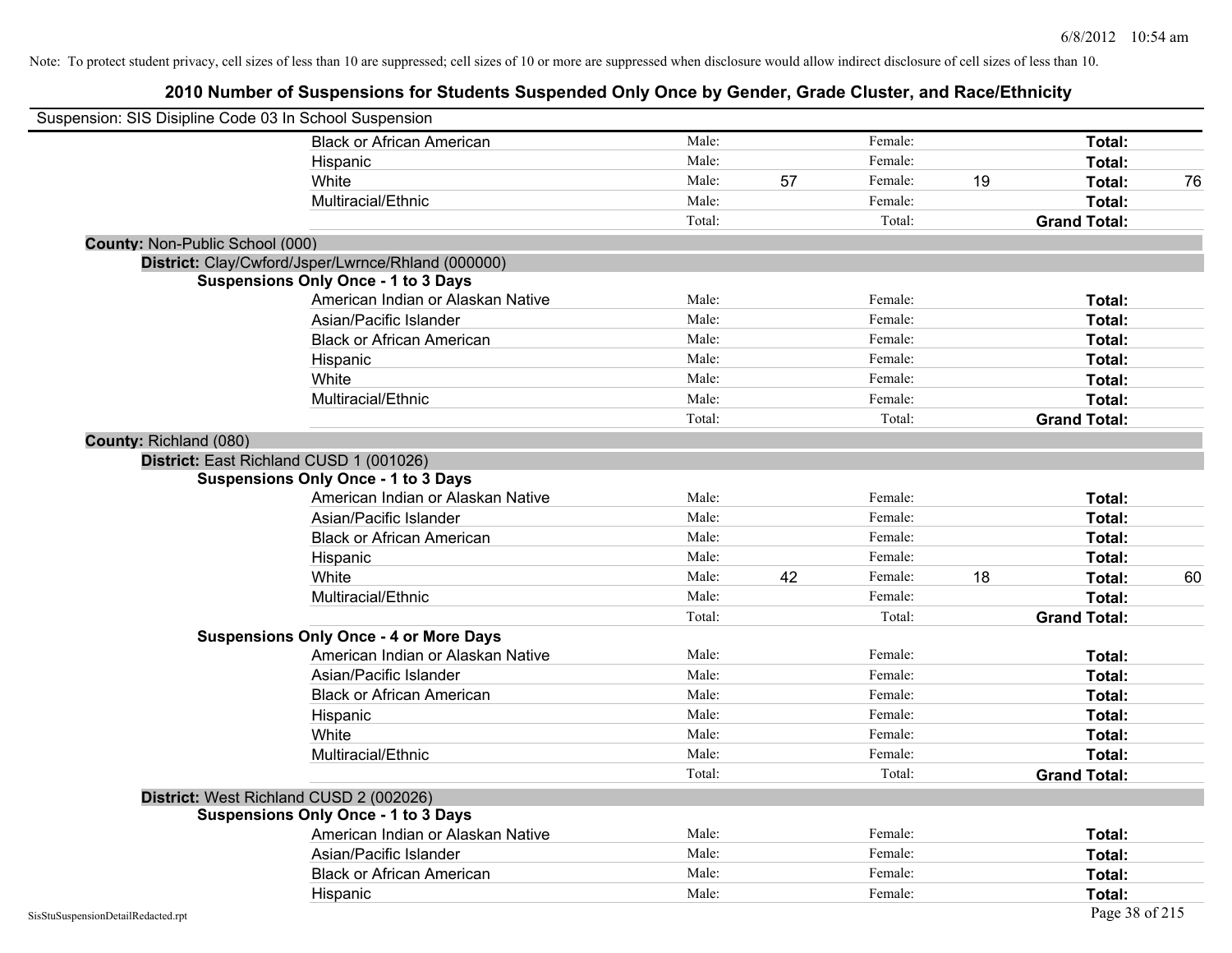Note: To protect student privacy, cell sizes of less than 10 are suppressed; cell sizes of 10 or more are suppressed when disclosure would allow indirect disclosure of cell sizes of less than 10.

# 2010 Number of Suspensions for Students Suspended Only Once by Gender, Grade Cluster, and Race/Ethnicity

Suspension: SIS Disipline Code 03 In School Suspension

| | Male: | | Female: | | Total: | |
|---|---|---|---|---|---|---|
| Black or African American | Male: | | Female: | | **Total:** | |
| Hispanic | Male: | | Female: | | **Total:** | |
| White | Male: | 57 | Female: | 19 | **Total:** | 76 |
| Multiracial/Ethnic | Male: | | Female: | | **Total:** | |
| | Total: | | Total: | | **Grand Total:** | |

**County:** Non-Public School (000)

**District:** Clay/Cwford/Jsper/Lwrnce/Rhland (000000)

**Suspensions Only Once - 1 to 3 Days**

| | Male: | | Female: | | Total: | |
|---|---|---|---|---|---|---|
| American Indian or Alaskan Native | Male: | | Female: | | **Total:** | |
| Asian/Pacific Islander | Male: | | Female: | | **Total:** | |
| Black or African American | Male: | | Female: | | **Total:** | |
| Hispanic | Male: | | Female: | | **Total:** | |
| White | Male: | | Female: | | **Total:** | |
| Multiracial/Ethnic | Male: | | Female: | | **Total:** | |
| | Total: | | Total: | | **Grand Total:** | |

**County:** Richland (080)

**District:** East Richland CUSD 1 (001026)

**Suspensions Only Once - 1 to 3 Days**

| | Male: | | Female: | | Total: | |
|---|---|---|---|---|---|---|
| American Indian or Alaskan Native | Male: | | Female: | | **Total:** | |
| Asian/Pacific Islander | Male: | | Female: | | **Total:** | |
| Black or African American | Male: | | Female: | | **Total:** | |
| Hispanic | Male: | | Female: | | **Total:** | |
| White | Male: | 42 | Female: | 18 | **Total:** | 60 |
| Multiracial/Ethnic | Male: | | Female: | | **Total:** | |
| | Total: | | Total: | | **Grand Total:** | |

**Suspensions Only Once - 4 or More Days**

| | Male: | | Female: | | Total: | |
|---|---|---|---|---|---|---|
| American Indian or Alaskan Native | Male: | | Female: | | **Total:** | |
| Asian/Pacific Islander | Male: | | Female: | | **Total:** | |
| Black or African American | Male: | | Female: | | **Total:** | |
| Hispanic | Male: | | Female: | | **Total:** | |
| White | Male: | | Female: | | **Total:** | |
| Multiracial/Ethnic | Male: | | Female: | | **Total:** | |
| | Total: | | Total: | | **Grand Total:** | |

**District:** West Richland CUSD 2 (002026)

**Suspensions Only Once - 1 to 3 Days**

| | Male: | | Female: | | Total: | |
|---|---|---|---|---|---|---|
| American Indian or Alaskan Native | Male: | | Female: | | **Total:** | |
| Asian/Pacific Islander | Male: | | Female: | | **Total:** | |
| Black or African American | Male: | | Female: | | **Total:** | |
| Hispanic | Male: | | Female: | | **Total:** | |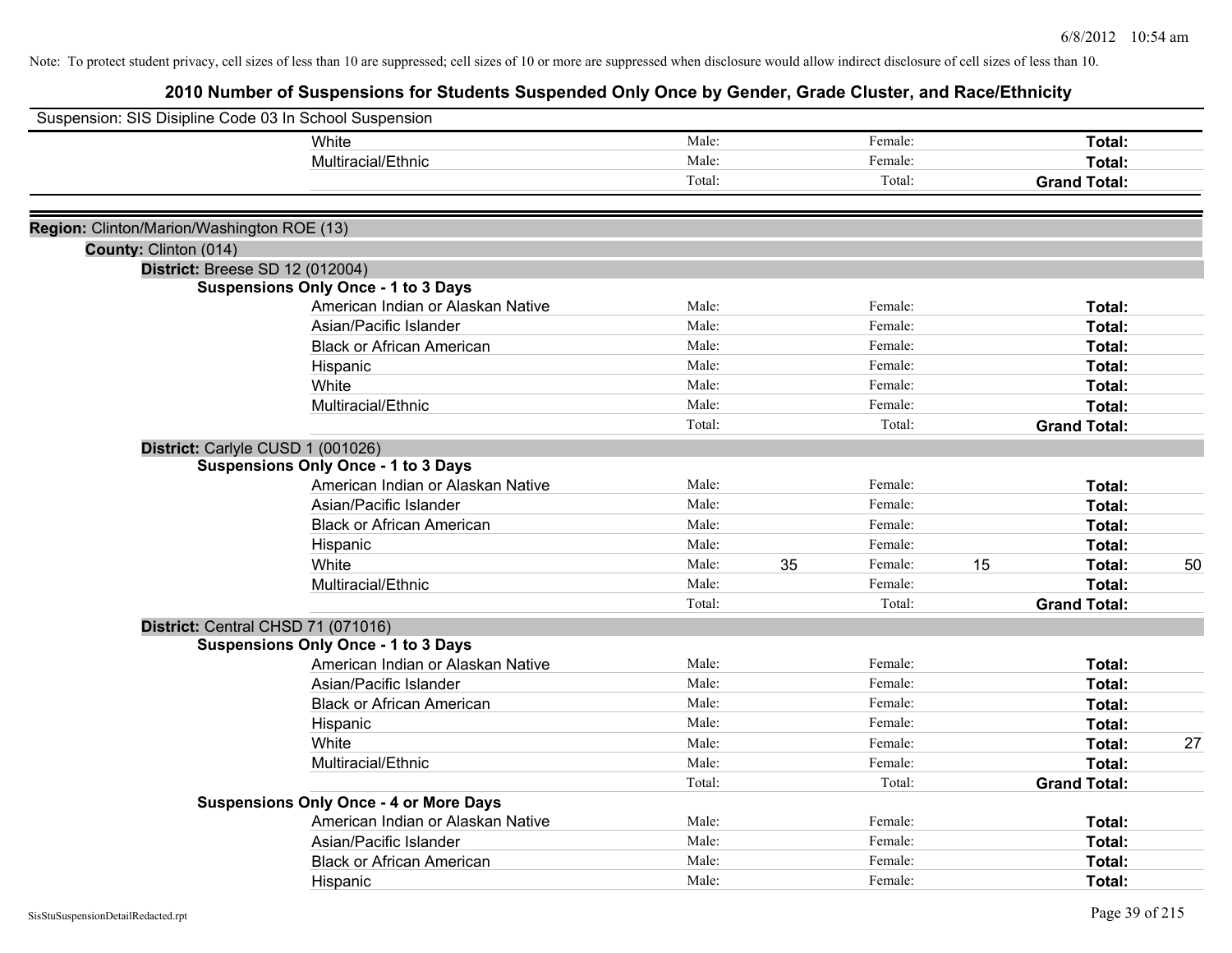Note: To protect student privacy, cell sizes of less than 10 are suppressed; cell sizes of 10 or more are suppressed when disclosure would allow indirect disclosure of cell sizes of less than 10.

# 2010 Number of Suspensions for Students Suspended Only Once by Gender, Grade Cluster, and Race/Ethnicity

Suspension: SIS Disipline Code 03 In School Suspension

| | | | | | | |
|---|---|---|---|---|---|---|
| White | Male: | | Female: | | **Total:** | |
| Multiracial/Ethnic | Male: | | Female: | | **Total:** | |
| | Total: | | Total: | | **Grand Total:** | |

**Region:** Clinton/Marion/Washington ROE (13)

**County:** Clinton (014)

**District:** Breese SD 12 (012004)

**Suspensions Only Once - 1 to 3 Days**

| | | | | | | |
|---|---|---|---|---|---|---|
| American Indian or Alaskan Native | Male: | | Female: | | **Total:** | |
| Asian/Pacific Islander | Male: | | Female: | | **Total:** | |
| Black or African American | Male: | | Female: | | **Total:** | |
| Hispanic | Male: | | Female: | | **Total:** | |
| White | Male: | | Female: | | **Total:** | |
| Multiracial/Ethnic | Male: | | Female: | | **Total:** | |
| | Total: | | Total: | | **Grand Total:** | |

**District:** Carlyle CUSD 1 (001026)

**Suspensions Only Once - 1 to 3 Days**

| | | | | | | |
|---|---|---|---|---|---|---|
| American Indian or Alaskan Native | Male: | | Female: | | **Total:** | |
| Asian/Pacific Islander | Male: | | Female: | | **Total:** | |
| Black or African American | Male: | | Female: | | **Total:** | |
| Hispanic | Male: | | Female: | | **Total:** | |
| White | Male: | 35 | Female: | 15 | **Total:** | 50 |
| Multiracial/Ethnic | Male: | | Female: | | **Total:** | |
| | Total: | | Total: | | **Grand Total:** | |

**District:** Central CHSD 71 (071016)

**Suspensions Only Once - 1 to 3 Days**

| | | | | | | |
|---|---|---|---|---|---|---|
| American Indian or Alaskan Native | Male: | | Female: | | **Total:** | |
| Asian/Pacific Islander | Male: | | Female: | | **Total:** | |
| Black or African American | Male: | | Female: | | **Total:** | |
| Hispanic | Male: | | Female: | | **Total:** | |
| White | Male: | | Female: | | **Total:** | 27 |
| Multiracial/Ethnic | Male: | | Female: | | **Total:** | |
| | Total: | | Total: | | **Grand Total:** | |

**Suspensions Only Once - 4 or More Days**

| | | | | | | |
|---|---|---|---|---|---|---|
| American Indian or Alaskan Native | Male: | | Female: | | **Total:** | |
| Asian/Pacific Islander | Male: | | Female: | | **Total:** | |
| Black or African American | Male: | | Female: | | **Total:** | |
| Hispanic | Male: | | Female: | | **Total:** | |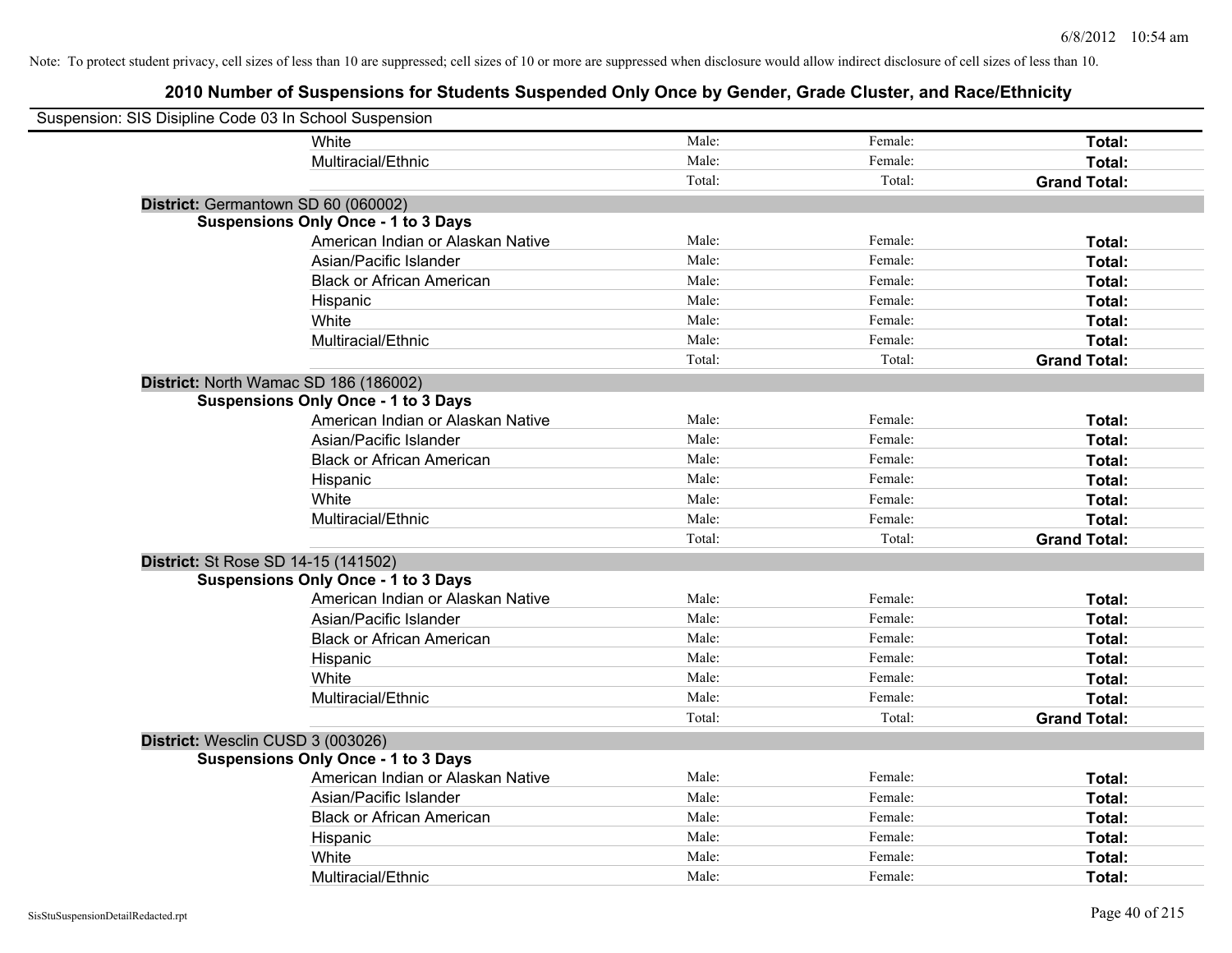Note: To protect student privacy, cell sizes of less than 10 are suppressed; cell sizes of 10 or more are suppressed when disclosure would allow indirect disclosure of cell sizes of less than 10.

## 2010 Number of Suspensions for Students Suspended Only Once by Gender, Grade Cluster, and Race/Ethnicity

Suspension: SIS Disipline Code 03 In School Suspension

| | | | | |
|---|---|---|---|---|
| | White | Male: | Female: | **Total:** |
| | Multiracial/Ethnic | Male: | Female: | **Total:** |
| | | Total: | Total: | **Grand Total:** |
| **District:** Germantown SD 60 (060002) | | | | |
| **Suspensions Only Once - 1 to 3 Days** | | | | |
| | American Indian or Alaskan Native | Male: | Female: | **Total:** |
| | Asian/Pacific Islander | Male: | Female: | **Total:** |
| | Black or African American | Male: | Female: | **Total:** |
| | Hispanic | Male: | Female: | **Total:** |
| | White | Male: | Female: | **Total:** |
| | Multiracial/Ethnic | Male: | Female: | **Total:** |
| | | Total: | Total: | **Grand Total:** |
| **District:** North Wamac SD 186 (186002) | | | | |
| **Suspensions Only Once - 1 to 3 Days** | | | | |
| | American Indian or Alaskan Native | Male: | Female: | **Total:** |
| | Asian/Pacific Islander | Male: | Female: | **Total:** |
| | Black or African American | Male: | Female: | **Total:** |
| | Hispanic | Male: | Female: | **Total:** |
| | White | Male: | Female: | **Total:** |
| | Multiracial/Ethnic | Male: | Female: | **Total:** |
| | | Total: | Total: | **Grand Total:** |
| **District:** St Rose SD 14-15 (141502) | | | | |
| **Suspensions Only Once - 1 to 3 Days** | | | | |
| | American Indian or Alaskan Native | Male: | Female: | **Total:** |
| | Asian/Pacific Islander | Male: | Female: | **Total:** |
| | Black or African American | Male: | Female: | **Total:** |
| | Hispanic | Male: | Female: | **Total:** |
| | White | Male: | Female: | **Total:** |
| | Multiracial/Ethnic | Male: | Female: | **Total:** |
| | | Total: | Total: | **Grand Total:** |
| **District:** Wesclin CUSD 3 (003026) | | | | |
| **Suspensions Only Once - 1 to 3 Days** | | | | |
| | American Indian or Alaskan Native | Male: | Female: | **Total:** |
| | Asian/Pacific Islander | Male: | Female: | **Total:** |
| | Black or African American | Male: | Female: | **Total:** |
| | Hispanic | Male: | Female: | **Total:** |
| | White | Male: | Female: | **Total:** |
| | Multiracial/Ethnic | Male: | Female: | **Total:** |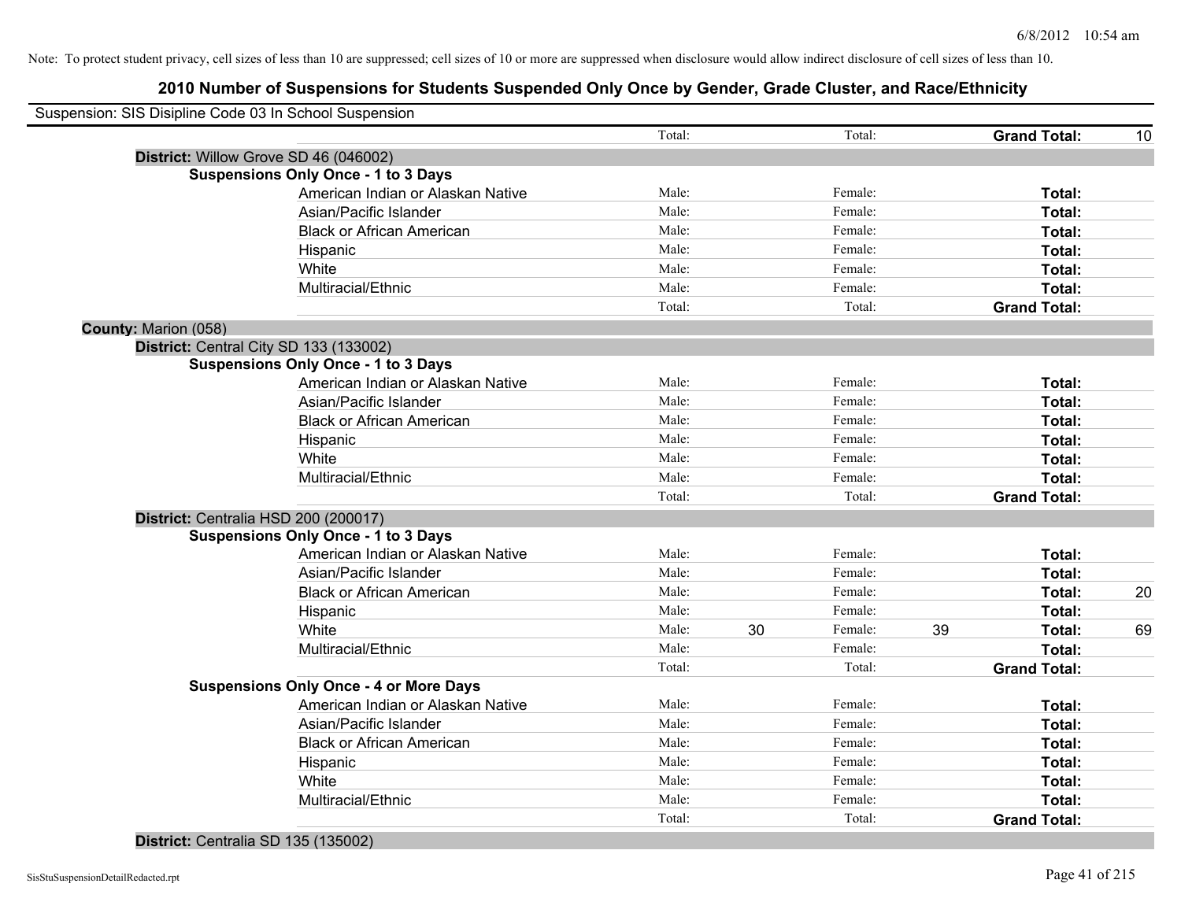Note: To protect student privacy, cell sizes of less than 10 are suppressed; cell sizes of 10 or more are suppressed when disclosure would allow indirect disclosure of cell sizes of less than 10.

# 2010 Number of Suspensions for Students Suspended Only Once by Gender, Grade Cluster, and Race/Ethnicity

Suspension: SIS Disipline Code 03 In School Suspension

| | | | | | | |
|---|---|---|---|---|---|---|
| | Total: | | Total: | | **Grand Total:** | 10 |

**District:** Willow Grove SD 46 (046002)

**Suspensions Only Once - 1 to 3 Days**

| Race/Ethnicity | Male: | | Female: | | Total: | |
|---|---|---|---|---|---|---|
| American Indian or Alaskan Native | Male: | | Female: | | **Total:** | |
| Asian/Pacific Islander | Male: | | Female: | | **Total:** | |
| Black or African American | Male: | | Female: | | **Total:** | |
| Hispanic | Male: | | Female: | | **Total:** | |
| White | Male: | | Female: | | **Total:** | |
| Multiracial/Ethnic | Male: | | Female: | | **Total:** | |
| | Total: | | Total: | | **Grand Total:** | |

**County:** Marion (058)

**District:** Central City SD 133 (133002)

**Suspensions Only Once - 1 to 3 Days**

| Race/Ethnicity | Male: | | Female: | | Total: | |
|---|---|---|---|---|---|---|
| American Indian or Alaskan Native | Male: | | Female: | | **Total:** | |
| Asian/Pacific Islander | Male: | | Female: | | **Total:** | |
| Black or African American | Male: | | Female: | | **Total:** | |
| Hispanic | Male: | | Female: | | **Total:** | |
| White | Male: | | Female: | | **Total:** | |
| Multiracial/Ethnic | Male: | | Female: | | **Total:** | |
| | Total: | | Total: | | **Grand Total:** | |

**District:** Centralia HSD 200 (200017)

**Suspensions Only Once - 1 to 3 Days**

| Race/Ethnicity | Male: | | Female: | | Total: | |
|---|---|---|---|---|---|---|
| American Indian or Alaskan Native | Male: | | Female: | | **Total:** | |
| Asian/Pacific Islander | Male: | | Female: | | **Total:** | |
| Black or African American | Male: | | Female: | | **Total:** | 20 |
| Hispanic | Male: | | Female: | | **Total:** | |
| White | Male: | 30 | Female: | 39 | **Total:** | 69 |
| Multiracial/Ethnic | Male: | | Female: | | **Total:** | |
| | Total: | | Total: | | **Grand Total:** | |

**Suspensions Only Once - 4 or More Days**

| Race/Ethnicity | Male: | | Female: | | Total: | |
|---|---|---|---|---|---|---|
| American Indian or Alaskan Native | Male: | | Female: | | **Total:** | |
| Asian/Pacific Islander | Male: | | Female: | | **Total:** | |
| Black or African American | Male: | | Female: | | **Total:** | |
| Hispanic | Male: | | Female: | | **Total:** | |
| White | Male: | | Female: | | **Total:** | |
| Multiracial/Ethnic | Male: | | Female: | | **Total:** | |
| | Total: | | Total: | | **Grand Total:** | |

**District:** Centralia SD 135 (135002)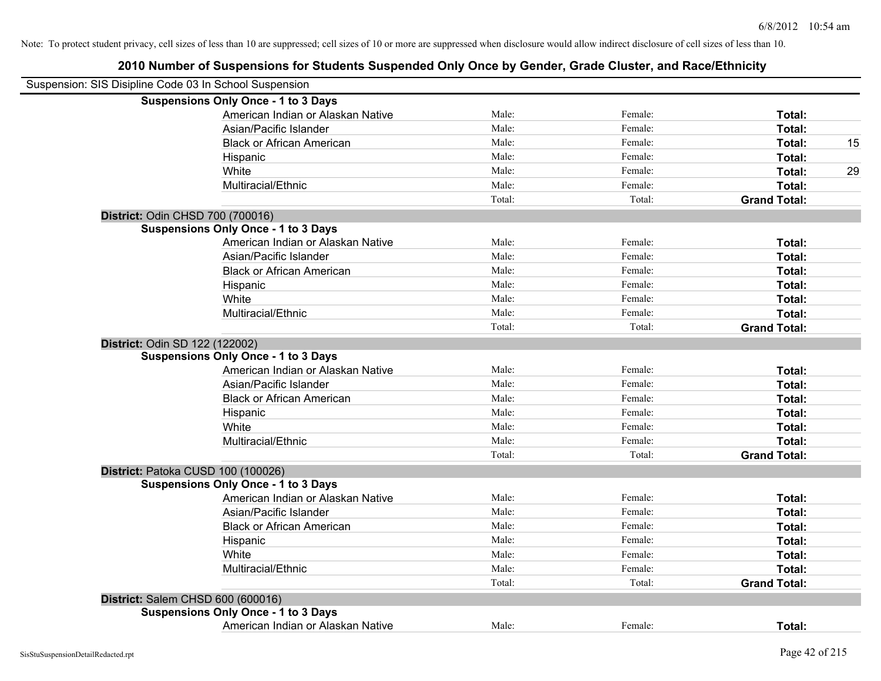Note: To protect student privacy, cell sizes of less than 10 are suppressed; cell sizes of 10 or more are suppressed when disclosure would allow indirect disclosure of cell sizes of less than 10.

# 2010 Number of Suspensions for Students Suspended Only Once by Gender, Grade Cluster, and Race/Ethnicity

Suspension: SIS Disipline Code 03 In School Suspension

**Suspensions Only Once - 1 to 3 Days**

| | | | | |
|---|---|---|---|---|
| American Indian or Alaskan Native | Male: | Female: | **Total:** | |
| Asian/Pacific Islander | Male: | Female: | **Total:** | |
| Black or African American | Male: | Female: | **Total:** | 15 |
| Hispanic | Male: | Female: | **Total:** | |
| White | Male: | Female: | **Total:** | 29 |
| Multiracial/Ethnic | Male: | Female: | **Total:** | |
| | Total: | Total: | **Grand Total:** | |

**District:** Odin CHSD 700 (700016)

**Suspensions Only Once - 1 to 3 Days**

| | | | | |
|---|---|---|---|---|
| American Indian or Alaskan Native | Male: | Female: | **Total:** | |
| Asian/Pacific Islander | Male: | Female: | **Total:** | |
| Black or African American | Male: | Female: | **Total:** | |
| Hispanic | Male: | Female: | **Total:** | |
| White | Male: | Female: | **Total:** | |
| Multiracial/Ethnic | Male: | Female: | **Total:** | |
| | Total: | Total: | **Grand Total:** | |

**District:** Odin SD 122 (122002)

**Suspensions Only Once - 1 to 3 Days**

| | | | | |
|---|---|---|---|---|
| American Indian or Alaskan Native | Male: | Female: | **Total:** | |
| Asian/Pacific Islander | Male: | Female: | **Total:** | |
| Black or African American | Male: | Female: | **Total:** | |
| Hispanic | Male: | Female: | **Total:** | |
| White | Male: | Female: | **Total:** | |
| Multiracial/Ethnic | Male: | Female: | **Total:** | |
| | Total: | Total: | **Grand Total:** | |

**District:** Patoka CUSD 100 (100026)

**Suspensions Only Once - 1 to 3 Days**

| | | | | |
|---|---|---|---|---|
| American Indian or Alaskan Native | Male: | Female: | **Total:** | |
| Asian/Pacific Islander | Male: | Female: | **Total:** | |
| Black or African American | Male: | Female: | **Total:** | |
| Hispanic | Male: | Female: | **Total:** | |
| White | Male: | Female: | **Total:** | |
| Multiracial/Ethnic | Male: | Female: | **Total:** | |
| | Total: | Total: | **Grand Total:** | |

**District:** Salem CHSD 600 (600016)

**Suspensions Only Once - 1 to 3 Days**

| | | | | |
|---|---|---|---|---|
| American Indian or Alaskan Native | Male: | Female: | **Total:** | |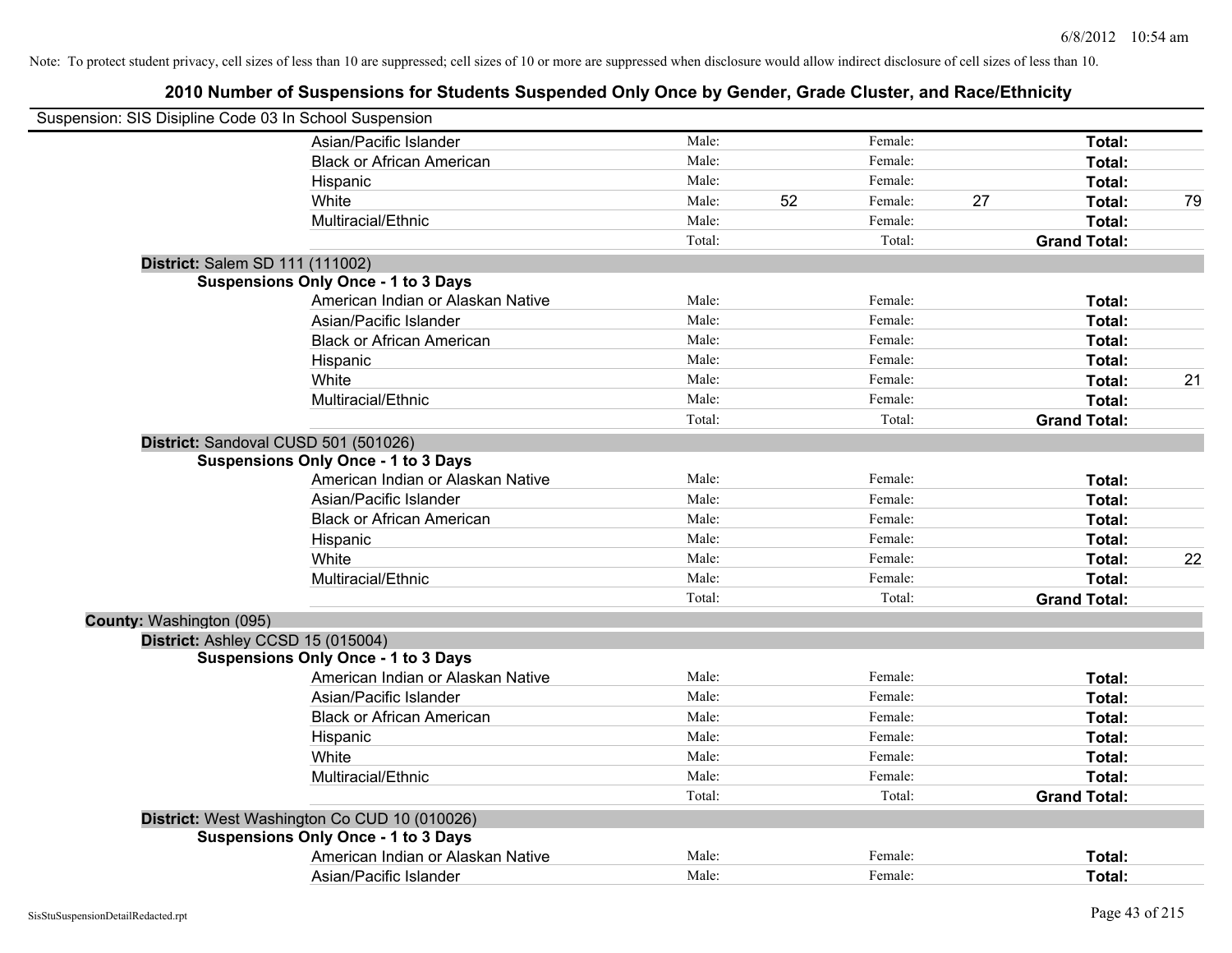Note: To protect student privacy, cell sizes of less than 10 are suppressed; cell sizes of 10 or more are suppressed when disclosure would allow indirect disclosure of cell sizes of less than 10.

# 2010 Number of Suspensions for Students Suspended Only Once by Gender, Grade Cluster, and Race/Ethnicity

Suspension: SIS Disipline Code 03 In School Suspension

| | | | | | |
|---|---|---|---|---|---|
| Asian/Pacific Islander | Male: | | Female: | | Total: | |
| Black or African American | Male: | | Female: | | Total: | |
| Hispanic | Male: | | Female: | | Total: | |
| White | Male: | 52 | Female: | 27 | Total: | 79 |
| Multiracial/Ethnic | Male: | | Female: | | Total: | |
| | Total: | | Total: | | Grand Total: | |

**District:** Salem SD 111 (111002)

**Suspensions Only Once - 1 to 3 Days**

| | | | | | | |
|---|---|---|---|---|---|---|
| American Indian or Alaskan Native | Male: | | Female: | | Total: | |
| Asian/Pacific Islander | Male: | | Female: | | Total: | |
| Black or African American | Male: | | Female: | | Total: | |
| Hispanic | Male: | | Female: | | Total: | |
| White | Male: | | Female: | | Total: | 21 |
| Multiracial/Ethnic | Male: | | Female: | | Total: | |
| | Total: | | Total: | | Grand Total: | |

**District:** Sandoval CUSD 501 (501026)

**Suspensions Only Once - 1 to 3 Days**

| | | | | | | |
|---|---|---|---|---|---|---|
| American Indian or Alaskan Native | Male: | | Female: | | Total: | |
| Asian/Pacific Islander | Male: | | Female: | | Total: | |
| Black or African American | Male: | | Female: | | Total: | |
| Hispanic | Male: | | Female: | | Total: | |
| White | Male: | | Female: | | Total: | 22 |
| Multiracial/Ethnic | Male: | | Female: | | Total: | |
| | Total: | | Total: | | Grand Total: | |

**County:** Washington (095)

**District:** Ashley CCSD 15 (015004)

**Suspensions Only Once - 1 to 3 Days**

| | | | | | | |
|---|---|---|---|---|---|---|
| American Indian or Alaskan Native | Male: | | Female: | | Total: | |
| Asian/Pacific Islander | Male: | | Female: | | Total: | |
| Black or African American | Male: | | Female: | | Total: | |
| Hispanic | Male: | | Female: | | Total: | |
| White | Male: | | Female: | | Total: | |
| Multiracial/Ethnic | Male: | | Female: | | Total: | |
| | Total: | | Total: | | Grand Total: | |

**District:** West Washington Co CUD 10 (010026)

**Suspensions Only Once - 1 to 3 Days**

| | | | | | | |
|---|---|---|---|---|---|---|
| American Indian or Alaskan Native | Male: | | Female: | | Total: | |
| Asian/Pacific Islander | Male: | | Female: | | Total: | |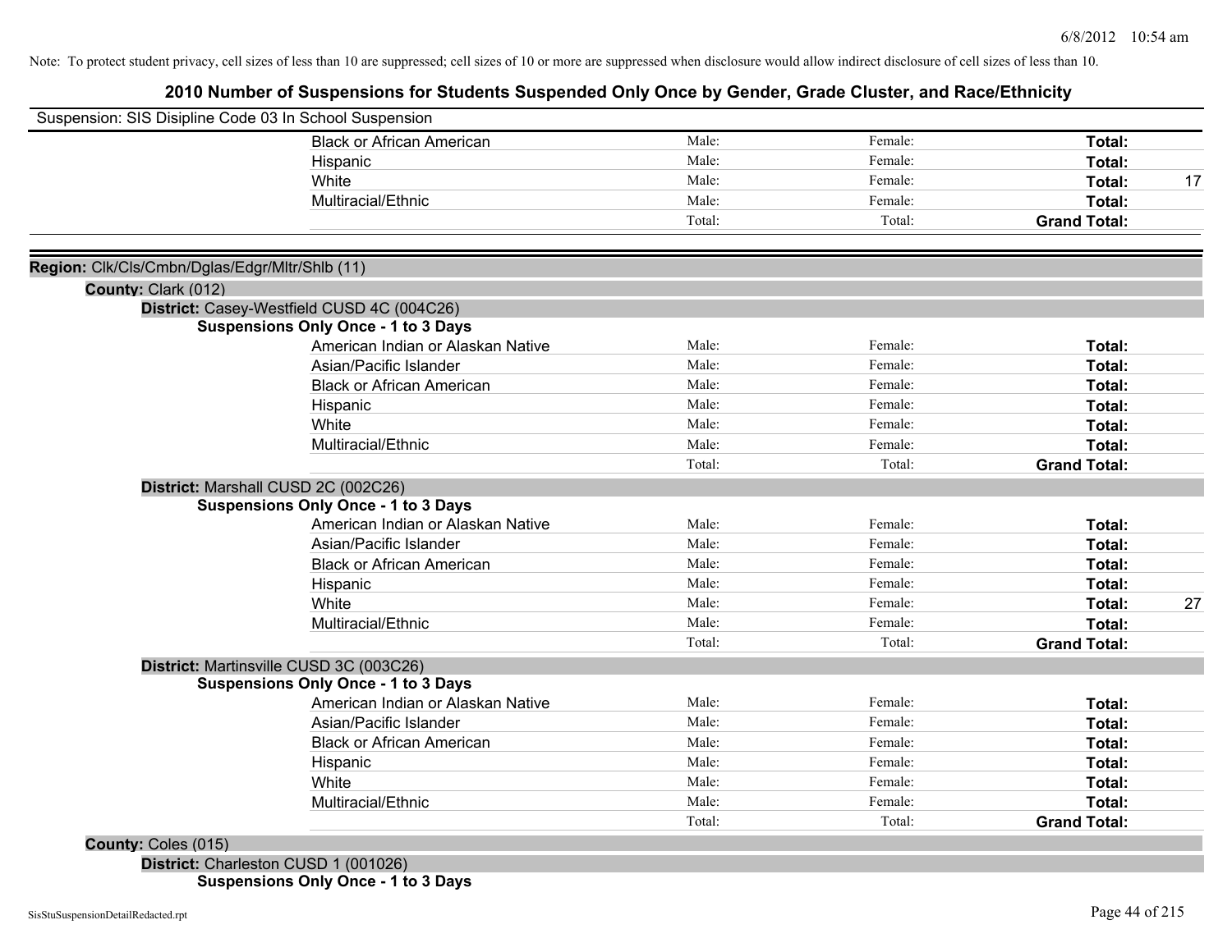Note: To protect student privacy, cell sizes of less than 10 are suppressed; cell sizes of 10 or more are suppressed when disclosure would allow indirect disclosure of cell sizes of less than 10.

# 2010 Number of Suspensions for Students Suspended Only Once by Gender, Grade Cluster, and Race/Ethnicity

Suspension: SIS Disipline Code 03 In School Suspension

| | | | | |
|---|---|---|---|---|
| Black or African American | Male: | Female: | **Total:** | |
| Hispanic | Male: | Female: | **Total:** | |
| White | Male: | Female: | **Total:** | 17 |
| Multiracial/Ethnic | Male: | Female: | **Total:** | |
| | Total: | Total: | **Grand Total:** | |

**Region:** Clk/Cls/Cmbn/Dglas/Edgr/Mltr/Shlb (11)

**County:** Clark (012)

**District:** Casey-Westfield CUSD 4C (004C26)

**Suspensions Only Once - 1 to 3 Days**

| | | | | |
|---|---|---|---|---|
| American Indian or Alaskan Native | Male: | Female: | **Total:** | |
| Asian/Pacific Islander | Male: | Female: | **Total:** | |
| Black or African American | Male: | Female: | **Total:** | |
| Hispanic | Male: | Female: | **Total:** | |
| White | Male: | Female: | **Total:** | |
| Multiracial/Ethnic | Male: | Female: | **Total:** | |
| | Total: | Total: | **Grand Total:** | |

**District:** Marshall CUSD 2C (002C26)

**Suspensions Only Once - 1 to 3 Days**

| | | | | |
|---|---|---|---|---|
| American Indian or Alaskan Native | Male: | Female: | **Total:** | |
| Asian/Pacific Islander | Male: | Female: | **Total:** | |
| Black or African American | Male: | Female: | **Total:** | |
| Hispanic | Male: | Female: | **Total:** | |
| White | Male: | Female: | **Total:** | 27 |
| Multiracial/Ethnic | Male: | Female: | **Total:** | |
| | Total: | Total: | **Grand Total:** | |

**District:** Martinsville CUSD 3C (003C26)

**Suspensions Only Once - 1 to 3 Days**

| | | | | |
|---|---|---|---|---|
| American Indian or Alaskan Native | Male: | Female: | **Total:** | |
| Asian/Pacific Islander | Male: | Female: | **Total:** | |
| Black or African American | Male: | Female: | **Total:** | |
| Hispanic | Male: | Female: | **Total:** | |
| White | Male: | Female: | **Total:** | |
| Multiracial/Ethnic | Male: | Female: | **Total:** | |
| | Total: | Total: | **Grand Total:** | |

**County:** Coles (015)

**District:** Charleston CUSD 1 (001026)

**Suspensions Only Once - 1 to 3 Days**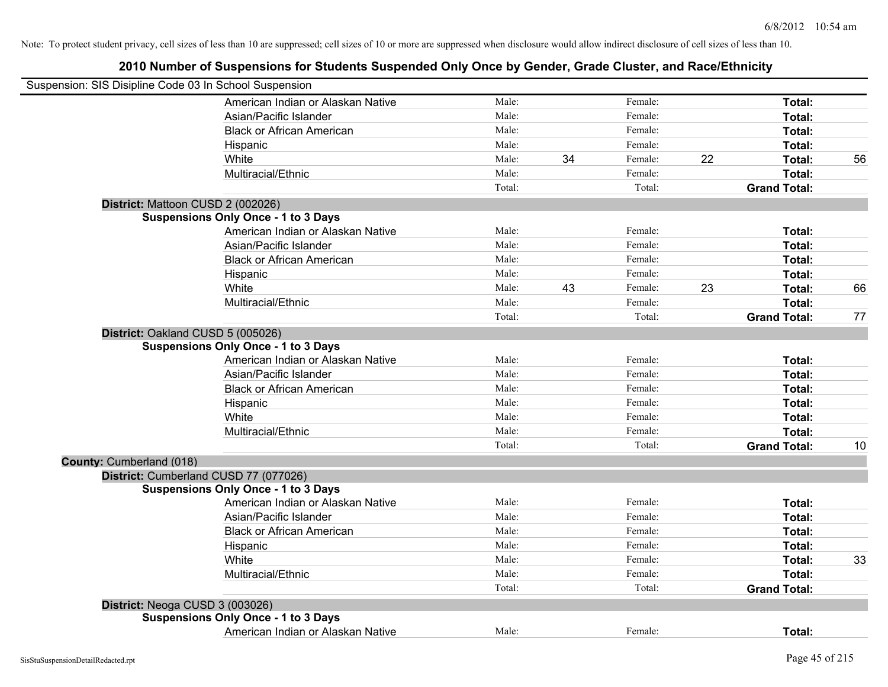Note: To protect student privacy, cell sizes of less than 10 are suppressed; cell sizes of 10 or more are suppressed when disclosure would allow indirect disclosure of cell sizes of less than 10.

# 2010 Number of Suspensions for Students Suspended Only Once by Gender, Grade Cluster, and Race/Ethnicity

Suspension: SIS Disipline Code 03 In School Suspension

| | | | | | | | |
|---|---|---|---|---|---|---|---|
| American Indian or Alaskan Native | Male: | | Female: | | **Total:** | |
| Asian/Pacific Islander | Male: | | Female: | | **Total:** | |
| Black or African American | Male: | | Female: | | **Total:** | |
| Hispanic | Male: | | Female: | | **Total:** | |
| White | Male: | 34 | Female: | 22 | **Total:** | 56 |
| Multiracial/Ethnic | Male: | | Female: | | **Total:** | |
| | Total: | | Total: | | **Grand Total:** | |

**District:** Mattoon CUSD 2 (002026)

**Suspensions Only Once - 1 to 3 Days**

| | | | | | | |
|---|---|---|---|---|---|---|
| American Indian or Alaskan Native | Male: | | Female: | | **Total:** | |
| Asian/Pacific Islander | Male: | | Female: | | **Total:** | |
| Black or African American | Male: | | Female: | | **Total:** | |
| Hispanic | Male: | | Female: | | **Total:** | |
| White | Male: | 43 | Female: | 23 | **Total:** | 66 |
| Multiracial/Ethnic | Male: | | Female: | | **Total:** | |
| | Total: | | Total: | | **Grand Total:** | 77 |

**District:** Oakland CUSD 5 (005026)

**Suspensions Only Once - 1 to 3 Days**

| | | | | | | |
|---|---|---|---|---|---|---|
| American Indian or Alaskan Native | Male: | | Female: | | **Total:** | |
| Asian/Pacific Islander | Male: | | Female: | | **Total:** | |
| Black or African American | Male: | | Female: | | **Total:** | |
| Hispanic | Male: | | Female: | | **Total:** | |
| White | Male: | | Female: | | **Total:** | |
| Multiracial/Ethnic | Male: | | Female: | | **Total:** | |
| | Total: | | Total: | | **Grand Total:** | 10 |

**County:** Cumberland (018)

**District:** Cumberland CUSD 77 (077026)

**Suspensions Only Once - 1 to 3 Days**

| | | | | | | |
|---|---|---|---|---|---|---|
| American Indian or Alaskan Native | Male: | | Female: | | **Total:** | |
| Asian/Pacific Islander | Male: | | Female: | | **Total:** | |
| Black or African American | Male: | | Female: | | **Total:** | |
| Hispanic | Male: | | Female: | | **Total:** | |
| White | Male: | | Female: | | **Total:** | 33 |
| Multiracial/Ethnic | Male: | | Female: | | **Total:** | |
| | Total: | | Total: | | **Grand Total:** | |

**District:** Neoga CUSD 3 (003026)

**Suspensions Only Once - 1 to 3 Days**

| | | | | | | |
|---|---|---|---|---|---|---|
| American Indian or Alaskan Native | Male: | | Female: | | **Total:** | |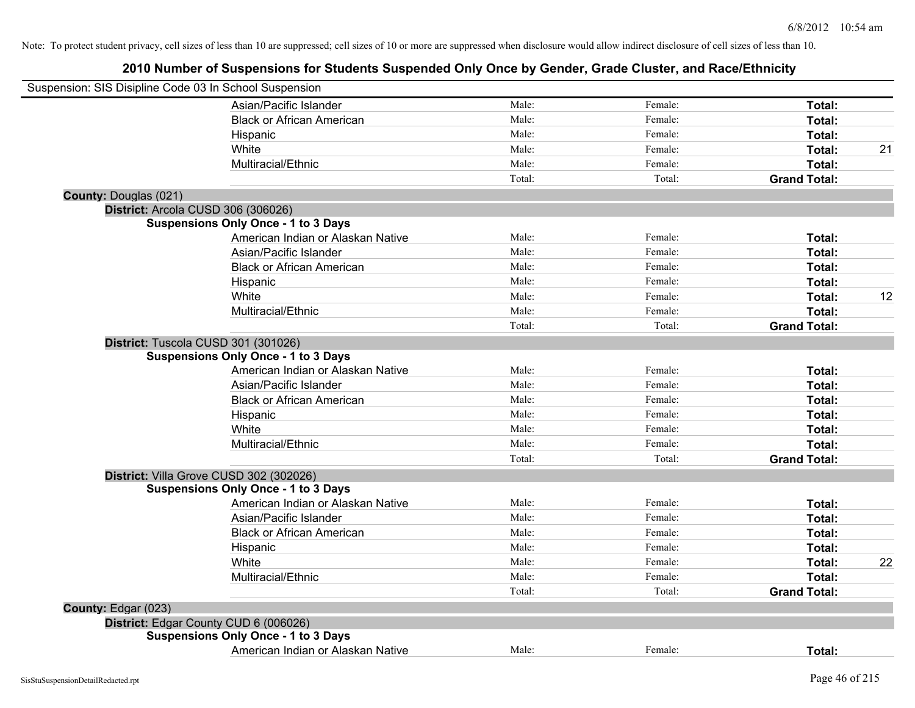Note: To protect student privacy, cell sizes of less than 10 are suppressed; cell sizes of 10 or more are suppressed when disclosure would allow indirect disclosure of cell sizes of less than 10.

# 2010 Number of Suspensions for Students Suspended Only Once by Gender, Grade Cluster, and Race/Ethnicity

Suspension: SIS Disipline Code 03 In School Suspension

| | | | | |
|---|---|---|---|---|
| Asian/Pacific Islander | Male: | Female: | **Total:** | |
| Black or African American | Male: | Female: | **Total:** | |
| Hispanic | Male: | Female: | **Total:** | |
| White | Male: | Female: | **Total:** | 21 |
| Multiracial/Ethnic | Male: | Female: | **Total:** | |
| | Total: | Total: | **Grand Total:** | |

**County:** Douglas (021)

**District:** Arcola CUSD 306 (306026)

**Suspensions Only Once - 1 to 3 Days**

| | | | | |
|---|---|---|---|---|
| American Indian or Alaskan Native | Male: | Female: | **Total:** | |
| Asian/Pacific Islander | Male: | Female: | **Total:** | |
| Black or African American | Male: | Female: | **Total:** | |
| Hispanic | Male: | Female: | **Total:** | |
| White | Male: | Female: | **Total:** | 12 |
| Multiracial/Ethnic | Male: | Female: | **Total:** | |
| | Total: | Total: | **Grand Total:** | |

**District:** Tuscola CUSD 301 (301026)

**Suspensions Only Once - 1 to 3 Days**

| | | | | |
|---|---|---|---|---|
| American Indian or Alaskan Native | Male: | Female: | **Total:** | |
| Asian/Pacific Islander | Male: | Female: | **Total:** | |
| Black or African American | Male: | Female: | **Total:** | |
| Hispanic | Male: | Female: | **Total:** | |
| White | Male: | Female: | **Total:** | |
| Multiracial/Ethnic | Male: | Female: | **Total:** | |
| | Total: | Total: | **Grand Total:** | |

**District:** Villa Grove CUSD 302 (302026)

**Suspensions Only Once - 1 to 3 Days**

| | | | | |
|---|---|---|---|---|
| American Indian or Alaskan Native | Male: | Female: | **Total:** | |
| Asian/Pacific Islander | Male: | Female: | **Total:** | |
| Black or African American | Male: | Female: | **Total:** | |
| Hispanic | Male: | Female: | **Total:** | |
| White | Male: | Female: | **Total:** | 22 |
| Multiracial/Ethnic | Male: | Female: | **Total:** | |
| | Total: | Total: | **Grand Total:** | |

**County:** Edgar (023)

**District:** Edgar County CUD 6 (006026)

**Suspensions Only Once - 1 to 3 Days**

| | | | | |
|---|---|---|---|---|
| American Indian or Alaskan Native | Male: | Female: | **Total:** | |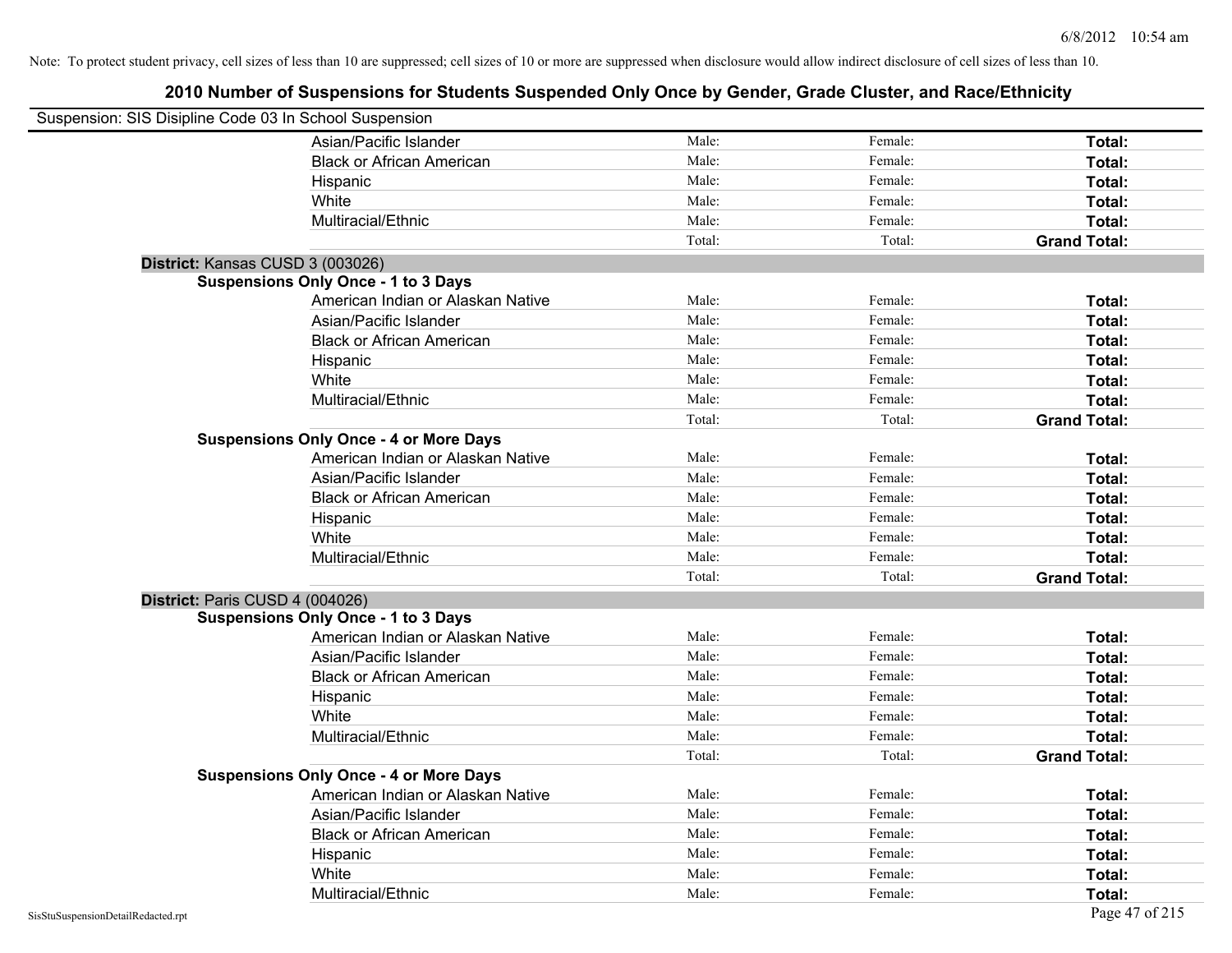Note: To protect student privacy, cell sizes of less than 10 are suppressed; cell sizes of 10 or more are suppressed when disclosure would allow indirect disclosure of cell sizes of less than 10.

# 2010 Number of Suspensions for Students Suspended Only Once by Gender, Grade Cluster, and Race/Ethnicity

Suspension: SIS Disipline Code 03 In School Suspension

| | | | |
|---|---|---|---|
| Asian/Pacific Islander | Male: | Female: | **Total:** |
| Black or African American | Male: | Female: | **Total:** |
| Hispanic | Male: | Female: | **Total:** |
| White | Male: | Female: | **Total:** |
| Multiracial/Ethnic | Male: | Female: | **Total:** |
| | Total: | Total: | **Grand Total:** |

**District:** Kansas CUSD 3 (003026)

**Suspensions Only Once - 1 to 3 Days**

| | | | |
|---|---|---|---|
| American Indian or Alaskan Native | Male: | Female: | **Total:** |
| Asian/Pacific Islander | Male: | Female: | **Total:** |
| Black or African American | Male: | Female: | **Total:** |
| Hispanic | Male: | Female: | **Total:** |
| White | Male: | Female: | **Total:** |
| Multiracial/Ethnic | Male: | Female: | **Total:** |
| | Total: | Total: | **Grand Total:** |

**Suspensions Only Once - 4 or More Days**

| | | | |
|---|---|---|---|
| American Indian or Alaskan Native | Male: | Female: | **Total:** |
| Asian/Pacific Islander | Male: | Female: | **Total:** |
| Black or African American | Male: | Female: | **Total:** |
| Hispanic | Male: | Female: | **Total:** |
| White | Male: | Female: | **Total:** |
| Multiracial/Ethnic | Male: | Female: | **Total:** |
| | Total: | Total: | **Grand Total:** |

**District:** Paris CUSD 4 (004026)

**Suspensions Only Once - 1 to 3 Days**

| | | | |
|---|---|---|---|
| American Indian or Alaskan Native | Male: | Female: | **Total:** |
| Asian/Pacific Islander | Male: | Female: | **Total:** |
| Black or African American | Male: | Female: | **Total:** |
| Hispanic | Male: | Female: | **Total:** |
| White | Male: | Female: | **Total:** |
| Multiracial/Ethnic | Male: | Female: | **Total:** |
| | Total: | Total: | **Grand Total:** |

**Suspensions Only Once - 4 or More Days**

| | | | |
|---|---|---|---|
| American Indian or Alaskan Native | Male: | Female: | **Total:** |
| Asian/Pacific Islander | Male: | Female: | **Total:** |
| Black or African American | Male: | Female: | **Total:** |
| Hispanic | Male: | Female: | **Total:** |
| White | Male: | Female: | **Total:** |
| Multiracial/Ethnic | Male: | Female: | **Total:** |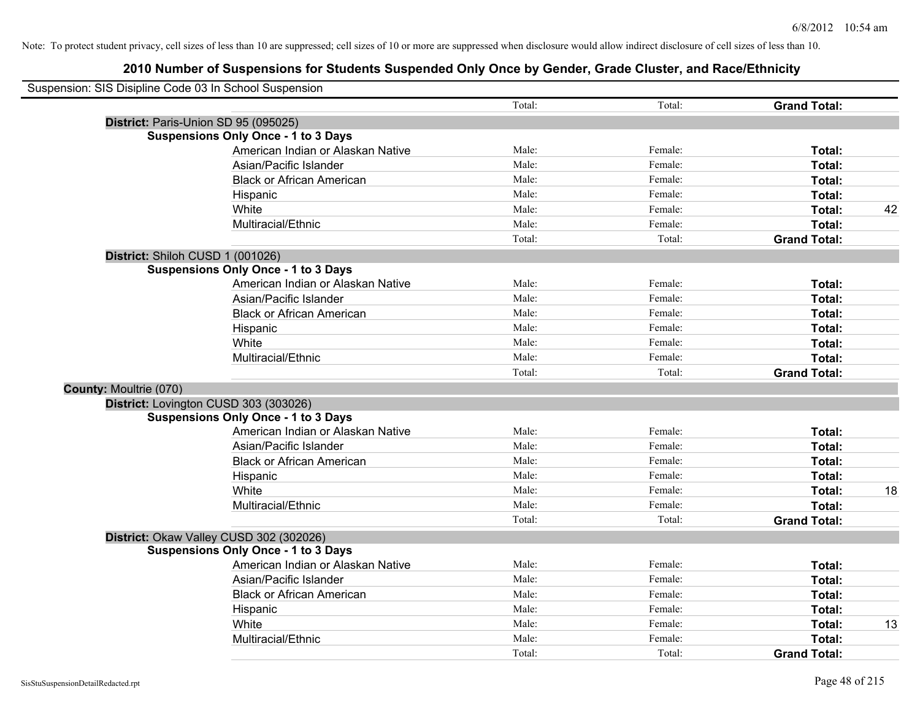Note: To protect student privacy, cell sizes of less than 10 are suppressed; cell sizes of 10 or more are suppressed when disclosure would allow indirect disclosure of cell sizes of less than 10.

# 2010 Number of Suspensions for Students Suspended Only Once by Gender, Grade Cluster, and Race/Ethnicity

Suspension: SIS Disipline Code 03 In School Suspension

| | | | | |
|---|---|---|---|---|
| | Total: | Total: | **Grand Total:** | |
| **District:** Paris-Union SD 95 (095025) | | | | |
| **Suspensions Only Once - 1 to 3 Days** | | | | |
| American Indian or Alaskan Native | Male: | Female: | **Total:** | |
| Asian/Pacific Islander | Male: | Female: | **Total:** | |
| Black or African American | Male: | Female: | **Total:** | |
| Hispanic | Male: | Female: | **Total:** | |
| White | Male: | Female: | **Total:** | 42 |
| Multiracial/Ethnic | Male: | Female: | **Total:** | |
| | Total: | Total: | **Grand Total:** | |
| **District:** Shiloh CUSD 1 (001026) | | | | |
| **Suspensions Only Once - 1 to 3 Days** | | | | |
| American Indian or Alaskan Native | Male: | Female: | **Total:** | |
| Asian/Pacific Islander | Male: | Female: | **Total:** | |
| Black or African American | Male: | Female: | **Total:** | |
| Hispanic | Male: | Female: | **Total:** | |
| White | Male: | Female: | **Total:** | |
| Multiracial/Ethnic | Male: | Female: | **Total:** | |
| | Total: | Total: | **Grand Total:** | |
| **County:** Moultrie (070) | | | | |
| **District:** Lovington CUSD 303 (303026) | | | | |
| **Suspensions Only Once - 1 to 3 Days** | | | | |
| American Indian or Alaskan Native | Male: | Female: | **Total:** | |
| Asian/Pacific Islander | Male: | Female: | **Total:** | |
| Black or African American | Male: | Female: | **Total:** | |
| Hispanic | Male: | Female: | **Total:** | |
| White | Male: | Female: | **Total:** | 18 |
| Multiracial/Ethnic | Male: | Female: | **Total:** | |
| | Total: | Total: | **Grand Total:** | |
| **District:** Okaw Valley CUSD 302 (302026) | | | | |
| **Suspensions Only Once - 1 to 3 Days** | | | | |
| American Indian or Alaskan Native | Male: | Female: | **Total:** | |
| Asian/Pacific Islander | Male: | Female: | **Total:** | |
| Black or African American | Male: | Female: | **Total:** | |
| Hispanic | Male: | Female: | **Total:** | |
| White | Male: | Female: | **Total:** | 13 |
| Multiracial/Ethnic | Male: | Female: | **Total:** | |
| | Total: | Total: | **Grand Total:** | |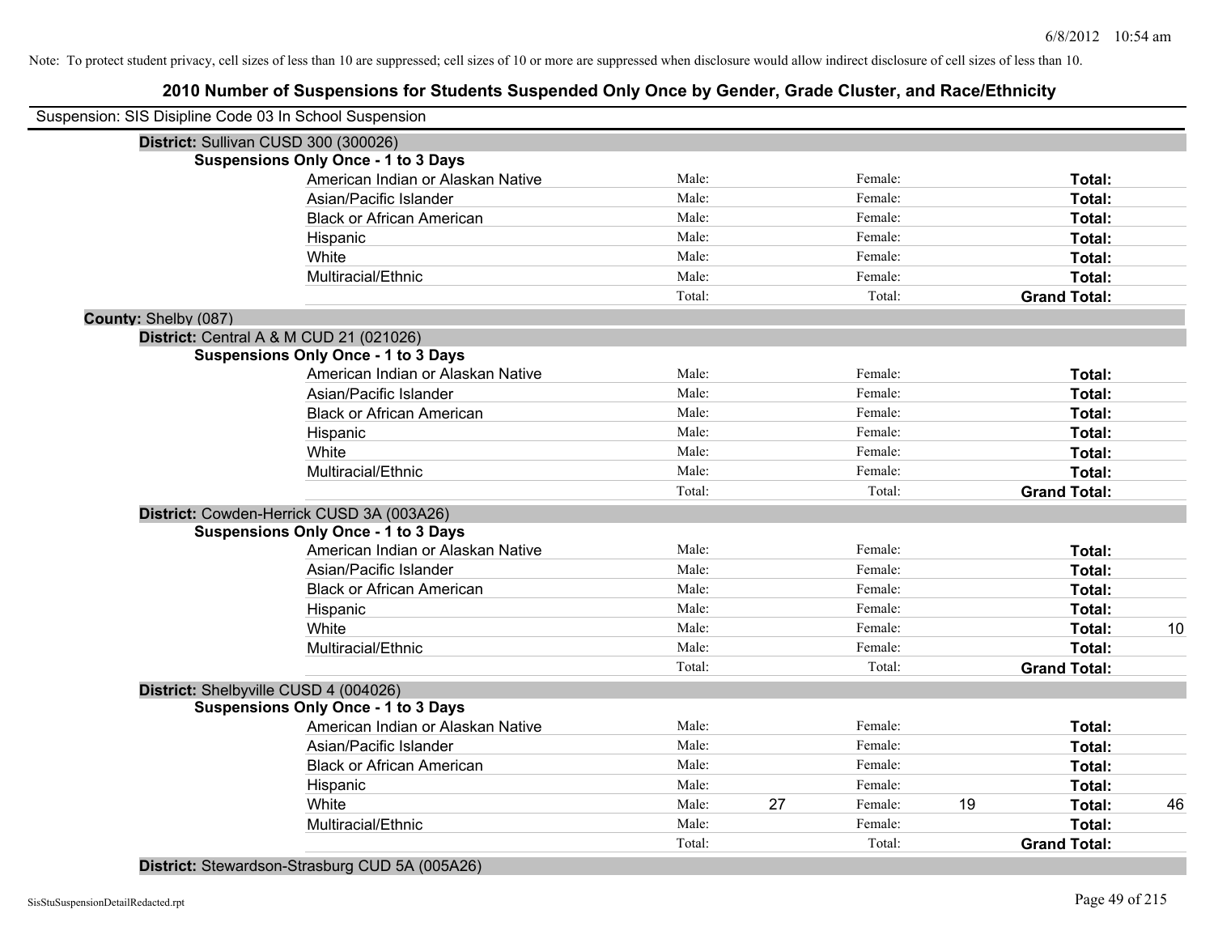Note: To protect student privacy, cell sizes of less than 10 are suppressed; cell sizes of 10 or more are suppressed when disclosure would allow indirect disclosure of cell sizes of less than 10.

# 2010 Number of Suspensions for Students Suspended Only Once by Gender, Grade Cluster, and Race/Ethnicity

Suspension: SIS Disipline Code 03 In School Suspension

**District:** Sullivan CUSD 300 (300026)

**Suspensions Only Once - 1 to 3 Days**

| | | | | | | |
|---|---|---|---|---|---|---|
| American Indian or Alaskan Native | Male: | | Female: | | **Total:** | |
| Asian/Pacific Islander | Male: | | Female: | | **Total:** | |
| Black or African American | Male: | | Female: | | **Total:** | |
| Hispanic | Male: | | Female: | | **Total:** | |
| White | Male: | | Female: | | **Total:** | |
| Multiracial/Ethnic | Male: | | Female: | | **Total:** | |
| | Total: | | Total: | | **Grand Total:** | |

**County:** Shelby (087)

**District:** Central A & M CUD 21 (021026)

**Suspensions Only Once - 1 to 3 Days**

| | | | | | | |
|---|---|---|---|---|---|---|
| American Indian or Alaskan Native | Male: | | Female: | | **Total:** | |
| Asian/Pacific Islander | Male: | | Female: | | **Total:** | |
| Black or African American | Male: | | Female: | | **Total:** | |
| Hispanic | Male: | | Female: | | **Total:** | |
| White | Male: | | Female: | | **Total:** | |
| Multiracial/Ethnic | Male: | | Female: | | **Total:** | |
| | Total: | | Total: | | **Grand Total:** | |

**District:** Cowden-Herrick CUSD 3A (003A26)

**Suspensions Only Once - 1 to 3 Days**

| | | | | | | |
|---|---|---|---|---|---|---|
| American Indian or Alaskan Native | Male: | | Female: | | **Total:** | |
| Asian/Pacific Islander | Male: | | Female: | | **Total:** | |
| Black or African American | Male: | | Female: | | **Total:** | |
| Hispanic | Male: | | Female: | | **Total:** | |
| White | Male: | | Female: | | **Total:** | 10 |
| Multiracial/Ethnic | Male: | | Female: | | **Total:** | |
| | Total: | | Total: | | **Grand Total:** | |

**District:** Shelbyville CUSD 4 (004026)

**Suspensions Only Once - 1 to 3 Days**

| | | | | | | |
|---|---|---|---|---|---|---|
| American Indian or Alaskan Native | Male: | | Female: | | **Total:** | |
| Asian/Pacific Islander | Male: | | Female: | | **Total:** | |
| Black or African American | Male: | | Female: | | **Total:** | |
| Hispanic | Male: | | Female: | | **Total:** | |
| White | Male: | 27 | Female: | 19 | **Total:** | 46 |
| Multiracial/Ethnic | Male: | | Female: | | **Total:** | |
| | Total: | | Total: | | **Grand Total:** | |

**District:** Stewardson-Strasburg CUD 5A (005A26)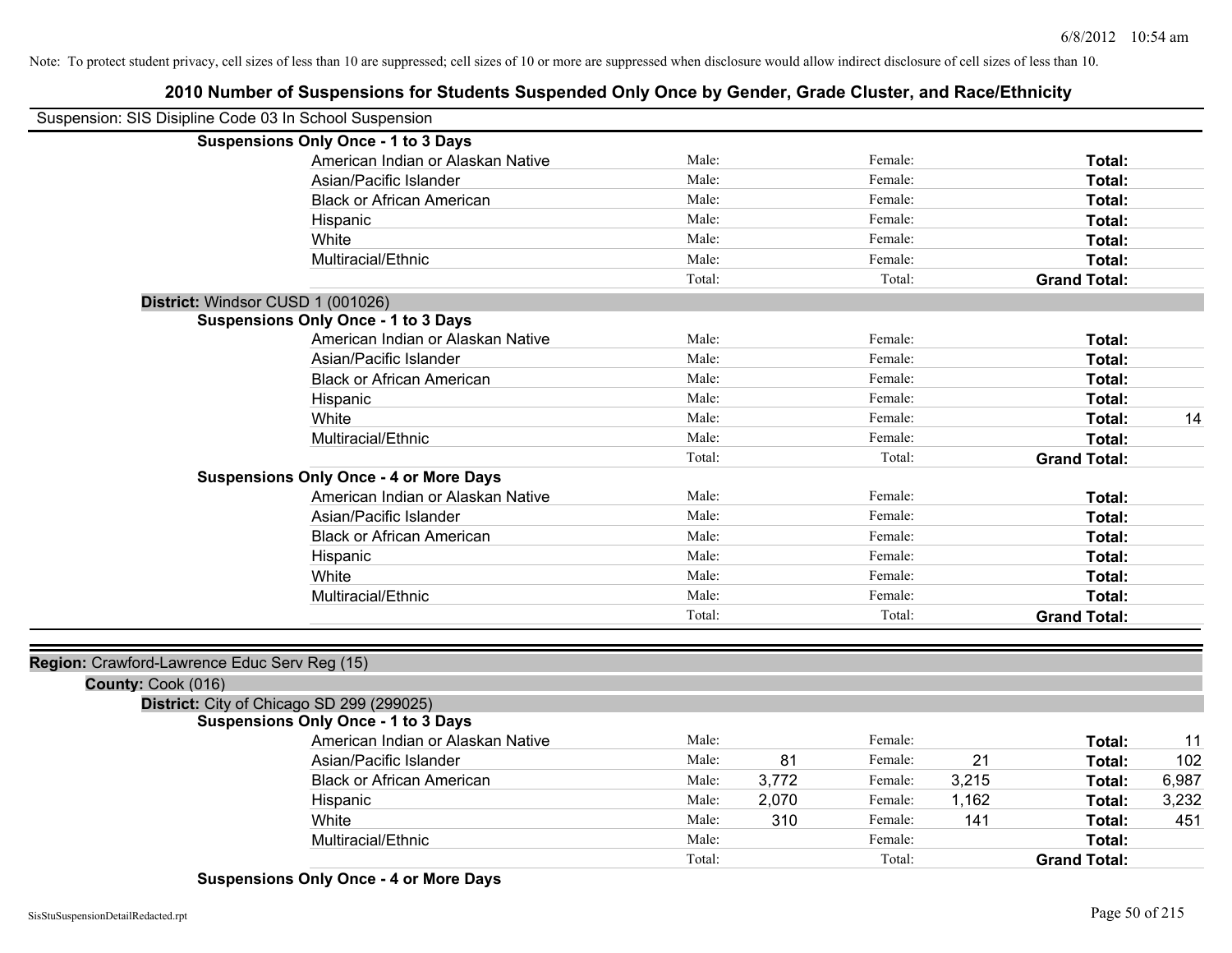Note: To protect student privacy, cell sizes of less than 10 are suppressed; cell sizes of 10 or more are suppressed when disclosure would allow indirect disclosure of cell sizes of less than 10.

## 2010 Number of Suspensions for Students Suspended Only Once by Gender, Grade Cluster, and Race/Ethnicity

Suspension: SIS Disipline Code 03 In School Suspension

**Suspensions Only Once - 1 to 3 Days**

| | | | | | | |
|---|---|---|---|---|---|---|
| American Indian or Alaskan Native | Male: | | Female: | | **Total:** | |
| Asian/Pacific Islander | Male: | | Female: | | **Total:** | |
| Black or African American | Male: | | Female: | | **Total:** | |
| Hispanic | Male: | | Female: | | **Total:** | |
| White | Male: | | Female: | | **Total:** | |
| Multiracial/Ethnic | Male: | | Female: | | **Total:** | |
| | Total: | | Total: | | **Grand Total:** | |

**District:** Windsor CUSD 1 (001026)

**Suspensions Only Once - 1 to 3 Days**

| | | | | | | |
|---|---|---|---|---|---|---|
| American Indian or Alaskan Native | Male: | | Female: | | **Total:** | |
| Asian/Pacific Islander | Male: | | Female: | | **Total:** | |
| Black or African American | Male: | | Female: | | **Total:** | |
| Hispanic | Male: | | Female: | | **Total:** | |
| White | Male: | | Female: | | **Total:** | 14 |
| Multiracial/Ethnic | Male: | | Female: | | **Total:** | |
| | Total: | | Total: | | **Grand Total:** | |

**Suspensions Only Once - 4 or More Days**

| | | | | | | |
|---|---|---|---|---|---|---|
| American Indian or Alaskan Native | Male: | | Female: | | **Total:** | |
| Asian/Pacific Islander | Male: | | Female: | | **Total:** | |
| Black or African American | Male: | | Female: | | **Total:** | |
| Hispanic | Male: | | Female: | | **Total:** | |
| White | Male: | | Female: | | **Total:** | |
| Multiracial/Ethnic | Male: | | Female: | | **Total:** | |
| | Total: | | Total: | | **Grand Total:** | |

**Region:** Crawford-Lawrence Educ Serv Reg (15)

**County:** Cook (016)

**District:** City of Chicago SD 299 (299025)

**Suspensions Only Once - 1 to 3 Days**

| | | | | | | |
|---|---|---|---|---|---|---|
| American Indian or Alaskan Native | Male: | | Female: | | **Total:** | 11 |
| Asian/Pacific Islander | Male: | 81 | Female: | 21 | **Total:** | 102 |
| Black or African American | Male: | 3,772 | Female: | 3,215 | **Total:** | 6,987 |
| Hispanic | Male: | 2,070 | Female: | 1,162 | **Total:** | 3,232 |
| White | Male: | 310 | Female: | 141 | **Total:** | 451 |
| Multiracial/Ethnic | Male: | | Female: | | **Total:** | |
| | Total: | | Total: | | **Grand Total:** | |

**Suspensions Only Once - 4 or More Days**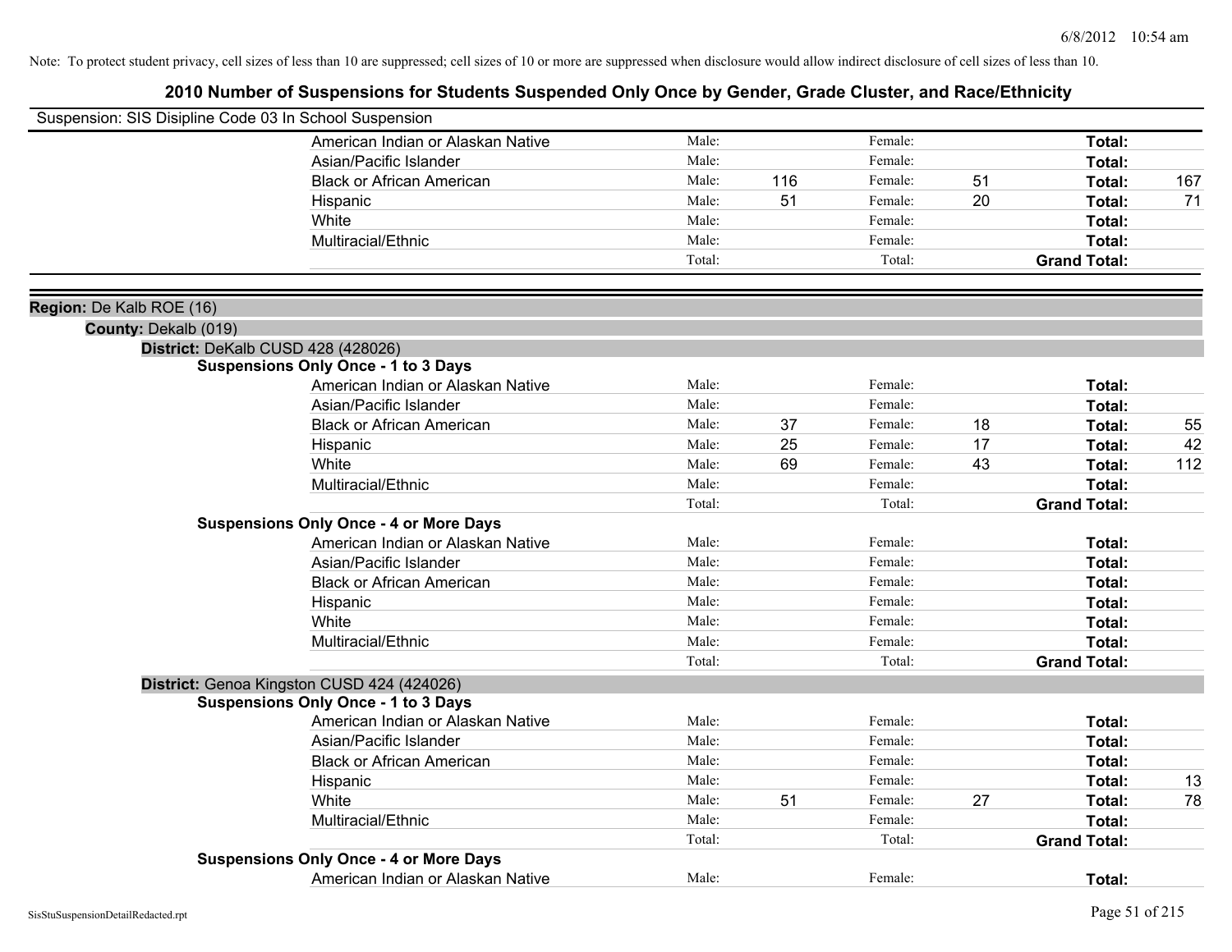Note: To protect student privacy, cell sizes of less than 10 are suppressed; cell sizes of 10 or more are suppressed when disclosure would allow indirect disclosure of cell sizes of less than 10.

# 2010 Number of Suspensions for Students Suspended Only Once by Gender, Grade Cluster, and Race/Ethnicity

Suspension: SIS Disipline Code 03 In School Suspension

| Race/Ethnicity | | | | | | |
|---|---|---|---|---|---|---|
| American Indian or Alaskan Native | Male: | | Female: | | **Total:** | |
| Asian/Pacific Islander | Male: | | Female: | | **Total:** | |
| Black or African American | Male: | 116 | Female: | 51 | **Total:** | 167 |
| Hispanic | Male: | 51 | Female: | 20 | **Total:** | 71 |
| White | Male: | | Female: | | **Total:** | |
| Multiracial/Ethnic | Male: | | Female: | | **Total:** | |
| | Total: | | Total: | | **Grand Total:** | |

**Region:** De Kalb ROE (16)

**County:** Dekalb (019)

**District:** DeKalb CUSD 428 (428026)

**Suspensions Only Once - 1 to 3 Days**

| Race/Ethnicity | | | | | | |
|---|---|---|---|---|---|---|
| American Indian or Alaskan Native | Male: | | Female: | | **Total:** | |
| Asian/Pacific Islander | Male: | | Female: | | **Total:** | |
| Black or African American | Male: | 37 | Female: | 18 | **Total:** | 55 |
| Hispanic | Male: | 25 | Female: | 17 | **Total:** | 42 |
| White | Male: | 69 | Female: | 43 | **Total:** | 112 |
| Multiracial/Ethnic | Male: | | Female: | | **Total:** | |
| | Total: | | Total: | | **Grand Total:** | |

**Suspensions Only Once - 4 or More Days**

| Race/Ethnicity | | | | | | |
|---|---|---|---|---|---|---|
| American Indian or Alaskan Native | Male: | | Female: | | **Total:** | |
| Asian/Pacific Islander | Male: | | Female: | | **Total:** | |
| Black or African American | Male: | | Female: | | **Total:** | |
| Hispanic | Male: | | Female: | | **Total:** | |
| White | Male: | | Female: | | **Total:** | |
| Multiracial/Ethnic | Male: | | Female: | | **Total:** | |
| | Total: | | Total: | | **Grand Total:** | |

**District:** Genoa Kingston CUSD 424 (424026)

**Suspensions Only Once - 1 to 3 Days**

| Race/Ethnicity | | | | | | |
|---|---|---|---|---|---|---|
| American Indian or Alaskan Native | Male: | | Female: | | **Total:** | |
| Asian/Pacific Islander | Male: | | Female: | | **Total:** | |
| Black or African American | Male: | | Female: | | **Total:** | |
| Hispanic | Male: | | Female: | | **Total:** | 13 |
| White | Male: | 51 | Female: | 27 | **Total:** | 78 |
| Multiracial/Ethnic | Male: | | Female: | | **Total:** | |
| | Total: | | Total: | | **Grand Total:** | |

**Suspensions Only Once - 4 or More Days**

| Race/Ethnicity | | | | | | |
|---|---|---|---|---|---|---|
| American Indian or Alaskan Native | Male: | | Female: | | **Total:** | |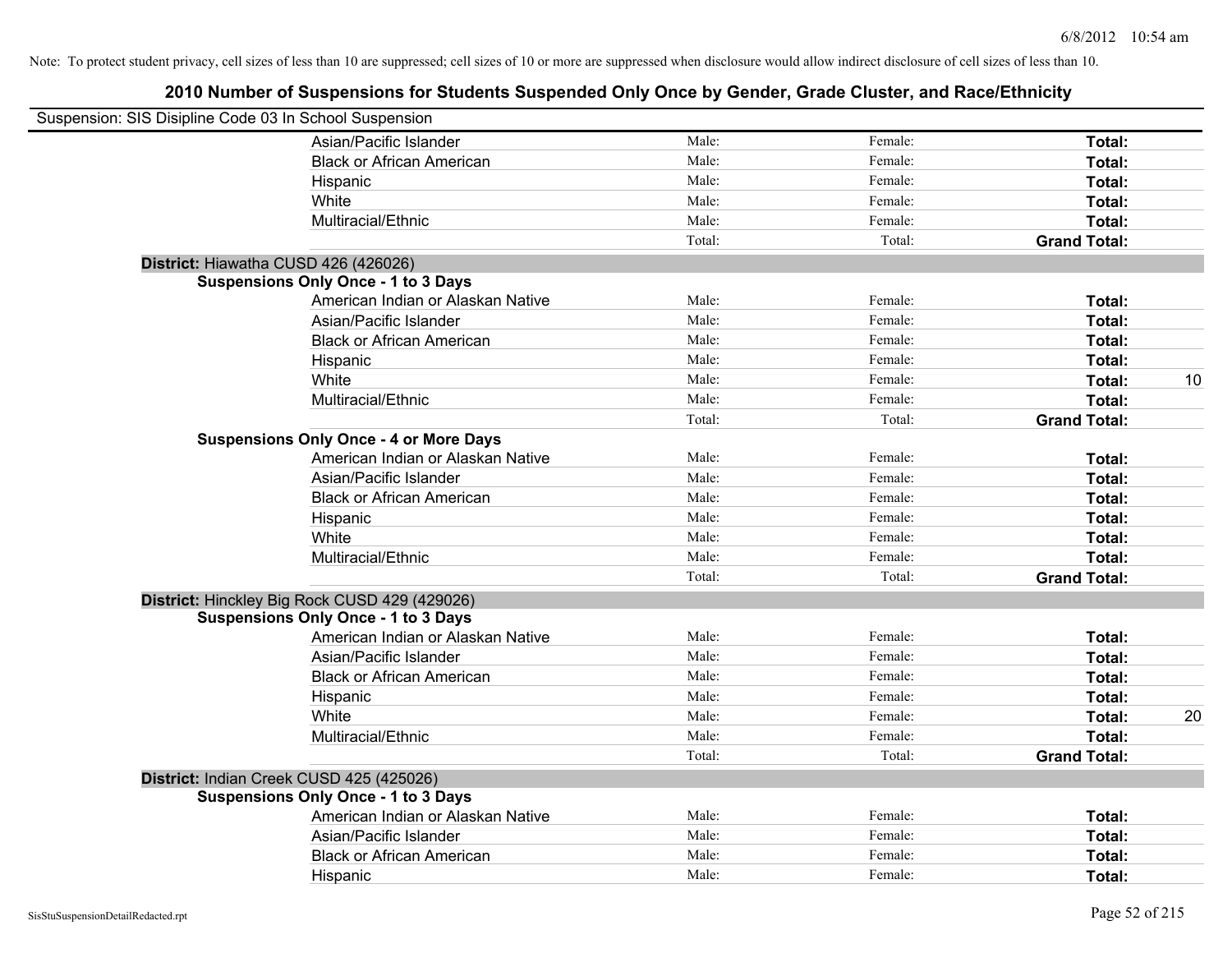Note: To protect student privacy, cell sizes of less than 10 are suppressed; cell sizes of 10 or more are suppressed when disclosure would allow indirect disclosure of cell sizes of less than 10.

# 2010 Number of Suspensions for Students Suspended Only Once by Gender, Grade Cluster, and Race/Ethnicity

Suspension: SIS Disipline Code 03 In School Suspension

| | | | | |
|---|---|---|---|---|
| Asian/Pacific Islander | Male: | Female: | **Total:** | |
| Black or African American | Male: | Female: | **Total:** | |
| Hispanic | Male: | Female: | **Total:** | |
| White | Male: | Female: | **Total:** | |
| Multiracial/Ethnic | Male: | Female: | **Total:** | |
| | Total: | Total: | **Grand Total:** | |

**District:** Hiawatha CUSD 426 (426026)

**Suspensions Only Once - 1 to 3 Days**

| | | | | |
|---|---|---|---|---|
| American Indian or Alaskan Native | Male: | Female: | **Total:** | |
| Asian/Pacific Islander | Male: | Female: | **Total:** | |
| Black or African American | Male: | Female: | **Total:** | |
| Hispanic | Male: | Female: | **Total:** | |
| White | Male: | Female: | **Total:** | 10 |
| Multiracial/Ethnic | Male: | Female: | **Total:** | |
| | Total: | Total: | **Grand Total:** | |

**Suspensions Only Once - 4 or More Days**

| | | | | |
|---|---|---|---|---|
| American Indian or Alaskan Native | Male: | Female: | **Total:** | |
| Asian/Pacific Islander | Male: | Female: | **Total:** | |
| Black or African American | Male: | Female: | **Total:** | |
| Hispanic | Male: | Female: | **Total:** | |
| White | Male: | Female: | **Total:** | |
| Multiracial/Ethnic | Male: | Female: | **Total:** | |
| | Total: | Total: | **Grand Total:** | |

**District:** Hinckley Big Rock CUSD 429 (429026)

**Suspensions Only Once - 1 to 3 Days**

| | | | | |
|---|---|---|---|---|
| American Indian or Alaskan Native | Male: | Female: | **Total:** | |
| Asian/Pacific Islander | Male: | Female: | **Total:** | |
| Black or African American | Male: | Female: | **Total:** | |
| Hispanic | Male: | Female: | **Total:** | |
| White | Male: | Female: | **Total:** | 20 |
| Multiracial/Ethnic | Male: | Female: | **Total:** | |
| | Total: | Total: | **Grand Total:** | |

**District:** Indian Creek CUSD 425 (425026)

**Suspensions Only Once - 1 to 3 Days**

| | | | | |
|---|---|---|---|---|
| American Indian or Alaskan Native | Male: | Female: | **Total:** | |
| Asian/Pacific Islander | Male: | Female: | **Total:** | |
| Black or African American | Male: | Female: | **Total:** | |
| Hispanic | Male: | Female: | **Total:** | |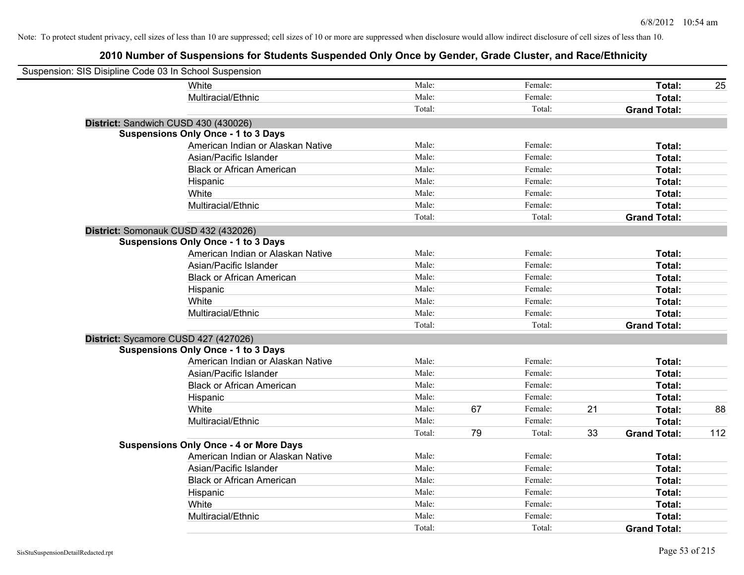Note: To protect student privacy, cell sizes of less than 10 are suppressed; cell sizes of 10 or more are suppressed when disclosure would allow indirect disclosure of cell sizes of less than 10.

## 2010 Number of Suspensions for Students Suspended Only Once by Gender, Grade Cluster, and Race/Ethnicity

Suspension: SIS Disipline Code 03 In School Suspension

| | | | | | | |
|---|---|---|---|---|---|---|
| White | Male: | | Female: | | **Total:** | 25 |
| Multiracial/Ethnic | Male: | | Female: | | **Total:** | |
| | Total: | | Total: | | **Grand Total:** | |

**District:** Sandwich CUSD 430 (430026)

**Suspensions Only Once - 1 to 3 Days**

| | | | | | | |
|---|---|---|---|---|---|---|
| American Indian or Alaskan Native | Male: | | Female: | | **Total:** | |
| Asian/Pacific Islander | Male: | | Female: | | **Total:** | |
| Black or African American | Male: | | Female: | | **Total:** | |
| Hispanic | Male: | | Female: | | **Total:** | |
| White | Male: | | Female: | | **Total:** | |
| Multiracial/Ethnic | Male: | | Female: | | **Total:** | |
| | Total: | | Total: | | **Grand Total:** | |

**District:** Somonauk CUSD 432 (432026)

**Suspensions Only Once - 1 to 3 Days**

| | | | | | | |
|---|---|---|---|---|---|---|
| American Indian or Alaskan Native | Male: | | Female: | | **Total:** | |
| Asian/Pacific Islander | Male: | | Female: | | **Total:** | |
| Black or African American | Male: | | Female: | | **Total:** | |
| Hispanic | Male: | | Female: | | **Total:** | |
| White | Male: | | Female: | | **Total:** | |
| Multiracial/Ethnic | Male: | | Female: | | **Total:** | |
| | Total: | | Total: | | **Grand Total:** | |

**District:** Sycamore CUSD 427 (427026)

**Suspensions Only Once - 1 to 3 Days**

| | | | | | | |
|---|---|---|---|---|---|---|
| American Indian or Alaskan Native | Male: | | Female: | | **Total:** | |
| Asian/Pacific Islander | Male: | | Female: | | **Total:** | |
| Black or African American | Male: | | Female: | | **Total:** | |
| Hispanic | Male: | | Female: | | **Total:** | |
| White | Male: | 67 | Female: | 21 | **Total:** | 88 |
| Multiracial/Ethnic | Male: | | Female: | | **Total:** | |
| | Total: | 79 | Total: | 33 | **Grand Total:** | 112 |

**Suspensions Only Once - 4 or More Days**

| | | | | | | |
|---|---|---|---|---|---|---|
| American Indian or Alaskan Native | Male: | | Female: | | **Total:** | |
| Asian/Pacific Islander | Male: | | Female: | | **Total:** | |
| Black or African American | Male: | | Female: | | **Total:** | |
| Hispanic | Male: | | Female: | | **Total:** | |
| White | Male: | | Female: | | **Total:** | |
| Multiracial/Ethnic | Male: | | Female: | | **Total:** | |
| | Total: | | Total: | | **Grand Total:** | |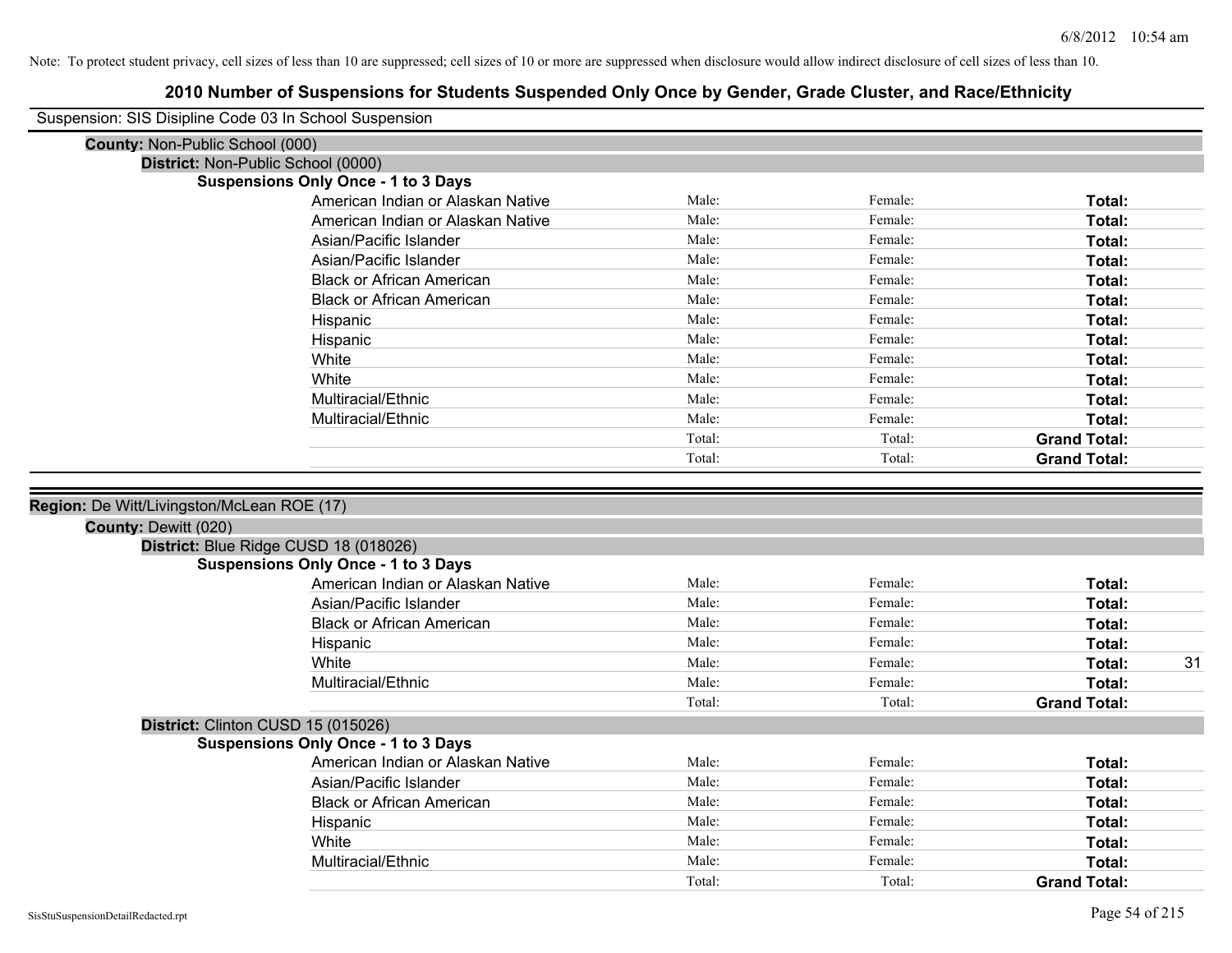Note: To protect student privacy, cell sizes of less than 10 are suppressed; cell sizes of 10 or more are suppressed when disclosure would allow indirect disclosure of cell sizes of less than 10.

# 2010 Number of Suspensions for Students Suspended Only Once by Gender, Grade Cluster, and Race/Ethnicity

Suspension: SIS Disipline Code 03 In School Suspension

**County:** Non-Public School (000)

**District:** Non-Public School (0000)

**Suspensions Only Once - 1 to 3 Days**

| Race/Ethnicity | Male | Female | Total |
|---|---|---|---|
| American Indian or Alaskan Native | Male: | Female: | **Total:** |
| American Indian or Alaskan Native | Male: | Female: | **Total:** |
| Asian/Pacific Islander | Male: | Female: | **Total:** |
| Asian/Pacific Islander | Male: | Female: | **Total:** |
| Black or African American | Male: | Female: | **Total:** |
| Black or African American | Male: | Female: | **Total:** |
| Hispanic | Male: | Female: | **Total:** |
| Hispanic | Male: | Female: | **Total:** |
| White | Male: | Female: | **Total:** |
| White | Male: | Female: | **Total:** |
| Multiracial/Ethnic | Male: | Female: | **Total:** |
| Multiracial/Ethnic | Male: | Female: | **Total:** |
| | Total: | Total: | **Grand Total:** |
| | Total: | Total: | **Grand Total:** |

**Region:** De Witt/Livingston/McLean ROE (17)

**County:** Dewitt (020)

**District:** Blue Ridge CUSD 18 (018026)

**Suspensions Only Once - 1 to 3 Days**

| Race/Ethnicity | Male | Female | Total |
|---|---|---|---|
| American Indian or Alaskan Native | Male: | Female: | **Total:** |
| Asian/Pacific Islander | Male: | Female: | **Total:** |
| Black or African American | Male: | Female: | **Total:** |
| Hispanic | Male: | Female: | **Total:** |
| White | Male: | Female: | **Total:** 31 |
| Multiracial/Ethnic | Male: | Female: | **Total:** |
| | Total: | Total: | **Grand Total:** |

**District:** Clinton CUSD 15 (015026)

**Suspensions Only Once - 1 to 3 Days**

| Race/Ethnicity | Male | Female | Total |
|---|---|---|---|
| American Indian or Alaskan Native | Male: | Female: | **Total:** |
| Asian/Pacific Islander | Male: | Female: | **Total:** |
| Black or African American | Male: | Female: | **Total:** |
| Hispanic | Male: | Female: | **Total:** |
| White | Male: | Female: | **Total:** |
| Multiracial/Ethnic | Male: | Female: | **Total:** |
| | Total: | Total: | **Grand Total:** |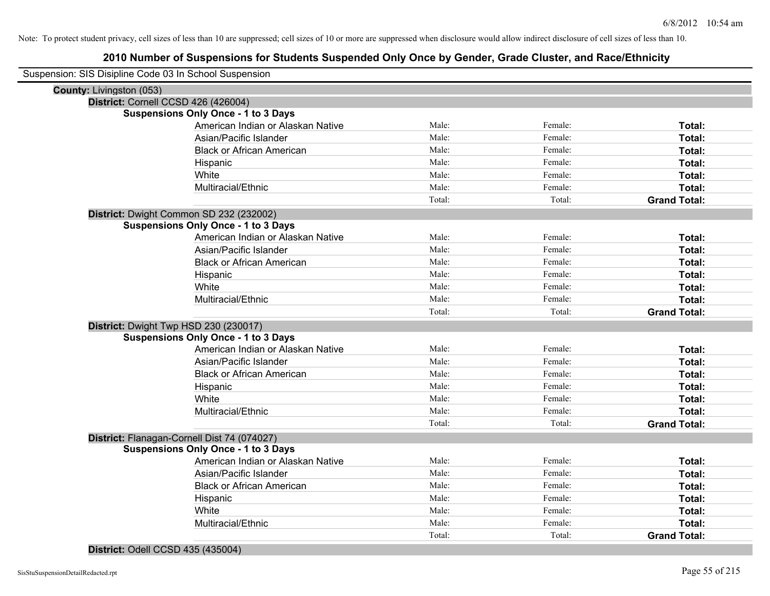Note: To protect student privacy, cell sizes of less than 10 are suppressed; cell sizes of 10 or more are suppressed when disclosure would allow indirect disclosure of cell sizes of less than 10.

# 2010 Number of Suspensions for Students Suspended Only Once by Gender, Grade Cluster, and Race/Ethnicity

Suspension: SIS Disipline Code 03 In School Suspension

**County:** Livingston (053)

**District:** Cornell CCSD 426 (426004)

**Suspensions Only Once - 1 to 3 Days**

| | | | |
|---|---|---|---|
| American Indian or Alaskan Native | Male: | Female: | **Total:** |
| Asian/Pacific Islander | Male: | Female: | **Total:** |
| Black or African American | Male: | Female: | **Total:** |
| Hispanic | Male: | Female: | **Total:** |
| White | Male: | Female: | **Total:** |
| Multiracial/Ethnic | Male: | Female: | **Total:** |
| | Total: | Total: | **Grand Total:** |

**District:** Dwight Common SD 232 (232002)

**Suspensions Only Once - 1 to 3 Days**

| | | | |
|---|---|---|---|
| American Indian or Alaskan Native | Male: | Female: | **Total:** |
| Asian/Pacific Islander | Male: | Female: | **Total:** |
| Black or African American | Male: | Female: | **Total:** |
| Hispanic | Male: | Female: | **Total:** |
| White | Male: | Female: | **Total:** |
| Multiracial/Ethnic | Male: | Female: | **Total:** |
| | Total: | Total: | **Grand Total:** |

**District:** Dwight Twp HSD 230 (230017)

**Suspensions Only Once - 1 to 3 Days**

| | | | |
|---|---|---|---|
| American Indian or Alaskan Native | Male: | Female: | **Total:** |
| Asian/Pacific Islander | Male: | Female: | **Total:** |
| Black or African American | Male: | Female: | **Total:** |
| Hispanic | Male: | Female: | **Total:** |
| White | Male: | Female: | **Total:** |
| Multiracial/Ethnic | Male: | Female: | **Total:** |
| | Total: | Total: | **Grand Total:** |

**District:** Flanagan-Cornell Dist 74 (074027)

**Suspensions Only Once - 1 to 3 Days**

| | | | |
|---|---|---|---|
| American Indian or Alaskan Native | Male: | Female: | **Total:** |
| Asian/Pacific Islander | Male: | Female: | **Total:** |
| Black or African American | Male: | Female: | **Total:** |
| Hispanic | Male: | Female: | **Total:** |
| White | Male: | Female: | **Total:** |
| Multiracial/Ethnic | Male: | Female: | **Total:** |
| | Total: | Total: | **Grand Total:** |

**District:** Odell CCSD 435 (435004)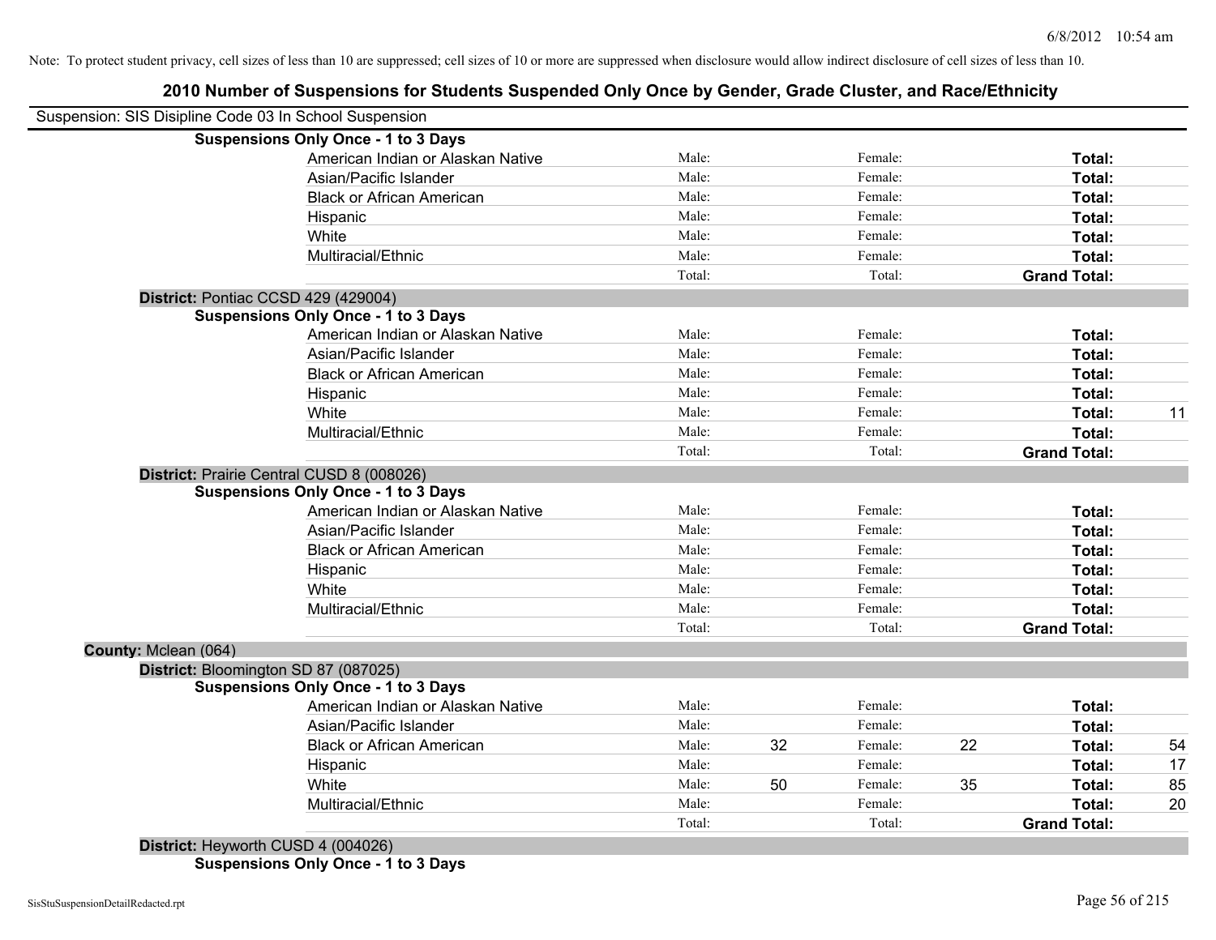Note: To protect student privacy, cell sizes of less than 10 are suppressed; cell sizes of 10 or more are suppressed when disclosure would allow indirect disclosure of cell sizes of less than 10.

# 2010 Number of Suspensions for Students Suspended Only Once by Gender, Grade Cluster, and Race/Ethnicity

Suspension: SIS Disipline Code 03 In School Suspension

**Suspensions Only Once - 1 to 3 Days**

| | | | | | | |
|---|---|---|---|---|---|---|
| American Indian or Alaskan Native | Male: | | Female: | | **Total:** | |
| Asian/Pacific Islander | Male: | | Female: | | **Total:** | |
| Black or African American | Male: | | Female: | | **Total:** | |
| Hispanic | Male: | | Female: | | **Total:** | |
| White | Male: | | Female: | | **Total:** | |
| Multiracial/Ethnic | Male: | | Female: | | **Total:** | |
| | Total: | | Total: | | **Grand Total:** | |

**District:** Pontiac CCSD 429 (429004)

**Suspensions Only Once - 1 to 3 Days**

| | | | | | | |
|---|---|---|---|---|---|---|
| American Indian or Alaskan Native | Male: | | Female: | | **Total:** | |
| Asian/Pacific Islander | Male: | | Female: | | **Total:** | |
| Black or African American | Male: | | Female: | | **Total:** | |
| Hispanic | Male: | | Female: | | **Total:** | |
| White | Male: | | Female: | | **Total:** | 11 |
| Multiracial/Ethnic | Male: | | Female: | | **Total:** | |
| | Total: | | Total: | | **Grand Total:** | |

**District:** Prairie Central CUSD 8 (008026)

**Suspensions Only Once - 1 to 3 Days**

| | | | | | | |
|---|---|---|---|---|---|---|
| American Indian or Alaskan Native | Male: | | Female: | | **Total:** | |
| Asian/Pacific Islander | Male: | | Female: | | **Total:** | |
| Black or African American | Male: | | Female: | | **Total:** | |
| Hispanic | Male: | | Female: | | **Total:** | |
| White | Male: | | Female: | | **Total:** | |
| Multiracial/Ethnic | Male: | | Female: | | **Total:** | |
| | Total: | | Total: | | **Grand Total:** | |

**County:** Mclean (064)

**District:** Bloomington SD 87 (087025)

**Suspensions Only Once - 1 to 3 Days**

| | | | | | | |
|---|---|---|---|---|---|---|
| American Indian or Alaskan Native | Male: | | Female: | | **Total:** | |
| Asian/Pacific Islander | Male: | | Female: | | **Total:** | |
| Black or African American | Male: | 32 | Female: | 22 | **Total:** | 54 |
| Hispanic | Male: | | Female: | | **Total:** | 17 |
| White | Male: | 50 | Female: | 35 | **Total:** | 85 |
| Multiracial/Ethnic | Male: | | Female: | | **Total:** | 20 |
| | Total: | | Total: | | **Grand Total:** | |

**District:** Heyworth CUSD 4 (004026)

**Suspensions Only Once - 1 to 3 Days**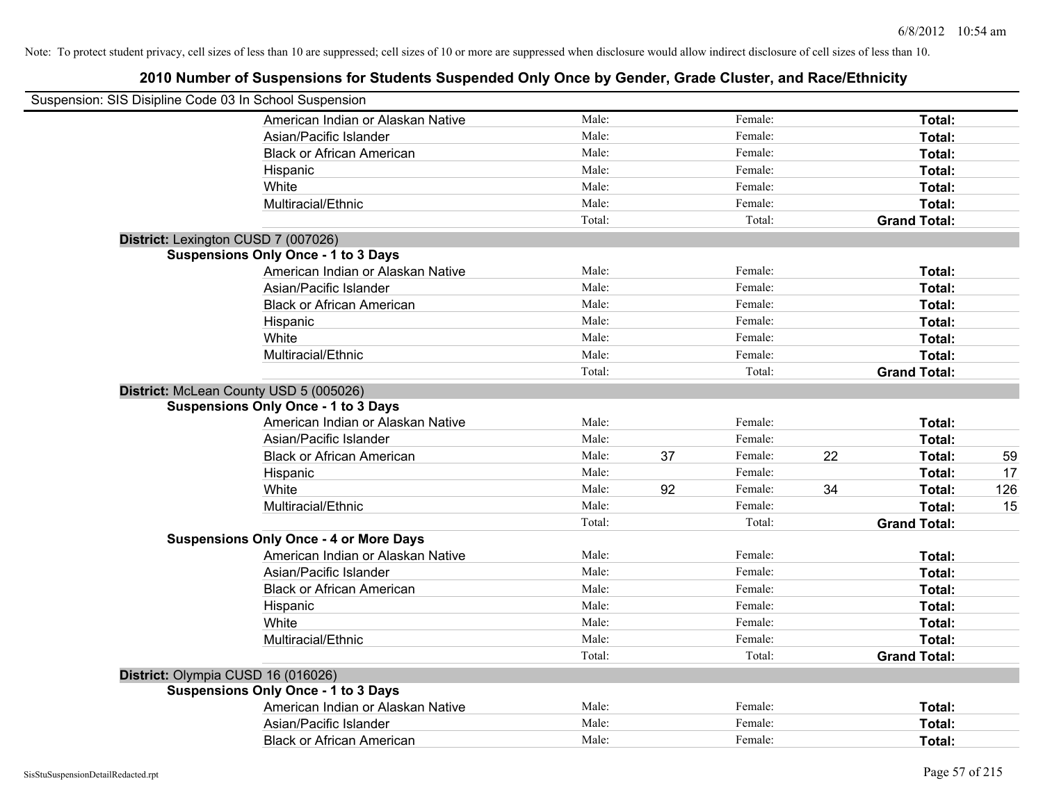Note: To protect student privacy, cell sizes of less than 10 are suppressed; cell sizes of 10 or more are suppressed when disclosure would allow indirect disclosure of cell sizes of less than 10.

## 2010 Number of Suspensions for Students Suspended Only Once by Gender, Grade Cluster, and Race/Ethnicity

Suspension: SIS Disipline Code 03 In School Suspension

| | | | | | | |
|---|---|---|---|---|---|---|
| American Indian or Alaskan Native | Male: | | Female: | | **Total:** | |
| Asian/Pacific Islander | Male: | | Female: | | **Total:** | |
| Black or African American | Male: | | Female: | | **Total:** | |
| Hispanic | Male: | | Female: | | **Total:** | |
| White | Male: | | Female: | | **Total:** | |
| Multiracial/Ethnic | Male: | | Female: | | **Total:** | |
| | Total: | | Total: | | **Grand Total:** | |

**District:** Lexington CUSD 7 (007026)

**Suspensions Only Once - 1 to 3 Days**

| | | | | | | |
|---|---|---|---|---|---|---|
| American Indian or Alaskan Native | Male: | | Female: | | **Total:** | |
| Asian/Pacific Islander | Male: | | Female: | | **Total:** | |
| Black or African American | Male: | | Female: | | **Total:** | |
| Hispanic | Male: | | Female: | | **Total:** | |
| White | Male: | | Female: | | **Total:** | |
| Multiracial/Ethnic | Male: | | Female: | | **Total:** | |
| | Total: | | Total: | | **Grand Total:** | |

**District:** McLean County USD 5 (005026)

**Suspensions Only Once - 1 to 3 Days**

| | | | | | | |
|---|---|---|---|---|---|---|
| American Indian or Alaskan Native | Male: | | Female: | | **Total:** | |
| Asian/Pacific Islander | Male: | | Female: | | **Total:** | |
| Black or African American | Male: | 37 | Female: | 22 | **Total:** | 59 |
| Hispanic | Male: | | Female: | | **Total:** | 17 |
| White | Male: | 92 | Female: | 34 | **Total:** | 126 |
| Multiracial/Ethnic | Male: | | Female: | | **Total:** | 15 |
| | Total: | | Total: | | **Grand Total:** | |

**Suspensions Only Once - 4 or More Days**

| | | | | | | |
|---|---|---|---|---|---|---|
| American Indian or Alaskan Native | Male: | | Female: | | **Total:** | |
| Asian/Pacific Islander | Male: | | Female: | | **Total:** | |
| Black or African American | Male: | | Female: | | **Total:** | |
| Hispanic | Male: | | Female: | | **Total:** | |
| White | Male: | | Female: | | **Total:** | |
| Multiracial/Ethnic | Male: | | Female: | | **Total:** | |
| | Total: | | Total: | | **Grand Total:** | |

**District:** Olympia CUSD 16 (016026)

**Suspensions Only Once - 1 to 3 Days**

| | | | | | | |
|---|---|---|---|---|---|---|
| American Indian or Alaskan Native | Male: | | Female: | | **Total:** | |
| Asian/Pacific Islander | Male: | | Female: | | **Total:** | |
| Black or African American | Male: | | Female: | | **Total:** | |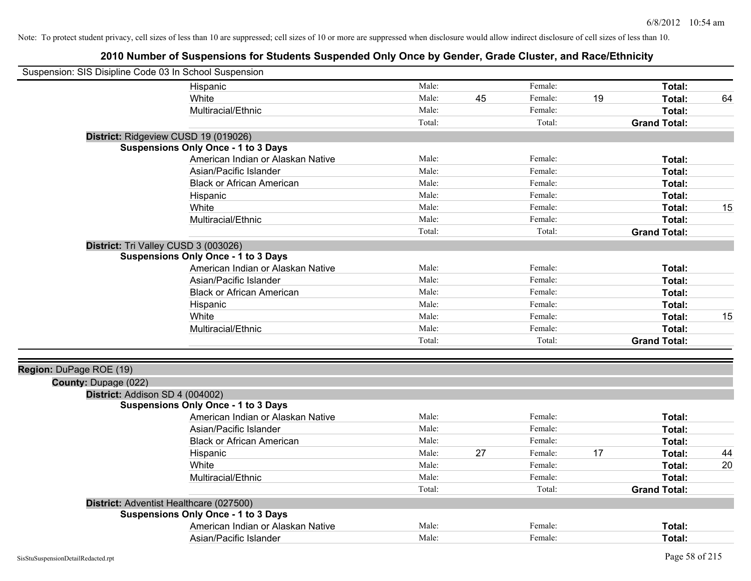Note: To protect student privacy, cell sizes of less than 10 are suppressed; cell sizes of 10 or more are suppressed when disclosure would allow indirect disclosure of cell sizes of less than 10.

# 2010 Number of Suspensions for Students Suspended Only Once by Gender, Grade Cluster, and Race/Ethnicity

Suspension: SIS Disipline Code 03 In School Suspension

| | | | | | |
|---|---|---|---|---|---|
| Hispanic | Male: | | Female: | | **Total:** |
| White | Male: 45 | | Female: 19 | | **Total:** 64 |
| Multiracial/Ethnic | Male: | | Female: | | **Total:** |
| | Total: | | Total: | | **Grand Total:** |

**District:** Ridgeview CUSD 19 (019026)

**Suspensions Only Once - 1 to 3 Days**

| | | | | | |
|---|---|---|---|---|---|
| American Indian or Alaskan Native | Male: | | Female: | | **Total:** |
| Asian/Pacific Islander | Male: | | Female: | | **Total:** |
| Black or African American | Male: | | Female: | | **Total:** |
| Hispanic | Male: | | Female: | | **Total:** |
| White | Male: | | Female: | | **Total:** 15 |
| Multiracial/Ethnic | Male: | | Female: | | **Total:** |
| | Total: | | Total: | | **Grand Total:** |

**District:** Tri Valley CUSD 3 (003026)

**Suspensions Only Once - 1 to 3 Days**

| | | | | | |
|---|---|---|---|---|---|
| American Indian or Alaskan Native | Male: | | Female: | | **Total:** |
| Asian/Pacific Islander | Male: | | Female: | | **Total:** |
| Black or African American | Male: | | Female: | | **Total:** |
| Hispanic | Male: | | Female: | | **Total:** |
| White | Male: | | Female: | | **Total:** 15 |
| Multiracial/Ethnic | Male: | | Female: | | **Total:** |
| | Total: | | Total: | | **Grand Total:** |

**Region:** DuPage ROE (19)

**County:** Dupage (022)

**District:** Addison SD 4 (004002)

**Suspensions Only Once - 1 to 3 Days**

| | | | | | |
|---|---|---|---|---|---|
| American Indian or Alaskan Native | Male: | | Female: | | **Total:** |
| Asian/Pacific Islander | Male: | | Female: | | **Total:** |
| Black or African American | Male: | | Female: | | **Total:** |
| Hispanic | Male: 27 | | Female: 17 | | **Total:** 44 |
| White | Male: | | Female: | | **Total:** 20 |
| Multiracial/Ethnic | Male: | | Female: | | **Total:** |
| | Total: | | Total: | | **Grand Total:** |

**District:** Adventist Healthcare (027500)

**Suspensions Only Once - 1 to 3 Days**

| | | | | | |
|---|---|---|---|---|---|
| American Indian or Alaskan Native | Male: | | Female: | | **Total:** |
| Asian/Pacific Islander | Male: | | Female: | | **Total:** |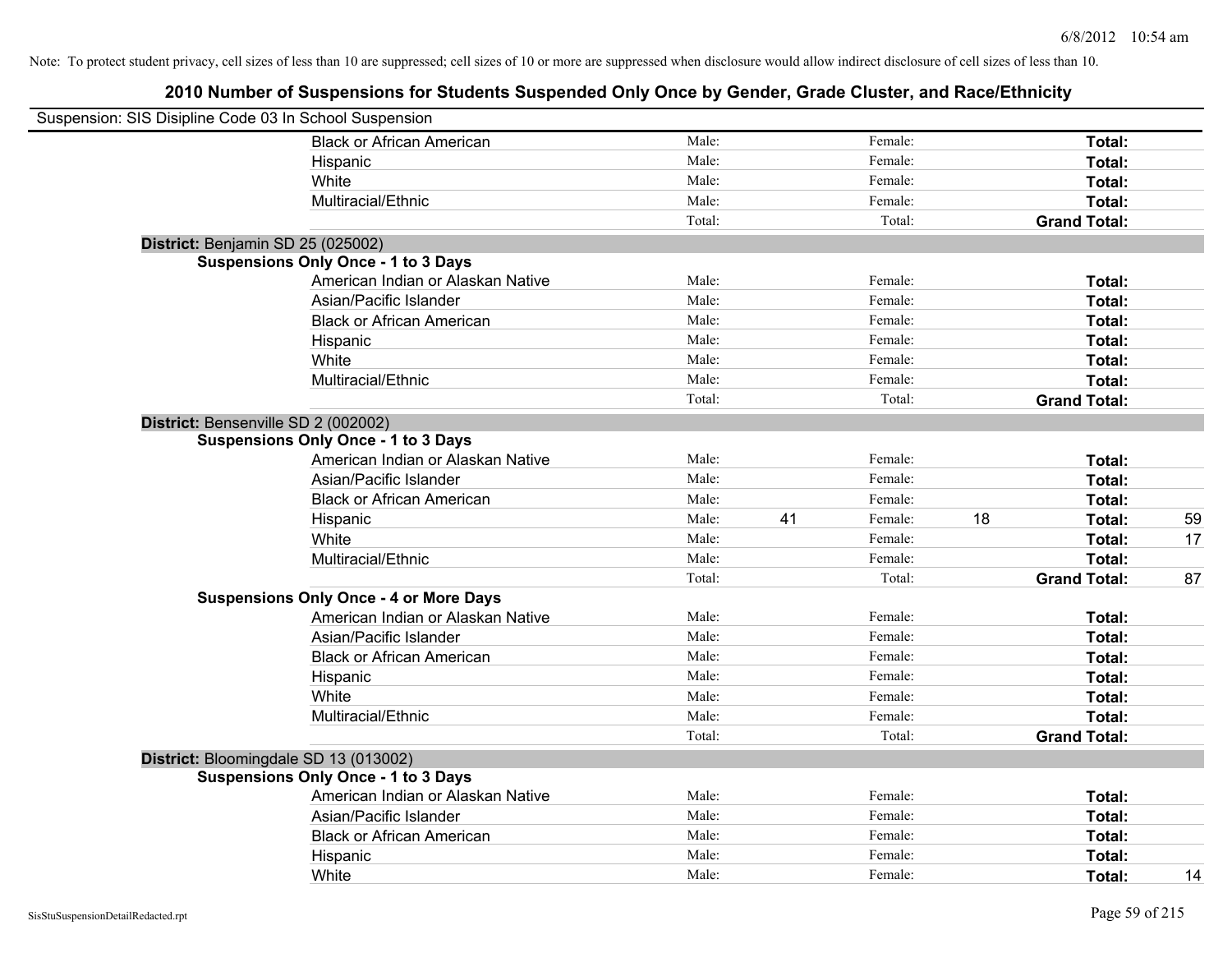Note: To protect student privacy, cell sizes of less than 10 are suppressed; cell sizes of 10 or more are suppressed when disclosure would allow indirect disclosure of cell sizes of less than 10.

# 2010 Number of Suspensions for Students Suspended Only Once by Gender, Grade Cluster, and Race/Ethnicity

Suspension: SIS Disipline Code 03 In School Suspension

| | | | | | | |
|---|---|---|---|---|---|---|
| Black or African American | Male: | | Female: | | **Total:** | |
| Hispanic | Male: | | Female: | | **Total:** | |
| White | Male: | | Female: | | **Total:** | |
| Multiracial/Ethnic | Male: | | Female: | | **Total:** | |
| | Total: | | Total: | | **Grand Total:** | |

**District:** Benjamin SD 25 (025002)

**Suspensions Only Once - 1 to 3 Days**

| | | | | | | |
|---|---|---|---|---|---|---|
| American Indian or Alaskan Native | Male: | | Female: | | **Total:** | |
| Asian/Pacific Islander | Male: | | Female: | | **Total:** | |
| Black or African American | Male: | | Female: | | **Total:** | |
| Hispanic | Male: | | Female: | | **Total:** | |
| White | Male: | | Female: | | **Total:** | |
| Multiracial/Ethnic | Male: | | Female: | | **Total:** | |
| | Total: | | Total: | | **Grand Total:** | |

**District:** Bensenville SD 2 (002002)

**Suspensions Only Once - 1 to 3 Days**

| | | | | | | |
|---|---|---|---|---|---|---|
| American Indian or Alaskan Native | Male: | | Female: | | **Total:** | |
| Asian/Pacific Islander | Male: | | Female: | | **Total:** | |
| Black or African American | Male: | | Female: | | **Total:** | |
| Hispanic | Male: | 41 | Female: | 18 | **Total:** | 59 |
| White | Male: | | Female: | | **Total:** | 17 |
| Multiracial/Ethnic | Male: | | Female: | | **Total:** | |
| | Total: | | Total: | | **Grand Total:** | 87 |

**Suspensions Only Once - 4 or More Days**

| | | | | | | |
|---|---|---|---|---|---|---|
| American Indian or Alaskan Native | Male: | | Female: | | **Total:** | |
| Asian/Pacific Islander | Male: | | Female: | | **Total:** | |
| Black or African American | Male: | | Female: | | **Total:** | |
| Hispanic | Male: | | Female: | | **Total:** | |
| White | Male: | | Female: | | **Total:** | |
| Multiracial/Ethnic | Male: | | Female: | | **Total:** | |
| | Total: | | Total: | | **Grand Total:** | |

**District:** Bloomingdale SD 13 (013002)

**Suspensions Only Once - 1 to 3 Days**

| | | | | | | |
|---|---|---|---|---|---|---|
| American Indian or Alaskan Native | Male: | | Female: | | **Total:** | |
| Asian/Pacific Islander | Male: | | Female: | | **Total:** | |
| Black or African American | Male: | | Female: | | **Total:** | |
| Hispanic | Male: | | Female: | | **Total:** | |
| White | Male: | | Female: | | **Total:** | 14 |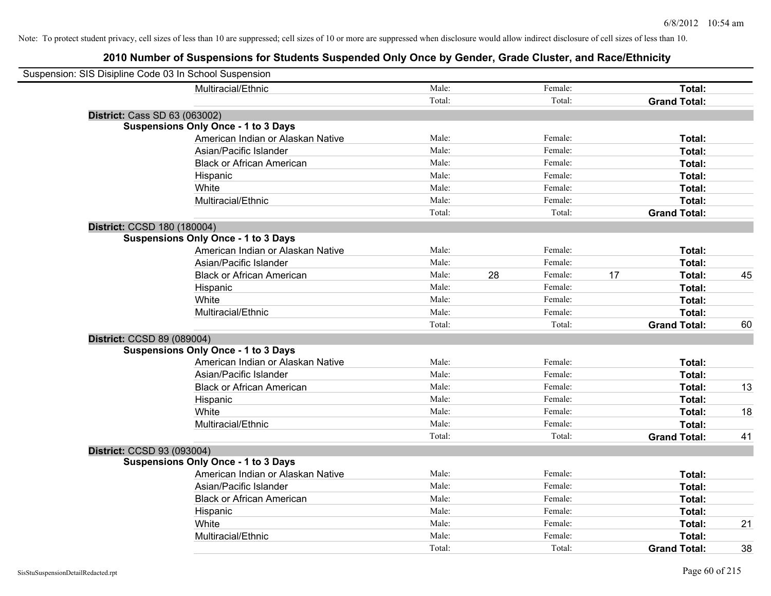Note: To protect student privacy, cell sizes of less than 10 are suppressed; cell sizes of 10 or more are suppressed when disclosure would allow indirect disclosure of cell sizes of less than 10.

## 2010 Number of Suspensions for Students Suspended Only Once by Gender, Grade Cluster, and Race/Ethnicity

Suspension: SIS Disipline Code 03 In School Suspension

| | | | | | | |
|---|---|---|---|---|---|---|
| Multiracial/Ethnic | Male: | | Female: | | **Total:** | |
| | Total: | | Total: | | **Grand Total:** | |

**District:** Cass SD 63 (063002)

**Suspensions Only Once - 1 to 3 Days**

| | | | | | | |
|---|---|---|---|---|---|---|
| American Indian or Alaskan Native | Male: | | Female: | | **Total:** | |
| Asian/Pacific Islander | Male: | | Female: | | **Total:** | |
| Black or African American | Male: | | Female: | | **Total:** | |
| Hispanic | Male: | | Female: | | **Total:** | |
| White | Male: | | Female: | | **Total:** | |
| Multiracial/Ethnic | Male: | | Female: | | **Total:** | |
| | Total: | | Total: | | **Grand Total:** | |

**District:** CCSD 180 (180004)

**Suspensions Only Once - 1 to 3 Days**

| | | | | | | |
|---|---|---|---|---|---|---|
| American Indian or Alaskan Native | Male: | | Female: | | **Total:** | |
| Asian/Pacific Islander | Male: | | Female: | | **Total:** | |
| Black or African American | Male: | 28 | Female: | 17 | **Total:** | 45 |
| Hispanic | Male: | | Female: | | **Total:** | |
| White | Male: | | Female: | | **Total:** | |
| Multiracial/Ethnic | Male: | | Female: | | **Total:** | |
| | Total: | | Total: | | **Grand Total:** | 60 |

**District:** CCSD 89 (089004)

**Suspensions Only Once - 1 to 3 Days**

| | | | | | | |
|---|---|---|---|---|---|---|
| American Indian or Alaskan Native | Male: | | Female: | | **Total:** | |
| Asian/Pacific Islander | Male: | | Female: | | **Total:** | |
| Black or African American | Male: | | Female: | | **Total:** | 13 |
| Hispanic | Male: | | Female: | | **Total:** | |
| White | Male: | | Female: | | **Total:** | 18 |
| Multiracial/Ethnic | Male: | | Female: | | **Total:** | |
| | Total: | | Total: | | **Grand Total:** | 41 |

**District:** CCSD 93 (093004)

**Suspensions Only Once - 1 to 3 Days**

| | | | | | | |
|---|---|---|---|---|---|---|
| American Indian or Alaskan Native | Male: | | Female: | | **Total:** | |
| Asian/Pacific Islander | Male: | | Female: | | **Total:** | |
| Black or African American | Male: | | Female: | | **Total:** | |
| Hispanic | Male: | | Female: | | **Total:** | |
| White | Male: | | Female: | | **Total:** | 21 |
| Multiracial/Ethnic | Male: | | Female: | | **Total:** | |
| | Total: | | Total: | | **Grand Total:** | 38 |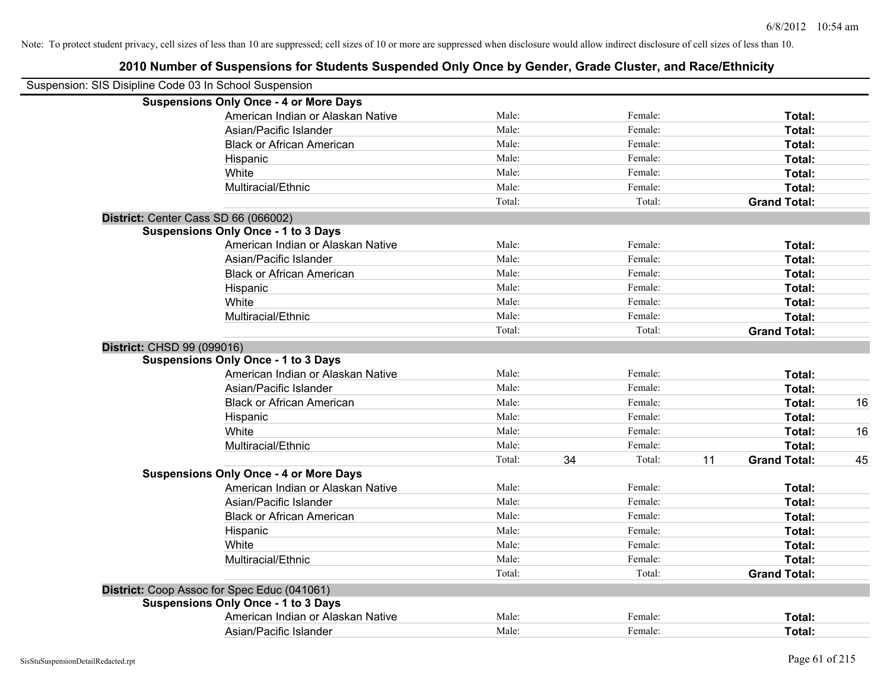Note: To protect student privacy, cell sizes of less than 10 are suppressed; cell sizes of 10 or more are suppressed when disclosure would allow indirect disclosure of cell sizes of less than 10.

# 2010 Number of Suspensions for Students Suspended Only Once by Gender, Grade Cluster, and Race/Ethnicity

Suspension: SIS Disipline Code 03 In School Suspension

**Suspensions Only Once - 4 or More Days**

| | | | | | | |
|---|---|---|---|---|---|---|
| American Indian or Alaskan Native | Male: | | Female: | | **Total:** | |
| Asian/Pacific Islander | Male: | | Female: | | **Total:** | |
| Black or African American | Male: | | Female: | | **Total:** | |
| Hispanic | Male: | | Female: | | **Total:** | |
| White | Male: | | Female: | | **Total:** | |
| Multiracial/Ethnic | Male: | | Female: | | **Total:** | |
| | Total: | | Total: | | **Grand Total:** | |

**District:** Center Cass SD 66 (066002)

**Suspensions Only Once - 1 to 3 Days**

| | | | | | | |
|---|---|---|---|---|---|---|
| American Indian or Alaskan Native | Male: | | Female: | | **Total:** | |
| Asian/Pacific Islander | Male: | | Female: | | **Total:** | |
| Black or African American | Male: | | Female: | | **Total:** | |
| Hispanic | Male: | | Female: | | **Total:** | |
| White | Male: | | Female: | | **Total:** | |
| Multiracial/Ethnic | Male: | | Female: | | **Total:** | |
| | Total: | | Total: | | **Grand Total:** | |

**District:** CHSD 99 (099016)

**Suspensions Only Once - 1 to 3 Days**

| | | | | | | |
|---|---|---|---|---|---|---|
| American Indian or Alaskan Native | Male: | | Female: | | **Total:** | |
| Asian/Pacific Islander | Male: | | Female: | | **Total:** | |
| Black or African American | Male: | | Female: | | **Total:** | 16 |
| Hispanic | Male: | | Female: | | **Total:** | |
| White | Male: | | Female: | | **Total:** | 16 |
| Multiracial/Ethnic | Male: | | Female: | | **Total:** | |
| | Total: | 34 | Total: | 11 | **Grand Total:** | 45 |

**Suspensions Only Once - 4 or More Days**

| | | | | | | |
|---|---|---|---|---|---|---|
| American Indian or Alaskan Native | Male: | | Female: | | **Total:** | |
| Asian/Pacific Islander | Male: | | Female: | | **Total:** | |
| Black or African American | Male: | | Female: | | **Total:** | |
| Hispanic | Male: | | Female: | | **Total:** | |
| White | Male: | | Female: | | **Total:** | |
| Multiracial/Ethnic | Male: | | Female: | | **Total:** | |
| | Total: | | Total: | | **Grand Total:** | |

**District:** Coop Assoc for Spec Educ (041061)

**Suspensions Only Once - 1 to 3 Days**

| | | | | | | |
|---|---|---|---|---|---|---|
| American Indian or Alaskan Native | Male: | | Female: | | **Total:** | |
| Asian/Pacific Islander | Male: | | Female: | | **Total:** | |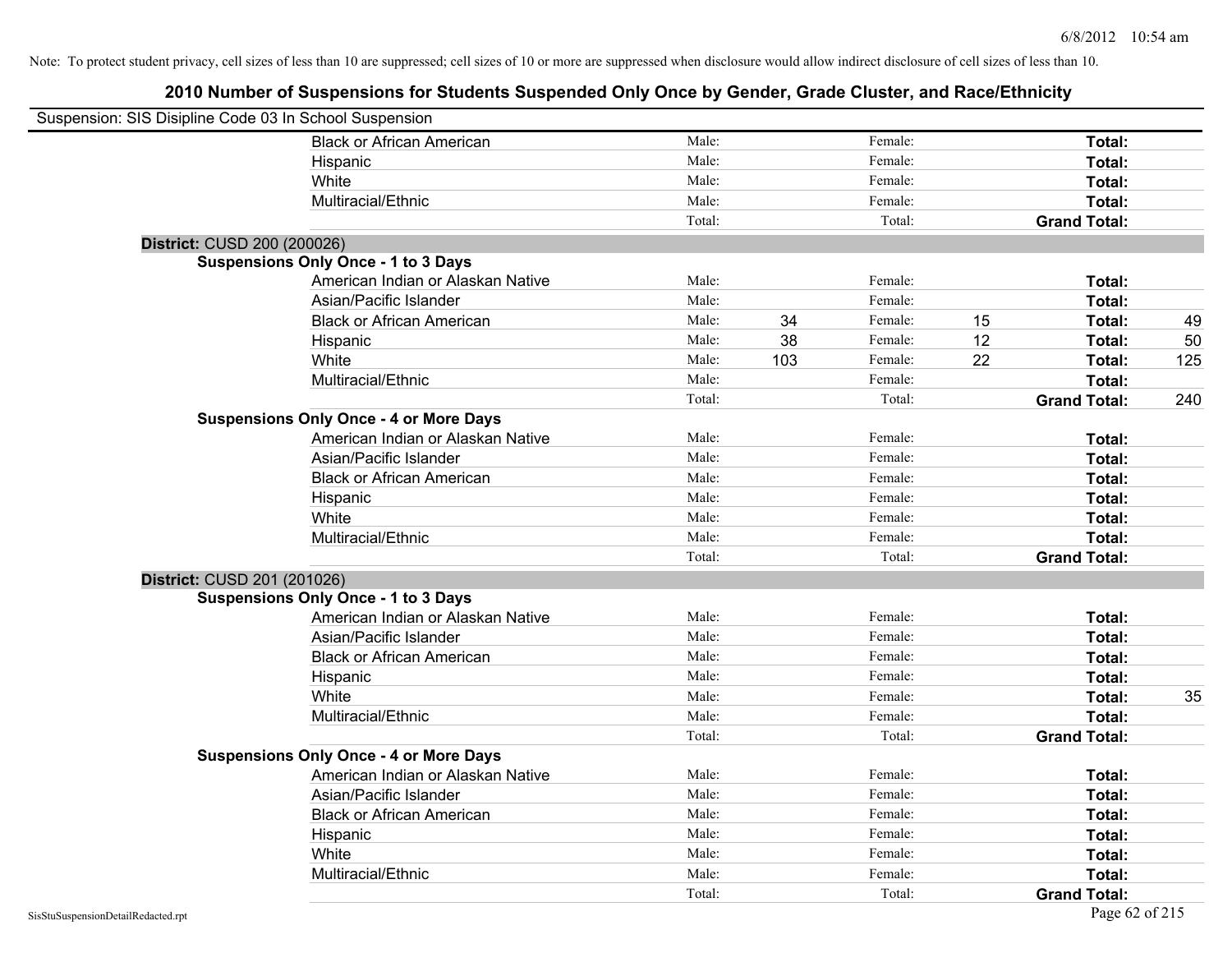Note: To protect student privacy, cell sizes of less than 10 are suppressed; cell sizes of 10 or more are suppressed when disclosure would allow indirect disclosure of cell sizes of less than 10.

# 2010 Number of Suspensions for Students Suspended Only Once by Gender, Grade Cluster, and Race/Ethnicity

Suspension: SIS Disipline Code 03 In School Suspension

| | | | | | | |
|---|---|---|---|---|---|---|
| Black or African American | Male: | | Female: | | **Total:** | |
| Hispanic | Male: | | Female: | | **Total:** | |
| White | Male: | | Female: | | **Total:** | |
| Multiracial/Ethnic | Male: | | Female: | | **Total:** | |
| | Total: | | Total: | | **Grand Total:** | |

**District:** CUSD 200 (200026)

**Suspensions Only Once - 1 to 3 Days**

| | | | | | | |
|---|---|---|---|---|---|---|
| American Indian or Alaskan Native | Male: | | Female: | | **Total:** | |
| Asian/Pacific Islander | Male: | | Female: | | **Total:** | |
| Black or African American | Male: | 34 | Female: | 15 | **Total:** | 49 |
| Hispanic | Male: | 38 | Female: | 12 | **Total:** | 50 |
| White | Male: | 103 | Female: | 22 | **Total:** | 125 |
| Multiracial/Ethnic | Male: | | Female: | | **Total:** | |
| | Total: | | Total: | | **Grand Total:** | 240 |

**Suspensions Only Once - 4 or More Days**

| | | | | | | |
|---|---|---|---|---|---|---|
| American Indian or Alaskan Native | Male: | | Female: | | **Total:** | |
| Asian/Pacific Islander | Male: | | Female: | | **Total:** | |
| Black or African American | Male: | | Female: | | **Total:** | |
| Hispanic | Male: | | Female: | | **Total:** | |
| White | Male: | | Female: | | **Total:** | |
| Multiracial/Ethnic | Male: | | Female: | | **Total:** | |
| | Total: | | Total: | | **Grand Total:** | |

**District:** CUSD 201 (201026)

**Suspensions Only Once - 1 to 3 Days**

| | | | | | | |
|---|---|---|---|---|---|---|
| American Indian or Alaskan Native | Male: | | Female: | | **Total:** | |
| Asian/Pacific Islander | Male: | | Female: | | **Total:** | |
| Black or African American | Male: | | Female: | | **Total:** | |
| Hispanic | Male: | | Female: | | **Total:** | |
| White | Male: | | Female: | | **Total:** | 35 |
| Multiracial/Ethnic | Male: | | Female: | | **Total:** | |
| | Total: | | Total: | | **Grand Total:** | |

**Suspensions Only Once - 4 or More Days**

| | | | | | | |
|---|---|---|---|---|---|---|
| American Indian or Alaskan Native | Male: | | Female: | | **Total:** | |
| Asian/Pacific Islander | Male: | | Female: | | **Total:** | |
| Black or African American | Male: | | Female: | | **Total:** | |
| Hispanic | Male: | | Female: | | **Total:** | |
| White | Male: | | Female: | | **Total:** | |
| Multiracial/Ethnic | Male: | | Female: | | **Total:** | |
| | Total: | | Total: | | **Grand Total:** | |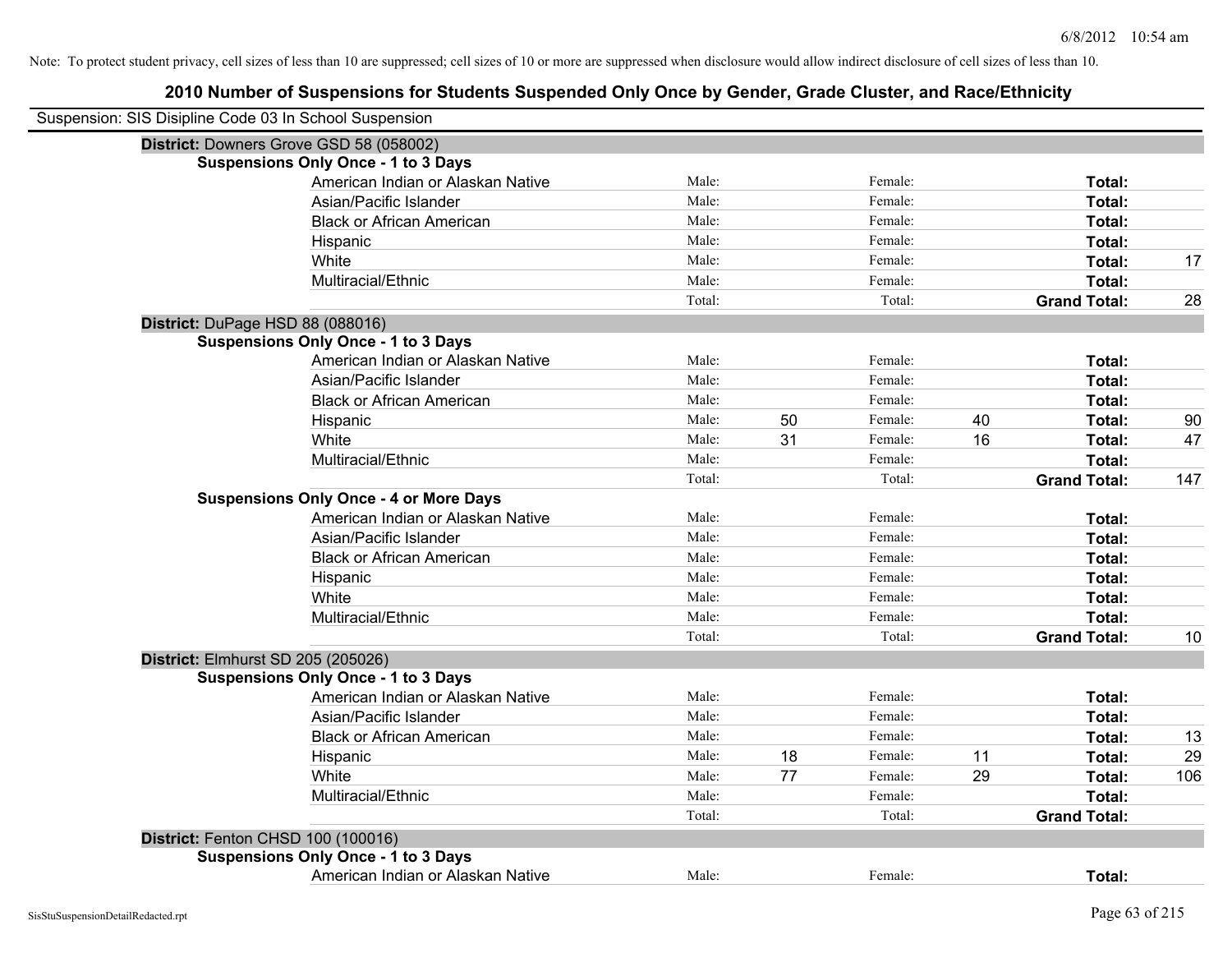Note: To protect student privacy, cell sizes of less than 10 are suppressed; cell sizes of 10 or more are suppressed when disclosure would allow indirect disclosure of cell sizes of less than 10.

## 2010 Number of Suspensions for Students Suspended Only Once by Gender, Grade Cluster, and Race/Ethnicity

Suspension: SIS Disipline Code 03 In School Suspension

### District: Downers Grove GSD 58 (058002)

**Suspensions Only Once - 1 to 3 Days**

| | | | | | | |
|---|---|---|---|---|---|---|
| American Indian or Alaskan Native | Male: | | Female: | | **Total:** | |
| Asian/Pacific Islander | Male: | | Female: | | **Total:** | |
| Black or African American | Male: | | Female: | | **Total:** | |
| Hispanic | Male: | | Female: | | **Total:** | |
| White | Male: | | Female: | | **Total:** | 17 |
| Multiracial/Ethnic | Male: | | Female: | | **Total:** | |
| | Total: | | Total: | | **Grand Total:** | 28 |

### District: DuPage HSD 88 (088016)

**Suspensions Only Once - 1 to 3 Days**

| | | | | | | |
|---|---|---|---|---|---|---|
| American Indian or Alaskan Native | Male: | | Female: | | **Total:** | |
| Asian/Pacific Islander | Male: | | Female: | | **Total:** | |
| Black or African American | Male: | | Female: | | **Total:** | |
| Hispanic | Male: | 50 | Female: | 40 | **Total:** | 90 |
| White | Male: | 31 | Female: | 16 | **Total:** | 47 |
| Multiracial/Ethnic | Male: | | Female: | | **Total:** | |
| | Total: | | Total: | | **Grand Total:** | 147 |

**Suspensions Only Once - 4 or More Days**

| | | | | | | |
|---|---|---|---|---|---|---|
| American Indian or Alaskan Native | Male: | | Female: | | **Total:** | |
| Asian/Pacific Islander | Male: | | Female: | | **Total:** | |
| Black or African American | Male: | | Female: | | **Total:** | |
| Hispanic | Male: | | Female: | | **Total:** | |
| White | Male: | | Female: | | **Total:** | |
| Multiracial/Ethnic | Male: | | Female: | | **Total:** | |
| | Total: | | Total: | | **Grand Total:** | 10 |

### District: Elmhurst SD 205 (205026)

**Suspensions Only Once - 1 to 3 Days**

| | | | | | | |
|---|---|---|---|---|---|---|
| American Indian or Alaskan Native | Male: | | Female: | | **Total:** | |
| Asian/Pacific Islander | Male: | | Female: | | **Total:** | |
| Black or African American | Male: | | Female: | | **Total:** | 13 |
| Hispanic | Male: | 18 | Female: | 11 | **Total:** | 29 |
| White | Male: | 77 | Female: | 29 | **Total:** | 106 |
| Multiracial/Ethnic | Male: | | Female: | | **Total:** | |
| | Total: | | Total: | | **Grand Total:** | |

### District: Fenton CHSD 100 (100016)

**Suspensions Only Once - 1 to 3 Days**

| | | | | | | |
|---|---|---|---|---|---|---|
| American Indian or Alaskan Native | Male: | | Female: | | **Total:** | |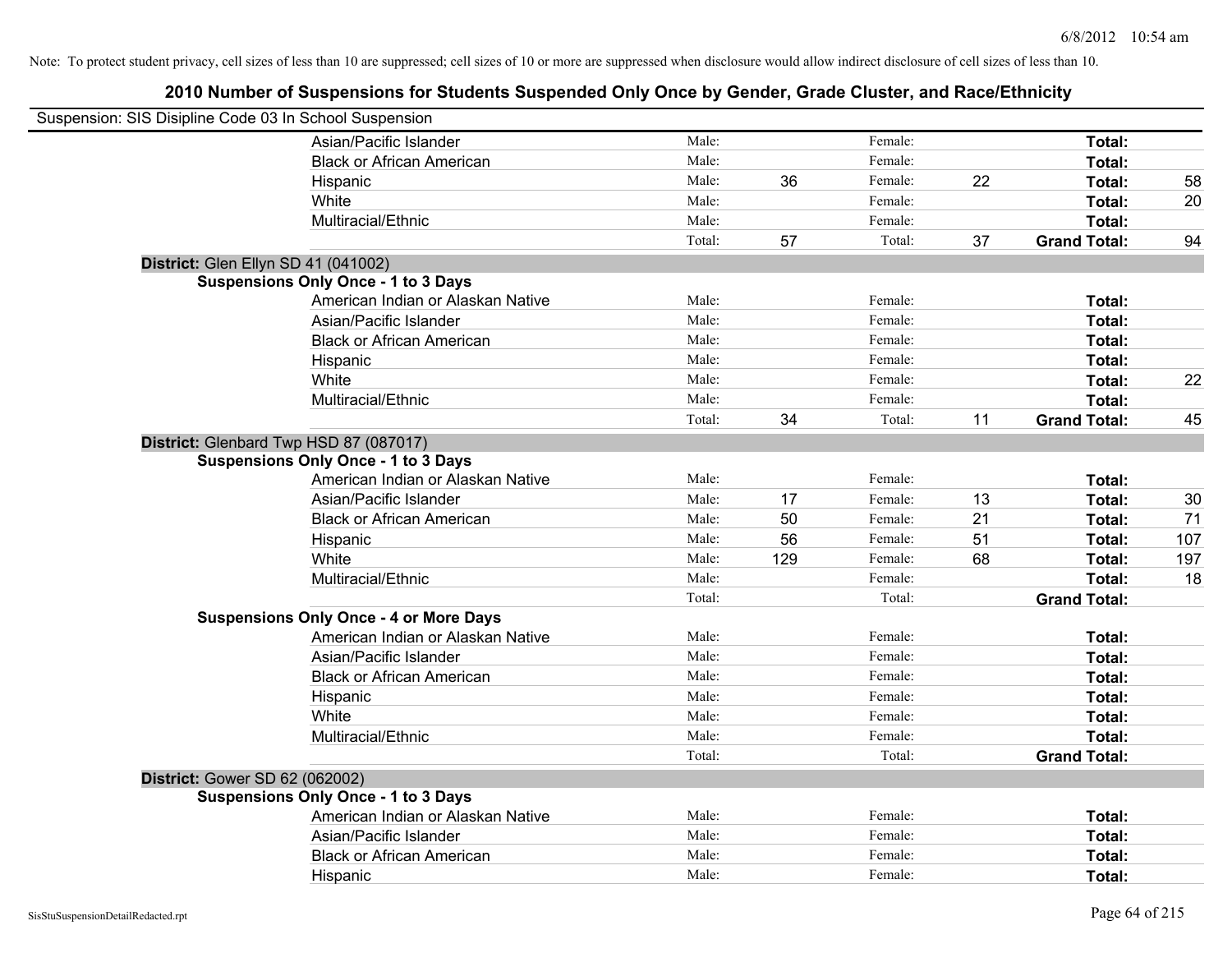Note: To protect student privacy, cell sizes of less than 10 are suppressed; cell sizes of 10 or more are suppressed when disclosure would allow indirect disclosure of cell sizes of less than 10.

# 2010 Number of Suspensions for Students Suspended Only Once by Gender, Grade Cluster, and Race/Ethnicity

Suspension: SIS Disipline Code 03 In School Suspension

| | | | | | | | |
|---|---|---|---|---|---|---|---|
| Asian/Pacific Islander | Male: | | Female: | | **Total:** | |
| Black or African American | Male: | | Female: | | **Total:** | |
| Hispanic | Male: | 36 | Female: | 22 | **Total:** | 58 |
| White | Male: | | Female: | | **Total:** | 20 |
| Multiracial/Ethnic | Male: | | Female: | | **Total:** | |
| | Total: | 57 | Total: | 37 | **Grand Total:** | 94 |

**District:** Glen Ellyn SD 41 (041002)

**Suspensions Only Once - 1 to 3 Days**

| | | | | | | |
|---|---|---|---|---|---|---|
| American Indian or Alaskan Native | Male: | | Female: | | **Total:** | |
| Asian/Pacific Islander | Male: | | Female: | | **Total:** | |
| Black or African American | Male: | | Female: | | **Total:** | |
| Hispanic | Male: | | Female: | | **Total:** | |
| White | Male: | | Female: | | **Total:** | 22 |
| Multiracial/Ethnic | Male: | | Female: | | **Total:** | |
| | Total: | 34 | Total: | 11 | **Grand Total:** | 45 |

**District:** Glenbard Twp HSD 87 (087017)

**Suspensions Only Once - 1 to 3 Days**

| | | | | | | |
|---|---|---|---|---|---|---|
| American Indian or Alaskan Native | Male: | | Female: | | **Total:** | |
| Asian/Pacific Islander | Male: | 17 | Female: | 13 | **Total:** | 30 |
| Black or African American | Male: | 50 | Female: | 21 | **Total:** | 71 |
| Hispanic | Male: | 56 | Female: | 51 | **Total:** | 107 |
| White | Male: | 129 | Female: | 68 | **Total:** | 197 |
| Multiracial/Ethnic | Male: | | Female: | | **Total:** | 18 |
| | Total: | | Total: | | **Grand Total:** | |

**Suspensions Only Once - 4 or More Days**

| | | | | | | |
|---|---|---|---|---|---|---|
| American Indian or Alaskan Native | Male: | | Female: | | **Total:** | |
| Asian/Pacific Islander | Male: | | Female: | | **Total:** | |
| Black or African American | Male: | | Female: | | **Total:** | |
| Hispanic | Male: | | Female: | | **Total:** | |
| White | Male: | | Female: | | **Total:** | |
| Multiracial/Ethnic | Male: | | Female: | | **Total:** | |
| | Total: | | Total: | | **Grand Total:** | |

**District:** Gower SD 62 (062002)

**Suspensions Only Once - 1 to 3 Days**

| | | | | | | |
|---|---|---|---|---|---|---|
| American Indian or Alaskan Native | Male: | | Female: | | **Total:** | |
| Asian/Pacific Islander | Male: | | Female: | | **Total:** | |
| Black or African American | Male: | | Female: | | **Total:** | |
| Hispanic | Male: | | Female: | | **Total:** | |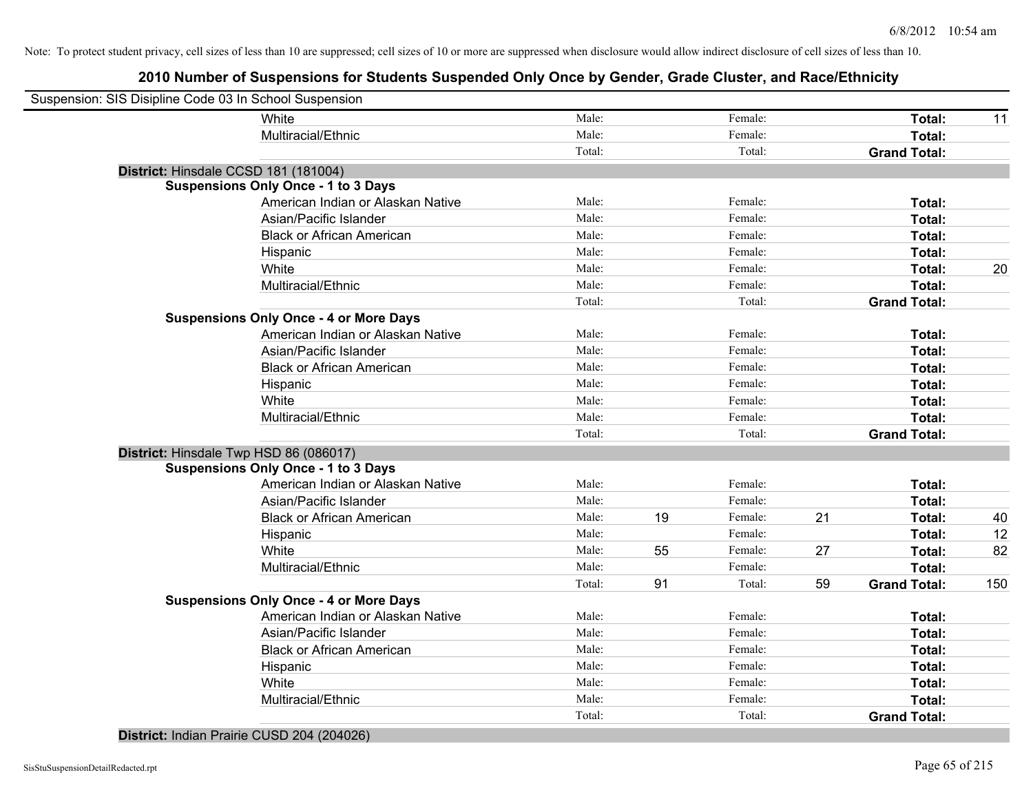Note: To protect student privacy, cell sizes of less than 10 are suppressed; cell sizes of 10 or more are suppressed when disclosure would allow indirect disclosure of cell sizes of less than 10.

# 2010 Number of Suspensions for Students Suspended Only Once by Gender, Grade Cluster, and Race/Ethnicity

Suspension: SIS Disipline Code 03 In School Suspension

| | | | | | | |
|---|---|---|---|---|---|---|
| White | Male: | | Female: | | **Total:** | 11 |
| Multiracial/Ethnic | Male: | | Female: | | **Total:** | |
| | Total: | | Total: | | **Grand Total:** | |

**District:** Hinsdale CCSD 181 (181004)

**Suspensions Only Once - 1 to 3 Days**

| | | | | | | |
|---|---|---|---|---|---|---|
| American Indian or Alaskan Native | Male: | | Female: | | **Total:** | |
| Asian/Pacific Islander | Male: | | Female: | | **Total:** | |
| Black or African American | Male: | | Female: | | **Total:** | |
| Hispanic | Male: | | Female: | | **Total:** | |
| White | Male: | | Female: | | **Total:** | 20 |
| Multiracial/Ethnic | Male: | | Female: | | **Total:** | |
| | Total: | | Total: | | **Grand Total:** | |

**Suspensions Only Once - 4 or More Days**

| | | | | | | |
|---|---|---|---|---|---|---|
| American Indian or Alaskan Native | Male: | | Female: | | **Total:** | |
| Asian/Pacific Islander | Male: | | Female: | | **Total:** | |
| Black or African American | Male: | | Female: | | **Total:** | |
| Hispanic | Male: | | Female: | | **Total:** | |
| White | Male: | | Female: | | **Total:** | |
| Multiracial/Ethnic | Male: | | Female: | | **Total:** | |
| | Total: | | Total: | | **Grand Total:** | |

**District:** Hinsdale Twp HSD 86 (086017)

**Suspensions Only Once - 1 to 3 Days**

| | | | | | | |
|---|---|---|---|---|---|---|
| American Indian or Alaskan Native | Male: | | Female: | | **Total:** | |
| Asian/Pacific Islander | Male: | | Female: | | **Total:** | |
| Black or African American | Male: | 19 | Female: | 21 | **Total:** | 40 |
| Hispanic | Male: | | Female: | | **Total:** | 12 |
| White | Male: | 55 | Female: | 27 | **Total:** | 82 |
| Multiracial/Ethnic | Male: | | Female: | | **Total:** | |
| | Total: | 91 | Total: | 59 | **Grand Total:** | 150 |

**Suspensions Only Once - 4 or More Days**

| | | | | | | |
|---|---|---|---|---|---|---|
| American Indian or Alaskan Native | Male: | | Female: | | **Total:** | |
| Asian/Pacific Islander | Male: | | Female: | | **Total:** | |
| Black or African American | Male: | | Female: | | **Total:** | |
| Hispanic | Male: | | Female: | | **Total:** | |
| White | Male: | | Female: | | **Total:** | |
| Multiracial/Ethnic | Male: | | Female: | | **Total:** | |
| | Total: | | Total: | | **Grand Total:** | |

**District:** Indian Prairie CUSD 204 (204026)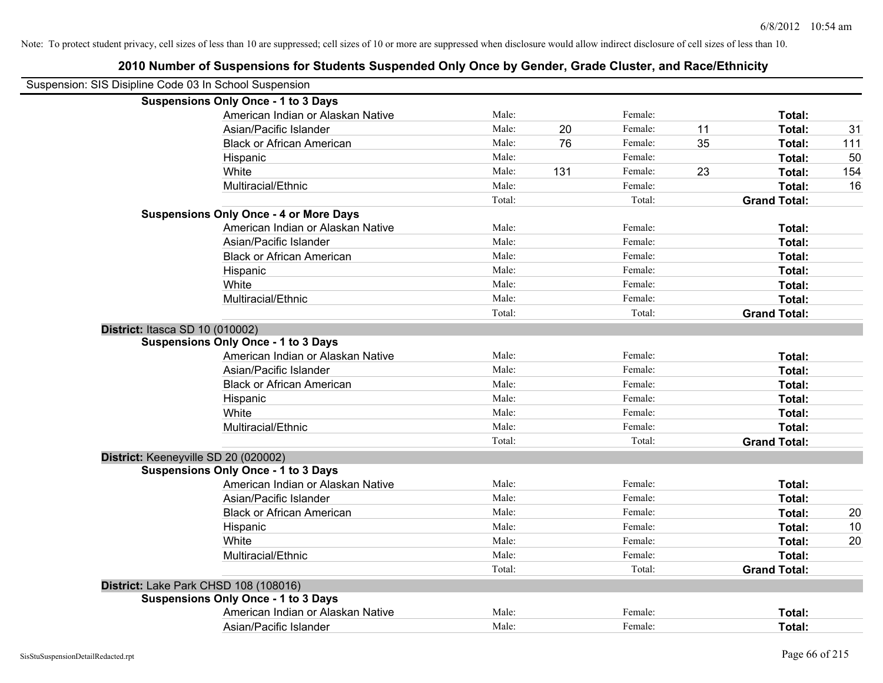Note: To protect student privacy, cell sizes of less than 10 are suppressed; cell sizes of 10 or more are suppressed when disclosure would allow indirect disclosure of cell sizes of less than 10.

## 2010 Number of Suspensions for Students Suspended Only Once by Gender, Grade Cluster, and Race/Ethnicity

Suspension: SIS Disipline Code 03 In School Suspension

**Suspensions Only Once - 1 to 3 Days**

| | | | | | | |
|---|---|---|---|---|---|---|
| American Indian or Alaskan Native | Male: | | Female: | | **Total:** | |
| Asian/Pacific Islander | Male: | 20 | Female: | 11 | **Total:** | 31 |
| Black or African American | Male: | 76 | Female: | 35 | **Total:** | 111 |
| Hispanic | Male: | | Female: | | **Total:** | 50 |
| White | Male: | 131 | Female: | 23 | **Total:** | 154 |
| Multiracial/Ethnic | Male: | | Female: | | **Total:** | 16 |
| | Total: | | Total: | | **Grand Total:** | |

**Suspensions Only Once - 4 or More Days**

| | | | | | | |
|---|---|---|---|---|---|---|
| American Indian or Alaskan Native | Male: | | Female: | | **Total:** | |
| Asian/Pacific Islander | Male: | | Female: | | **Total:** | |
| Black or African American | Male: | | Female: | | **Total:** | |
| Hispanic | Male: | | Female: | | **Total:** | |
| White | Male: | | Female: | | **Total:** | |
| Multiracial/Ethnic | Male: | | Female: | | **Total:** | |
| | Total: | | Total: | | **Grand Total:** | |

**District:** Itasca SD 10 (010002)

**Suspensions Only Once - 1 to 3 Days**

| | | | | | | |
|---|---|---|---|---|---|---|
| American Indian or Alaskan Native | Male: | | Female: | | **Total:** | |
| Asian/Pacific Islander | Male: | | Female: | | **Total:** | |
| Black or African American | Male: | | Female: | | **Total:** | |
| Hispanic | Male: | | Female: | | **Total:** | |
| White | Male: | | Female: | | **Total:** | |
| Multiracial/Ethnic | Male: | | Female: | | **Total:** | |
| | Total: | | Total: | | **Grand Total:** | |

**District:** Keeneyville SD 20 (020002)

**Suspensions Only Once - 1 to 3 Days**

| | | | | | | |
|---|---|---|---|---|---|---|
| American Indian or Alaskan Native | Male: | | Female: | | **Total:** | |
| Asian/Pacific Islander | Male: | | Female: | | **Total:** | |
| Black or African American | Male: | | Female: | | **Total:** | 20 |
| Hispanic | Male: | | Female: | | **Total:** | 10 |
| White | Male: | | Female: | | **Total:** | 20 |
| Multiracial/Ethnic | Male: | | Female: | | **Total:** | |
| | Total: | | Total: | | **Grand Total:** | |

**District:** Lake Park CHSD 108 (108016)

**Suspensions Only Once - 1 to 3 Days**

| | | | | | | |
|---|---|---|---|---|---|---|
| American Indian or Alaskan Native | Male: | | Female: | | **Total:** | |
| Asian/Pacific Islander | Male: | | Female: | | **Total:** | |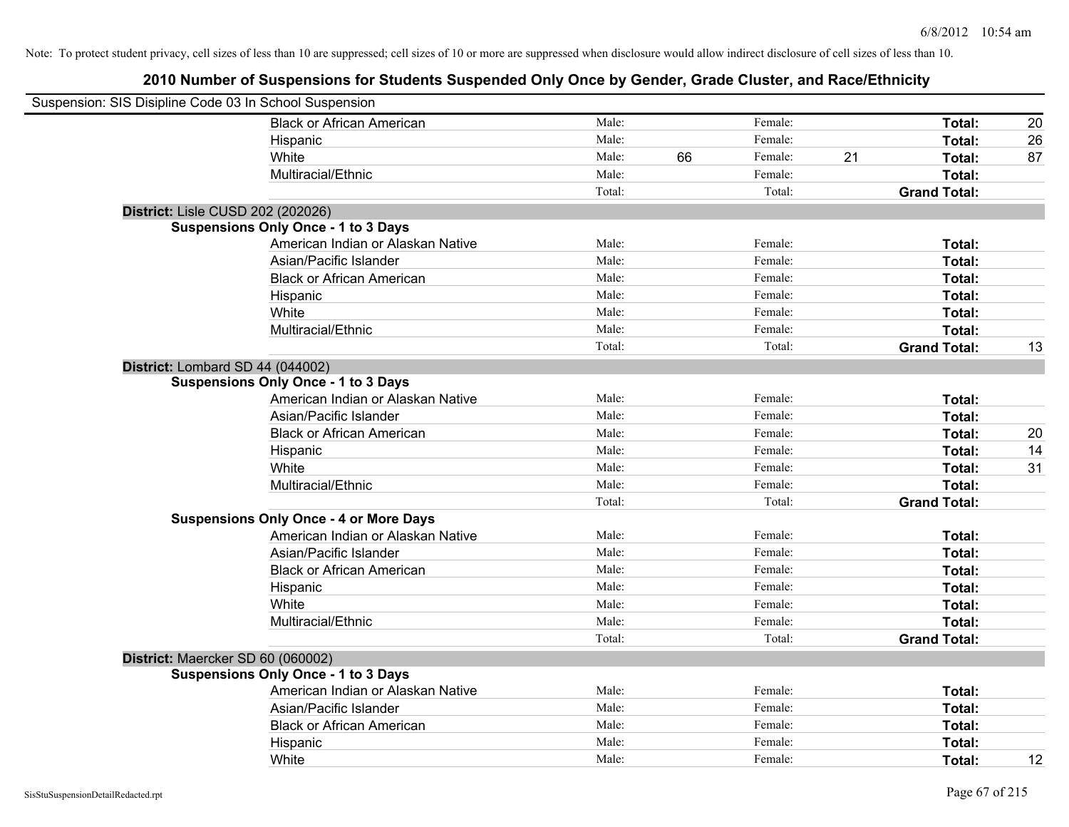Note: To protect student privacy, cell sizes of less than 10 are suppressed; cell sizes of 10 or more are suppressed when disclosure would allow indirect disclosure of cell sizes of less than 10.

# 2010 Number of Suspensions for Students Suspended Only Once by Gender, Grade Cluster, and Race/Ethnicity

Suspension: SIS Disipline Code 03 In School Suspension

| | | | | | | |
|---|---|---|---|---|---|---|
| Black or African American | Male: | | Female: | | **Total:** | 20 |
| Hispanic | Male: | | Female: | | **Total:** | 26 |
| White | Male: | 66 | Female: | 21 | **Total:** | 87 |
| Multiracial/Ethnic | Male: | | Female: | | **Total:** | |
| | Total: | | Total: | | **Grand Total:** | |

**District:** Lisle CUSD 202 (202026)

**Suspensions Only Once - 1 to 3 Days**

| | | | | | | |
|---|---|---|---|---|---|---|
| American Indian or Alaskan Native | Male: | | Female: | | **Total:** | |
| Asian/Pacific Islander | Male: | | Female: | | **Total:** | |
| Black or African American | Male: | | Female: | | **Total:** | |
| Hispanic | Male: | | Female: | | **Total:** | |
| White | Male: | | Female: | | **Total:** | |
| Multiracial/Ethnic | Male: | | Female: | | **Total:** | |
| | Total: | | Total: | | **Grand Total:** | 13 |

**District:** Lombard SD 44 (044002)

**Suspensions Only Once - 1 to 3 Days**

| | | | | | | |
|---|---|---|---|---|---|---|
| American Indian or Alaskan Native | Male: | | Female: | | **Total:** | |
| Asian/Pacific Islander | Male: | | Female: | | **Total:** | |
| Black or African American | Male: | | Female: | | **Total:** | 20 |
| Hispanic | Male: | | Female: | | **Total:** | 14 |
| White | Male: | | Female: | | **Total:** | 31 |
| Multiracial/Ethnic | Male: | | Female: | | **Total:** | |
| | Total: | | Total: | | **Grand Total:** | |

**Suspensions Only Once - 4 or More Days**

| | | | | | | |
|---|---|---|---|---|---|---|
| American Indian or Alaskan Native | Male: | | Female: | | **Total:** | |
| Asian/Pacific Islander | Male: | | Female: | | **Total:** | |
| Black or African American | Male: | | Female: | | **Total:** | |
| Hispanic | Male: | | Female: | | **Total:** | |
| White | Male: | | Female: | | **Total:** | |
| Multiracial/Ethnic | Male: | | Female: | | **Total:** | |
| | Total: | | Total: | | **Grand Total:** | |

**District:** Maercker SD 60 (060002)

**Suspensions Only Once - 1 to 3 Days**

| | | | | | | |
|---|---|---|---|---|---|---|
| American Indian or Alaskan Native | Male: | | Female: | | **Total:** | |
| Asian/Pacific Islander | Male: | | Female: | | **Total:** | |
| Black or African American | Male: | | Female: | | **Total:** | |
| Hispanic | Male: | | Female: | | **Total:** | |
| White | Male: | | Female: | | **Total:** | 12 |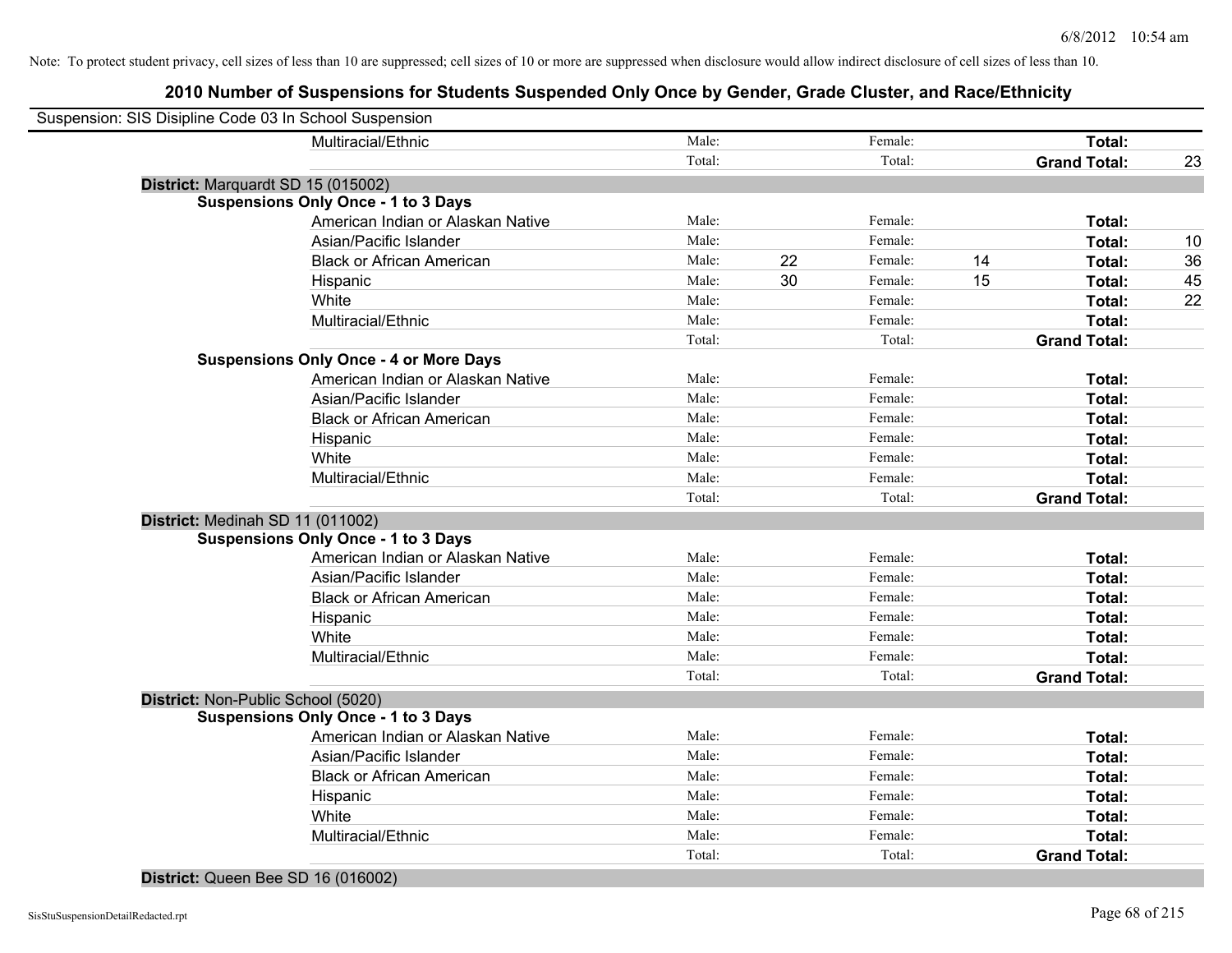Note: To protect student privacy, cell sizes of less than 10 are suppressed; cell sizes of 10 or more are suppressed when disclosure would allow indirect disclosure of cell sizes of less than 10.

# 2010 Number of Suspensions for Students Suspended Only Once by Gender, Grade Cluster, and Race/Ethnicity

Suspension: SIS Disipline Code 03 In School Suspension

| | | | | | | |
|---|---|---|---|---|---|---|
| Multiracial/Ethnic | Male: | | Female: | | **Total:** | |
| | Total: | | Total: | | **Grand Total:** | 23 |

**District:** Marquardt SD 15 (015002)

**Suspensions Only Once - 1 to 3 Days**

| | | | | | | |
|---|---|---|---|---|---|---|
| American Indian or Alaskan Native | Male: | | Female: | | **Total:** | |
| Asian/Pacific Islander | Male: | | Female: | | **Total:** | 10 |
| Black or African American | Male: | 22 | Female: | 14 | **Total:** | 36 |
| Hispanic | Male: | 30 | Female: | 15 | **Total:** | 45 |
| White | Male: | | Female: | | **Total:** | 22 |
| Multiracial/Ethnic | Male: | | Female: | | **Total:** | |
| | Total: | | Total: | | **Grand Total:** | |

**Suspensions Only Once - 4 or More Days**

| | | | | | | |
|---|---|---|---|---|---|---|
| American Indian or Alaskan Native | Male: | | Female: | | **Total:** | |
| Asian/Pacific Islander | Male: | | Female: | | **Total:** | |
| Black or African American | Male: | | Female: | | **Total:** | |
| Hispanic | Male: | | Female: | | **Total:** | |
| White | Male: | | Female: | | **Total:** | |
| Multiracial/Ethnic | Male: | | Female: | | **Total:** | |
| | Total: | | Total: | | **Grand Total:** | |

**District:** Medinah SD 11 (011002)

**Suspensions Only Once - 1 to 3 Days**

| | | | | | | |
|---|---|---|---|---|---|---|
| American Indian or Alaskan Native | Male: | | Female: | | **Total:** | |
| Asian/Pacific Islander | Male: | | Female: | | **Total:** | |
| Black or African American | Male: | | Female: | | **Total:** | |
| Hispanic | Male: | | Female: | | **Total:** | |
| White | Male: | | Female: | | **Total:** | |
| Multiracial/Ethnic | Male: | | Female: | | **Total:** | |
| | Total: | | Total: | | **Grand Total:** | |

**District:** Non-Public School (5020)

**Suspensions Only Once - 1 to 3 Days**

| | | | | | | |
|---|---|---|---|---|---|---|
| American Indian or Alaskan Native | Male: | | Female: | | **Total:** | |
| Asian/Pacific Islander | Male: | | Female: | | **Total:** | |
| Black or African American | Male: | | Female: | | **Total:** | |
| Hispanic | Male: | | Female: | | **Total:** | |
| White | Male: | | Female: | | **Total:** | |
| Multiracial/Ethnic | Male: | | Female: | | **Total:** | |
| | Total: | | Total: | | **Grand Total:** | |

**District:** Queen Bee SD 16 (016002)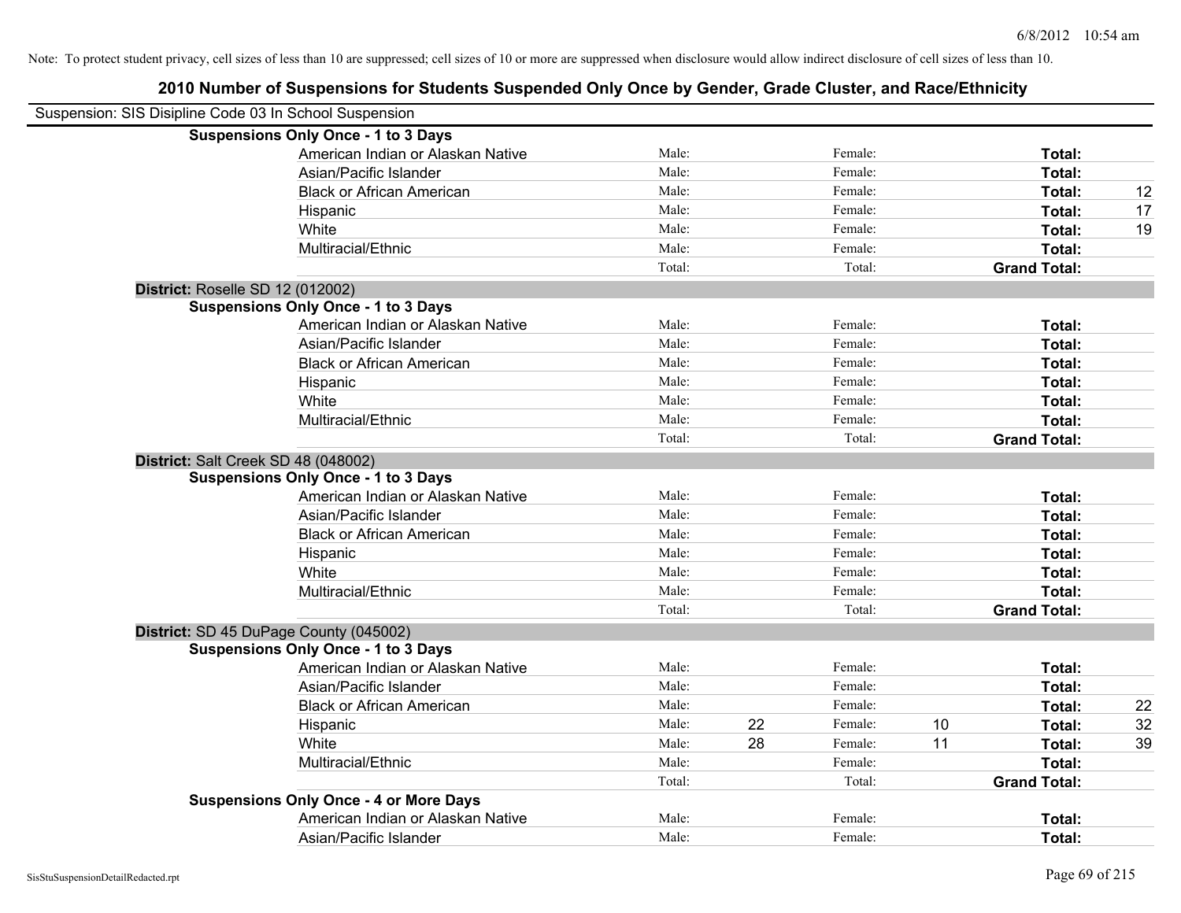Note: To protect student privacy, cell sizes of less than 10 are suppressed; cell sizes of 10 or more are suppressed when disclosure would allow indirect disclosure of cell sizes of less than 10.

## 2010 Number of Suspensions for Students Suspended Only Once by Gender, Grade Cluster, and Race/Ethnicity

Suspension: SIS Disipline Code 03 In School Suspension

**Suspensions Only Once - 1 to 3 Days**

| Race/Ethnicity | Male: | | Female: | | Total: | |
|---|---|---|---|---|---|---|
| American Indian or Alaskan Native | Male: | | Female: | | **Total:** | |
| Asian/Pacific Islander | Male: | | Female: | | **Total:** | |
| Black or African American | Male: | | Female: | | **Total:** | 12 |
| Hispanic | Male: | | Female: | | **Total:** | 17 |
| White | Male: | | Female: | | **Total:** | 19 |
| Multiracial/Ethnic | Male: | | Female: | | **Total:** | |
| | Total: | | Total: | | **Grand Total:** | |

**District:** Roselle SD 12 (012002)

**Suspensions Only Once - 1 to 3 Days**

| Race/Ethnicity | Male: | | Female: | | Total: | |
|---|---|---|---|---|---|---|
| American Indian or Alaskan Native | Male: | | Female: | | **Total:** | |
| Asian/Pacific Islander | Male: | | Female: | | **Total:** | |
| Black or African American | Male: | | Female: | | **Total:** | |
| Hispanic | Male: | | Female: | | **Total:** | |
| White | Male: | | Female: | | **Total:** | |
| Multiracial/Ethnic | Male: | | Female: | | **Total:** | |
| | Total: | | Total: | | **Grand Total:** | |

**District:** Salt Creek SD 48 (048002)

**Suspensions Only Once - 1 to 3 Days**

| Race/Ethnicity | Male: | | Female: | | Total: | |
|---|---|---|---|---|---|---|
| American Indian or Alaskan Native | Male: | | Female: | | **Total:** | |
| Asian/Pacific Islander | Male: | | Female: | | **Total:** | |
| Black or African American | Male: | | Female: | | **Total:** | |
| Hispanic | Male: | | Female: | | **Total:** | |
| White | Male: | | Female: | | **Total:** | |
| Multiracial/Ethnic | Male: | | Female: | | **Total:** | |
| | Total: | | Total: | | **Grand Total:** | |

**District:** SD 45 DuPage County (045002)

**Suspensions Only Once - 1 to 3 Days**

| Race/Ethnicity | Male: | | Female: | | Total: | |
|---|---|---|---|---|---|---|
| American Indian or Alaskan Native | Male: | | Female: | | **Total:** | |
| Asian/Pacific Islander | Male: | | Female: | | **Total:** | |
| Black or African American | Male: | | Female: | | **Total:** | 22 |
| Hispanic | Male: | 22 | Female: | 10 | **Total:** | 32 |
| White | Male: | 28 | Female: | 11 | **Total:** | 39 |
| Multiracial/Ethnic | Male: | | Female: | | **Total:** | |
| | Total: | | Total: | | **Grand Total:** | |

**Suspensions Only Once - 4 or More Days**

| Race/Ethnicity | Male: | | Female: | | Total: | |
|---|---|---|---|---|---|---|
| American Indian or Alaskan Native | Male: | | Female: | | **Total:** | |
| Asian/Pacific Islander | Male: | | Female: | | **Total:** | |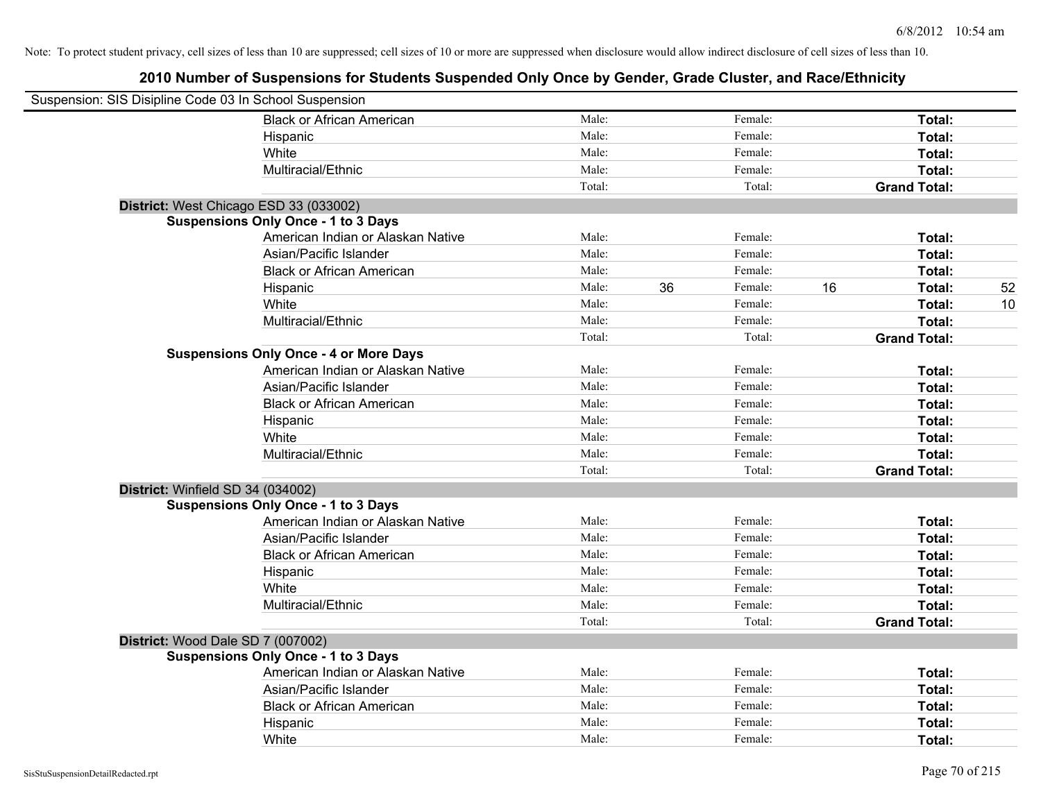Note: To protect student privacy, cell sizes of less than 10 are suppressed; cell sizes of 10 or more are suppressed when disclosure would allow indirect disclosure of cell sizes of less than 10.

## 2010 Number of Suspensions for Students Suspended Only Once by Gender, Grade Cluster, and Race/Ethnicity

Suspension: SIS Disipline Code 03 In School Suspension

| | | | | | | |
|---|---|---|---|---|---|---|
| Black or African American | Male: | | Female: | | **Total:** | |
| Hispanic | Male: | | Female: | | **Total:** | |
| White | Male: | | Female: | | **Total:** | |
| Multiracial/Ethnic | Male: | | Female: | | **Total:** | |
| | Total: | | Total: | | **Grand Total:** | |

**District:** West Chicago ESD 33 (033002)

**Suspensions Only Once - 1 to 3 Days**

| | | | | | | |
|---|---|---|---|---|---|---|
| American Indian or Alaskan Native | Male: | | Female: | | **Total:** | |
| Asian/Pacific Islander | Male: | | Female: | | **Total:** | |
| Black or African American | Male: | | Female: | | **Total:** | |
| Hispanic | Male: | 36 | Female: | 16 | **Total:** | 52 |
| White | Male: | | Female: | | **Total:** | 10 |
| Multiracial/Ethnic | Male: | | Female: | | **Total:** | |
| | Total: | | Total: | | **Grand Total:** | |

**Suspensions Only Once - 4 or More Days**

| | | | | | | |
|---|---|---|---|---|---|---|
| American Indian or Alaskan Native | Male: | | Female: | | **Total:** | |
| Asian/Pacific Islander | Male: | | Female: | | **Total:** | |
| Black or African American | Male: | | Female: | | **Total:** | |
| Hispanic | Male: | | Female: | | **Total:** | |
| White | Male: | | Female: | | **Total:** | |
| Multiracial/Ethnic | Male: | | Female: | | **Total:** | |
| | Total: | | Total: | | **Grand Total:** | |

**District:** Winfield SD 34 (034002)

**Suspensions Only Once - 1 to 3 Days**

| | | | | | | |
|---|---|---|---|---|---|---|
| American Indian or Alaskan Native | Male: | | Female: | | **Total:** | |
| Asian/Pacific Islander | Male: | | Female: | | **Total:** | |
| Black or African American | Male: | | Female: | | **Total:** | |
| Hispanic | Male: | | Female: | | **Total:** | |
| White | Male: | | Female: | | **Total:** | |
| Multiracial/Ethnic | Male: | | Female: | | **Total:** | |
| | Total: | | Total: | | **Grand Total:** | |

**District:** Wood Dale SD 7 (007002)

**Suspensions Only Once - 1 to 3 Days**

| | | | | | | |
|---|---|---|---|---|---|---|
| American Indian or Alaskan Native | Male: | | Female: | | **Total:** | |
| Asian/Pacific Islander | Male: | | Female: | | **Total:** | |
| Black or African American | Male: | | Female: | | **Total:** | |
| Hispanic | Male: | | Female: | | **Total:** | |
| White | Male: | | Female: | | **Total:** | |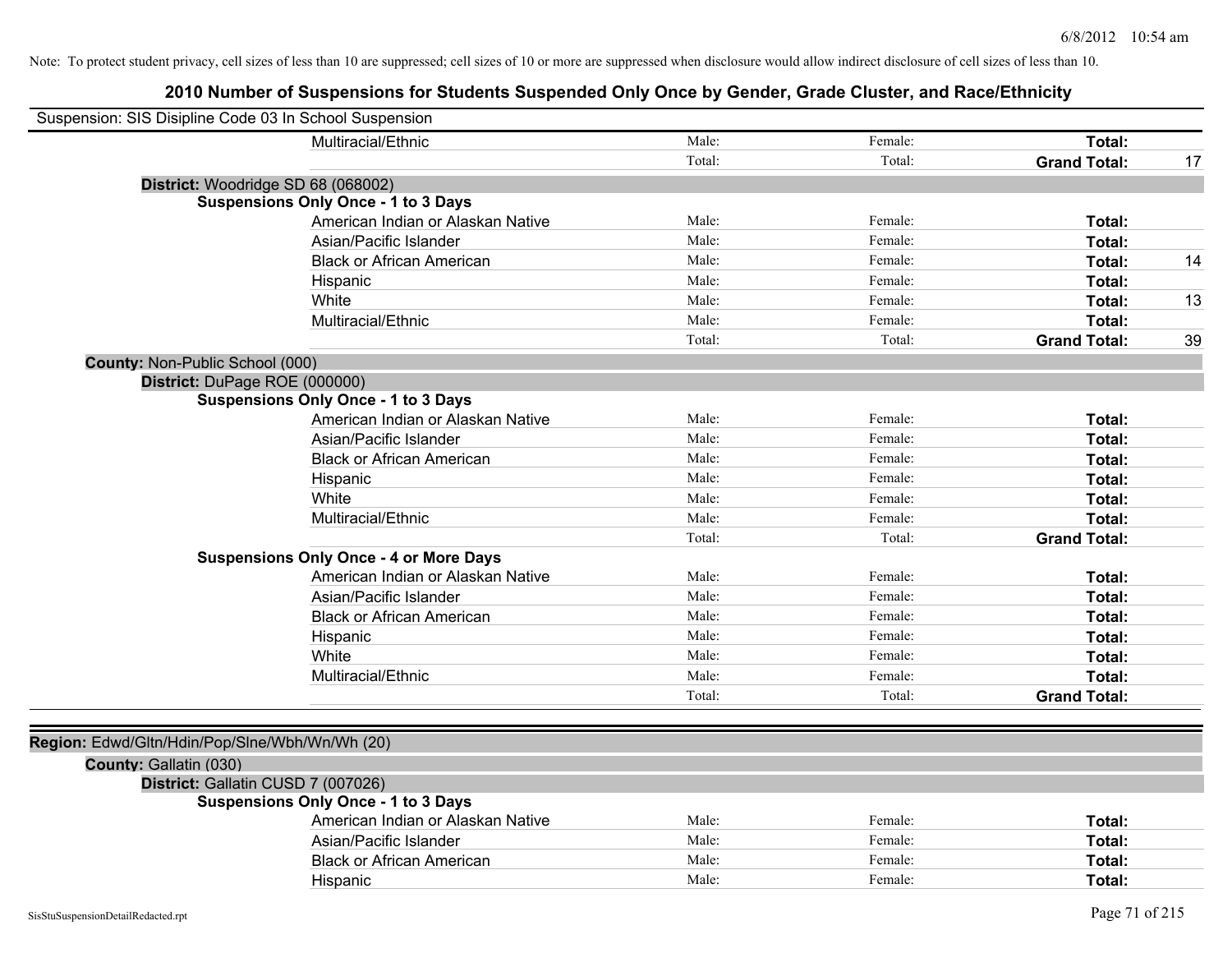6/8/2012 10:54 am

Note: To protect student privacy, cell sizes of less than 10 are suppressed; cell sizes of 10 or more are suppressed when disclosure would allow indirect disclosure of cell sizes of less than 10.

# 2010 Number of Suspensions for Students Suspended Only Once by Gender, Grade Cluster, and Race/Ethnicity

Suspension: SIS Disipline Code 03 In School Suspension

| | Male: | Female: | Total: | |
|---|---|---|---|---|
| Multiracial/Ethnic | Male: | Female: | **Total:** | |
| | Total: | Total: | **Grand Total:** | 17 |

**District:** Woodridge SD 68 (068002)

**Suspensions Only Once - 1 to 3 Days**

| | | | | |
|---|---|---|---|---|
| American Indian or Alaskan Native | Male: | Female: | **Total:** | |
| Asian/Pacific Islander | Male: | Female: | **Total:** | |
| Black or African American | Male: | Female: | **Total:** | 14 |
| Hispanic | Male: | Female: | **Total:** | |
| White | Male: | Female: | **Total:** | 13 |
| Multiracial/Ethnic | Male: | Female: | **Total:** | |
| | Total: | Total: | **Grand Total:** | 39 |

**County:** Non-Public School (000)

**District:** DuPage ROE (000000)

**Suspensions Only Once - 1 to 3 Days**

| | | | | |
|---|---|---|---|---|
| American Indian or Alaskan Native | Male: | Female: | **Total:** | |
| Asian/Pacific Islander | Male: | Female: | **Total:** | |
| Black or African American | Male: | Female: | **Total:** | |
| Hispanic | Male: | Female: | **Total:** | |
| White | Male: | Female: | **Total:** | |
| Multiracial/Ethnic | Male: | Female: | **Total:** | |
| | Total: | Total: | **Grand Total:** | |

**Suspensions Only Once - 4 or More Days**

| | | | | |
|---|---|---|---|---|
| American Indian or Alaskan Native | Male: | Female: | **Total:** | |
| Asian/Pacific Islander | Male: | Female: | **Total:** | |
| Black or African American | Male: | Female: | **Total:** | |
| Hispanic | Male: | Female: | **Total:** | |
| White | Male: | Female: | **Total:** | |
| Multiracial/Ethnic | Male: | Female: | **Total:** | |
| | Total: | Total: | **Grand Total:** | |

**Region:** Edwd/Gltn/Hdin/Pop/Slne/Wbh/Wn/Wh (20)

**County:** Gallatin (030)

**District:** Gallatin CUSD 7 (007026)

**Suspensions Only Once - 1 to 3 Days**

| | | | | |
|---|---|---|---|---|
| American Indian or Alaskan Native | Male: | Female: | **Total:** | |
| Asian/Pacific Islander | Male: | Female: | **Total:** | |
| Black or African American | Male: | Female: | **Total:** | |
| Hispanic | Male: | Female: | **Total:** | |

SisStuSuspensionDetailRedacted.rpt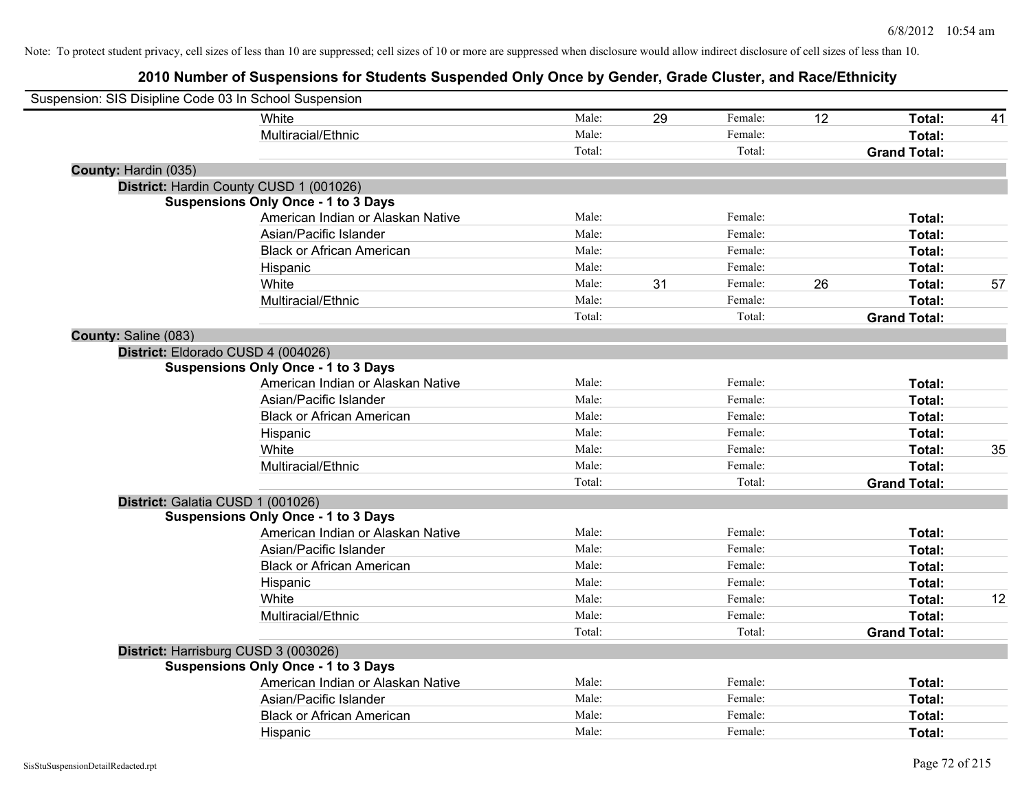Note: To protect student privacy, cell sizes of less than 10 are suppressed; cell sizes of 10 or more are suppressed when disclosure would allow indirect disclosure of cell sizes of less than 10.

# 2010 Number of Suspensions for Students Suspended Only Once by Gender, Grade Cluster, and Race/Ethnicity

Suspension: SIS Disipline Code 03 In School Suspension

| | | | | | | |
|---|---|---|---|---|---|---|
| White | Male: | 29 | Female: | 12 | **Total:** | 41 |
| Multiracial/Ethnic | Male: | | Female: | | **Total:** | |
| | Total: | | Total: | | **Grand Total:** | |

**County:** Hardin (035)

**District:** Hardin County CUSD 1 (001026)

**Suspensions Only Once - 1 to 3 Days**

| | | | | | | |
|---|---|---|---|---|---|---|
| American Indian or Alaskan Native | Male: | | Female: | | **Total:** | |
| Asian/Pacific Islander | Male: | | Female: | | **Total:** | |
| Black or African American | Male: | | Female: | | **Total:** | |
| Hispanic | Male: | | Female: | | **Total:** | |
| White | Male: | 31 | Female: | 26 | **Total:** | 57 |
| Multiracial/Ethnic | Male: | | Female: | | **Total:** | |
| | Total: | | Total: | | **Grand Total:** | |

**County:** Saline (083)

**District:** Eldorado CUSD 4 (004026)

**Suspensions Only Once - 1 to 3 Days**

| | | | | | | |
|---|---|---|---|---|---|---|
| American Indian or Alaskan Native | Male: | | Female: | | **Total:** | |
| Asian/Pacific Islander | Male: | | Female: | | **Total:** | |
| Black or African American | Male: | | Female: | | **Total:** | |
| Hispanic | Male: | | Female: | | **Total:** | |
| White | Male: | | Female: | | **Total:** | 35 |
| Multiracial/Ethnic | Male: | | Female: | | **Total:** | |
| | Total: | | Total: | | **Grand Total:** | |

**District:** Galatia CUSD 1 (001026)

**Suspensions Only Once - 1 to 3 Days**

| | | | | | | |
|---|---|---|---|---|---|---|
| American Indian or Alaskan Native | Male: | | Female: | | **Total:** | |
| Asian/Pacific Islander | Male: | | Female: | | **Total:** | |
| Black or African American | Male: | | Female: | | **Total:** | |
| Hispanic | Male: | | Female: | | **Total:** | |
| White | Male: | | Female: | | **Total:** | 12 |
| Multiracial/Ethnic | Male: | | Female: | | **Total:** | |
| | Total: | | Total: | | **Grand Total:** | |

**District:** Harrisburg CUSD 3 (003026)

**Suspensions Only Once - 1 to 3 Days**

| | | | | | | |
|---|---|---|---|---|---|---|
| American Indian or Alaskan Native | Male: | | Female: | | **Total:** | |
| Asian/Pacific Islander | Male: | | Female: | | **Total:** | |
| Black or African American | Male: | | Female: | | **Total:** | |
| Hispanic | Male: | | Female: | | **Total:** | |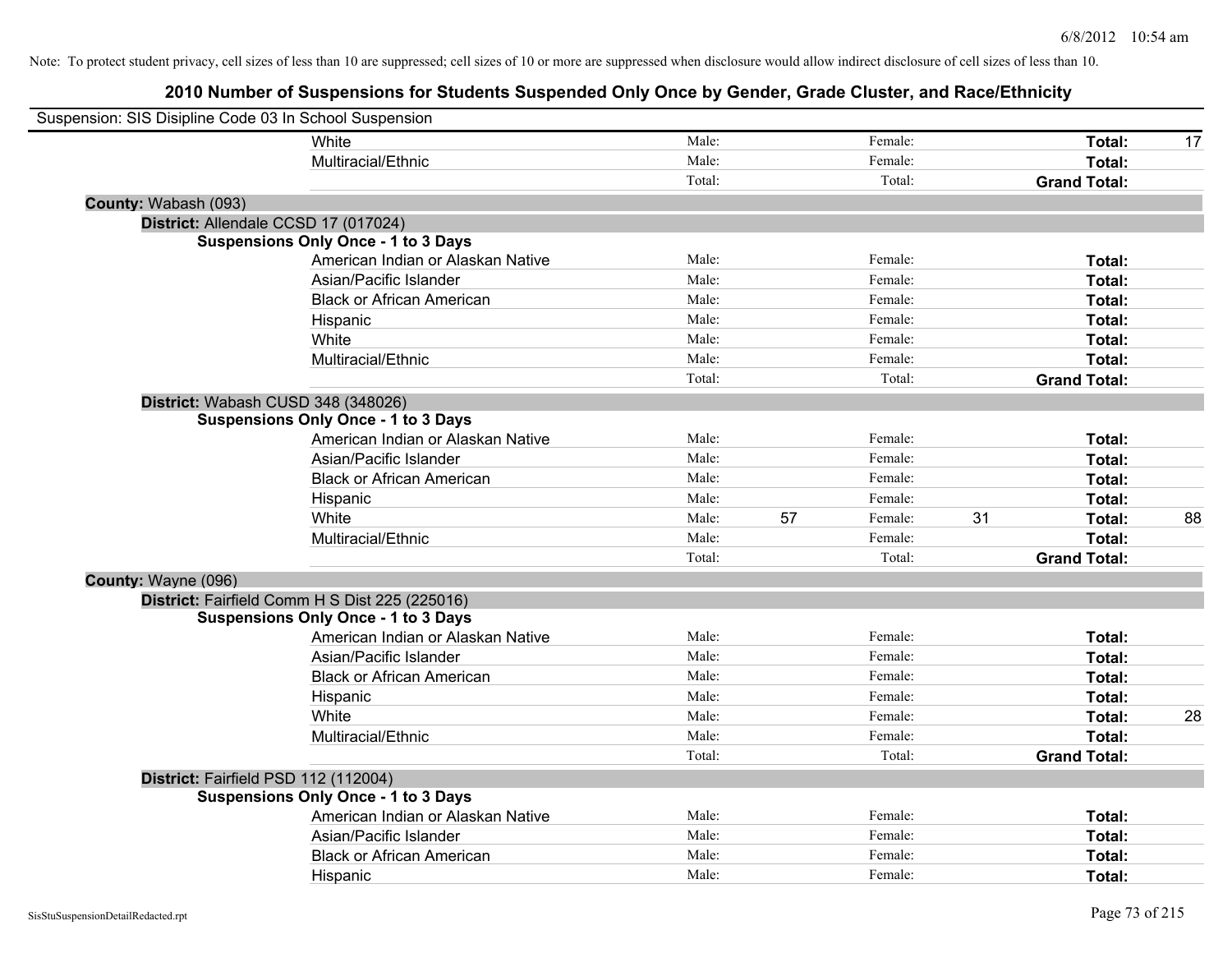Note: To protect student privacy, cell sizes of less than 10 are suppressed; cell sizes of 10 or more are suppressed when disclosure would allow indirect disclosure of cell sizes of less than 10.

# 2010 Number of Suspensions for Students Suspended Only Once by Gender, Grade Cluster, and Race/Ethnicity

Suspension: SIS Disipline Code 03 In School Suspension

| | | | | | |
|---|---|---|---|---|---|
| White | Male: | | Female: | | **Total:** 17 |
| Multiracial/Ethnic | Male: | | Female: | | **Total:** |
| | Total: | | Total: | | **Grand Total:** |

**County:** Wabash (093)

**District:** Allendale CCSD 17 (017024)

**Suspensions Only Once - 1 to 3 Days**

| | | | | | |
|---|---|---|---|---|---|
| American Indian or Alaskan Native | Male: | | Female: | | **Total:** |
| Asian/Pacific Islander | Male: | | Female: | | **Total:** |
| Black or African American | Male: | | Female: | | **Total:** |
| Hispanic | Male: | | Female: | | **Total:** |
| White | Male: | | Female: | | **Total:** |
| Multiracial/Ethnic | Male: | | Female: | | **Total:** |
| | Total: | | Total: | | **Grand Total:** |

**District:** Wabash CUSD 348 (348026)

**Suspensions Only Once - 1 to 3 Days**

| | | | | | |
|---|---|---|---|---|---|
| American Indian or Alaskan Native | Male: | | Female: | | **Total:** |
| Asian/Pacific Islander | Male: | | Female: | | **Total:** |
| Black or African American | Male: | | Female: | | **Total:** |
| Hispanic | Male: | | Female: | | **Total:** |
| White | Male: | 57 | Female: | 31 | **Total:** 88 |
| Multiracial/Ethnic | Male: | | Female: | | **Total:** |
| | Total: | | Total: | | **Grand Total:** |

**County:** Wayne (096)

**District:** Fairfield Comm H S Dist 225 (225016)

**Suspensions Only Once - 1 to 3 Days**

| | | | | | |
|---|---|---|---|---|---|
| American Indian or Alaskan Native | Male: | | Female: | | **Total:** |
| Asian/Pacific Islander | Male: | | Female: | | **Total:** |
| Black or African American | Male: | | Female: | | **Total:** |
| Hispanic | Male: | | Female: | | **Total:** |
| White | Male: | | Female: | | **Total:** 28 |
| Multiracial/Ethnic | Male: | | Female: | | **Total:** |
| | Total: | | Total: | | **Grand Total:** |

**District:** Fairfield PSD 112 (112004)

**Suspensions Only Once - 1 to 3 Days**

| | | | | | |
|---|---|---|---|---|---|
| American Indian or Alaskan Native | Male: | | Female: | | **Total:** |
| Asian/Pacific Islander | Male: | | Female: | | **Total:** |
| Black or African American | Male: | | Female: | | **Total:** |
| Hispanic | Male: | | Female: | | **Total:** |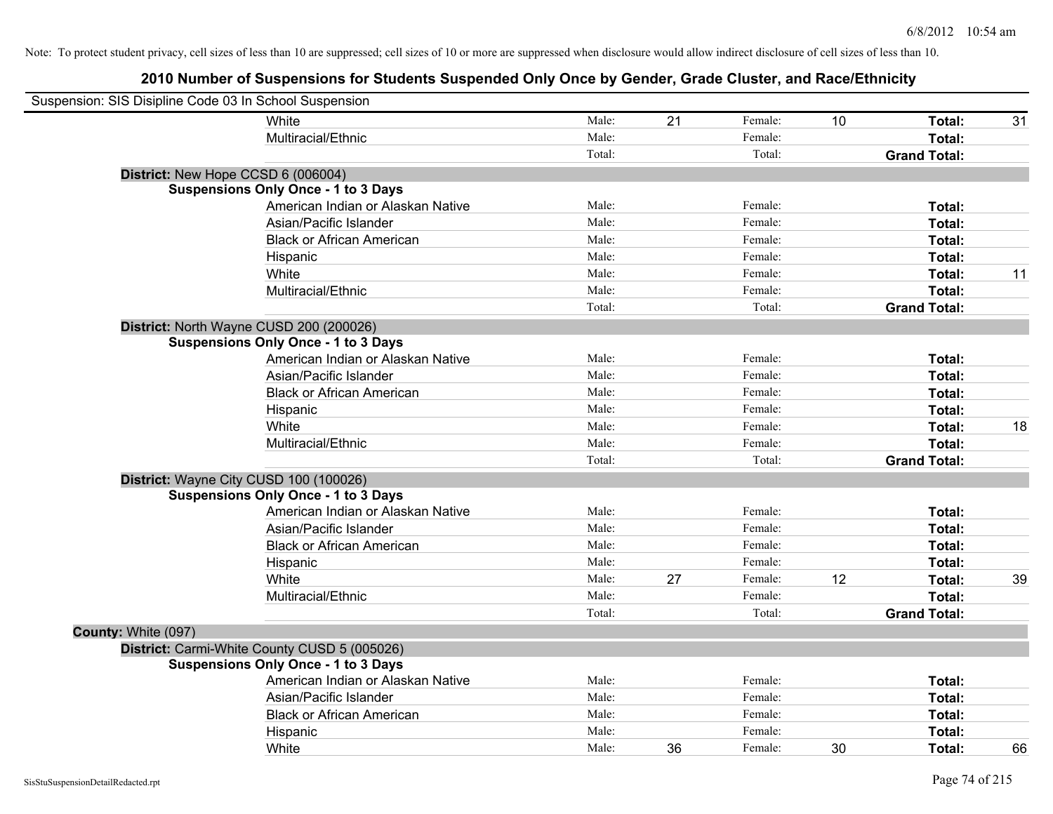Note: To protect student privacy, cell sizes of less than 10 are suppressed; cell sizes of 10 or more are suppressed when disclosure would allow indirect disclosure of cell sizes of less than 10.

# 2010 Number of Suspensions for Students Suspended Only Once by Gender, Grade Cluster, and Race/Ethnicity

Suspension: SIS Disipline Code 03 In School Suspension

| | | | | | | |
|---|---|---|---|---|---|---|
| White | Male: | 21 | Female: | 10 | **Total:** | 31 |
| Multiracial/Ethnic | Male: | | Female: | | **Total:** | |
| | Total: | | Total: | | **Grand Total:** | |

**District:** New Hope CCSD 6 (006004)

**Suspensions Only Once - 1 to 3 Days**

| | | | | | | |
|---|---|---|---|---|---|---|
| American Indian or Alaskan Native | Male: | | Female: | | **Total:** | |
| Asian/Pacific Islander | Male: | | Female: | | **Total:** | |
| Black or African American | Male: | | Female: | | **Total:** | |
| Hispanic | Male: | | Female: | | **Total:** | |
| White | Male: | | Female: | | **Total:** | 11 |
| Multiracial/Ethnic | Male: | | Female: | | **Total:** | |
| | Total: | | Total: | | **Grand Total:** | |

**District:** North Wayne CUSD 200 (200026)

**Suspensions Only Once - 1 to 3 Days**

| | | | | | | |
|---|---|---|---|---|---|---|
| American Indian or Alaskan Native | Male: | | Female: | | **Total:** | |
| Asian/Pacific Islander | Male: | | Female: | | **Total:** | |
| Black or African American | Male: | | Female: | | **Total:** | |
| Hispanic | Male: | | Female: | | **Total:** | |
| White | Male: | | Female: | | **Total:** | 18 |
| Multiracial/Ethnic | Male: | | Female: | | **Total:** | |
| | Total: | | Total: | | **Grand Total:** | |

**District:** Wayne City CUSD 100 (100026)

**Suspensions Only Once - 1 to 3 Days**

| | | | | | | |
|---|---|---|---|---|---|---|
| American Indian or Alaskan Native | Male: | | Female: | | **Total:** | |
| Asian/Pacific Islander | Male: | | Female: | | **Total:** | |
| Black or African American | Male: | | Female: | | **Total:** | |
| Hispanic | Male: | | Female: | | **Total:** | |
| White | Male: | 27 | Female: | 12 | **Total:** | 39 |
| Multiracial/Ethnic | Male: | | Female: | | **Total:** | |
| | Total: | | Total: | | **Grand Total:** | |

**County:** White (097)

**District:** Carmi-White County CUSD 5 (005026)

**Suspensions Only Once - 1 to 3 Days**

| | | | | | | |
|---|---|---|---|---|---|---|
| American Indian or Alaskan Native | Male: | | Female: | | **Total:** | |
| Asian/Pacific Islander | Male: | | Female: | | **Total:** | |
| Black or African American | Male: | | Female: | | **Total:** | |
| Hispanic | Male: | | Female: | | **Total:** | |
| White | Male: | 36 | Female: | 30 | **Total:** | 66 |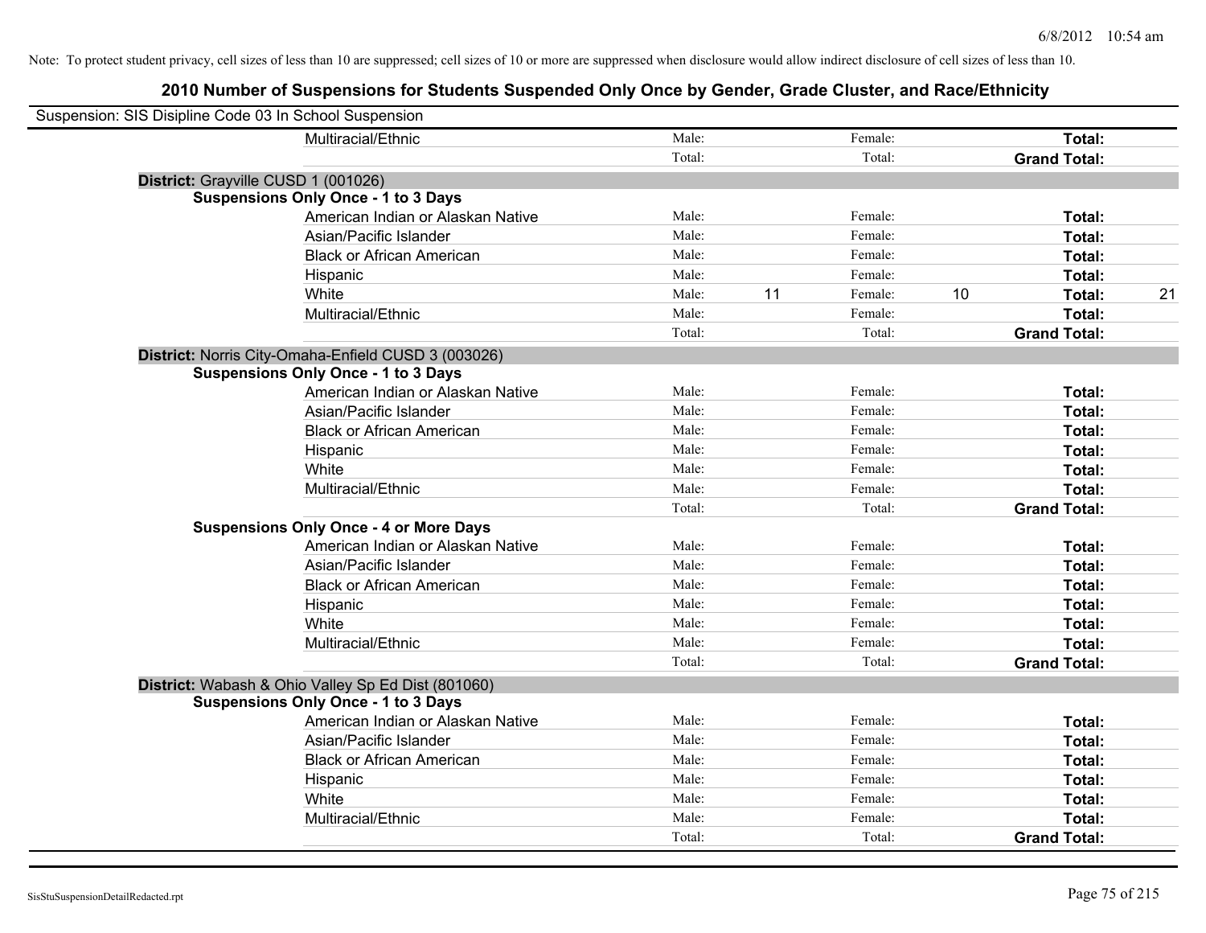Note: To protect student privacy, cell sizes of less than 10 are suppressed; cell sizes of 10 or more are suppressed when disclosure would allow indirect disclosure of cell sizes of less than 10.

## 2010 Number of Suspensions for Students Suspended Only Once by Gender, Grade Cluster, and Race/Ethnicity

Suspension: SIS Disipline Code 03 In School Suspension

| | | | | | | |
|---|---|---|---|---|---|---|
| Multiracial/Ethnic | Male: | | Female: | | **Total:** | |
| | Total: | | Total: | | **Grand Total:** | |

**District:** Grayville CUSD 1 (001026)

**Suspensions Only Once - 1 to 3 Days**

| | | | | | | |
|---|---|---|---|---|---|---|
| American Indian or Alaskan Native | Male: | | Female: | | **Total:** | |
| Asian/Pacific Islander | Male: | | Female: | | **Total:** | |
| Black or African American | Male: | | Female: | | **Total:** | |
| Hispanic | Male: | | Female: | | **Total:** | |
| White | Male: | 11 | Female: | 10 | **Total:** | 21 |
| Multiracial/Ethnic | Male: | | Female: | | **Total:** | |
| | Total: | | Total: | | **Grand Total:** | |

**District:** Norris City-Omaha-Enfield CUSD 3 (003026)

**Suspensions Only Once - 1 to 3 Days**

| | | | | | | |
|---|---|---|---|---|---|---|
| American Indian or Alaskan Native | Male: | | Female: | | **Total:** | |
| Asian/Pacific Islander | Male: | | Female: | | **Total:** | |
| Black or African American | Male: | | Female: | | **Total:** | |
| Hispanic | Male: | | Female: | | **Total:** | |
| White | Male: | | Female: | | **Total:** | |
| Multiracial/Ethnic | Male: | | Female: | | **Total:** | |
| | Total: | | Total: | | **Grand Total:** | |

**Suspensions Only Once - 4 or More Days**

| | | | | | | |
|---|---|---|---|---|---|---|
| American Indian or Alaskan Native | Male: | | Female: | | **Total:** | |
| Asian/Pacific Islander | Male: | | Female: | | **Total:** | |
| Black or African American | Male: | | Female: | | **Total:** | |
| Hispanic | Male: | | Female: | | **Total:** | |
| White | Male: | | Female: | | **Total:** | |
| Multiracial/Ethnic | Male: | | Female: | | **Total:** | |
| | Total: | | Total: | | **Grand Total:** | |

**District:** Wabash & Ohio Valley Sp Ed Dist (801060)

**Suspensions Only Once - 1 to 3 Days**

| | | | | | | |
|---|---|---|---|---|---|---|
| American Indian or Alaskan Native | Male: | | Female: | | **Total:** | |
| Asian/Pacific Islander | Male: | | Female: | | **Total:** | |
| Black or African American | Male: | | Female: | | **Total:** | |
| Hispanic | Male: | | Female: | | **Total:** | |
| White | Male: | | Female: | | **Total:** | |
| Multiracial/Ethnic | Male: | | Female: | | **Total:** | |
| | Total: | | Total: | | **Grand Total:** | |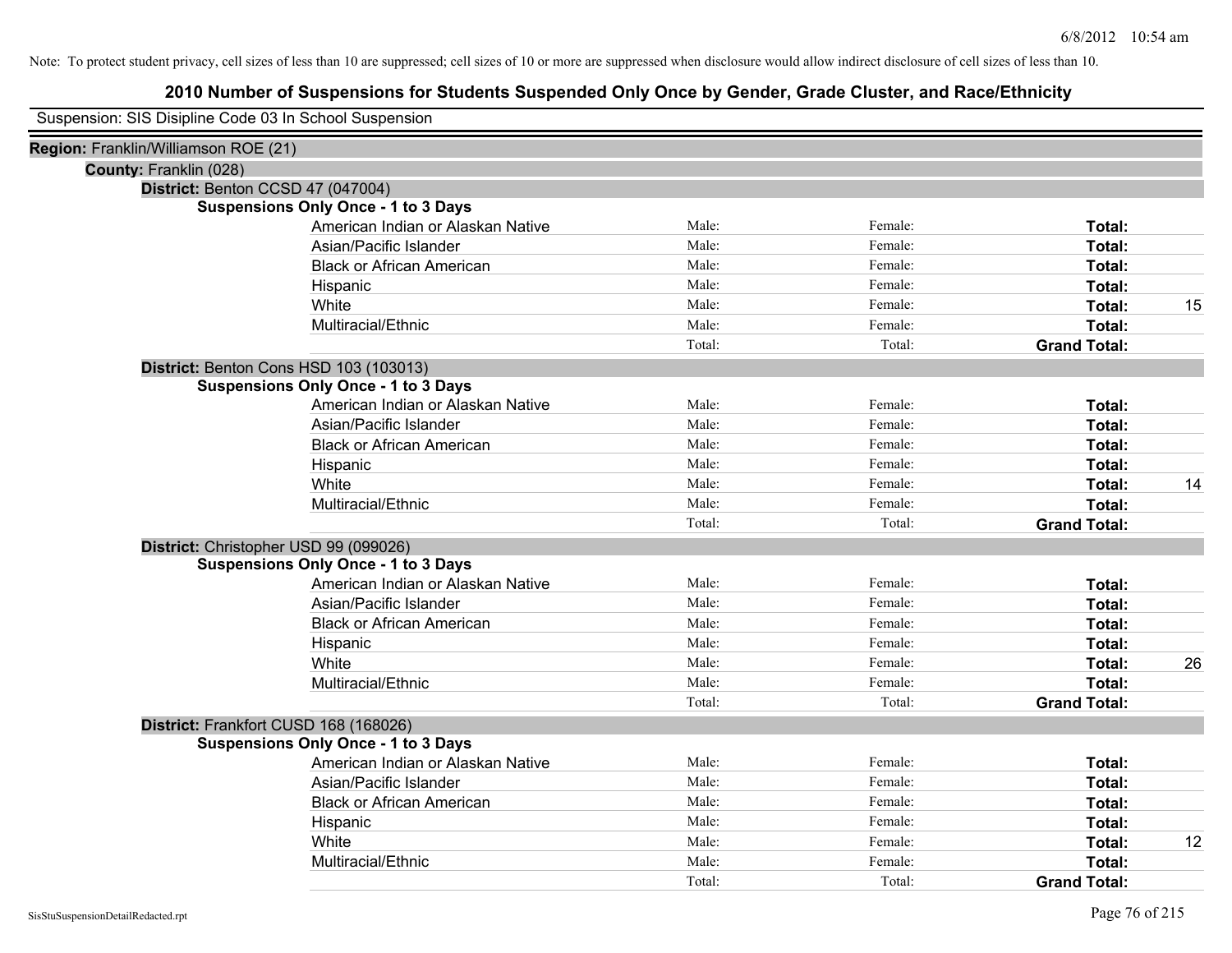Note: To protect student privacy, cell sizes of less than 10 are suppressed; cell sizes of 10 or more are suppressed when disclosure would allow indirect disclosure of cell sizes of less than 10.

# 2010 Number of Suspensions for Students Suspended Only Once by Gender, Grade Cluster, and Race/Ethnicity

Suspension: SIS Disipline Code 03 In School Suspension

**Region:** Franklin/Williamson ROE (21)

**County:** Franklin (028)

**District:** Benton CCSD 47 (047004)

**Suspensions Only Once - 1 to 3 Days**

| Race/Ethnicity | Male: | Female: | Total: | |
|---|---|---|---|---|
| American Indian or Alaskan Native | Male: | Female: | **Total:** | |
| Asian/Pacific Islander | Male: | Female: | **Total:** | |
| Black or African American | Male: | Female: | **Total:** | |
| Hispanic | Male: | Female: | **Total:** | |
| White | Male: | Female: | **Total:** | 15 |
| Multiracial/Ethnic | Male: | Female: | **Total:** | |
| | Total: | Total: | **Grand Total:** | |

**District:** Benton Cons HSD 103 (103013)

**Suspensions Only Once - 1 to 3 Days**

| Race/Ethnicity | Male: | Female: | Total: | |
|---|---|---|---|---|
| American Indian or Alaskan Native | Male: | Female: | **Total:** | |
| Asian/Pacific Islander | Male: | Female: | **Total:** | |
| Black or African American | Male: | Female: | **Total:** | |
| Hispanic | Male: | Female: | **Total:** | |
| White | Male: | Female: | **Total:** | 14 |
| Multiracial/Ethnic | Male: | Female: | **Total:** | |
| | Total: | Total: | **Grand Total:** | |

**District:** Christopher USD 99 (099026)

**Suspensions Only Once - 1 to 3 Days**

| Race/Ethnicity | Male: | Female: | Total: | |
|---|---|---|---|---|
| American Indian or Alaskan Native | Male: | Female: | **Total:** | |
| Asian/Pacific Islander | Male: | Female: | **Total:** | |
| Black or African American | Male: | Female: | **Total:** | |
| Hispanic | Male: | Female: | **Total:** | |
| White | Male: | Female: | **Total:** | 26 |
| Multiracial/Ethnic | Male: | Female: | **Total:** | |
| | Total: | Total: | **Grand Total:** | |

**District:** Frankfort CUSD 168 (168026)

**Suspensions Only Once - 1 to 3 Days**

| Race/Ethnicity | Male: | Female: | Total: | |
|---|---|---|---|---|
| American Indian or Alaskan Native | Male: | Female: | **Total:** | |
| Asian/Pacific Islander | Male: | Female: | **Total:** | |
| Black or African American | Male: | Female: | **Total:** | |
| Hispanic | Male: | Female: | **Total:** | |
| White | Male: | Female: | **Total:** | 12 |
| Multiracial/Ethnic | Male: | Female: | **Total:** | |
| | Total: | Total: | **Grand Total:** | |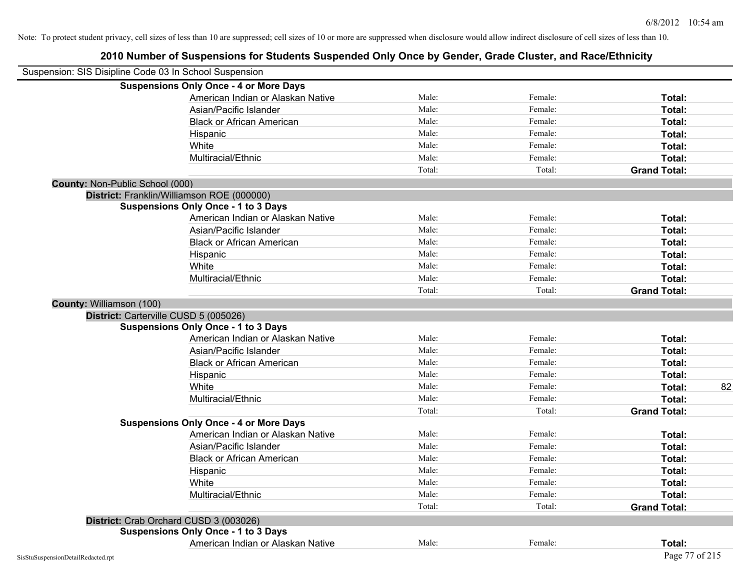Note: To protect student privacy, cell sizes of less than 10 are suppressed; cell sizes of 10 or more are suppressed when disclosure would allow indirect disclosure of cell sizes of less than 10.

# 2010 Number of Suspensions for Students Suspended Only Once by Gender, Grade Cluster, and Race/Ethnicity

Suspension: SIS Disipline Code 03 In School Suspension

**Suspensions Only Once - 4 or More Days**

| | | | | |
|---|---|---|---|---|
| American Indian or Alaskan Native | Male: | Female: | **Total:** | |
| Asian/Pacific Islander | Male: | Female: | **Total:** | |
| Black or African American | Male: | Female: | **Total:** | |
| Hispanic | Male: | Female: | **Total:** | |
| White | Male: | Female: | **Total:** | |
| Multiracial/Ethnic | Male: | Female: | **Total:** | |
| | Total: | Total: | **Grand Total:** | |

**County:** Non-Public School (000)

**District:** Franklin/Williamson ROE (000000)

**Suspensions Only Once - 1 to 3 Days**

| | | | | |
|---|---|---|---|---|
| American Indian or Alaskan Native | Male: | Female: | **Total:** | |
| Asian/Pacific Islander | Male: | Female: | **Total:** | |
| Black or African American | Male: | Female: | **Total:** | |
| Hispanic | Male: | Female: | **Total:** | |
| White | Male: | Female: | **Total:** | |
| Multiracial/Ethnic | Male: | Female: | **Total:** | |
| | Total: | Total: | **Grand Total:** | |

**County:** Williamson (100)

**District:** Carterville CUSD 5 (005026)

**Suspensions Only Once - 1 to 3 Days**

| | | | | |
|---|---|---|---|---|
| American Indian or Alaskan Native | Male: | Female: | **Total:** | |
| Asian/Pacific Islander | Male: | Female: | **Total:** | |
| Black or African American | Male: | Female: | **Total:** | |
| Hispanic | Male: | Female: | **Total:** | |
| White | Male: | Female: | **Total:** | 82 |
| Multiracial/Ethnic | Male: | Female: | **Total:** | |
| | Total: | Total: | **Grand Total:** | |

**Suspensions Only Once - 4 or More Days**

| | | | | |
|---|---|---|---|---|
| American Indian or Alaskan Native | Male: | Female: | **Total:** | |
| Asian/Pacific Islander | Male: | Female: | **Total:** | |
| Black or African American | Male: | Female: | **Total:** | |
| Hispanic | Male: | Female: | **Total:** | |
| White | Male: | Female: | **Total:** | |
| Multiracial/Ethnic | Male: | Female: | **Total:** | |
| | Total: | Total: | **Grand Total:** | |

**District:** Crab Orchard CUSD 3 (003026)

**Suspensions Only Once - 1 to 3 Days**

| | | | | |
|---|---|---|---|---|
| American Indian or Alaskan Native | Male: | Female: | **Total:** | |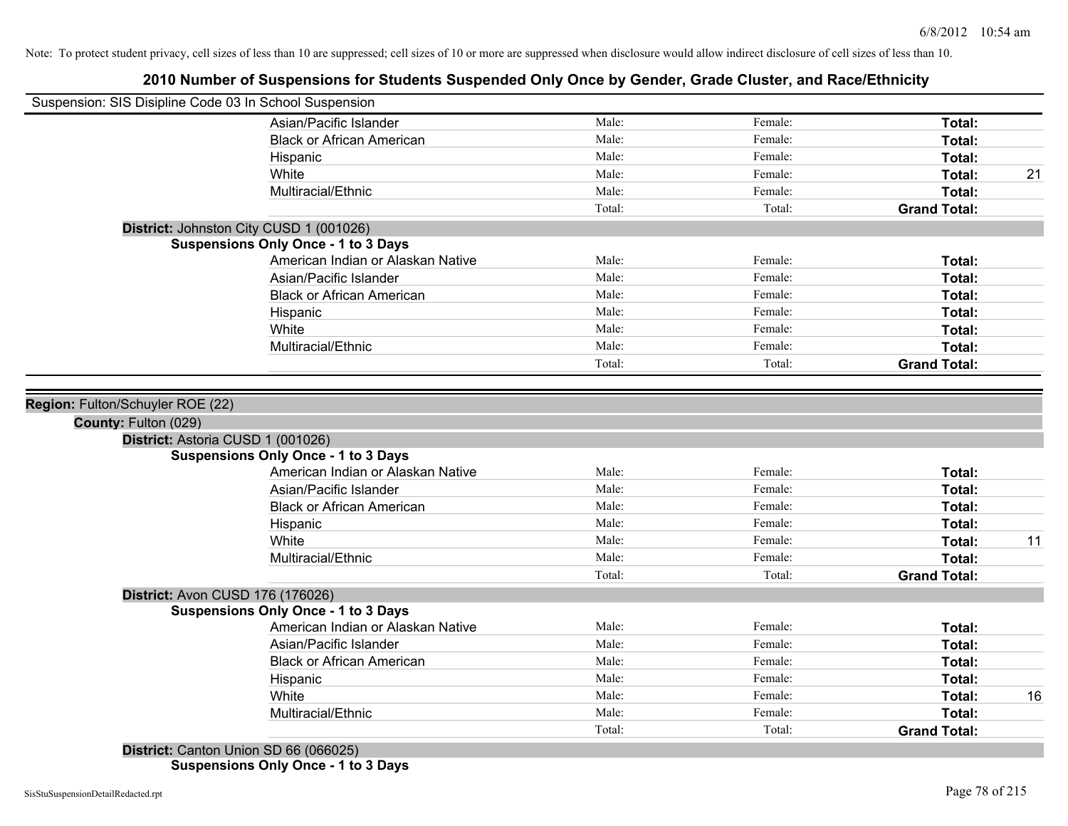Note: To protect student privacy, cell sizes of less than 10 are suppressed; cell sizes of 10 or more are suppressed when disclosure would allow indirect disclosure of cell sizes of less than 10.

# 2010 Number of Suspensions for Students Suspended Only Once by Gender, Grade Cluster, and Race/Ethnicity

Suspension: SIS Disipline Code 03 In School Suspension

| | | | | |
|---|---|---|---|---|
| Asian/Pacific Islander | Male: | Female: | **Total:** | |
| Black or African American | Male: | Female: | **Total:** | |
| Hispanic | Male: | Female: | **Total:** | |
| White | Male: | Female: | **Total:** | 21 |
| Multiracial/Ethnic | Male: | Female: | **Total:** | |
| | Total: | Total: | **Grand Total:** | |

**District:** Johnston City CUSD 1 (001026)

**Suspensions Only Once - 1 to 3 Days**

| | | | | |
|---|---|---|---|---|
| American Indian or Alaskan Native | Male: | Female: | **Total:** | |
| Asian/Pacific Islander | Male: | Female: | **Total:** | |
| Black or African American | Male: | Female: | **Total:** | |
| Hispanic | Male: | Female: | **Total:** | |
| White | Male: | Female: | **Total:** | |
| Multiracial/Ethnic | Male: | Female: | **Total:** | |
| | Total: | Total: | **Grand Total:** | |

**Region:** Fulton/Schuyler ROE (22)

**County:** Fulton (029)

**District:** Astoria CUSD 1 (001026)

**Suspensions Only Once - 1 to 3 Days**

| | | | | |
|---|---|---|---|---|
| American Indian or Alaskan Native | Male: | Female: | **Total:** | |
| Asian/Pacific Islander | Male: | Female: | **Total:** | |
| Black or African American | Male: | Female: | **Total:** | |
| Hispanic | Male: | Female: | **Total:** | |
| White | Male: | Female: | **Total:** | 11 |
| Multiracial/Ethnic | Male: | Female: | **Total:** | |
| | Total: | Total: | **Grand Total:** | |

**District:** Avon CUSD 176 (176026)

**Suspensions Only Once - 1 to 3 Days**

| | | | | |
|---|---|---|---|---|
| American Indian or Alaskan Native | Male: | Female: | **Total:** | |
| Asian/Pacific Islander | Male: | Female: | **Total:** | |
| Black or African American | Male: | Female: | **Total:** | |
| Hispanic | Male: | Female: | **Total:** | |
| White | Male: | Female: | **Total:** | 16 |
| Multiracial/Ethnic | Male: | Female: | **Total:** | |
| | Total: | Total: | **Grand Total:** | |

**District:** Canton Union SD 66 (066025)

**Suspensions Only Once - 1 to 3 Days**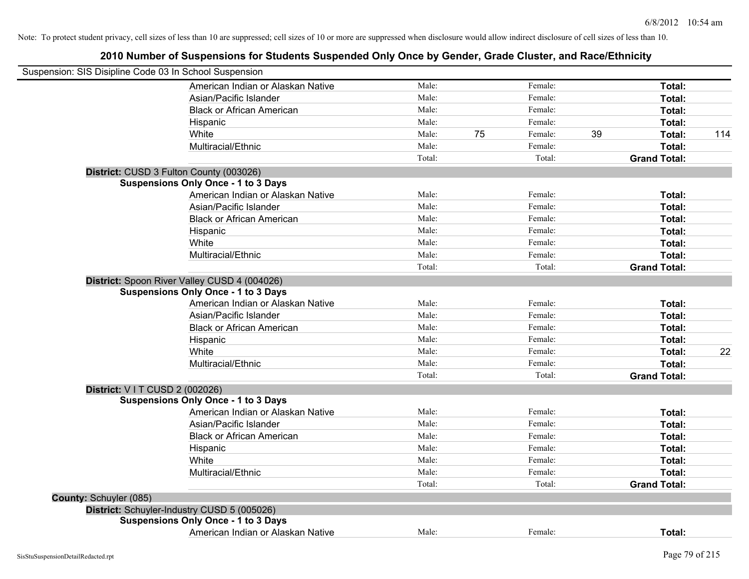Note: To protect student privacy, cell sizes of less than 10 are suppressed; cell sizes of 10 or more are suppressed when disclosure would allow indirect disclosure of cell sizes of less than 10.

## 2010 Number of Suspensions for Students Suspended Only Once by Gender, Grade Cluster, and Race/Ethnicity

Suspension: SIS Disipline Code 03 In School Suspension

| | Male: | | Female: | | | |
|---|---|---|---|---|---|---|
| American Indian or Alaskan Native | Male: | | Female: | | **Total:** | |
| Asian/Pacific Islander | Male: | | Female: | | **Total:** | |
| Black or African American | Male: | | Female: | | **Total:** | |
| Hispanic | Male: | | Female: | | **Total:** | |
| White | Male: | 75 | Female: | 39 | **Total:** | 114 |
| Multiracial/Ethnic | Male: | | Female: | | **Total:** | |
| | Total: | | Total: | | **Grand Total:** | |

**District:** CUSD 3 Fulton County (003026)

**Suspensions Only Once - 1 to 3 Days**

| | | | | | | |
|---|---|---|---|---|---|---|
| American Indian or Alaskan Native | Male: | | Female: | | **Total:** | |
| Asian/Pacific Islander | Male: | | Female: | | **Total:** | |
| Black or African American | Male: | | Female: | | **Total:** | |
| Hispanic | Male: | | Female: | | **Total:** | |
| White | Male: | | Female: | | **Total:** | |
| Multiracial/Ethnic | Male: | | Female: | | **Total:** | |
| | Total: | | Total: | | **Grand Total:** | |

**District:** Spoon River Valley CUSD 4 (004026)

**Suspensions Only Once - 1 to 3 Days**

| | | | | | | |
|---|---|---|---|---|---|---|
| American Indian or Alaskan Native | Male: | | Female: | | **Total:** | |
| Asian/Pacific Islander | Male: | | Female: | | **Total:** | |
| Black or African American | Male: | | Female: | | **Total:** | |
| Hispanic | Male: | | Female: | | **Total:** | |
| White | Male: | | Female: | | **Total:** | 22 |
| Multiracial/Ethnic | Male: | | Female: | | **Total:** | |
| | Total: | | Total: | | **Grand Total:** | |

**District:** V I T CUSD 2 (002026)

**Suspensions Only Once - 1 to 3 Days**

| | | | | | | |
|---|---|---|---|---|---|---|
| American Indian or Alaskan Native | Male: | | Female: | | **Total:** | |
| Asian/Pacific Islander | Male: | | Female: | | **Total:** | |
| Black or African American | Male: | | Female: | | **Total:** | |
| Hispanic | Male: | | Female: | | **Total:** | |
| White | Male: | | Female: | | **Total:** | |
| Multiracial/Ethnic | Male: | | Female: | | **Total:** | |
| | Total: | | Total: | | **Grand Total:** | |

**County:** Schuyler (085)

**District:** Schuyler-Industry CUSD 5 (005026)

**Suspensions Only Once - 1 to 3 Days**

| | | | | | | |
|---|---|---|---|---|---|---|
| American Indian or Alaskan Native | Male: | | Female: | | **Total:** | |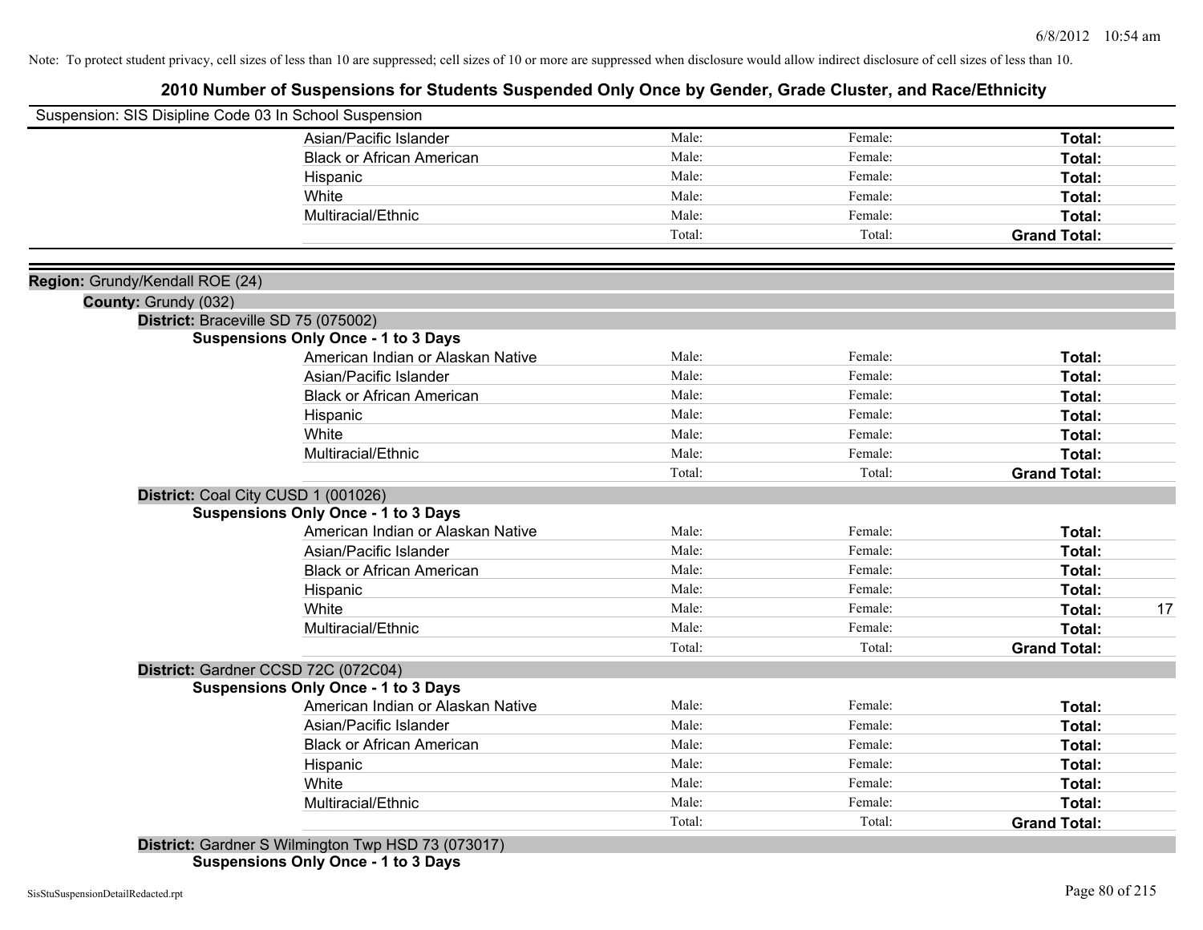Note: To protect student privacy, cell sizes of less than 10 are suppressed; cell sizes of 10 or more are suppressed when disclosure would allow indirect disclosure of cell sizes of less than 10.

# 2010 Number of Suspensions for Students Suspended Only Once by Gender, Grade Cluster, and Race/Ethnicity

Suspension: SIS Disipline Code 03 In School Suspension

| | Male | Female | Total |
|---|---|---|---|
| Asian/Pacific Islander | Male: | Female: | Total: |
| Black or African American | Male: | Female: | Total: |
| Hispanic | Male: | Female: | Total: |
| White | Male: | Female: | Total: |
| Multiracial/Ethnic | Male: | Female: | Total: |
| | Total: | Total: | Grand Total: |

**Region:** Grundy/Kendall ROE (24)

**County:** Grundy (032)

**District:** Braceville SD 75 (075002)

**Suspensions Only Once - 1 to 3 Days**

| | Male | Female | Total |
|---|---|---|---|
| American Indian or Alaskan Native | Male: | Female: | Total: |
| Asian/Pacific Islander | Male: | Female: | Total: |
| Black or African American | Male: | Female: | Total: |
| Hispanic | Male: | Female: | Total: |
| White | Male: | Female: | Total: |
| Multiracial/Ethnic | Male: | Female: | Total: |
| | Total: | Total: | Grand Total: |

**District:** Coal City CUSD 1 (001026)

**Suspensions Only Once - 1 to 3 Days**

| | Male | Female | Total |
|---|---|---|---|
| American Indian or Alaskan Native | Male: | Female: | Total: |
| Asian/Pacific Islander | Male: | Female: | Total: |
| Black or African American | Male: | Female: | Total: |
| Hispanic | Male: | Female: | Total: |
| White | Male: | Female: | Total: 17 |
| Multiracial/Ethnic | Male: | Female: | Total: |
| | Total: | Total: | Grand Total: |

**District:** Gardner CCSD 72C (072C04)

**Suspensions Only Once - 1 to 3 Days**

| | Male | Female | Total |
|---|---|---|---|
| American Indian or Alaskan Native | Male: | Female: | Total: |
| Asian/Pacific Islander | Male: | Female: | Total: |
| Black or African American | Male: | Female: | Total: |
| Hispanic | Male: | Female: | Total: |
| White | Male: | Female: | Total: |
| Multiracial/Ethnic | Male: | Female: | Total: |
| | Total: | Total: | Grand Total: |

**District:** Gardner S Wilmington Twp HSD 73 (073017)

**Suspensions Only Once - 1 to 3 Days**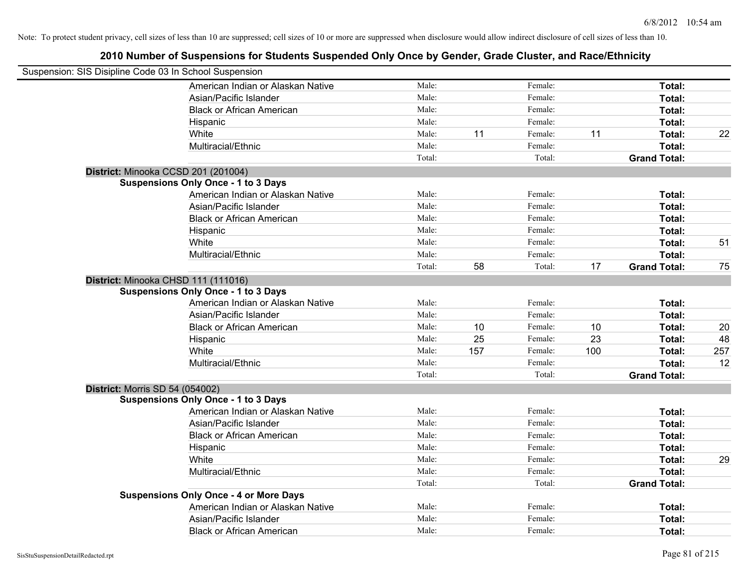Note: To protect student privacy, cell sizes of less than 10 are suppressed; cell sizes of 10 or more are suppressed when disclosure would allow indirect disclosure of cell sizes of less than 10.

## 2010 Number of Suspensions for Students Suspended Only Once by Gender, Grade Cluster, and Race/Ethnicity

Suspension: SIS Disipline Code 03 In School Suspension

| | | | | | | |
|---|---|---|---|---|---|---|
| American Indian or Alaskan Native | Male: | | Female: | | **Total:** | |
| Asian/Pacific Islander | Male: | | Female: | | **Total:** | |
| Black or African American | Male: | | Female: | | **Total:** | |
| Hispanic | Male: | | Female: | | **Total:** | |
| White | Male: | 11 | Female: | 11 | **Total:** | 22 |
| Multiracial/Ethnic | Male: | | Female: | | **Total:** | |
| | Total: | | Total: | | **Grand Total:** | |

**District:** Minooka CCSD 201 (201004)

**Suspensions Only Once - 1 to 3 Days**

| | | | | | | |
|---|---|---|---|---|---|---|
| American Indian or Alaskan Native | Male: | | Female: | | **Total:** | |
| Asian/Pacific Islander | Male: | | Female: | | **Total:** | |
| Black or African American | Male: | | Female: | | **Total:** | |
| Hispanic | Male: | | Female: | | **Total:** | |
| White | Male: | | Female: | | **Total:** | 51 |
| Multiracial/Ethnic | Male: | | Female: | | **Total:** | |
| | Total: | 58 | Total: | 17 | **Grand Total:** | 75 |

**District:** Minooka CHSD 111 (111016)

**Suspensions Only Once - 1 to 3 Days**

| | | | | | | |
|---|---|---|---|---|---|---|
| American Indian or Alaskan Native | Male: | | Female: | | **Total:** | |
| Asian/Pacific Islander | Male: | | Female: | | **Total:** | |
| Black or African American | Male: | 10 | Female: | 10 | **Total:** | 20 |
| Hispanic | Male: | 25 | Female: | 23 | **Total:** | 48 |
| White | Male: | 157 | Female: | 100 | **Total:** | 257 |
| Multiracial/Ethnic | Male: | | Female: | | **Total:** | 12 |
| | Total: | | Total: | | **Grand Total:** | |

**District:** Morris SD 54 (054002)

**Suspensions Only Once - 1 to 3 Days**

| | | | | | | |
|---|---|---|---|---|---|---|
| American Indian or Alaskan Native | Male: | | Female: | | **Total:** | |
| Asian/Pacific Islander | Male: | | Female: | | **Total:** | |
| Black or African American | Male: | | Female: | | **Total:** | |
| Hispanic | Male: | | Female: | | **Total:** | |
| White | Male: | | Female: | | **Total:** | 29 |
| Multiracial/Ethnic | Male: | | Female: | | **Total:** | |
| | Total: | | Total: | | **Grand Total:** | |

**Suspensions Only Once - 4 or More Days**

| | | | | | | |
|---|---|---|---|---|---|---|
| American Indian or Alaskan Native | Male: | | Female: | | **Total:** | |
| Asian/Pacific Islander | Male: | | Female: | | **Total:** | |
| Black or African American | Male: | | Female: | | **Total:** | |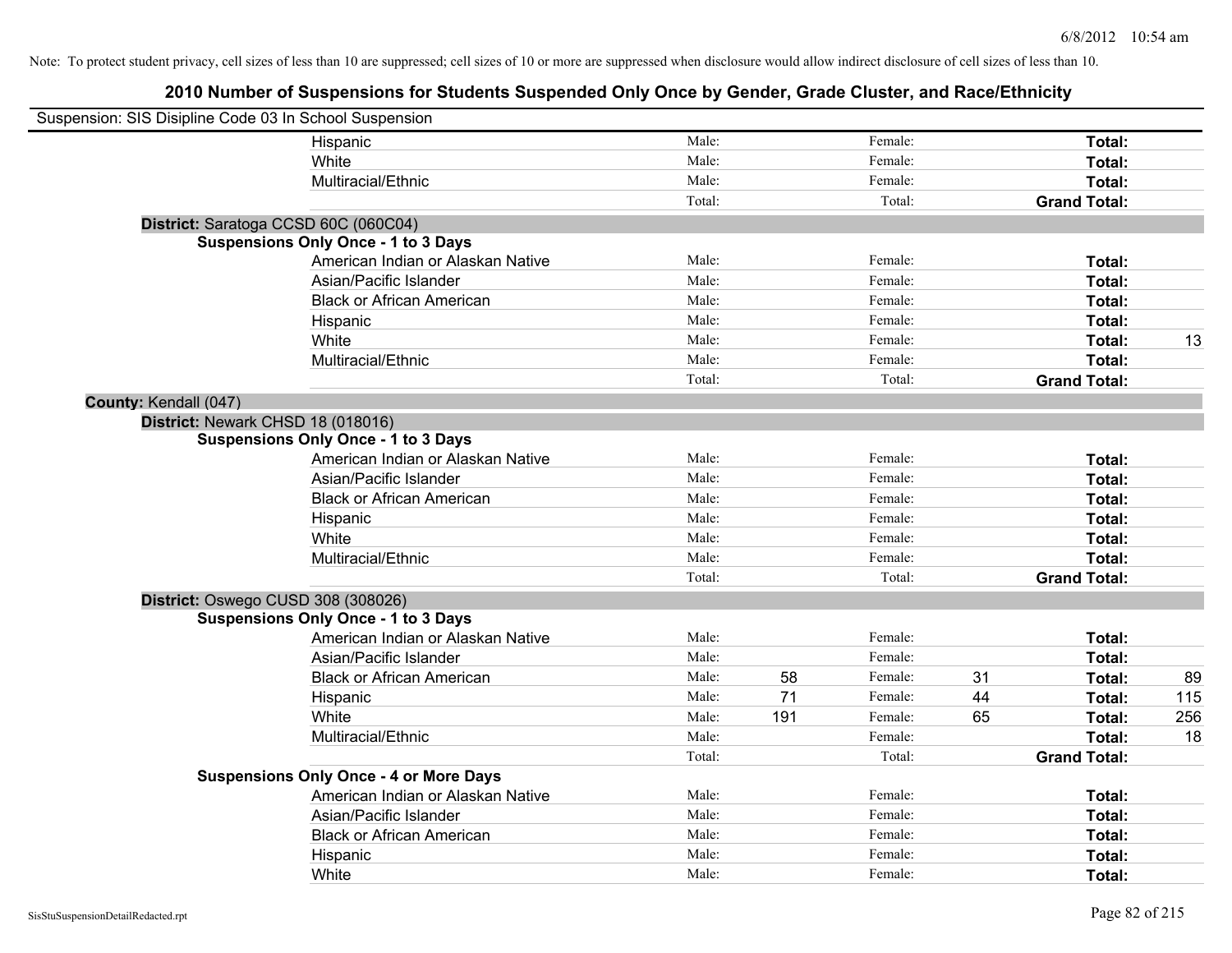Note: To protect student privacy, cell sizes of less than 10 are suppressed; cell sizes of 10 or more are suppressed when disclosure would allow indirect disclosure of cell sizes of less than 10.

# 2010 Number of Suspensions for Students Suspended Only Once by Gender, Grade Cluster, and Race/Ethnicity

Suspension: SIS Disipline Code 03 In School Suspension

| | | | | | | | |
|---|---|---|---|---|---|---|---|
| Hispanic | Male: | | Female: | | Total: | |
| White | Male: | | Female: | | Total: | |
| Multiracial/Ethnic | Male: | | Female: | | Total: | |
| | Total: | | Total: | | Grand Total: | |

**District:** Saratoga CCSD 60C (060C04)

**Suspensions Only Once - 1 to 3 Days**

| | | | | | | |
|---|---|---|---|---|---|---|
| American Indian or Alaskan Native | Male: | | Female: | | Total: | |
| Asian/Pacific Islander | Male: | | Female: | | Total: | |
| Black or African American | Male: | | Female: | | Total: | |
| Hispanic | Male: | | Female: | | Total: | |
| White | Male: | | Female: | | Total: | 13 |
| Multiracial/Ethnic | Male: | | Female: | | Total: | |
| | Total: | | Total: | | Grand Total: | |

**County:** Kendall (047)

**District:** Newark CHSD 18 (018016)

**Suspensions Only Once - 1 to 3 Days**

| | | | | | | |
|---|---|---|---|---|---|---|
| American Indian or Alaskan Native | Male: | | Female: | | Total: | |
| Asian/Pacific Islander | Male: | | Female: | | Total: | |
| Black or African American | Male: | | Female: | | Total: | |
| Hispanic | Male: | | Female: | | Total: | |
| White | Male: | | Female: | | Total: | |
| Multiracial/Ethnic | Male: | | Female: | | Total: | |
| | Total: | | Total: | | Grand Total: | |

**District:** Oswego CUSD 308 (308026)

**Suspensions Only Once - 1 to 3 Days**

| | | | | | | |
|---|---|---|---|---|---|---|
| American Indian or Alaskan Native | Male: | | Female: | | Total: | |
| Asian/Pacific Islander | Male: | | Female: | | Total: | |
| Black or African American | Male: | 58 | Female: | 31 | Total: | 89 |
| Hispanic | Male: | 71 | Female: | 44 | Total: | 115 |
| White | Male: | 191 | Female: | 65 | Total: | 256 |
| Multiracial/Ethnic | Male: | | Female: | | Total: | 18 |
| | Total: | | Total: | | Grand Total: | |

**Suspensions Only Once - 4 or More Days**

| | | | | | | |
|---|---|---|---|---|---|---|
| American Indian or Alaskan Native | Male: | | Female: | | Total: | |
| Asian/Pacific Islander | Male: | | Female: | | Total: | |
| Black or African American | Male: | | Female: | | Total: | |
| Hispanic | Male: | | Female: | | Total: | |
| White | Male: | | Female: | | Total: | |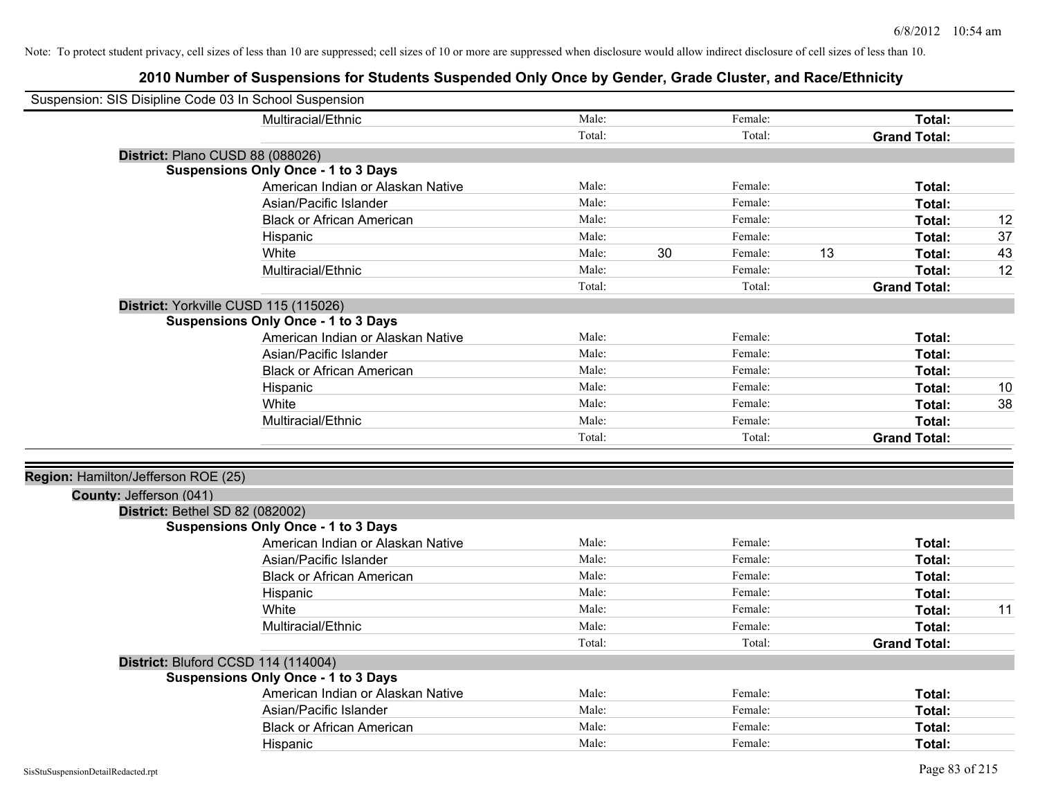Note: To protect student privacy, cell sizes of less than 10 are suppressed; cell sizes of 10 or more are suppressed when disclosure would allow indirect disclosure of cell sizes of less than 10.

# 2010 Number of Suspensions for Students Suspended Only Once by Gender, Grade Cluster, and Race/Ethnicity

Suspension: SIS Disipline Code 03 In School Suspension

| | Male: | | Female: | | | |
|---|---|---|---|---|---|---|
| Multiracial/Ethnic | Male: | | Female: | | **Total:** | |
| | Total: | | Total: | | **Grand Total:** | |

**District:** Plano CUSD 88 (088026)

**Suspensions Only Once - 1 to 3 Days**

| Race/Ethnicity | | Male | | Female | | Total |
|---|---|---|---|---|---|---|
| American Indian or Alaskan Native | Male: | | Female: | | **Total:** | |
| Asian/Pacific Islander | Male: | | Female: | | **Total:** | |
| Black or African American | Male: | | Female: | | **Total:** | 12 |
| Hispanic | Male: | | Female: | | **Total:** | 37 |
| White | Male: | 30 | Female: | 13 | **Total:** | 43 |
| Multiracial/Ethnic | Male: | | Female: | | **Total:** | 12 |
| | Total: | | Total: | | **Grand Total:** | |

**District:** Yorkville CUSD 115 (115026)

**Suspensions Only Once - 1 to 3 Days**

| Race/Ethnicity | | Male | | Female | | Total |
|---|---|---|---|---|---|---|
| American Indian or Alaskan Native | Male: | | Female: | | **Total:** | |
| Asian/Pacific Islander | Male: | | Female: | | **Total:** | |
| Black or African American | Male: | | Female: | | **Total:** | |
| Hispanic | Male: | | Female: | | **Total:** | 10 |
| White | Male: | | Female: | | **Total:** | 38 |
| Multiracial/Ethnic | Male: | | Female: | | **Total:** | |
| | Total: | | Total: | | **Grand Total:** | |

**Region:** Hamilton/Jefferson ROE (25)

**County:** Jefferson (041)

**District:** Bethel SD 82 (082002)

**Suspensions Only Once - 1 to 3 Days**

| Race/Ethnicity | | Male | | Female | | Total |
|---|---|---|---|---|---|---|
| American Indian or Alaskan Native | Male: | | Female: | | **Total:** | |
| Asian/Pacific Islander | Male: | | Female: | | **Total:** | |
| Black or African American | Male: | | Female: | | **Total:** | |
| Hispanic | Male: | | Female: | | **Total:** | |
| White | Male: | | Female: | | **Total:** | 11 |
| Multiracial/Ethnic | Male: | | Female: | | **Total:** | |
| | Total: | | Total: | | **Grand Total:** | |

**District:** Bluford CCSD 114 (114004)

**Suspensions Only Once - 1 to 3 Days**

| Race/Ethnicity | | Male | | Female | | Total |
|---|---|---|---|---|---|---|
| American Indian or Alaskan Native | Male: | | Female: | | **Total:** | |
| Asian/Pacific Islander | Male: | | Female: | | **Total:** | |
| Black or African American | Male: | | Female: | | **Total:** | |
| Hispanic | Male: | | Female: | | **Total:** | |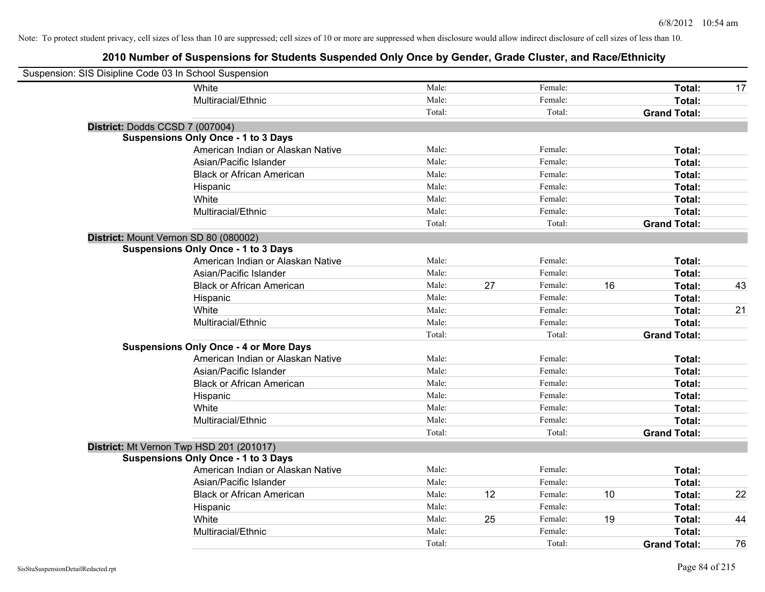Note: To protect student privacy, cell sizes of less than 10 are suppressed; cell sizes of 10 or more are suppressed when disclosure would allow indirect disclosure of cell sizes of less than 10.

## 2010 Number of Suspensions for Students Suspended Only Once by Gender, Grade Cluster, and Race/Ethnicity

Suspension: SIS Disipline Code 03 In School Suspension

| | | | | | | |
|---|---|---|---|---|---|---|
| White | Male: | | Female: | | **Total:** | 17 |
| Multiracial/Ethnic | Male: | | Female: | | **Total:** | |
| | Total: | | Total: | | **Grand Total:** | |

**District:** Dodds CCSD 7 (007004)

**Suspensions Only Once - 1 to 3 Days**

| | | | | | | |
|---|---|---|---|---|---|---|
| American Indian or Alaskan Native | Male: | | Female: | | **Total:** | |
| Asian/Pacific Islander | Male: | | Female: | | **Total:** | |
| Black or African American | Male: | | Female: | | **Total:** | |
| Hispanic | Male: | | Female: | | **Total:** | |
| White | Male: | | Female: | | **Total:** | |
| Multiracial/Ethnic | Male: | | Female: | | **Total:** | |
| | Total: | | Total: | | **Grand Total:** | |

**District:** Mount Vernon SD 80 (080002)

**Suspensions Only Once - 1 to 3 Days**

| | | | | | | |
|---|---|---|---|---|---|---|
| American Indian or Alaskan Native | Male: | | Female: | | **Total:** | |
| Asian/Pacific Islander | Male: | | Female: | | **Total:** | |
| Black or African American | Male: | 27 | Female: | 16 | **Total:** | 43 |
| Hispanic | Male: | | Female: | | **Total:** | |
| White | Male: | | Female: | | **Total:** | 21 |
| Multiracial/Ethnic | Male: | | Female: | | **Total:** | |
| | Total: | | Total: | | **Grand Total:** | |

**Suspensions Only Once - 4 or More Days**

| | | | | | | |
|---|---|---|---|---|---|---|
| American Indian or Alaskan Native | Male: | | Female: | | **Total:** | |
| Asian/Pacific Islander | Male: | | Female: | | **Total:** | |
| Black or African American | Male: | | Female: | | **Total:** | |
| Hispanic | Male: | | Female: | | **Total:** | |
| White | Male: | | Female: | | **Total:** | |
| Multiracial/Ethnic | Male: | | Female: | | **Total:** | |
| | Total: | | Total: | | **Grand Total:** | |

**District:** Mt Vernon Twp HSD 201 (201017)

**Suspensions Only Once - 1 to 3 Days**

| | | | | | | |
|---|---|---|---|---|---|---|
| American Indian or Alaskan Native | Male: | | Female: | | **Total:** | |
| Asian/Pacific Islander | Male: | | Female: | | **Total:** | |
| Black or African American | Male: | 12 | Female: | 10 | **Total:** | 22 |
| Hispanic | Male: | | Female: | | **Total:** | |
| White | Male: | 25 | Female: | 19 | **Total:** | 44 |
| Multiracial/Ethnic | Male: | | Female: | | **Total:** | |
| | Total: | | Total: | | **Grand Total:** | 76 |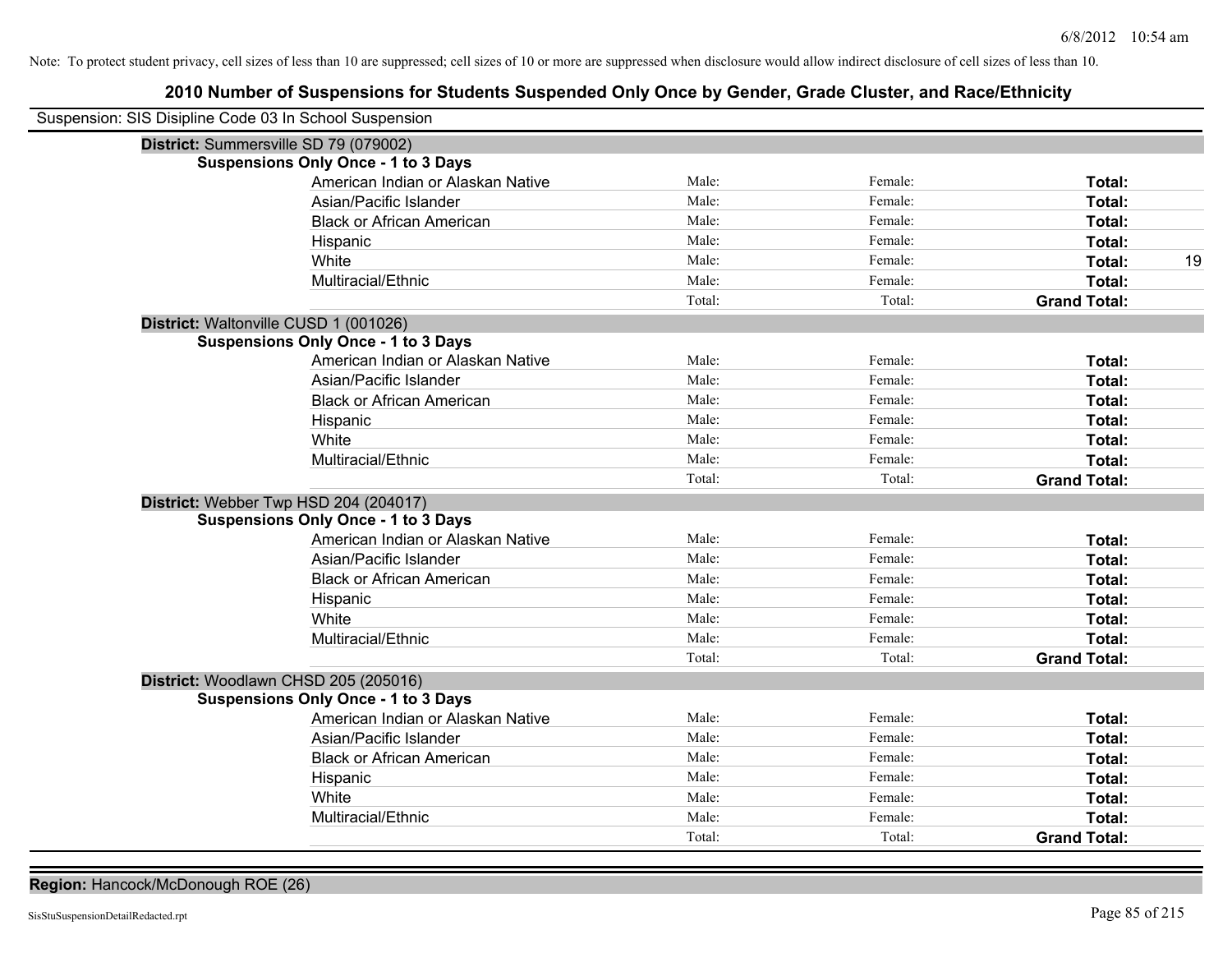Note: To protect student privacy, cell sizes of less than 10 are suppressed; cell sizes of 10 or more are suppressed when disclosure would allow indirect disclosure of cell sizes of less than 10.

## 2010 Number of Suspensions for Students Suspended Only Once by Gender, Grade Cluster, and Race/Ethnicity

Suspension: SIS Disipline Code 03 In School Suspension

**District:** Summersville SD 79 (079002)

**Suspensions Only Once - 1 to 3 Days**

| Race/Ethnicity | Male | Female | Total |
|---|---|---|---|
| American Indian or Alaskan Native | Male: | Female: | **Total:** |
| Asian/Pacific Islander | Male: | Female: | **Total:** |
| Black or African American | Male: | Female: | **Total:** |
| Hispanic | Male: | Female: | **Total:** |
| White | Male: | Female: | **Total:** 19 |
| Multiracial/Ethnic | Male: | Female: | **Total:** |
| | Total: | Total: | **Grand Total:** |

**District:** Waltonville CUSD 1 (001026)

**Suspensions Only Once - 1 to 3 Days**

| Race/Ethnicity | Male | Female | Total |
|---|---|---|---|
| American Indian or Alaskan Native | Male: | Female: | **Total:** |
| Asian/Pacific Islander | Male: | Female: | **Total:** |
| Black or African American | Male: | Female: | **Total:** |
| Hispanic | Male: | Female: | **Total:** |
| White | Male: | Female: | **Total:** |
| Multiracial/Ethnic | Male: | Female: | **Total:** |
| | Total: | Total: | **Grand Total:** |

**District:** Webber Twp HSD 204 (204017)

**Suspensions Only Once - 1 to 3 Days**

| Race/Ethnicity | Male | Female | Total |
|---|---|---|---|
| American Indian or Alaskan Native | Male: | Female: | **Total:** |
| Asian/Pacific Islander | Male: | Female: | **Total:** |
| Black or African American | Male: | Female: | **Total:** |
| Hispanic | Male: | Female: | **Total:** |
| White | Male: | Female: | **Total:** |
| Multiracial/Ethnic | Male: | Female: | **Total:** |
| | Total: | Total: | **Grand Total:** |

**District:** Woodlawn CHSD 205 (205016)

**Suspensions Only Once - 1 to 3 Days**

| Race/Ethnicity | Male | Female | Total |
|---|---|---|---|
| American Indian or Alaskan Native | Male: | Female: | **Total:** |
| Asian/Pacific Islander | Male: | Female: | **Total:** |
| Black or African American | Male: | Female: | **Total:** |
| Hispanic | Male: | Female: | **Total:** |
| White | Male: | Female: | **Total:** |
| Multiracial/Ethnic | Male: | Female: | **Total:** |
| | Total: | Total: | **Grand Total:** |

**Region:** Hancock/McDonough ROE (26)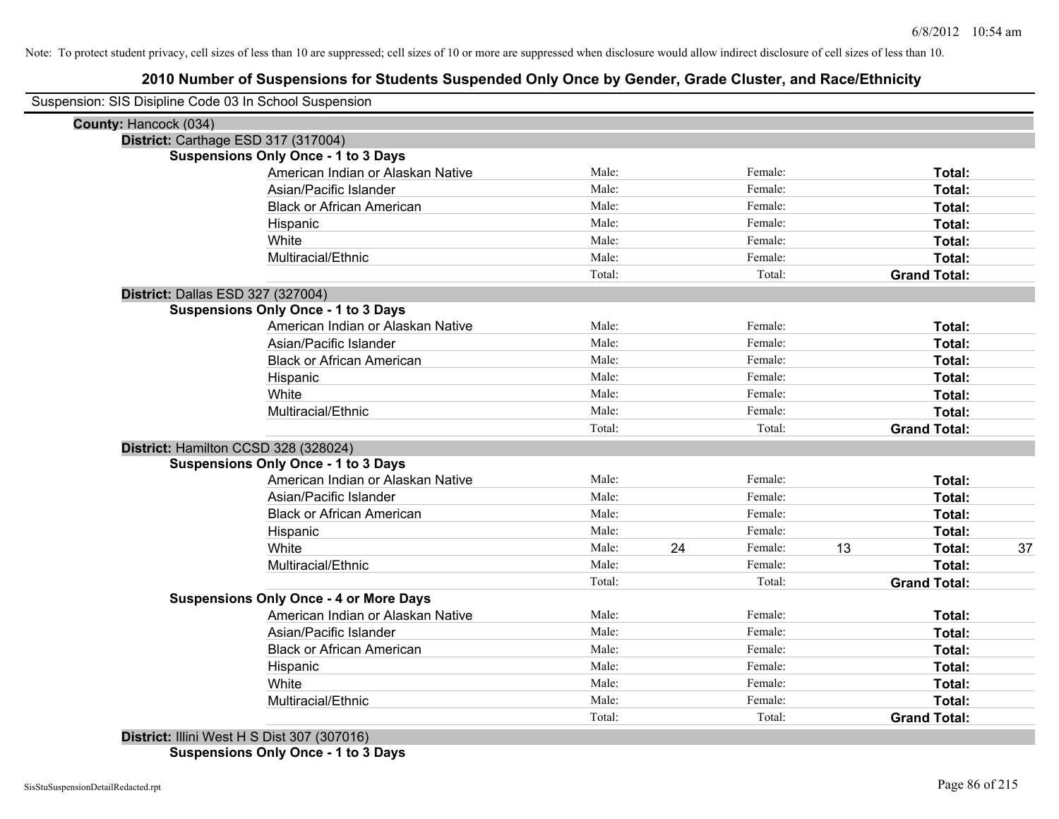Note: To protect student privacy, cell sizes of less than 10 are suppressed; cell sizes of 10 or more are suppressed when disclosure would allow indirect disclosure of cell sizes of less than 10.

# 2010 Number of Suspensions for Students Suspended Only Once by Gender, Grade Cluster, and Race/Ethnicity

Suspension: SIS Disipline Code 03 In School Suspension

**County:** Hancock (034)

**District:** Carthage ESD 317 (317004)

**Suspensions Only Once - 1 to 3 Days**

| | | | | | | |
|---|---|---|---|---|---|---|
| American Indian or Alaskan Native | Male: | | Female: | | **Total:** | |
| Asian/Pacific Islander | Male: | | Female: | | **Total:** | |
| Black or African American | Male: | | Female: | | **Total:** | |
| Hispanic | Male: | | Female: | | **Total:** | |
| White | Male: | | Female: | | **Total:** | |
| Multiracial/Ethnic | Male: | | Female: | | **Total:** | |
| | Total: | | Total: | | **Grand Total:** | |

**District:** Dallas ESD 327 (327004)

**Suspensions Only Once - 1 to 3 Days**

| | | | | | | |
|---|---|---|---|---|---|---|
| American Indian or Alaskan Native | Male: | | Female: | | **Total:** | |
| Asian/Pacific Islander | Male: | | Female: | | **Total:** | |
| Black or African American | Male: | | Female: | | **Total:** | |
| Hispanic | Male: | | Female: | | **Total:** | |
| White | Male: | | Female: | | **Total:** | |
| Multiracial/Ethnic | Male: | | Female: | | **Total:** | |
| | Total: | | Total: | | **Grand Total:** | |

**District:** Hamilton CCSD 328 (328024)

**Suspensions Only Once - 1 to 3 Days**

| | | | | | | |
|---|---|---|---|---|---|---|
| American Indian or Alaskan Native | Male: | | Female: | | **Total:** | |
| Asian/Pacific Islander | Male: | | Female: | | **Total:** | |
| Black or African American | Male: | | Female: | | **Total:** | |
| Hispanic | Male: | | Female: | | **Total:** | |
| White | Male: | 24 | Female: | 13 | **Total:** | 37 |
| Multiracial/Ethnic | Male: | | Female: | | **Total:** | |
| | Total: | | Total: | | **Grand Total:** | |

**Suspensions Only Once - 4 or More Days**

| | | | | | | |
|---|---|---|---|---|---|---|
| American Indian or Alaskan Native | Male: | | Female: | | **Total:** | |
| Asian/Pacific Islander | Male: | | Female: | | **Total:** | |
| Black or African American | Male: | | Female: | | **Total:** | |
| Hispanic | Male: | | Female: | | **Total:** | |
| White | Male: | | Female: | | **Total:** | |
| Multiracial/Ethnic | Male: | | Female: | | **Total:** | |
| | Total: | | Total: | | **Grand Total:** | |

**District:** Illini West H S Dist 307 (307016)

**Suspensions Only Once - 1 to 3 Days**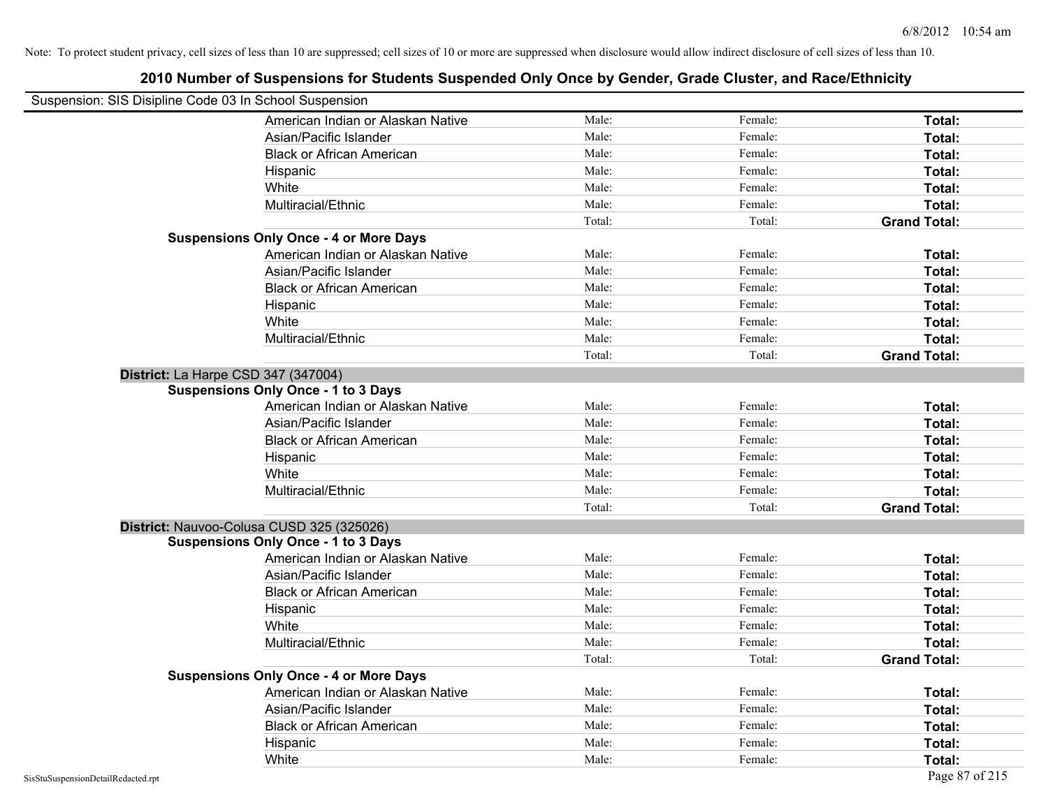Note: To protect student privacy, cell sizes of less than 10 are suppressed; cell sizes of 10 or more are suppressed when disclosure would allow indirect disclosure of cell sizes of less than 10.

# 2010 Number of Suspensions for Students Suspended Only Once by Gender, Grade Cluster, and Race/Ethnicity

Suspension: SIS Disipline Code 03 In School Suspension

| | | | |
|---|---|---|---|
| American Indian or Alaskan Native | Male: | Female: | **Total:** |
| Asian/Pacific Islander | Male: | Female: | **Total:** |
| Black or African American | Male: | Female: | **Total:** |
| Hispanic | Male: | Female: | **Total:** |
| White | Male: | Female: | **Total:** |
| Multiracial/Ethnic | Male: | Female: | **Total:** |
| | Total: | Total: | **Grand Total:** |

**Suspensions Only Once - 4 or More Days**

| | | | |
|---|---|---|---|
| American Indian or Alaskan Native | Male: | Female: | **Total:** |
| Asian/Pacific Islander | Male: | Female: | **Total:** |
| Black or African American | Male: | Female: | **Total:** |
| Hispanic | Male: | Female: | **Total:** |
| White | Male: | Female: | **Total:** |
| Multiracial/Ethnic | Male: | Female: | **Total:** |
| | Total: | Total: | **Grand Total:** |

**District:** La Harpe CSD 347 (347004)

**Suspensions Only Once - 1 to 3 Days**

| | | | |
|---|---|---|---|
| American Indian or Alaskan Native | Male: | Female: | **Total:** |
| Asian/Pacific Islander | Male: | Female: | **Total:** |
| Black or African American | Male: | Female: | **Total:** |
| Hispanic | Male: | Female: | **Total:** |
| White | Male: | Female: | **Total:** |
| Multiracial/Ethnic | Male: | Female: | **Total:** |
| | Total: | Total: | **Grand Total:** |

**District:** Nauvoo-Colusa CUSD 325 (325026)

**Suspensions Only Once - 1 to 3 Days**

| | | | |
|---|---|---|---|
| American Indian or Alaskan Native | Male: | Female: | **Total:** |
| Asian/Pacific Islander | Male: | Female: | **Total:** |
| Black or African American | Male: | Female: | **Total:** |
| Hispanic | Male: | Female: | **Total:** |
| White | Male: | Female: | **Total:** |
| Multiracial/Ethnic | Male: | Female: | **Total:** |
| | Total: | Total: | **Grand Total:** |

**Suspensions Only Once - 4 or More Days**

| | | | |
|---|---|---|---|
| American Indian or Alaskan Native | Male: | Female: | **Total:** |
| Asian/Pacific Islander | Male: | Female: | **Total:** |
| Black or African American | Male: | Female: | **Total:** |
| Hispanic | Male: | Female: | **Total:** |
| White | Male: | Female: | **Total:** |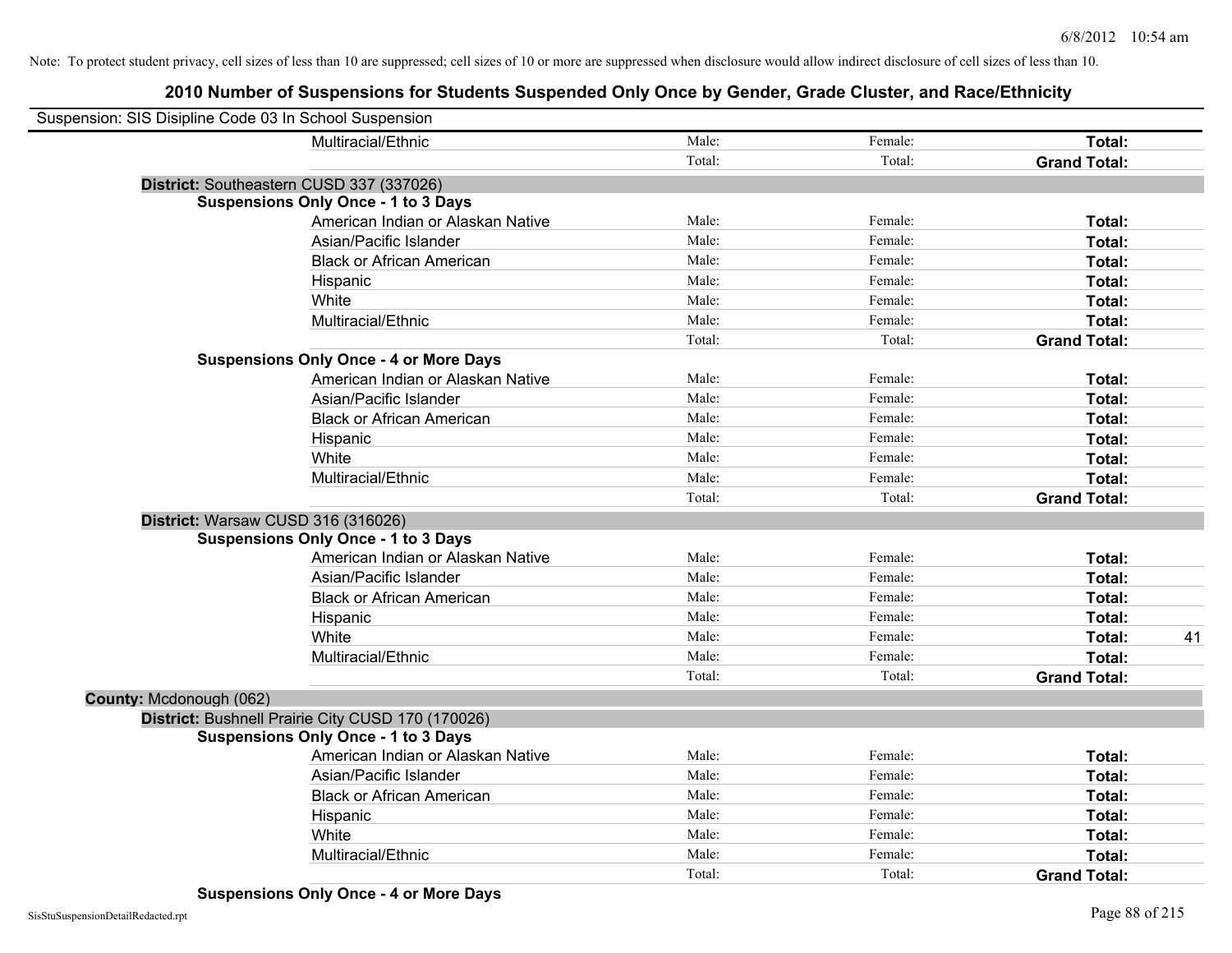Note: To protect student privacy, cell sizes of less than 10 are suppressed; cell sizes of 10 or more are suppressed when disclosure would allow indirect disclosure of cell sizes of less than 10.

## 2010 Number of Suspensions for Students Suspended Only Once by Gender, Grade Cluster, and Race/Ethnicity

Suspension: SIS Disipline Code 03 In School Suspension

| | | | | |
|---|---|---|---|---|
| Multiracial/Ethnic | Male: | Female: | **Total:** | |
| | Total: | Total: | **Grand Total:** | |

**District:** Southeastern CUSD 337 (337026)

**Suspensions Only Once - 1 to 3 Days**

| | | | | |
|---|---|---|---|---|
| American Indian or Alaskan Native | Male: | Female: | **Total:** | |
| Asian/Pacific Islander | Male: | Female: | **Total:** | |
| Black or African American | Male: | Female: | **Total:** | |
| Hispanic | Male: | Female: | **Total:** | |
| White | Male: | Female: | **Total:** | |
| Multiracial/Ethnic | Male: | Female: | **Total:** | |
| | Total: | Total: | **Grand Total:** | |

**Suspensions Only Once - 4 or More Days**

| | | | | |
|---|---|---|---|---|
| American Indian or Alaskan Native | Male: | Female: | **Total:** | |
| Asian/Pacific Islander | Male: | Female: | **Total:** | |
| Black or African American | Male: | Female: | **Total:** | |
| Hispanic | Male: | Female: | **Total:** | |
| White | Male: | Female: | **Total:** | |
| Multiracial/Ethnic | Male: | Female: | **Total:** | |
| | Total: | Total: | **Grand Total:** | |

**District:** Warsaw CUSD 316 (316026)

**Suspensions Only Once - 1 to 3 Days**

| | | | | |
|---|---|---|---|---|
| American Indian or Alaskan Native | Male: | Female: | **Total:** | |
| Asian/Pacific Islander | Male: | Female: | **Total:** | |
| Black or African American | Male: | Female: | **Total:** | |
| Hispanic | Male: | Female: | **Total:** | |
| White | Male: | Female: | **Total:** | 41 |
| Multiracial/Ethnic | Male: | Female: | **Total:** | |
| | Total: | Total: | **Grand Total:** | |

**County:** Mcdonough (062)

**District:** Bushnell Prairie City CUSD 170 (170026)

**Suspensions Only Once - 1 to 3 Days**

| | | | | |
|---|---|---|---|---|
| American Indian or Alaskan Native | Male: | Female: | **Total:** | |
| Asian/Pacific Islander | Male: | Female: | **Total:** | |
| Black or African American | Male: | Female: | **Total:** | |
| Hispanic | Male: | Female: | **Total:** | |
| White | Male: | Female: | **Total:** | |
| Multiracial/Ethnic | Male: | Female: | **Total:** | |
| | Total: | Total: | **Grand Total:** | |

**Suspensions Only Once - 4 or More Days**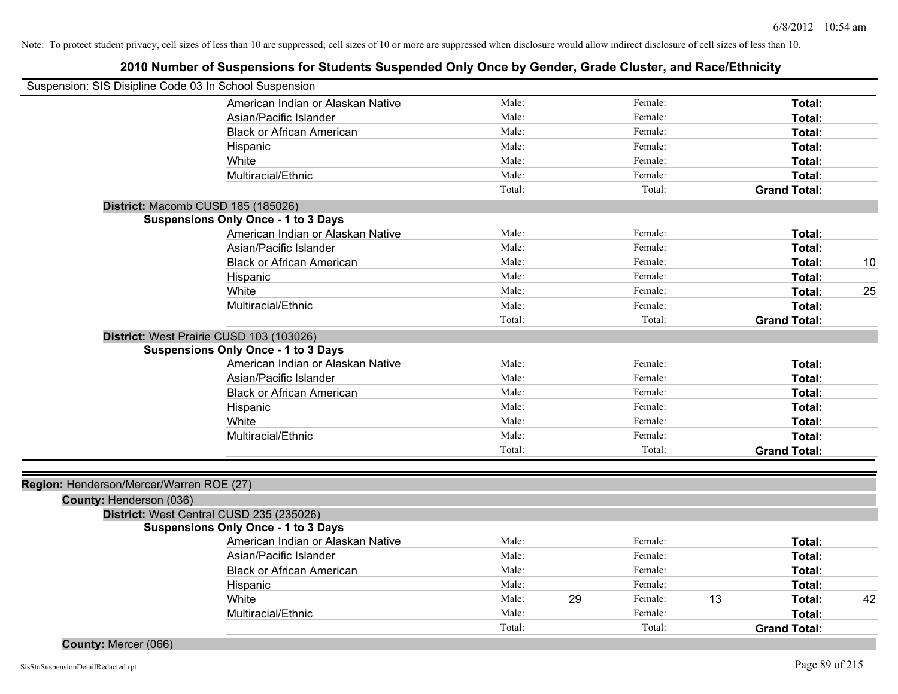Note: To protect student privacy, cell sizes of less than 10 are suppressed; cell sizes of 10 or more are suppressed when disclosure would allow indirect disclosure of cell sizes of less than 10.

# 2010 Number of Suspensions for Students Suspended Only Once by Gender, Grade Cluster, and Race/Ethnicity

Suspension: SIS Disipline Code 03 In School Suspension

| | Male: | | Female: | | | |
|---|---|---|---|---|---|---|
| American Indian or Alaskan Native | Male: | | Female: | | **Total:** | |
| Asian/Pacific Islander | Male: | | Female: | | **Total:** | |
| Black or African American | Male: | | Female: | | **Total:** | |
| Hispanic | Male: | | Female: | | **Total:** | |
| White | Male: | | Female: | | **Total:** | |
| Multiracial/Ethnic | Male: | | Female: | | **Total:** | |
| | Total: | | Total: | | **Grand Total:** | |

**District:** Macomb CUSD 185 (185026)

**Suspensions Only Once - 1 to 3 Days**

| | | | | | | |
|---|---|---|---|---|---|---|
| American Indian or Alaskan Native | Male: | | Female: | | **Total:** | |
| Asian/Pacific Islander | Male: | | Female: | | **Total:** | |
| Black or African American | Male: | | Female: | | **Total:** | 10 |
| Hispanic | Male: | | Female: | | **Total:** | |
| White | Male: | | Female: | | **Total:** | 25 |
| Multiracial/Ethnic | Male: | | Female: | | **Total:** | |
| | Total: | | Total: | | **Grand Total:** | |

**District:** West Prairie CUSD 103 (103026)

**Suspensions Only Once - 1 to 3 Days**

| | | | | | | |
|---|---|---|---|---|---|---|
| American Indian or Alaskan Native | Male: | | Female: | | **Total:** | |
| Asian/Pacific Islander | Male: | | Female: | | **Total:** | |
| Black or African American | Male: | | Female: | | **Total:** | |
| Hispanic | Male: | | Female: | | **Total:** | |
| White | Male: | | Female: | | **Total:** | |
| Multiracial/Ethnic | Male: | | Female: | | **Total:** | |
| | Total: | | Total: | | **Grand Total:** | |

**Region:** Henderson/Mercer/Warren ROE (27)

**County:** Henderson (036)

**District:** West Central CUSD 235 (235026)

**Suspensions Only Once - 1 to 3 Days**

| | | | | | | |
|---|---|---|---|---|---|---|
| American Indian or Alaskan Native | Male: | | Female: | | **Total:** | |
| Asian/Pacific Islander | Male: | | Female: | | **Total:** | |
| Black or African American | Male: | | Female: | | **Total:** | |
| Hispanic | Male: | | Female: | | **Total:** | |
| White | Male: | 29 | Female: | 13 | **Total:** | 42 |
| Multiracial/Ethnic | Male: | | Female: | | **Total:** | |
| | Total: | | Total: | | **Grand Total:** | |

**County:** Mercer (066)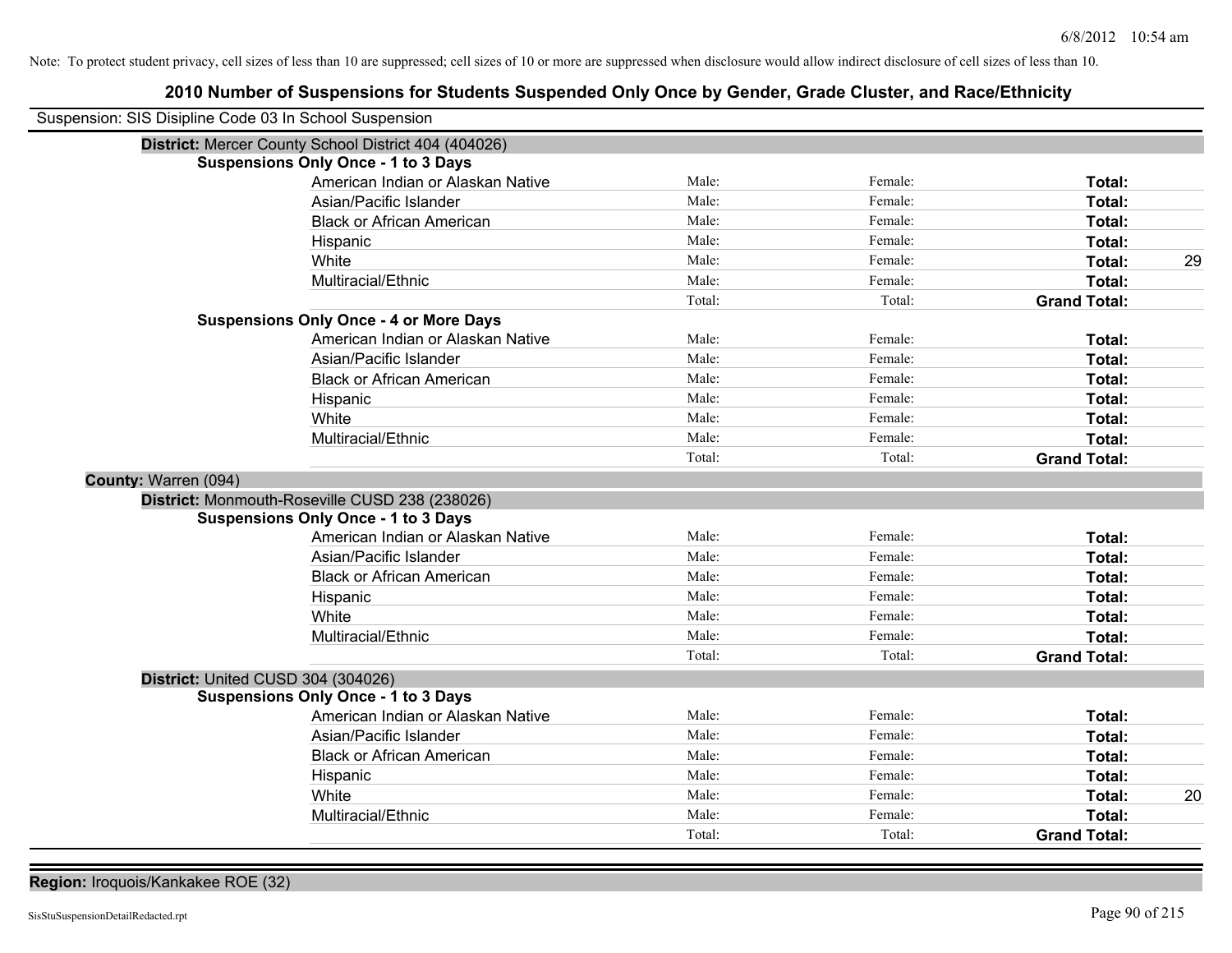Note: To protect student privacy, cell sizes of less than 10 are suppressed; cell sizes of 10 or more are suppressed when disclosure would allow indirect disclosure of cell sizes of less than 10.

# 2010 Number of Suspensions for Students Suspended Only Once by Gender, Grade Cluster, and Race/Ethnicity

Suspension: SIS Disipline Code 03 In School Suspension

**District:** Mercer County School District 404 (404026)

**Suspensions Only Once - 1 to 3 Days**

| Race/Ethnicity | Male | Female | Total | |
|---|---|---|---|---|
| American Indian or Alaskan Native | Male: | Female: | **Total:** | |
| Asian/Pacific Islander | Male: | Female: | **Total:** | |
| Black or African American | Male: | Female: | **Total:** | |
| Hispanic | Male: | Female: | **Total:** | |
| White | Male: | Female: | **Total:** | 29 |
| Multiracial/Ethnic | Male: | Female: | **Total:** | |
| | Total: | Total: | **Grand Total:** | |

**Suspensions Only Once - 4 or More Days**

| Race/Ethnicity | Male | Female | Total | |
|---|---|---|---|---|
| American Indian or Alaskan Native | Male: | Female: | **Total:** | |
| Asian/Pacific Islander | Male: | Female: | **Total:** | |
| Black or African American | Male: | Female: | **Total:** | |
| Hispanic | Male: | Female: | **Total:** | |
| White | Male: | Female: | **Total:** | |
| Multiracial/Ethnic | Male: | Female: | **Total:** | |
| | Total: | Total: | **Grand Total:** | |

**County:** Warren (094)

**District:** Monmouth-Roseville CUSD 238 (238026)

**Suspensions Only Once - 1 to 3 Days**

| Race/Ethnicity | Male | Female | Total | |
|---|---|---|---|---|
| American Indian or Alaskan Native | Male: | Female: | **Total:** | |
| Asian/Pacific Islander | Male: | Female: | **Total:** | |
| Black or African American | Male: | Female: | **Total:** | |
| Hispanic | Male: | Female: | **Total:** | |
| White | Male: | Female: | **Total:** | |
| Multiracial/Ethnic | Male: | Female: | **Total:** | |
| | Total: | Total: | **Grand Total:** | |

**District:** United CUSD 304 (304026)

**Suspensions Only Once - 1 to 3 Days**

| Race/Ethnicity | Male | Female | Total | |
|---|---|---|---|---|
| American Indian or Alaskan Native | Male: | Female: | **Total:** | |
| Asian/Pacific Islander | Male: | Female: | **Total:** | |
| Black or African American | Male: | Female: | **Total:** | |
| Hispanic | Male: | Female: | **Total:** | |
| White | Male: | Female: | **Total:** | 20 |
| Multiracial/Ethnic | Male: | Female: | **Total:** | |
| | Total: | Total: | **Grand Total:** | |

**Region:** Iroquois/Kankakee ROE (32)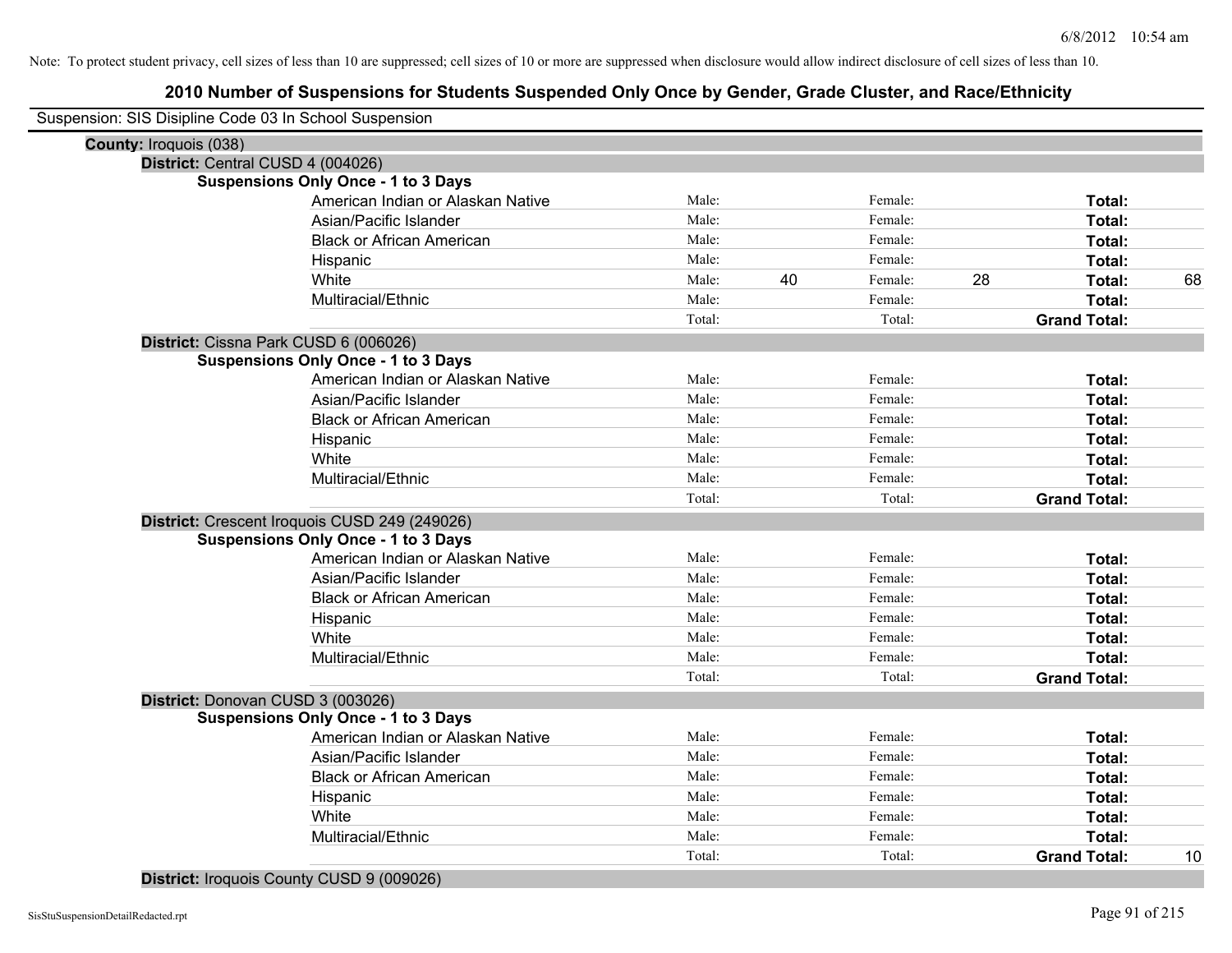Note: To protect student privacy, cell sizes of less than 10 are suppressed; cell sizes of 10 or more are suppressed when disclosure would allow indirect disclosure of cell sizes of less than 10.

# 2010 Number of Suspensions for Students Suspended Only Once by Gender, Grade Cluster, and Race/Ethnicity

Suspension: SIS Disipline Code 03 In School Suspension

**County:** Iroquois (038)

**District:** Central CUSD 4 (004026)

**Suspensions Only Once - 1 to 3 Days**

| Race/Ethnicity | | | | | | |
|---|---|---|---|---|---|---|
| American Indian or Alaskan Native | Male: | | Female: | | **Total:** | |
| Asian/Pacific Islander | Male: | | Female: | | **Total:** | |
| Black or African American | Male: | | Female: | | **Total:** | |
| Hispanic | Male: | | Female: | | **Total:** | |
| White | Male: | 40 | Female: | 28 | **Total:** | 68 |
| Multiracial/Ethnic | Male: | | Female: | | **Total:** | |
| | Total: | | Total: | | **Grand Total:** | |

**District:** Cissna Park CUSD 6 (006026)

**Suspensions Only Once - 1 to 3 Days**

| Race/Ethnicity | | | | | | |
|---|---|---|---|---|---|---|
| American Indian or Alaskan Native | Male: | | Female: | | **Total:** | |
| Asian/Pacific Islander | Male: | | Female: | | **Total:** | |
| Black or African American | Male: | | Female: | | **Total:** | |
| Hispanic | Male: | | Female: | | **Total:** | |
| White | Male: | | Female: | | **Total:** | |
| Multiracial/Ethnic | Male: | | Female: | | **Total:** | |
| | Total: | | Total: | | **Grand Total:** | |

**District:** Crescent Iroquois CUSD 249 (249026)

**Suspensions Only Once - 1 to 3 Days**

| Race/Ethnicity | | | | | | |
|---|---|---|---|---|---|---|
| American Indian or Alaskan Native | Male: | | Female: | | **Total:** | |
| Asian/Pacific Islander | Male: | | Female: | | **Total:** | |
| Black or African American | Male: | | Female: | | **Total:** | |
| Hispanic | Male: | | Female: | | **Total:** | |
| White | Male: | | Female: | | **Total:** | |
| Multiracial/Ethnic | Male: | | Female: | | **Total:** | |
| | Total: | | Total: | | **Grand Total:** | |

**District:** Donovan CUSD 3 (003026)

**Suspensions Only Once - 1 to 3 Days**

| Race/Ethnicity | | | | | | |
|---|---|---|---|---|---|---|
| American Indian or Alaskan Native | Male: | | Female: | | **Total:** | |
| Asian/Pacific Islander | Male: | | Female: | | **Total:** | |
| Black or African American | Male: | | Female: | | **Total:** | |
| Hispanic | Male: | | Female: | | **Total:** | |
| White | Male: | | Female: | | **Total:** | |
| Multiracial/Ethnic | Male: | | Female: | | **Total:** | |
| | Total: | | Total: | | **Grand Total:** | 10 |

**District:** Iroquois County CUSD 9 (009026)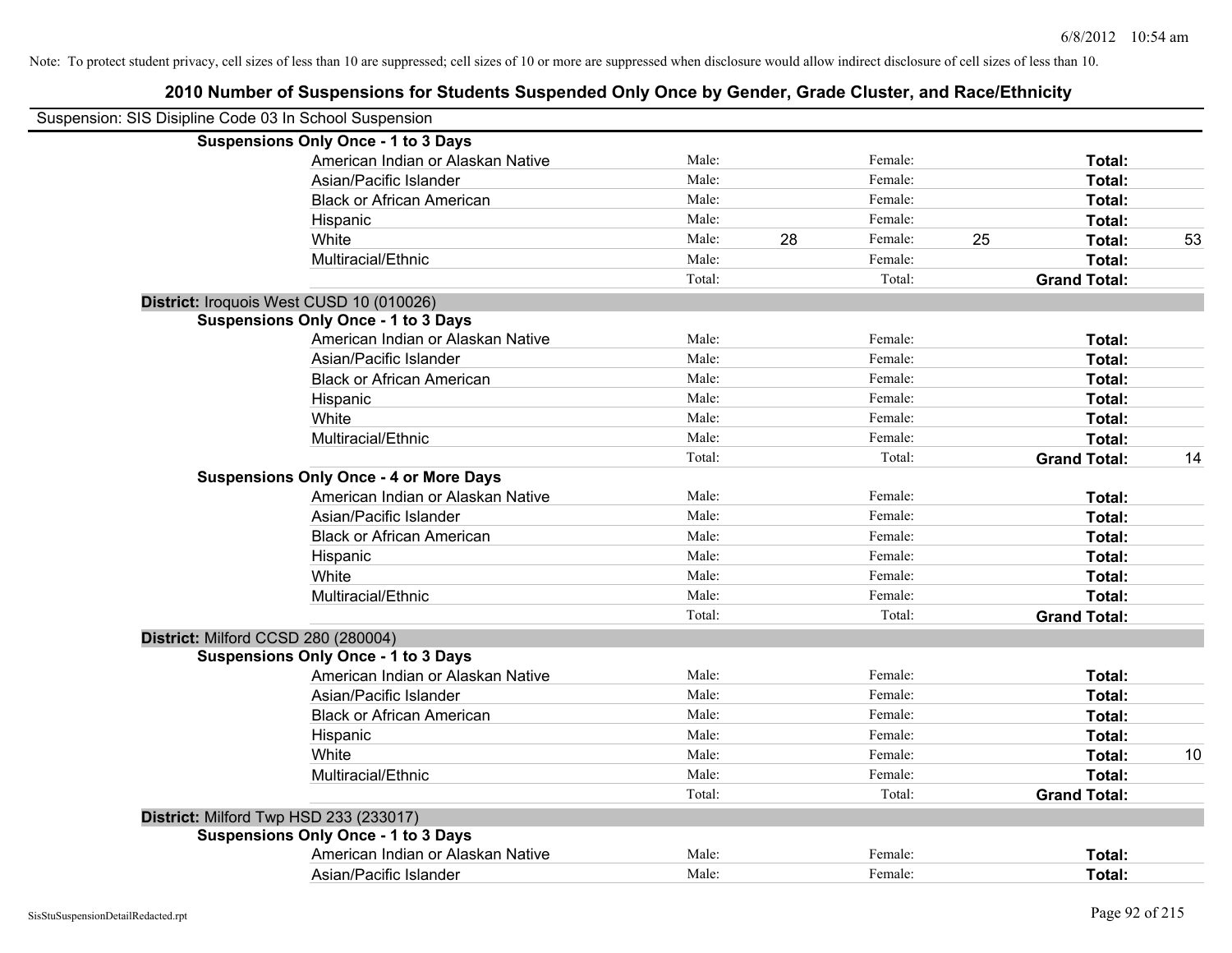Note: To protect student privacy, cell sizes of less than 10 are suppressed; cell sizes of 10 or more are suppressed when disclosure would allow indirect disclosure of cell sizes of less than 10.

# 2010 Number of Suspensions for Students Suspended Only Once by Gender, Grade Cluster, and Race/Ethnicity

Suspension: SIS Disipline Code 03 In School Suspension

**Suspensions Only Once - 1 to 3 Days**

| Race/Ethnicity | | | | | | |
|---|---|---|---|---|---|---|
| American Indian or Alaskan Native | Male: | | Female: | | **Total:** | |
| Asian/Pacific Islander | Male: | | Female: | | **Total:** | |
| Black or African American | Male: | | Female: | | **Total:** | |
| Hispanic | Male: | | Female: | | **Total:** | |
| White | Male: | 28 | Female: | 25 | **Total:** | 53 |
| Multiracial/Ethnic | Male: | | Female: | | **Total:** | |
| | Total: | | Total: | | **Grand Total:** | |

**District:** Iroquois West CUSD 10 (010026)

**Suspensions Only Once - 1 to 3 Days**

| Race/Ethnicity | | | | | | |
|---|---|---|---|---|---|---|
| American Indian or Alaskan Native | Male: | | Female: | | **Total:** | |
| Asian/Pacific Islander | Male: | | Female: | | **Total:** | |
| Black or African American | Male: | | Female: | | **Total:** | |
| Hispanic | Male: | | Female: | | **Total:** | |
| White | Male: | | Female: | | **Total:** | |
| Multiracial/Ethnic | Male: | | Female: | | **Total:** | |
| | Total: | | Total: | | **Grand Total:** | 14 |

**Suspensions Only Once - 4 or More Days**

| Race/Ethnicity | | | | | | |
|---|---|---|---|---|---|---|
| American Indian or Alaskan Native | Male: | | Female: | | **Total:** | |
| Asian/Pacific Islander | Male: | | Female: | | **Total:** | |
| Black or African American | Male: | | Female: | | **Total:** | |
| Hispanic | Male: | | Female: | | **Total:** | |
| White | Male: | | Female: | | **Total:** | |
| Multiracial/Ethnic | Male: | | Female: | | **Total:** | |
| | Total: | | Total: | | **Grand Total:** | |

**District:** Milford CCSD 280 (280004)

**Suspensions Only Once - 1 to 3 Days**

| Race/Ethnicity | | | | | | |
|---|---|---|---|---|---|---|
| American Indian or Alaskan Native | Male: | | Female: | | **Total:** | |
| Asian/Pacific Islander | Male: | | Female: | | **Total:** | |
| Black or African American | Male: | | Female: | | **Total:** | |
| Hispanic | Male: | | Female: | | **Total:** | |
| White | Male: | | Female: | | **Total:** | 10 |
| Multiracial/Ethnic | Male: | | Female: | | **Total:** | |
| | Total: | | Total: | | **Grand Total:** | |

**District:** Milford Twp HSD 233 (233017)

**Suspensions Only Once - 1 to 3 Days**

| Race/Ethnicity | | | | | | |
|---|---|---|---|---|---|---|
| American Indian or Alaskan Native | Male: | | Female: | | **Total:** | |
| Asian/Pacific Islander | Male: | | Female: | | **Total:** | |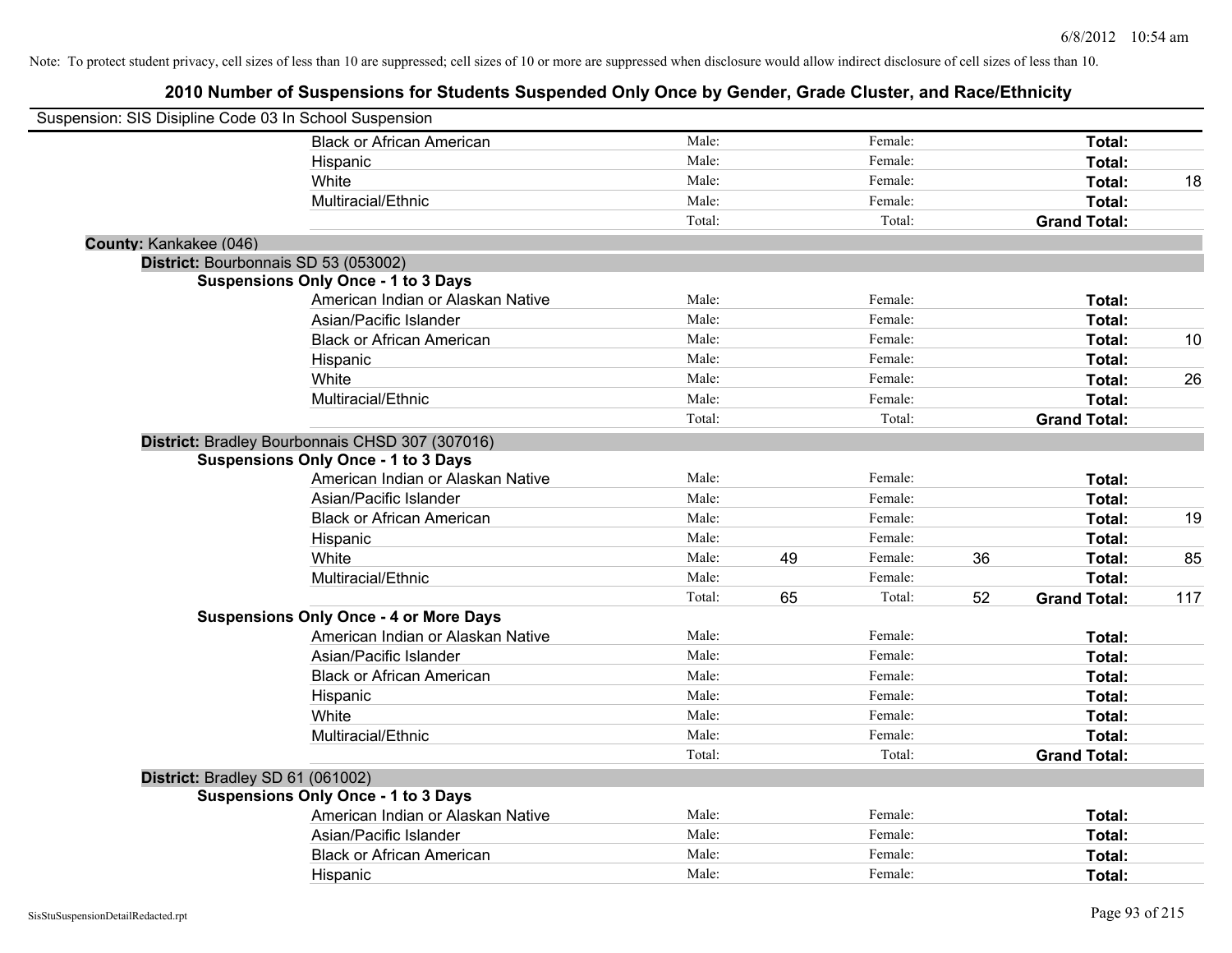Note: To protect student privacy, cell sizes of less than 10 are suppressed; cell sizes of 10 or more are suppressed when disclosure would allow indirect disclosure of cell sizes of less than 10.

# 2010 Number of Suspensions for Students Suspended Only Once by Gender, Grade Cluster, and Race/Ethnicity

Suspension: SIS Disipline Code 03 In School Suspension

| | Male | | Female | | Total | |
|---|---|---|---|---|---|---|
| Black or African American | Male: | | Female: | | Total: | |
| Hispanic | Male: | | Female: | | Total: | |
| White | Male: | | Female: | | Total: | 18 |
| Multiracial/Ethnic | Male: | | Female: | | Total: | |
| | Total: | | Total: | | Grand Total: | |

**County:** Kankakee (046)

**District:** Bourbonnais SD 53 (053002)

**Suspensions Only Once - 1 to 3 Days**

| | Male | | Female | | Total | |
|---|---|---|---|---|---|---|
| American Indian or Alaskan Native | Male: | | Female: | | Total: | |
| Asian/Pacific Islander | Male: | | Female: | | Total: | |
| Black or African American | Male: | | Female: | | Total: | 10 |
| Hispanic | Male: | | Female: | | Total: | |
| White | Male: | | Female: | | Total: | 26 |
| Multiracial/Ethnic | Male: | | Female: | | Total: | |
| | Total: | | Total: | | Grand Total: | |

**District:** Bradley Bourbonnais CHSD 307 (307016)

**Suspensions Only Once - 1 to 3 Days**

| | Male | | Female | | Total | |
|---|---|---|---|---|---|---|
| American Indian or Alaskan Native | Male: | | Female: | | Total: | |
| Asian/Pacific Islander | Male: | | Female: | | Total: | |
| Black or African American | Male: | | Female: | | Total: | 19 |
| Hispanic | Male: | | Female: | | Total: | |
| White | Male: | 49 | Female: | 36 | Total: | 85 |
| Multiracial/Ethnic | Male: | | Female: | | Total: | |
| | Total: | 65 | Total: | 52 | Grand Total: | 117 |

**Suspensions Only Once - 4 or More Days**

| | Male | | Female | | Total | |
|---|---|---|---|---|---|---|
| American Indian or Alaskan Native | Male: | | Female: | | Total: | |
| Asian/Pacific Islander | Male: | | Female: | | Total: | |
| Black or African American | Male: | | Female: | | Total: | |
| Hispanic | Male: | | Female: | | Total: | |
| White | Male: | | Female: | | Total: | |
| Multiracial/Ethnic | Male: | | Female: | | Total: | |
| | Total: | | Total: | | Grand Total: | |

**District:** Bradley SD 61 (061002)

**Suspensions Only Once - 1 to 3 Days**

| | Male | | Female | | Total | |
|---|---|---|---|---|---|---|
| American Indian or Alaskan Native | Male: | | Female: | | Total: | |
| Asian/Pacific Islander | Male: | | Female: | | Total: | |
| Black or African American | Male: | | Female: | | Total: | |
| Hispanic | Male: | | Female: | | Total: | |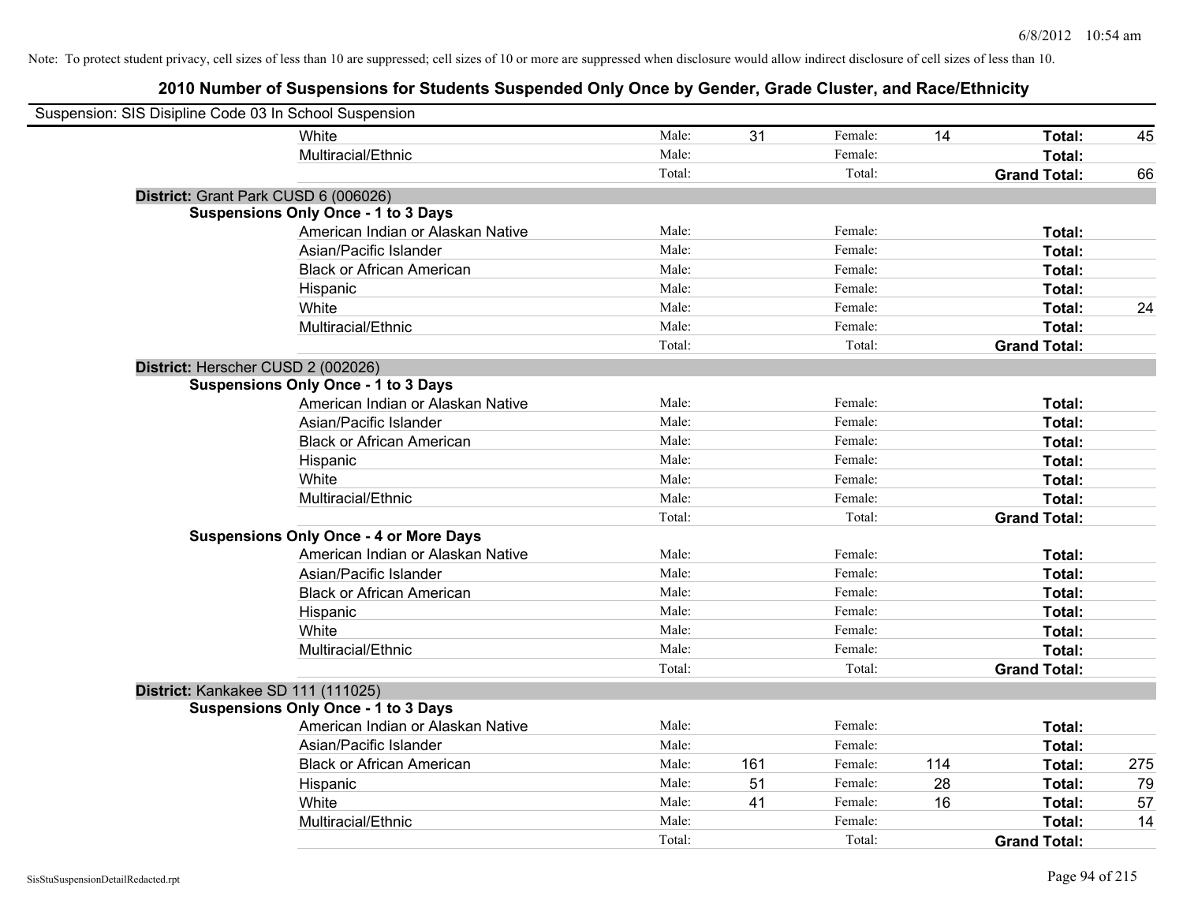Note: To protect student privacy, cell sizes of less than 10 are suppressed; cell sizes of 10 or more are suppressed when disclosure would allow indirect disclosure of cell sizes of less than 10.

# 2010 Number of Suspensions for Students Suspended Only Once by Gender, Grade Cluster, and Race/Ethnicity

Suspension: SIS Disipline Code 03 In School Suspension

| | | | | | | |
|---|---|---|---|---|---|---|
| White | Male: | 31 | Female: | 14 | **Total:** | 45 |
| Multiracial/Ethnic | Male: | | Female: | | **Total:** | |
| | Total: | | Total: | | **Grand Total:** | 66 |

**District:** Grant Park CUSD 6 (006026)

**Suspensions Only Once - 1 to 3 Days**

| | | | | | | |
|---|---|---|---|---|---|---|
| American Indian or Alaskan Native | Male: | | Female: | | **Total:** | |
| Asian/Pacific Islander | Male: | | Female: | | **Total:** | |
| Black or African American | Male: | | Female: | | **Total:** | |
| Hispanic | Male: | | Female: | | **Total:** | |
| White | Male: | | Female: | | **Total:** | 24 |
| Multiracial/Ethnic | Male: | | Female: | | **Total:** | |
| | Total: | | Total: | | **Grand Total:** | |

**District:** Herscher CUSD 2 (002026)

**Suspensions Only Once - 1 to 3 Days**

| | | | | | | |
|---|---|---|---|---|---|---|
| American Indian or Alaskan Native | Male: | | Female: | | **Total:** | |
| Asian/Pacific Islander | Male: | | Female: | | **Total:** | |
| Black or African American | Male: | | Female: | | **Total:** | |
| Hispanic | Male: | | Female: | | **Total:** | |
| White | Male: | | Female: | | **Total:** | |
| Multiracial/Ethnic | Male: | | Female: | | **Total:** | |
| | Total: | | Total: | | **Grand Total:** | |

**Suspensions Only Once - 4 or More Days**

| | | | | | | |
|---|---|---|---|---|---|---|
| American Indian or Alaskan Native | Male: | | Female: | | **Total:** | |
| Asian/Pacific Islander | Male: | | Female: | | **Total:** | |
| Black or African American | Male: | | Female: | | **Total:** | |
| Hispanic | Male: | | Female: | | **Total:** | |
| White | Male: | | Female: | | **Total:** | |
| Multiracial/Ethnic | Male: | | Female: | | **Total:** | |
| | Total: | | Total: | | **Grand Total:** | |

**District:** Kankakee SD 111 (111025)

**Suspensions Only Once - 1 to 3 Days**

| | | | | | | |
|---|---|---|---|---|---|---|
| American Indian or Alaskan Native | Male: | | Female: | | **Total:** | |
| Asian/Pacific Islander | Male: | | Female: | | **Total:** | |
| Black or African American | Male: | 161 | Female: | 114 | **Total:** | 275 |
| Hispanic | Male: | 51 | Female: | 28 | **Total:** | 79 |
| White | Male: | 41 | Female: | 16 | **Total:** | 57 |
| Multiracial/Ethnic | Male: | | Female: | | **Total:** | 14 |
| | Total: | | Total: | | **Grand Total:** | |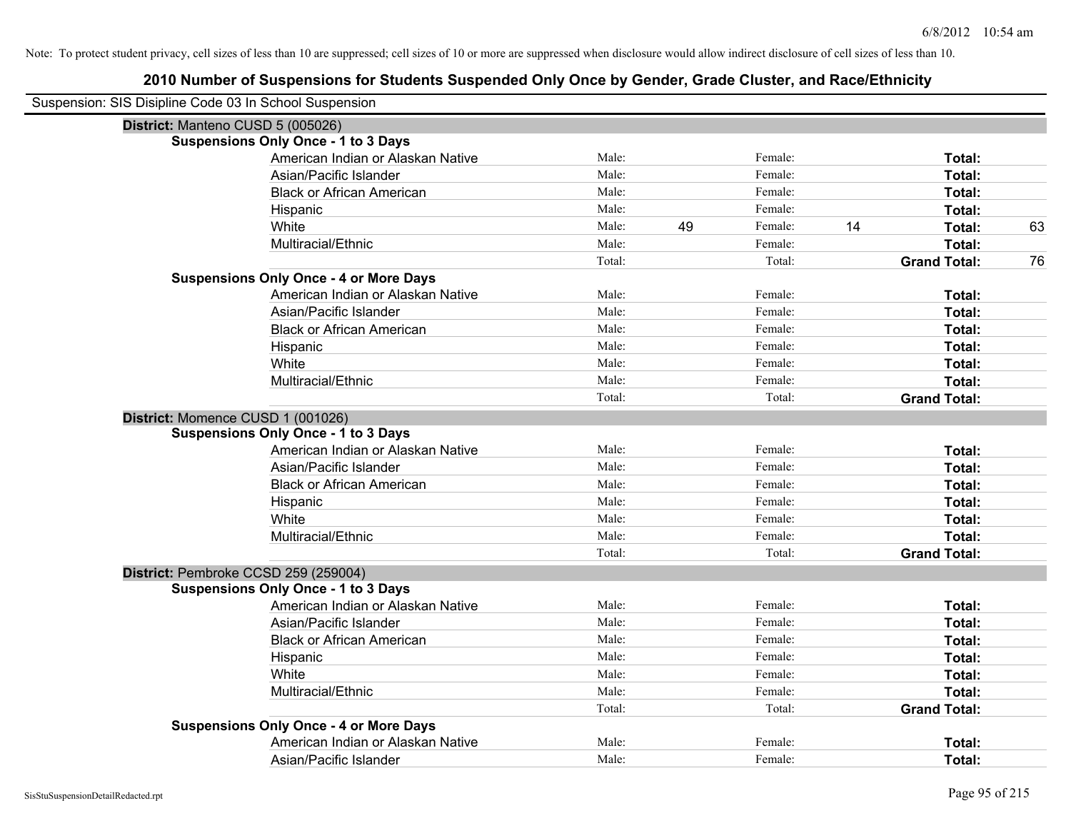Note: To protect student privacy, cell sizes of less than 10 are suppressed; cell sizes of 10 or more are suppressed when disclosure would allow indirect disclosure of cell sizes of less than 10.

# 2010 Number of Suspensions for Students Suspended Only Once by Gender, Grade Cluster, and Race/Ethnicity

Suspension: SIS Disipline Code 03 In School Suspension

## District: Manteno CUSD 5 (005026)

### Suspensions Only Once - 1 to 3 Days

| Race/Ethnicity | | Male | | Female | | Total |
|---|---|---|---|---|---|---|
| American Indian or Alaskan Native | Male: | | Female: | | Total: | |
| Asian/Pacific Islander | Male: | | Female: | | Total: | |
| Black or African American | Male: | | Female: | | Total: | |
| Hispanic | Male: | | Female: | | Total: | |
| White | Male: | 49 | Female: | 14 | Total: | 63 |
| Multiracial/Ethnic | Male: | | Female: | | Total: | |
| | Total: | | Total: | | Grand Total: | 76 |

### Suspensions Only Once - 4 or More Days

| Race/Ethnicity | | Male | | Female | | Total |
|---|---|---|---|---|---|---|
| American Indian or Alaskan Native | Male: | | Female: | | Total: | |
| Asian/Pacific Islander | Male: | | Female: | | Total: | |
| Black or African American | Male: | | Female: | | Total: | |
| Hispanic | Male: | | Female: | | Total: | |
| White | Male: | | Female: | | Total: | |
| Multiracial/Ethnic | Male: | | Female: | | Total: | |
| | Total: | | Total: | | Grand Total: | |

## District: Momence CUSD 1 (001026)

### Suspensions Only Once - 1 to 3 Days

| Race/Ethnicity | | Male | | Female | | Total |
|---|---|---|---|---|---|---|
| American Indian or Alaskan Native | Male: | | Female: | | Total: | |
| Asian/Pacific Islander | Male: | | Female: | | Total: | |
| Black or African American | Male: | | Female: | | Total: | |
| Hispanic | Male: | | Female: | | Total: | |
| White | Male: | | Female: | | Total: | |
| Multiracial/Ethnic | Male: | | Female: | | Total: | |
| | Total: | | Total: | | Grand Total: | |

## District: Pembroke CCSD 259 (259004)

### Suspensions Only Once - 1 to 3 Days

| Race/Ethnicity | | Male | | Female | | Total |
|---|---|---|---|---|---|---|
| American Indian or Alaskan Native | Male: | | Female: | | Total: | |
| Asian/Pacific Islander | Male: | | Female: | | Total: | |
| Black or African American | Male: | | Female: | | Total: | |
| Hispanic | Male: | | Female: | | Total: | |
| White | Male: | | Female: | | Total: | |
| Multiracial/Ethnic | Male: | | Female: | | Total: | |
| | Total: | | Total: | | Grand Total: | |

### Suspensions Only Once - 4 or More Days

| Race/Ethnicity | | Male | | Female | | Total |
|---|---|---|---|---|---|---|
| American Indian or Alaskan Native | Male: | | Female: | | Total: | |
| Asian/Pacific Islander | Male: | | Female: | | Total: | |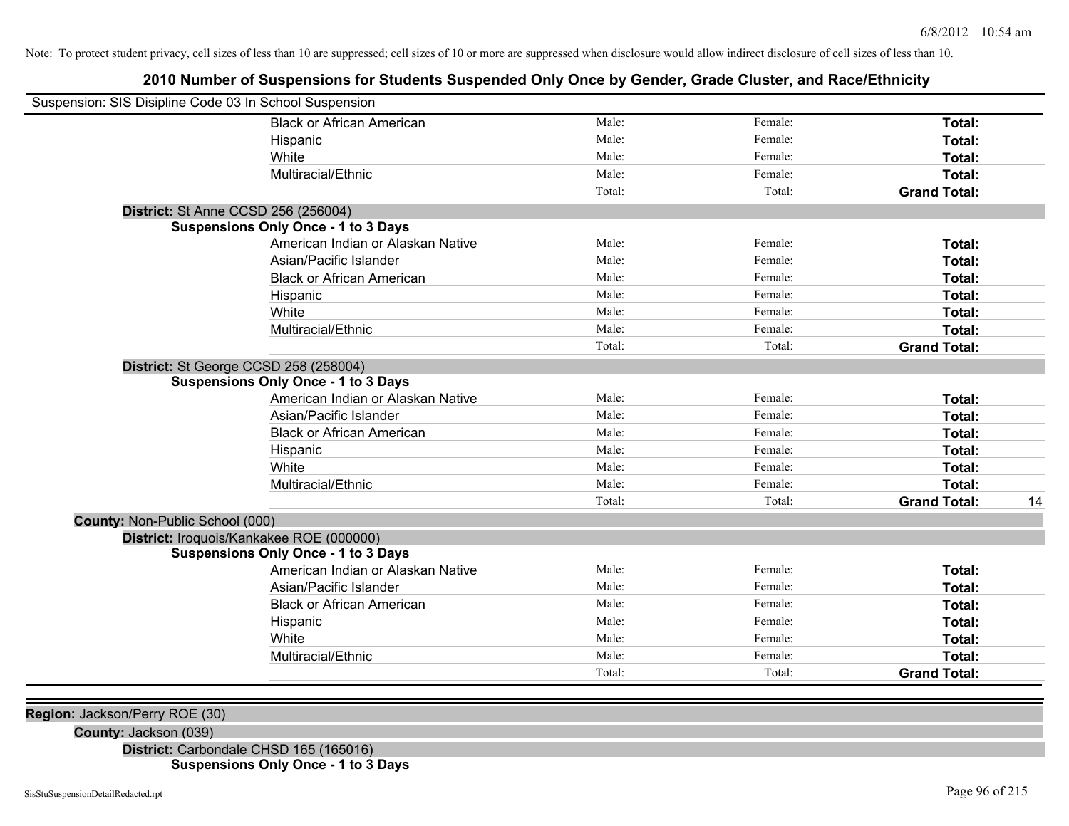Note: To protect student privacy, cell sizes of less than 10 are suppressed; cell sizes of 10 or more are suppressed when disclosure would allow indirect disclosure of cell sizes of less than 10.

# 2010 Number of Suspensions for Students Suspended Only Once by Gender, Grade Cluster, and Race/Ethnicity

Suspension: SIS Disipline Code 03 In School Suspension

| | | | | |
|---|---|---|---|---|
| Black or African American | Male: | Female: | **Total:** | |
| Hispanic | Male: | Female: | **Total:** | |
| White | Male: | Female: | **Total:** | |
| Multiracial/Ethnic | Male: | Female: | **Total:** | |
| | Total: | Total: | **Grand Total:** | |

**District:** St Anne CCSD 256 (256004)

**Suspensions Only Once - 1 to 3 Days**

| | | | | |
|---|---|---|---|---|
| American Indian or Alaskan Native | Male: | Female: | **Total:** | |
| Asian/Pacific Islander | Male: | Female: | **Total:** | |
| Black or African American | Male: | Female: | **Total:** | |
| Hispanic | Male: | Female: | **Total:** | |
| White | Male: | Female: | **Total:** | |
| Multiracial/Ethnic | Male: | Female: | **Total:** | |
| | Total: | Total: | **Grand Total:** | |

**District:** St George CCSD 258 (258004)

**Suspensions Only Once - 1 to 3 Days**

| | | | | |
|---|---|---|---|---|
| American Indian or Alaskan Native | Male: | Female: | **Total:** | |
| Asian/Pacific Islander | Male: | Female: | **Total:** | |
| Black or African American | Male: | Female: | **Total:** | |
| Hispanic | Male: | Female: | **Total:** | |
| White | Male: | Female: | **Total:** | |
| Multiracial/Ethnic | Male: | Female: | **Total:** | |
| | Total: | Total: | **Grand Total:** | 14 |

**County:** Non-Public School (000)

**District:** Iroquois/Kankakee ROE (000000)

**Suspensions Only Once - 1 to 3 Days**

| | | | | |
|---|---|---|---|---|
| American Indian or Alaskan Native | Male: | Female: | **Total:** | |
| Asian/Pacific Islander | Male: | Female: | **Total:** | |
| Black or African American | Male: | Female: | **Total:** | |
| Hispanic | Male: | Female: | **Total:** | |
| White | Male: | Female: | **Total:** | |
| Multiracial/Ethnic | Male: | Female: | **Total:** | |
| | Total: | Total: | **Grand Total:** | |

**Region:** Jackson/Perry ROE (30)

**County:** Jackson (039)

**District:** Carbondale CHSD 165 (165016)

**Suspensions Only Once - 1 to 3 Days**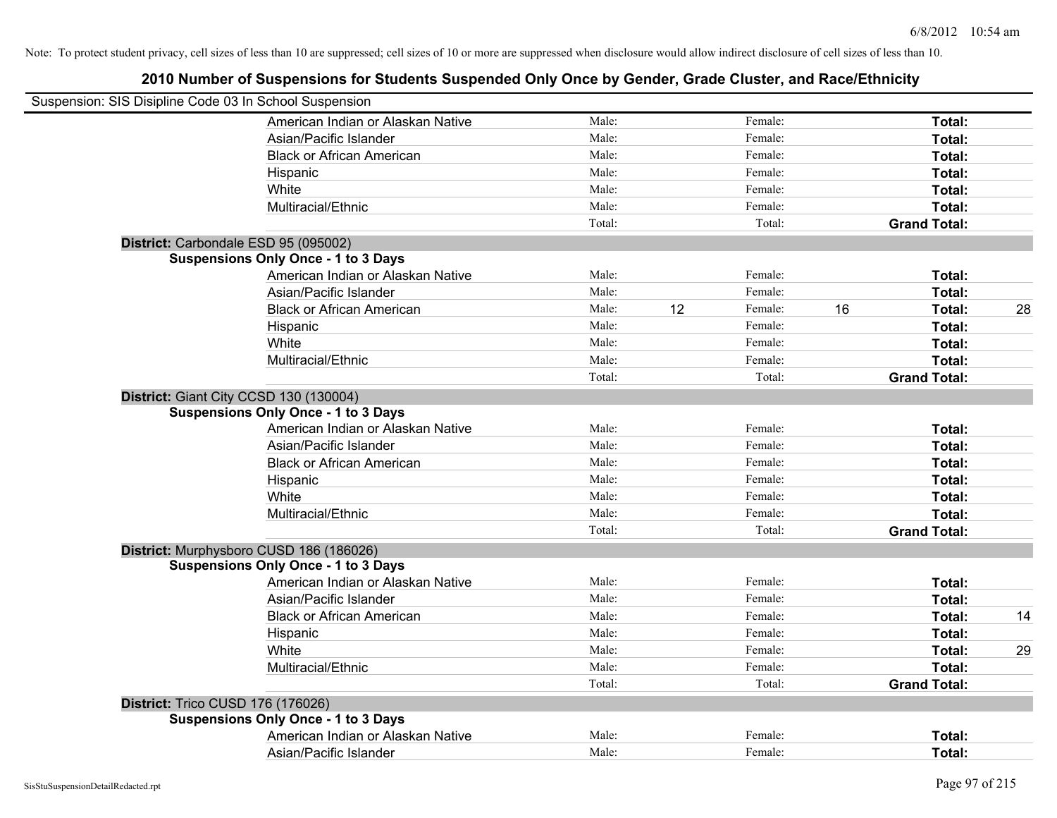Note: To protect student privacy, cell sizes of less than 10 are suppressed; cell sizes of 10 or more are suppressed when disclosure would allow indirect disclosure of cell sizes of less than 10.

# 2010 Number of Suspensions for Students Suspended Only Once by Gender, Grade Cluster, and Race/Ethnicity

Suspension: SIS Disipline Code 03 In School Suspension

| | | | | | | |
|---|---|---|---|---|---|---|
| American Indian or Alaskan Native | Male: | | Female: | | **Total:** | |
| Asian/Pacific Islander | Male: | | Female: | | **Total:** | |
| Black or African American | Male: | | Female: | | **Total:** | |
| Hispanic | Male: | | Female: | | **Total:** | |
| White | Male: | | Female: | | **Total:** | |
| Multiracial/Ethnic | Male: | | Female: | | **Total:** | |
| | Total: | | Total: | | **Grand Total:** | |

**District:** Carbondale ESD 95 (095002)

**Suspensions Only Once - 1 to 3 Days**

| | | | | | | |
|---|---|---|---|---|---|---|
| American Indian or Alaskan Native | Male: | | Female: | | **Total:** | |
| Asian/Pacific Islander | Male: | | Female: | | **Total:** | |
| Black or African American | Male: | 12 | Female: | 16 | **Total:** | 28 |
| Hispanic | Male: | | Female: | | **Total:** | |
| White | Male: | | Female: | | **Total:** | |
| Multiracial/Ethnic | Male: | | Female: | | **Total:** | |
| | Total: | | Total: | | **Grand Total:** | |

**District:** Giant City CCSD 130 (130004)

**Suspensions Only Once - 1 to 3 Days**

| | | | | | | |
|---|---|---|---|---|---|---|
| American Indian or Alaskan Native | Male: | | Female: | | **Total:** | |
| Asian/Pacific Islander | Male: | | Female: | | **Total:** | |
| Black or African American | Male: | | Female: | | **Total:** | |
| Hispanic | Male: | | Female: | | **Total:** | |
| White | Male: | | Female: | | **Total:** | |
| Multiracial/Ethnic | Male: | | Female: | | **Total:** | |
| | Total: | | Total: | | **Grand Total:** | |

**District:** Murphysboro CUSD 186 (186026)

**Suspensions Only Once - 1 to 3 Days**

| | | | | | | |
|---|---|---|---|---|---|---|
| American Indian or Alaskan Native | Male: | | Female: | | **Total:** | |
| Asian/Pacific Islander | Male: | | Female: | | **Total:** | |
| Black or African American | Male: | | Female: | | **Total:** | 14 |
| Hispanic | Male: | | Female: | | **Total:** | |
| White | Male: | | Female: | | **Total:** | 29 |
| Multiracial/Ethnic | Male: | | Female: | | **Total:** | |
| | Total: | | Total: | | **Grand Total:** | |

**District:** Trico CUSD 176 (176026)

**Suspensions Only Once - 1 to 3 Days**

| | | | | | | |
|---|---|---|---|---|---|---|
| American Indian or Alaskan Native | Male: | | Female: | | **Total:** | |
| Asian/Pacific Islander | Male: | | Female: | | **Total:** | |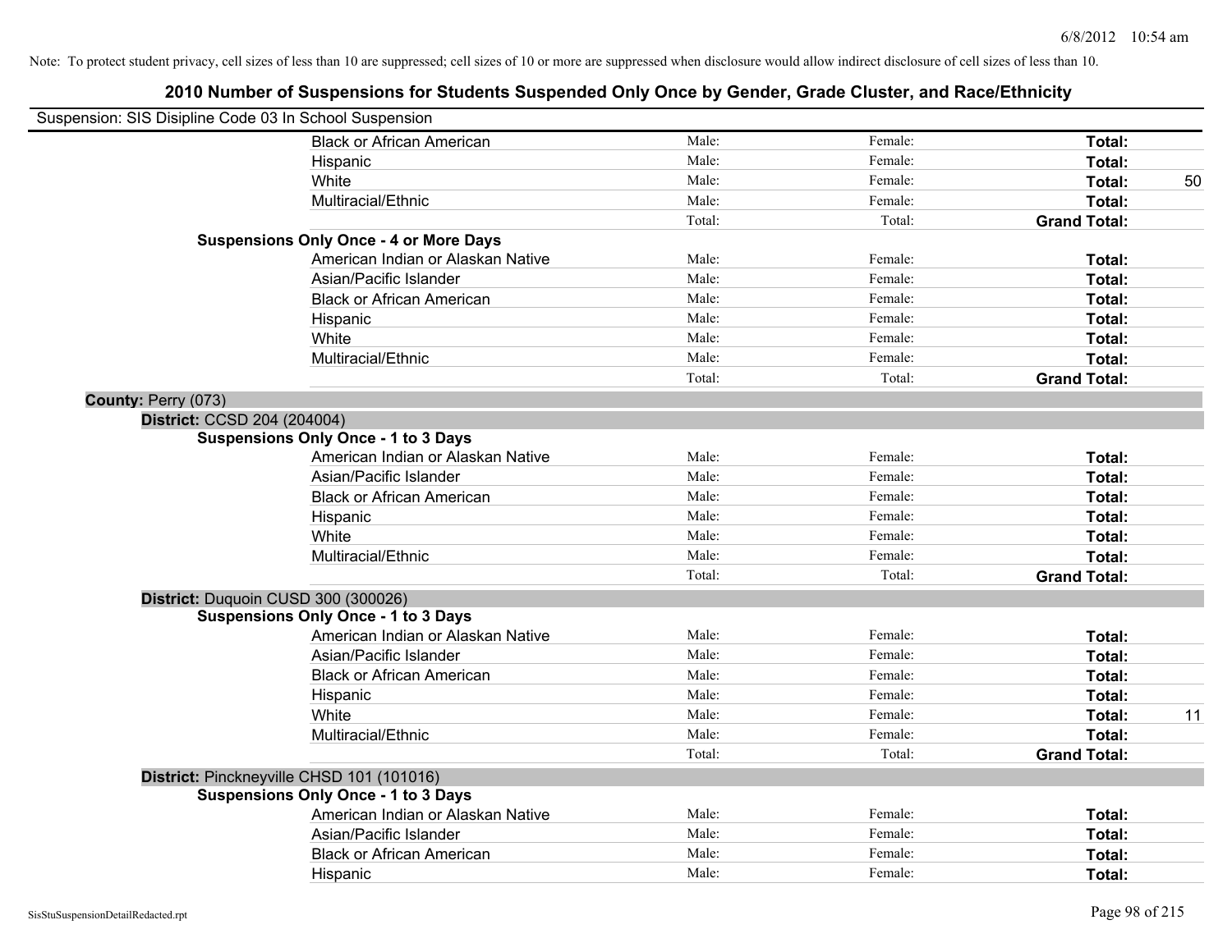Note: To protect student privacy, cell sizes of less than 10 are suppressed; cell sizes of 10 or more are suppressed when disclosure would allow indirect disclosure of cell sizes of less than 10.

# 2010 Number of Suspensions for Students Suspended Only Once by Gender, Grade Cluster, and Race/Ethnicity

Suspension: SIS Disipline Code 03 In School Suspension

| | | | | | |
|---|---|---|---|---|---|
| | Black or African American | Male: | Female: | **Total:** | |
| | Hispanic | Male: | Female: | **Total:** | |
| | White | Male: | Female: | **Total:** | 50 |
| | Multiracial/Ethnic | Male: | Female: | **Total:** | |
| | | Total: | Total: | **Grand Total:** | |
| **Suspensions Only Once - 4 or More Days** | | | | | |
| | American Indian or Alaskan Native | Male: | Female: | **Total:** | |
| | Asian/Pacific Islander | Male: | Female: | **Total:** | |
| | Black or African American | Male: | Female: | **Total:** | |
| | Hispanic | Male: | Female: | **Total:** | |
| | White | Male: | Female: | **Total:** | |
| | Multiracial/Ethnic | Male: | Female: | **Total:** | |
| | | Total: | Total: | **Grand Total:** | |

**County:** Perry (073)

**District:** CCSD 204 (204004)

| | | | | | |
|---|---|---|---|---|---|
| **Suspensions Only Once - 1 to 3 Days** | | | | | |
| | American Indian or Alaskan Native | Male: | Female: | **Total:** | |
| | Asian/Pacific Islander | Male: | Female: | **Total:** | |
| | Black or African American | Male: | Female: | **Total:** | |
| | Hispanic | Male: | Female: | **Total:** | |
| | White | Male: | Female: | **Total:** | |
| | Multiracial/Ethnic | Male: | Female: | **Total:** | |
| | | Total: | Total: | **Grand Total:** | |

**District:** Duquoin CUSD 300 (300026)

| | | | | | |
|---|---|---|---|---|---|
| **Suspensions Only Once - 1 to 3 Days** | | | | | |
| | American Indian or Alaskan Native | Male: | Female: | **Total:** | |
| | Asian/Pacific Islander | Male: | Female: | **Total:** | |
| | Black or African American | Male: | Female: | **Total:** | |
| | Hispanic | Male: | Female: | **Total:** | |
| | White | Male: | Female: | **Total:** | 11 |
| | Multiracial/Ethnic | Male: | Female: | **Total:** | |
| | | Total: | Total: | **Grand Total:** | |

**District:** Pinckneyville CHSD 101 (101016)

| | | | | | |
|---|---|---|---|---|---|
| **Suspensions Only Once - 1 to 3 Days** | | | | | |
| | American Indian or Alaskan Native | Male: | Female: | **Total:** | |
| | Asian/Pacific Islander | Male: | Female: | **Total:** | |
| | Black or African American | Male: | Female: | **Total:** | |
| | Hispanic | Male: | Female: | **Total:** | |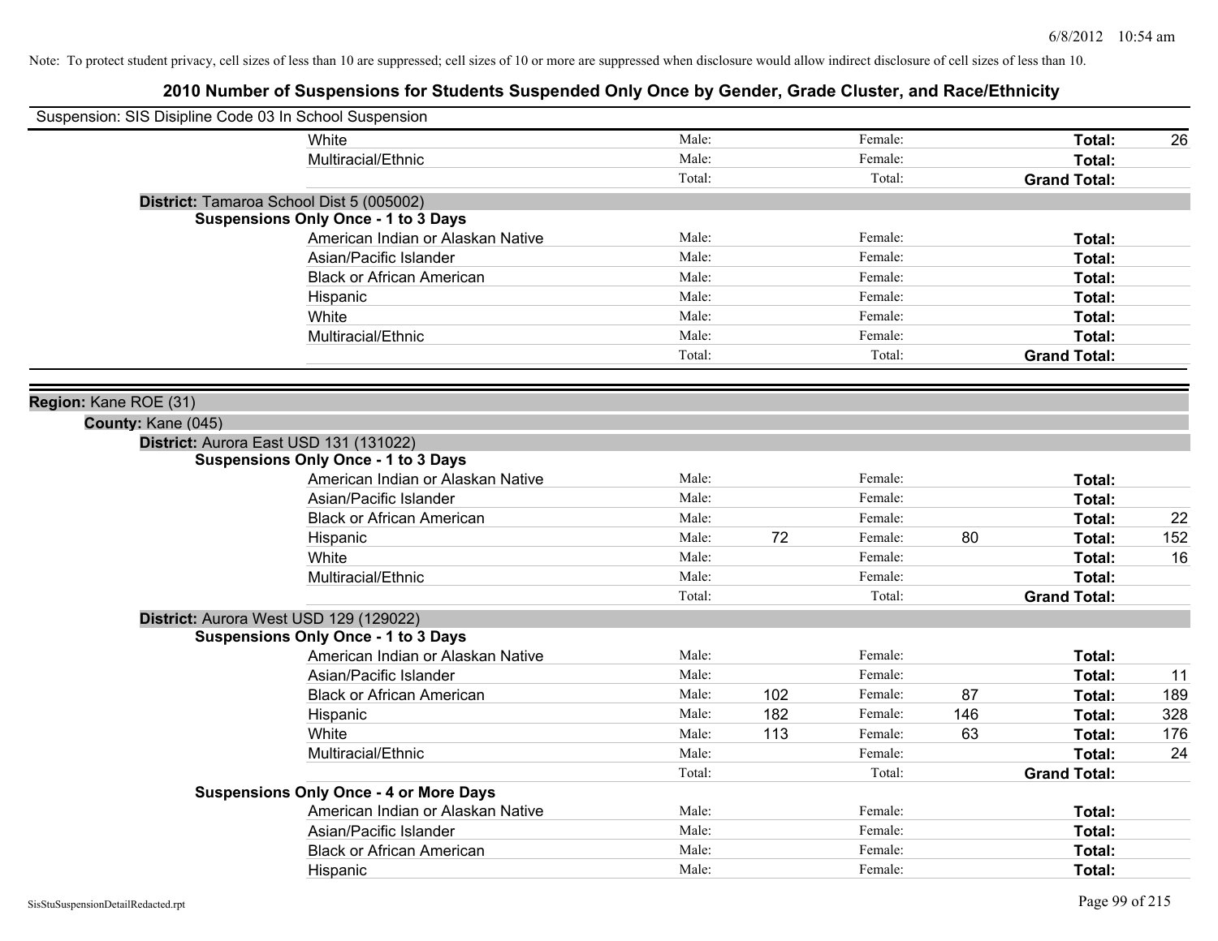Note: To protect student privacy, cell sizes of less than 10 are suppressed; cell sizes of 10 or more are suppressed when disclosure would allow indirect disclosure of cell sizes of less than 10.

# 2010 Number of Suspensions for Students Suspended Only Once by Gender, Grade Cluster, and Race/Ethnicity

Suspension: SIS Disipline Code 03 In School Suspension

| | Male: | | Female: | | | |
|---|---|---|---|---|---|---|
| White | Male: | | Female: | | **Total:** | 26 |
| Multiracial/Ethnic | Male: | | Female: | | **Total:** | |
| | Total: | | Total: | | **Grand Total:** | |

**District:** Tamaroa School Dist 5 (005002)

**Suspensions Only Once - 1 to 3 Days**

| | | | | | | |
|---|---|---|---|---|---|---|
| American Indian or Alaskan Native | Male: | | Female: | | **Total:** | |
| Asian/Pacific Islander | Male: | | Female: | | **Total:** | |
| Black or African American | Male: | | Female: | | **Total:** | |
| Hispanic | Male: | | Female: | | **Total:** | |
| White | Male: | | Female: | | **Total:** | |
| Multiracial/Ethnic | Male: | | Female: | | **Total:** | |
| | Total: | | Total: | | **Grand Total:** | |

**Region:** Kane ROE (31)

**County:** Kane (045)

**District:** Aurora East USD 131 (131022)

**Suspensions Only Once - 1 to 3 Days**

| | | | | | | |
|---|---|---|---|---|---|---|
| American Indian or Alaskan Native | Male: | | Female: | | **Total:** | |
| Asian/Pacific Islander | Male: | | Female: | | **Total:** | |
| Black or African American | Male: | | Female: | | **Total:** | 22 |
| Hispanic | Male: | 72 | Female: | 80 | **Total:** | 152 |
| White | Male: | | Female: | | **Total:** | 16 |
| Multiracial/Ethnic | Male: | | Female: | | **Total:** | |
| | Total: | | Total: | | **Grand Total:** | |

**District:** Aurora West USD 129 (129022)

**Suspensions Only Once - 1 to 3 Days**

| | | | | | | |
|---|---|---|---|---|---|---|
| American Indian or Alaskan Native | Male: | | Female: | | **Total:** | |
| Asian/Pacific Islander | Male: | | Female: | | **Total:** | 11 |
| Black or African American | Male: | 102 | Female: | 87 | **Total:** | 189 |
| Hispanic | Male: | 182 | Female: | 146 | **Total:** | 328 |
| White | Male: | 113 | Female: | 63 | **Total:** | 176 |
| Multiracial/Ethnic | Male: | | Female: | | **Total:** | 24 |
| | Total: | | Total: | | **Grand Total:** | |

**Suspensions Only Once - 4 or More Days**

| | | | | | | |
|---|---|---|---|---|---|---|
| American Indian or Alaskan Native | Male: | | Female: | | **Total:** | |
| Asian/Pacific Islander | Male: | | Female: | | **Total:** | |
| Black or African American | Male: | | Female: | | **Total:** | |
| Hispanic | Male: | | Female: | | **Total:** | |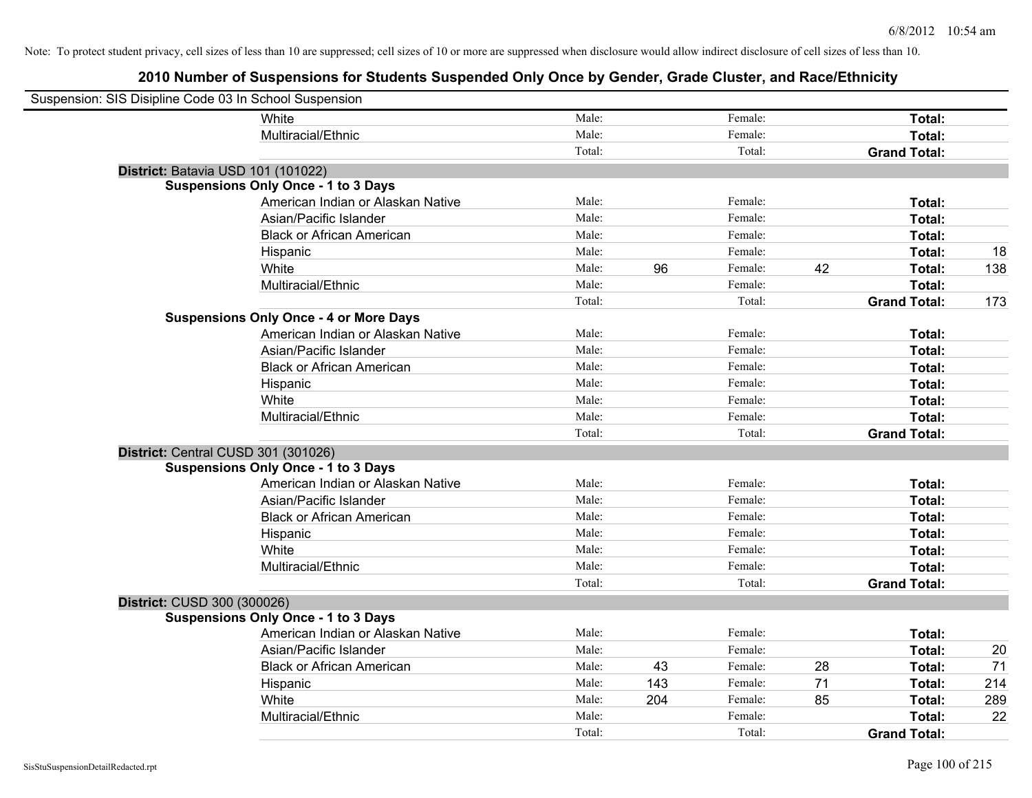Note: To protect student privacy, cell sizes of less than 10 are suppressed; cell sizes of 10 or more are suppressed when disclosure would allow indirect disclosure of cell sizes of less than 10.

## 2010 Number of Suspensions for Students Suspended Only Once by Gender, Grade Cluster, and Race/Ethnicity

Suspension: SIS Disipline Code 03 In School Suspension

| | | | | | | |
|---|---|---|---|---|---|---|
| White | Male: | | Female: | | **Total:** | |
| Multiracial/Ethnic | Male: | | Female: | | **Total:** | |
| | Total: | | Total: | | **Grand Total:** | |

**District:** Batavia USD 101 (101022)

**Suspensions Only Once - 1 to 3 Days**

| | | | | | | |
|---|---|---|---|---|---|---|
| American Indian or Alaskan Native | Male: | | Female: | | **Total:** | |
| Asian/Pacific Islander | Male: | | Female: | | **Total:** | |
| Black or African American | Male: | | Female: | | **Total:** | |
| Hispanic | Male: | | Female: | | **Total:** | 18 |
| White | Male: | 96 | Female: | 42 | **Total:** | 138 |
| Multiracial/Ethnic | Male: | | Female: | | **Total:** | |
| | Total: | | Total: | | **Grand Total:** | 173 |

**Suspensions Only Once - 4 or More Days**

| | | | | | | |
|---|---|---|---|---|---|---|
| American Indian or Alaskan Native | Male: | | Female: | | **Total:** | |
| Asian/Pacific Islander | Male: | | Female: | | **Total:** | |
| Black or African American | Male: | | Female: | | **Total:** | |
| Hispanic | Male: | | Female: | | **Total:** | |
| White | Male: | | Female: | | **Total:** | |
| Multiracial/Ethnic | Male: | | Female: | | **Total:** | |
| | Total: | | Total: | | **Grand Total:** | |

**District:** Central CUSD 301 (301026)

**Suspensions Only Once - 1 to 3 Days**

| | | | | | | |
|---|---|---|---|---|---|---|
| American Indian or Alaskan Native | Male: | | Female: | | **Total:** | |
| Asian/Pacific Islander | Male: | | Female: | | **Total:** | |
| Black or African American | Male: | | Female: | | **Total:** | |
| Hispanic | Male: | | Female: | | **Total:** | |
| White | Male: | | Female: | | **Total:** | |
| Multiracial/Ethnic | Male: | | Female: | | **Total:** | |
| | Total: | | Total: | | **Grand Total:** | |

**District:** CUSD 300 (300026)

**Suspensions Only Once - 1 to 3 Days**

| | | | | | | |
|---|---|---|---|---|---|---|
| American Indian or Alaskan Native | Male: | | Female: | | **Total:** | |
| Asian/Pacific Islander | Male: | | Female: | | **Total:** | 20 |
| Black or African American | Male: | 43 | Female: | 28 | **Total:** | 71 |
| Hispanic | Male: | 143 | Female: | 71 | **Total:** | 214 |
| White | Male: | 204 | Female: | 85 | **Total:** | 289 |
| Multiracial/Ethnic | Male: | | Female: | | **Total:** | 22 |
| | Total: | | Total: | | **Grand Total:** | |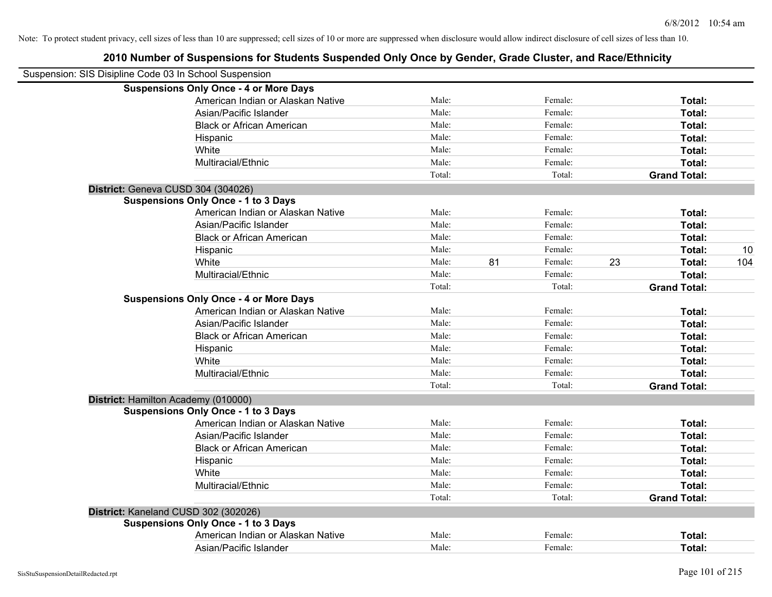Note: To protect student privacy, cell sizes of less than 10 are suppressed; cell sizes of 10 or more are suppressed when disclosure would allow indirect disclosure of cell sizes of less than 10.

## 2010 Number of Suspensions for Students Suspended Only Once by Gender, Grade Cluster, and Race/Ethnicity

Suspension: SIS Disipline Code 03 In School Suspension

**Suspensions Only Once - 4 or More Days**

| | | | | | | |
|---|---|---|---|---|---|---|
| American Indian or Alaskan Native | Male: | | Female: | | **Total:** | |
| Asian/Pacific Islander | Male: | | Female: | | **Total:** | |
| Black or African American | Male: | | Female: | | **Total:** | |
| Hispanic | Male: | | Female: | | **Total:** | |
| White | Male: | | Female: | | **Total:** | |
| Multiracial/Ethnic | Male: | | Female: | | **Total:** | |
| | Total: | | Total: | | **Grand Total:** | |

**District:** Geneva CUSD 304 (304026)

**Suspensions Only Once - 1 to 3 Days**

| | | | | | | |
|---|---|---|---|---|---|---|
| American Indian or Alaskan Native | Male: | | Female: | | **Total:** | |
| Asian/Pacific Islander | Male: | | Female: | | **Total:** | |
| Black or African American | Male: | | Female: | | **Total:** | |
| Hispanic | Male: | | Female: | | **Total:** | 10 |
| White | Male: | 81 | Female: | 23 | **Total:** | 104 |
| Multiracial/Ethnic | Male: | | Female: | | **Total:** | |
| | Total: | | Total: | | **Grand Total:** | |

**Suspensions Only Once - 4 or More Days**

| | | | | | | |
|---|---|---|---|---|---|---|
| American Indian or Alaskan Native | Male: | | Female: | | **Total:** | |
| Asian/Pacific Islander | Male: | | Female: | | **Total:** | |
| Black or African American | Male: | | Female: | | **Total:** | |
| Hispanic | Male: | | Female: | | **Total:** | |
| White | Male: | | Female: | | **Total:** | |
| Multiracial/Ethnic | Male: | | Female: | | **Total:** | |
| | Total: | | Total: | | **Grand Total:** | |

**District:** Hamilton Academy (010000)

**Suspensions Only Once - 1 to 3 Days**

| | | | | | | |
|---|---|---|---|---|---|---|
| American Indian or Alaskan Native | Male: | | Female: | | **Total:** | |
| Asian/Pacific Islander | Male: | | Female: | | **Total:** | |
| Black or African American | Male: | | Female: | | **Total:** | |
| Hispanic | Male: | | Female: | | **Total:** | |
| White | Male: | | Female: | | **Total:** | |
| Multiracial/Ethnic | Male: | | Female: | | **Total:** | |
| | Total: | | Total: | | **Grand Total:** | |

**District:** Kaneland CUSD 302 (302026)

**Suspensions Only Once - 1 to 3 Days**

| | | | | | | |
|---|---|---|---|---|---|---|
| American Indian or Alaskan Native | Male: | | Female: | | **Total:** | |
| Asian/Pacific Islander | Male: | | Female: | | **Total:** | |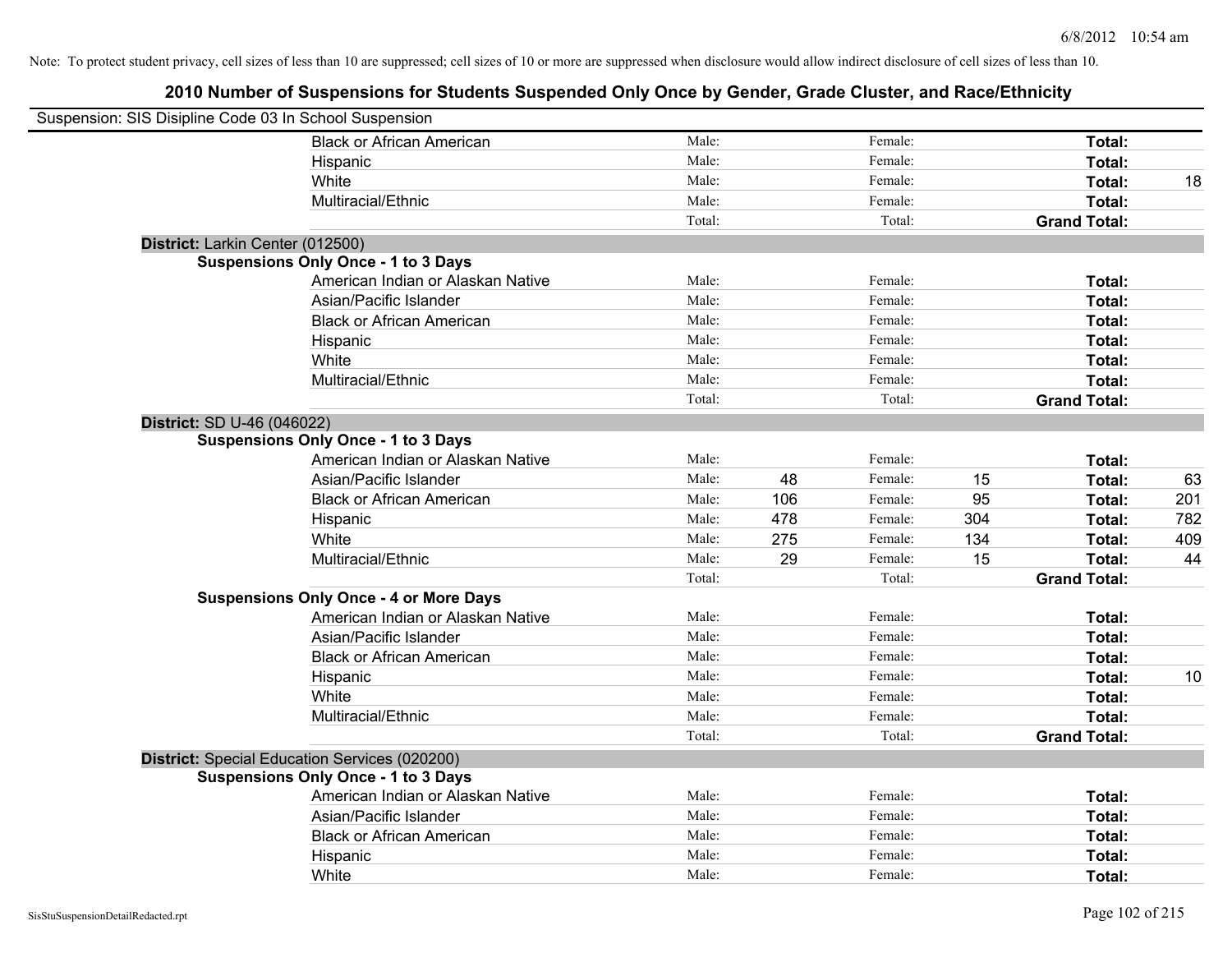Note: To protect student privacy, cell sizes of less than 10 are suppressed; cell sizes of 10 or more are suppressed when disclosure would allow indirect disclosure of cell sizes of less than 10.

## 2010 Number of Suspensions for Students Suspended Only Once by Gender, Grade Cluster, and Race/Ethnicity

Suspension: SIS Disipline Code 03 In School Suspension

| | | | | | | |
|---|---|---|---|---|---|---|
| Black or African American | Male: | | Female: | | **Total:** | |
| Hispanic | Male: | | Female: | | **Total:** | |
| White | Male: | | Female: | | **Total:** | 18 |
| Multiracial/Ethnic | Male: | | Female: | | **Total:** | |
| | Total: | | Total: | | **Grand Total:** | |

**District:** Larkin Center (012500)

**Suspensions Only Once - 1 to 3 Days**

| | | | | | | |
|---|---|---|---|---|---|---|
| American Indian or Alaskan Native | Male: | | Female: | | **Total:** | |
| Asian/Pacific Islander | Male: | | Female: | | **Total:** | |
| Black or African American | Male: | | Female: | | **Total:** | |
| Hispanic | Male: | | Female: | | **Total:** | |
| White | Male: | | Female: | | **Total:** | |
| Multiracial/Ethnic | Male: | | Female: | | **Total:** | |
| | Total: | | Total: | | **Grand Total:** | |

**District:** SD U-46 (046022)

**Suspensions Only Once - 1 to 3 Days**

| | | | | | | |
|---|---|---|---|---|---|---|
| American Indian or Alaskan Native | Male: | | Female: | | **Total:** | |
| Asian/Pacific Islander | Male: | 48 | Female: | 15 | **Total:** | 63 |
| Black or African American | Male: | 106 | Female: | 95 | **Total:** | 201 |
| Hispanic | Male: | 478 | Female: | 304 | **Total:** | 782 |
| White | Male: | 275 | Female: | 134 | **Total:** | 409 |
| Multiracial/Ethnic | Male: | 29 | Female: | 15 | **Total:** | 44 |
| | Total: | | Total: | | **Grand Total:** | |

**Suspensions Only Once - 4 or More Days**

| | | | | | | |
|---|---|---|---|---|---|---|
| American Indian or Alaskan Native | Male: | | Female: | | **Total:** | |
| Asian/Pacific Islander | Male: | | Female: | | **Total:** | |
| Black or African American | Male: | | Female: | | **Total:** | |
| Hispanic | Male: | | Female: | | **Total:** | 10 |
| White | Male: | | Female: | | **Total:** | |
| Multiracial/Ethnic | Male: | | Female: | | **Total:** | |
| | Total: | | Total: | | **Grand Total:** | |

**District:** Special Education Services (020200)

**Suspensions Only Once - 1 to 3 Days**

| | | | | | | |
|---|---|---|---|---|---|---|
| American Indian or Alaskan Native | Male: | | Female: | | **Total:** | |
| Asian/Pacific Islander | Male: | | Female: | | **Total:** | |
| Black or African American | Male: | | Female: | | **Total:** | |
| Hispanic | Male: | | Female: | | **Total:** | |
| White | Male: | | Female: | | **Total:** | |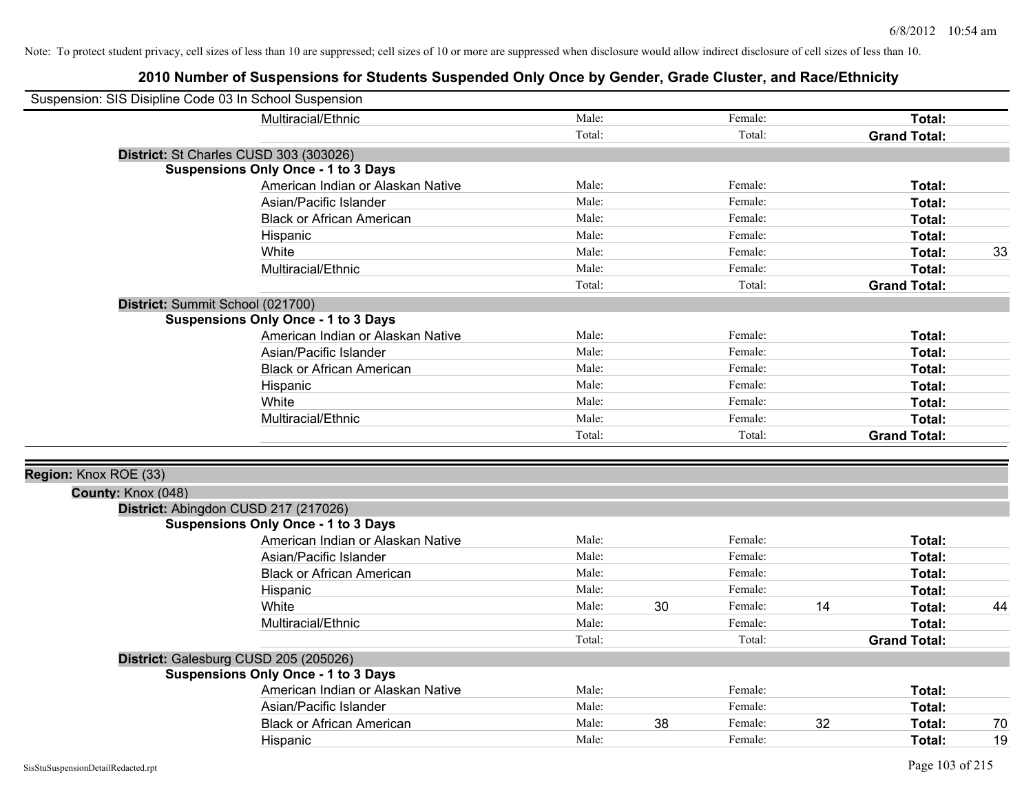Note: To protect student privacy, cell sizes of less than 10 are suppressed; cell sizes of 10 or more are suppressed when disclosure would allow indirect disclosure of cell sizes of less than 10.

# 2010 Number of Suspensions for Students Suspended Only Once by Gender, Grade Cluster, and Race/Ethnicity

Suspension: SIS Disipline Code 03 In School Suspension

| | Male: | | Female: | | | |
|---|---|---|---|---|---|---|
| Multiracial/Ethnic | Male: | | Female: | | **Total:** | |
| | Total: | | Total: | | **Grand Total:** | |

**District:** St Charles CUSD 303 (303026)

**Suspensions Only Once - 1 to 3 Days**

| | | | | | | |
|---|---|---|---|---|---|---|
| American Indian or Alaskan Native | Male: | | Female: | | **Total:** | |
| Asian/Pacific Islander | Male: | | Female: | | **Total:** | |
| Black or African American | Male: | | Female: | | **Total:** | |
| Hispanic | Male: | | Female: | | **Total:** | |
| White | Male: | | Female: | | **Total:** | 33 |
| Multiracial/Ethnic | Male: | | Female: | | **Total:** | |
| | Total: | | Total: | | **Grand Total:** | |

**District:** Summit School (021700)

**Suspensions Only Once - 1 to 3 Days**

| | | | | | | |
|---|---|---|---|---|---|---|
| American Indian or Alaskan Native | Male: | | Female: | | **Total:** | |
| Asian/Pacific Islander | Male: | | Female: | | **Total:** | |
| Black or African American | Male: | | Female: | | **Total:** | |
| Hispanic | Male: | | Female: | | **Total:** | |
| White | Male: | | Female: | | **Total:** | |
| Multiracial/Ethnic | Male: | | Female: | | **Total:** | |
| | Total: | | Total: | | **Grand Total:** | |

**Region:** Knox ROE (33)

**County:** Knox (048)

**District:** Abingdon CUSD 217 (217026)

**Suspensions Only Once - 1 to 3 Days**

| | | | | | | |
|---|---|---|---|---|---|---|
| American Indian or Alaskan Native | Male: | | Female: | | **Total:** | |
| Asian/Pacific Islander | Male: | | Female: | | **Total:** | |
| Black or African American | Male: | | Female: | | **Total:** | |
| Hispanic | Male: | | Female: | | **Total:** | |
| White | Male: | 30 | Female: | 14 | **Total:** | 44 |
| Multiracial/Ethnic | Male: | | Female: | | **Total:** | |
| | Total: | | Total: | | **Grand Total:** | |

**District:** Galesburg CUSD 205 (205026)

**Suspensions Only Once - 1 to 3 Days**

| | | | | | | |
|---|---|---|---|---|---|---|
| American Indian or Alaskan Native | Male: | | Female: | | **Total:** | |
| Asian/Pacific Islander | Male: | | Female: | | **Total:** | |
| Black or African American | Male: | 38 | Female: | 32 | **Total:** | 70 |
| Hispanic | Male: | | Female: | | **Total:** | 19 |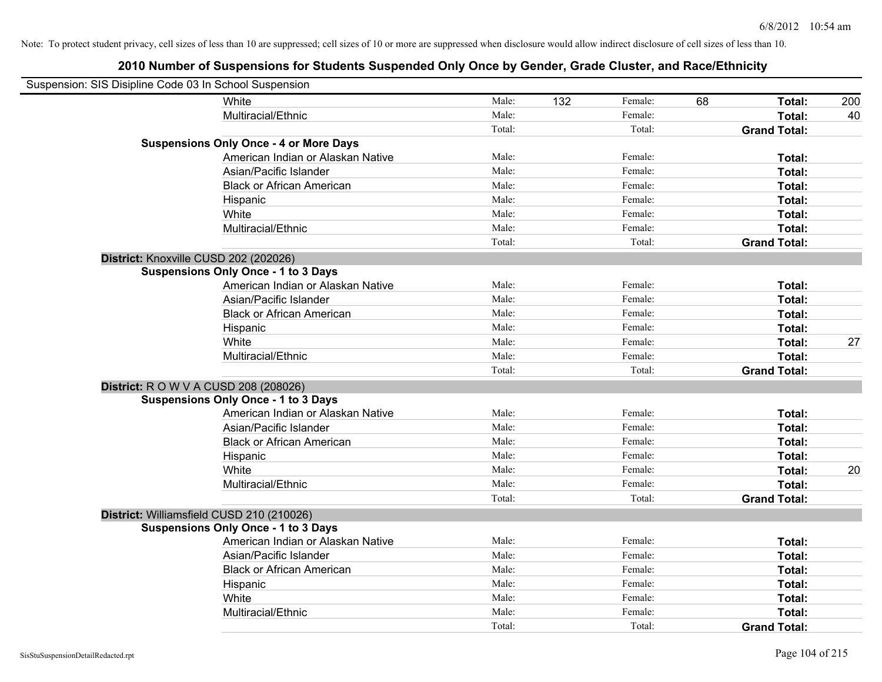Note: To protect student privacy, cell sizes of less than 10 are suppressed; cell sizes of 10 or more are suppressed when disclosure would allow indirect disclosure of cell sizes of less than 10.

## 2010 Number of Suspensions for Students Suspended Only Once by Gender, Grade Cluster, and Race/Ethnicity

Suspension: SIS Disipline Code 03 In School Suspension

| | | | | | | | |
|---|---|---|---|---|---|---|---|
| | White | Male: | 132 | Female: | 68 | **Total:** | 200 |
| | Multiracial/Ethnic | Male: | | Female: | | **Total:** | 40 |
| | | Total: | | Total: | | **Grand Total:** | |
| **Suspensions Only Once - 4 or More Days** | | | | | | | |
| | American Indian or Alaskan Native | Male: | | Female: | | **Total:** | |
| | Asian/Pacific Islander | Male: | | Female: | | **Total:** | |
| | Black or African American | Male: | | Female: | | **Total:** | |
| | Hispanic | Male: | | Female: | | **Total:** | |
| | White | Male: | | Female: | | **Total:** | |
| | Multiracial/Ethnic | Male: | | Female: | | **Total:** | |
| | | Total: | | Total: | | **Grand Total:** | |
| **District:** Knoxville CUSD 202 (202026) | | | | | | | |
| **Suspensions Only Once - 1 to 3 Days** | | | | | | | |
| | American Indian or Alaskan Native | Male: | | Female: | | **Total:** | |
| | Asian/Pacific Islander | Male: | | Female: | | **Total:** | |
| | Black or African American | Male: | | Female: | | **Total:** | |
| | Hispanic | Male: | | Female: | | **Total:** | |
| | White | Male: | | Female: | | **Total:** | 27 |
| | Multiracial/Ethnic | Male: | | Female: | | **Total:** | |
| | | Total: | | Total: | | **Grand Total:** | |
| **District:** R O W V A CUSD 208 (208026) | | | | | | | |
| **Suspensions Only Once - 1 to 3 Days** | | | | | | | |
| | American Indian or Alaskan Native | Male: | | Female: | | **Total:** | |
| | Asian/Pacific Islander | Male: | | Female: | | **Total:** | |
| | Black or African American | Male: | | Female: | | **Total:** | |
| | Hispanic | Male: | | Female: | | **Total:** | |
| | White | Male: | | Female: | | **Total:** | 20 |
| | Multiracial/Ethnic | Male: | | Female: | | **Total:** | |
| | | Total: | | Total: | | **Grand Total:** | |
| **District:** Williamsfield CUSD 210 (210026) | | | | | | | |
| **Suspensions Only Once - 1 to 3 Days** | | | | | | | |
| | American Indian or Alaskan Native | Male: | | Female: | | **Total:** | |
| | Asian/Pacific Islander | Male: | | Female: | | **Total:** | |
| | Black or African American | Male: | | Female: | | **Total:** | |
| | Hispanic | Male: | | Female: | | **Total:** | |
| | White | Male: | | Female: | | **Total:** | |
| | Multiracial/Ethnic | Male: | | Female: | | **Total:** | |
| | | Total: | | Total: | | **Grand Total:** | |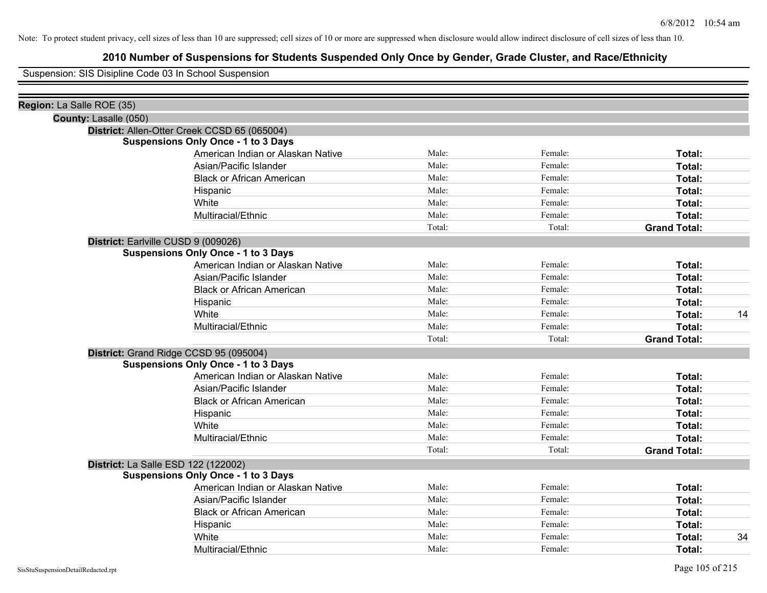Note: To protect student privacy, cell sizes of less than 10 are suppressed; cell sizes of 10 or more are suppressed when disclosure would allow indirect disclosure of cell sizes of less than 10.

# 2010 Number of Suspensions for Students Suspended Only Once by Gender, Grade Cluster, and Race/Ethnicity

Suspension: SIS Disipline Code 03 In School Suspension

**Region:** La Salle ROE (35)

**County:** Lasalle (050)

**District:** Allen-Otter Creek CCSD 65 (065004)

**Suspensions Only Once - 1 to 3 Days**

| | | | | |
|---|---|---|---|---|
| American Indian or Alaskan Native | Male: | Female: | **Total:** | |
| Asian/Pacific Islander | Male: | Female: | **Total:** | |
| Black or African American | Male: | Female: | **Total:** | |
| Hispanic | Male: | Female: | **Total:** | |
| White | Male: | Female: | **Total:** | |
| Multiracial/Ethnic | Male: | Female: | **Total:** | |
| | Total: | Total: | **Grand Total:** | |

**District:** Earlville CUSD 9 (009026)

**Suspensions Only Once - 1 to 3 Days**

| | | | | |
|---|---|---|---|---|
| American Indian or Alaskan Native | Male: | Female: | **Total:** | |
| Asian/Pacific Islander | Male: | Female: | **Total:** | |
| Black or African American | Male: | Female: | **Total:** | |
| Hispanic | Male: | Female: | **Total:** | |
| White | Male: | Female: | **Total:** | 14 |
| Multiracial/Ethnic | Male: | Female: | **Total:** | |
| | Total: | Total: | **Grand Total:** | |

**District:** Grand Ridge CCSD 95 (095004)

**Suspensions Only Once - 1 to 3 Days**

| | | | | |
|---|---|---|---|---|
| American Indian or Alaskan Native | Male: | Female: | **Total:** | |
| Asian/Pacific Islander | Male: | Female: | **Total:** | |
| Black or African American | Male: | Female: | **Total:** | |
| Hispanic | Male: | Female: | **Total:** | |
| White | Male: | Female: | **Total:** | |
| Multiracial/Ethnic | Male: | Female: | **Total:** | |
| | Total: | Total: | **Grand Total:** | |

**District:** La Salle ESD 122 (122002)

**Suspensions Only Once - 1 to 3 Days**

| | | | | |
|---|---|---|---|---|
| American Indian or Alaskan Native | Male: | Female: | **Total:** | |
| Asian/Pacific Islander | Male: | Female: | **Total:** | |
| Black or African American | Male: | Female: | **Total:** | |
| Hispanic | Male: | Female: | **Total:** | |
| White | Male: | Female: | **Total:** | 34 |
| Multiracial/Ethnic | Male: | Female: | **Total:** | |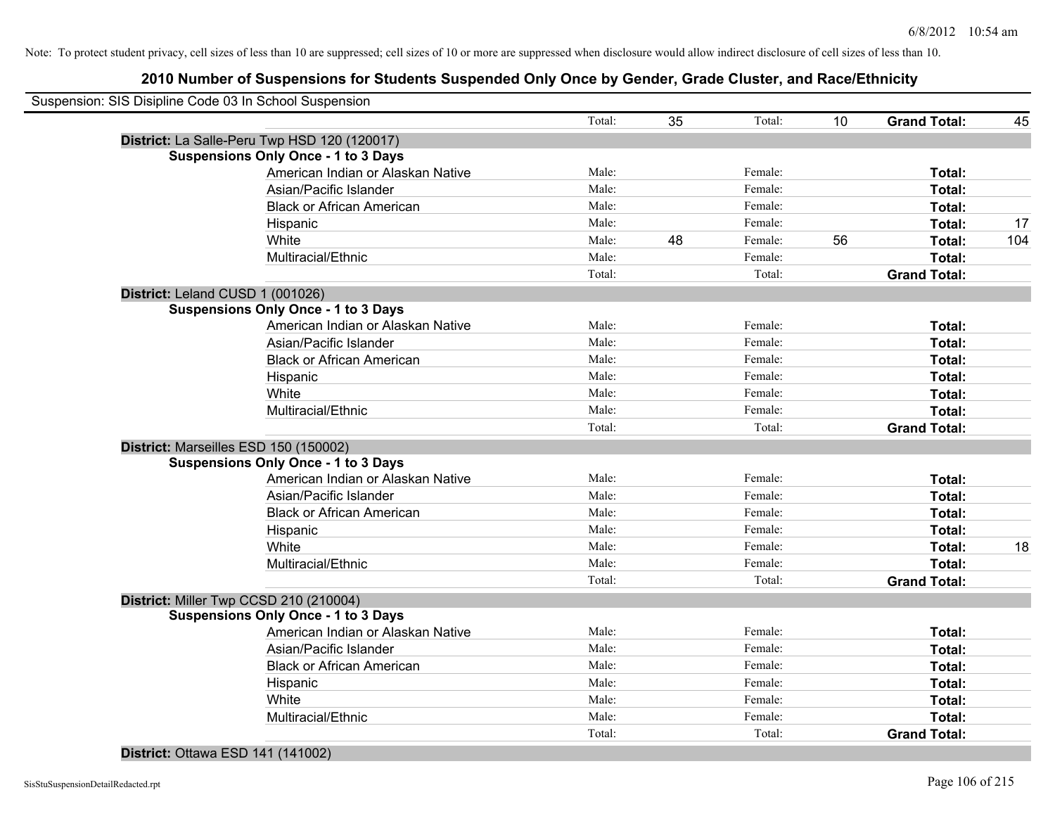Note: To protect student privacy, cell sizes of less than 10 are suppressed; cell sizes of 10 or more are suppressed when disclosure would allow indirect disclosure of cell sizes of less than 10.

## 2010 Number of Suspensions for Students Suspended Only Once by Gender, Grade Cluster, and Race/Ethnicity

Suspension: SIS Disipline Code 03 In School Suspension

| | | | | | | | |
|---|---|---|---|---|---|---|---|
| | Total: | 35 | Total: | 10 | **Grand Total:** | 45 |

**District:** La Salle-Peru Twp HSD 120 (120017)

**Suspensions Only Once - 1 to 3 Days**

| Race/Ethnicity | Male: | | Female: | | Total: | |
|---|---|---|---|---|---|---|
| American Indian or Alaskan Native | Male: | | Female: | | **Total:** | |
| Asian/Pacific Islander | Male: | | Female: | | **Total:** | |
| Black or African American | Male: | | Female: | | **Total:** | |
| Hispanic | Male: | | Female: | | **Total:** | 17 |
| White | Male: | 48 | Female: | 56 | **Total:** | 104 |
| Multiracial/Ethnic | Male: | | Female: | | **Total:** | |
| | Total: | | Total: | | **Grand Total:** | |

**District:** Leland CUSD 1 (001026)

**Suspensions Only Once - 1 to 3 Days**

| Race/Ethnicity | Male: | | Female: | | Total: | |
|---|---|---|---|---|---|---|
| American Indian or Alaskan Native | Male: | | Female: | | **Total:** | |
| Asian/Pacific Islander | Male: | | Female: | | **Total:** | |
| Black or African American | Male: | | Female: | | **Total:** | |
| Hispanic | Male: | | Female: | | **Total:** | |
| White | Male: | | Female: | | **Total:** | |
| Multiracial/Ethnic | Male: | | Female: | | **Total:** | |
| | Total: | | Total: | | **Grand Total:** | |

**District:** Marseilles ESD 150 (150002)

**Suspensions Only Once - 1 to 3 Days**

| Race/Ethnicity | Male: | | Female: | | Total: | |
|---|---|---|---|---|---|---|
| American Indian or Alaskan Native | Male: | | Female: | | **Total:** | |
| Asian/Pacific Islander | Male: | | Female: | | **Total:** | |
| Black or African American | Male: | | Female: | | **Total:** | |
| Hispanic | Male: | | Female: | | **Total:** | |
| White | Male: | | Female: | | **Total:** | 18 |
| Multiracial/Ethnic | Male: | | Female: | | **Total:** | |
| | Total: | | Total: | | **Grand Total:** | |

**District:** Miller Twp CCSD 210 (210004)

**Suspensions Only Once - 1 to 3 Days**

| Race/Ethnicity | Male: | | Female: | | Total: | |
|---|---|---|---|---|---|---|
| American Indian or Alaskan Native | Male: | | Female: | | **Total:** | |
| Asian/Pacific Islander | Male: | | Female: | | **Total:** | |
| Black or African American | Male: | | Female: | | **Total:** | |
| Hispanic | Male: | | Female: | | **Total:** | |
| White | Male: | | Female: | | **Total:** | |
| Multiracial/Ethnic | Male: | | Female: | | **Total:** | |
| | Total: | | Total: | | **Grand Total:** | |

**District:** Ottawa ESD 141 (141002)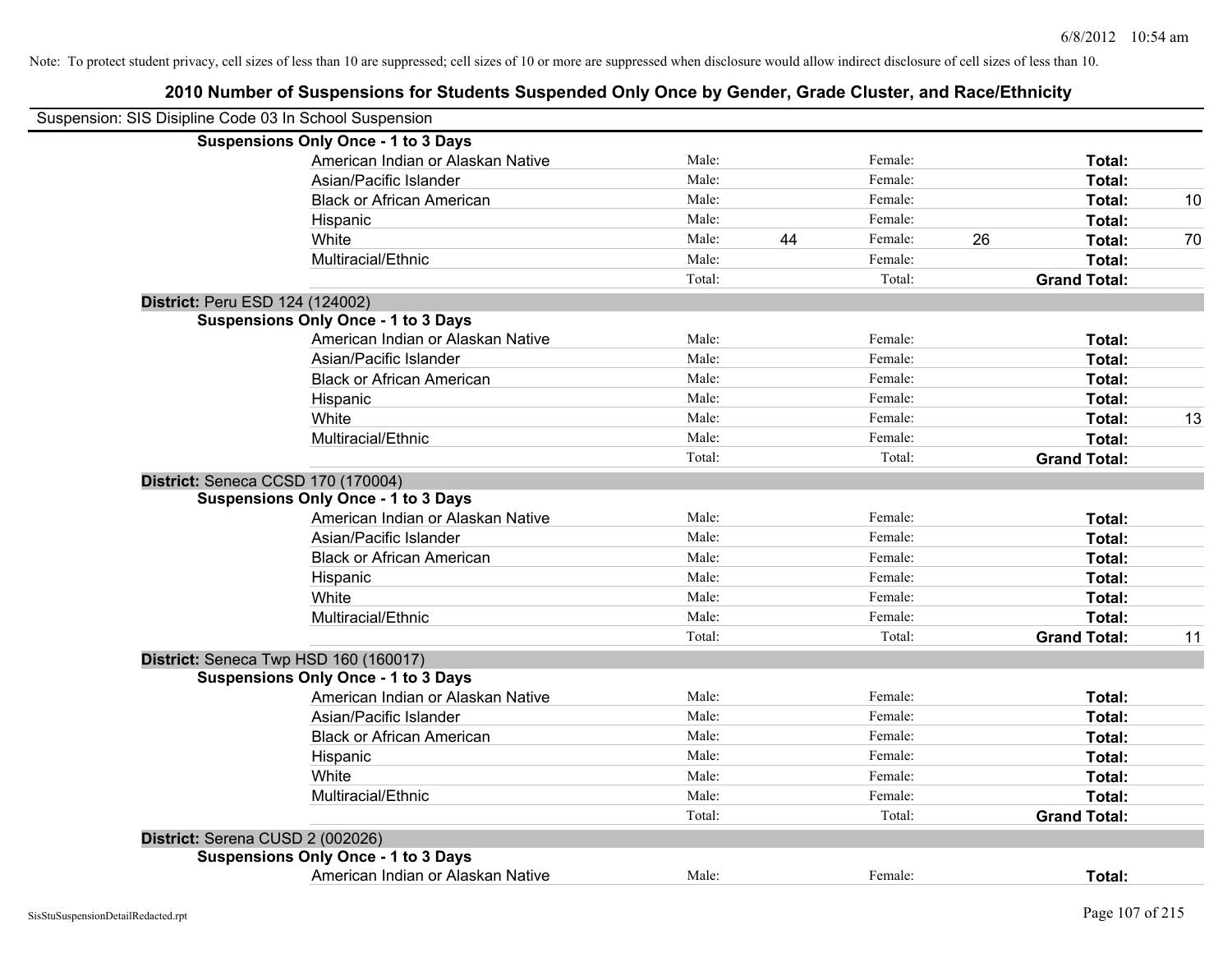Note: To protect student privacy, cell sizes of less than 10 are suppressed; cell sizes of 10 or more are suppressed when disclosure would allow indirect disclosure of cell sizes of less than 10.

## 2010 Number of Suspensions for Students Suspended Only Once by Gender, Grade Cluster, and Race/Ethnicity

Suspension: SIS Disipline Code 03 In School Suspension

| | | | | | | |
|---|---|---|---|---|---|---|
| **Suspensions Only Once - 1 to 3 Days** | | | | | | |
| American Indian or Alaskan Native | Male: | | Female: | | **Total:** | |
| Asian/Pacific Islander | Male: | | Female: | | **Total:** | |
| Black or African American | Male: | | Female: | | **Total:** | 10 |
| Hispanic | Male: | | Female: | | **Total:** | |
| White | Male: | 44 | Female: | 26 | **Total:** | 70 |
| Multiracial/Ethnic | Male: | | Female: | | **Total:** | |
| | Total: | | Total: | | **Grand Total:** | |

**District:** Peru ESD 124 (124002)

| | | | | | | |
|---|---|---|---|---|---|---|
| **Suspensions Only Once - 1 to 3 Days** | | | | | | |
| American Indian or Alaskan Native | Male: | | Female: | | **Total:** | |
| Asian/Pacific Islander | Male: | | Female: | | **Total:** | |
| Black or African American | Male: | | Female: | | **Total:** | |
| Hispanic | Male: | | Female: | | **Total:** | |
| White | Male: | | Female: | | **Total:** | 13 |
| Multiracial/Ethnic | Male: | | Female: | | **Total:** | |
| | Total: | | Total: | | **Grand Total:** | |

**District:** Seneca CCSD 170 (170004)

| | | | | | | |
|---|---|---|---|---|---|---|
| **Suspensions Only Once - 1 to 3 Days** | | | | | | |
| American Indian or Alaskan Native | Male: | | Female: | | **Total:** | |
| Asian/Pacific Islander | Male: | | Female: | | **Total:** | |
| Black or African American | Male: | | Female: | | **Total:** | |
| Hispanic | Male: | | Female: | | **Total:** | |
| White | Male: | | Female: | | **Total:** | |
| Multiracial/Ethnic | Male: | | Female: | | **Total:** | |
| | Total: | | Total: | | **Grand Total:** | 11 |

**District:** Seneca Twp HSD 160 (160017)

| | | | | | | |
|---|---|---|---|---|---|---|
| **Suspensions Only Once - 1 to 3 Days** | | | | | | |
| American Indian or Alaskan Native | Male: | | Female: | | **Total:** | |
| Asian/Pacific Islander | Male: | | Female: | | **Total:** | |
| Black or African American | Male: | | Female: | | **Total:** | |
| Hispanic | Male: | | Female: | | **Total:** | |
| White | Male: | | Female: | | **Total:** | |
| Multiracial/Ethnic | Male: | | Female: | | **Total:** | |
| | Total: | | Total: | | **Grand Total:** | |

**District:** Serena CUSD 2 (002026)

| | | | | | | |
|---|---|---|---|---|---|---|
| **Suspensions Only Once - 1 to 3 Days** | | | | | | |
| American Indian or Alaskan Native | Male: | | Female: | | **Total:** | |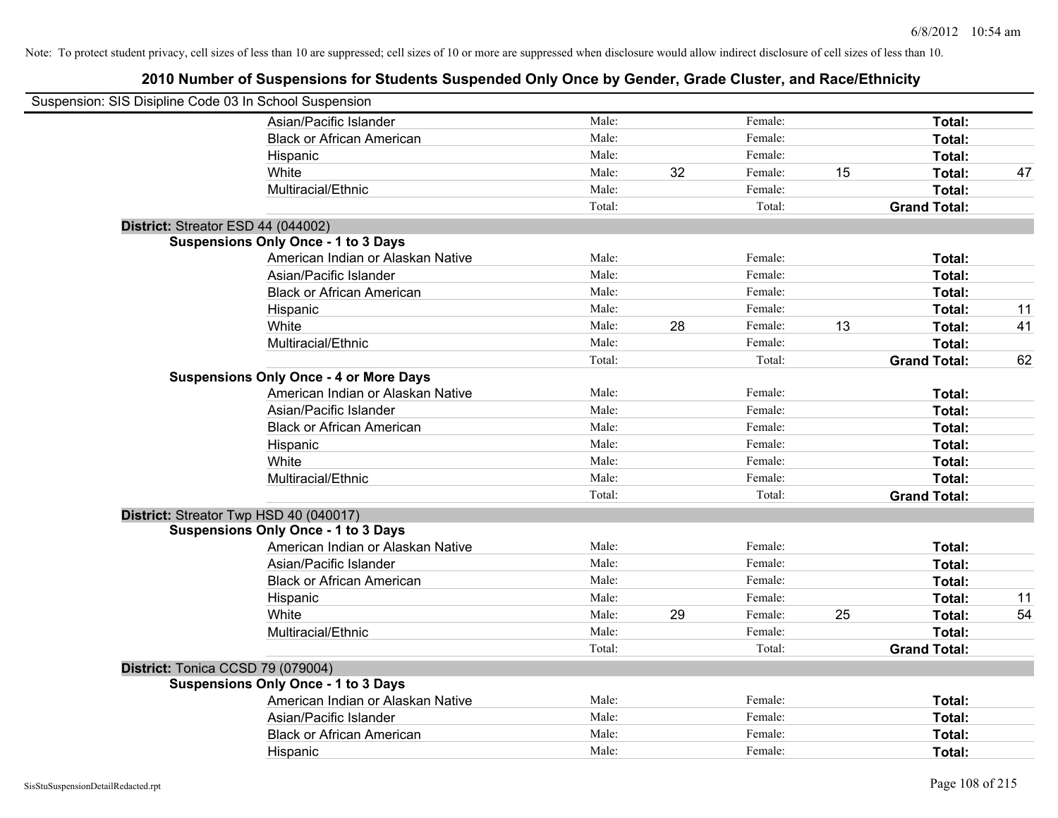Note: To protect student privacy, cell sizes of less than 10 are suppressed; cell sizes of 10 or more are suppressed when disclosure would allow indirect disclosure of cell sizes of less than 10.

## 2010 Number of Suspensions for Students Suspended Only Once by Gender, Grade Cluster, and Race/Ethnicity

Suspension: SIS Disipline Code 03 In School Suspension

| | | | | | | | |
|---|---|---|---|---|---|---|---|
| Asian/Pacific Islander | Male: | | Female: | | **Total:** | |
| Black or African American | Male: | | Female: | | **Total:** | |
| Hispanic | Male: | | Female: | | **Total:** | |
| White | Male: | 32 | Female: | 15 | **Total:** | 47 |
| Multiracial/Ethnic | Male: | | Female: | | **Total:** | |
| | Total: | | Total: | | **Grand Total:** | |

**District:** Streator ESD 44 (044002)

**Suspensions Only Once - 1 to 3 Days**

| | | | | | | |
|---|---|---|---|---|---|---|
| American Indian or Alaskan Native | Male: | | Female: | | **Total:** | |
| Asian/Pacific Islander | Male: | | Female: | | **Total:** | |
| Black or African American | Male: | | Female: | | **Total:** | |
| Hispanic | Male: | | Female: | | **Total:** | 11 |
| White | Male: | 28 | Female: | 13 | **Total:** | 41 |
| Multiracial/Ethnic | Male: | | Female: | | **Total:** | |
| | Total: | | Total: | | **Grand Total:** | 62 |

**Suspensions Only Once - 4 or More Days**

| | | | | | | |
|---|---|---|---|---|---|---|
| American Indian or Alaskan Native | Male: | | Female: | | **Total:** | |
| Asian/Pacific Islander | Male: | | Female: | | **Total:** | |
| Black or African American | Male: | | Female: | | **Total:** | |
| Hispanic | Male: | | Female: | | **Total:** | |
| White | Male: | | Female: | | **Total:** | |
| Multiracial/Ethnic | Male: | | Female: | | **Total:** | |
| | Total: | | Total: | | **Grand Total:** | |

**District:** Streator Twp HSD 40 (040017)

**Suspensions Only Once - 1 to 3 Days**

| | | | | | | |
|---|---|---|---|---|---|---|
| American Indian or Alaskan Native | Male: | | Female: | | **Total:** | |
| Asian/Pacific Islander | Male: | | Female: | | **Total:** | |
| Black or African American | Male: | | Female: | | **Total:** | |
| Hispanic | Male: | | Female: | | **Total:** | 11 |
| White | Male: | 29 | Female: | 25 | **Total:** | 54 |
| Multiracial/Ethnic | Male: | | Female: | | **Total:** | |
| | Total: | | Total: | | **Grand Total:** | |

**District:** Tonica CCSD 79 (079004)

**Suspensions Only Once - 1 to 3 Days**

| | | | | | | |
|---|---|---|---|---|---|---|
| American Indian or Alaskan Native | Male: | | Female: | | **Total:** | |
| Asian/Pacific Islander | Male: | | Female: | | **Total:** | |
| Black or African American | Male: | | Female: | | **Total:** | |
| Hispanic | Male: | | Female: | | **Total:** | |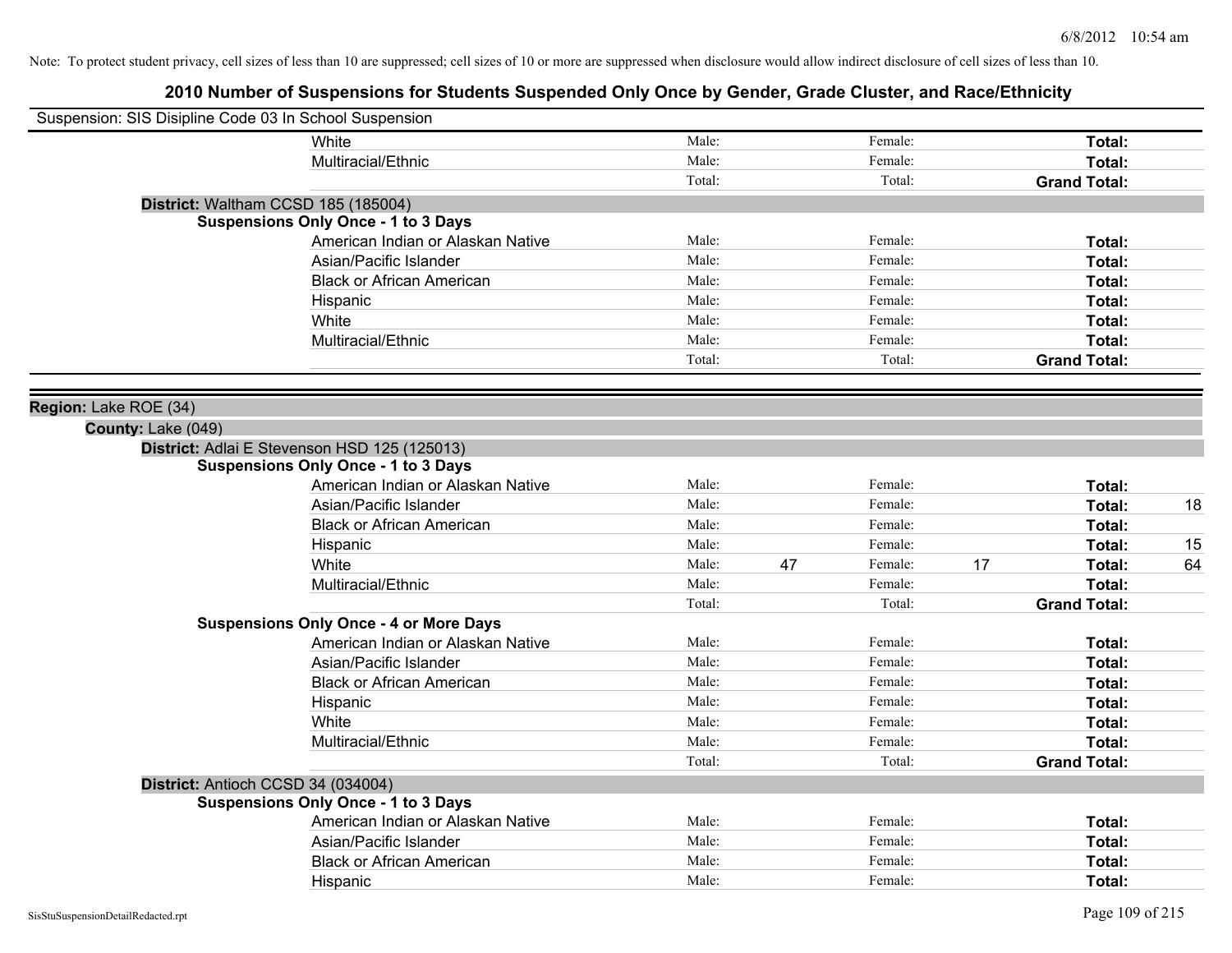Note: To protect student privacy, cell sizes of less than 10 are suppressed; cell sizes of 10 or more are suppressed when disclosure would allow indirect disclosure of cell sizes of less than 10.

# 2010 Number of Suspensions for Students Suspended Only Once by Gender, Grade Cluster, and Race/Ethnicity

Suspension: SIS Disipline Code 03 In School Suspension

| | | | | | | |
|---|---|---|---|---|---|---|
| White | Male: | | Female: | | **Total:** | |
| Multiracial/Ethnic | Male: | | Female: | | **Total:** | |
| | Total: | | Total: | | **Grand Total:** | |

**District:** Waltham CCSD 185 (185004)

**Suspensions Only Once - 1 to 3 Days**

| | | | | | | |
|---|---|---|---|---|---|---|
| American Indian or Alaskan Native | Male: | | Female: | | **Total:** | |
| Asian/Pacific Islander | Male: | | Female: | | **Total:** | |
| Black or African American | Male: | | Female: | | **Total:** | |
| Hispanic | Male: | | Female: | | **Total:** | |
| White | Male: | | Female: | | **Total:** | |
| Multiracial/Ethnic | Male: | | Female: | | **Total:** | |
| | Total: | | Total: | | **Grand Total:** | |

**Region:** Lake ROE (34)

**County:** Lake (049)

**District:** Adlai E Stevenson HSD 125 (125013)

**Suspensions Only Once - 1 to 3 Days**

| | | | | | | |
|---|---|---|---|---|---|---|
| American Indian or Alaskan Native | Male: | | Female: | | **Total:** | |
| Asian/Pacific Islander | Male: | | Female: | | **Total:** | 18 |
| Black or African American | Male: | | Female: | | **Total:** | |
| Hispanic | Male: | | Female: | | **Total:** | 15 |
| White | Male: | 47 | Female: | 17 | **Total:** | 64 |
| Multiracial/Ethnic | Male: | | Female: | | **Total:** | |
| | Total: | | Total: | | **Grand Total:** | |

**Suspensions Only Once - 4 or More Days**

| | | | | | | |
|---|---|---|---|---|---|---|
| American Indian or Alaskan Native | Male: | | Female: | | **Total:** | |
| Asian/Pacific Islander | Male: | | Female: | | **Total:** | |
| Black or African American | Male: | | Female: | | **Total:** | |
| Hispanic | Male: | | Female: | | **Total:** | |
| White | Male: | | Female: | | **Total:** | |
| Multiracial/Ethnic | Male: | | Female: | | **Total:** | |
| | Total: | | Total: | | **Grand Total:** | |

**District:** Antioch CCSD 34 (034004)

**Suspensions Only Once - 1 to 3 Days**

| | | | | | | |
|---|---|---|---|---|---|---|
| American Indian or Alaskan Native | Male: | | Female: | | **Total:** | |
| Asian/Pacific Islander | Male: | | Female: | | **Total:** | |
| Black or African American | Male: | | Female: | | **Total:** | |
| Hispanic | Male: | | Female: | | **Total:** | |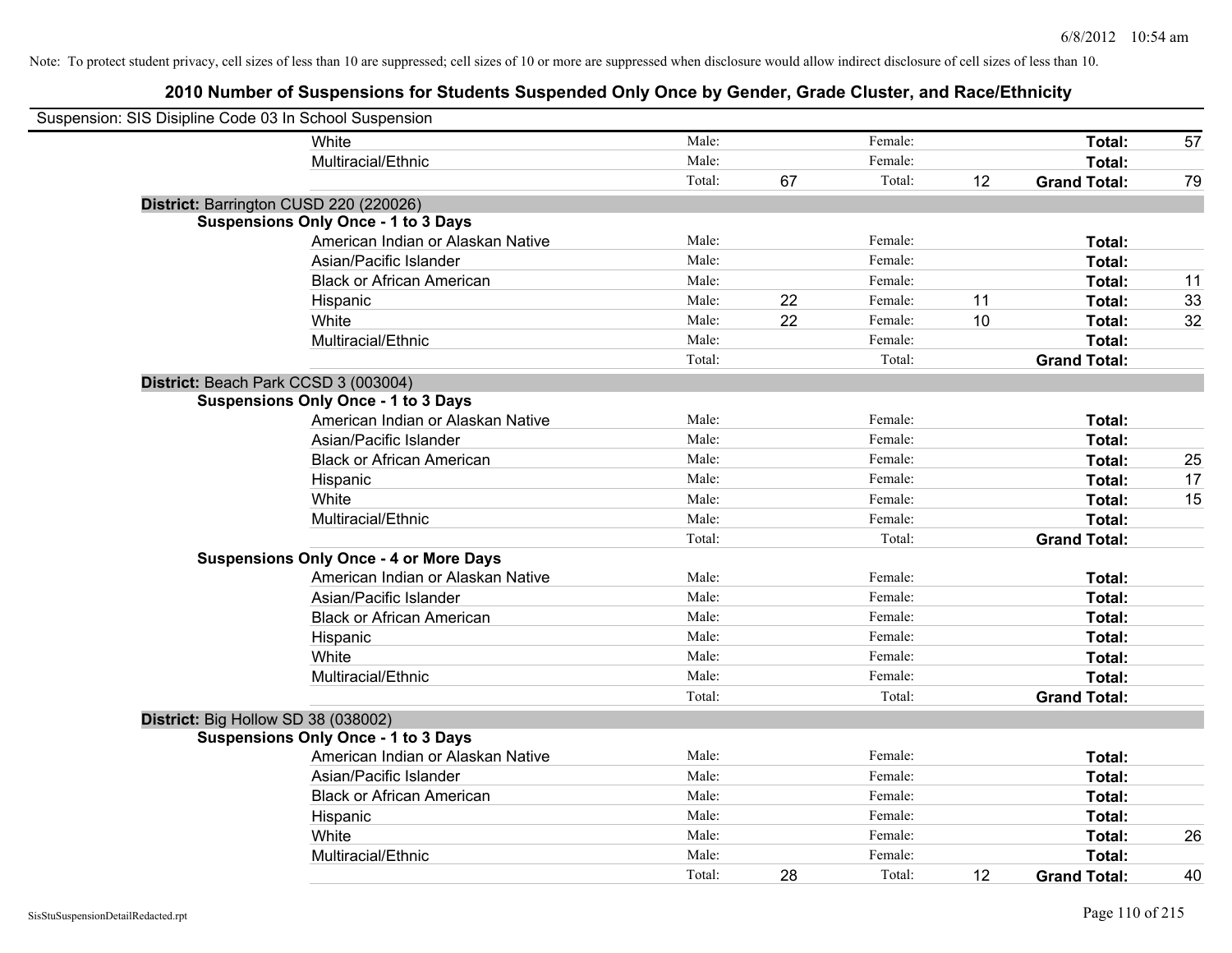Note: To protect student privacy, cell sizes of less than 10 are suppressed; cell sizes of 10 or more are suppressed when disclosure would allow indirect disclosure of cell sizes of less than 10.

# 2010 Number of Suspensions for Students Suspended Only Once by Gender, Grade Cluster, and Race/Ethnicity

Suspension: SIS Disipline Code 03 In School Suspension

| | | | | | | |
|---|---|---|---|---|---|---|
| White | Male: | | Female: | | **Total:** | 57 |
| Multiracial/Ethnic | Male: | | Female: | | **Total:** | |
| | Total: | 67 | Total: | 12 | **Grand Total:** | 79 |

**District:** Barrington CUSD 220 (220026)

**Suspensions Only Once - 1 to 3 Days**

| | | | | | | |
|---|---|---|---|---|---|---|
| American Indian or Alaskan Native | Male: | | Female: | | **Total:** | |
| Asian/Pacific Islander | Male: | | Female: | | **Total:** | |
| Black or African American | Male: | | Female: | | **Total:** | 11 |
| Hispanic | Male: | 22 | Female: | 11 | **Total:** | 33 |
| White | Male: | 22 | Female: | 10 | **Total:** | 32 |
| Multiracial/Ethnic | Male: | | Female: | | **Total:** | |
| | Total: | | Total: | | **Grand Total:** | |

**District:** Beach Park CCSD 3 (003004)

**Suspensions Only Once - 1 to 3 Days**

| | | | | | | |
|---|---|---|---|---|---|---|
| American Indian or Alaskan Native | Male: | | Female: | | **Total:** | |
| Asian/Pacific Islander | Male: | | Female: | | **Total:** | |
| Black or African American | Male: | | Female: | | **Total:** | 25 |
| Hispanic | Male: | | Female: | | **Total:** | 17 |
| White | Male: | | Female: | | **Total:** | 15 |
| Multiracial/Ethnic | Male: | | Female: | | **Total:** | |
| | Total: | | Total: | | **Grand Total:** | |

**Suspensions Only Once - 4 or More Days**

| | | | | | | |
|---|---|---|---|---|---|---|
| American Indian or Alaskan Native | Male: | | Female: | | **Total:** | |
| Asian/Pacific Islander | Male: | | Female: | | **Total:** | |
| Black or African American | Male: | | Female: | | **Total:** | |
| Hispanic | Male: | | Female: | | **Total:** | |
| White | Male: | | Female: | | **Total:** | |
| Multiracial/Ethnic | Male: | | Female: | | **Total:** | |
| | Total: | | Total: | | **Grand Total:** | |

**District:** Big Hollow SD 38 (038002)

**Suspensions Only Once - 1 to 3 Days**

| | | | | | | |
|---|---|---|---|---|---|---|
| American Indian or Alaskan Native | Male: | | Female: | | **Total:** | |
| Asian/Pacific Islander | Male: | | Female: | | **Total:** | |
| Black or African American | Male: | | Female: | | **Total:** | |
| Hispanic | Male: | | Female: | | **Total:** | |
| White | Male: | | Female: | | **Total:** | 26 |
| Multiracial/Ethnic | Male: | | Female: | | **Total:** | |
| | Total: | 28 | Total: | 12 | **Grand Total:** | 40 |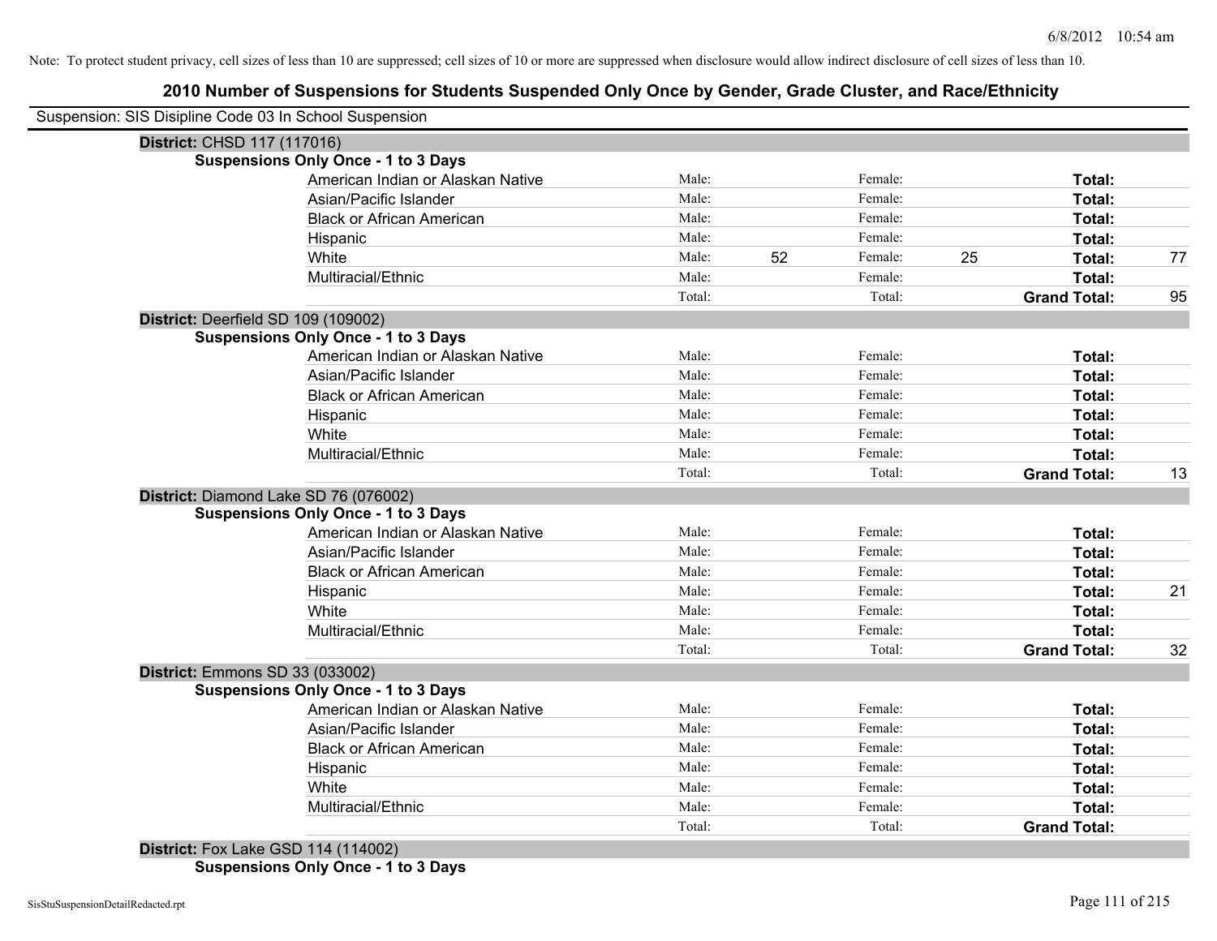Note: To protect student privacy, cell sizes of less than 10 are suppressed; cell sizes of 10 or more are suppressed when disclosure would allow indirect disclosure of cell sizes of less than 10.

# 2010 Number of Suspensions for Students Suspended Only Once by Gender, Grade Cluster, and Race/Ethnicity

Suspension: SIS Disipline Code 03 In School Suspension

**District:** CHSD 117 (117016)

**Suspensions Only Once - 1 to 3 Days**

| Race/Ethnicity | | Male | | Female | | Total |
|---|---|---|---|---|---|---|
| American Indian or Alaskan Native | Male: | | Female: | | **Total:** | |
| Asian/Pacific Islander | Male: | | Female: | | **Total:** | |
| Black or African American | Male: | | Female: | | **Total:** | |
| Hispanic | Male: | | Female: | | **Total:** | |
| White | Male: | 52 | Female: | 25 | **Total:** | 77 |
| Multiracial/Ethnic | Male: | | Female: | | **Total:** | |
| | Total: | | Total: | | **Grand Total:** | 95 |

**District:** Deerfield SD 109 (109002)

**Suspensions Only Once - 1 to 3 Days**

| Race/Ethnicity | | Male | | Female | | Total |
|---|---|---|---|---|---|---|
| American Indian or Alaskan Native | Male: | | Female: | | **Total:** | |
| Asian/Pacific Islander | Male: | | Female: | | **Total:** | |
| Black or African American | Male: | | Female: | | **Total:** | |
| Hispanic | Male: | | Female: | | **Total:** | |
| White | Male: | | Female: | | **Total:** | |
| Multiracial/Ethnic | Male: | | Female: | | **Total:** | |
| | Total: | | Total: | | **Grand Total:** | 13 |

**District:** Diamond Lake SD 76 (076002)

**Suspensions Only Once - 1 to 3 Days**

| Race/Ethnicity | | Male | | Female | | Total |
|---|---|---|---|---|---|---|
| American Indian or Alaskan Native | Male: | | Female: | | **Total:** | |
| Asian/Pacific Islander | Male: | | Female: | | **Total:** | |
| Black or African American | Male: | | Female: | | **Total:** | |
| Hispanic | Male: | | Female: | | **Total:** | 21 |
| White | Male: | | Female: | | **Total:** | |
| Multiracial/Ethnic | Male: | | Female: | | **Total:** | |
| | Total: | | Total: | | **Grand Total:** | 32 |

**District:** Emmons SD 33 (033002)

**Suspensions Only Once - 1 to 3 Days**

| Race/Ethnicity | | Male | | Female | | Total |
|---|---|---|---|---|---|---|
| American Indian or Alaskan Native | Male: | | Female: | | **Total:** | |
| Asian/Pacific Islander | Male: | | Female: | | **Total:** | |
| Black or African American | Male: | | Female: | | **Total:** | |
| Hispanic | Male: | | Female: | | **Total:** | |
| White | Male: | | Female: | | **Total:** | |
| Multiracial/Ethnic | Male: | | Female: | | **Total:** | |
| | Total: | | Total: | | **Grand Total:** | |

**District:** Fox Lake GSD 114 (114002)

**Suspensions Only Once - 1 to 3 Days**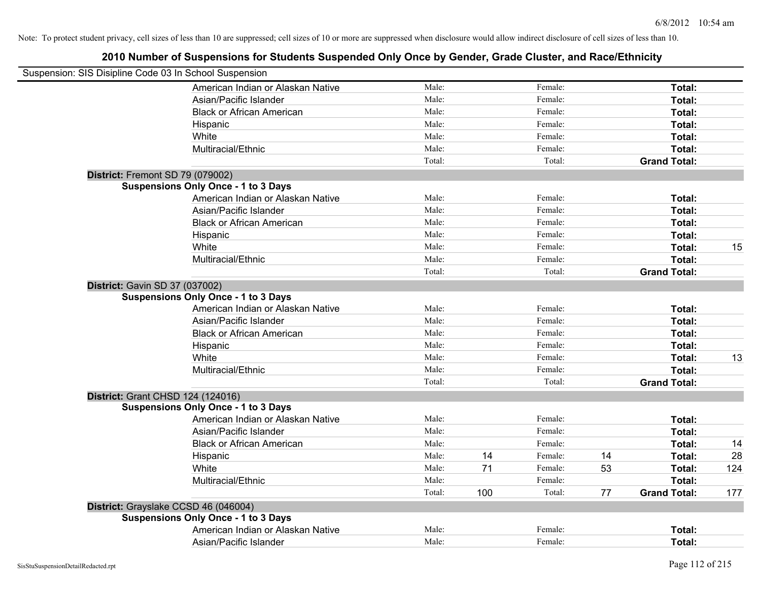Note: To protect student privacy, cell sizes of less than 10 are suppressed; cell sizes of 10 or more are suppressed when disclosure would allow indirect disclosure of cell sizes of less than 10.

## 2010 Number of Suspensions for Students Suspended Only Once by Gender, Grade Cluster, and Race/Ethnicity

Suspension: SIS Disipline Code 03 In School Suspension

| | | | | | | |
|---|---|---|---|---|---|---|
| American Indian or Alaskan Native | Male: | | Female: | | **Total:** | |
| Asian/Pacific Islander | Male: | | Female: | | **Total:** | |
| Black or African American | Male: | | Female: | | **Total:** | |
| Hispanic | Male: | | Female: | | **Total:** | |
| White | Male: | | Female: | | **Total:** | |
| Multiracial/Ethnic | Male: | | Female: | | **Total:** | |
| | Total: | | Total: | | **Grand Total:** | |

**District:** Fremont SD 79 (079002)

**Suspensions Only Once - 1 to 3 Days**

| | | | | | | |
|---|---|---|---|---|---|---|
| American Indian or Alaskan Native | Male: | | Female: | | **Total:** | |
| Asian/Pacific Islander | Male: | | Female: | | **Total:** | |
| Black or African American | Male: | | Female: | | **Total:** | |
| Hispanic | Male: | | Female: | | **Total:** | |
| White | Male: | | Female: | | **Total:** | 15 |
| Multiracial/Ethnic | Male: | | Female: | | **Total:** | |
| | Total: | | Total: | | **Grand Total:** | |

**District:** Gavin SD 37 (037002)

**Suspensions Only Once - 1 to 3 Days**

| | | | | | | |
|---|---|---|---|---|---|---|
| American Indian or Alaskan Native | Male: | | Female: | | **Total:** | |
| Asian/Pacific Islander | Male: | | Female: | | **Total:** | |
| Black or African American | Male: | | Female: | | **Total:** | |
| Hispanic | Male: | | Female: | | **Total:** | |
| White | Male: | | Female: | | **Total:** | 13 |
| Multiracial/Ethnic | Male: | | Female: | | **Total:** | |
| | Total: | | Total: | | **Grand Total:** | |

**District:** Grant CHSD 124 (124016)

**Suspensions Only Once - 1 to 3 Days**

| | | | | | | |
|---|---|---|---|---|---|---|
| American Indian or Alaskan Native | Male: | | Female: | | **Total:** | |
| Asian/Pacific Islander | Male: | | Female: | | **Total:** | |
| Black or African American | Male: | | Female: | | **Total:** | 14 |
| Hispanic | Male: | 14 | Female: | 14 | **Total:** | 28 |
| White | Male: | 71 | Female: | 53 | **Total:** | 124 |
| Multiracial/Ethnic | Male: | | Female: | | **Total:** | |
| | Total: | 100 | Total: | 77 | **Grand Total:** | 177 |

**District:** Grayslake CCSD 46 (046004)

**Suspensions Only Once - 1 to 3 Days**

| | | | | | | |
|---|---|---|---|---|---|---|
| American Indian or Alaskan Native | Male: | | Female: | | **Total:** | |
| Asian/Pacific Islander | Male: | | Female: | | **Total:** | |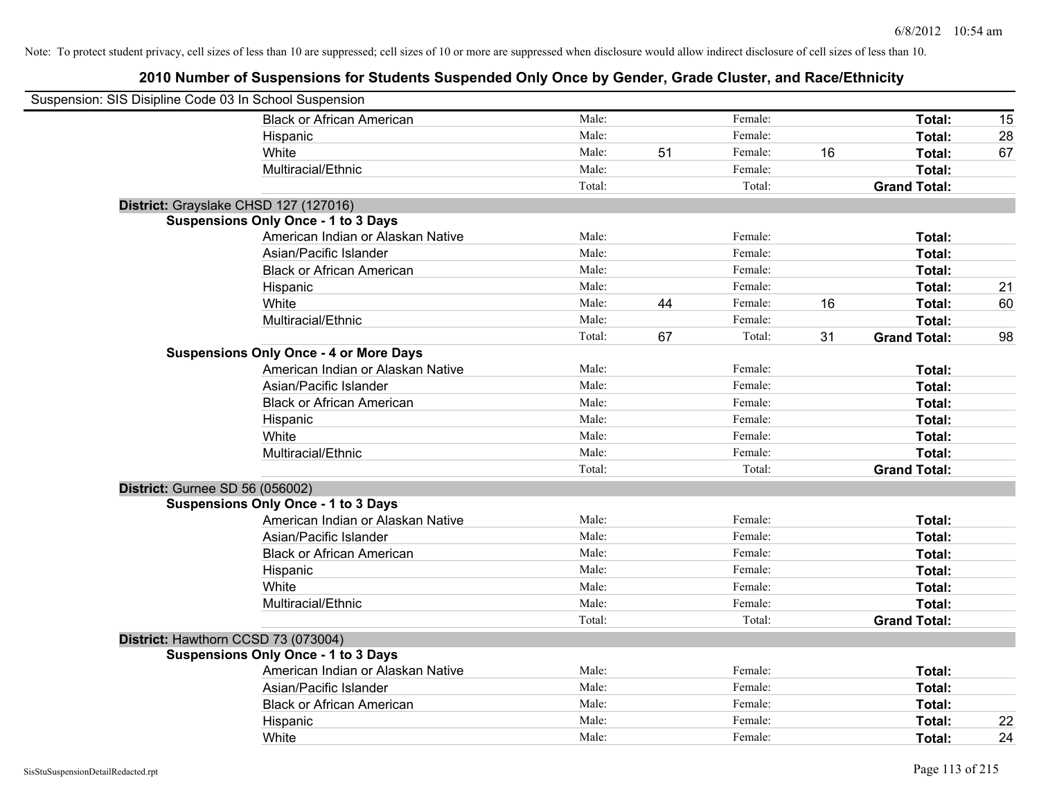Note: To protect student privacy, cell sizes of less than 10 are suppressed; cell sizes of 10 or more are suppressed when disclosure would allow indirect disclosure of cell sizes of less than 10.

## 2010 Number of Suspensions for Students Suspended Only Once by Gender, Grade Cluster, and Race/Ethnicity

Suspension: SIS Disipline Code 03 In School Suspension

| | | | | | | |
|---|---|---|---|---|---|---|
| Black or African American | Male: | | Female: | | **Total:** | 15 |
| Hispanic | Male: | | Female: | | **Total:** | 28 |
| White | Male: | 51 | Female: | 16 | **Total:** | 67 |
| Multiracial/Ethnic | Male: | | Female: | | **Total:** | |
| | Total: | | Total: | | **Grand Total:** | |

**District:** Grayslake CHSD 127 (127016)

**Suspensions Only Once - 1 to 3 Days**

| | | | | | | |
|---|---|---|---|---|---|---|
| American Indian or Alaskan Native | Male: | | Female: | | **Total:** | |
| Asian/Pacific Islander | Male: | | Female: | | **Total:** | |
| Black or African American | Male: | | Female: | | **Total:** | |
| Hispanic | Male: | | Female: | | **Total:** | 21 |
| White | Male: | 44 | Female: | 16 | **Total:** | 60 |
| Multiracial/Ethnic | Male: | | Female: | | **Total:** | |
| | Total: | 67 | Total: | 31 | **Grand Total:** | 98 |

**Suspensions Only Once - 4 or More Days**

| | | | | | | |
|---|---|---|---|---|---|---|
| American Indian or Alaskan Native | Male: | | Female: | | **Total:** | |
| Asian/Pacific Islander | Male: | | Female: | | **Total:** | |
| Black or African American | Male: | | Female: | | **Total:** | |
| Hispanic | Male: | | Female: | | **Total:** | |
| White | Male: | | Female: | | **Total:** | |
| Multiracial/Ethnic | Male: | | Female: | | **Total:** | |
| | Total: | | Total: | | **Grand Total:** | |

**District:** Gurnee SD 56 (056002)

**Suspensions Only Once - 1 to 3 Days**

| | | | | | | |
|---|---|---|---|---|---|---|
| American Indian or Alaskan Native | Male: | | Female: | | **Total:** | |
| Asian/Pacific Islander | Male: | | Female: | | **Total:** | |
| Black or African American | Male: | | Female: | | **Total:** | |
| Hispanic | Male: | | Female: | | **Total:** | |
| White | Male: | | Female: | | **Total:** | |
| Multiracial/Ethnic | Male: | | Female: | | **Total:** | |
| | Total: | | Total: | | **Grand Total:** | |

**District:** Hawthorn CCSD 73 (073004)

**Suspensions Only Once - 1 to 3 Days**

| | | | | | | |
|---|---|---|---|---|---|---|
| American Indian or Alaskan Native | Male: | | Female: | | **Total:** | |
| Asian/Pacific Islander | Male: | | Female: | | **Total:** | |
| Black or African American | Male: | | Female: | | **Total:** | |
| Hispanic | Male: | | Female: | | **Total:** | 22 |
| White | Male: | | Female: | | **Total:** | 24 |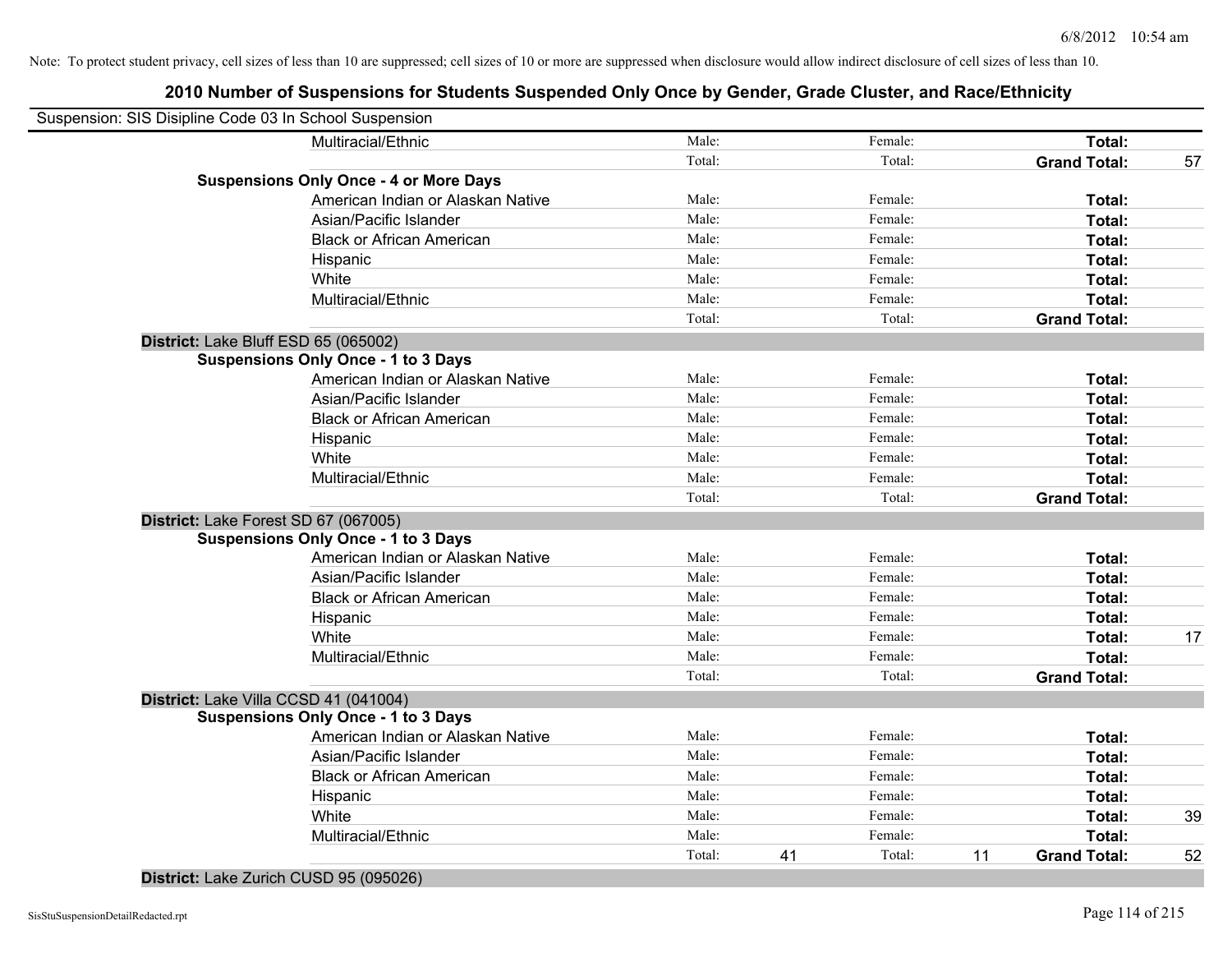Note: To protect student privacy, cell sizes of less than 10 are suppressed; cell sizes of 10 or more are suppressed when disclosure would allow indirect disclosure of cell sizes of less than 10.

## 2010 Number of Suspensions for Students Suspended Only Once by Gender, Grade Cluster, and Race/Ethnicity

Suspension: SIS Disipline Code 03 In School Suspension

| | | | | | | | |
|---|---|---|---|---|---|---|---|
| | Multiracial/Ethnic | Male: | | Female: | | **Total:** | |
| | | Total: | | Total: | | **Grand Total:** | 57 |
| **Suspensions Only Once - 4 or More Days** | | | | | | | |
| | American Indian or Alaskan Native | Male: | | Female: | | **Total:** | |
| | Asian/Pacific Islander | Male: | | Female: | | **Total:** | |
| | Black or African American | Male: | | Female: | | **Total:** | |
| | Hispanic | Male: | | Female: | | **Total:** | |
| | White | Male: | | Female: | | **Total:** | |
| | Multiracial/Ethnic | Male: | | Female: | | **Total:** | |
| | | Total: | | Total: | | **Grand Total:** | |
| **District:** Lake Bluff ESD 65 (065002) | | | | | | | |
| **Suspensions Only Once - 1 to 3 Days** | | | | | | | |
| | American Indian or Alaskan Native | Male: | | Female: | | **Total:** | |
| | Asian/Pacific Islander | Male: | | Female: | | **Total:** | |
| | Black or African American | Male: | | Female: | | **Total:** | |
| | Hispanic | Male: | | Female: | | **Total:** | |
| | White | Male: | | Female: | | **Total:** | |
| | Multiracial/Ethnic | Male: | | Female: | | **Total:** | |
| | | Total: | | Total: | | **Grand Total:** | |
| **District:** Lake Forest SD 67 (067005) | | | | | | | |
| **Suspensions Only Once - 1 to 3 Days** | | | | | | | |
| | American Indian or Alaskan Native | Male: | | Female: | | **Total:** | |
| | Asian/Pacific Islander | Male: | | Female: | | **Total:** | |
| | Black or African American | Male: | | Female: | | **Total:** | |
| | Hispanic | Male: | | Female: | | **Total:** | |
| | White | Male: | | Female: | | **Total:** | 17 |
| | Multiracial/Ethnic | Male: | | Female: | | **Total:** | |
| | | Total: | | Total: | | **Grand Total:** | |
| **District:** Lake Villa CCSD 41 (041004) | | | | | | | |
| **Suspensions Only Once - 1 to 3 Days** | | | | | | | |
| | American Indian or Alaskan Native | Male: | | Female: | | **Total:** | |
| | Asian/Pacific Islander | Male: | | Female: | | **Total:** | |
| | Black or African American | Male: | | Female: | | **Total:** | |
| | Hispanic | Male: | | Female: | | **Total:** | |
| | White | Male: | | Female: | | **Total:** | 39 |
| | Multiracial/Ethnic | Male: | | Female: | | **Total:** | |
| | | Total: | 41 | Total: | 11 | **Grand Total:** | 52 |
| **District:** Lake Zurich CUSD 95 (095026) | | | | | | | |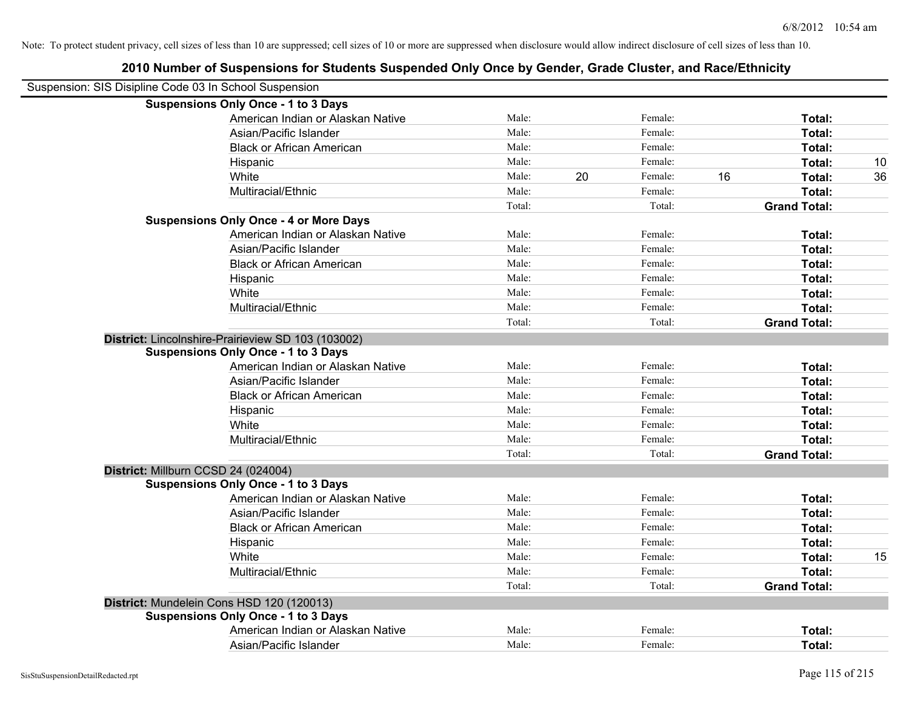Note: To protect student privacy, cell sizes of less than 10 are suppressed; cell sizes of 10 or more are suppressed when disclosure would allow indirect disclosure of cell sizes of less than 10.

# 2010 Number of Suspensions for Students Suspended Only Once by Gender, Grade Cluster, and Race/Ethnicity

Suspension: SIS Disipline Code 03 In School Suspension

**Suspensions Only Once - 1 to 3 Days**

| Race/Ethnicity | Male: | | Female: | | Total: | |
|---|---|---|---|---|---|---|
| American Indian or Alaskan Native | Male: | | Female: | | **Total:** | |
| Asian/Pacific Islander | Male: | | Female: | | **Total:** | |
| Black or African American | Male: | | Female: | | **Total:** | |
| Hispanic | Male: | | Female: | | **Total:** | 10 |
| White | Male: | 20 | Female: | 16 | **Total:** | 36 |
| Multiracial/Ethnic | Male: | | Female: | | **Total:** | |
| | Total: | | Total: | | **Grand Total:** | |

**Suspensions Only Once - 4 or More Days**

| Race/Ethnicity | Male: | | Female: | | Total: | |
|---|---|---|---|---|---|---|
| American Indian or Alaskan Native | Male: | | Female: | | **Total:** | |
| Asian/Pacific Islander | Male: | | Female: | | **Total:** | |
| Black or African American | Male: | | Female: | | **Total:** | |
| Hispanic | Male: | | Female: | | **Total:** | |
| White | Male: | | Female: | | **Total:** | |
| Multiracial/Ethnic | Male: | | Female: | | **Total:** | |
| | Total: | | Total: | | **Grand Total:** | |

**District:** Lincolnshire-Prairieview SD 103 (103002)

**Suspensions Only Once - 1 to 3 Days**

| Race/Ethnicity | Male: | | Female: | | Total: | |
|---|---|---|---|---|---|---|
| American Indian or Alaskan Native | Male: | | Female: | | **Total:** | |
| Asian/Pacific Islander | Male: | | Female: | | **Total:** | |
| Black or African American | Male: | | Female: | | **Total:** | |
| Hispanic | Male: | | Female: | | **Total:** | |
| White | Male: | | Female: | | **Total:** | |
| Multiracial/Ethnic | Male: | | Female: | | **Total:** | |
| | Total: | | Total: | | **Grand Total:** | |

**District:** Millburn CCSD 24 (024004)

**Suspensions Only Once - 1 to 3 Days**

| Race/Ethnicity | Male: | | Female: | | Total: | |
|---|---|---|---|---|---|---|
| American Indian or Alaskan Native | Male: | | Female: | | **Total:** | |
| Asian/Pacific Islander | Male: | | Female: | | **Total:** | |
| Black or African American | Male: | | Female: | | **Total:** | |
| Hispanic | Male: | | Female: | | **Total:** | |
| White | Male: | | Female: | | **Total:** | 15 |
| Multiracial/Ethnic | Male: | | Female: | | **Total:** | |
| | Total: | | Total: | | **Grand Total:** | |

**District:** Mundelein Cons HSD 120 (120013)

**Suspensions Only Once - 1 to 3 Days**

| Race/Ethnicity | Male: | | Female: | | Total: | |
|---|---|---|---|---|---|---|
| American Indian or Alaskan Native | Male: | | Female: | | **Total:** | |
| Asian/Pacific Islander | Male: | | Female: | | **Total:** | |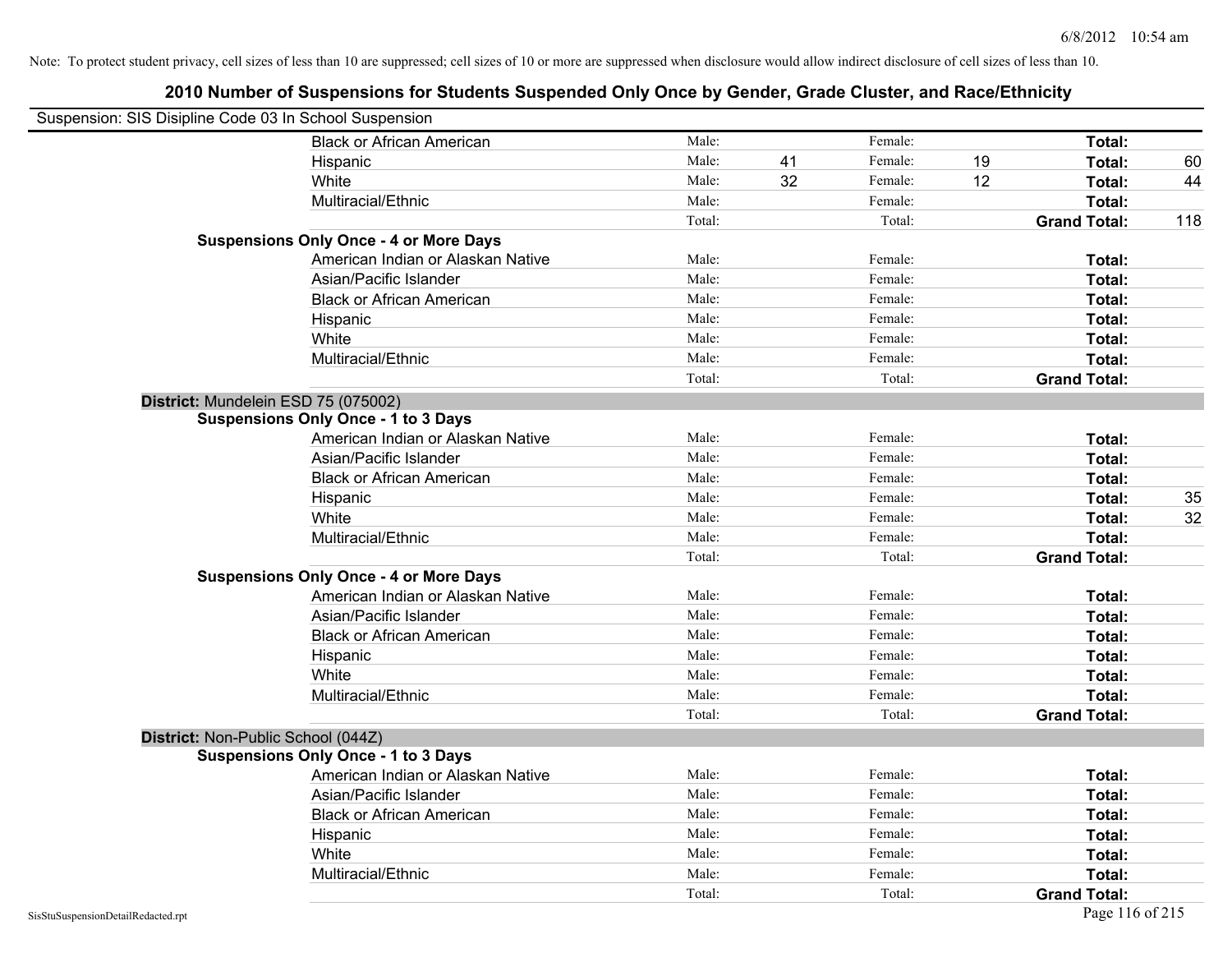Note: To protect student privacy, cell sizes of less than 10 are suppressed; cell sizes of 10 or more are suppressed when disclosure would allow indirect disclosure of cell sizes of less than 10.

# 2010 Number of Suspensions for Students Suspended Only Once by Gender, Grade Cluster, and Race/Ethnicity

Suspension: SIS Disipline Code 03 In School Suspension

| | | | | | | |
|---|---|---|---|---|---|---|
| Black or African American | Male: | | Female: | | **Total:** | |
| Hispanic | Male: | 41 | Female: | 19 | **Total:** | 60 |
| White | Male: | 32 | Female: | 12 | **Total:** | 44 |
| Multiracial/Ethnic | Male: | | Female: | | **Total:** | |
| | Total: | | Total: | | **Grand Total:** | 118 |

**Suspensions Only Once - 4 or More Days**

| | | | | | | |
|---|---|---|---|---|---|---|
| American Indian or Alaskan Native | Male: | | Female: | | **Total:** | |
| Asian/Pacific Islander | Male: | | Female: | | **Total:** | |
| Black or African American | Male: | | Female: | | **Total:** | |
| Hispanic | Male: | | Female: | | **Total:** | |
| White | Male: | | Female: | | **Total:** | |
| Multiracial/Ethnic | Male: | | Female: | | **Total:** | |
| | Total: | | Total: | | **Grand Total:** | |

**District:** Mundelein ESD 75 (075002)

**Suspensions Only Once - 1 to 3 Days**

| | | | | | | |
|---|---|---|---|---|---|---|
| American Indian or Alaskan Native | Male: | | Female: | | **Total:** | |
| Asian/Pacific Islander | Male: | | Female: | | **Total:** | |
| Black or African American | Male: | | Female: | | **Total:** | |
| Hispanic | Male: | | Female: | | **Total:** | 35 |
| White | Male: | | Female: | | **Total:** | 32 |
| Multiracial/Ethnic | Male: | | Female: | | **Total:** | |
| | Total: | | Total: | | **Grand Total:** | |

**Suspensions Only Once - 4 or More Days**

| | | | | | | |
|---|---|---|---|---|---|---|
| American Indian or Alaskan Native | Male: | | Female: | | **Total:** | |
| Asian/Pacific Islander | Male: | | Female: | | **Total:** | |
| Black or African American | Male: | | Female: | | **Total:** | |
| Hispanic | Male: | | Female: | | **Total:** | |
| White | Male: | | Female: | | **Total:** | |
| Multiracial/Ethnic | Male: | | Female: | | **Total:** | |
| | Total: | | Total: | | **Grand Total:** | |

**District:** Non-Public School (044Z)

**Suspensions Only Once - 1 to 3 Days**

| | | | | | | |
|---|---|---|---|---|---|---|
| American Indian or Alaskan Native | Male: | | Female: | | **Total:** | |
| Asian/Pacific Islander | Male: | | Female: | | **Total:** | |
| Black or African American | Male: | | Female: | | **Total:** | |
| Hispanic | Male: | | Female: | | **Total:** | |
| White | Male: | | Female: | | **Total:** | |
| Multiracial/Ethnic | Male: | | Female: | | **Total:** | |
| | Total: | | Total: | | **Grand Total:** | |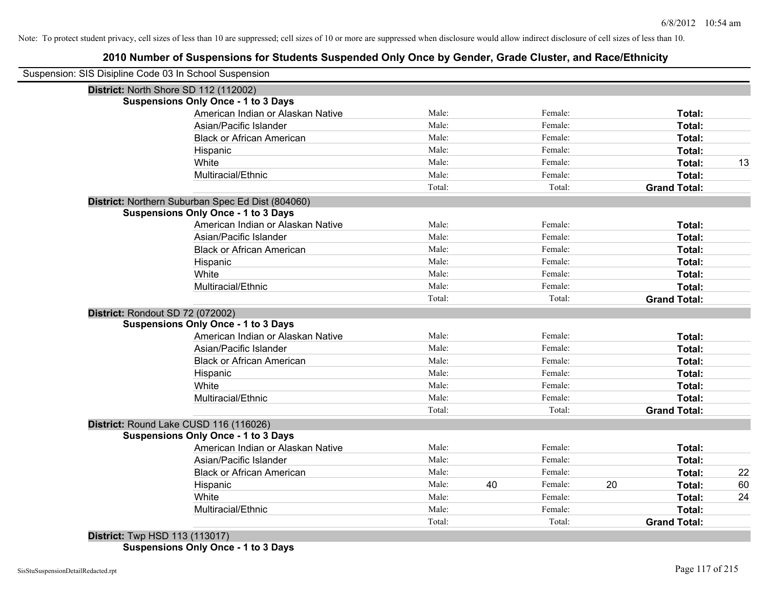Note: To protect student privacy, cell sizes of less than 10 are suppressed; cell sizes of 10 or more are suppressed when disclosure would allow indirect disclosure of cell sizes of less than 10.

# 2010 Number of Suspensions for Students Suspended Only Once by Gender, Grade Cluster, and Race/Ethnicity

Suspension: SIS Disipline Code 03 In School Suspension

**District:** North Shore SD 112 (112002)

**Suspensions Only Once - 1 to 3 Days**

| | | | | | | |
|---|---|---|---|---|---|---|
| American Indian or Alaskan Native | Male: | | Female: | | **Total:** | |
| Asian/Pacific Islander | Male: | | Female: | | **Total:** | |
| Black or African American | Male: | | Female: | | **Total:** | |
| Hispanic | Male: | | Female: | | **Total:** | |
| White | Male: | | Female: | | **Total:** | 13 |
| Multiracial/Ethnic | Male: | | Female: | | **Total:** | |
| | Total: | | Total: | | **Grand Total:** | |

**District:** Northern Suburban Spec Ed Dist (804060)

**Suspensions Only Once - 1 to 3 Days**

| | | | | | | |
|---|---|---|---|---|---|---|
| American Indian or Alaskan Native | Male: | | Female: | | **Total:** | |
| Asian/Pacific Islander | Male: | | Female: | | **Total:** | |
| Black or African American | Male: | | Female: | | **Total:** | |
| Hispanic | Male: | | Female: | | **Total:** | |
| White | Male: | | Female: | | **Total:** | |
| Multiracial/Ethnic | Male: | | Female: | | **Total:** | |
| | Total: | | Total: | | **Grand Total:** | |

**District:** Rondout SD 72 (072002)

**Suspensions Only Once - 1 to 3 Days**

| | | | | | | |
|---|---|---|---|---|---|---|
| American Indian or Alaskan Native | Male: | | Female: | | **Total:** | |
| Asian/Pacific Islander | Male: | | Female: | | **Total:** | |
| Black or African American | Male: | | Female: | | **Total:** | |
| Hispanic | Male: | | Female: | | **Total:** | |
| White | Male: | | Female: | | **Total:** | |
| Multiracial/Ethnic | Male: | | Female: | | **Total:** | |
| | Total: | | Total: | | **Grand Total:** | |

**District:** Round Lake CUSD 116 (116026)

**Suspensions Only Once - 1 to 3 Days**

| | | | | | | |
|---|---|---|---|---|---|---|
| American Indian or Alaskan Native | Male: | | Female: | | **Total:** | |
| Asian/Pacific Islander | Male: | | Female: | | **Total:** | |
| Black or African American | Male: | | Female: | | **Total:** | 22 |
| Hispanic | Male: | 40 | Female: | 20 | **Total:** | 60 |
| White | Male: | | Female: | | **Total:** | 24 |
| Multiracial/Ethnic | Male: | | Female: | | **Total:** | |
| | Total: | | Total: | | **Grand Total:** | |

**District:** Twp HSD 113 (113017)

**Suspensions Only Once - 1 to 3 Days**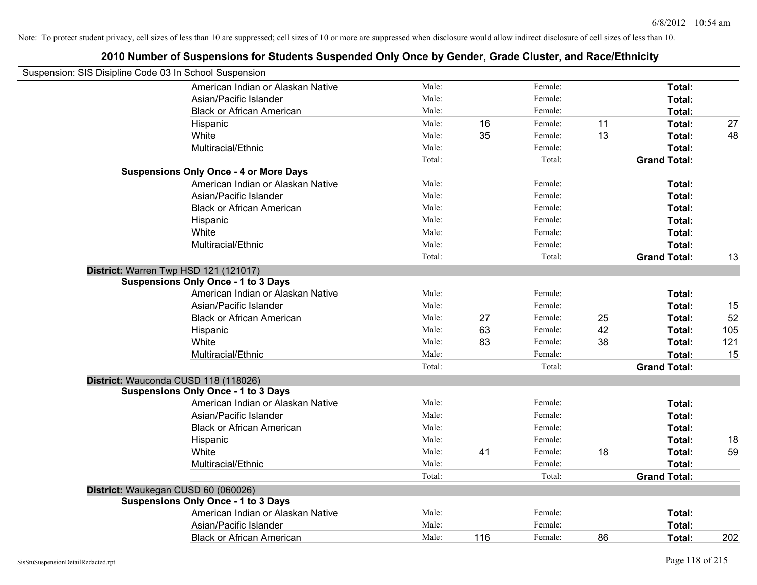Note: To protect student privacy, cell sizes of less than 10 are suppressed; cell sizes of 10 or more are suppressed when disclosure would allow indirect disclosure of cell sizes of less than 10.

# 2010 Number of Suspensions for Students Suspended Only Once by Gender, Grade Cluster, and Race/Ethnicity

Suspension: SIS Disipline Code 03 In School Suspension

| | | | | | | |
|---|---|---|---|---|---|---|
| American Indian or Alaskan Native | Male: | | Female: | | **Total:** | |
| Asian/Pacific Islander | Male: | | Female: | | **Total:** | |
| Black or African American | Male: | | Female: | | **Total:** | |
| Hispanic | Male: | 16 | Female: | 11 | **Total:** | 27 |
| White | Male: | 35 | Female: | 13 | **Total:** | 48 |
| Multiracial/Ethnic | Male: | | Female: | | **Total:** | |
| | Total: | | Total: | | **Grand Total:** | |

**Suspensions Only Once - 4 or More Days**

| | | | | | | |
|---|---|---|---|---|---|---|
| American Indian or Alaskan Native | Male: | | Female: | | **Total:** | |
| Asian/Pacific Islander | Male: | | Female: | | **Total:** | |
| Black or African American | Male: | | Female: | | **Total:** | |
| Hispanic | Male: | | Female: | | **Total:** | |
| White | Male: | | Female: | | **Total:** | |
| Multiracial/Ethnic | Male: | | Female: | | **Total:** | |
| | Total: | | Total: | | **Grand Total:** | 13 |

**District:** Warren Twp HSD 121 (121017)

**Suspensions Only Once - 1 to 3 Days**

| | | | | | | |
|---|---|---|---|---|---|---|
| American Indian or Alaskan Native | Male: | | Female: | | **Total:** | |
| Asian/Pacific Islander | Male: | | Female: | | **Total:** | 15 |
| Black or African American | Male: | 27 | Female: | 25 | **Total:** | 52 |
| Hispanic | Male: | 63 | Female: | 42 | **Total:** | 105 |
| White | Male: | 83 | Female: | 38 | **Total:** | 121 |
| Multiracial/Ethnic | Male: | | Female: | | **Total:** | 15 |
| | Total: | | Total: | | **Grand Total:** | |

**District:** Wauconda CUSD 118 (118026)

**Suspensions Only Once - 1 to 3 Days**

| | | | | | | |
|---|---|---|---|---|---|---|
| American Indian or Alaskan Native | Male: | | Female: | | **Total:** | |
| Asian/Pacific Islander | Male: | | Female: | | **Total:** | |
| Black or African American | Male: | | Female: | | **Total:** | |
| Hispanic | Male: | | Female: | | **Total:** | 18 |
| White | Male: | 41 | Female: | 18 | **Total:** | 59 |
| Multiracial/Ethnic | Male: | | Female: | | **Total:** | |
| | Total: | | Total: | | **Grand Total:** | |

**District:** Waukegan CUSD 60 (060026)

**Suspensions Only Once - 1 to 3 Days**

| | | | | | | |
|---|---|---|---|---|---|---|
| American Indian or Alaskan Native | Male: | | Female: | | **Total:** | |
| Asian/Pacific Islander | Male: | | Female: | | **Total:** | |
| Black or African American | Male: | 116 | Female: | 86 | **Total:** | 202 |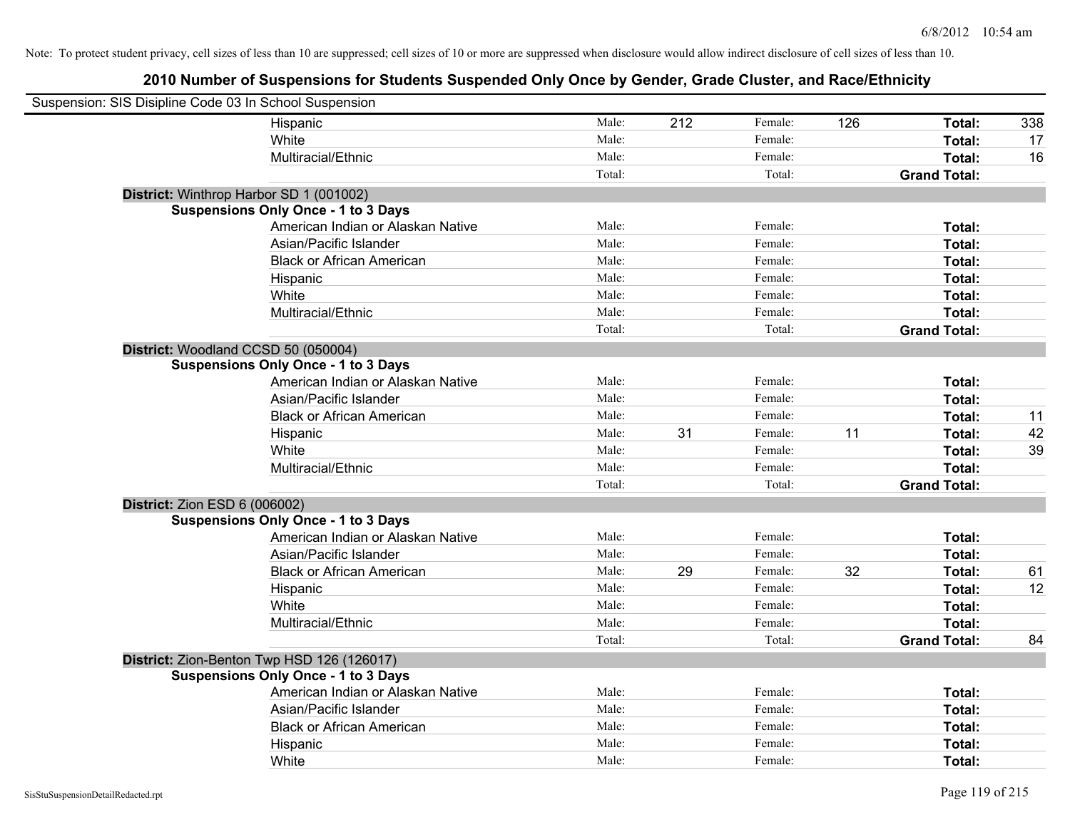Note: To protect student privacy, cell sizes of less than 10 are suppressed; cell sizes of 10 or more are suppressed when disclosure would allow indirect disclosure of cell sizes of less than 10.

## 2010 Number of Suspensions for Students Suspended Only Once by Gender, Grade Cluster, and Race/Ethnicity

Suspension: SIS Disipline Code 03 In School Suspension

| | | | | | | |
|---|---|---|---|---|---|---|
| Hispanic | Male: | 212 | Female: | 126 | **Total:** | 338 |
| White | Male: | | Female: | | **Total:** | 17 |
| Multiracial/Ethnic | Male: | | Female: | | **Total:** | 16 |
| | Total: | | Total: | | **Grand Total:** | |

**District:** Winthrop Harbor SD 1 (001002)

**Suspensions Only Once - 1 to 3 Days**

| | | | | | | |
|---|---|---|---|---|---|---|
| American Indian or Alaskan Native | Male: | | Female: | | **Total:** | |
| Asian/Pacific Islander | Male: | | Female: | | **Total:** | |
| Black or African American | Male: | | Female: | | **Total:** | |
| Hispanic | Male: | | Female: | | **Total:** | |
| White | Male: | | Female: | | **Total:** | |
| Multiracial/Ethnic | Male: | | Female: | | **Total:** | |
| | Total: | | Total: | | **Grand Total:** | |

**District:** Woodland CCSD 50 (050004)

**Suspensions Only Once - 1 to 3 Days**

| | | | | | | |
|---|---|---|---|---|---|---|
| American Indian or Alaskan Native | Male: | | Female: | | **Total:** | |
| Asian/Pacific Islander | Male: | | Female: | | **Total:** | |
| Black or African American | Male: | | Female: | | **Total:** | 11 |
| Hispanic | Male: | 31 | Female: | 11 | **Total:** | 42 |
| White | Male: | | Female: | | **Total:** | 39 |
| Multiracial/Ethnic | Male: | | Female: | | **Total:** | |
| | Total: | | Total: | | **Grand Total:** | |

**District:** Zion ESD 6 (006002)

**Suspensions Only Once - 1 to 3 Days**

| | | | | | | |
|---|---|---|---|---|---|---|
| American Indian or Alaskan Native | Male: | | Female: | | **Total:** | |
| Asian/Pacific Islander | Male: | | Female: | | **Total:** | |
| Black or African American | Male: | 29 | Female: | 32 | **Total:** | 61 |
| Hispanic | Male: | | Female: | | **Total:** | 12 |
| White | Male: | | Female: | | **Total:** | |
| Multiracial/Ethnic | Male: | | Female: | | **Total:** | |
| | Total: | | Total: | | **Grand Total:** | 84 |

**District:** Zion-Benton Twp HSD 126 (126017)

**Suspensions Only Once - 1 to 3 Days**

| | | | | | | |
|---|---|---|---|---|---|---|
| American Indian or Alaskan Native | Male: | | Female: | | **Total:** | |
| Asian/Pacific Islander | Male: | | Female: | | **Total:** | |
| Black or African American | Male: | | Female: | | **Total:** | |
| Hispanic | Male: | | Female: | | **Total:** | |
| White | Male: | | Female: | | **Total:** | |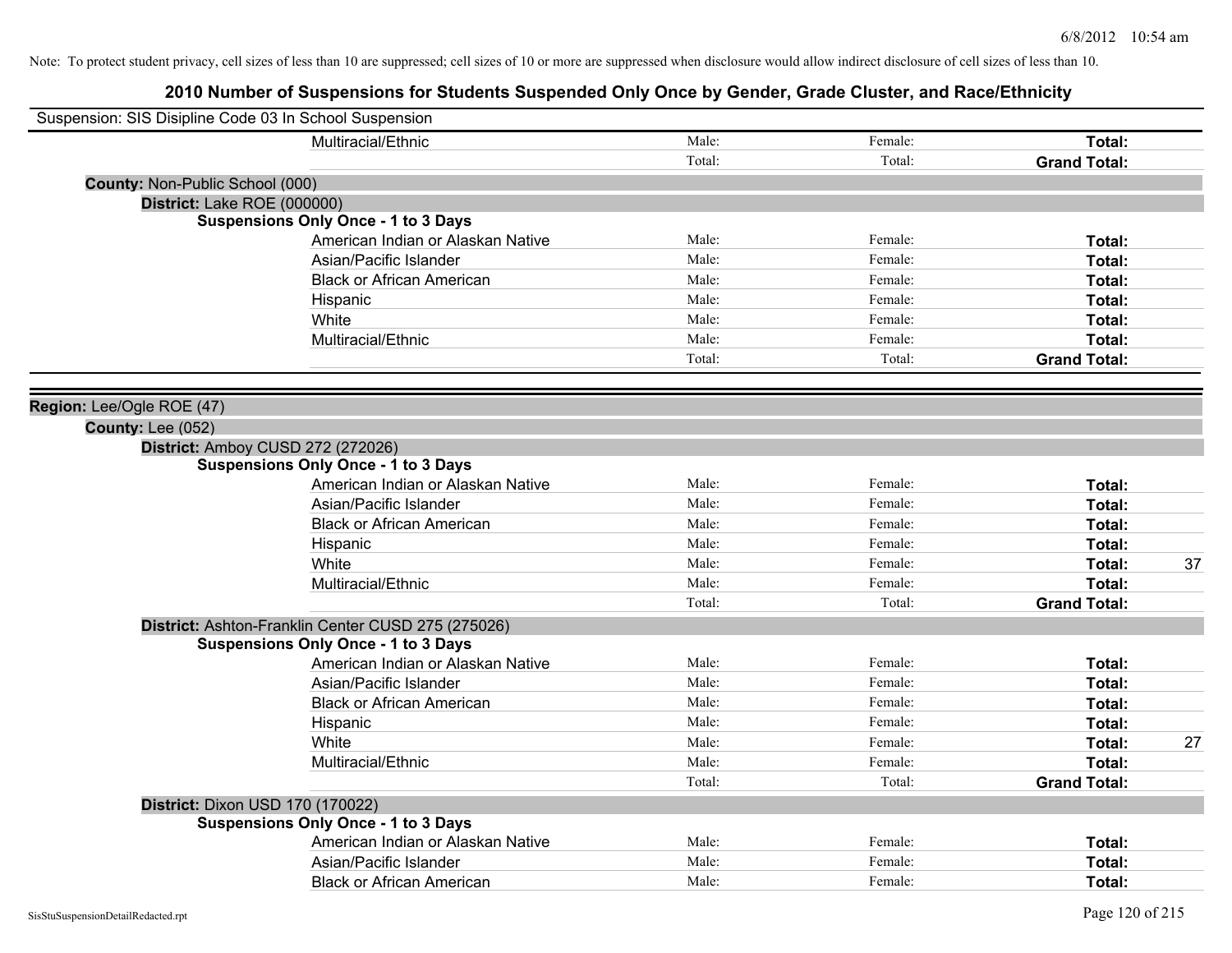Note: To protect student privacy, cell sizes of less than 10 are suppressed; cell sizes of 10 or more are suppressed when disclosure would allow indirect disclosure of cell sizes of less than 10.

# 2010 Number of Suspensions for Students Suspended Only Once by Gender, Grade Cluster, and Race/Ethnicity

Suspension: SIS Disipline Code 03 In School Suspension

| | | | | |
|---|---|---|---|---|
| Multiracial/Ethnic | Male: | Female: | **Total:** | |
| | Total: | Total: | **Grand Total:** | |

**County:** Non-Public School (000)

**District:** Lake ROE (000000)

**Suspensions Only Once - 1 to 3 Days**

| | | | | |
|---|---|---|---|---|
| American Indian or Alaskan Native | Male: | Female: | **Total:** | |
| Asian/Pacific Islander | Male: | Female: | **Total:** | |
| Black or African American | Male: | Female: | **Total:** | |
| Hispanic | Male: | Female: | **Total:** | |
| White | Male: | Female: | **Total:** | |
| Multiracial/Ethnic | Male: | Female: | **Total:** | |
| | Total: | Total: | **Grand Total:** | |

**Region:** Lee/Ogle ROE (47)

**County:** Lee (052)

**District:** Amboy CUSD 272 (272026)

**Suspensions Only Once - 1 to 3 Days**

| | | | | |
|---|---|---|---|---|
| American Indian or Alaskan Native | Male: | Female: | **Total:** | |
| Asian/Pacific Islander | Male: | Female: | **Total:** | |
| Black or African American | Male: | Female: | **Total:** | |
| Hispanic | Male: | Female: | **Total:** | |
| White | Male: | Female: | **Total:** | 37 |
| Multiracial/Ethnic | Male: | Female: | **Total:** | |
| | Total: | Total: | **Grand Total:** | |

**District:** Ashton-Franklin Center CUSD 275 (275026)

**Suspensions Only Once - 1 to 3 Days**

| | | | | |
|---|---|---|---|---|
| American Indian or Alaskan Native | Male: | Female: | **Total:** | |
| Asian/Pacific Islander | Male: | Female: | **Total:** | |
| Black or African American | Male: | Female: | **Total:** | |
| Hispanic | Male: | Female: | **Total:** | |
| White | Male: | Female: | **Total:** | 27 |
| Multiracial/Ethnic | Male: | Female: | **Total:** | |
| | Total: | Total: | **Grand Total:** | |

**District:** Dixon USD 170 (170022)

**Suspensions Only Once - 1 to 3 Days**

| | | | | |
|---|---|---|---|---|
| American Indian or Alaskan Native | Male: | Female: | **Total:** | |
| Asian/Pacific Islander | Male: | Female: | **Total:** | |
| Black or African American | Male: | Female: | **Total:** | |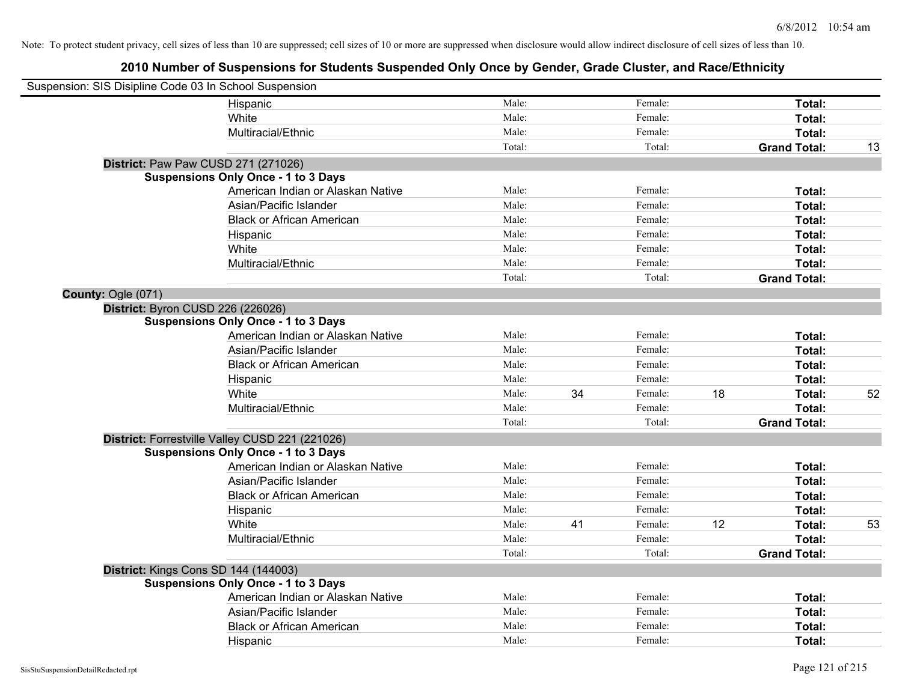Note: To protect student privacy, cell sizes of less than 10 are suppressed; cell sizes of 10 or more are suppressed when disclosure would allow indirect disclosure of cell sizes of less than 10.

## 2010 Number of Suspensions for Students Suspended Only Once by Gender, Grade Cluster, and Race/Ethnicity

Suspension: SIS Disipline Code 03 In School Suspension

| | Male: | | Female: | | | |
|---|---|---|---|---|---|---|
| Hispanic | Male: | | Female: | | **Total:** | |
| White | Male: | | Female: | | **Total:** | |
| Multiracial/Ethnic | Male: | | Female: | | **Total:** | |
| | Total: | | Total: | | **Grand Total:** | 13 |

**District:** Paw Paw CUSD 271 (271026)

**Suspensions Only Once - 1 to 3 Days**

| | | | | | | |
|---|---|---|---|---|---|---|
| American Indian or Alaskan Native | Male: | | Female: | | **Total:** | |
| Asian/Pacific Islander | Male: | | Female: | | **Total:** | |
| Black or African American | Male: | | Female: | | **Total:** | |
| Hispanic | Male: | | Female: | | **Total:** | |
| White | Male: | | Female: | | **Total:** | |
| Multiracial/Ethnic | Male: | | Female: | | **Total:** | |
| | Total: | | Total: | | **Grand Total:** | |

**County:** Ogle (071)

**District:** Byron CUSD 226 (226026)

**Suspensions Only Once - 1 to 3 Days**

| | | | | | | |
|---|---|---|---|---|---|---|
| American Indian or Alaskan Native | Male: | | Female: | | **Total:** | |
| Asian/Pacific Islander | Male: | | Female: | | **Total:** | |
| Black or African American | Male: | | Female: | | **Total:** | |
| Hispanic | Male: | | Female: | | **Total:** | |
| White | Male: | 34 | Female: | 18 | **Total:** | 52 |
| Multiracial/Ethnic | Male: | | Female: | | **Total:** | |
| | Total: | | Total: | | **Grand Total:** | |

**District:** Forrestville Valley CUSD 221 (221026)

**Suspensions Only Once - 1 to 3 Days**

| | | | | | | |
|---|---|---|---|---|---|---|
| American Indian or Alaskan Native | Male: | | Female: | | **Total:** | |
| Asian/Pacific Islander | Male: | | Female: | | **Total:** | |
| Black or African American | Male: | | Female: | | **Total:** | |
| Hispanic | Male: | | Female: | | **Total:** | |
| White | Male: | 41 | Female: | 12 | **Total:** | 53 |
| Multiracial/Ethnic | Male: | | Female: | | **Total:** | |
| | Total: | | Total: | | **Grand Total:** | |

**District:** Kings Cons SD 144 (144003)

**Suspensions Only Once - 1 to 3 Days**

| | | | | | | |
|---|---|---|---|---|---|---|
| American Indian or Alaskan Native | Male: | | Female: | | **Total:** | |
| Asian/Pacific Islander | Male: | | Female: | | **Total:** | |
| Black or African American | Male: | | Female: | | **Total:** | |
| Hispanic | Male: | | Female: | | **Total:** | |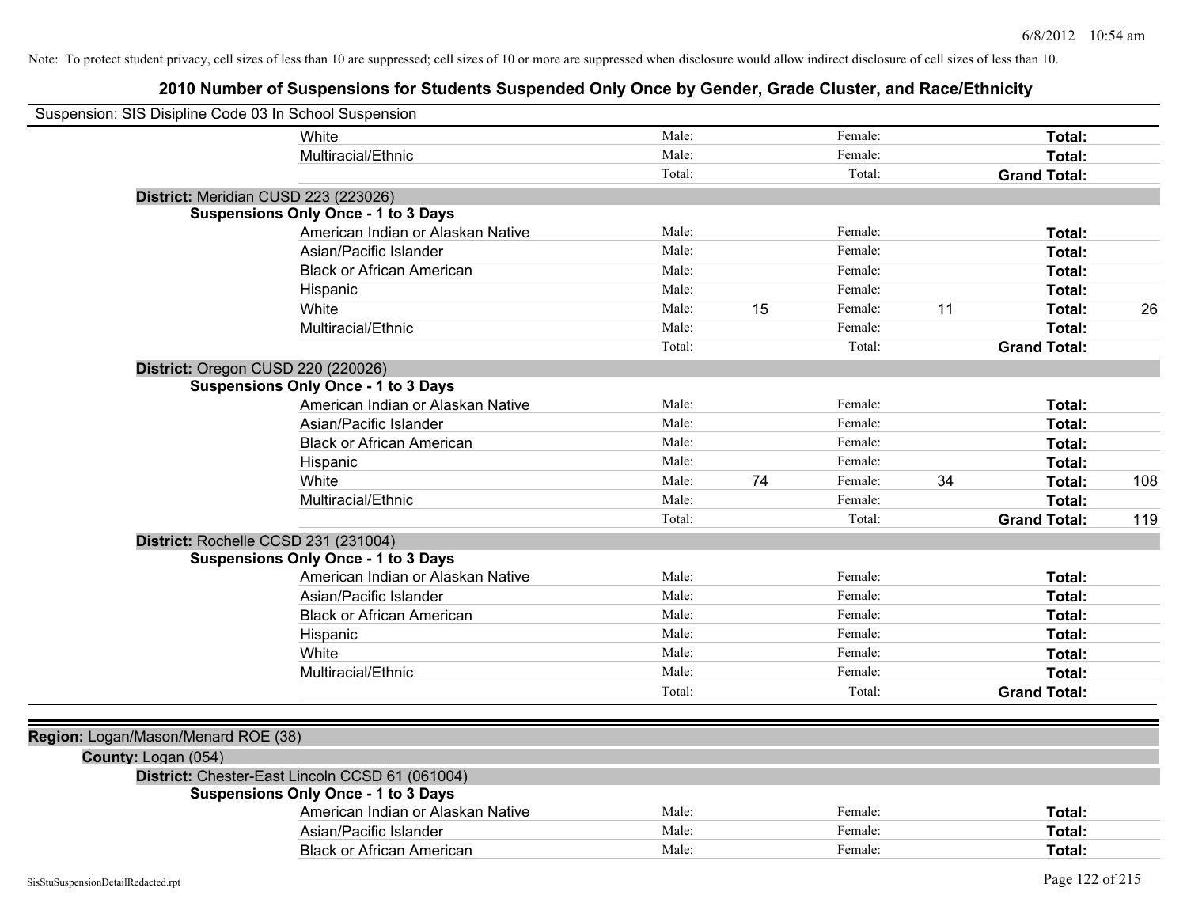Note: To protect student privacy, cell sizes of less than 10 are suppressed; cell sizes of 10 or more are suppressed when disclosure would allow indirect disclosure of cell sizes of less than 10.

## 2010 Number of Suspensions for Students Suspended Only Once by Gender, Grade Cluster, and Race/Ethnicity

Suspension: SIS Disipline Code 03 In School Suspension

| | | | | | | |
|---|---|---|---|---|---|---|
| White | Male: | | Female: | | **Total:** | |
| Multiracial/Ethnic | Male: | | Female: | | **Total:** | |
| | Total: | | Total: | | **Grand Total:** | |

**District:** Meridian CUSD 223 (223026)

**Suspensions Only Once - 1 to 3 Days**

| | | | | | | |
|---|---|---|---|---|---|---|
| American Indian or Alaskan Native | Male: | | Female: | | **Total:** | |
| Asian/Pacific Islander | Male: | | Female: | | **Total:** | |
| Black or African American | Male: | | Female: | | **Total:** | |
| Hispanic | Male: | | Female: | | **Total:** | |
| White | Male: | 15 | Female: | 11 | **Total:** | 26 |
| Multiracial/Ethnic | Male: | | Female: | | **Total:** | |
| | Total: | | Total: | | **Grand Total:** | |

**District:** Oregon CUSD 220 (220026)

**Suspensions Only Once - 1 to 3 Days**

| | | | | | | |
|---|---|---|---|---|---|---|
| American Indian or Alaskan Native | Male: | | Female: | | **Total:** | |
| Asian/Pacific Islander | Male: | | Female: | | **Total:** | |
| Black or African American | Male: | | Female: | | **Total:** | |
| Hispanic | Male: | | Female: | | **Total:** | |
| White | Male: | 74 | Female: | 34 | **Total:** | 108 |
| Multiracial/Ethnic | Male: | | Female: | | **Total:** | |
| | Total: | | Total: | | **Grand Total:** | 119 |

**District:** Rochelle CCSD 231 (231004)

**Suspensions Only Once - 1 to 3 Days**

| | | | | | | |
|---|---|---|---|---|---|---|
| American Indian or Alaskan Native | Male: | | Female: | | **Total:** | |
| Asian/Pacific Islander | Male: | | Female: | | **Total:** | |
| Black or African American | Male: | | Female: | | **Total:** | |
| Hispanic | Male: | | Female: | | **Total:** | |
| White | Male: | | Female: | | **Total:** | |
| Multiracial/Ethnic | Male: | | Female: | | **Total:** | |
| | Total: | | Total: | | **Grand Total:** | |

**Region:** Logan/Mason/Menard ROE (38)

**County:** Logan (054)

**District:** Chester-East Lincoln CCSD 61 (061004)

**Suspensions Only Once - 1 to 3 Days**

| | | | | | | |
|---|---|---|---|---|---|---|
| American Indian or Alaskan Native | Male: | | Female: | | **Total:** | |
| Asian/Pacific Islander | Male: | | Female: | | **Total:** | |
| Black or African American | Male: | | Female: | | **Total:** | |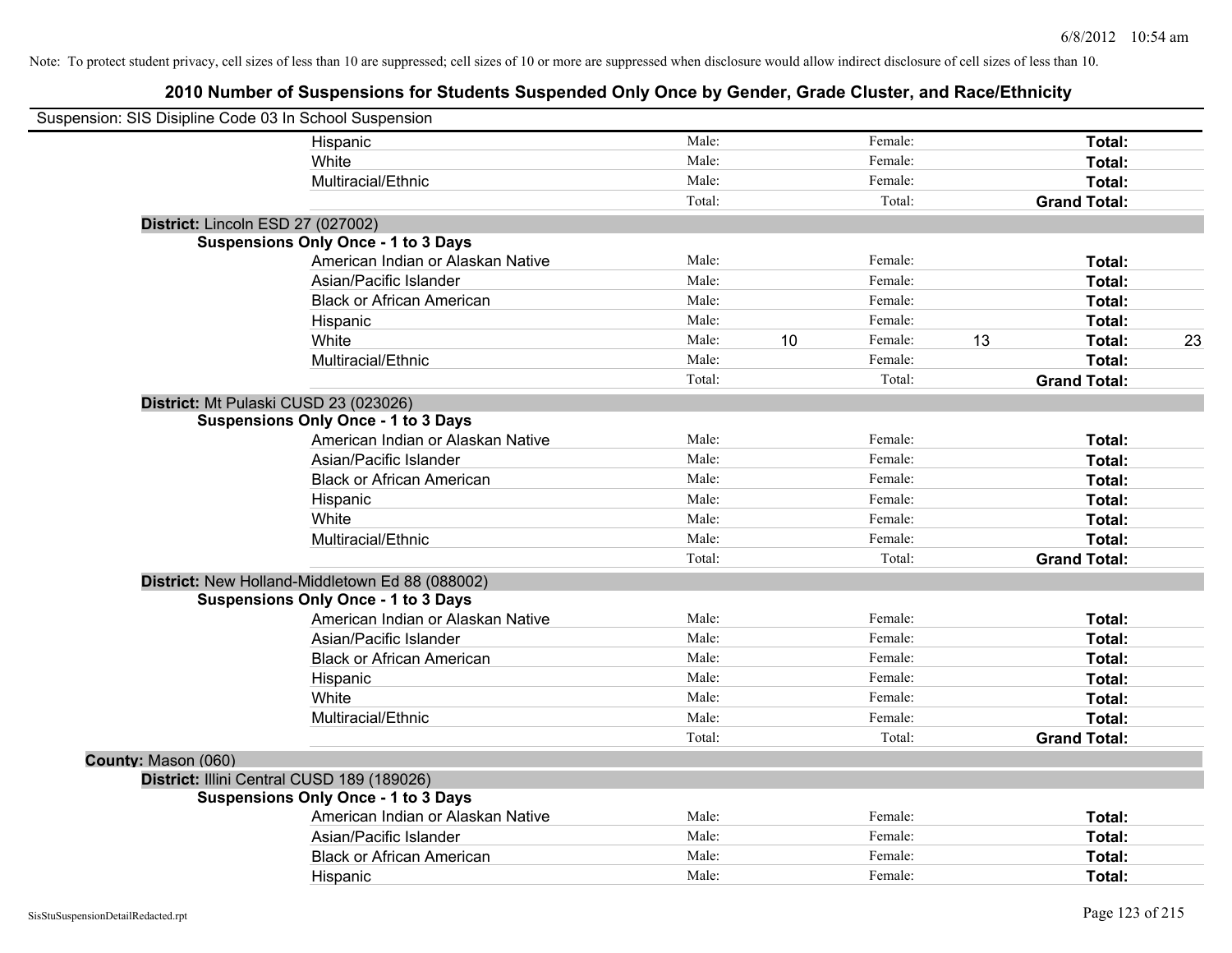Note: To protect student privacy, cell sizes of less than 10 are suppressed; cell sizes of 10 or more are suppressed when disclosure would allow indirect disclosure of cell sizes of less than 10.

# 2010 Number of Suspensions for Students Suspended Only Once by Gender, Grade Cluster, and Race/Ethnicity

Suspension: SIS Disipline Code 03 In School Suspension

| | | | | | | |
|---|---|---|---|---|---|---|
| Hispanic | Male: | | Female: | | **Total:** | |
| White | Male: | | Female: | | **Total:** | |
| Multiracial/Ethnic | Male: | | Female: | | **Total:** | |
| | Total: | | Total: | | **Grand Total:** | |

**District:** Lincoln ESD 27 (027002)

**Suspensions Only Once - 1 to 3 Days**

| | | | | | | |
|---|---|---|---|---|---|---|
| American Indian or Alaskan Native | Male: | | Female: | | **Total:** | |
| Asian/Pacific Islander | Male: | | Female: | | **Total:** | |
| Black or African American | Male: | | Female: | | **Total:** | |
| Hispanic | Male: | | Female: | | **Total:** | |
| White | Male: | 10 | Female: | 13 | **Total:** | 23 |
| Multiracial/Ethnic | Male: | | Female: | | **Total:** | |
| | Total: | | Total: | | **Grand Total:** | |

**District:** Mt Pulaski CUSD 23 (023026)

**Suspensions Only Once - 1 to 3 Days**

| | | | | | | |
|---|---|---|---|---|---|---|
| American Indian or Alaskan Native | Male: | | Female: | | **Total:** | |
| Asian/Pacific Islander | Male: | | Female: | | **Total:** | |
| Black or African American | Male: | | Female: | | **Total:** | |
| Hispanic | Male: | | Female: | | **Total:** | |
| White | Male: | | Female: | | **Total:** | |
| Multiracial/Ethnic | Male: | | Female: | | **Total:** | |
| | Total: | | Total: | | **Grand Total:** | |

**District:** New Holland-Middletown Ed 88 (088002)

**Suspensions Only Once - 1 to 3 Days**

| | | | | | | |
|---|---|---|---|---|---|---|
| American Indian or Alaskan Native | Male: | | Female: | | **Total:** | |
| Asian/Pacific Islander | Male: | | Female: | | **Total:** | |
| Black or African American | Male: | | Female: | | **Total:** | |
| Hispanic | Male: | | Female: | | **Total:** | |
| White | Male: | | Female: | | **Total:** | |
| Multiracial/Ethnic | Male: | | Female: | | **Total:** | |
| | Total: | | Total: | | **Grand Total:** | |

**County:** Mason (060)

**District:** Illini Central CUSD 189 (189026)

**Suspensions Only Once - 1 to 3 Days**

| | | | | | | |
|---|---|---|---|---|---|---|
| American Indian or Alaskan Native | Male: | | Female: | | **Total:** | |
| Asian/Pacific Islander | Male: | | Female: | | **Total:** | |
| Black or African American | Male: | | Female: | | **Total:** | |
| Hispanic | Male: | | Female: | | **Total:** | |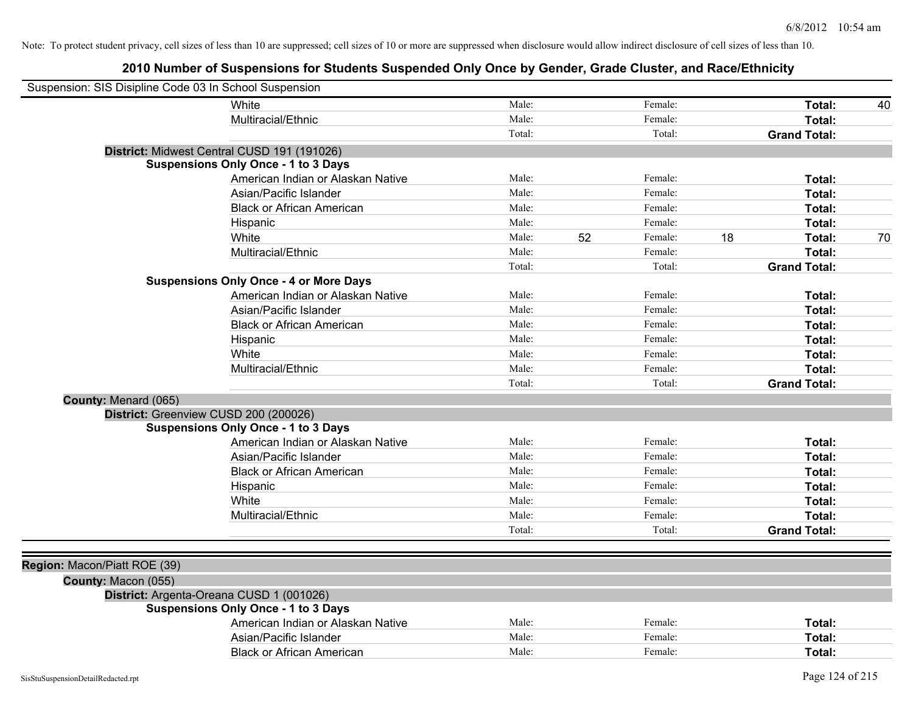Note: To protect student privacy, cell sizes of less than 10 are suppressed; cell sizes of 10 or more are suppressed when disclosure would allow indirect disclosure of cell sizes of less than 10.

# 2010 Number of Suspensions for Students Suspended Only Once by Gender, Grade Cluster, and Race/Ethnicity

Suspension: SIS Disipline Code 03 In School Suspension

| | | | | | |
|---|---|---|---|---|---|
| White | Male: | Female: | | Total: | 40 |
| Multiracial/Ethnic | Male: | Female: | | Total: | |
| | Total: | Total: | | Grand Total: | |

**District:** Midwest Central CUSD 191 (191026)

**Suspensions Only Once - 1 to 3 Days**

| | | | | | | |
|---|---|---|---|---|---|---|
| American Indian or Alaskan Native | Male: | | Female: | | Total: | |
| Asian/Pacific Islander | Male: | | Female: | | Total: | |
| Black or African American | Male: | | Female: | | Total: | |
| Hispanic | Male: | | Female: | | Total: | |
| White | Male: | 52 | Female: | 18 | Total: | 70 |
| Multiracial/Ethnic | Male: | | Female: | | Total: | |
| | Total: | | Total: | | Grand Total: | |

**Suspensions Only Once - 4 or More Days**

| | | | | |
|---|---|---|---|---|
| American Indian or Alaskan Native | Male: | Female: | Total: | |
| Asian/Pacific Islander | Male: | Female: | Total: | |
| Black or African American | Male: | Female: | Total: | |
| Hispanic | Male: | Female: | Total: | |
| White | Male: | Female: | Total: | |
| Multiracial/Ethnic | Male: | Female: | Total: | |
| | Total: | Total: | Grand Total: | |

**County:** Menard (065)

**District:** Greenview CUSD 200 (200026)

**Suspensions Only Once - 1 to 3 Days**

| | | | | |
|---|---|---|---|---|
| American Indian or Alaskan Native | Male: | Female: | Total: | |
| Asian/Pacific Islander | Male: | Female: | Total: | |
| Black or African American | Male: | Female: | Total: | |
| Hispanic | Male: | Female: | Total: | |
| White | Male: | Female: | Total: | |
| Multiracial/Ethnic | Male: | Female: | Total: | |
| | Total: | Total: | Grand Total: | |

**Region:** Macon/Piatt ROE (39)

**County:** Macon (055)

**District:** Argenta-Oreana CUSD 1 (001026)

**Suspensions Only Once - 1 to 3 Days**

| | | | | |
|---|---|---|---|---|
| American Indian or Alaskan Native | Male: | Female: | Total: | |
| Asian/Pacific Islander | Male: | Female: | Total: | |
| Black or African American | Male: | Female: | Total: | |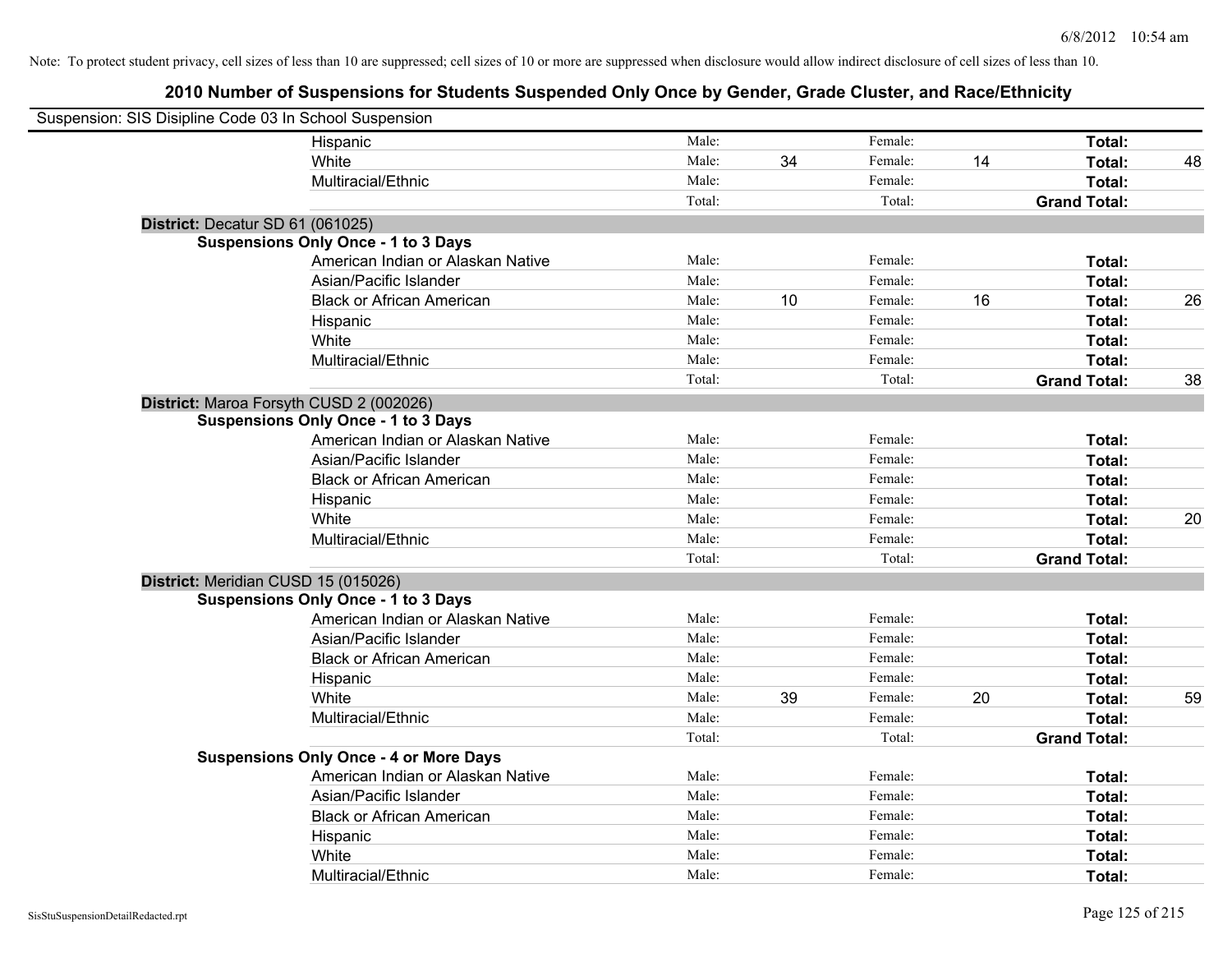Note: To protect student privacy, cell sizes of less than 10 are suppressed; cell sizes of 10 or more are suppressed when disclosure would allow indirect disclosure of cell sizes of less than 10.

# 2010 Number of Suspensions for Students Suspended Only Once by Gender, Grade Cluster, and Race/Ethnicity

Suspension: SIS Disipline Code 03 In School Suspension

| | | | | | | |
|---|---|---|---|---|---|---|
| Hispanic | Male: | | Female: | | **Total:** | |
| White | Male: | 34 | Female: | 14 | **Total:** | 48 |
| Multiracial/Ethnic | Male: | | Female: | | **Total:** | |
| | Total: | | Total: | | **Grand Total:** | |

**District:** Decatur SD 61 (061025)

**Suspensions Only Once - 1 to 3 Days**

| | | | | | | |
|---|---|---|---|---|---|---|
| American Indian or Alaskan Native | Male: | | Female: | | **Total:** | |
| Asian/Pacific Islander | Male: | | Female: | | **Total:** | |
| Black or African American | Male: | 10 | Female: | 16 | **Total:** | 26 |
| Hispanic | Male: | | Female: | | **Total:** | |
| White | Male: | | Female: | | **Total:** | |
| Multiracial/Ethnic | Male: | | Female: | | **Total:** | |
| | Total: | | Total: | | **Grand Total:** | 38 |

**District:** Maroa Forsyth CUSD 2 (002026)

**Suspensions Only Once - 1 to 3 Days**

| | | | | | | |
|---|---|---|---|---|---|---|
| American Indian or Alaskan Native | Male: | | Female: | | **Total:** | |
| Asian/Pacific Islander | Male: | | Female: | | **Total:** | |
| Black or African American | Male: | | Female: | | **Total:** | |
| Hispanic | Male: | | Female: | | **Total:** | |
| White | Male: | | Female: | | **Total:** | 20 |
| Multiracial/Ethnic | Male: | | Female: | | **Total:** | |
| | Total: | | Total: | | **Grand Total:** | |

**District:** Meridian CUSD 15 (015026)

**Suspensions Only Once - 1 to 3 Days**

| | | | | | | |
|---|---|---|---|---|---|---|
| American Indian or Alaskan Native | Male: | | Female: | | **Total:** | |
| Asian/Pacific Islander | Male: | | Female: | | **Total:** | |
| Black or African American | Male: | | Female: | | **Total:** | |
| Hispanic | Male: | | Female: | | **Total:** | |
| White | Male: | 39 | Female: | 20 | **Total:** | 59 |
| Multiracial/Ethnic | Male: | | Female: | | **Total:** | |
| | Total: | | Total: | | **Grand Total:** | |

**Suspensions Only Once - 4 or More Days**

| | | | | | | |
|---|---|---|---|---|---|---|
| American Indian or Alaskan Native | Male: | | Female: | | **Total:** | |
| Asian/Pacific Islander | Male: | | Female: | | **Total:** | |
| Black or African American | Male: | | Female: | | **Total:** | |
| Hispanic | Male: | | Female: | | **Total:** | |
| White | Male: | | Female: | | **Total:** | |
| Multiracial/Ethnic | Male: | | Female: | | **Total:** | |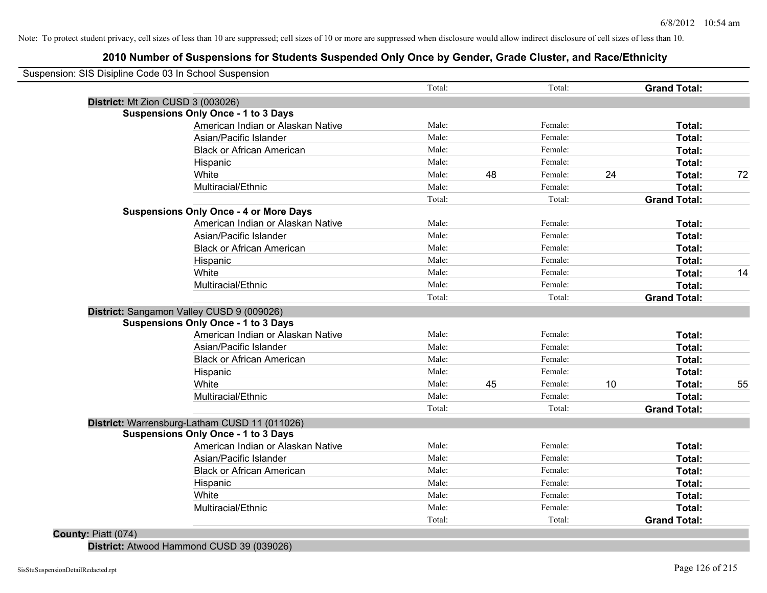Note: To protect student privacy, cell sizes of less than 10 are suppressed; cell sizes of 10 or more are suppressed when disclosure would allow indirect disclosure of cell sizes of less than 10.

# 2010 Number of Suspensions for Students Suspended Only Once by Gender, Grade Cluster, and Race/Ethnicity

Suspension: SIS Disipline Code 03 In School Suspension

| | | | | | | |
|---|---|---|---|---|---|---|
| | Total: | | Total: | | **Grand Total:** | |
| **District:** Mt Zion CUSD 3 (003026) | | | | | | |
| **Suspensions Only Once - 1 to 3 Days** | | | | | | |
| American Indian or Alaskan Native | Male: | | Female: | | **Total:** | |
| Asian/Pacific Islander | Male: | | Female: | | **Total:** | |
| Black or African American | Male: | | Female: | | **Total:** | |
| Hispanic | Male: | | Female: | | **Total:** | |
| White | Male: | 48 | Female: | 24 | **Total:** | 72 |
| Multiracial/Ethnic | Male: | | Female: | | **Total:** | |
| | Total: | | Total: | | **Grand Total:** | |
| **Suspensions Only Once - 4 or More Days** | | | | | | |
| American Indian or Alaskan Native | Male: | | Female: | | **Total:** | |
| Asian/Pacific Islander | Male: | | Female: | | **Total:** | |
| Black or African American | Male: | | Female: | | **Total:** | |
| Hispanic | Male: | | Female: | | **Total:** | |
| White | Male: | | Female: | | **Total:** | 14 |
| Multiracial/Ethnic | Male: | | Female: | | **Total:** | |
| | Total: | | Total: | | **Grand Total:** | |
| **District:** Sangamon Valley CUSD 9 (009026) | | | | | | |
| **Suspensions Only Once - 1 to 3 Days** | | | | | | |
| American Indian or Alaskan Native | Male: | | Female: | | **Total:** | |
| Asian/Pacific Islander | Male: | | Female: | | **Total:** | |
| Black or African American | Male: | | Female: | | **Total:** | |
| Hispanic | Male: | | Female: | | **Total:** | |
| White | Male: | 45 | Female: | 10 | **Total:** | 55 |
| Multiracial/Ethnic | Male: | | Female: | | **Total:** | |
| | Total: | | Total: | | **Grand Total:** | |
| **District:** Warrensburg-Latham CUSD 11 (011026) | | | | | | |
| **Suspensions Only Once - 1 to 3 Days** | | | | | | |
| American Indian or Alaskan Native | Male: | | Female: | | **Total:** | |
| Asian/Pacific Islander | Male: | | Female: | | **Total:** | |
| Black or African American | Male: | | Female: | | **Total:** | |
| Hispanic | Male: | | Female: | | **Total:** | |
| White | Male: | | Female: | | **Total:** | |
| Multiracial/Ethnic | Male: | | Female: | | **Total:** | |
| | Total: | | Total: | | **Grand Total:** | |
| **County:** Piatt (074) | | | | | | |
| **District:** Atwood Hammond CUSD 39 (039026) | | | | | | |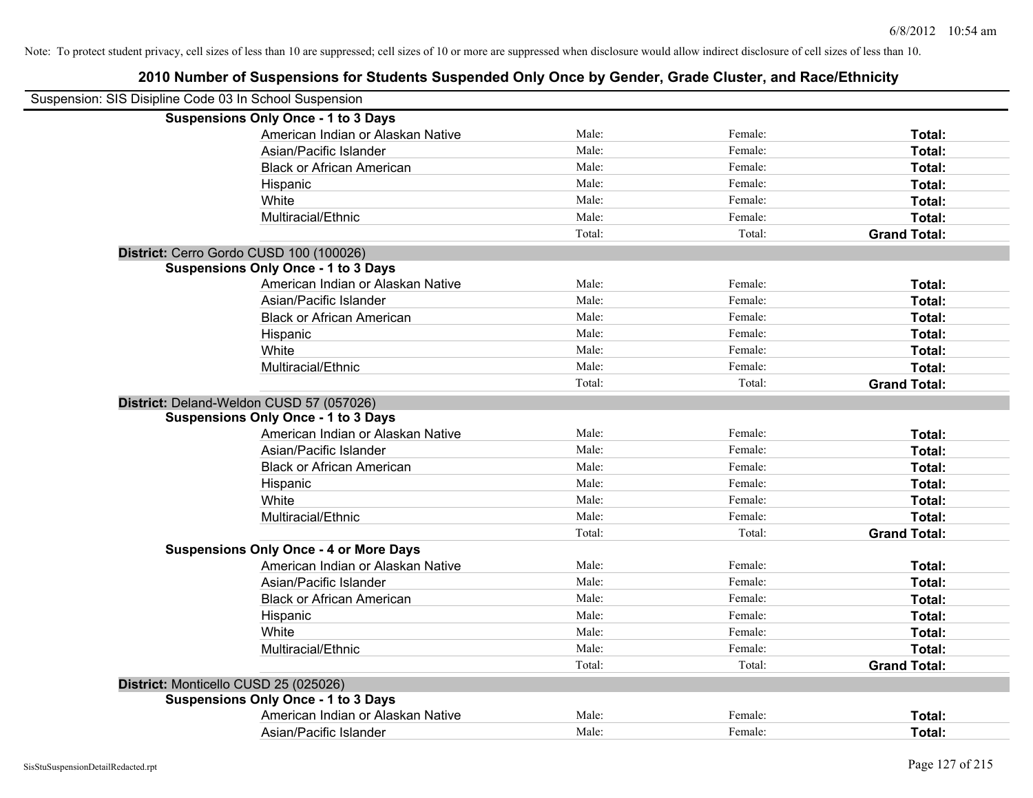Note: To protect student privacy, cell sizes of less than 10 are suppressed; cell sizes of 10 or more are suppressed when disclosure would allow indirect disclosure of cell sizes of less than 10.

# 2010 Number of Suspensions for Students Suspended Only Once by Gender, Grade Cluster, and Race/Ethnicity

Suspension: SIS Disipline Code 03 In School Suspension

| | | | | |
|---|---|---|---|---|
| **Suspensions Only Once - 1 to 3 Days** | | | | |
| | American Indian or Alaskan Native | Male: | Female: | **Total:** |
| | Asian/Pacific Islander | Male: | Female: | **Total:** |
| | Black or African American | Male: | Female: | **Total:** |
| | Hispanic | Male: | Female: | **Total:** |
| | White | Male: | Female: | **Total:** |
| | Multiracial/Ethnic | Male: | Female: | **Total:** |
| | | Total: | Total: | **Grand Total:** |
| **District:** Cerro Gordo CUSD 100 (100026) | | | | |
| **Suspensions Only Once - 1 to 3 Days** | | | | |
| | American Indian or Alaskan Native | Male: | Female: | **Total:** |
| | Asian/Pacific Islander | Male: | Female: | **Total:** |
| | Black or African American | Male: | Female: | **Total:** |
| | Hispanic | Male: | Female: | **Total:** |
| | White | Male: | Female: | **Total:** |
| | Multiracial/Ethnic | Male: | Female: | **Total:** |
| | | Total: | Total: | **Grand Total:** |
| **District:** Deland-Weldon CUSD 57 (057026) | | | | |
| **Suspensions Only Once - 1 to 3 Days** | | | | |
| | American Indian or Alaskan Native | Male: | Female: | **Total:** |
| | Asian/Pacific Islander | Male: | Female: | **Total:** |
| | Black or African American | Male: | Female: | **Total:** |
| | Hispanic | Male: | Female: | **Total:** |
| | White | Male: | Female: | **Total:** |
| | Multiracial/Ethnic | Male: | Female: | **Total:** |
| | | Total: | Total: | **Grand Total:** |
| **Suspensions Only Once - 4 or More Days** | | | | |
| | American Indian or Alaskan Native | Male: | Female: | **Total:** |
| | Asian/Pacific Islander | Male: | Female: | **Total:** |
| | Black or African American | Male: | Female: | **Total:** |
| | Hispanic | Male: | Female: | **Total:** |
| | White | Male: | Female: | **Total:** |
| | Multiracial/Ethnic | Male: | Female: | **Total:** |
| | | Total: | Total: | **Grand Total:** |
| **District:** Monticello CUSD 25 (025026) | | | | |
| **Suspensions Only Once - 1 to 3 Days** | | | | |
| | American Indian or Alaskan Native | Male: | Female: | **Total:** |
| | Asian/Pacific Islander | Male: | Female: | **Total:** |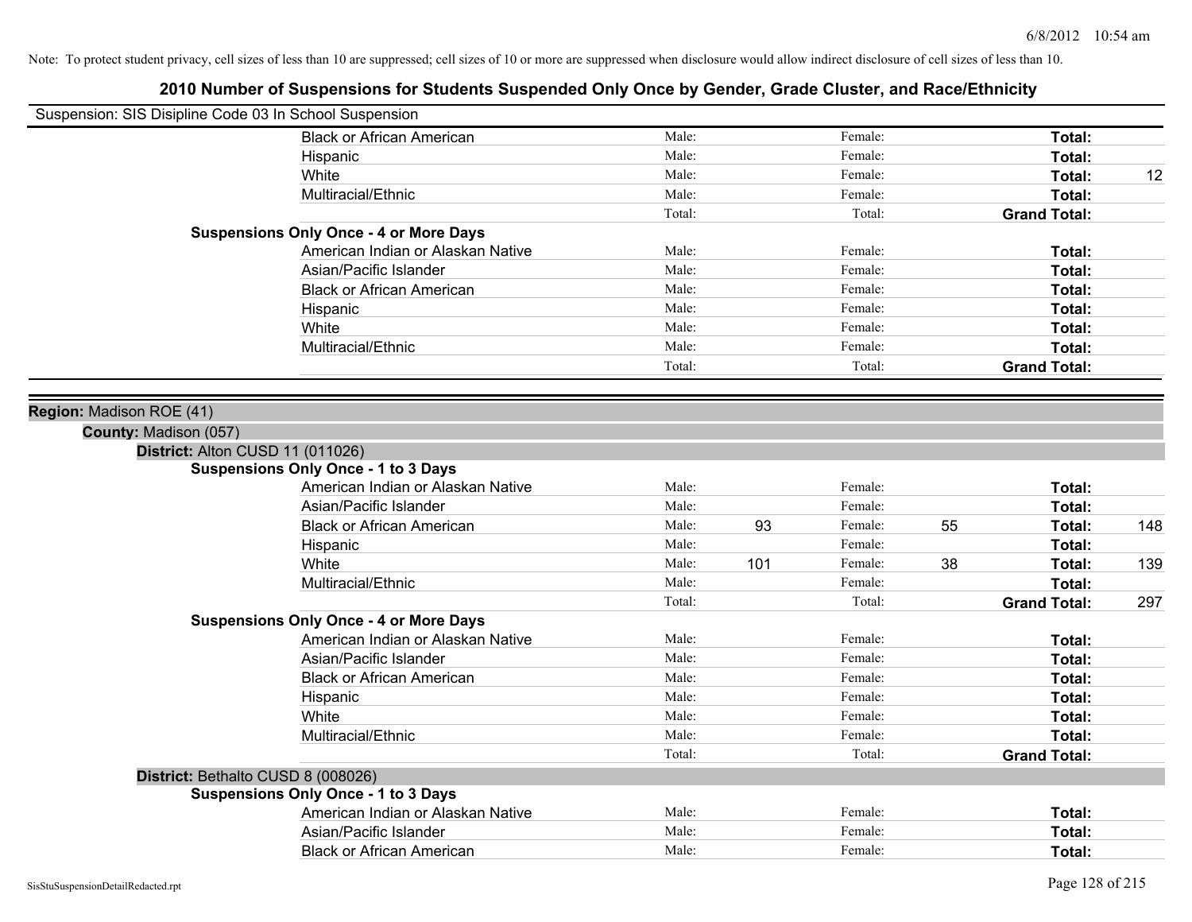Note: To protect student privacy, cell sizes of less than 10 are suppressed; cell sizes of 10 or more are suppressed when disclosure would allow indirect disclosure of cell sizes of less than 10.

# 2010 Number of Suspensions for Students Suspended Only Once by Gender, Grade Cluster, and Race/Ethnicity

Suspension: SIS Disipline Code 03 In School Suspension

| | | | | | | |
|---|---|---|---|---|---|---|
| Black or African American | Male: | | Female: | | Total: | |
| Hispanic | Male: | | Female: | | Total: | |
| White | Male: | | Female: | | Total: | 12 |
| Multiracial/Ethnic | Male: | | Female: | | Total: | |
| | Total: | | Total: | | Grand Total: | |

**Suspensions Only Once - 4 or More Days**

| | | | | | | |
|---|---|---|---|---|---|---|
| American Indian or Alaskan Native | Male: | | Female: | | Total: | |
| Asian/Pacific Islander | Male: | | Female: | | Total: | |
| Black or African American | Male: | | Female: | | Total: | |
| Hispanic | Male: | | Female: | | Total: | |
| White | Male: | | Female: | | Total: | |
| Multiracial/Ethnic | Male: | | Female: | | Total: | |
| | Total: | | Total: | | Grand Total: | |

**Region:** Madison ROE (41)

**County:** Madison (057)

**District:** Alton CUSD 11 (011026)

**Suspensions Only Once - 1 to 3 Days**

| | | | | | | |
|---|---|---|---|---|---|---|
| American Indian or Alaskan Native | Male: | | Female: | | Total: | |
| Asian/Pacific Islander | Male: | | Female: | | Total: | |
| Black or African American | Male: | 93 | Female: | 55 | Total: | 148 |
| Hispanic | Male: | | Female: | | Total: | |
| White | Male: | 101 | Female: | 38 | Total: | 139 |
| Multiracial/Ethnic | Male: | | Female: | | Total: | |
| | Total: | | Total: | | Grand Total: | 297 |

**Suspensions Only Once - 4 or More Days**

| | | | | | | |
|---|---|---|---|---|---|---|
| American Indian or Alaskan Native | Male: | | Female: | | Total: | |
| Asian/Pacific Islander | Male: | | Female: | | Total: | |
| Black or African American | Male: | | Female: | | Total: | |
| Hispanic | Male: | | Female: | | Total: | |
| White | Male: | | Female: | | Total: | |
| Multiracial/Ethnic | Male: | | Female: | | Total: | |
| | Total: | | Total: | | Grand Total: | |

**District:** Bethalto CUSD 8 (008026)

**Suspensions Only Once - 1 to 3 Days**

| | | | | | | |
|---|---|---|---|---|---|---|
| American Indian or Alaskan Native | Male: | | Female: | | Total: | |
| Asian/Pacific Islander | Male: | | Female: | | Total: | |
| Black or African American | Male: | | Female: | | Total: | |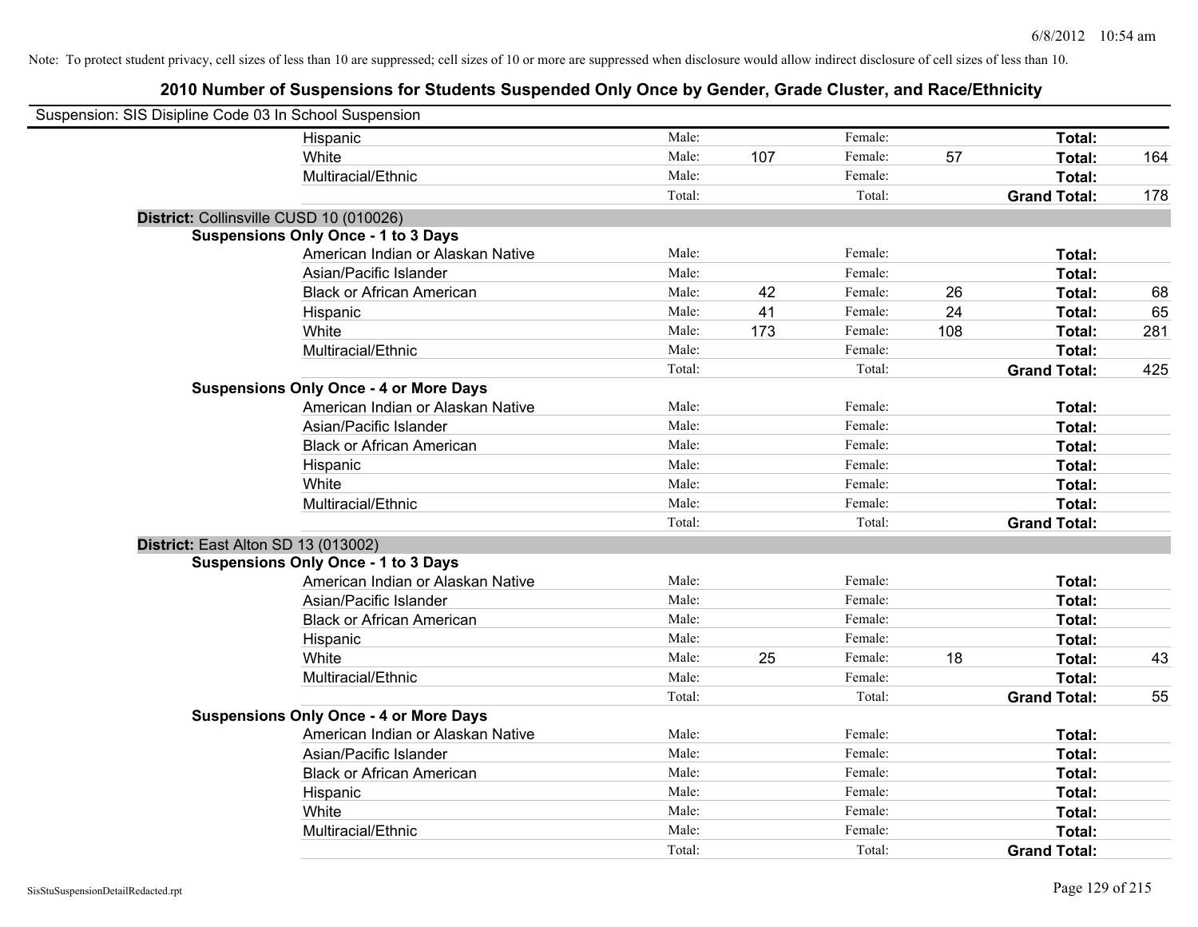Note: To protect student privacy, cell sizes of less than 10 are suppressed; cell sizes of 10 or more are suppressed when disclosure would allow indirect disclosure of cell sizes of less than 10.

# 2010 Number of Suspensions for Students Suspended Only Once by Gender, Grade Cluster, and Race/Ethnicity

Suspension: SIS Disipline Code 03 In School Suspension

| | | | | | | |
|---|---|---|---|---|---|---|
| Hispanic | Male: | | Female: | | **Total:** | |
| White | Male: | 107 | Female: | 57 | **Total:** | 164 |
| Multiracial/Ethnic | Male: | | Female: | | **Total:** | |
| | Total: | | Total: | | **Grand Total:** | 178 |

**District:** Collinsville CUSD 10 (010026)

**Suspensions Only Once - 1 to 3 Days**

| | | | | | | |
|---|---|---|---|---|---|---|
| American Indian or Alaskan Native | Male: | | Female: | | **Total:** | |
| Asian/Pacific Islander | Male: | | Female: | | **Total:** | |
| Black or African American | Male: | 42 | Female: | 26 | **Total:** | 68 |
| Hispanic | Male: | 41 | Female: | 24 | **Total:** | 65 |
| White | Male: | 173 | Female: | 108 | **Total:** | 281 |
| Multiracial/Ethnic | Male: | | Female: | | **Total:** | |
| | Total: | | Total: | | **Grand Total:** | 425 |

**Suspensions Only Once - 4 or More Days**

| | | | | | | |
|---|---|---|---|---|---|---|
| American Indian or Alaskan Native | Male: | | Female: | | **Total:** | |
| Asian/Pacific Islander | Male: | | Female: | | **Total:** | |
| Black or African American | Male: | | Female: | | **Total:** | |
| Hispanic | Male: | | Female: | | **Total:** | |
| White | Male: | | Female: | | **Total:** | |
| Multiracial/Ethnic | Male: | | Female: | | **Total:** | |
| | Total: | | Total: | | **Grand Total:** | |

**District:** East Alton SD 13 (013002)

**Suspensions Only Once - 1 to 3 Days**

| | | | | | | |
|---|---|---|---|---|---|---|
| American Indian or Alaskan Native | Male: | | Female: | | **Total:** | |
| Asian/Pacific Islander | Male: | | Female: | | **Total:** | |
| Black or African American | Male: | | Female: | | **Total:** | |
| Hispanic | Male: | | Female: | | **Total:** | |
| White | Male: | 25 | Female: | 18 | **Total:** | 43 |
| Multiracial/Ethnic | Male: | | Female: | | **Total:** | |
| | Total: | | Total: | | **Grand Total:** | 55 |

**Suspensions Only Once - 4 or More Days**

| | | | | | | |
|---|---|---|---|---|---|---|
| American Indian or Alaskan Native | Male: | | Female: | | **Total:** | |
| Asian/Pacific Islander | Male: | | Female: | | **Total:** | |
| Black or African American | Male: | | Female: | | **Total:** | |
| Hispanic | Male: | | Female: | | **Total:** | |
| White | Male: | | Female: | | **Total:** | |
| Multiracial/Ethnic | Male: | | Female: | | **Total:** | |
| | Total: | | Total: | | **Grand Total:** | |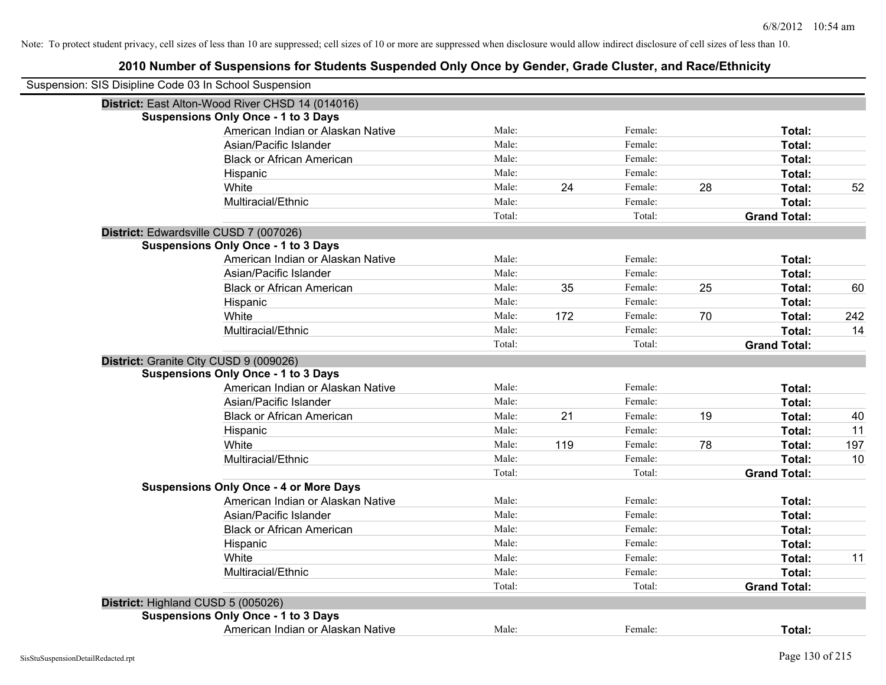Note: To protect student privacy, cell sizes of less than 10 are suppressed; cell sizes of 10 or more are suppressed when disclosure would allow indirect disclosure of cell sizes of less than 10.

## 2010 Number of Suspensions for Students Suspended Only Once by Gender, Grade Cluster, and Race/Ethnicity

Suspension: SIS Disipline Code 03 In School Suspension

### District: East Alton-Wood River CHSD 14 (014016)

**Suspensions Only Once - 1 to 3 Days**

| Race/Ethnicity | | Male | | Female | | Total |
|---|---|---|---|---|---|---|
| American Indian or Alaskan Native | Male: | | Female: | | **Total:** | |
| Asian/Pacific Islander | Male: | | Female: | | **Total:** | |
| Black or African American | Male: | | Female: | | **Total:** | |
| Hispanic | Male: | | Female: | | **Total:** | |
| White | Male: | 24 | Female: | 28 | **Total:** | 52 |
| Multiracial/Ethnic | Male: | | Female: | | **Total:** | |
| | Total: | | Total: | | **Grand Total:** | |

### District: Edwardsville CUSD 7 (007026)

**Suspensions Only Once - 1 to 3 Days**

| Race/Ethnicity | | Male | | Female | | Total |
|---|---|---|---|---|---|---|
| American Indian or Alaskan Native | Male: | | Female: | | **Total:** | |
| Asian/Pacific Islander | Male: | | Female: | | **Total:** | |
| Black or African American | Male: | 35 | Female: | 25 | **Total:** | 60 |
| Hispanic | Male: | | Female: | | **Total:** | |
| White | Male: | 172 | Female: | 70 | **Total:** | 242 |
| Multiracial/Ethnic | Male: | | Female: | | **Total:** | 14 |
| | Total: | | Total: | | **Grand Total:** | |

### District: Granite City CUSD 9 (009026)

**Suspensions Only Once - 1 to 3 Days**

| Race/Ethnicity | | Male | | Female | | Total |
|---|---|---|---|---|---|---|
| American Indian or Alaskan Native | Male: | | Female: | | **Total:** | |
| Asian/Pacific Islander | Male: | | Female: | | **Total:** | |
| Black or African American | Male: | 21 | Female: | 19 | **Total:** | 40 |
| Hispanic | Male: | | Female: | | **Total:** | 11 |
| White | Male: | 119 | Female: | 78 | **Total:** | 197 |
| Multiracial/Ethnic | Male: | | Female: | | **Total:** | 10 |
| | Total: | | Total: | | **Grand Total:** | |

**Suspensions Only Once - 4 or More Days**

| Race/Ethnicity | | Male | | Female | | Total |
|---|---|---|---|---|---|---|
| American Indian or Alaskan Native | Male: | | Female: | | **Total:** | |
| Asian/Pacific Islander | Male: | | Female: | | **Total:** | |
| Black or African American | Male: | | Female: | | **Total:** | |
| Hispanic | Male: | | Female: | | **Total:** | |
| White | Male: | | Female: | | **Total:** | 11 |
| Multiracial/Ethnic | Male: | | Female: | | **Total:** | |
| | Total: | | Total: | | **Grand Total:** | |

### District: Highland CUSD 5 (005026)

**Suspensions Only Once - 1 to 3 Days**

| Race/Ethnicity | | Male | | Female | | Total |
|---|---|---|---|---|---|---|
| American Indian or Alaskan Native | Male: | | Female: | | **Total:** | |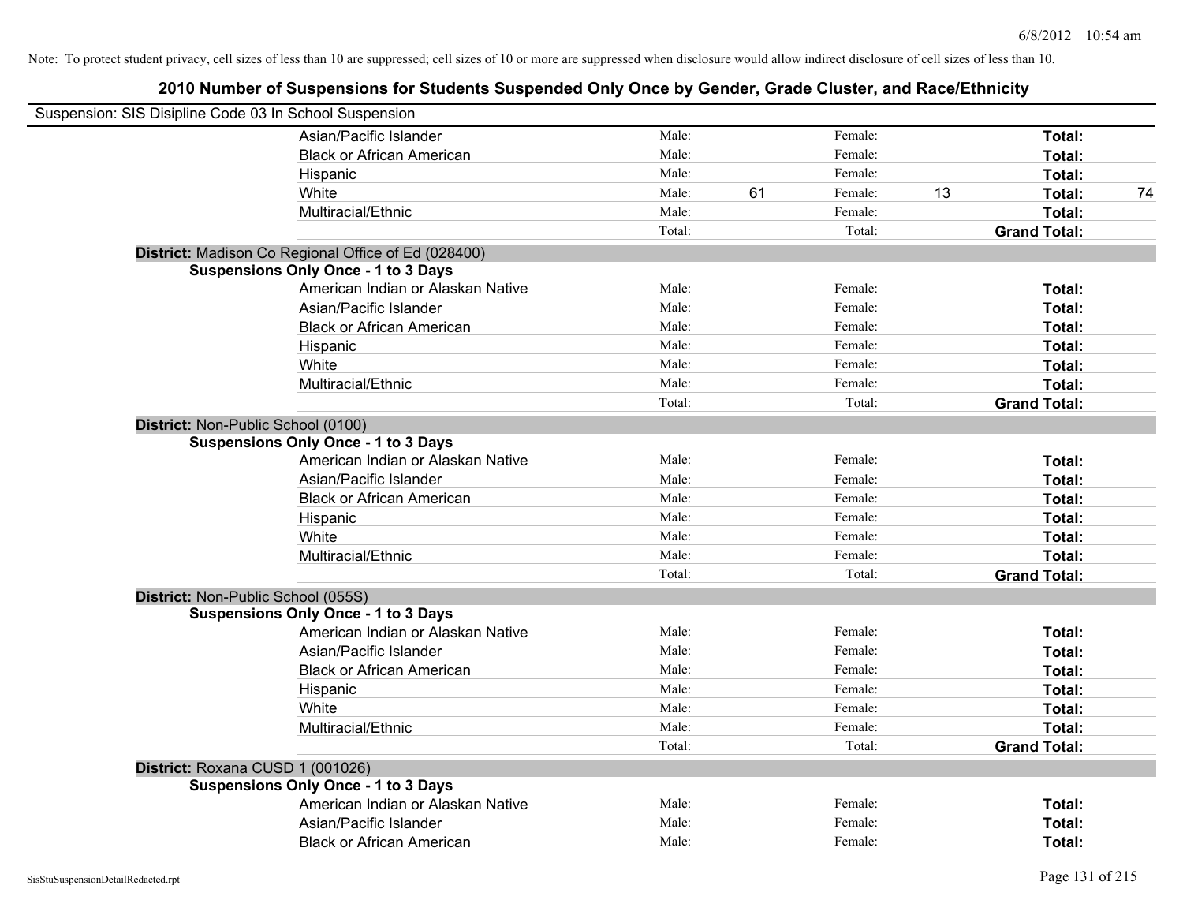Note: To protect student privacy, cell sizes of less than 10 are suppressed; cell sizes of 10 or more are suppressed when disclosure would allow indirect disclosure of cell sizes of less than 10.

## 2010 Number of Suspensions for Students Suspended Only Once by Gender, Grade Cluster, and Race/Ethnicity

Suspension: SIS Disipline Code 03 In School Suspension

| | | | | | | |
|---|---|---|---|---|---|---|
| Asian/Pacific Islander | Male: | | Female: | | **Total:** | |
| Black or African American | Male: | | Female: | | **Total:** | |
| Hispanic | Male: | | Female: | | **Total:** | |
| White | Male: | 61 | Female: | 13 | **Total:** | 74 |
| Multiracial/Ethnic | Male: | | Female: | | **Total:** | |
| | Total: | | Total: | | **Grand Total:** | |

**District:** Madison Co Regional Office of Ed (028400)

**Suspensions Only Once - 1 to 3 Days**

| | | | | | | |
|---|---|---|---|---|---|---|
| American Indian or Alaskan Native | Male: | | Female: | | **Total:** | |
| Asian/Pacific Islander | Male: | | Female: | | **Total:** | |
| Black or African American | Male: | | Female: | | **Total:** | |
| Hispanic | Male: | | Female: | | **Total:** | |
| White | Male: | | Female: | | **Total:** | |
| Multiracial/Ethnic | Male: | | Female: | | **Total:** | |
| | Total: | | Total: | | **Grand Total:** | |

**District:** Non-Public School (0100)

**Suspensions Only Once - 1 to 3 Days**

| | | | | | | |
|---|---|---|---|---|---|---|
| American Indian or Alaskan Native | Male: | | Female: | | **Total:** | |
| Asian/Pacific Islander | Male: | | Female: | | **Total:** | |
| Black or African American | Male: | | Female: | | **Total:** | |
| Hispanic | Male: | | Female: | | **Total:** | |
| White | Male: | | Female: | | **Total:** | |
| Multiracial/Ethnic | Male: | | Female: | | **Total:** | |
| | Total: | | Total: | | **Grand Total:** | |

**District:** Non-Public School (055S)

**Suspensions Only Once - 1 to 3 Days**

| | | | | | | |
|---|---|---|---|---|---|---|
| American Indian or Alaskan Native | Male: | | Female: | | **Total:** | |
| Asian/Pacific Islander | Male: | | Female: | | **Total:** | |
| Black or African American | Male: | | Female: | | **Total:** | |
| Hispanic | Male: | | Female: | | **Total:** | |
| White | Male: | | Female: | | **Total:** | |
| Multiracial/Ethnic | Male: | | Female: | | **Total:** | |
| | Total: | | Total: | | **Grand Total:** | |

**District:** Roxana CUSD 1 (001026)

**Suspensions Only Once - 1 to 3 Days**

| | | | | | | |
|---|---|---|---|---|---|---|
| American Indian or Alaskan Native | Male: | | Female: | | **Total:** | |
| Asian/Pacific Islander | Male: | | Female: | | **Total:** | |
| Black or African American | Male: | | Female: | | **Total:** | |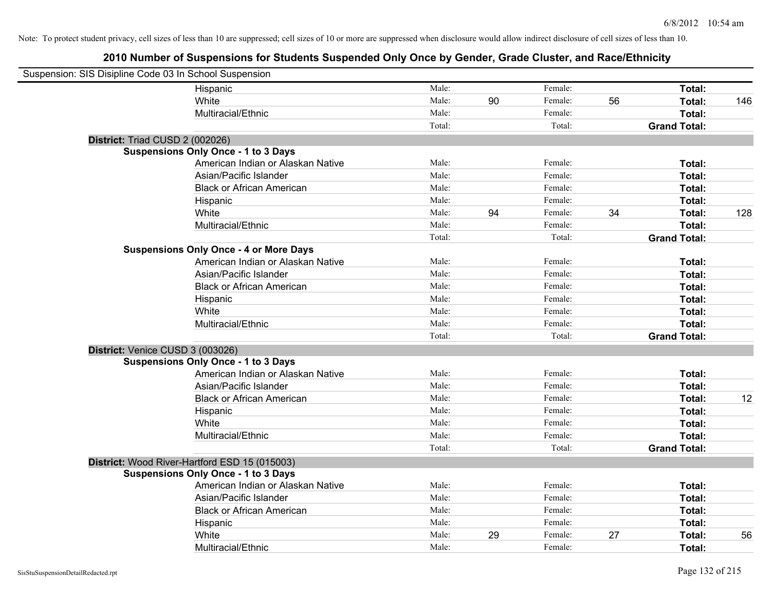Note: To protect student privacy, cell sizes of less than 10 are suppressed; cell sizes of 10 or more are suppressed when disclosure would allow indirect disclosure of cell sizes of less than 10.

## 2010 Number of Suspensions for Students Suspended Only Once by Gender, Grade Cluster, and Race/Ethnicity

Suspension: SIS Disipline Code 03 In School Suspension

| | | | | | | |
|---|---|---|---|---|---|---|
| Hispanic | Male: | | Female: | | **Total:** | |
| White | Male: | 90 | Female: | 56 | **Total:** | 146 |
| Multiracial/Ethnic | Male: | | Female: | | **Total:** | |
| | Total: | | Total: | | **Grand Total:** | |

**District:** Triad CUSD 2 (002026)

**Suspensions Only Once - 1 to 3 Days**

| | | | | | | |
|---|---|---|---|---|---|---|
| American Indian or Alaskan Native | Male: | | Female: | | **Total:** | |
| Asian/Pacific Islander | Male: | | Female: | | **Total:** | |
| Black or African American | Male: | | Female: | | **Total:** | |
| Hispanic | Male: | | Female: | | **Total:** | |
| White | Male: | 94 | Female: | 34 | **Total:** | 128 |
| Multiracial/Ethnic | Male: | | Female: | | **Total:** | |
| | Total: | | Total: | | **Grand Total:** | |

**Suspensions Only Once - 4 or More Days**

| | | | | | | |
|---|---|---|---|---|---|---|
| American Indian or Alaskan Native | Male: | | Female: | | **Total:** | |
| Asian/Pacific Islander | Male: | | Female: | | **Total:** | |
| Black or African American | Male: | | Female: | | **Total:** | |
| Hispanic | Male: | | Female: | | **Total:** | |
| White | Male: | | Female: | | **Total:** | |
| Multiracial/Ethnic | Male: | | Female: | | **Total:** | |
| | Total: | | Total: | | **Grand Total:** | |

**District:** Venice CUSD 3 (003026)

**Suspensions Only Once - 1 to 3 Days**

| | | | | | | |
|---|---|---|---|---|---|---|
| American Indian or Alaskan Native | Male: | | Female: | | **Total:** | |
| Asian/Pacific Islander | Male: | | Female: | | **Total:** | |
| Black or African American | Male: | | Female: | | **Total:** | 12 |
| Hispanic | Male: | | Female: | | **Total:** | |
| White | Male: | | Female: | | **Total:** | |
| Multiracial/Ethnic | Male: | | Female: | | **Total:** | |
| | Total: | | Total: | | **Grand Total:** | |

**District:** Wood River-Hartford ESD 15 (015003)

**Suspensions Only Once - 1 to 3 Days**

| | | | | | | |
|---|---|---|---|---|---|---|
| American Indian or Alaskan Native | Male: | | Female: | | **Total:** | |
| Asian/Pacific Islander | Male: | | Female: | | **Total:** | |
| Black or African American | Male: | | Female: | | **Total:** | |
| Hispanic | Male: | | Female: | | **Total:** | |
| White | Male: | 29 | Female: | 27 | **Total:** | 56 |
| Multiracial/Ethnic | Male: | | Female: | | **Total:** | |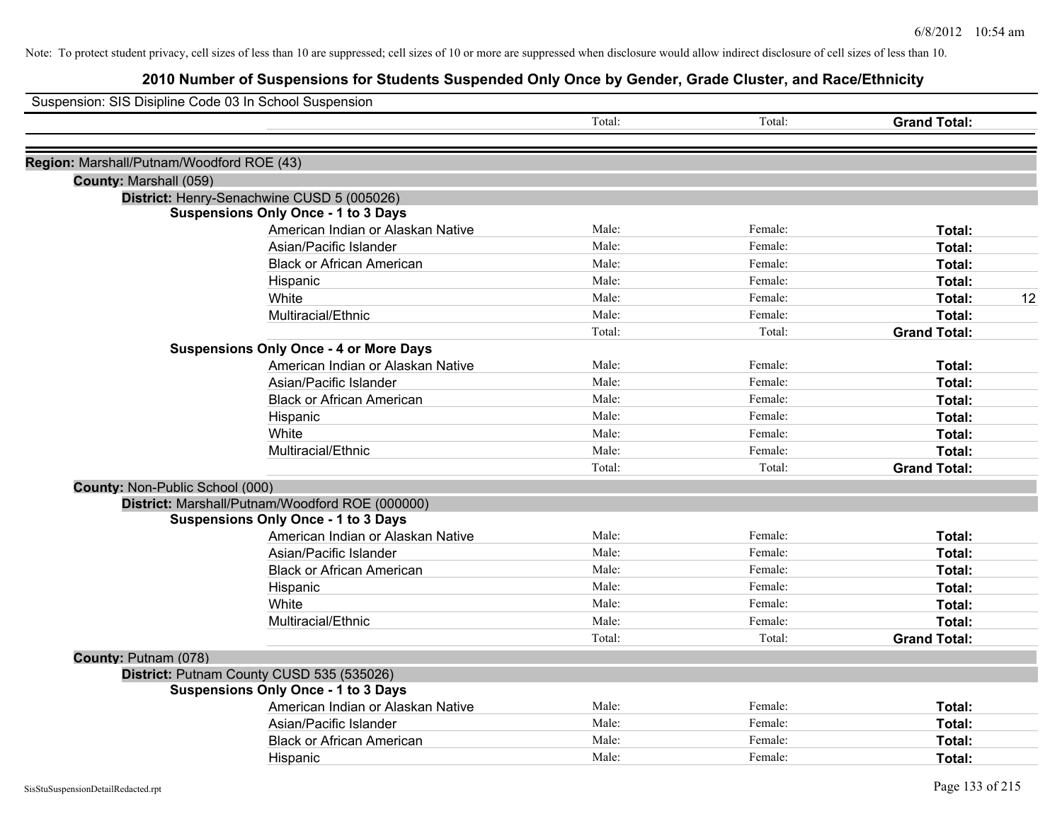Note: To protect student privacy, cell sizes of less than 10 are suppressed; cell sizes of 10 or more are suppressed when disclosure would allow indirect disclosure of cell sizes of less than 10.

# 2010 Number of Suspensions for Students Suspended Only Once by Gender, Grade Cluster, and Race/Ethnicity

Suspension: SIS Disipline Code 03 In School Suspension

| | | Total: | Total: | **Grand Total:** | |
|---|---|---|---|---|---|

**Region:** Marshall/Putnam/Woodford ROE (43)

**County:** Marshall (059)

**District:** Henry-Senachwine CUSD 5 (005026)

**Suspensions Only Once - 1 to 3 Days**

| | Male: | Female: | Total: | |
|---|---|---|---|---|
| American Indian or Alaskan Native | Male: | Female: | **Total:** | |
| Asian/Pacific Islander | Male: | Female: | **Total:** | |
| Black or African American | Male: | Female: | **Total:** | |
| Hispanic | Male: | Female: | **Total:** | |
| White | Male: | Female: | **Total:** | 12 |
| Multiracial/Ethnic | Male: | Female: | **Total:** | |
| | Total: | Total: | **Grand Total:** | |

**Suspensions Only Once - 4 or More Days**

| | Male: | Female: | Total: | |
|---|---|---|---|---|
| American Indian or Alaskan Native | Male: | Female: | **Total:** | |
| Asian/Pacific Islander | Male: | Female: | **Total:** | |
| Black or African American | Male: | Female: | **Total:** | |
| Hispanic | Male: | Female: | **Total:** | |
| White | Male: | Female: | **Total:** | |
| Multiracial/Ethnic | Male: | Female: | **Total:** | |
| | Total: | Total: | **Grand Total:** | |

**County:** Non-Public School (000)

**District:** Marshall/Putnam/Woodford ROE (000000)

**Suspensions Only Once - 1 to 3 Days**

| | Male: | Female: | Total: | |
|---|---|---|---|---|
| American Indian or Alaskan Native | Male: | Female: | **Total:** | |
| Asian/Pacific Islander | Male: | Female: | **Total:** | |
| Black or African American | Male: | Female: | **Total:** | |
| Hispanic | Male: | Female: | **Total:** | |
| White | Male: | Female: | **Total:** | |
| Multiracial/Ethnic | Male: | Female: | **Total:** | |
| | Total: | Total: | **Grand Total:** | |

**County:** Putnam (078)

**District:** Putnam County CUSD 535 (535026)

**Suspensions Only Once - 1 to 3 Days**

| | Male: | Female: | Total: | |
|---|---|---|---|---|
| American Indian or Alaskan Native | Male: | Female: | **Total:** | |
| Asian/Pacific Islander | Male: | Female: | **Total:** | |
| Black or African American | Male: | Female: | **Total:** | |
| Hispanic | Male: | Female: | **Total:** | |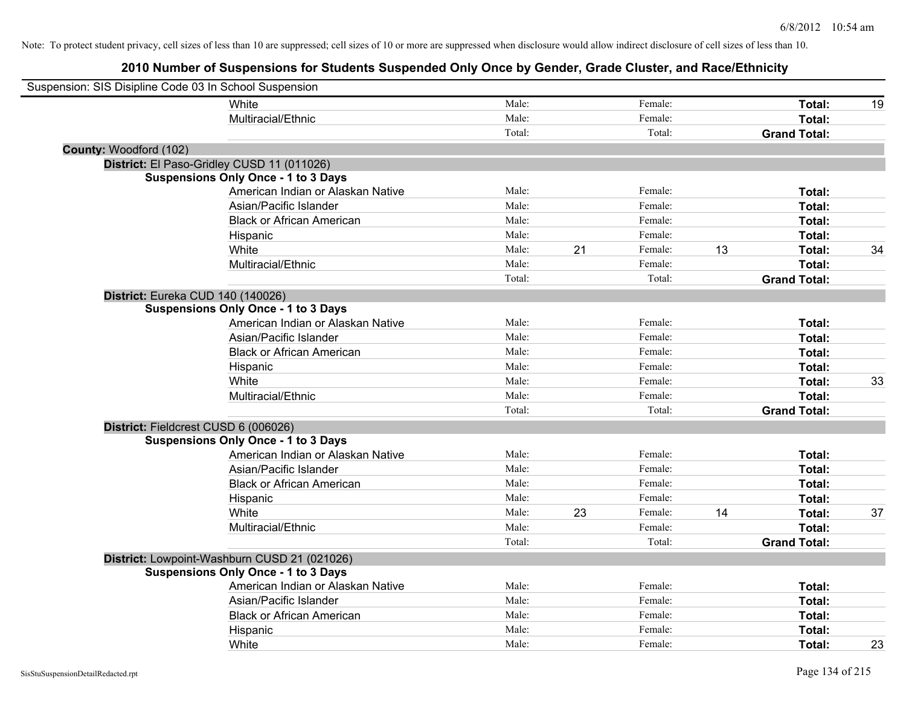Note: To protect student privacy, cell sizes of less than 10 are suppressed; cell sizes of 10 or more are suppressed when disclosure would allow indirect disclosure of cell sizes of less than 10.

## 2010 Number of Suspensions for Students Suspended Only Once by Gender, Grade Cluster, and Race/Ethnicity

Suspension: SIS Disipline Code 03 In School Suspension

| | Male: | | Female: | | | |
|---|---|---|---|---|---|---|
| White | Male: | | Female: | | **Total:** | 19 |
| Multiracial/Ethnic | Male: | | Female: | | **Total:** | |
| | Total: | | Total: | | **Grand Total:** | |

**County:** Woodford (102)

**District:** El Paso-Gridley CUSD 11 (011026)

**Suspensions Only Once - 1 to 3 Days**

| | | | | | | |
|---|---|---|---|---|---|---|
| American Indian or Alaskan Native | Male: | | Female: | | **Total:** | |
| Asian/Pacific Islander | Male: | | Female: | | **Total:** | |
| Black or African American | Male: | | Female: | | **Total:** | |
| Hispanic | Male: | | Female: | | **Total:** | |
| White | Male: | 21 | Female: | 13 | **Total:** | 34 |
| Multiracial/Ethnic | Male: | | Female: | | **Total:** | |
| | Total: | | Total: | | **Grand Total:** | |

**District:** Eureka CUD 140 (140026)

**Suspensions Only Once - 1 to 3 Days**

| | | | | | | |
|---|---|---|---|---|---|---|
| American Indian or Alaskan Native | Male: | | Female: | | **Total:** | |
| Asian/Pacific Islander | Male: | | Female: | | **Total:** | |
| Black or African American | Male: | | Female: | | **Total:** | |
| Hispanic | Male: | | Female: | | **Total:** | |
| White | Male: | | Female: | | **Total:** | 33 |
| Multiracial/Ethnic | Male: | | Female: | | **Total:** | |
| | Total: | | Total: | | **Grand Total:** | |

**District:** Fieldcrest CUSD 6 (006026)

**Suspensions Only Once - 1 to 3 Days**

| | | | | | | |
|---|---|---|---|---|---|---|
| American Indian or Alaskan Native | Male: | | Female: | | **Total:** | |
| Asian/Pacific Islander | Male: | | Female: | | **Total:** | |
| Black or African American | Male: | | Female: | | **Total:** | |
| Hispanic | Male: | | Female: | | **Total:** | |
| White | Male: | 23 | Female: | 14 | **Total:** | 37 |
| Multiracial/Ethnic | Male: | | Female: | | **Total:** | |
| | Total: | | Total: | | **Grand Total:** | |

**District:** Lowpoint-Washburn CUSD 21 (021026)

**Suspensions Only Once - 1 to 3 Days**

| | | | | | | |
|---|---|---|---|---|---|---|
| American Indian or Alaskan Native | Male: | | Female: | | **Total:** | |
| Asian/Pacific Islander | Male: | | Female: | | **Total:** | |
| Black or African American | Male: | | Female: | | **Total:** | |
| Hispanic | Male: | | Female: | | **Total:** | |
| White | Male: | | Female: | | **Total:** | 23 |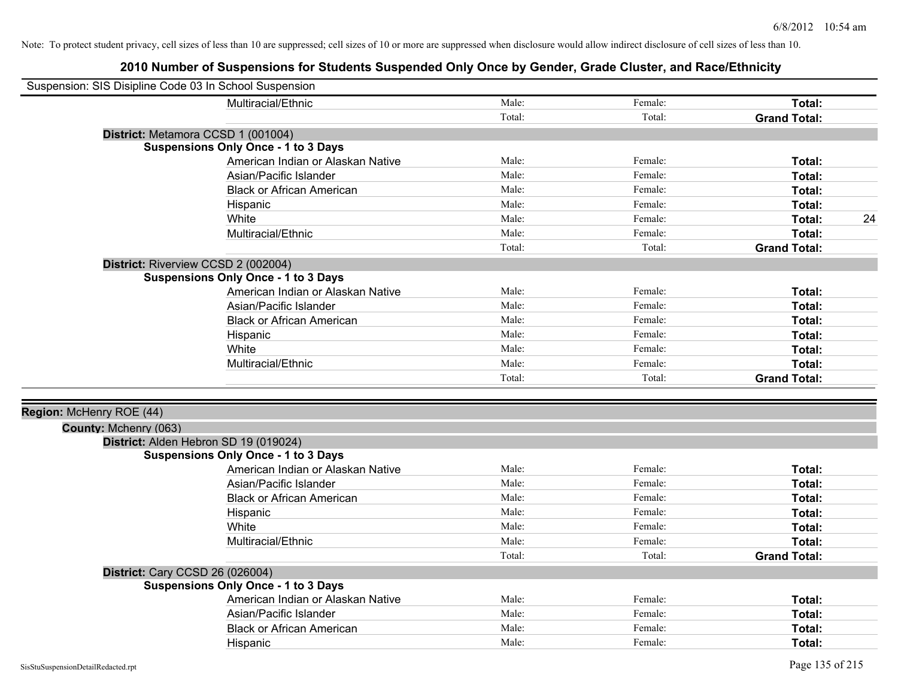Note: To protect student privacy, cell sizes of less than 10 are suppressed; cell sizes of 10 or more are suppressed when disclosure would allow indirect disclosure of cell sizes of less than 10.

# 2010 Number of Suspensions for Students Suspended Only Once by Gender, Grade Cluster, and Race/Ethnicity

Suspension: SIS Disipline Code 03 In School Suspension

| | Male | Female | Total |
|---|---|---|---|
| Multiracial/Ethnic | Male: | Female: | Total: |
| | Total: | Total: | Grand Total: |

**District:** Metamora CCSD 1 (001004)

**Suspensions Only Once - 1 to 3 Days**

| | Male | Female | Total |
|---|---|---|---|
| American Indian or Alaskan Native | Male: | Female: | Total: |
| Asian/Pacific Islander | Male: | Female: | Total: |
| Black or African American | Male: | Female: | Total: |
| Hispanic | Male: | Female: | Total: |
| White | Male: | Female: | Total: 24 |
| Multiracial/Ethnic | Male: | Female: | Total: |
| | Total: | Total: | Grand Total: |

**District:** Riverview CCSD 2 (002004)

**Suspensions Only Once - 1 to 3 Days**

| | Male | Female | Total |
|---|---|---|---|
| American Indian or Alaskan Native | Male: | Female: | Total: |
| Asian/Pacific Islander | Male: | Female: | Total: |
| Black or African American | Male: | Female: | Total: |
| Hispanic | Male: | Female: | Total: |
| White | Male: | Female: | Total: |
| Multiracial/Ethnic | Male: | Female: | Total: |
| | Total: | Total: | Grand Total: |

## Region: McHenry ROE (44)

### County: Mchenry (063)

**District:** Alden Hebron SD 19 (019024)

**Suspensions Only Once - 1 to 3 Days**

| | Male | Female | Total |
|---|---|---|---|
| American Indian or Alaskan Native | Male: | Female: | Total: |
| Asian/Pacific Islander | Male: | Female: | Total: |
| Black or African American | Male: | Female: | Total: |
| Hispanic | Male: | Female: | Total: |
| White | Male: | Female: | Total: |
| Multiracial/Ethnic | Male: | Female: | Total: |
| | Total: | Total: | Grand Total: |

**District:** Cary CCSD 26 (026004)

**Suspensions Only Once - 1 to 3 Days**

| | Male | Female | Total |
|---|---|---|---|
| American Indian or Alaskan Native | Male: | Female: | Total: |
| Asian/Pacific Islander | Male: | Female: | Total: |
| Black or African American | Male: | Female: | Total: |
| Hispanic | Male: | Female: | Total: |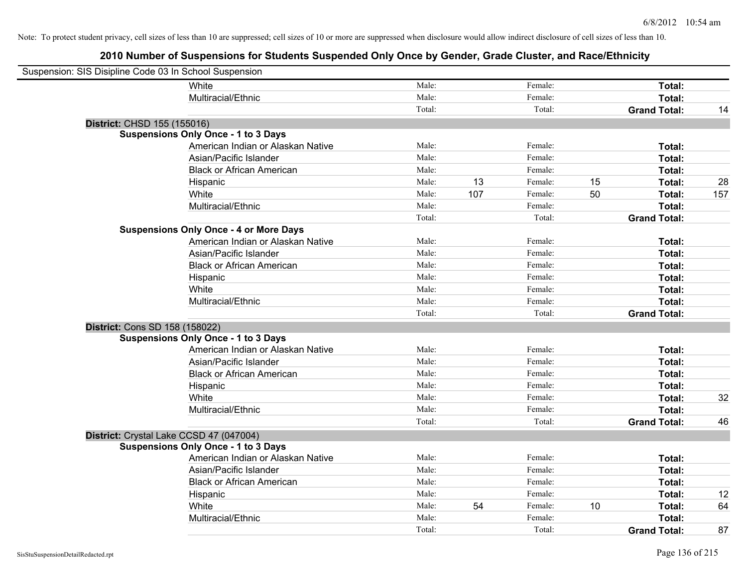Note: To protect student privacy, cell sizes of less than 10 are suppressed; cell sizes of 10 or more are suppressed when disclosure would allow indirect disclosure of cell sizes of less than 10.

# 2010 Number of Suspensions for Students Suspended Only Once by Gender, Grade Cluster, and Race/Ethnicity

Suspension: SIS Disipline Code 03 In School Suspension

| | | | | | | | |
|---|---|---|---|---|---|---|---|
| White | Male: | | Female: | | **Total:** | |
| Multiracial/Ethnic | Male: | | Female: | | **Total:** | |
| | Total: | | Total: | | **Grand Total:** | 14 |

**District:** CHSD 155 (155016)

**Suspensions Only Once - 1 to 3 Days**

| | | | | | | |
|---|---|---|---|---|---|---|
| American Indian or Alaskan Native | Male: | | Female: | | **Total:** | |
| Asian/Pacific Islander | Male: | | Female: | | **Total:** | |
| Black or African American | Male: | | Female: | | **Total:** | |
| Hispanic | Male: | 13 | Female: | 15 | **Total:** | 28 |
| White | Male: | 107 | Female: | 50 | **Total:** | 157 |
| Multiracial/Ethnic | Male: | | Female: | | **Total:** | |
| | Total: | | Total: | | **Grand Total:** | |

**Suspensions Only Once - 4 or More Days**

| | | | | | | |
|---|---|---|---|---|---|---|
| American Indian or Alaskan Native | Male: | | Female: | | **Total:** | |
| Asian/Pacific Islander | Male: | | Female: | | **Total:** | |
| Black or African American | Male: | | Female: | | **Total:** | |
| Hispanic | Male: | | Female: | | **Total:** | |
| White | Male: | | Female: | | **Total:** | |
| Multiracial/Ethnic | Male: | | Female: | | **Total:** | |
| | Total: | | Total: | | **Grand Total:** | |

**District:** Cons SD 158 (158022)

**Suspensions Only Once - 1 to 3 Days**

| | | | | | | |
|---|---|---|---|---|---|---|
| American Indian or Alaskan Native | Male: | | Female: | | **Total:** | |
| Asian/Pacific Islander | Male: | | Female: | | **Total:** | |
| Black or African American | Male: | | Female: | | **Total:** | |
| Hispanic | Male: | | Female: | | **Total:** | |
| White | Male: | | Female: | | **Total:** | 32 |
| Multiracial/Ethnic | Male: | | Female: | | **Total:** | |
| | Total: | | Total: | | **Grand Total:** | 46 |

**District:** Crystal Lake CCSD 47 (047004)

**Suspensions Only Once - 1 to 3 Days**

| | | | | | | |
|---|---|---|---|---|---|---|
| American Indian or Alaskan Native | Male: | | Female: | | **Total:** | |
| Asian/Pacific Islander | Male: | | Female: | | **Total:** | |
| Black or African American | Male: | | Female: | | **Total:** | |
| Hispanic | Male: | | Female: | | **Total:** | 12 |
| White | Male: | 54 | Female: | 10 | **Total:** | 64 |
| Multiracial/Ethnic | Male: | | Female: | | **Total:** | |
| | Total: | | Total: | | **Grand Total:** | 87 |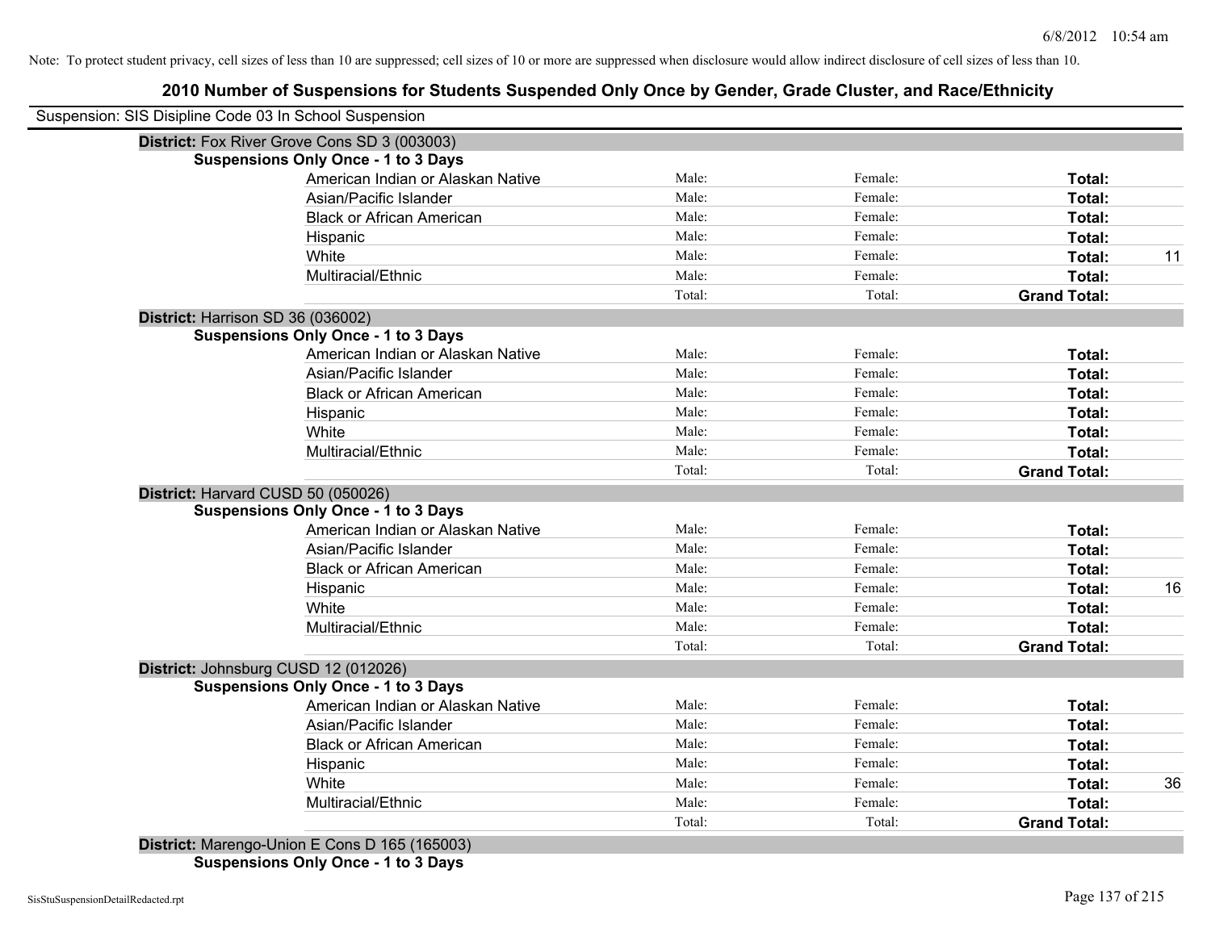Note: To protect student privacy, cell sizes of less than 10 are suppressed; cell sizes of 10 or more are suppressed when disclosure would allow indirect disclosure of cell sizes of less than 10.

## 2010 Number of Suspensions for Students Suspended Only Once by Gender, Grade Cluster, and Race/Ethnicity

Suspension: SIS Disipline Code 03 In School Suspension

**District:** Fox River Grove Cons SD 3 (003003)

**Suspensions Only Once - 1 to 3 Days**

| | | | | |
|---|---|---|---|---|
| American Indian or Alaskan Native | Male: | Female: | **Total:** | |
| Asian/Pacific Islander | Male: | Female: | **Total:** | |
| Black or African American | Male: | Female: | **Total:** | |
| Hispanic | Male: | Female: | **Total:** | |
| White | Male: | Female: | **Total:** | 11 |
| Multiracial/Ethnic | Male: | Female: | **Total:** | |
| | Total: | Total: | **Grand Total:** | |

**District:** Harrison SD 36 (036002)

**Suspensions Only Once - 1 to 3 Days**

| | | | | |
|---|---|---|---|---|
| American Indian or Alaskan Native | Male: | Female: | **Total:** | |
| Asian/Pacific Islander | Male: | Female: | **Total:** | |
| Black or African American | Male: | Female: | **Total:** | |
| Hispanic | Male: | Female: | **Total:** | |
| White | Male: | Female: | **Total:** | |
| Multiracial/Ethnic | Male: | Female: | **Total:** | |
| | Total: | Total: | **Grand Total:** | |

**District:** Harvard CUSD 50 (050026)

**Suspensions Only Once - 1 to 3 Days**

| | | | | |
|---|---|---|---|---|
| American Indian or Alaskan Native | Male: | Female: | **Total:** | |
| Asian/Pacific Islander | Male: | Female: | **Total:** | |
| Black or African American | Male: | Female: | **Total:** | |
| Hispanic | Male: | Female: | **Total:** | 16 |
| White | Male: | Female: | **Total:** | |
| Multiracial/Ethnic | Male: | Female: | **Total:** | |
| | Total: | Total: | **Grand Total:** | |

**District:** Johnsburg CUSD 12 (012026)

**Suspensions Only Once - 1 to 3 Days**

| | | | | |
|---|---|---|---|---|
| American Indian or Alaskan Native | Male: | Female: | **Total:** | |
| Asian/Pacific Islander | Male: | Female: | **Total:** | |
| Black or African American | Male: | Female: | **Total:** | |
| Hispanic | Male: | Female: | **Total:** | |
| White | Male: | Female: | **Total:** | 36 |
| Multiracial/Ethnic | Male: | Female: | **Total:** | |
| | Total: | Total: | **Grand Total:** | |

**District:** Marengo-Union E Cons D 165 (165003)

**Suspensions Only Once - 1 to 3 Days**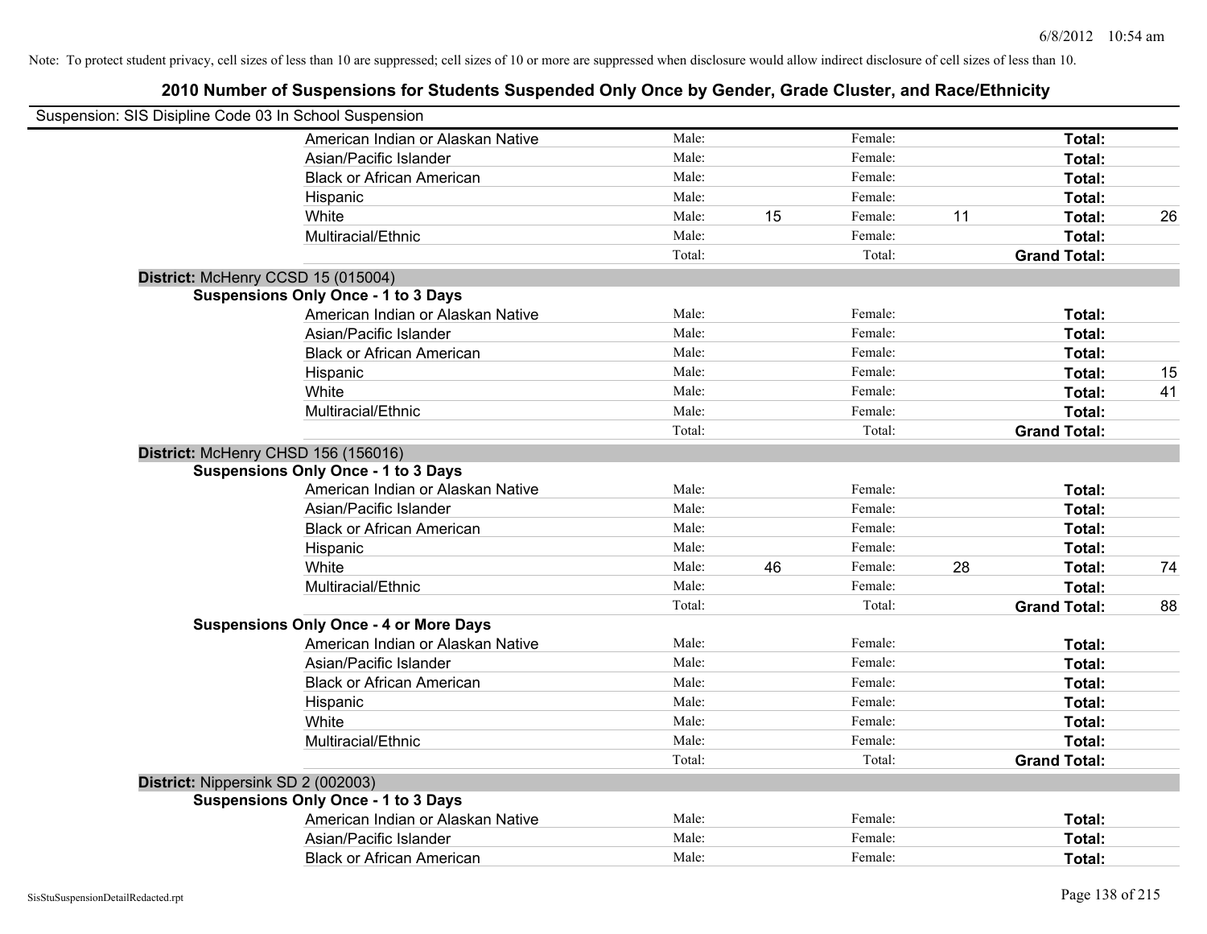Note: To protect student privacy, cell sizes of less than 10 are suppressed; cell sizes of 10 or more are suppressed when disclosure would allow indirect disclosure of cell sizes of less than 10.

# 2010 Number of Suspensions for Students Suspended Only Once by Gender, Grade Cluster, and Race/Ethnicity

Suspension: SIS Disipline Code 03 In School Suspension

| | | | | | | |
|---|---|---|---|---|---|---|
| American Indian or Alaskan Native | Male: | | Female: | | **Total:** | |
| Asian/Pacific Islander | Male: | | Female: | | **Total:** | |
| Black or African American | Male: | | Female: | | **Total:** | |
| Hispanic | Male: | | Female: | | **Total:** | |
| White | Male: | 15 | Female: | 11 | **Total:** | 26 |
| Multiracial/Ethnic | Male: | | Female: | | **Total:** | |
| | Total: | | Total: | | **Grand Total:** | |

**District:** McHenry CCSD 15 (015004)

**Suspensions Only Once - 1 to 3 Days**

| | | | | | | |
|---|---|---|---|---|---|---|
| American Indian or Alaskan Native | Male: | | Female: | | **Total:** | |
| Asian/Pacific Islander | Male: | | Female: | | **Total:** | |
| Black or African American | Male: | | Female: | | **Total:** | |
| Hispanic | Male: | | Female: | | **Total:** | 15 |
| White | Male: | | Female: | | **Total:** | 41 |
| Multiracial/Ethnic | Male: | | Female: | | **Total:** | |
| | Total: | | Total: | | **Grand Total:** | |

**District:** McHenry CHSD 156 (156016)

**Suspensions Only Once - 1 to 3 Days**

| | | | | | | |
|---|---|---|---|---|---|---|
| American Indian or Alaskan Native | Male: | | Female: | | **Total:** | |
| Asian/Pacific Islander | Male: | | Female: | | **Total:** | |
| Black or African American | Male: | | Female: | | **Total:** | |
| Hispanic | Male: | | Female: | | **Total:** | |
| White | Male: | 46 | Female: | 28 | **Total:** | 74 |
| Multiracial/Ethnic | Male: | | Female: | | **Total:** | |
| | Total: | | Total: | | **Grand Total:** | 88 |

**Suspensions Only Once - 4 or More Days**

| | | | | | | |
|---|---|---|---|---|---|---|
| American Indian or Alaskan Native | Male: | | Female: | | **Total:** | |
| Asian/Pacific Islander | Male: | | Female: | | **Total:** | |
| Black or African American | Male: | | Female: | | **Total:** | |
| Hispanic | Male: | | Female: | | **Total:** | |
| White | Male: | | Female: | | **Total:** | |
| Multiracial/Ethnic | Male: | | Female: | | **Total:** | |
| | Total: | | Total: | | **Grand Total:** | |

**District:** Nippersink SD 2 (002003)

**Suspensions Only Once - 1 to 3 Days**

| | | | | | | |
|---|---|---|---|---|---|---|
| American Indian or Alaskan Native | Male: | | Female: | | **Total:** | |
| Asian/Pacific Islander | Male: | | Female: | | **Total:** | |
| Black or African American | Male: | | Female: | | **Total:** | |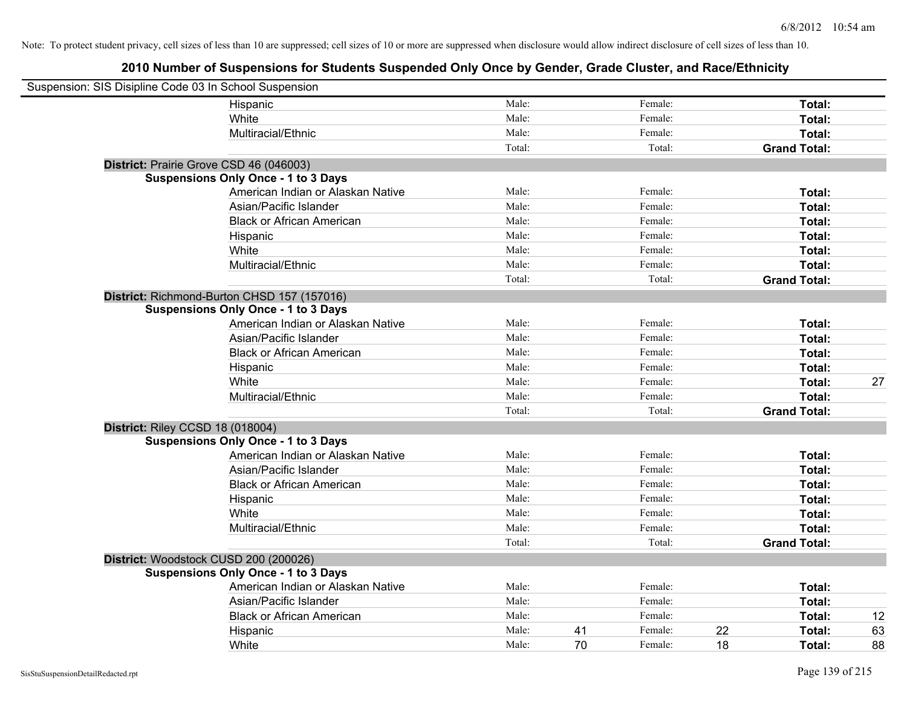Note: To protect student privacy, cell sizes of less than 10 are suppressed; cell sizes of 10 or more are suppressed when disclosure would allow indirect disclosure of cell sizes of less than 10.

# 2010 Number of Suspensions for Students Suspended Only Once by Gender, Grade Cluster, and Race/Ethnicity

Suspension: SIS Disipline Code 03 In School Suspension

| | | | | | |
|---|---|---|---|---|---|
| Hispanic | Male: | | Female: | | **Total:** | |
| White | Male: | | Female: | | **Total:** | |
| Multiracial/Ethnic | Male: | | Female: | | **Total:** | |
| | Total: | | Total: | | **Grand Total:** | |

**District:** Prairie Grove CSD 46 (046003)

**Suspensions Only Once - 1 to 3 Days**

| | | | | | | |
|---|---|---|---|---|---|---|
| American Indian or Alaskan Native | Male: | | Female: | | **Total:** | |
| Asian/Pacific Islander | Male: | | Female: | | **Total:** | |
| Black or African American | Male: | | Female: | | **Total:** | |
| Hispanic | Male: | | Female: | | **Total:** | |
| White | Male: | | Female: | | **Total:** | |
| Multiracial/Ethnic | Male: | | Female: | | **Total:** | |
| | Total: | | Total: | | **Grand Total:** | |

**District:** Richmond-Burton CHSD 157 (157016)

**Suspensions Only Once - 1 to 3 Days**

| | | | | | | |
|---|---|---|---|---|---|---|
| American Indian or Alaskan Native | Male: | | Female: | | **Total:** | |
| Asian/Pacific Islander | Male: | | Female: | | **Total:** | |
| Black or African American | Male: | | Female: | | **Total:** | |
| Hispanic | Male: | | Female: | | **Total:** | |
| White | Male: | | Female: | | **Total:** | 27 |
| Multiracial/Ethnic | Male: | | Female: | | **Total:** | |
| | Total: | | Total: | | **Grand Total:** | |

**District:** Riley CCSD 18 (018004)

**Suspensions Only Once - 1 to 3 Days**

| | | | | | | |
|---|---|---|---|---|---|---|
| American Indian or Alaskan Native | Male: | | Female: | | **Total:** | |
| Asian/Pacific Islander | Male: | | Female: | | **Total:** | |
| Black or African American | Male: | | Female: | | **Total:** | |
| Hispanic | Male: | | Female: | | **Total:** | |
| White | Male: | | Female: | | **Total:** | |
| Multiracial/Ethnic | Male: | | Female: | | **Total:** | |
| | Total: | | Total: | | **Grand Total:** | |

**District:** Woodstock CUSD 200 (200026)

**Suspensions Only Once - 1 to 3 Days**

| | | | | | | |
|---|---|---|---|---|---|---|
| American Indian or Alaskan Native | Male: | | Female: | | **Total:** | |
| Asian/Pacific Islander | Male: | | Female: | | **Total:** | |
| Black or African American | Male: | | Female: | | **Total:** | 12 |
| Hispanic | Male: | 41 | Female: | 22 | **Total:** | 63 |
| White | Male: | 70 | Female: | 18 | **Total:** | 88 |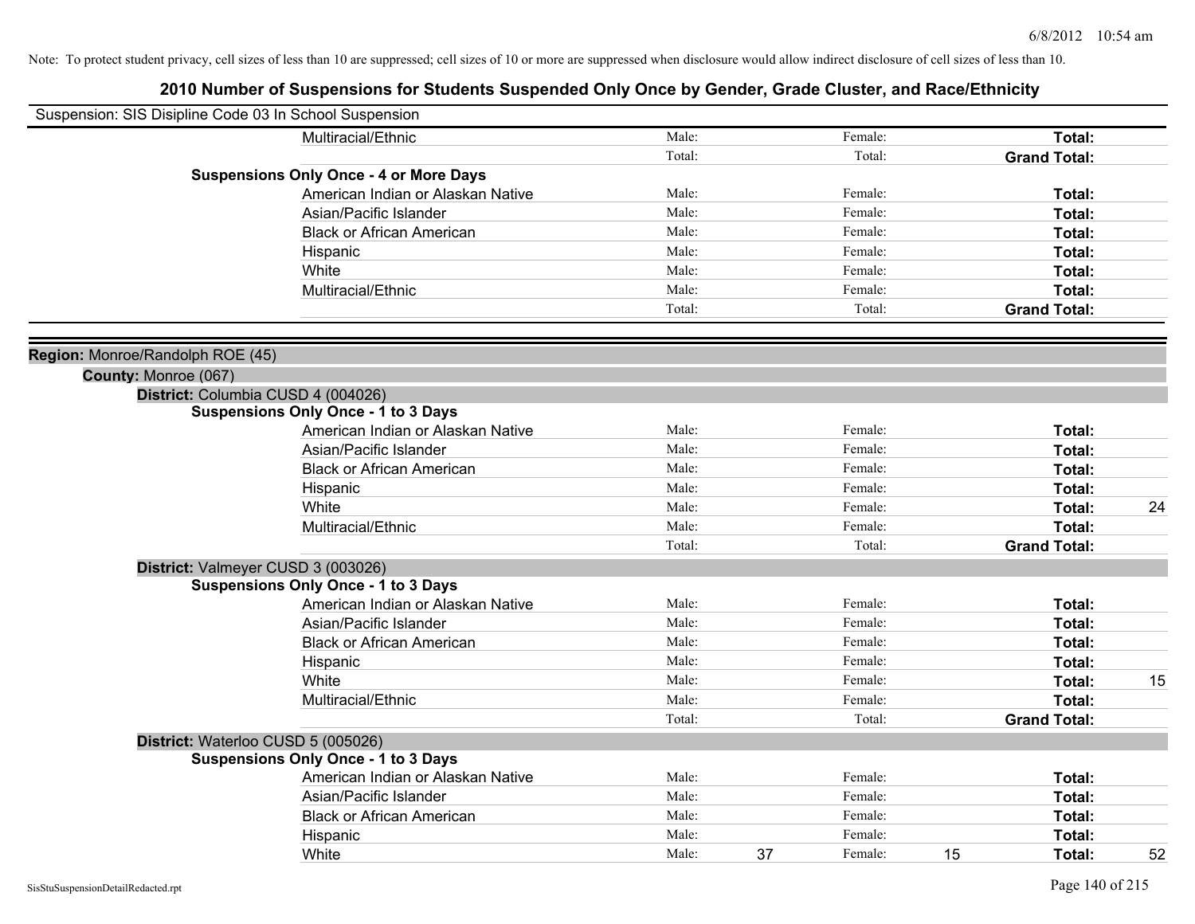Note: To protect student privacy, cell sizes of less than 10 are suppressed; cell sizes of 10 or more are suppressed when disclosure would allow indirect disclosure of cell sizes of less than 10.

# 2010 Number of Suspensions for Students Suspended Only Once by Gender, Grade Cluster, and Race/Ethnicity

Suspension: SIS Disipline Code 03 In School Suspension

| | | | | | | |
|---|---|---|---|---|---|---|
| Multiracial/Ethnic | Male: | | Female: | | **Total:** | |
| | Total: | | Total: | | **Grand Total:** | |

**Suspensions Only Once - 4 or More Days**

| | | | | | | |
|---|---|---|---|---|---|---|
| American Indian or Alaskan Native | Male: | | Female: | | **Total:** | |
| Asian/Pacific Islander | Male: | | Female: | | **Total:** | |
| Black or African American | Male: | | Female: | | **Total:** | |
| Hispanic | Male: | | Female: | | **Total:** | |
| White | Male: | | Female: | | **Total:** | |
| Multiracial/Ethnic | Male: | | Female: | | **Total:** | |
| | Total: | | Total: | | **Grand Total:** | |

**Region:** Monroe/Randolph ROE (45)

**County:** Monroe (067)

**District:** Columbia CUSD 4 (004026)

**Suspensions Only Once - 1 to 3 Days**

| | | | | | | |
|---|---|---|---|---|---|---|
| American Indian or Alaskan Native | Male: | | Female: | | **Total:** | |
| Asian/Pacific Islander | Male: | | Female: | | **Total:** | |
| Black or African American | Male: | | Female: | | **Total:** | |
| Hispanic | Male: | | Female: | | **Total:** | |
| White | Male: | | Female: | | **Total:** | 24 |
| Multiracial/Ethnic | Male: | | Female: | | **Total:** | |
| | Total: | | Total: | | **Grand Total:** | |

**District:** Valmeyer CUSD 3 (003026)

**Suspensions Only Once - 1 to 3 Days**

| | | | | | | |
|---|---|---|---|---|---|---|
| American Indian or Alaskan Native | Male: | | Female: | | **Total:** | |
| Asian/Pacific Islander | Male: | | Female: | | **Total:** | |
| Black or African American | Male: | | Female: | | **Total:** | |
| Hispanic | Male: | | Female: | | **Total:** | |
| White | Male: | | Female: | | **Total:** | 15 |
| Multiracial/Ethnic | Male: | | Female: | | **Total:** | |
| | Total: | | Total: | | **Grand Total:** | |

**District:** Waterloo CUSD 5 (005026)

**Suspensions Only Once - 1 to 3 Days**

| | | | | | | |
|---|---|---|---|---|---|---|
| American Indian or Alaskan Native | Male: | | Female: | | **Total:** | |
| Asian/Pacific Islander | Male: | | Female: | | **Total:** | |
| Black or African American | Male: | | Female: | | **Total:** | |
| Hispanic | Male: | | Female: | | **Total:** | |
| White | Male: | 37 | Female: | 15 | **Total:** | 52 |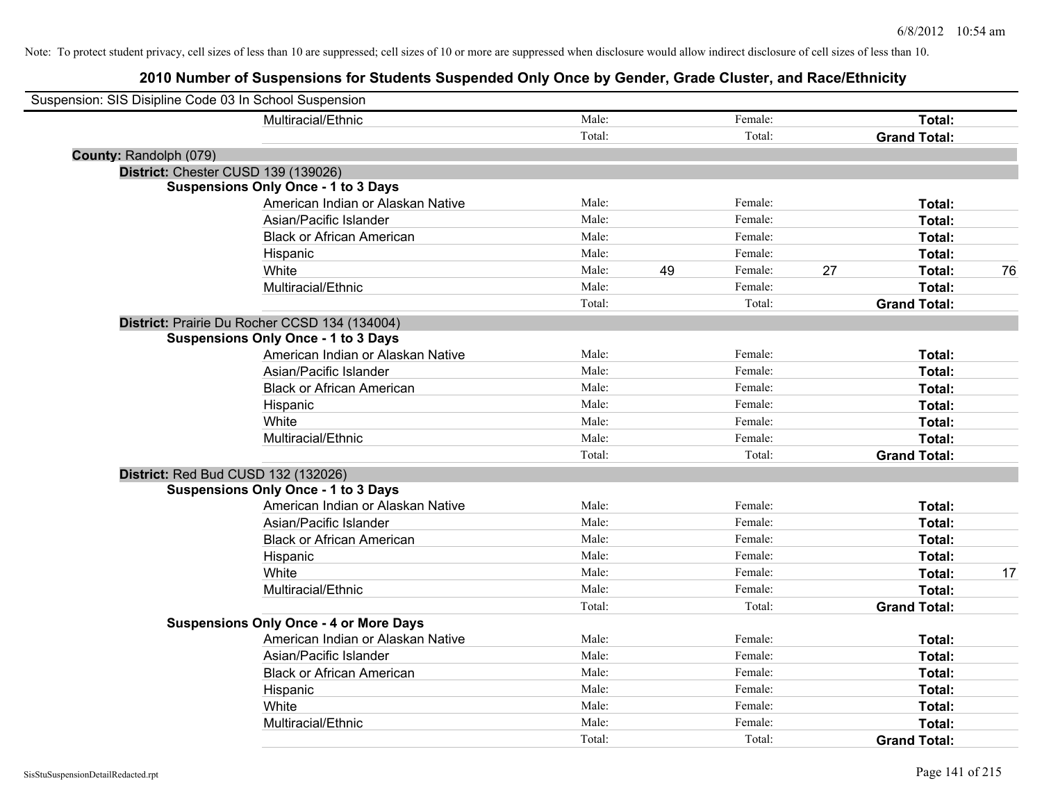Note: To protect student privacy, cell sizes of less than 10 are suppressed; cell sizes of 10 or more are suppressed when disclosure would allow indirect disclosure of cell sizes of less than 10.

## 2010 Number of Suspensions for Students Suspended Only Once by Gender, Grade Cluster, and Race/Ethnicity

Suspension: SIS Disipline Code 03 In School Suspension

| | | | | | | | |
|---|---|---|---|---|---|---|---|
| Multiracial/Ethnic | Male: | | Female: | | **Total:** | |
| | Total: | | Total: | | **Grand Total:** | |

**County:** Randolph (079)

**District:** Chester CUSD 139 (139026)

**Suspensions Only Once - 1 to 3 Days**

| | | | | | | |
|---|---|---|---|---|---|---|
| American Indian or Alaskan Native | Male: | | Female: | | **Total:** | |
| Asian/Pacific Islander | Male: | | Female: | | **Total:** | |
| Black or African American | Male: | | Female: | | **Total:** | |
| Hispanic | Male: | | Female: | | **Total:** | |
| White | Male: | 49 | Female: | 27 | **Total:** | 76 |
| Multiracial/Ethnic | Male: | | Female: | | **Total:** | |
| | Total: | | Total: | | **Grand Total:** | |

**District:** Prairie Du Rocher CCSD 134 (134004)

**Suspensions Only Once - 1 to 3 Days**

| | | | | | | |
|---|---|---|---|---|---|---|
| American Indian or Alaskan Native | Male: | | Female: | | **Total:** | |
| Asian/Pacific Islander | Male: | | Female: | | **Total:** | |
| Black or African American | Male: | | Female: | | **Total:** | |
| Hispanic | Male: | | Female: | | **Total:** | |
| White | Male: | | Female: | | **Total:** | |
| Multiracial/Ethnic | Male: | | Female: | | **Total:** | |
| | Total: | | Total: | | **Grand Total:** | |

**District:** Red Bud CUSD 132 (132026)

**Suspensions Only Once - 1 to 3 Days**

| | | | | | | |
|---|---|---|---|---|---|---|
| American Indian or Alaskan Native | Male: | | Female: | | **Total:** | |
| Asian/Pacific Islander | Male: | | Female: | | **Total:** | |
| Black or African American | Male: | | Female: | | **Total:** | |
| Hispanic | Male: | | Female: | | **Total:** | |
| White | Male: | | Female: | | **Total:** | 17 |
| Multiracial/Ethnic | Male: | | Female: | | **Total:** | |
| | Total: | | Total: | | **Grand Total:** | |

**Suspensions Only Once - 4 or More Days**

| | | | | | | |
|---|---|---|---|---|---|---|
| American Indian or Alaskan Native | Male: | | Female: | | **Total:** | |
| Asian/Pacific Islander | Male: | | Female: | | **Total:** | |
| Black or African American | Male: | | Female: | | **Total:** | |
| Hispanic | Male: | | Female: | | **Total:** | |
| White | Male: | | Female: | | **Total:** | |
| Multiracial/Ethnic | Male: | | Female: | | **Total:** | |
| | Total: | | Total: | | **Grand Total:** | |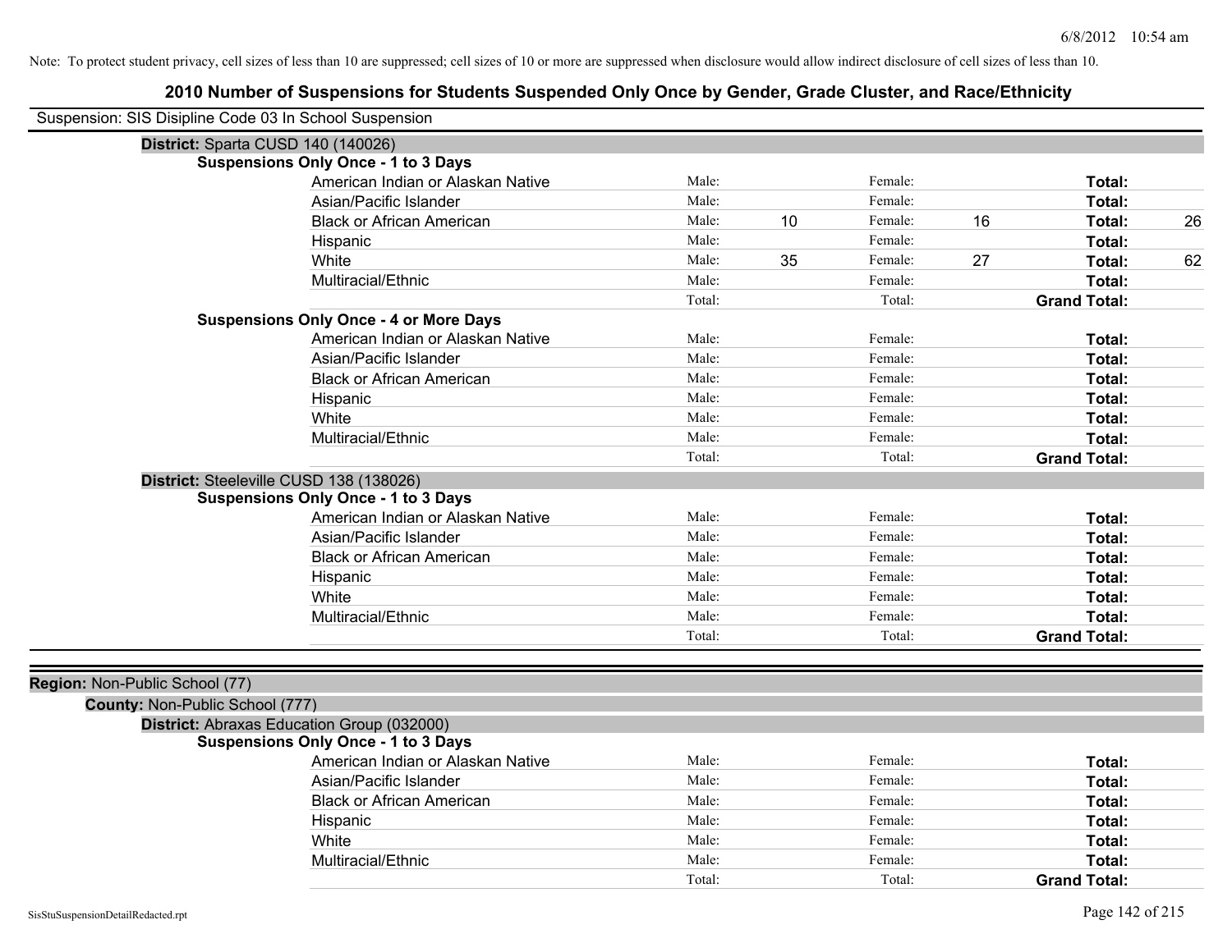Note: To protect student privacy, cell sizes of less than 10 are suppressed; cell sizes of 10 or more are suppressed when disclosure would allow indirect disclosure of cell sizes of less than 10.

# 2010 Number of Suspensions for Students Suspended Only Once by Gender, Grade Cluster, and Race/Ethnicity

Suspension: SIS Disipline Code 03 In School Suspension

**District:** Sparta CUSD 140 (140026)

**Suspensions Only Once - 1 to 3 Days**

| Race/Ethnicity | | Male | | Female | | Total |
|---|---|---|---|---|---|---|
| American Indian or Alaskan Native | Male: | | Female: | | **Total:** | |
| Asian/Pacific Islander | Male: | | Female: | | **Total:** | |
| Black or African American | Male: | 10 | Female: | 16 | **Total:** | 26 |
| Hispanic | Male: | | Female: | | **Total:** | |
| White | Male: | 35 | Female: | 27 | **Total:** | 62 |
| Multiracial/Ethnic | Male: | | Female: | | **Total:** | |
| | Total: | | Total: | | **Grand Total:** | |

**Suspensions Only Once - 4 or More Days**

| Race/Ethnicity | | Male | | Female | | Total |
|---|---|---|---|---|---|---|
| American Indian or Alaskan Native | Male: | | Female: | | **Total:** | |
| Asian/Pacific Islander | Male: | | Female: | | **Total:** | |
| Black or African American | Male: | | Female: | | **Total:** | |
| Hispanic | Male: | | Female: | | **Total:** | |
| White | Male: | | Female: | | **Total:** | |
| Multiracial/Ethnic | Male: | | Female: | | **Total:** | |
| | Total: | | Total: | | **Grand Total:** | |

**District:** Steeleville CUSD 138 (138026)

**Suspensions Only Once - 1 to 3 Days**

| Race/Ethnicity | | Male | | Female | | Total |
|---|---|---|---|---|---|---|
| American Indian or Alaskan Native | Male: | | Female: | | **Total:** | |
| Asian/Pacific Islander | Male: | | Female: | | **Total:** | |
| Black or African American | Male: | | Female: | | **Total:** | |
| Hispanic | Male: | | Female: | | **Total:** | |
| White | Male: | | Female: | | **Total:** | |
| Multiracial/Ethnic | Male: | | Female: | | **Total:** | |
| | Total: | | Total: | | **Grand Total:** | |

**Region:** Non-Public School (77)

**County:** Non-Public School (777)

**District:** Abraxas Education Group (032000)

**Suspensions Only Once - 1 to 3 Days**

| Race/Ethnicity | | Male | | Female | | Total |
|---|---|---|---|---|---|---|
| American Indian or Alaskan Native | Male: | | Female: | | **Total:** | |
| Asian/Pacific Islander | Male: | | Female: | | **Total:** | |
| Black or African American | Male: | | Female: | | **Total:** | |
| Hispanic | Male: | | Female: | | **Total:** | |
| White | Male: | | Female: | | **Total:** | |
| Multiracial/Ethnic | Male: | | Female: | | **Total:** | |
| | Total: | | Total: | | **Grand Total:** | |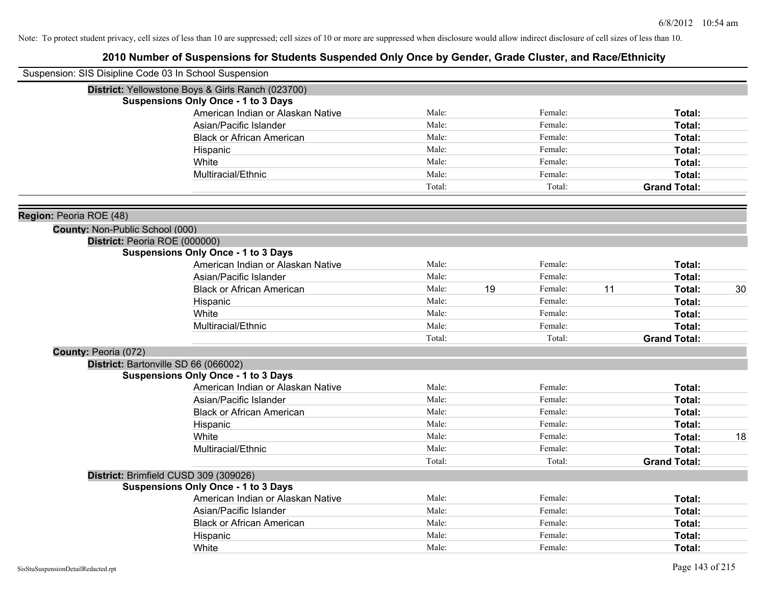Note: To protect student privacy, cell sizes of less than 10 are suppressed; cell sizes of 10 or more are suppressed when disclosure would allow indirect disclosure of cell sizes of less than 10.

# 2010 Number of Suspensions for Students Suspended Only Once by Gender, Grade Cluster, and Race/Ethnicity

Suspension: SIS Disipline Code 03 In School Suspension

**District:** Yellowstone Boys & Girls Ranch (023700)

**Suspensions Only Once - 1 to 3 Days**

| | | | | | | |
|---|---|---|---|---|---|---|
| American Indian or Alaskan Native | Male: | | Female: | | **Total:** | |
| Asian/Pacific Islander | Male: | | Female: | | **Total:** | |
| Black or African American | Male: | | Female: | | **Total:** | |
| Hispanic | Male: | | Female: | | **Total:** | |
| White | Male: | | Female: | | **Total:** | |
| Multiracial/Ethnic | Male: | | Female: | | **Total:** | |
| | Total: | | Total: | | **Grand Total:** | |

## Region: Peoria ROE (48)

**County:** Non-Public School (000)

**District:** Peoria ROE (000000)

**Suspensions Only Once - 1 to 3 Days**

| | | | | | | |
|---|---|---|---|---|---|---|
| American Indian or Alaskan Native | Male: | | Female: | | **Total:** | |
| Asian/Pacific Islander | Male: | | Female: | | **Total:** | |
| Black or African American | Male: | 19 | Female: | 11 | **Total:** | 30 |
| Hispanic | Male: | | Female: | | **Total:** | |
| White | Male: | | Female: | | **Total:** | |
| Multiracial/Ethnic | Male: | | Female: | | **Total:** | |
| | Total: | | Total: | | **Grand Total:** | |

**County:** Peoria (072)

**District:** Bartonville SD 66 (066002)

**Suspensions Only Once - 1 to 3 Days**

| | | | | | | |
|---|---|---|---|---|---|---|
| American Indian or Alaskan Native | Male: | | Female: | | **Total:** | |
| Asian/Pacific Islander | Male: | | Female: | | **Total:** | |
| Black or African American | Male: | | Female: | | **Total:** | |
| Hispanic | Male: | | Female: | | **Total:** | |
| White | Male: | | Female: | | **Total:** | 18 |
| Multiracial/Ethnic | Male: | | Female: | | **Total:** | |
| | Total: | | Total: | | **Grand Total:** | |

**District:** Brimfield CUSD 309 (309026)

**Suspensions Only Once - 1 to 3 Days**

| | | | | | | |
|---|---|---|---|---|---|---|
| American Indian or Alaskan Native | Male: | | Female: | | **Total:** | |
| Asian/Pacific Islander | Male: | | Female: | | **Total:** | |
| Black or African American | Male: | | Female: | | **Total:** | |
| Hispanic | Male: | | Female: | | **Total:** | |
| White | Male: | | Female: | | **Total:** | |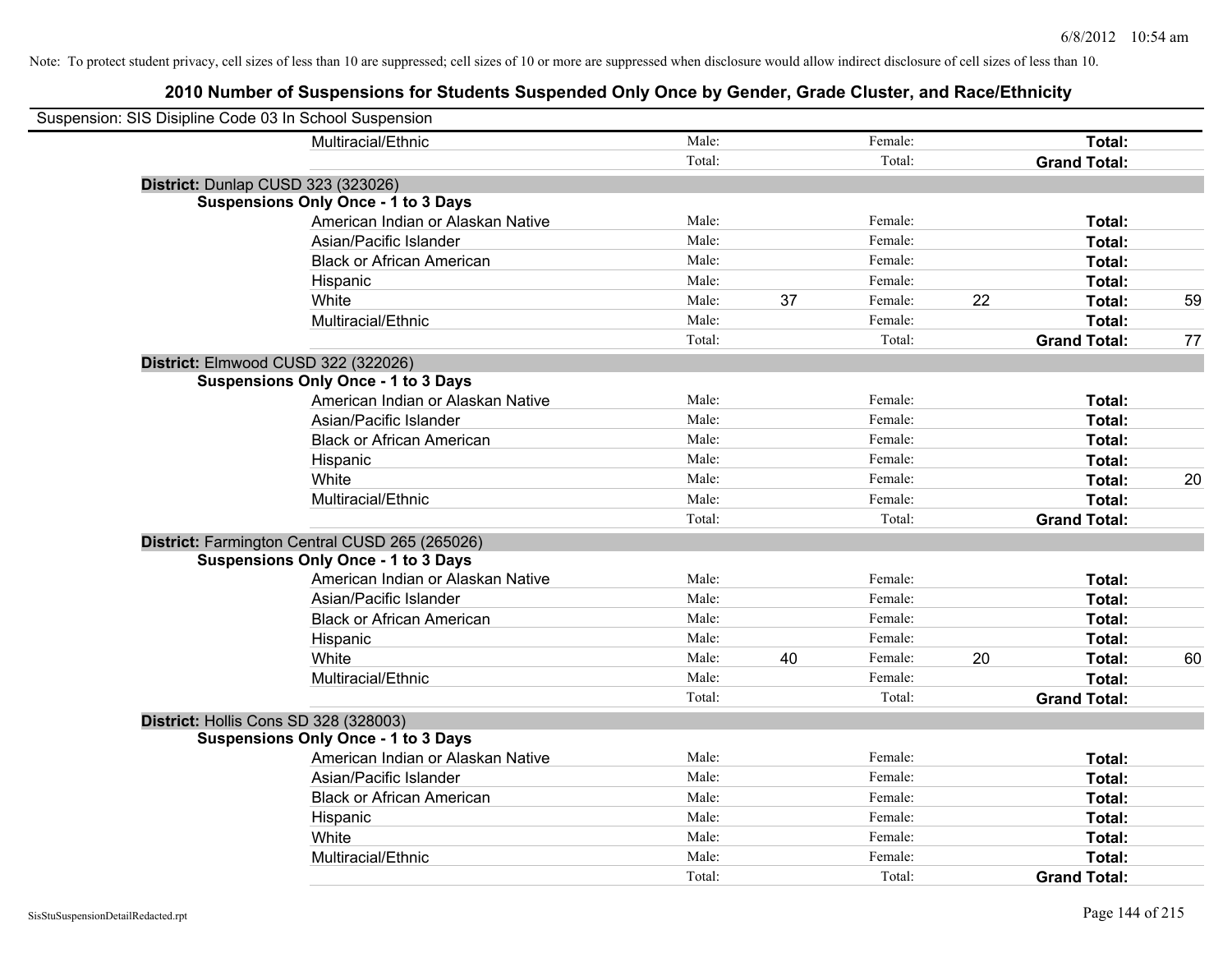Note: To protect student privacy, cell sizes of less than 10 are suppressed; cell sizes of 10 or more are suppressed when disclosure would allow indirect disclosure of cell sizes of less than 10.

## 2010 Number of Suspensions for Students Suspended Only Once by Gender, Grade Cluster, and Race/Ethnicity

Suspension: SIS Disipline Code 03 In School Suspension

| | | | | | | |
|---|---|---|---|---|---|---|
| Multiracial/Ethnic | Male: | | Female: | | **Total:** | |
| | Total: | | Total: | | **Grand Total:** | |

**District:** Dunlap CUSD 323 (323026)

**Suspensions Only Once - 1 to 3 Days**

| | | | | | | |
|---|---|---|---|---|---|---|
| American Indian or Alaskan Native | Male: | | Female: | | **Total:** | |
| Asian/Pacific Islander | Male: | | Female: | | **Total:** | |
| Black or African American | Male: | | Female: | | **Total:** | |
| Hispanic | Male: | | Female: | | **Total:** | |
| White | Male: | 37 | Female: | 22 | **Total:** | 59 |
| Multiracial/Ethnic | Male: | | Female: | | **Total:** | |
| | Total: | | Total: | | **Grand Total:** | 77 |

**District:** Elmwood CUSD 322 (322026)

**Suspensions Only Once - 1 to 3 Days**

| | | | | | | |
|---|---|---|---|---|---|---|
| American Indian or Alaskan Native | Male: | | Female: | | **Total:** | |
| Asian/Pacific Islander | Male: | | Female: | | **Total:** | |
| Black or African American | Male: | | Female: | | **Total:** | |
| Hispanic | Male: | | Female: | | **Total:** | |
| White | Male: | | Female: | | **Total:** | 20 |
| Multiracial/Ethnic | Male: | | Female: | | **Total:** | |
| | Total: | | Total: | | **Grand Total:** | |

**District:** Farmington Central CUSD 265 (265026)

**Suspensions Only Once - 1 to 3 Days**

| | | | | | | |
|---|---|---|---|---|---|---|
| American Indian or Alaskan Native | Male: | | Female: | | **Total:** | |
| Asian/Pacific Islander | Male: | | Female: | | **Total:** | |
| Black or African American | Male: | | Female: | | **Total:** | |
| Hispanic | Male: | | Female: | | **Total:** | |
| White | Male: | 40 | Female: | 20 | **Total:** | 60 |
| Multiracial/Ethnic | Male: | | Female: | | **Total:** | |
| | Total: | | Total: | | **Grand Total:** | |

**District:** Hollis Cons SD 328 (328003)

**Suspensions Only Once - 1 to 3 Days**

| | | | | | | |
|---|---|---|---|---|---|---|
| American Indian or Alaskan Native | Male: | | Female: | | **Total:** | |
| Asian/Pacific Islander | Male: | | Female: | | **Total:** | |
| Black or African American | Male: | | Female: | | **Total:** | |
| Hispanic | Male: | | Female: | | **Total:** | |
| White | Male: | | Female: | | **Total:** | |
| Multiracial/Ethnic | Male: | | Female: | | **Total:** | |
| | Total: | | Total: | | **Grand Total:** | |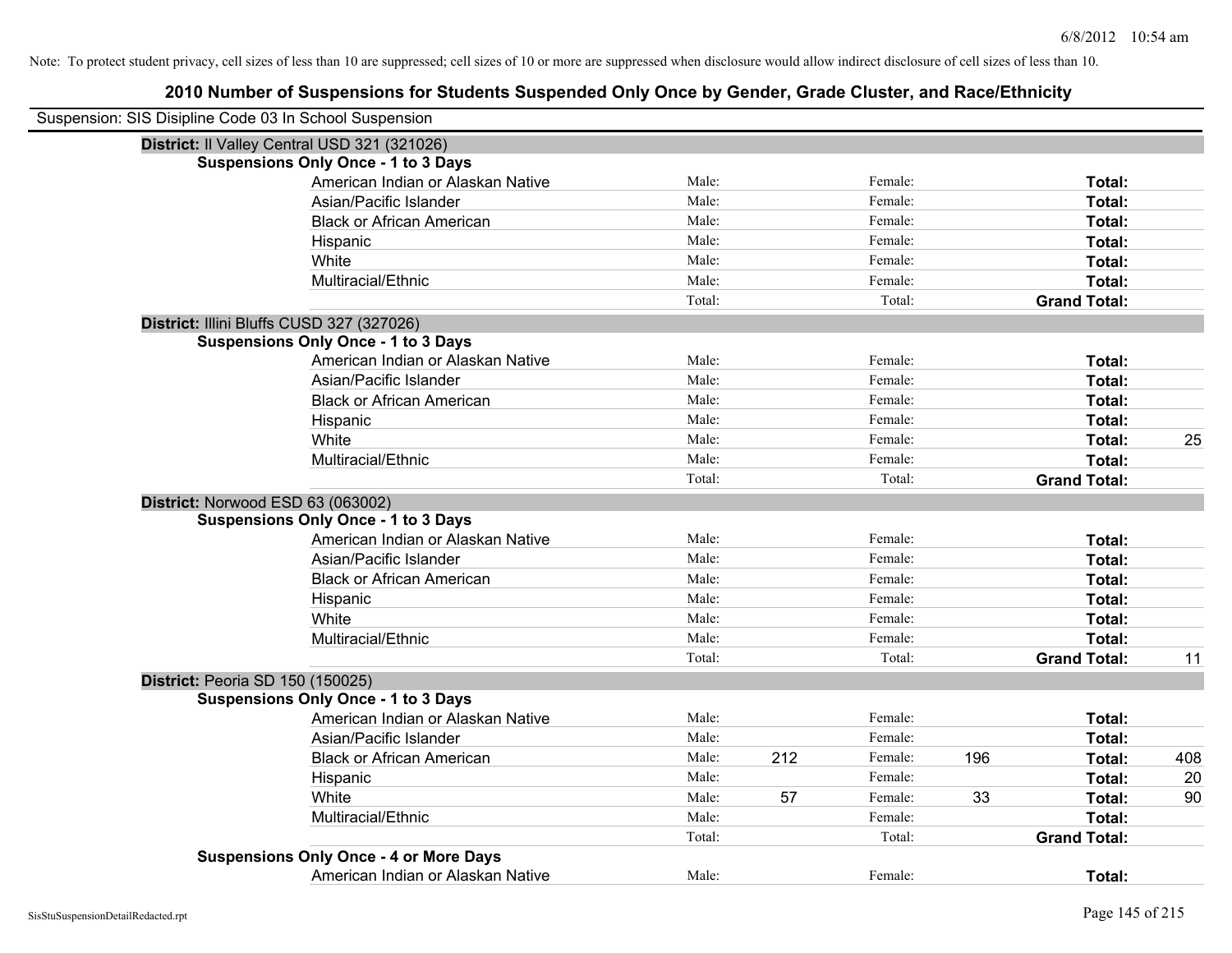Note: To protect student privacy, cell sizes of less than 10 are suppressed; cell sizes of 10 or more are suppressed when disclosure would allow indirect disclosure of cell sizes of less than 10.

# 2010 Number of Suspensions for Students Suspended Only Once by Gender, Grade Cluster, and Race/Ethnicity

Suspension: SIS Disipline Code 03 In School Suspension

**District:** Il Valley Central USD 321 (321026)

**Suspensions Only Once - 1 to 3 Days**

| Race/Ethnicity | | | | | | |
|---|---|---|---|---|---|---|
| American Indian or Alaskan Native | Male: | | Female: | | **Total:** | |
| Asian/Pacific Islander | Male: | | Female: | | **Total:** | |
| Black or African American | Male: | | Female: | | **Total:** | |
| Hispanic | Male: | | Female: | | **Total:** | |
| White | Male: | | Female: | | **Total:** | |
| Multiracial/Ethnic | Male: | | Female: | | **Total:** | |
| | Total: | | Total: | | **Grand Total:** | |

**District:** Illini Bluffs CUSD 327 (327026)

**Suspensions Only Once - 1 to 3 Days**

| Race/Ethnicity | | | | | | |
|---|---|---|---|---|---|---|
| American Indian or Alaskan Native | Male: | | Female: | | **Total:** | |
| Asian/Pacific Islander | Male: | | Female: | | **Total:** | |
| Black or African American | Male: | | Female: | | **Total:** | |
| Hispanic | Male: | | Female: | | **Total:** | |
| White | Male: | | Female: | | **Total:** | 25 |
| Multiracial/Ethnic | Male: | | Female: | | **Total:** | |
| | Total: | | Total: | | **Grand Total:** | |

**District:** Norwood ESD 63 (063002)

**Suspensions Only Once - 1 to 3 Days**

| Race/Ethnicity | | | | | | |
|---|---|---|---|---|---|---|
| American Indian or Alaskan Native | Male: | | Female: | | **Total:** | |
| Asian/Pacific Islander | Male: | | Female: | | **Total:** | |
| Black or African American | Male: | | Female: | | **Total:** | |
| Hispanic | Male: | | Female: | | **Total:** | |
| White | Male: | | Female: | | **Total:** | |
| Multiracial/Ethnic | Male: | | Female: | | **Total:** | |
| | Total: | | Total: | | **Grand Total:** | 11 |

**District:** Peoria SD 150 (150025)

**Suspensions Only Once - 1 to 3 Days**

| Race/Ethnicity | | | | | | |
|---|---|---|---|---|---|---|
| American Indian or Alaskan Native | Male: | | Female: | | **Total:** | |
| Asian/Pacific Islander | Male: | | Female: | | **Total:** | |
| Black or African American | Male: | 212 | Female: | 196 | **Total:** | 408 |
| Hispanic | Male: | | Female: | | **Total:** | 20 |
| White | Male: | 57 | Female: | 33 | **Total:** | 90 |
| Multiracial/Ethnic | Male: | | Female: | | **Total:** | |
| | Total: | | Total: | | **Grand Total:** | |

**Suspensions Only Once - 4 or More Days**

| Race/Ethnicity | | | | | | |
|---|---|---|---|---|---|---|
| American Indian or Alaskan Native | Male: | | Female: | | **Total:** | |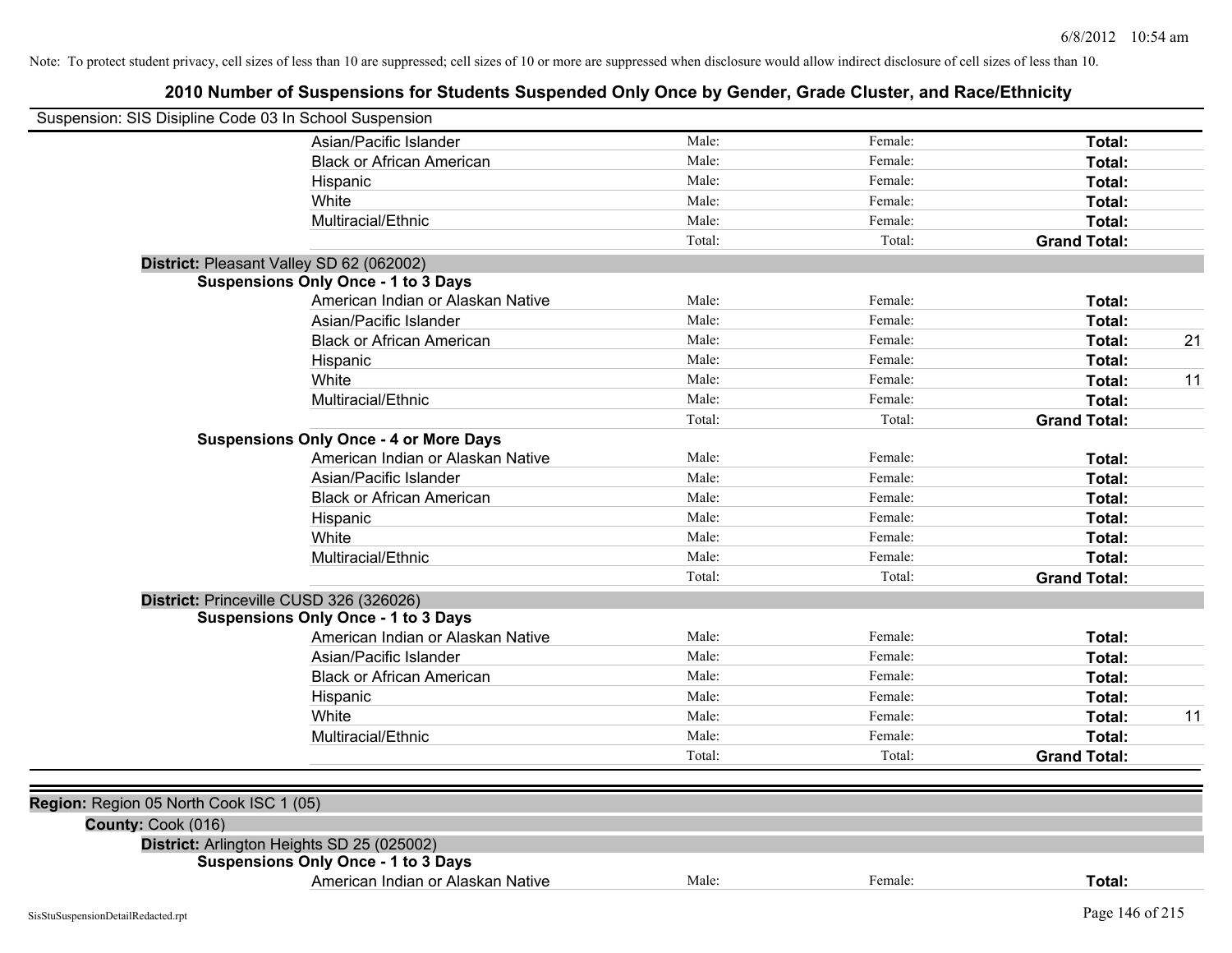Note: To protect student privacy, cell sizes of less than 10 are suppressed; cell sizes of 10 or more are suppressed when disclosure would allow indirect disclosure of cell sizes of less than 10.

# 2010 Number of Suspensions for Students Suspended Only Once by Gender, Grade Cluster, and Race/Ethnicity

Suspension: SIS Disipline Code 03 In School Suspension

| | | | | |
|---|---|---|---|---|
| Asian/Pacific Islander | Male: | Female: | **Total:** | |
| Black or African American | Male: | Female: | **Total:** | |
| Hispanic | Male: | Female: | **Total:** | |
| White | Male: | Female: | **Total:** | |
| Multiracial/Ethnic | Male: | Female: | **Total:** | |
| | Total: | Total: | **Grand Total:** | |

**District:** Pleasant Valley SD 62 (062002)

**Suspensions Only Once - 1 to 3 Days**

| | | | | |
|---|---|---|---|---|
| American Indian or Alaskan Native | Male: | Female: | **Total:** | |
| Asian/Pacific Islander | Male: | Female: | **Total:** | |
| Black or African American | Male: | Female: | **Total:** | 21 |
| Hispanic | Male: | Female: | **Total:** | |
| White | Male: | Female: | **Total:** | 11 |
| Multiracial/Ethnic | Male: | Female: | **Total:** | |
| | Total: | Total: | **Grand Total:** | |

**Suspensions Only Once - 4 or More Days**

| | | | | |
|---|---|---|---|---|
| American Indian or Alaskan Native | Male: | Female: | **Total:** | |
| Asian/Pacific Islander | Male: | Female: | **Total:** | |
| Black or African American | Male: | Female: | **Total:** | |
| Hispanic | Male: | Female: | **Total:** | |
| White | Male: | Female: | **Total:** | |
| Multiracial/Ethnic | Male: | Female: | **Total:** | |
| | Total: | Total: | **Grand Total:** | |

**District:** Princeville CUSD 326 (326026)

**Suspensions Only Once - 1 to 3 Days**

| | | | | |
|---|---|---|---|---|
| American Indian or Alaskan Native | Male: | Female: | **Total:** | |
| Asian/Pacific Islander | Male: | Female: | **Total:** | |
| Black or African American | Male: | Female: | **Total:** | |
| Hispanic | Male: | Female: | **Total:** | |
| White | Male: | Female: | **Total:** | 11 |
| Multiracial/Ethnic | Male: | Female: | **Total:** | |
| | Total: | Total: | **Grand Total:** | |

**Region:** Region 05 North Cook ISC 1 (05)

**County:** Cook (016)

**District:** Arlington Heights SD 25 (025002)

**Suspensions Only Once - 1 to 3 Days**

| | | | | |
|---|---|---|---|---|
| American Indian or Alaskan Native | Male: | Female: | **Total:** | |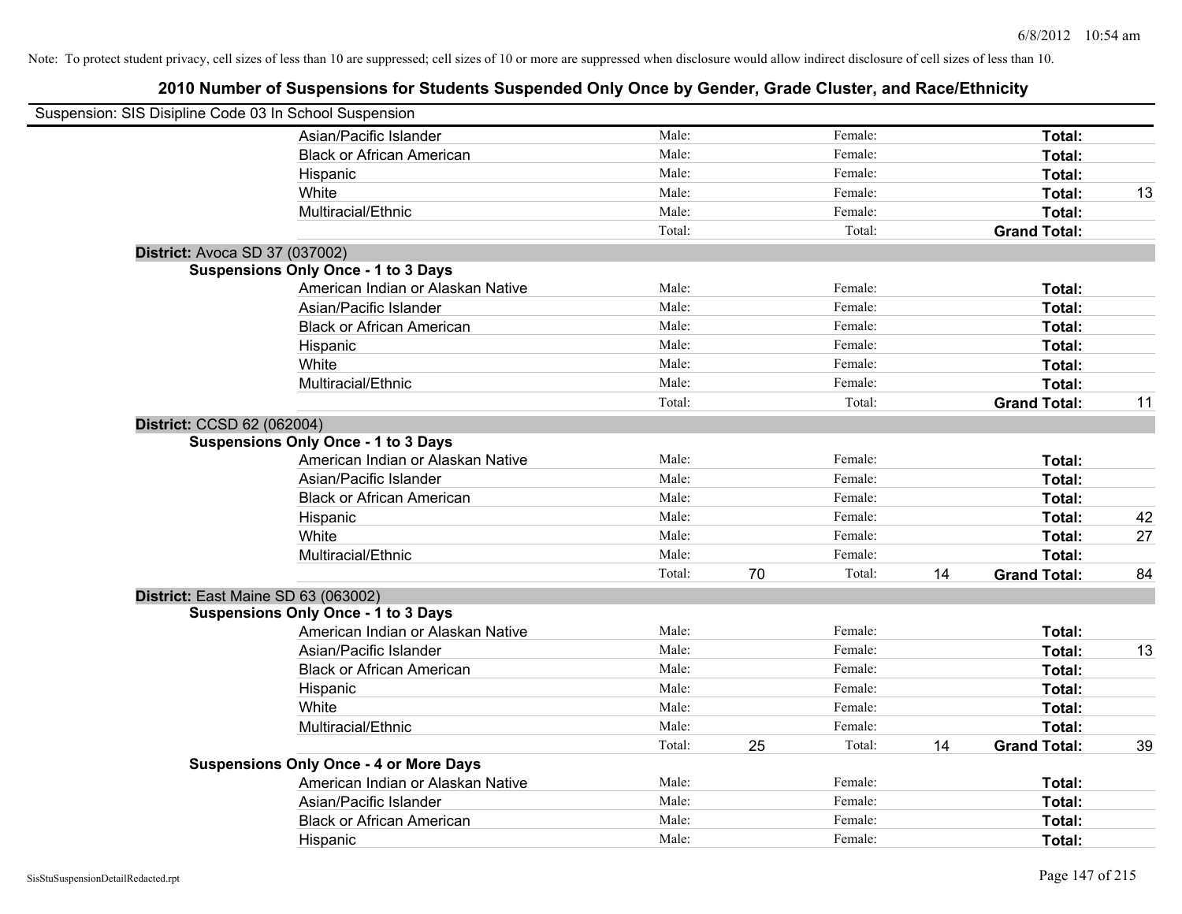Note: To protect student privacy, cell sizes of less than 10 are suppressed; cell sizes of 10 or more are suppressed when disclosure would allow indirect disclosure of cell sizes of less than 10.

## 2010 Number of Suspensions for Students Suspended Only Once by Gender, Grade Cluster, and Race/Ethnicity

Suspension: SIS Disipline Code 03 In School Suspension

| | | | | | | |
|---|---|---|---|---|---|---|
| Asian/Pacific Islander | Male: | | Female: | | **Total:** | |
| Black or African American | Male: | | Female: | | **Total:** | |
| Hispanic | Male: | | Female: | | **Total:** | |
| White | Male: | | Female: | | **Total:** | 13 |
| Multiracial/Ethnic | Male: | | Female: | | **Total:** | |
| | Total: | | Total: | | **Grand Total:** | |

**District:** Avoca SD 37 (037002)

**Suspensions Only Once - 1 to 3 Days**

| | | | | | | |
|---|---|---|---|---|---|---|
| American Indian or Alaskan Native | Male: | | Female: | | **Total:** | |
| Asian/Pacific Islander | Male: | | Female: | | **Total:** | |
| Black or African American | Male: | | Female: | | **Total:** | |
| Hispanic | Male: | | Female: | | **Total:** | |
| White | Male: | | Female: | | **Total:** | |
| Multiracial/Ethnic | Male: | | Female: | | **Total:** | |
| | Total: | | Total: | | **Grand Total:** | 11 |

**District:** CCSD 62 (062004)

**Suspensions Only Once - 1 to 3 Days**

| | | | | | | |
|---|---|---|---|---|---|---|
| American Indian or Alaskan Native | Male: | | Female: | | **Total:** | |
| Asian/Pacific Islander | Male: | | Female: | | **Total:** | |
| Black or African American | Male: | | Female: | | **Total:** | |
| Hispanic | Male: | | Female: | | **Total:** | 42 |
| White | Male: | | Female: | | **Total:** | 27 |
| Multiracial/Ethnic | Male: | | Female: | | **Total:** | |
| | Total: | 70 | Total: | 14 | **Grand Total:** | 84 |

**District:** East Maine SD 63 (063002)

**Suspensions Only Once - 1 to 3 Days**

| | | | | | | |
|---|---|---|---|---|---|---|
| American Indian or Alaskan Native | Male: | | Female: | | **Total:** | |
| Asian/Pacific Islander | Male: | | Female: | | **Total:** | 13 |
| Black or African American | Male: | | Female: | | **Total:** | |
| Hispanic | Male: | | Female: | | **Total:** | |
| White | Male: | | Female: | | **Total:** | |
| Multiracial/Ethnic | Male: | | Female: | | **Total:** | |
| | Total: | 25 | Total: | 14 | **Grand Total:** | 39 |

**Suspensions Only Once - 4 or More Days**

| | | | | | | |
|---|---|---|---|---|---|---|
| American Indian or Alaskan Native | Male: | | Female: | | **Total:** | |
| Asian/Pacific Islander | Male: | | Female: | | **Total:** | |
| Black or African American | Male: | | Female: | | **Total:** | |
| Hispanic | Male: | | Female: | | **Total:** | |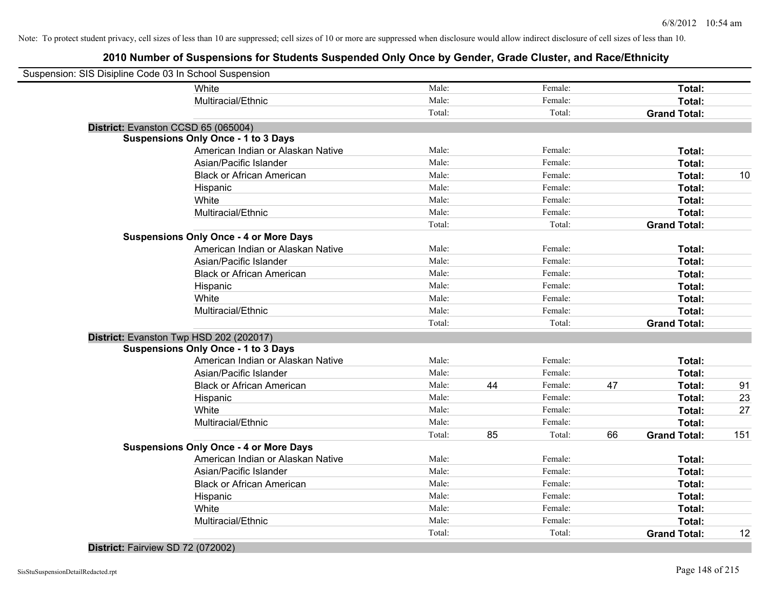Note: To protect student privacy, cell sizes of less than 10 are suppressed; cell sizes of 10 or more are suppressed when disclosure would allow indirect disclosure of cell sizes of less than 10.

## 2010 Number of Suspensions for Students Suspended Only Once by Gender, Grade Cluster, and Race/Ethnicity

Suspension: SIS Disipline Code 03 In School Suspension

| | Male | | Female | | | |
|---|---|---|---|---|---|---|
| White | Male: | | Female: | | Total: | |
| Multiracial/Ethnic | Male: | | Female: | | Total: | |
| | Total: | | Total: | | Grand Total: | |

**District:** Evanston CCSD 65 (065004)

**Suspensions Only Once - 1 to 3 Days**

| | Male | | Female | | | |
|---|---|---|---|---|---|---|
| American Indian or Alaskan Native | Male: | | Female: | | Total: | |
| Asian/Pacific Islander | Male: | | Female: | | Total: | |
| Black or African American | Male: | | Female: | | Total: | 10 |
| Hispanic | Male: | | Female: | | Total: | |
| White | Male: | | Female: | | Total: | |
| Multiracial/Ethnic | Male: | | Female: | | Total: | |
| | Total: | | Total: | | Grand Total: | |

**Suspensions Only Once - 4 or More Days**

| | Male | | Female | | | |
|---|---|---|---|---|---|---|
| American Indian or Alaskan Native | Male: | | Female: | | Total: | |
| Asian/Pacific Islander | Male: | | Female: | | Total: | |
| Black or African American | Male: | | Female: | | Total: | |
| Hispanic | Male: | | Female: | | Total: | |
| White | Male: | | Female: | | Total: | |
| Multiracial/Ethnic | Male: | | Female: | | Total: | |
| | Total: | | Total: | | Grand Total: | |

**District:** Evanston Twp HSD 202 (202017)

**Suspensions Only Once - 1 to 3 Days**

| | Male | | Female | | | |
|---|---|---|---|---|---|---|
| American Indian or Alaskan Native | Male: | | Female: | | Total: | |
| Asian/Pacific Islander | Male: | | Female: | | Total: | |
| Black or African American | Male: | 44 | Female: | 47 | Total: | 91 |
| Hispanic | Male: | | Female: | | Total: | 23 |
| White | Male: | | Female: | | Total: | 27 |
| Multiracial/Ethnic | Male: | | Female: | | Total: | |
| | Total: | 85 | Total: | 66 | Grand Total: | 151 |

**Suspensions Only Once - 4 or More Days**

| | Male | | Female | | | |
|---|---|---|---|---|---|---|
| American Indian or Alaskan Native | Male: | | Female: | | Total: | |
| Asian/Pacific Islander | Male: | | Female: | | Total: | |
| Black or African American | Male: | | Female: | | Total: | |
| Hispanic | Male: | | Female: | | Total: | |
| White | Male: | | Female: | | Total: | |
| Multiracial/Ethnic | Male: | | Female: | | Total: | |
| | Total: | | Total: | | Grand Total: | 12 |

**District:** Fairview SD 72 (072002)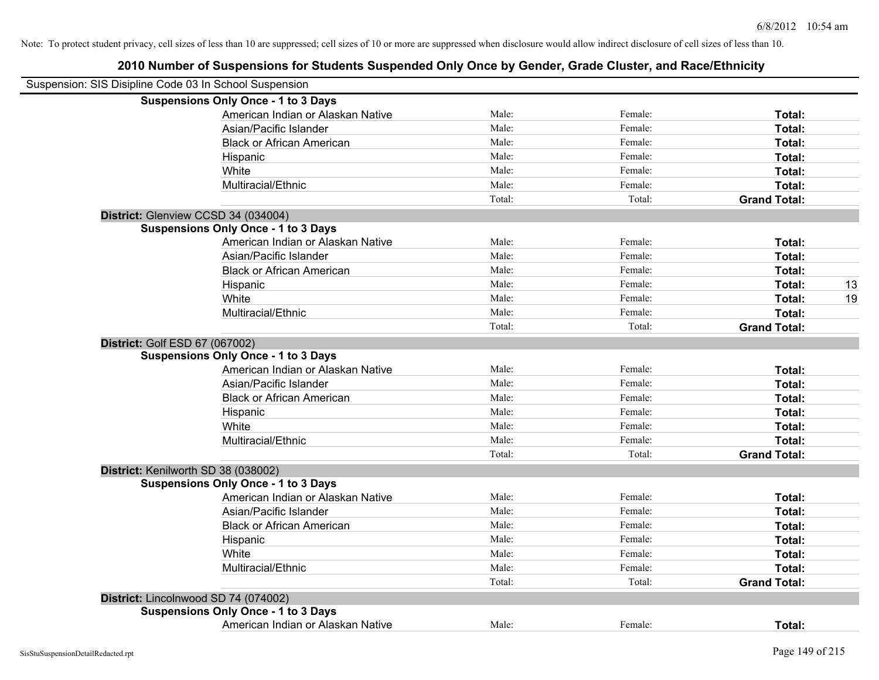Note: To protect student privacy, cell sizes of less than 10 are suppressed; cell sizes of 10 or more are suppressed when disclosure would allow indirect disclosure of cell sizes of less than 10.

## 2010 Number of Suspensions for Students Suspended Only Once by Gender, Grade Cluster, and Race/Ethnicity

Suspension: SIS Disipline Code 03 In School Suspension

**Suspensions Only Once - 1 to 3 Days**

| | | | | |
|---|---|---|---|---|
| American Indian or Alaskan Native | Male: | Female: | **Total:** | |
| Asian/Pacific Islander | Male: | Female: | **Total:** | |
| Black or African American | Male: | Female: | **Total:** | |
| Hispanic | Male: | Female: | **Total:** | |
| White | Male: | Female: | **Total:** | |
| Multiracial/Ethnic | Male: | Female: | **Total:** | |
| | Total: | Total: | **Grand Total:** | |

**District:** Glenview CCSD 34 (034004)

**Suspensions Only Once - 1 to 3 Days**

| | | | | |
|---|---|---|---|---|
| American Indian or Alaskan Native | Male: | Female: | **Total:** | |
| Asian/Pacific Islander | Male: | Female: | **Total:** | |
| Black or African American | Male: | Female: | **Total:** | |
| Hispanic | Male: | Female: | **Total:** | 13 |
| White | Male: | Female: | **Total:** | 19 |
| Multiracial/Ethnic | Male: | Female: | **Total:** | |
| | Total: | Total: | **Grand Total:** | |

**District:** Golf ESD 67 (067002)

**Suspensions Only Once - 1 to 3 Days**

| | | | | |
|---|---|---|---|---|
| American Indian or Alaskan Native | Male: | Female: | **Total:** | |
| Asian/Pacific Islander | Male: | Female: | **Total:** | |
| Black or African American | Male: | Female: | **Total:** | |
| Hispanic | Male: | Female: | **Total:** | |
| White | Male: | Female: | **Total:** | |
| Multiracial/Ethnic | Male: | Female: | **Total:** | |
| | Total: | Total: | **Grand Total:** | |

**District:** Kenilworth SD 38 (038002)

**Suspensions Only Once - 1 to 3 Days**

| | | | | |
|---|---|---|---|---|
| American Indian or Alaskan Native | Male: | Female: | **Total:** | |
| Asian/Pacific Islander | Male: | Female: | **Total:** | |
| Black or African American | Male: | Female: | **Total:** | |
| Hispanic | Male: | Female: | **Total:** | |
| White | Male: | Female: | **Total:** | |
| Multiracial/Ethnic | Male: | Female: | **Total:** | |
| | Total: | Total: | **Grand Total:** | |

**District:** Lincolnwood SD 74 (074002)

**Suspensions Only Once - 1 to 3 Days**

| | | | | |
|---|---|---|---|---|
| American Indian or Alaskan Native | Male: | Female: | **Total:** | |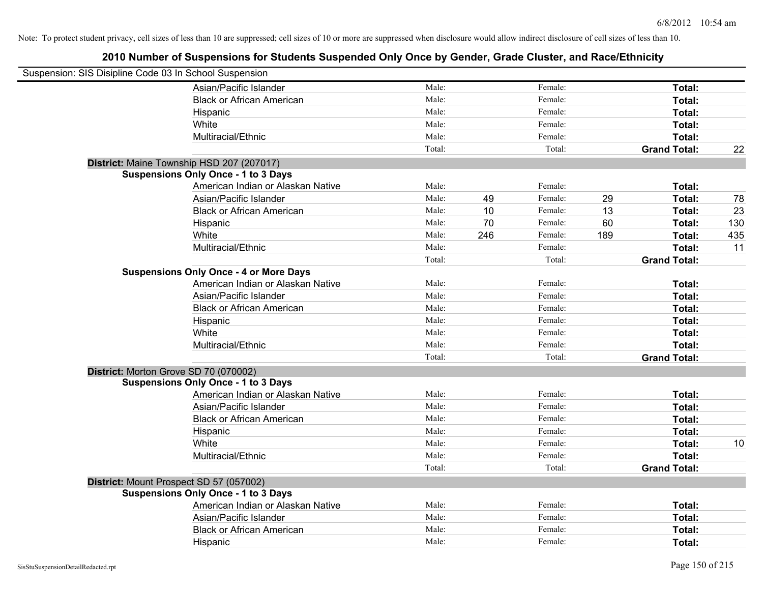Note: To protect student privacy, cell sizes of less than 10 are suppressed; cell sizes of 10 or more are suppressed when disclosure would allow indirect disclosure of cell sizes of less than 10.

## 2010 Number of Suspensions for Students Suspended Only Once by Gender, Grade Cluster, and Race/Ethnicity

Suspension: SIS Disipline Code 03 In School Suspension

| | | | | | | | |
|---|---|---|---|---|---|---|---|
| Asian/Pacific Islander | Male: | | Female: | | **Total:** | |
| Black or African American | Male: | | Female: | | **Total:** | |
| Hispanic | Male: | | Female: | | **Total:** | |
| White | Male: | | Female: | | **Total:** | |
| Multiracial/Ethnic | Male: | | Female: | | **Total:** | |
| | Total: | | Total: | | **Grand Total:** | 22 |

**District:** Maine Township HSD 207 (207017)

**Suspensions Only Once - 1 to 3 Days**

| | | | | | | |
|---|---|---|---|---|---|---|
| American Indian or Alaskan Native | Male: | | Female: | | **Total:** | |
| Asian/Pacific Islander | Male: | 49 | Female: | 29 | **Total:** | 78 |
| Black or African American | Male: | 10 | Female: | 13 | **Total:** | 23 |
| Hispanic | Male: | 70 | Female: | 60 | **Total:** | 130 |
| White | Male: | 246 | Female: | 189 | **Total:** | 435 |
| Multiracial/Ethnic | Male: | | Female: | | **Total:** | 11 |
| | Total: | | Total: | | **Grand Total:** | |

**Suspensions Only Once - 4 or More Days**

| | | | | | | |
|---|---|---|---|---|---|---|
| American Indian or Alaskan Native | Male: | | Female: | | **Total:** | |
| Asian/Pacific Islander | Male: | | Female: | | **Total:** | |
| Black or African American | Male: | | Female: | | **Total:** | |
| Hispanic | Male: | | Female: | | **Total:** | |
| White | Male: | | Female: | | **Total:** | |
| Multiracial/Ethnic | Male: | | Female: | | **Total:** | |
| | Total: | | Total: | | **Grand Total:** | |

**District:** Morton Grove SD 70 (070002)

**Suspensions Only Once - 1 to 3 Days**

| | | | | | | |
|---|---|---|---|---|---|---|
| American Indian or Alaskan Native | Male: | | Female: | | **Total:** | |
| Asian/Pacific Islander | Male: | | Female: | | **Total:** | |
| Black or African American | Male: | | Female: | | **Total:** | |
| Hispanic | Male: | | Female: | | **Total:** | |
| White | Male: | | Female: | | **Total:** | 10 |
| Multiracial/Ethnic | Male: | | Female: | | **Total:** | |
| | Total: | | Total: | | **Grand Total:** | |

**District:** Mount Prospect SD 57 (057002)

**Suspensions Only Once - 1 to 3 Days**

| | | | | | | |
|---|---|---|---|---|---|---|
| American Indian or Alaskan Native | Male: | | Female: | | **Total:** | |
| Asian/Pacific Islander | Male: | | Female: | | **Total:** | |
| Black or African American | Male: | | Female: | | **Total:** | |
| Hispanic | Male: | | Female: | | **Total:** | |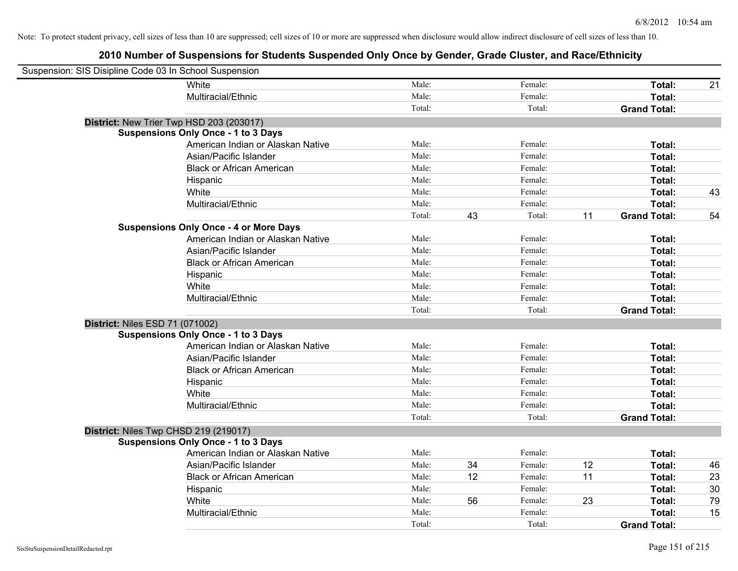Note: To protect student privacy, cell sizes of less than 10 are suppressed; cell sizes of 10 or more are suppressed when disclosure would allow indirect disclosure of cell sizes of less than 10.

# 2010 Number of Suspensions for Students Suspended Only Once by Gender, Grade Cluster, and Race/Ethnicity

Suspension: SIS Disipline Code 03 In School Suspension

| | | | | | | |
|---|---|---|---|---|---|---|
| White | Male: | | Female: | | **Total:** | 21 |
| Multiracial/Ethnic | Male: | | Female: | | **Total:** | |
| | Total: | | Total: | | **Grand Total:** | |

**District:** New Trier Twp HSD 203 (203017)

**Suspensions Only Once - 1 to 3 Days**

| | | | | | | |
|---|---|---|---|---|---|---|
| American Indian or Alaskan Native | Male: | | Female: | | **Total:** | |
| Asian/Pacific Islander | Male: | | Female: | | **Total:** | |
| Black or African American | Male: | | Female: | | **Total:** | |
| Hispanic | Male: | | Female: | | **Total:** | |
| White | Male: | | Female: | | **Total:** | 43 |
| Multiracial/Ethnic | Male: | | Female: | | **Total:** | |
| | Total: | 43 | Total: | 11 | **Grand Total:** | 54 |

**Suspensions Only Once - 4 or More Days**

| | | | | | | |
|---|---|---|---|---|---|---|
| American Indian or Alaskan Native | Male: | | Female: | | **Total:** | |
| Asian/Pacific Islander | Male: | | Female: | | **Total:** | |
| Black or African American | Male: | | Female: | | **Total:** | |
| Hispanic | Male: | | Female: | | **Total:** | |
| White | Male: | | Female: | | **Total:** | |
| Multiracial/Ethnic | Male: | | Female: | | **Total:** | |
| | Total: | | Total: | | **Grand Total:** | |

**District:** Niles ESD 71 (071002)

**Suspensions Only Once - 1 to 3 Days**

| | | | | | | |
|---|---|---|---|---|---|---|
| American Indian or Alaskan Native | Male: | | Female: | | **Total:** | |
| Asian/Pacific Islander | Male: | | Female: | | **Total:** | |
| Black or African American | Male: | | Female: | | **Total:** | |
| Hispanic | Male: | | Female: | | **Total:** | |
| White | Male: | | Female: | | **Total:** | |
| Multiracial/Ethnic | Male: | | Female: | | **Total:** | |
| | Total: | | Total: | | **Grand Total:** | |

**District:** Niles Twp CHSD 219 (219017)

**Suspensions Only Once - 1 to 3 Days**

| | | | | | | |
|---|---|---|---|---|---|---|
| American Indian or Alaskan Native | Male: | | Female: | | **Total:** | |
| Asian/Pacific Islander | Male: | 34 | Female: | 12 | **Total:** | 46 |
| Black or African American | Male: | 12 | Female: | 11 | **Total:** | 23 |
| Hispanic | Male: | | Female: | | **Total:** | 30 |
| White | Male: | 56 | Female: | 23 | **Total:** | 79 |
| Multiracial/Ethnic | Male: | | Female: | | **Total:** | 15 |
| | Total: | | Total: | | **Grand Total:** | |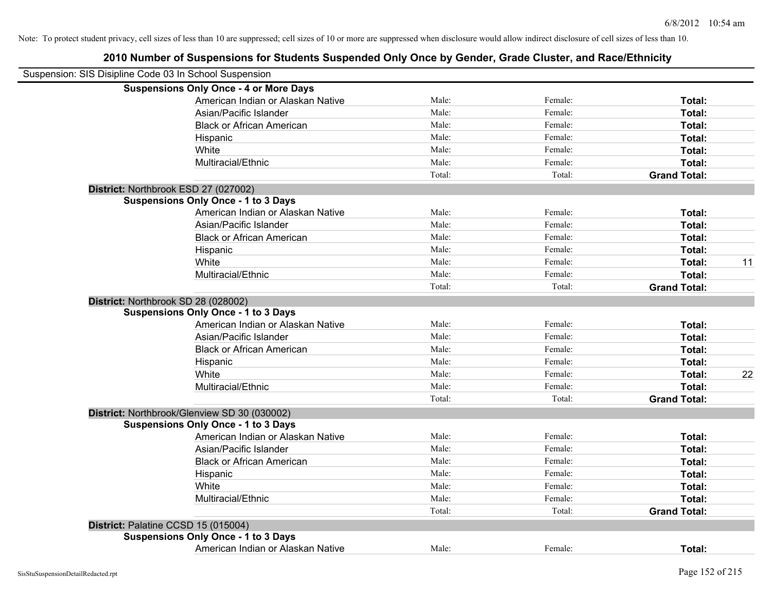Note: To protect student privacy, cell sizes of less than 10 are suppressed; cell sizes of 10 or more are suppressed when disclosure would allow indirect disclosure of cell sizes of less than 10.

## 2010 Number of Suspensions for Students Suspended Only Once by Gender, Grade Cluster, and Race/Ethnicity

Suspension: SIS Disipline Code 03 In School Suspension

**Suspensions Only Once - 4 or More Days**

| | | | | |
|---|---|---|---|---|
| American Indian or Alaskan Native | Male: | Female: | **Total:** | |
| Asian/Pacific Islander | Male: | Female: | **Total:** | |
| Black or African American | Male: | Female: | **Total:** | |
| Hispanic | Male: | Female: | **Total:** | |
| White | Male: | Female: | **Total:** | |
| Multiracial/Ethnic | Male: | Female: | **Total:** | |
| | Total: | Total: | **Grand Total:** | |

**District:** Northbrook ESD 27 (027002)

**Suspensions Only Once - 1 to 3 Days**

| | | | | |
|---|---|---|---|---|
| American Indian or Alaskan Native | Male: | Female: | **Total:** | |
| Asian/Pacific Islander | Male: | Female: | **Total:** | |
| Black or African American | Male: | Female: | **Total:** | |
| Hispanic | Male: | Female: | **Total:** | |
| White | Male: | Female: | **Total:** | 11 |
| Multiracial/Ethnic | Male: | Female: | **Total:** | |
| | Total: | Total: | **Grand Total:** | |

**District:** Northbrook SD 28 (028002)

**Suspensions Only Once - 1 to 3 Days**

| | | | | |
|---|---|---|---|---|
| American Indian or Alaskan Native | Male: | Female: | **Total:** | |
| Asian/Pacific Islander | Male: | Female: | **Total:** | |
| Black or African American | Male: | Female: | **Total:** | |
| Hispanic | Male: | Female: | **Total:** | |
| White | Male: | Female: | **Total:** | 22 |
| Multiracial/Ethnic | Male: | Female: | **Total:** | |
| | Total: | Total: | **Grand Total:** | |

**District:** Northbrook/Glenview SD 30 (030002)

**Suspensions Only Once - 1 to 3 Days**

| | | | | |
|---|---|---|---|---|
| American Indian or Alaskan Native | Male: | Female: | **Total:** | |
| Asian/Pacific Islander | Male: | Female: | **Total:** | |
| Black or African American | Male: | Female: | **Total:** | |
| Hispanic | Male: | Female: | **Total:** | |
| White | Male: | Female: | **Total:** | |
| Multiracial/Ethnic | Male: | Female: | **Total:** | |
| | Total: | Total: | **Grand Total:** | |

**District:** Palatine CCSD 15 (015004)

**Suspensions Only Once - 1 to 3 Days**

| | | | | |
|---|---|---|---|---|
| American Indian or Alaskan Native | Male: | Female: | **Total:** | |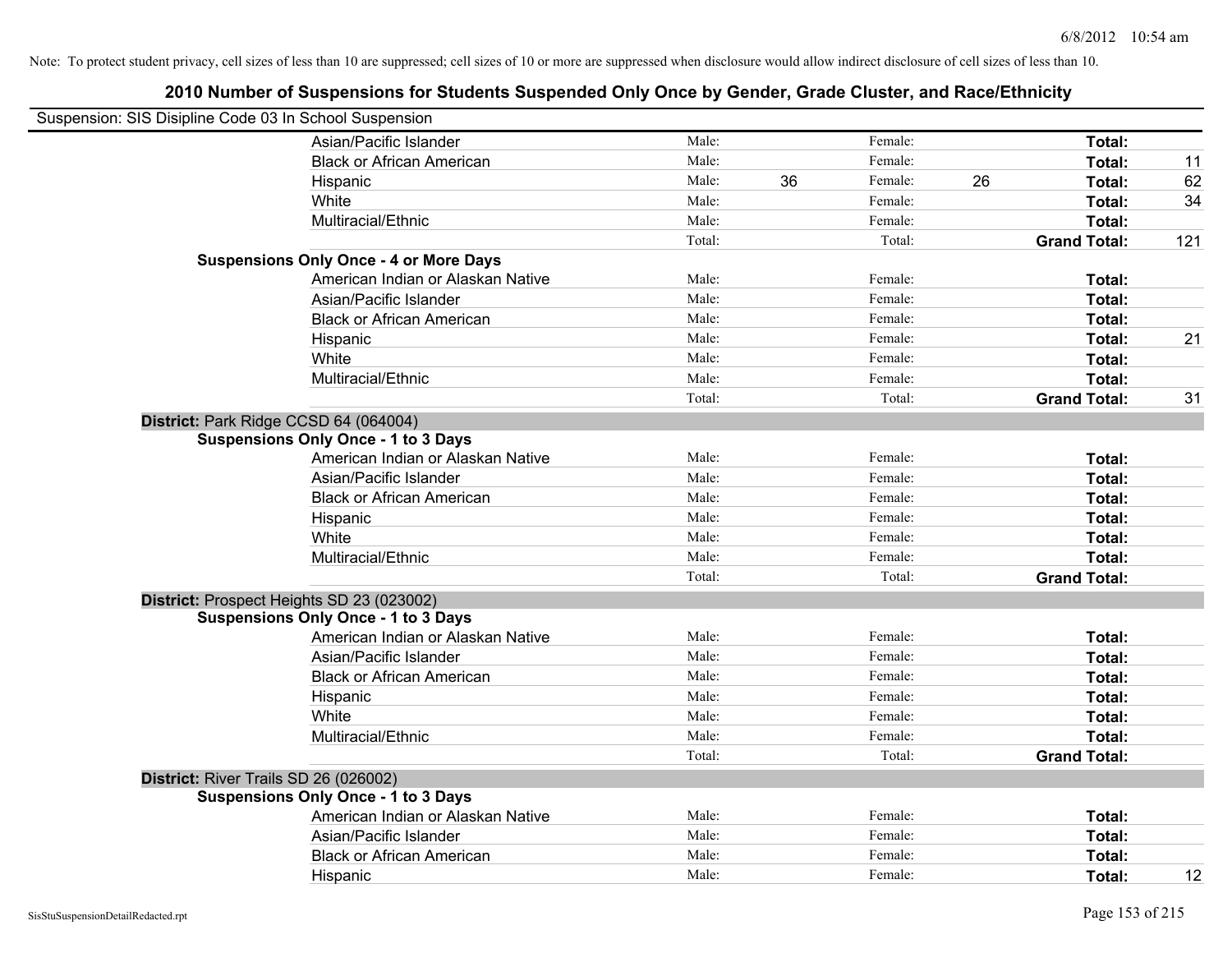Note: To protect student privacy, cell sizes of less than 10 are suppressed; cell sizes of 10 or more are suppressed when disclosure would allow indirect disclosure of cell sizes of less than 10.

## 2010 Number of Suspensions for Students Suspended Only Once by Gender, Grade Cluster, and Race/Ethnicity

Suspension: SIS Disipline Code 03 In School Suspension

| | | | | | | |
|---|---|---|---|---|---|---|
| Asian/Pacific Islander | Male: | | Female: | | **Total:** | |
| Black or African American | Male: | | Female: | | **Total:** | 11 |
| Hispanic | Male: | 36 | Female: | 26 | **Total:** | 62 |
| White | Male: | | Female: | | **Total:** | 34 |
| Multiracial/Ethnic | Male: | | Female: | | **Total:** | |
| | Total: | | Total: | | **Grand Total:** | 121 |

**Suspensions Only Once - 4 or More Days**

| | | | | | | |
|---|---|---|---|---|---|---|
| American Indian or Alaskan Native | Male: | | Female: | | **Total:** | |
| Asian/Pacific Islander | Male: | | Female: | | **Total:** | |
| Black or African American | Male: | | Female: | | **Total:** | |
| Hispanic | Male: | | Female: | | **Total:** | 21 |
| White | Male: | | Female: | | **Total:** | |
| Multiracial/Ethnic | Male: | | Female: | | **Total:** | |
| | Total: | | Total: | | **Grand Total:** | 31 |

**District:** Park Ridge CCSD 64 (064004)

**Suspensions Only Once - 1 to 3 Days**

| | | | | | | |
|---|---|---|---|---|---|---|
| American Indian or Alaskan Native | Male: | | Female: | | **Total:** | |
| Asian/Pacific Islander | Male: | | Female: | | **Total:** | |
| Black or African American | Male: | | Female: | | **Total:** | |
| Hispanic | Male: | | Female: | | **Total:** | |
| White | Male: | | Female: | | **Total:** | |
| Multiracial/Ethnic | Male: | | Female: | | **Total:** | |
| | Total: | | Total: | | **Grand Total:** | |

**District:** Prospect Heights SD 23 (023002)

**Suspensions Only Once - 1 to 3 Days**

| | | | | | | |
|---|---|---|---|---|---|---|
| American Indian or Alaskan Native | Male: | | Female: | | **Total:** | |
| Asian/Pacific Islander | Male: | | Female: | | **Total:** | |
| Black or African American | Male: | | Female: | | **Total:** | |
| Hispanic | Male: | | Female: | | **Total:** | |
| White | Male: | | Female: | | **Total:** | |
| Multiracial/Ethnic | Male: | | Female: | | **Total:** | |
| | Total: | | Total: | | **Grand Total:** | |

**District:** River Trails SD 26 (026002)

**Suspensions Only Once - 1 to 3 Days**

| | | | | | | |
|---|---|---|---|---|---|---|
| American Indian or Alaskan Native | Male: | | Female: | | **Total:** | |
| Asian/Pacific Islander | Male: | | Female: | | **Total:** | |
| Black or African American | Male: | | Female: | | **Total:** | |
| Hispanic | Male: | | Female: | | **Total:** | 12 |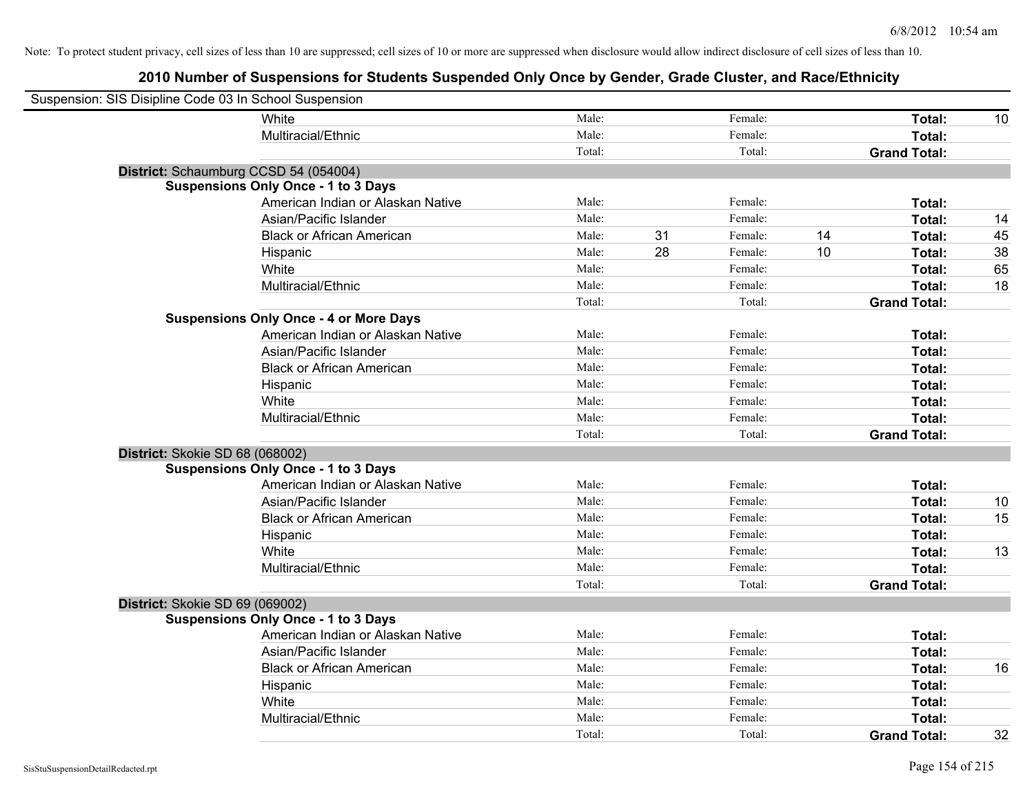Note: To protect student privacy, cell sizes of less than 10 are suppressed; cell sizes of 10 or more are suppressed when disclosure would allow indirect disclosure of cell sizes of less than 10.

## 2010 Number of Suspensions for Students Suspended Only Once by Gender, Grade Cluster, and Race/Ethnicity

Suspension: SIS Disipline Code 03 In School Suspension

| | | | | | | | |
|---|---|---|---|---|---|---|---|
| White | Male: | | Female: | | **Total:** | 10 |
| Multiracial/Ethnic | Male: | | Female: | | **Total:** | |
| | Total: | | Total: | | **Grand Total:** | |

**District:** Schaumburg CCSD 54 (054004)

**Suspensions Only Once - 1 to 3 Days**

| | | | | | | |
|---|---|---|---|---|---|---|
| American Indian or Alaskan Native | Male: | | Female: | | **Total:** | |
| Asian/Pacific Islander | Male: | | Female: | | **Total:** | 14 |
| Black or African American | Male: | 31 | Female: | 14 | **Total:** | 45 |
| Hispanic | Male: | 28 | Female: | 10 | **Total:** | 38 |
| White | Male: | | Female: | | **Total:** | 65 |
| Multiracial/Ethnic | Male: | | Female: | | **Total:** | 18 |
| | Total: | | Total: | | **Grand Total:** | |

**Suspensions Only Once - 4 or More Days**

| | | | | | | |
|---|---|---|---|---|---|---|
| American Indian or Alaskan Native | Male: | | Female: | | **Total:** | |
| Asian/Pacific Islander | Male: | | Female: | | **Total:** | |
| Black or African American | Male: | | Female: | | **Total:** | |
| Hispanic | Male: | | Female: | | **Total:** | |
| White | Male: | | Female: | | **Total:** | |
| Multiracial/Ethnic | Male: | | Female: | | **Total:** | |
| | Total: | | Total: | | **Grand Total:** | |

**District:** Skokie SD 68 (068002)

**Suspensions Only Once - 1 to 3 Days**

| | | | | | | |
|---|---|---|---|---|---|---|
| American Indian or Alaskan Native | Male: | | Female: | | **Total:** | |
| Asian/Pacific Islander | Male: | | Female: | | **Total:** | 10 |
| Black or African American | Male: | | Female: | | **Total:** | 15 |
| Hispanic | Male: | | Female: | | **Total:** | |
| White | Male: | | Female: | | **Total:** | 13 |
| Multiracial/Ethnic | Male: | | Female: | | **Total:** | |
| | Total: | | Total: | | **Grand Total:** | |

**District:** Skokie SD 69 (069002)

**Suspensions Only Once - 1 to 3 Days**

| | | | | | | |
|---|---|---|---|---|---|---|
| American Indian or Alaskan Native | Male: | | Female: | | **Total:** | |
| Asian/Pacific Islander | Male: | | Female: | | **Total:** | |
| Black or African American | Male: | | Female: | | **Total:** | 16 |
| Hispanic | Male: | | Female: | | **Total:** | |
| White | Male: | | Female: | | **Total:** | |
| Multiracial/Ethnic | Male: | | Female: | | **Total:** | |
| | Total: | | Total: | | **Grand Total:** | 32 |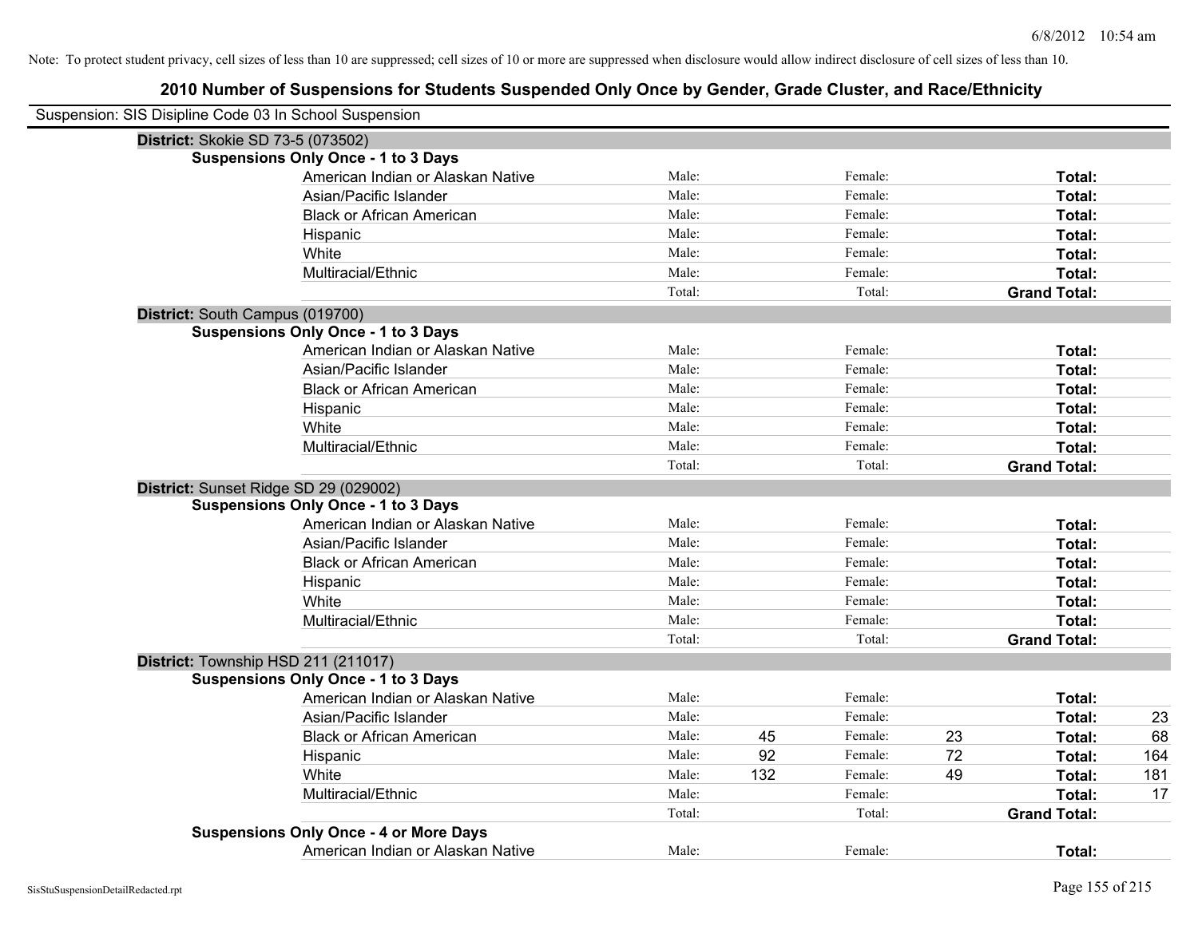Note: To protect student privacy, cell sizes of less than 10 are suppressed; cell sizes of 10 or more are suppressed when disclosure would allow indirect disclosure of cell sizes of less than 10.

# 2010 Number of Suspensions for Students Suspended Only Once by Gender, Grade Cluster, and Race/Ethnicity

Suspension: SIS Disipline Code 03 In School Suspension

## District: Skokie SD 73-5 (073502)

### Suspensions Only Once - 1 to 3 Days

| Race/Ethnicity | | | | | | |
|---|---|---|---|---|---|---|
| American Indian or Alaskan Native | Male: | | Female: | | Total: | |
| Asian/Pacific Islander | Male: | | Female: | | Total: | |
| Black or African American | Male: | | Female: | | Total: | |
| Hispanic | Male: | | Female: | | Total: | |
| White | Male: | | Female: | | Total: | |
| Multiracial/Ethnic | Male: | | Female: | | Total: | |
| | Total: | | Total: | | **Grand Total:** | |

## District: South Campus (019700)

### Suspensions Only Once - 1 to 3 Days

| Race/Ethnicity | | | | | | |
|---|---|---|---|---|---|---|
| American Indian or Alaskan Native | Male: | | Female: | | Total: | |
| Asian/Pacific Islander | Male: | | Female: | | Total: | |
| Black or African American | Male: | | Female: | | Total: | |
| Hispanic | Male: | | Female: | | Total: | |
| White | Male: | | Female: | | Total: | |
| Multiracial/Ethnic | Male: | | Female: | | Total: | |
| | Total: | | Total: | | **Grand Total:** | |

## District: Sunset Ridge SD 29 (029002)

### Suspensions Only Once - 1 to 3 Days

| Race/Ethnicity | | | | | | |
|---|---|---|---|---|---|---|
| American Indian or Alaskan Native | Male: | | Female: | | Total: | |
| Asian/Pacific Islander | Male: | | Female: | | Total: | |
| Black or African American | Male: | | Female: | | Total: | |
| Hispanic | Male: | | Female: | | Total: | |
| White | Male: | | Female: | | Total: | |
| Multiracial/Ethnic | Male: | | Female: | | Total: | |
| | Total: | | Total: | | **Grand Total:** | |

## District: Township HSD 211 (211017)

### Suspensions Only Once - 1 to 3 Days

| Race/Ethnicity | | | | | | |
|---|---|---|---|---|---|---|
| American Indian or Alaskan Native | Male: | | Female: | | Total: | |
| Asian/Pacific Islander | Male: | | Female: | | Total: | 23 |
| Black or African American | Male: | 45 | Female: | 23 | Total: | 68 |
| Hispanic | Male: | 92 | Female: | 72 | Total: | 164 |
| White | Male: | 132 | Female: | 49 | Total: | 181 |
| Multiracial/Ethnic | Male: | | Female: | | Total: | 17 |
| | Total: | | Total: | | **Grand Total:** | |

### Suspensions Only Once - 4 or More Days

| Race/Ethnicity | | | | | | |
|---|---|---|---|---|---|---|
| American Indian or Alaskan Native | Male: | | Female: | | Total: | |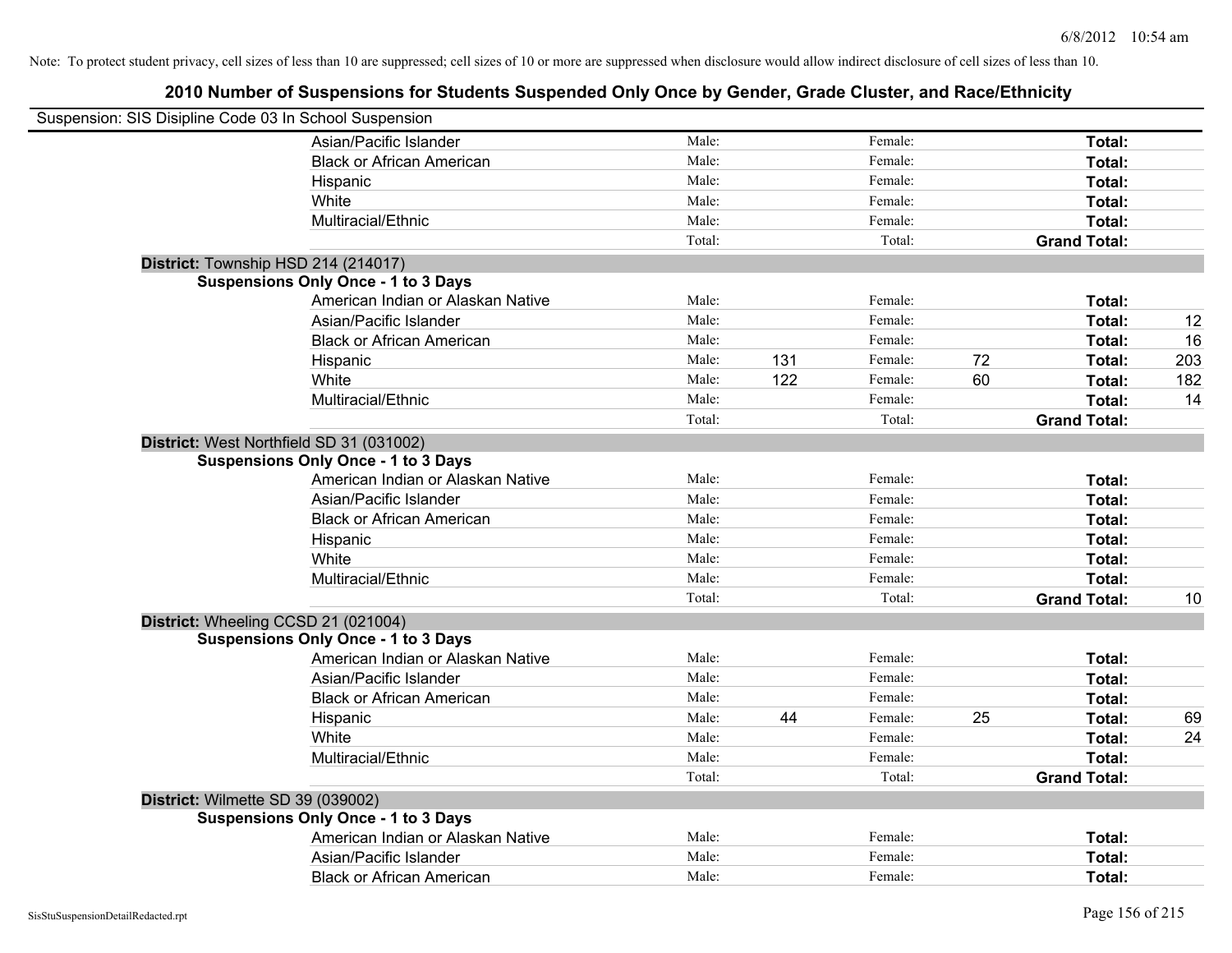Note: To protect student privacy, cell sizes of less than 10 are suppressed; cell sizes of 10 or more are suppressed when disclosure would allow indirect disclosure of cell sizes of less than 10.

## 2010 Number of Suspensions for Students Suspended Only Once by Gender, Grade Cluster, and Race/Ethnicity

Suspension: SIS Disipline Code 03 In School Suspension

| | | | | | | |
|---|---|---|---|---|---|---|
| Asian/Pacific Islander | Male: | | Female: | | **Total:** | |
| Black or African American | Male: | | Female: | | **Total:** | |
| Hispanic | Male: | | Female: | | **Total:** | |
| White | Male: | | Female: | | **Total:** | |
| Multiracial/Ethnic | Male: | | Female: | | **Total:** | |
| | Total: | | Total: | | **Grand Total:** | |

**District:** Township HSD 214 (214017)

**Suspensions Only Once - 1 to 3 Days**

| | | | | | | |
|---|---|---|---|---|---|---|
| American Indian or Alaskan Native | Male: | | Female: | | **Total:** | |
| Asian/Pacific Islander | Male: | | Female: | | **Total:** | 12 |
| Black or African American | Male: | | Female: | | **Total:** | 16 |
| Hispanic | Male: | 131 | Female: | 72 | **Total:** | 203 |
| White | Male: | 122 | Female: | 60 | **Total:** | 182 |
| Multiracial/Ethnic | Male: | | Female: | | **Total:** | 14 |
| | Total: | | Total: | | **Grand Total:** | |

**District:** West Northfield SD 31 (031002)

**Suspensions Only Once - 1 to 3 Days**

| | | | | | | |
|---|---|---|---|---|---|---|
| American Indian or Alaskan Native | Male: | | Female: | | **Total:** | |
| Asian/Pacific Islander | Male: | | Female: | | **Total:** | |
| Black or African American | Male: | | Female: | | **Total:** | |
| Hispanic | Male: | | Female: | | **Total:** | |
| White | Male: | | Female: | | **Total:** | |
| Multiracial/Ethnic | Male: | | Female: | | **Total:** | |
| | Total: | | Total: | | **Grand Total:** | 10 |

**District:** Wheeling CCSD 21 (021004)

**Suspensions Only Once - 1 to 3 Days**

| | | | | | | |
|---|---|---|---|---|---|---|
| American Indian or Alaskan Native | Male: | | Female: | | **Total:** | |
| Asian/Pacific Islander | Male: | | Female: | | **Total:** | |
| Black or African American | Male: | | Female: | | **Total:** | |
| Hispanic | Male: | 44 | Female: | 25 | **Total:** | 69 |
| White | Male: | | Female: | | **Total:** | 24 |
| Multiracial/Ethnic | Male: | | Female: | | **Total:** | |
| | Total: | | Total: | | **Grand Total:** | |

**District:** Wilmette SD 39 (039002)

**Suspensions Only Once - 1 to 3 Days**

| | | | | | | |
|---|---|---|---|---|---|---|
| American Indian or Alaskan Native | Male: | | Female: | | **Total:** | |
| Asian/Pacific Islander | Male: | | Female: | | **Total:** | |
| Black or African American | Male: | | Female: | | **Total:** | |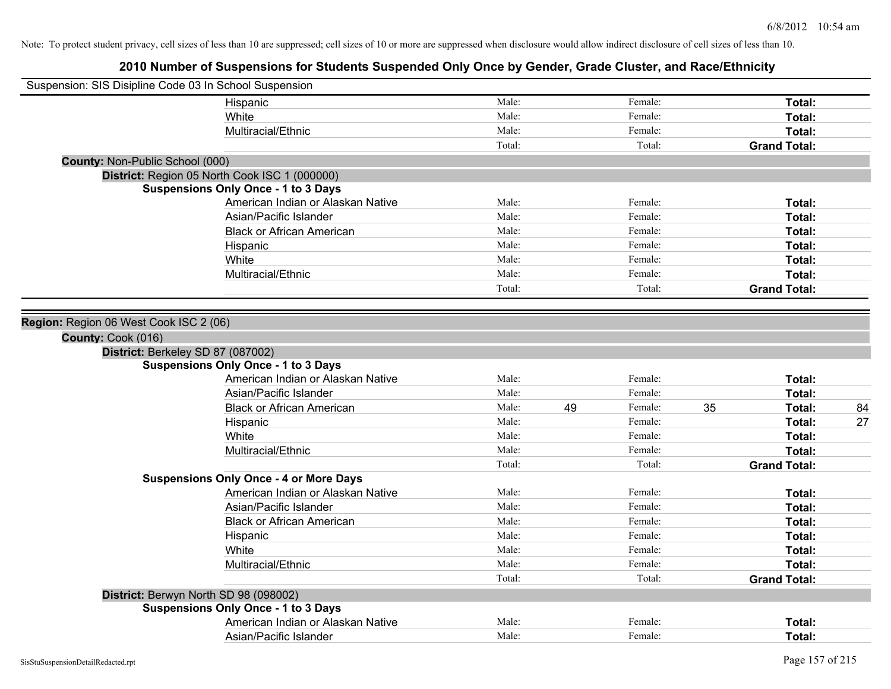Note: To protect student privacy, cell sizes of less than 10 are suppressed; cell sizes of 10 or more are suppressed when disclosure would allow indirect disclosure of cell sizes of less than 10.

# 2010 Number of Suspensions for Students Suspended Only Once by Gender, Grade Cluster, and Race/Ethnicity

Suspension: SIS Disipline Code 03 In School Suspension

| | Male: | | Female: | | Total: | |
|---|---|---|---|---|---|---|
| Hispanic | Male: | | Female: | | **Total:** | |
| White | Male: | | Female: | | **Total:** | |
| Multiracial/Ethnic | Male: | | Female: | | **Total:** | |
| | Total: | | Total: | | **Grand Total:** | |

**County:** Non-Public School (000)

**District:** Region 05 North Cook ISC 1 (000000)

**Suspensions Only Once - 1 to 3 Days**

| | | | | | | |
|---|---|---|---|---|---|---|
| American Indian or Alaskan Native | Male: | | Female: | | **Total:** | |
| Asian/Pacific Islander | Male: | | Female: | | **Total:** | |
| Black or African American | Male: | | Female: | | **Total:** | |
| Hispanic | Male: | | Female: | | **Total:** | |
| White | Male: | | Female: | | **Total:** | |
| Multiracial/Ethnic | Male: | | Female: | | **Total:** | |
| | Total: | | Total: | | **Grand Total:** | |

**Region:** Region 06 West Cook ISC 2 (06)

**County:** Cook (016)

**District:** Berkeley SD 87 (087002)

**Suspensions Only Once - 1 to 3 Days**

| | | | | | | |
|---|---|---|---|---|---|---|
| American Indian or Alaskan Native | Male: | | Female: | | **Total:** | |
| Asian/Pacific Islander | Male: | | Female: | | **Total:** | |
| Black or African American | Male: | 49 | Female: | 35 | **Total:** | 84 |
| Hispanic | Male: | | Female: | | **Total:** | 27 |
| White | Male: | | Female: | | **Total:** | |
| Multiracial/Ethnic | Male: | | Female: | | **Total:** | |
| | Total: | | Total: | | **Grand Total:** | |

**Suspensions Only Once - 4 or More Days**

| | | | | | | |
|---|---|---|---|---|---|---|
| American Indian or Alaskan Native | Male: | | Female: | | **Total:** | |
| Asian/Pacific Islander | Male: | | Female: | | **Total:** | |
| Black or African American | Male: | | Female: | | **Total:** | |
| Hispanic | Male: | | Female: | | **Total:** | |
| White | Male: | | Female: | | **Total:** | |
| Multiracial/Ethnic | Male: | | Female: | | **Total:** | |
| | Total: | | Total: | | **Grand Total:** | |

**District:** Berwyn North SD 98 (098002)

**Suspensions Only Once - 1 to 3 Days**

| | | | | | | |
|---|---|---|---|---|---|---|
| American Indian or Alaskan Native | Male: | | Female: | | **Total:** | |
| Asian/Pacific Islander | Male: | | Female: | | **Total:** | |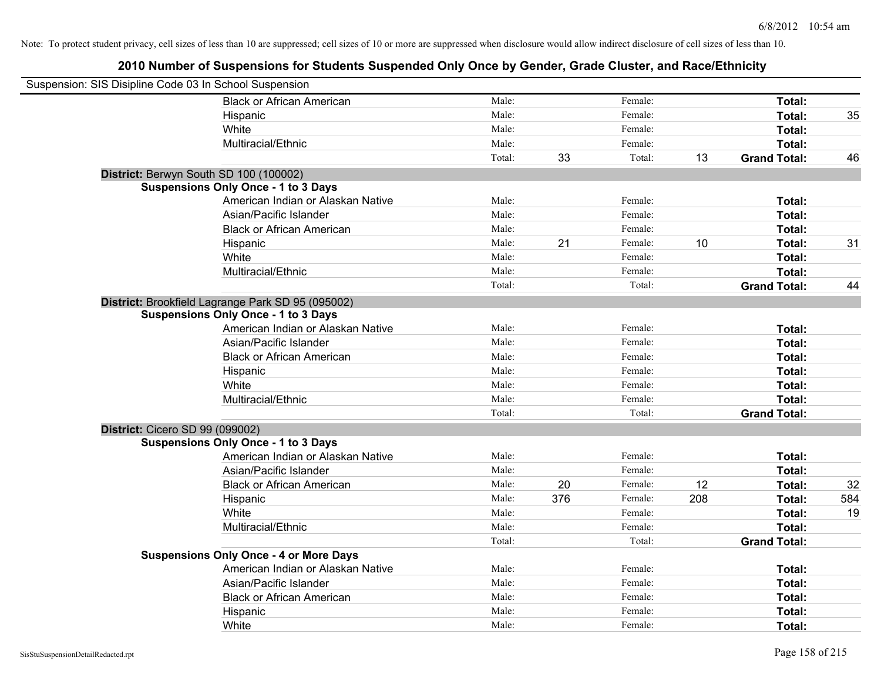Note: To protect student privacy, cell sizes of less than 10 are suppressed; cell sizes of 10 or more are suppressed when disclosure would allow indirect disclosure of cell sizes of less than 10.

## 2010 Number of Suspensions for Students Suspended Only Once by Gender, Grade Cluster, and Race/Ethnicity

Suspension: SIS Disipline Code 03 In School Suspension

| | | | | | | |
|---|---|---|---|---|---|---|
| Black or African American | Male: | | Female: | | **Total:** | |
| Hispanic | Male: | | Female: | | **Total:** | 35 |
| White | Male: | | Female: | | **Total:** | |
| Multiracial/Ethnic | Male: | | Female: | | **Total:** | |
| | Total: | 33 | Total: | 13 | **Grand Total:** | 46 |

**District:** Berwyn South SD 100 (100002)

**Suspensions Only Once - 1 to 3 Days**

| | | | | | | |
|---|---|---|---|---|---|---|
| American Indian or Alaskan Native | Male: | | Female: | | **Total:** | |
| Asian/Pacific Islander | Male: | | Female: | | **Total:** | |
| Black or African American | Male: | | Female: | | **Total:** | |
| Hispanic | Male: | 21 | Female: | 10 | **Total:** | 31 |
| White | Male: | | Female: | | **Total:** | |
| Multiracial/Ethnic | Male: | | Female: | | **Total:** | |
| | Total: | | Total: | | **Grand Total:** | 44 |

**District:** Brookfield Lagrange Park SD 95 (095002)

**Suspensions Only Once - 1 to 3 Days**

| | | | | | | |
|---|---|---|---|---|---|---|
| American Indian or Alaskan Native | Male: | | Female: | | **Total:** | |
| Asian/Pacific Islander | Male: | | Female: | | **Total:** | |
| Black or African American | Male: | | Female: | | **Total:** | |
| Hispanic | Male: | | Female: | | **Total:** | |
| White | Male: | | Female: | | **Total:** | |
| Multiracial/Ethnic | Male: | | Female: | | **Total:** | |
| | Total: | | Total: | | **Grand Total:** | |

**District:** Cicero SD 99 (099002)

**Suspensions Only Once - 1 to 3 Days**

| | | | | | | |
|---|---|---|---|---|---|---|
| American Indian or Alaskan Native | Male: | | Female: | | **Total:** | |
| Asian/Pacific Islander | Male: | | Female: | | **Total:** | |
| Black or African American | Male: | 20 | Female: | 12 | **Total:** | 32 |
| Hispanic | Male: | 376 | Female: | 208 | **Total:** | 584 |
| White | Male: | | Female: | | **Total:** | 19 |
| Multiracial/Ethnic | Male: | | Female: | | **Total:** | |
| | Total: | | Total: | | **Grand Total:** | |

**Suspensions Only Once - 4 or More Days**

| | | | | | | |
|---|---|---|---|---|---|---|
| American Indian or Alaskan Native | Male: | | Female: | | **Total:** | |
| Asian/Pacific Islander | Male: | | Female: | | **Total:** | |
| Black or African American | Male: | | Female: | | **Total:** | |
| Hispanic | Male: | | Female: | | **Total:** | |
| White | Male: | | Female: | | **Total:** | |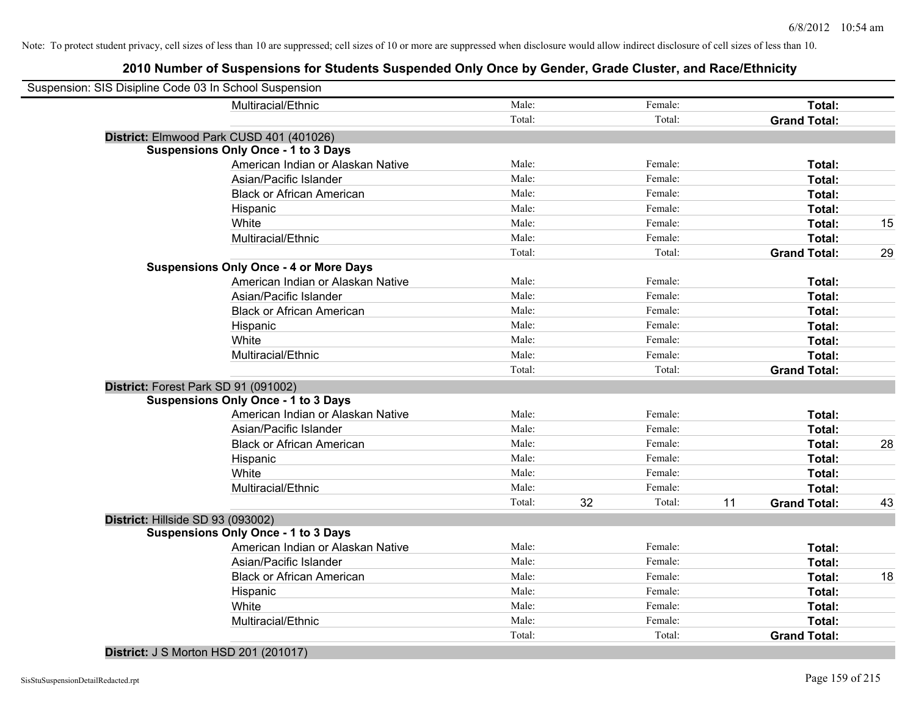Note: To protect student privacy, cell sizes of less than 10 are suppressed; cell sizes of 10 or more are suppressed when disclosure would allow indirect disclosure of cell sizes of less than 10.

## 2010 Number of Suspensions for Students Suspended Only Once by Gender, Grade Cluster, and Race/Ethnicity

Suspension: SIS Disipline Code 03 In School Suspension

| | | | | | | | |
|---|---|---|---|---|---|---|---|
| Multiracial/Ethnic | Male: | | Female: | | **Total:** | |
| | Total: | | Total: | | **Grand Total:** | |

**District:** Elmwood Park CUSD 401 (401026)

**Suspensions Only Once - 1 to 3 Days**

| | | | | | | |
|---|---|---|---|---|---|---|
| American Indian or Alaskan Native | Male: | | Female: | | **Total:** | |
| Asian/Pacific Islander | Male: | | Female: | | **Total:** | |
| Black or African American | Male: | | Female: | | **Total:** | |
| Hispanic | Male: | | Female: | | **Total:** | |
| White | Male: | | Female: | | **Total:** | 15 |
| Multiracial/Ethnic | Male: | | Female: | | **Total:** | |
| | Total: | | Total: | | **Grand Total:** | 29 |

**Suspensions Only Once - 4 or More Days**

| | | | | | | |
|---|---|---|---|---|---|---|
| American Indian or Alaskan Native | Male: | | Female: | | **Total:** | |
| Asian/Pacific Islander | Male: | | Female: | | **Total:** | |
| Black or African American | Male: | | Female: | | **Total:** | |
| Hispanic | Male: | | Female: | | **Total:** | |
| White | Male: | | Female: | | **Total:** | |
| Multiracial/Ethnic | Male: | | Female: | | **Total:** | |
| | Total: | | Total: | | **Grand Total:** | |

**District:** Forest Park SD 91 (091002)

**Suspensions Only Once - 1 to 3 Days**

| | | | | | | |
|---|---|---|---|---|---|---|
| American Indian or Alaskan Native | Male: | | Female: | | **Total:** | |
| Asian/Pacific Islander | Male: | | Female: | | **Total:** | |
| Black or African American | Male: | | Female: | | **Total:** | 28 |
| Hispanic | Male: | | Female: | | **Total:** | |
| White | Male: | | Female: | | **Total:** | |
| Multiracial/Ethnic | Male: | | Female: | | **Total:** | |
| | Total: | 32 | Total: | 11 | **Grand Total:** | 43 |

**District:** Hillside SD 93 (093002)

**Suspensions Only Once - 1 to 3 Days**

| | | | | | | |
|---|---|---|---|---|---|---|
| American Indian or Alaskan Native | Male: | | Female: | | **Total:** | |
| Asian/Pacific Islander | Male: | | Female: | | **Total:** | |
| Black or African American | Male: | | Female: | | **Total:** | 18 |
| Hispanic | Male: | | Female: | | **Total:** | |
| White | Male: | | Female: | | **Total:** | |
| Multiracial/Ethnic | Male: | | Female: | | **Total:** | |
| | Total: | | Total: | | **Grand Total:** | |

**District:** J S Morton HSD 201 (201017)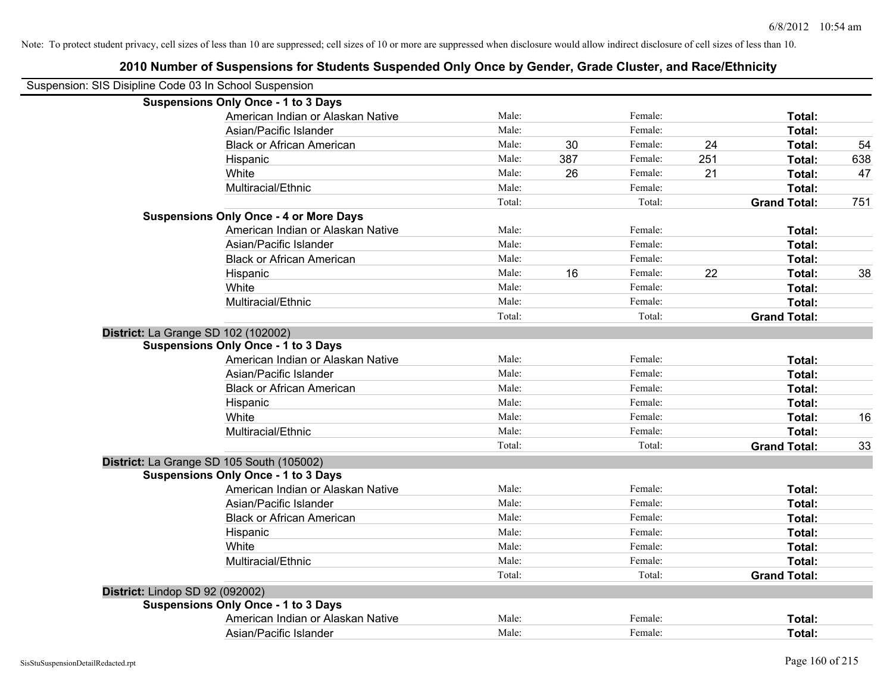Note: To protect student privacy, cell sizes of less than 10 are suppressed; cell sizes of 10 or more are suppressed when disclosure would allow indirect disclosure of cell sizes of less than 10.

# 2010 Number of Suspensions for Students Suspended Only Once by Gender, Grade Cluster, and Race/Ethnicity

Suspension: SIS Disipline Code 03 In School Suspension

**Suspensions Only Once - 1 to 3 Days**

| Race/Ethnicity | | Male | | Female | | Total |
|---|---|---|---|---|---|---|
| American Indian or Alaskan Native | Male: | | Female: | | Total: | |
| Asian/Pacific Islander | Male: | | Female: | | Total: | |
| Black or African American | Male: | 30 | Female: | 24 | Total: | 54 |
| Hispanic | Male: | 387 | Female: | 251 | Total: | 638 |
| White | Male: | 26 | Female: | 21 | Total: | 47 |
| Multiracial/Ethnic | Male: | | Female: | | Total: | |
| | Total: | | Total: | | **Grand Total:** | 751 |

**Suspensions Only Once - 4 or More Days**

| Race/Ethnicity | | Male | | Female | | Total |
|---|---|---|---|---|---|---|
| American Indian or Alaskan Native | Male: | | Female: | | Total: | |
| Asian/Pacific Islander | Male: | | Female: | | Total: | |
| Black or African American | Male: | | Female: | | Total: | |
| Hispanic | Male: | 16 | Female: | 22 | Total: | 38 |
| White | Male: | | Female: | | Total: | |
| Multiracial/Ethnic | Male: | | Female: | | Total: | |
| | Total: | | Total: | | **Grand Total:** | |

**District:** La Grange SD 102 (102002)

**Suspensions Only Once - 1 to 3 Days**

| Race/Ethnicity | | Male | | Female | | Total |
|---|---|---|---|---|---|---|
| American Indian or Alaskan Native | Male: | | Female: | | Total: | |
| Asian/Pacific Islander | Male: | | Female: | | Total: | |
| Black or African American | Male: | | Female: | | Total: | |
| Hispanic | Male: | | Female: | | Total: | |
| White | Male: | | Female: | | Total: | 16 |
| Multiracial/Ethnic | Male: | | Female: | | Total: | |
| | Total: | | Total: | | **Grand Total:** | 33 |

**District:** La Grange SD 105 South (105002)

**Suspensions Only Once - 1 to 3 Days**

| Race/Ethnicity | | Male | | Female | | Total |
|---|---|---|---|---|---|---|
| American Indian or Alaskan Native | Male: | | Female: | | Total: | |
| Asian/Pacific Islander | Male: | | Female: | | Total: | |
| Black or African American | Male: | | Female: | | Total: | |
| Hispanic | Male: | | Female: | | Total: | |
| White | Male: | | Female: | | Total: | |
| Multiracial/Ethnic | Male: | | Female: | | Total: | |
| | Total: | | Total: | | **Grand Total:** | |

**District:** Lindop SD 92 (092002)

**Suspensions Only Once - 1 to 3 Days**

| Race/Ethnicity | | Male | | Female | | Total |
|---|---|---|---|---|---|---|
| American Indian or Alaskan Native | Male: | | Female: | | Total: | |
| Asian/Pacific Islander | Male: | | Female: | | Total: | |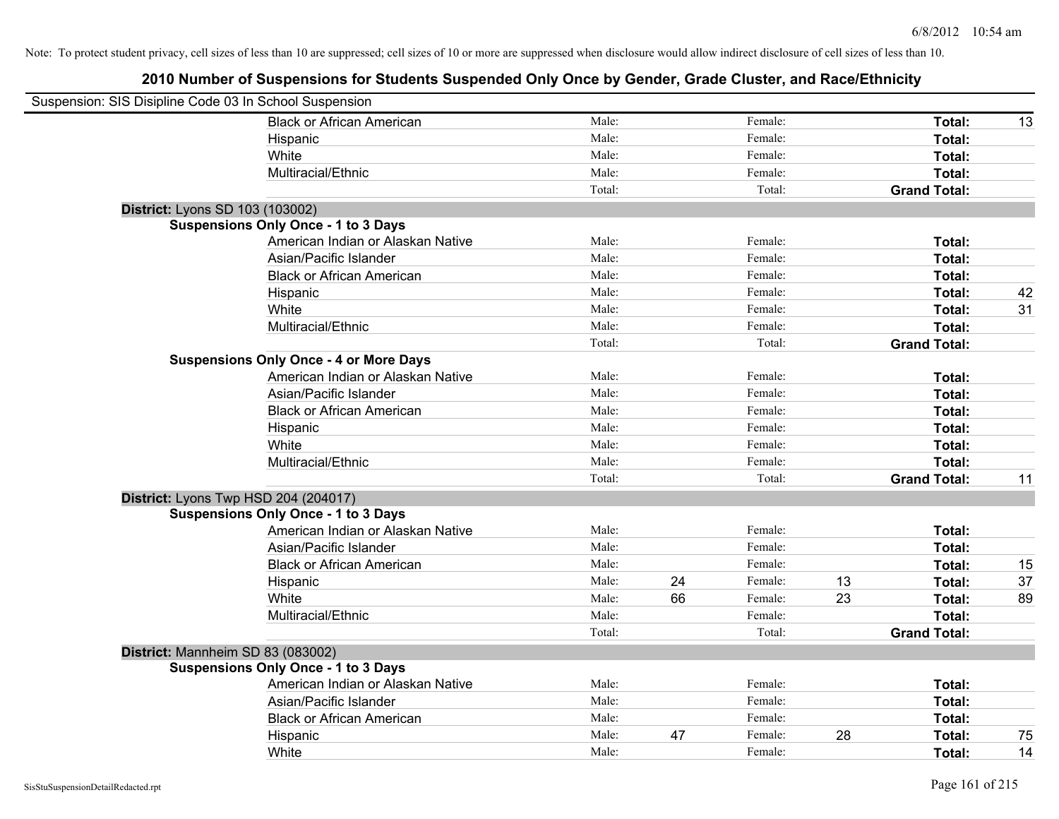Note: To protect student privacy, cell sizes of less than 10 are suppressed; cell sizes of 10 or more are suppressed when disclosure would allow indirect disclosure of cell sizes of less than 10.

## 2010 Number of Suspensions for Students Suspended Only Once by Gender, Grade Cluster, and Race/Ethnicity

Suspension: SIS Disipline Code 03 In School Suspension

| | | | | | | | |
|---|---|---|---|---|---|---|---|
| Black or African American | Male: | | Female: | | **Total:** | 13 |
| Hispanic | Male: | | Female: | | **Total:** | |
| White | Male: | | Female: | | **Total:** | |
| Multiracial/Ethnic | Male: | | Female: | | **Total:** | |
| | Total: | | Total: | | **Grand Total:** | |

**District:** Lyons SD 103 (103002)

**Suspensions Only Once - 1 to 3 Days**

| | | | | | | |
|---|---|---|---|---|---|---|
| American Indian or Alaskan Native | Male: | | Female: | | **Total:** | |
| Asian/Pacific Islander | Male: | | Female: | | **Total:** | |
| Black or African American | Male: | | Female: | | **Total:** | |
| Hispanic | Male: | | Female: | | **Total:** | 42 |
| White | Male: | | Female: | | **Total:** | 31 |
| Multiracial/Ethnic | Male: | | Female: | | **Total:** | |
| | Total: | | Total: | | **Grand Total:** | |

**Suspensions Only Once - 4 or More Days**

| | | | | | | |
|---|---|---|---|---|---|---|
| American Indian or Alaskan Native | Male: | | Female: | | **Total:** | |
| Asian/Pacific Islander | Male: | | Female: | | **Total:** | |
| Black or African American | Male: | | Female: | | **Total:** | |
| Hispanic | Male: | | Female: | | **Total:** | |
| White | Male: | | Female: | | **Total:** | |
| Multiracial/Ethnic | Male: | | Female: | | **Total:** | |
| | Total: | | Total: | | **Grand Total:** | 11 |

**District:** Lyons Twp HSD 204 (204017)

**Suspensions Only Once - 1 to 3 Days**

| | | | | | | |
|---|---|---|---|---|---|---|
| American Indian or Alaskan Native | Male: | | Female: | | **Total:** | |
| Asian/Pacific Islander | Male: | | Female: | | **Total:** | |
| Black or African American | Male: | | Female: | | **Total:** | 15 |
| Hispanic | Male: | 24 | Female: | 13 | **Total:** | 37 |
| White | Male: | 66 | Female: | 23 | **Total:** | 89 |
| Multiracial/Ethnic | Male: | | Female: | | **Total:** | |
| | Total: | | Total: | | **Grand Total:** | |

**District:** Mannheim SD 83 (083002)

**Suspensions Only Once - 1 to 3 Days**

| | | | | | | |
|---|---|---|---|---|---|---|
| American Indian or Alaskan Native | Male: | | Female: | | **Total:** | |
| Asian/Pacific Islander | Male: | | Female: | | **Total:** | |
| Black or African American | Male: | | Female: | | **Total:** | |
| Hispanic | Male: | 47 | Female: | 28 | **Total:** | 75 |
| White | Male: | | Female: | | **Total:** | 14 |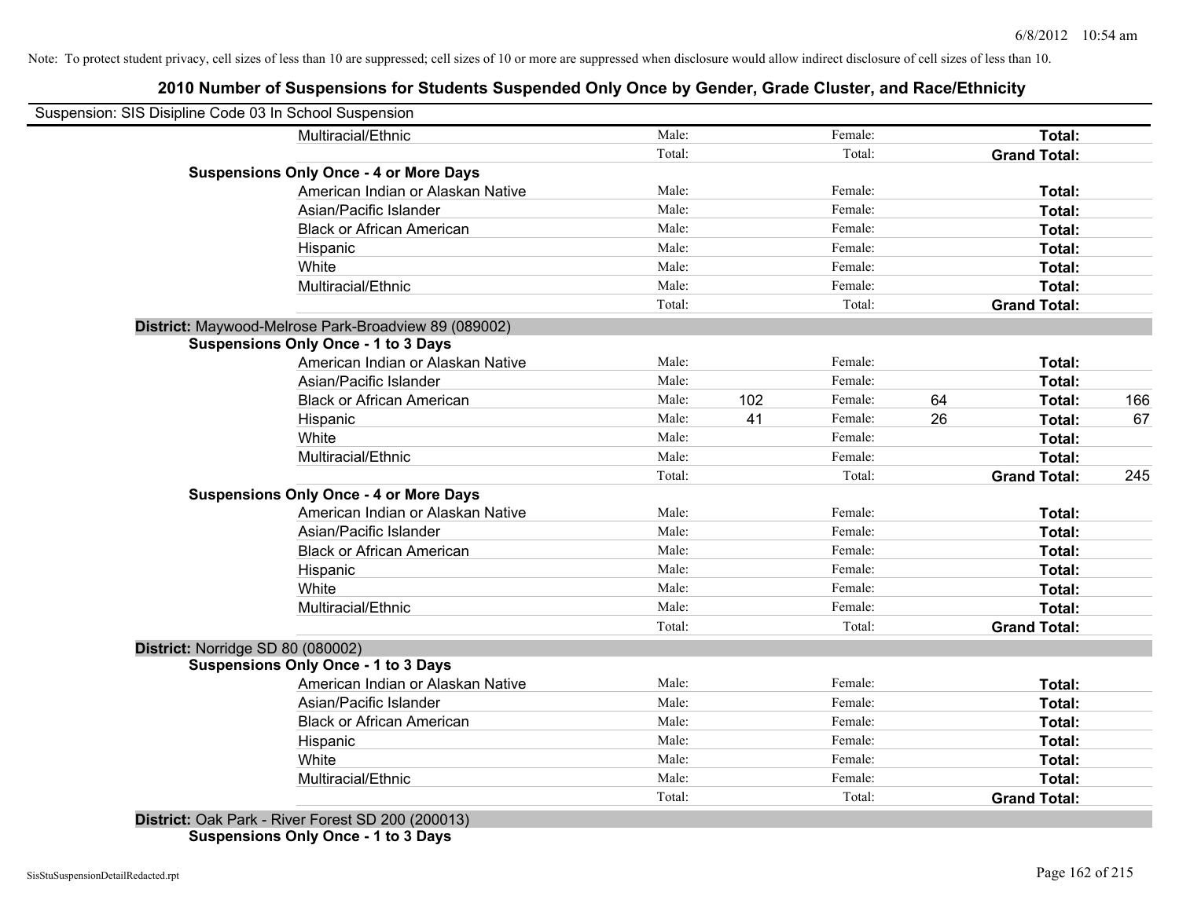Note: To protect student privacy, cell sizes of less than 10 are suppressed; cell sizes of 10 or more are suppressed when disclosure would allow indirect disclosure of cell sizes of less than 10.

## 2010 Number of Suspensions for Students Suspended Only Once by Gender, Grade Cluster, and Race/Ethnicity

Suspension: SIS Disipline Code 03 In School Suspension

| | | | | | | | |
|---|---|---|---|---|---|---|---|
| | Multiracial/Ethnic | Male: | | Female: | | **Total:** | |
| | | Total: | | Total: | | **Grand Total:** | |
| **Suspensions Only Once - 4 or More Days** | | | | | | | |
| | American Indian or Alaskan Native | Male: | | Female: | | **Total:** | |
| | Asian/Pacific Islander | Male: | | Female: | | **Total:** | |
| | Black or African American | Male: | | Female: | | **Total:** | |
| | Hispanic | Male: | | Female: | | **Total:** | |
| | White | Male: | | Female: | | **Total:** | |
| | Multiracial/Ethnic | Male: | | Female: | | **Total:** | |
| | | Total: | | Total: | | **Grand Total:** | |
| **District:** Maywood-Melrose Park-Broadview 89 (089002) | | | | | | | |
| **Suspensions Only Once - 1 to 3 Days** | | | | | | | |
| | American Indian or Alaskan Native | Male: | | Female: | | **Total:** | |
| | Asian/Pacific Islander | Male: | | Female: | | **Total:** | |
| | Black or African American | Male: | 102 | Female: | 64 | **Total:** | 166 |
| | Hispanic | Male: | 41 | Female: | 26 | **Total:** | 67 |
| | White | Male: | | Female: | | **Total:** | |
| | Multiracial/Ethnic | Male: | | Female: | | **Total:** | |
| | | Total: | | Total: | | **Grand Total:** | 245 |
| **Suspensions Only Once - 4 or More Days** | | | | | | | |
| | American Indian or Alaskan Native | Male: | | Female: | | **Total:** | |
| | Asian/Pacific Islander | Male: | | Female: | | **Total:** | |
| | Black or African American | Male: | | Female: | | **Total:** | |
| | Hispanic | Male: | | Female: | | **Total:** | |
| | White | Male: | | Female: | | **Total:** | |
| | Multiracial/Ethnic | Male: | | Female: | | **Total:** | |
| | | Total: | | Total: | | **Grand Total:** | |
| **District:** Norridge SD 80 (080002) | | | | | | | |
| **Suspensions Only Once - 1 to 3 Days** | | | | | | | |
| | American Indian or Alaskan Native | Male: | | Female: | | **Total:** | |
| | Asian/Pacific Islander | Male: | | Female: | | **Total:** | |
| | Black or African American | Male: | | Female: | | **Total:** | |
| | Hispanic | Male: | | Female: | | **Total:** | |
| | White | Male: | | Female: | | **Total:** | |
| | Multiracial/Ethnic | Male: | | Female: | | **Total:** | |
| | | Total: | | Total: | | **Grand Total:** | |
| **District:** Oak Park - River Forest SD 200 (200013) | | | | | | | |
| **Suspensions Only Once - 1 to 3 Days** | | | | | | | |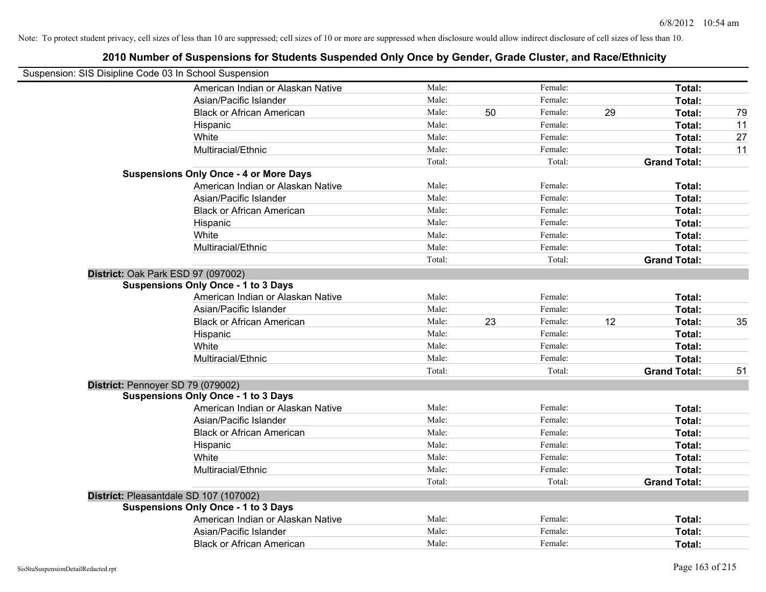Note: To protect student privacy, cell sizes of less than 10 are suppressed; cell sizes of 10 or more are suppressed when disclosure would allow indirect disclosure of cell sizes of less than 10.

# 2010 Number of Suspensions for Students Suspended Only Once by Gender, Grade Cluster, and Race/Ethnicity

Suspension: SIS Disipline Code 03 In School Suspension

| | | | | | | |
|---|---|---|---|---|---|---|
| American Indian or Alaskan Native | Male: | | Female: | | **Total:** | |
| Asian/Pacific Islander | Male: | | Female: | | **Total:** | |
| Black or African American | Male: | 50 | Female: | 29 | **Total:** | 79 |
| Hispanic | Male: | | Female: | | **Total:** | 11 |
| White | Male: | | Female: | | **Total:** | 27 |
| Multiracial/Ethnic | Male: | | Female: | | **Total:** | 11 |
| | Total: | | Total: | | **Grand Total:** | |

**Suspensions Only Once - 4 or More Days**

| | | | | | | |
|---|---|---|---|---|---|---|
| American Indian or Alaskan Native | Male: | | Female: | | **Total:** | |
| Asian/Pacific Islander | Male: | | Female: | | **Total:** | |
| Black or African American | Male: | | Female: | | **Total:** | |
| Hispanic | Male: | | Female: | | **Total:** | |
| White | Male: | | Female: | | **Total:** | |
| Multiracial/Ethnic | Male: | | Female: | | **Total:** | |
| | Total: | | Total: | | **Grand Total:** | |

## District: Oak Park ESD 97 (097002)

**Suspensions Only Once - 1 to 3 Days**

| | | | | | | |
|---|---|---|---|---|---|---|
| American Indian or Alaskan Native | Male: | | Female: | | **Total:** | |
| Asian/Pacific Islander | Male: | | Female: | | **Total:** | |
| Black or African American | Male: | 23 | Female: | 12 | **Total:** | 35 |
| Hispanic | Male: | | Female: | | **Total:** | |
| White | Male: | | Female: | | **Total:** | |
| Multiracial/Ethnic | Male: | | Female: | | **Total:** | |
| | Total: | | Total: | | **Grand Total:** | 51 |

## District: Pennoyer SD 79 (079002)

**Suspensions Only Once - 1 to 3 Days**

| | | | | | | |
|---|---|---|---|---|---|---|
| American Indian or Alaskan Native | Male: | | Female: | | **Total:** | |
| Asian/Pacific Islander | Male: | | Female: | | **Total:** | |
| Black or African American | Male: | | Female: | | **Total:** | |
| Hispanic | Male: | | Female: | | **Total:** | |
| White | Male: | | Female: | | **Total:** | |
| Multiracial/Ethnic | Male: | | Female: | | **Total:** | |
| | Total: | | Total: | | **Grand Total:** | |

## District: Pleasantdale SD 107 (107002)

**Suspensions Only Once - 1 to 3 Days**

| | | | | | | |
|---|---|---|---|---|---|---|
| American Indian or Alaskan Native | Male: | | Female: | | **Total:** | |
| Asian/Pacific Islander | Male: | | Female: | | **Total:** | |
| Black or African American | Male: | | Female: | | **Total:** | |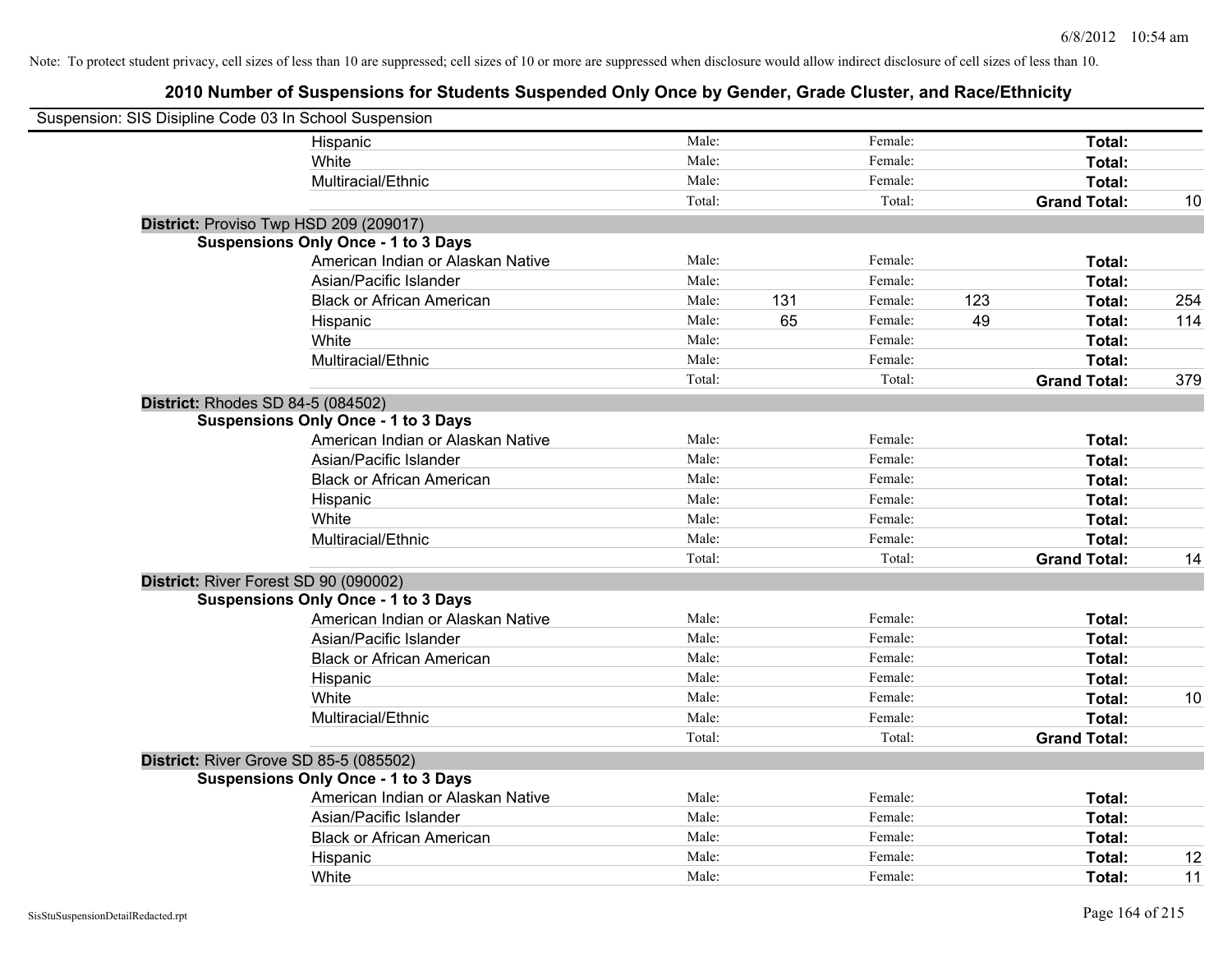Note: To protect student privacy, cell sizes of less than 10 are suppressed; cell sizes of 10 or more are suppressed when disclosure would allow indirect disclosure of cell sizes of less than 10.

## 2010 Number of Suspensions for Students Suspended Only Once by Gender, Grade Cluster, and Race/Ethnicity

Suspension: SIS Disipline Code 03 In School Suspension

| | | | | | | | |
|---|---|---|---|---|---|---|---|
| Hispanic | Male: | | Female: | | **Total:** | |
| White | Male: | | Female: | | **Total:** | |
| Multiracial/Ethnic | Male: | | Female: | | **Total:** | |
| | Total: | | Total: | | **Grand Total:** | 10 |

**District:** Proviso Twp HSD 209 (209017)

**Suspensions Only Once - 1 to 3 Days**

| | | | | | | |
|---|---|---|---|---|---|---|
| American Indian or Alaskan Native | Male: | | Female: | | **Total:** | |
| Asian/Pacific Islander | Male: | | Female: | | **Total:** | |
| Black or African American | Male: | 131 | Female: | 123 | **Total:** | 254 |
| Hispanic | Male: | 65 | Female: | 49 | **Total:** | 114 |
| White | Male: | | Female: | | **Total:** | |
| Multiracial/Ethnic | Male: | | Female: | | **Total:** | |
| | Total: | | Total: | | **Grand Total:** | 379 |

**District:** Rhodes SD 84-5 (084502)

**Suspensions Only Once - 1 to 3 Days**

| | | | | | | |
|---|---|---|---|---|---|---|
| American Indian or Alaskan Native | Male: | | Female: | | **Total:** | |
| Asian/Pacific Islander | Male: | | Female: | | **Total:** | |
| Black or African American | Male: | | Female: | | **Total:** | |
| Hispanic | Male: | | Female: | | **Total:** | |
| White | Male: | | Female: | | **Total:** | |
| Multiracial/Ethnic | Male: | | Female: | | **Total:** | |
| | Total: | | Total: | | **Grand Total:** | 14 |

**District:** River Forest SD 90 (090002)

**Suspensions Only Once - 1 to 3 Days**

| | | | | | | |
|---|---|---|---|---|---|---|
| American Indian or Alaskan Native | Male: | | Female: | | **Total:** | |
| Asian/Pacific Islander | Male: | | Female: | | **Total:** | |
| Black or African American | Male: | | Female: | | **Total:** | |
| Hispanic | Male: | | Female: | | **Total:** | |
| White | Male: | | Female: | | **Total:** | 10 |
| Multiracial/Ethnic | Male: | | Female: | | **Total:** | |
| | Total: | | Total: | | **Grand Total:** | |

**District:** River Grove SD 85-5 (085502)

**Suspensions Only Once - 1 to 3 Days**

| | | | | | | |
|---|---|---|---|---|---|---|
| American Indian or Alaskan Native | Male: | | Female: | | **Total:** | |
| Asian/Pacific Islander | Male: | | Female: | | **Total:** | |
| Black or African American | Male: | | Female: | | **Total:** | |
| Hispanic | Male: | | Female: | | **Total:** | 12 |
| White | Male: | | Female: | | **Total:** | 11 |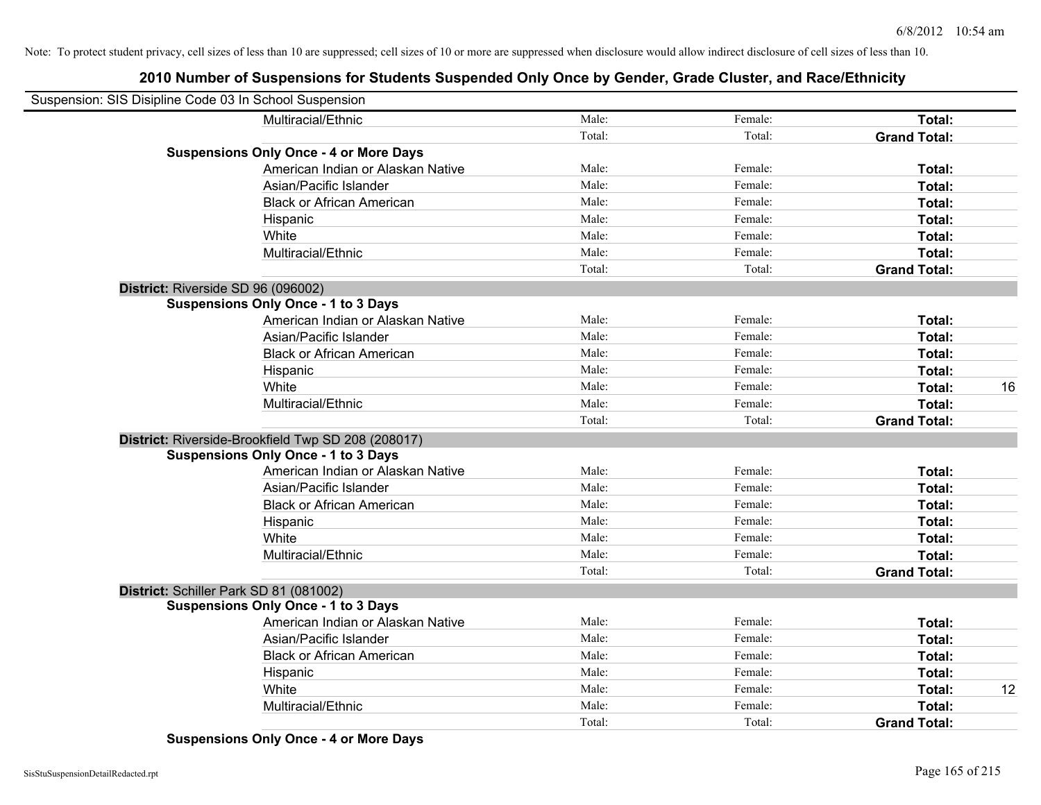Note: To protect student privacy, cell sizes of less than 10 are suppressed; cell sizes of 10 or more are suppressed when disclosure would allow indirect disclosure of cell sizes of less than 10.

## 2010 Number of Suspensions for Students Suspended Only Once by Gender, Grade Cluster, and Race/Ethnicity

Suspension: SIS Disipline Code 03 In School Suspension

| | | | | | |
|---|---|---|---|---|---|
| | Multiracial/Ethnic | Male: | Female: | **Total:** | |
| | | Total: | Total: | **Grand Total:** | |
| **Suspensions Only Once - 4 or More Days** | | | | | |
| | American Indian or Alaskan Native | Male: | Female: | **Total:** | |
| | Asian/Pacific Islander | Male: | Female: | **Total:** | |
| | Black or African American | Male: | Female: | **Total:** | |
| | Hispanic | Male: | Female: | **Total:** | |
| | White | Male: | Female: | **Total:** | |
| | Multiracial/Ethnic | Male: | Female: | **Total:** | |
| | | Total: | Total: | **Grand Total:** | |
| **District:** Riverside SD 96 (096002) | | | | | |
| **Suspensions Only Once - 1 to 3 Days** | | | | | |
| | American Indian or Alaskan Native | Male: | Female: | **Total:** | |
| | Asian/Pacific Islander | Male: | Female: | **Total:** | |
| | Black or African American | Male: | Female: | **Total:** | |
| | Hispanic | Male: | Female: | **Total:** | |
| | White | Male: | Female: | **Total:** | 16 |
| | Multiracial/Ethnic | Male: | Female: | **Total:** | |
| | | Total: | Total: | **Grand Total:** | |
| **District:** Riverside-Brookfield Twp SD 208 (208017) | | | | | |
| **Suspensions Only Once - 1 to 3 Days** | | | | | |
| | American Indian or Alaskan Native | Male: | Female: | **Total:** | |
| | Asian/Pacific Islander | Male: | Female: | **Total:** | |
| | Black or African American | Male: | Female: | **Total:** | |
| | Hispanic | Male: | Female: | **Total:** | |
| | White | Male: | Female: | **Total:** | |
| | Multiracial/Ethnic | Male: | Female: | **Total:** | |
| | | Total: | Total: | **Grand Total:** | |
| **District:** Schiller Park SD 81 (081002) | | | | | |
| **Suspensions Only Once - 1 to 3 Days** | | | | | |
| | American Indian or Alaskan Native | Male: | Female: | **Total:** | |
| | Asian/Pacific Islander | Male: | Female: | **Total:** | |
| | Black or African American | Male: | Female: | **Total:** | |
| | Hispanic | Male: | Female: | **Total:** | |
| | White | Male: | Female: | **Total:** | 12 |
| | Multiracial/Ethnic | Male: | Female: | **Total:** | |
| | | Total: | Total: | **Grand Total:** | |
| **Suspensions Only Once - 4 or More Days** | | | | | |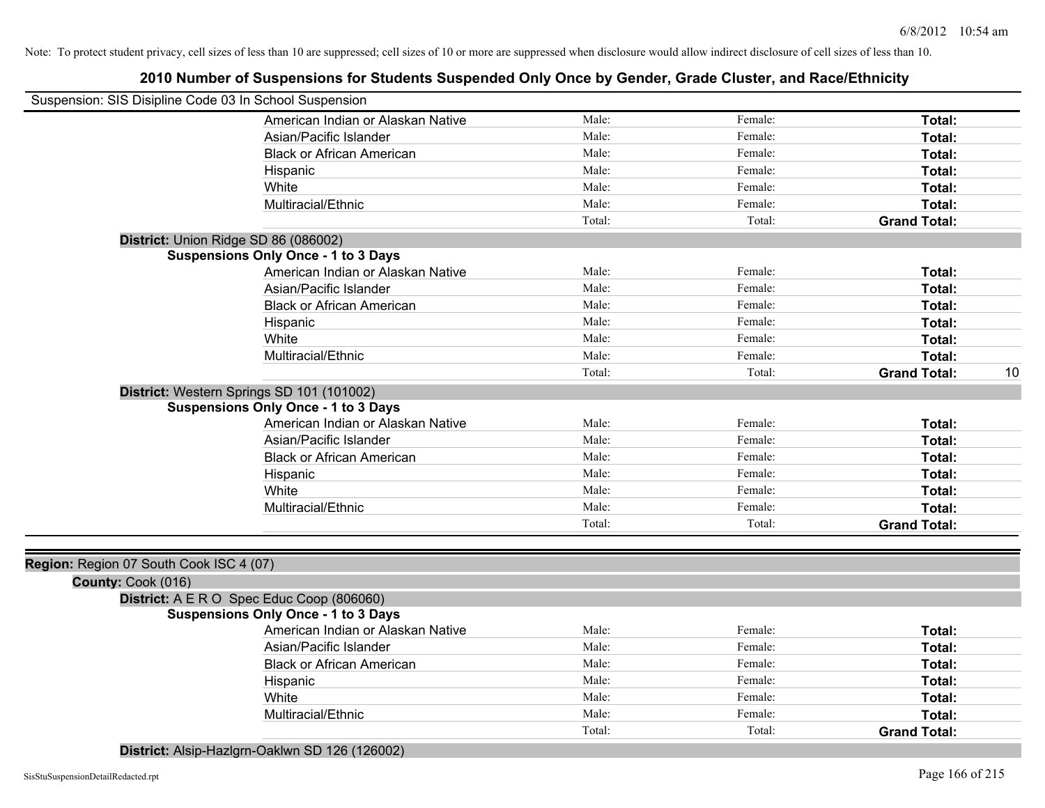Note: To protect student privacy, cell sizes of less than 10 are suppressed; cell sizes of 10 or more are suppressed when disclosure would allow indirect disclosure of cell sizes of less than 10.

# 2010 Number of Suspensions for Students Suspended Only Once by Gender, Grade Cluster, and Race/Ethnicity

Suspension: SIS Disipline Code 03 In School Suspension

| | | | |
|---|---|---|---|
| American Indian or Alaskan Native | Male: | Female: | **Total:** |
| Asian/Pacific Islander | Male: | Female: | **Total:** |
| Black or African American | Male: | Female: | **Total:** |
| Hispanic | Male: | Female: | **Total:** |
| White | Male: | Female: | **Total:** |
| Multiracial/Ethnic | Male: | Female: | **Total:** |
| | Total: | Total: | **Grand Total:** |

**District:** Union Ridge SD 86 (086002)

**Suspensions Only Once - 1 to 3 Days**

| | | | | |
|---|---|---|---|---|
| American Indian or Alaskan Native | Male: | Female: | **Total:** | |
| Asian/Pacific Islander | Male: | Female: | **Total:** | |
| Black or African American | Male: | Female: | **Total:** | |
| Hispanic | Male: | Female: | **Total:** | |
| White | Male: | Female: | **Total:** | |
| Multiracial/Ethnic | Male: | Female: | **Total:** | |
| | Total: | Total: | **Grand Total:** | 10 |

**District:** Western Springs SD 101 (101002)

**Suspensions Only Once - 1 to 3 Days**

| | | | |
|---|---|---|---|
| American Indian or Alaskan Native | Male: | Female: | **Total:** |
| Asian/Pacific Islander | Male: | Female: | **Total:** |
| Black or African American | Male: | Female: | **Total:** |
| Hispanic | Male: | Female: | **Total:** |
| White | Male: | Female: | **Total:** |
| Multiracial/Ethnic | Male: | Female: | **Total:** |
| | Total: | Total: | **Grand Total:** |

**Region:** Region 07 South Cook ISC 4 (07)

**County:** Cook (016)

**District:** A E R O Spec Educ Coop (806060)

**Suspensions Only Once - 1 to 3 Days**

| | | | |
|---|---|---|---|
| American Indian or Alaskan Native | Male: | Female: | **Total:** |
| Asian/Pacific Islander | Male: | Female: | **Total:** |
| Black or African American | Male: | Female: | **Total:** |
| Hispanic | Male: | Female: | **Total:** |
| White | Male: | Female: | **Total:** |
| Multiracial/Ethnic | Male: | Female: | **Total:** |
| | Total: | Total: | **Grand Total:** |

**District:** Alsip-Hazlgrn-Oaklwn SD 126 (126002)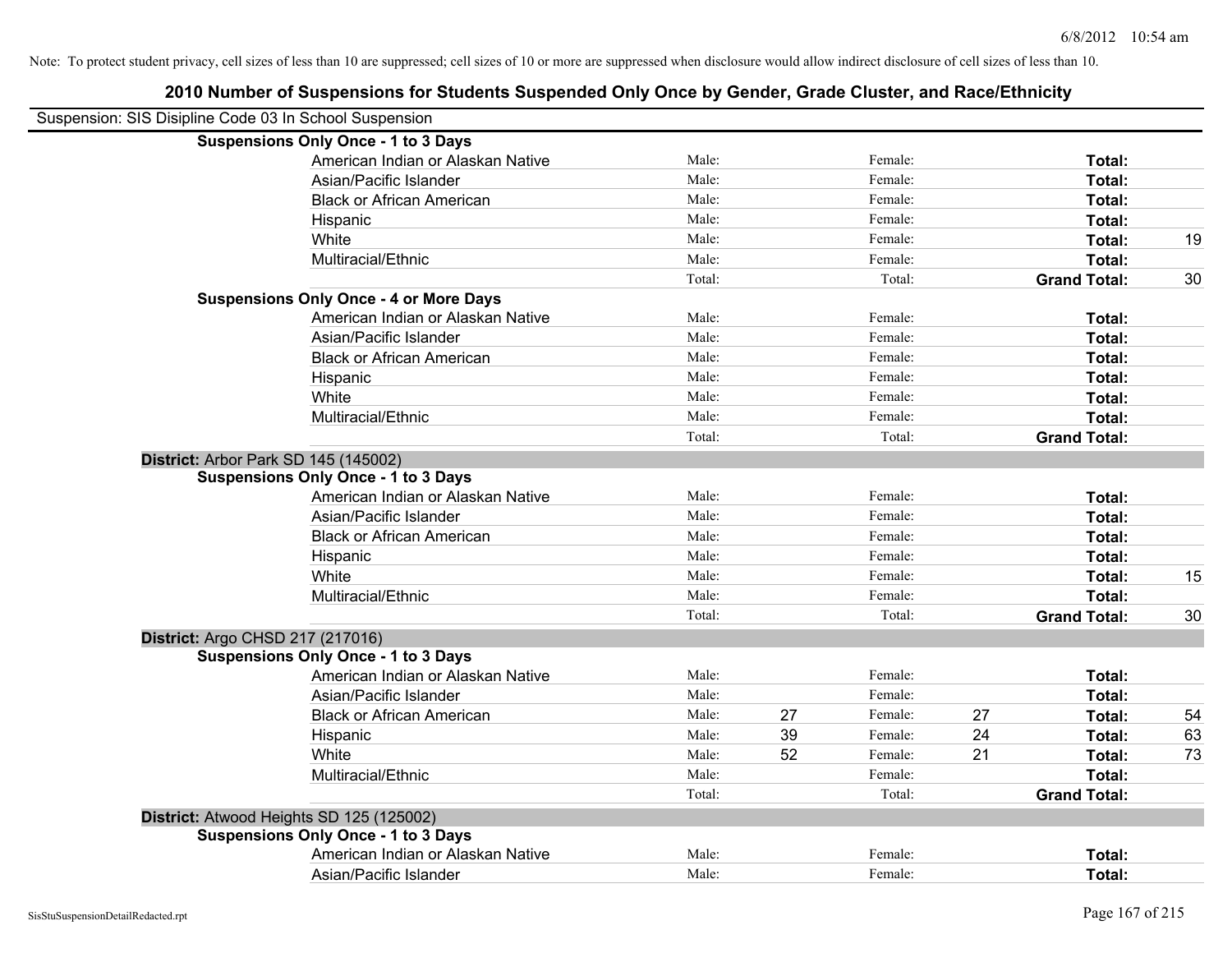Note: To protect student privacy, cell sizes of less than 10 are suppressed; cell sizes of 10 or more are suppressed when disclosure would allow indirect disclosure of cell sizes of less than 10.

# 2010 Number of Suspensions for Students Suspended Only Once by Gender, Grade Cluster, and Race/Ethnicity

Suspension: SIS Disipline Code 03 In School Suspension

**Suspensions Only Once - 1 to 3 Days**

| | | | | | | |
|---|---|---|---|---|---|---|
| American Indian or Alaskan Native | Male: | | Female: | | **Total:** | |
| Asian/Pacific Islander | Male: | | Female: | | **Total:** | |
| Black or African American | Male: | | Female: | | **Total:** | |
| Hispanic | Male: | | Female: | | **Total:** | |
| White | Male: | | Female: | | **Total:** | 19 |
| Multiracial/Ethnic | Male: | | Female: | | **Total:** | |
| | Total: | | Total: | | **Grand Total:** | 30 |

**Suspensions Only Once - 4 or More Days**

| | | | | | | |
|---|---|---|---|---|---|---|
| American Indian or Alaskan Native | Male: | | Female: | | **Total:** | |
| Asian/Pacific Islander | Male: | | Female: | | **Total:** | |
| Black or African American | Male: | | Female: | | **Total:** | |
| Hispanic | Male: | | Female: | | **Total:** | |
| White | Male: | | Female: | | **Total:** | |
| Multiracial/Ethnic | Male: | | Female: | | **Total:** | |
| | Total: | | Total: | | **Grand Total:** | |

**District:** Arbor Park SD 145 (145002)

**Suspensions Only Once - 1 to 3 Days**

| | | | | | | |
|---|---|---|---|---|---|---|
| American Indian or Alaskan Native | Male: | | Female: | | **Total:** | |
| Asian/Pacific Islander | Male: | | Female: | | **Total:** | |
| Black or African American | Male: | | Female: | | **Total:** | |
| Hispanic | Male: | | Female: | | **Total:** | |
| White | Male: | | Female: | | **Total:** | 15 |
| Multiracial/Ethnic | Male: | | Female: | | **Total:** | |
| | Total: | | Total: | | **Grand Total:** | 30 |

**District:** Argo CHSD 217 (217016)

**Suspensions Only Once - 1 to 3 Days**

| | | | | | | |
|---|---|---|---|---|---|---|
| American Indian or Alaskan Native | Male: | | Female: | | **Total:** | |
| Asian/Pacific Islander | Male: | | Female: | | **Total:** | |
| Black or African American | Male: | 27 | Female: | 27 | **Total:** | 54 |
| Hispanic | Male: | 39 | Female: | 24 | **Total:** | 63 |
| White | Male: | 52 | Female: | 21 | **Total:** | 73 |
| Multiracial/Ethnic | Male: | | Female: | | **Total:** | |
| | Total: | | Total: | | **Grand Total:** | |

**District:** Atwood Heights SD 125 (125002)

**Suspensions Only Once - 1 to 3 Days**

| | | | | | | |
|---|---|---|---|---|---|---|
| American Indian or Alaskan Native | Male: | | Female: | | **Total:** | |
| Asian/Pacific Islander | Male: | | Female: | | **Total:** | |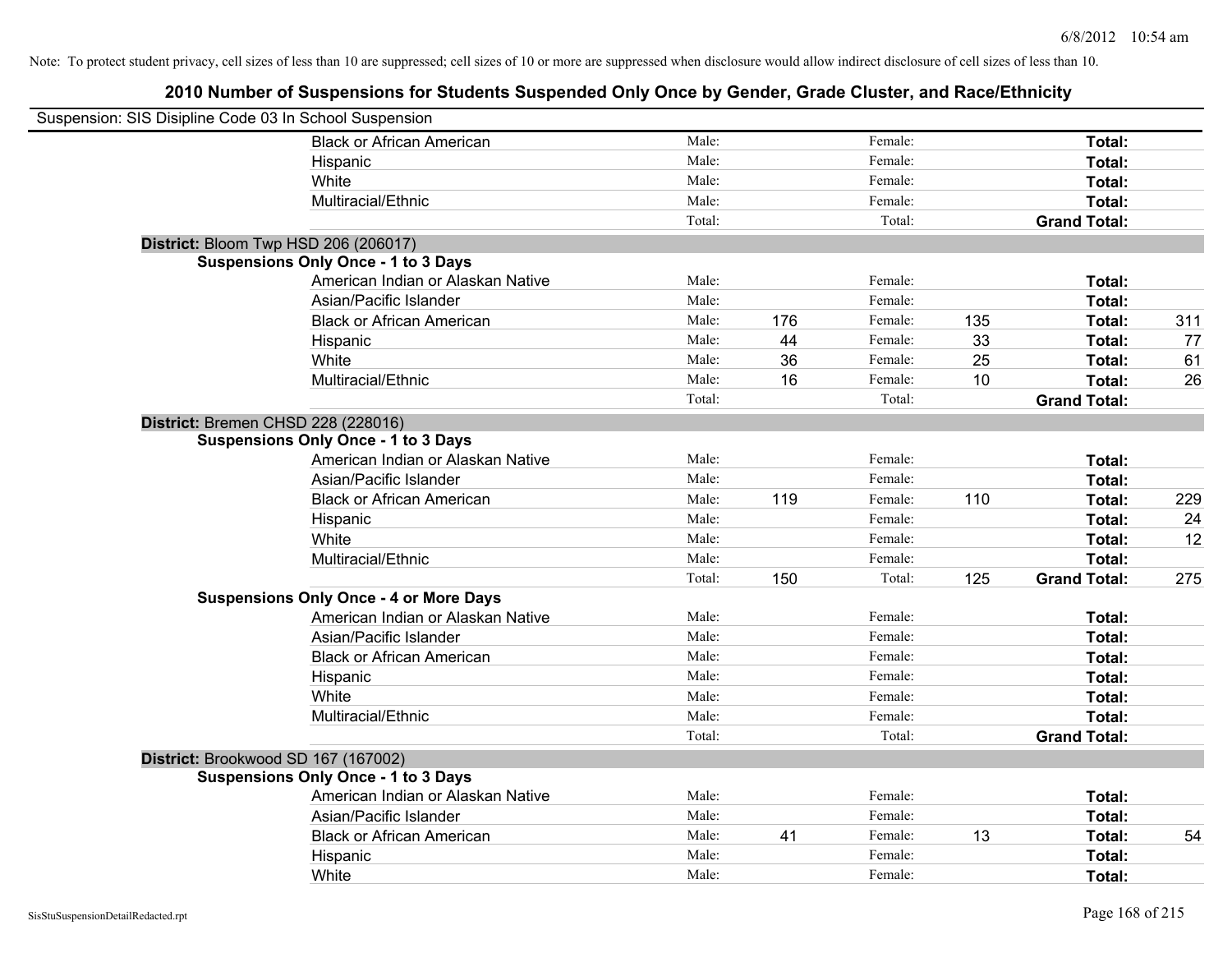Note: To protect student privacy, cell sizes of less than 10 are suppressed; cell sizes of 10 or more are suppressed when disclosure would allow indirect disclosure of cell sizes of less than 10.

## 2010 Number of Suspensions for Students Suspended Only Once by Gender, Grade Cluster, and Race/Ethnicity

Suspension: SIS Disipline Code 03 In School Suspension

| | | | | | | |
|---|---|---|---|---|---|---|
| Black or African American | Male: | | Female: | | **Total:** | |
| Hispanic | Male: | | Female: | | **Total:** | |
| White | Male: | | Female: | | **Total:** | |
| Multiracial/Ethnic | Male: | | Female: | | **Total:** | |
| | Total: | | Total: | | **Grand Total:** | |

**District:** Bloom Twp HSD 206 (206017)

**Suspensions Only Once - 1 to 3 Days**

| | | | | | | |
|---|---|---|---|---|---|---|
| American Indian or Alaskan Native | Male: | | Female: | | **Total:** | |
| Asian/Pacific Islander | Male: | | Female: | | **Total:** | |
| Black or African American | Male: | 176 | Female: | 135 | **Total:** | 311 |
| Hispanic | Male: | 44 | Female: | 33 | **Total:** | 77 |
| White | Male: | 36 | Female: | 25 | **Total:** | 61 |
| Multiracial/Ethnic | Male: | 16 | Female: | 10 | **Total:** | 26 |
| | Total: | | Total: | | **Grand Total:** | |

**District:** Bremen CHSD 228 (228016)

**Suspensions Only Once - 1 to 3 Days**

| | | | | | | |
|---|---|---|---|---|---|---|
| American Indian or Alaskan Native | Male: | | Female: | | **Total:** | |
| Asian/Pacific Islander | Male: | | Female: | | **Total:** | |
| Black or African American | Male: | 119 | Female: | 110 | **Total:** | 229 |
| Hispanic | Male: | | Female: | | **Total:** | 24 |
| White | Male: | | Female: | | **Total:** | 12 |
| Multiracial/Ethnic | Male: | | Female: | | **Total:** | |
| | Total: | 150 | Total: | 125 | **Grand Total:** | 275 |

**Suspensions Only Once - 4 or More Days**

| | | | | | | |
|---|---|---|---|---|---|---|
| American Indian or Alaskan Native | Male: | | Female: | | **Total:** | |
| Asian/Pacific Islander | Male: | | Female: | | **Total:** | |
| Black or African American | Male: | | Female: | | **Total:** | |
| Hispanic | Male: | | Female: | | **Total:** | |
| White | Male: | | Female: | | **Total:** | |
| Multiracial/Ethnic | Male: | | Female: | | **Total:** | |
| | Total: | | Total: | | **Grand Total:** | |

**District:** Brookwood SD 167 (167002)

**Suspensions Only Once - 1 to 3 Days**

| | | | | | | |
|---|---|---|---|---|---|---|
| American Indian or Alaskan Native | Male: | | Female: | | **Total:** | |
| Asian/Pacific Islander | Male: | | Female: | | **Total:** | |
| Black or African American | Male: | 41 | Female: | 13 | **Total:** | 54 |
| Hispanic | Male: | | Female: | | **Total:** | |
| White | Male: | | Female: | | **Total:** | |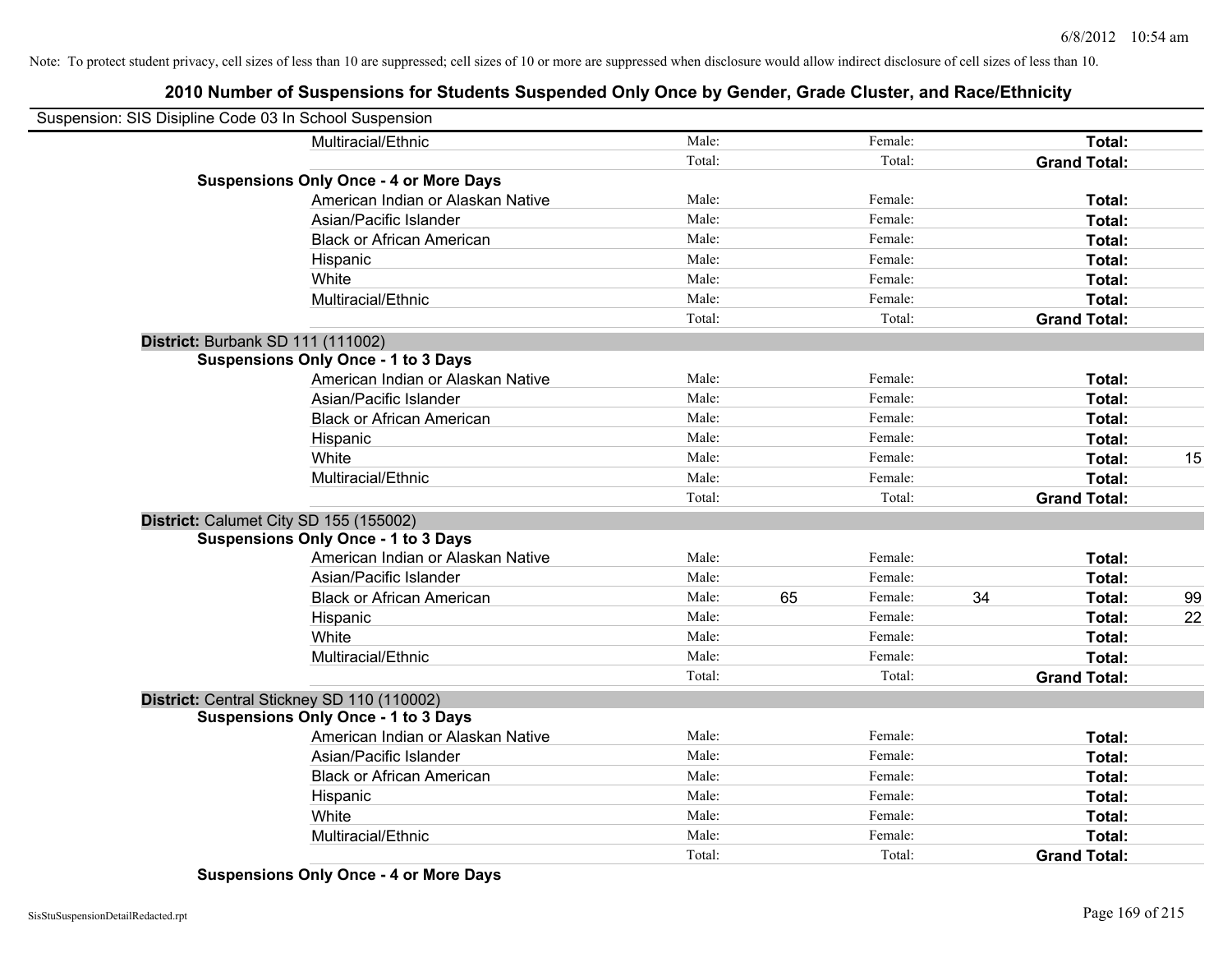Note: To protect student privacy, cell sizes of less than 10 are suppressed; cell sizes of 10 or more are suppressed when disclosure would allow indirect disclosure of cell sizes of less than 10.

## 2010 Number of Suspensions for Students Suspended Only Once by Gender, Grade Cluster, and Race/Ethnicity

Suspension: SIS Disipline Code 03 In School Suspension

| | | | | | | |
|---|---|---|---|---|---|---|
| Multiracial/Ethnic | Male: | | Female: | | **Total:** | |
| | Total: | | Total: | | **Grand Total:** | |
| **Suspensions Only Once - 4 or More Days** | | | | | | |
| American Indian or Alaskan Native | Male: | | Female: | | **Total:** | |
| Asian/Pacific Islander | Male: | | Female: | | **Total:** | |
| Black or African American | Male: | | Female: | | **Total:** | |
| Hispanic | Male: | | Female: | | **Total:** | |
| White | Male: | | Female: | | **Total:** | |
| Multiracial/Ethnic | Male: | | Female: | | **Total:** | |
| | Total: | | Total: | | **Grand Total:** | |

**District:** Burbank SD 111 (111002)

| | | | | | | |
|---|---|---|---|---|---|---|
| **Suspensions Only Once - 1 to 3 Days** | | | | | | |
| American Indian or Alaskan Native | Male: | | Female: | | **Total:** | |
| Asian/Pacific Islander | Male: | | Female: | | **Total:** | |
| Black or African American | Male: | | Female: | | **Total:** | |
| Hispanic | Male: | | Female: | | **Total:** | |
| White | Male: | | Female: | | **Total:** | 15 |
| Multiracial/Ethnic | Male: | | Female: | | **Total:** | |
| | Total: | | Total: | | **Grand Total:** | |

**District:** Calumet City SD 155 (155002)

| | | | | | | |
|---|---|---|---|---|---|---|
| **Suspensions Only Once - 1 to 3 Days** | | | | | | |
| American Indian or Alaskan Native | Male: | | Female: | | **Total:** | |
| Asian/Pacific Islander | Male: | | Female: | | **Total:** | |
| Black or African American | Male: | 65 | Female: | 34 | **Total:** | 99 |
| Hispanic | Male: | | Female: | | **Total:** | 22 |
| White | Male: | | Female: | | **Total:** | |
| Multiracial/Ethnic | Male: | | Female: | | **Total:** | |
| | Total: | | Total: | | **Grand Total:** | |

**District:** Central Stickney SD 110 (110002)

| | | | | | | |
|---|---|---|---|---|---|---|
| **Suspensions Only Once - 1 to 3 Days** | | | | | | |
| American Indian or Alaskan Native | Male: | | Female: | | **Total:** | |
| Asian/Pacific Islander | Male: | | Female: | | **Total:** | |
| Black or African American | Male: | | Female: | | **Total:** | |
| Hispanic | Male: | | Female: | | **Total:** | |
| White | Male: | | Female: | | **Total:** | |
| Multiracial/Ethnic | Male: | | Female: | | **Total:** | |
| | Total: | | Total: | | **Grand Total:** | |

**Suspensions Only Once - 4 or More Days**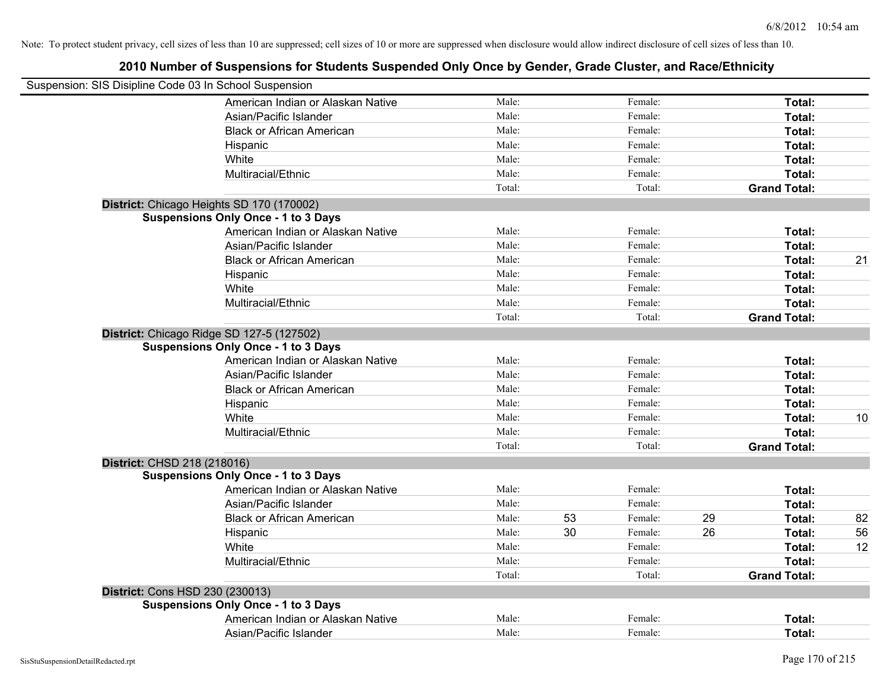Note: To protect student privacy, cell sizes of less than 10 are suppressed; cell sizes of 10 or more are suppressed when disclosure would allow indirect disclosure of cell sizes of less than 10.

# 2010 Number of Suspensions for Students Suspended Only Once by Gender, Grade Cluster, and Race/Ethnicity

Suspension: SIS Disipline Code 03 In School Suspension

| | | | | | | |
|---|---|---|---|---|---|---|
| American Indian or Alaskan Native | Male: | | Female: | | **Total:** | |
| Asian/Pacific Islander | Male: | | Female: | | **Total:** | |
| Black or African American | Male: | | Female: | | **Total:** | |
| Hispanic | Male: | | Female: | | **Total:** | |
| White | Male: | | Female: | | **Total:** | |
| Multiracial/Ethnic | Male: | | Female: | | **Total:** | |
| | Total: | | Total: | | **Grand Total:** | |

**District:** Chicago Heights SD 170 (170002)

**Suspensions Only Once - 1 to 3 Days**

| | | | | | | |
|---|---|---|---|---|---|---|
| American Indian or Alaskan Native | Male: | | Female: | | **Total:** | |
| Asian/Pacific Islander | Male: | | Female: | | **Total:** | |
| Black or African American | Male: | | Female: | | **Total:** | 21 |
| Hispanic | Male: | | Female: | | **Total:** | |
| White | Male: | | Female: | | **Total:** | |
| Multiracial/Ethnic | Male: | | Female: | | **Total:** | |
| | Total: | | Total: | | **Grand Total:** | |

**District:** Chicago Ridge SD 127-5 (127502)

**Suspensions Only Once - 1 to 3 Days**

| | | | | | | |
|---|---|---|---|---|---|---|
| American Indian or Alaskan Native | Male: | | Female: | | **Total:** | |
| Asian/Pacific Islander | Male: | | Female: | | **Total:** | |
| Black or African American | Male: | | Female: | | **Total:** | |
| Hispanic | Male: | | Female: | | **Total:** | |
| White | Male: | | Female: | | **Total:** | 10 |
| Multiracial/Ethnic | Male: | | Female: | | **Total:** | |
| | Total: | | Total: | | **Grand Total:** | |

**District:** CHSD 218 (218016)

**Suspensions Only Once - 1 to 3 Days**

| | | | | | | |
|---|---|---|---|---|---|---|
| American Indian or Alaskan Native | Male: | | Female: | | **Total:** | |
| Asian/Pacific Islander | Male: | | Female: | | **Total:** | |
| Black or African American | Male: | 53 | Female: | 29 | **Total:** | 82 |
| Hispanic | Male: | 30 | Female: | 26 | **Total:** | 56 |
| White | Male: | | Female: | | **Total:** | 12 |
| Multiracial/Ethnic | Male: | | Female: | | **Total:** | |
| | Total: | | Total: | | **Grand Total:** | |

**District:** Cons HSD 230 (230013)

**Suspensions Only Once - 1 to 3 Days**

| | | | | | | |
|---|---|---|---|---|---|---|
| American Indian or Alaskan Native | Male: | | Female: | | **Total:** | |
| Asian/Pacific Islander | Male: | | Female: | | **Total:** | |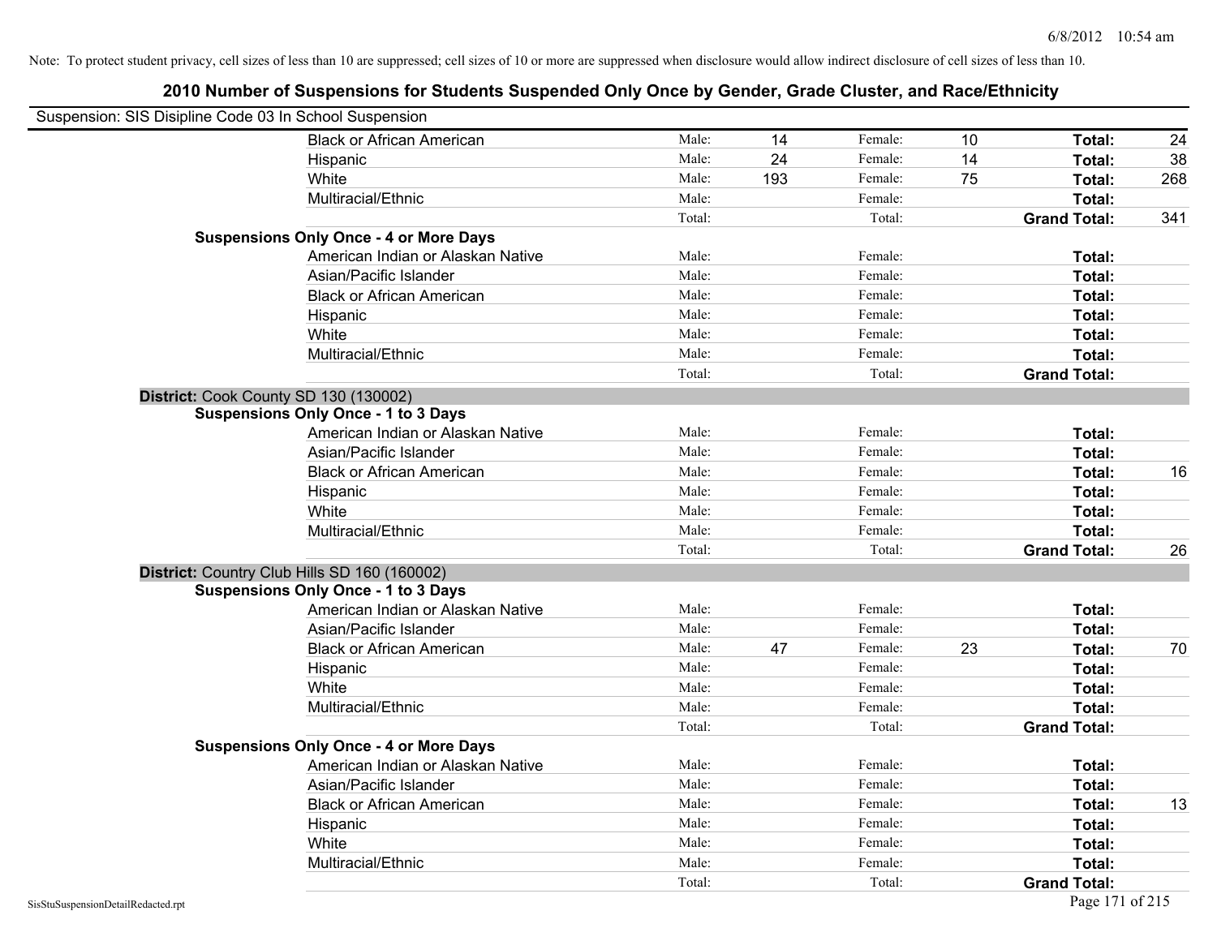Note: To protect student privacy, cell sizes of less than 10 are suppressed; cell sizes of 10 or more are suppressed when disclosure would allow indirect disclosure of cell sizes of less than 10.

## 2010 Number of Suspensions for Students Suspended Only Once by Gender, Grade Cluster, and Race/Ethnicity

Suspension: SIS Disipline Code 03 In School Suspension

| | | | | | | |
|---|---|---|---|---|---|---|
| Black or African American | Male: | 14 | Female: | 10 | **Total:** | 24 |
| Hispanic | Male: | 24 | Female: | 14 | **Total:** | 38 |
| White | Male: | 193 | Female: | 75 | **Total:** | 268 |
| Multiracial/Ethnic | Male: | | Female: | | **Total:** | |
| | Total: | | Total: | | **Grand Total:** | 341 |

**Suspensions Only Once - 4 or More Days**

| | | | | | | |
|---|---|---|---|---|---|---|
| American Indian or Alaskan Native | Male: | | Female: | | **Total:** | |
| Asian/Pacific Islander | Male: | | Female: | | **Total:** | |
| Black or African American | Male: | | Female: | | **Total:** | |
| Hispanic | Male: | | Female: | | **Total:** | |
| White | Male: | | Female: | | **Total:** | |
| Multiracial/Ethnic | Male: | | Female: | | **Total:** | |
| | Total: | | Total: | | **Grand Total:** | |

**District:** Cook County SD 130 (130002)

**Suspensions Only Once - 1 to 3 Days**

| | | | | | | |
|---|---|---|---|---|---|---|
| American Indian or Alaskan Native | Male: | | Female: | | **Total:** | |
| Asian/Pacific Islander | Male: | | Female: | | **Total:** | |
| Black or African American | Male: | | Female: | | **Total:** | 16 |
| Hispanic | Male: | | Female: | | **Total:** | |
| White | Male: | | Female: | | **Total:** | |
| Multiracial/Ethnic | Male: | | Female: | | **Total:** | |
| | Total: | | Total: | | **Grand Total:** | 26 |

**District:** Country Club Hills SD 160 (160002)

**Suspensions Only Once - 1 to 3 Days**

| | | | | | | |
|---|---|---|---|---|---|---|
| American Indian or Alaskan Native | Male: | | Female: | | **Total:** | |
| Asian/Pacific Islander | Male: | | Female: | | **Total:** | |
| Black or African American | Male: | 47 | Female: | 23 | **Total:** | 70 |
| Hispanic | Male: | | Female: | | **Total:** | |
| White | Male: | | Female: | | **Total:** | |
| Multiracial/Ethnic | Male: | | Female: | | **Total:** | |
| | Total: | | Total: | | **Grand Total:** | |

**Suspensions Only Once - 4 or More Days**

| | | | | | | |
|---|---|---|---|---|---|---|
| American Indian or Alaskan Native | Male: | | Female: | | **Total:** | |
| Asian/Pacific Islander | Male: | | Female: | | **Total:** | |
| Black or African American | Male: | | Female: | | **Total:** | 13 |
| Hispanic | Male: | | Female: | | **Total:** | |
| White | Male: | | Female: | | **Total:** | |
| Multiracial/Ethnic | Male: | | Female: | | **Total:** | |
| | Total: | | Total: | | **Grand Total:** | |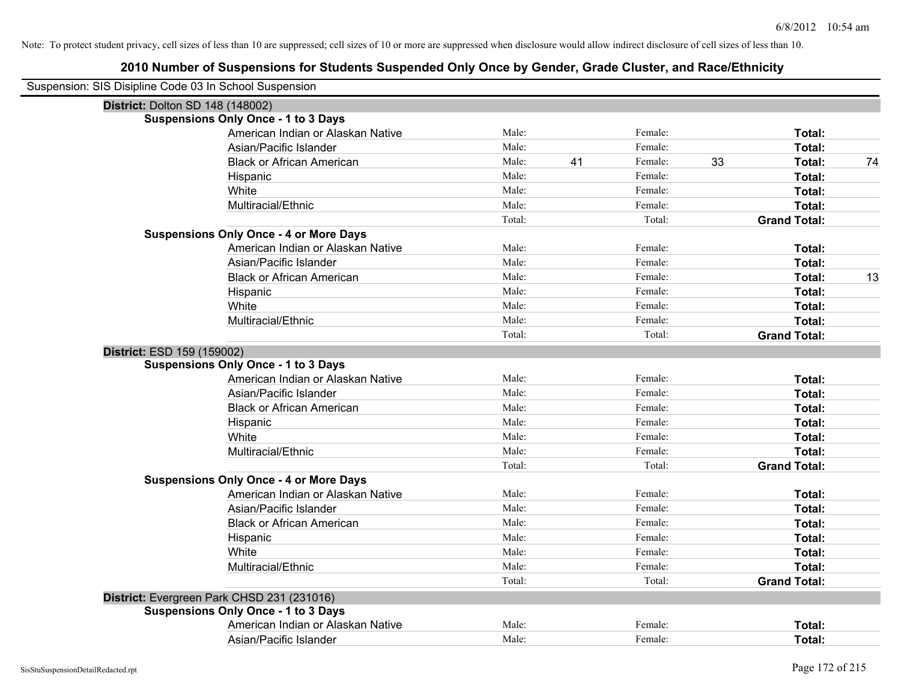Note: To protect student privacy, cell sizes of less than 10 are suppressed; cell sizes of 10 or more are suppressed when disclosure would allow indirect disclosure of cell sizes of less than 10.

# 2010 Number of Suspensions for Students Suspended Only Once by Gender, Grade Cluster, and Race/Ethnicity

Suspension: SIS Disipline Code 03 In School Suspension

## District: Dolton SD 148 (148002)

### Suspensions Only Once - 1 to 3 Days

| Race/Ethnicity | Male: | | Female: | | Total: | |
|---|---|---|---|---|---|---|
| American Indian or Alaskan Native | Male: | | Female: | | Total: | |
| Asian/Pacific Islander | Male: | | Female: | | Total: | |
| Black or African American | Male: | 41 | Female: | 33 | Total: | 74 |
| Hispanic | Male: | | Female: | | Total: | |
| White | Male: | | Female: | | Total: | |
| Multiracial/Ethnic | Male: | | Female: | | Total: | |
| | Total: | | Total: | | Grand Total: | |

### Suspensions Only Once - 4 or More Days

| Race/Ethnicity | Male: | | Female: | | Total: | |
|---|---|---|---|---|---|---|
| American Indian or Alaskan Native | Male: | | Female: | | Total: | |
| Asian/Pacific Islander | Male: | | Female: | | Total: | |
| Black or African American | Male: | | Female: | | Total: | 13 |
| Hispanic | Male: | | Female: | | Total: | |
| White | Male: | | Female: | | Total: | |
| Multiracial/Ethnic | Male: | | Female: | | Total: | |
| | Total: | | Total: | | Grand Total: | |

## District: ESD 159 (159002)

### Suspensions Only Once - 1 to 3 Days

| Race/Ethnicity | Male: | | Female: | | Total: | |
|---|---|---|---|---|---|---|
| American Indian or Alaskan Native | Male: | | Female: | | Total: | |
| Asian/Pacific Islander | Male: | | Female: | | Total: | |
| Black or African American | Male: | | Female: | | Total: | |
| Hispanic | Male: | | Female: | | Total: | |
| White | Male: | | Female: | | Total: | |
| Multiracial/Ethnic | Male: | | Female: | | Total: | |
| | Total: | | Total: | | Grand Total: | |

### Suspensions Only Once - 4 or More Days

| Race/Ethnicity | Male: | | Female: | | Total: | |
|---|---|---|---|---|---|---|
| American Indian or Alaskan Native | Male: | | Female: | | Total: | |
| Asian/Pacific Islander | Male: | | Female: | | Total: | |
| Black or African American | Male: | | Female: | | Total: | |
| Hispanic | Male: | | Female: | | Total: | |
| White | Male: | | Female: | | Total: | |
| Multiracial/Ethnic | Male: | | Female: | | Total: | |
| | Total: | | Total: | | Grand Total: | |

## District: Evergreen Park CHSD 231 (231016)

### Suspensions Only Once - 1 to 3 Days

| Race/Ethnicity | Male: | | Female: | | Total: | |
|---|---|---|---|---|---|---|
| American Indian or Alaskan Native | Male: | | Female: | | Total: | |
| Asian/Pacific Islander | Male: | | Female: | | Total: | |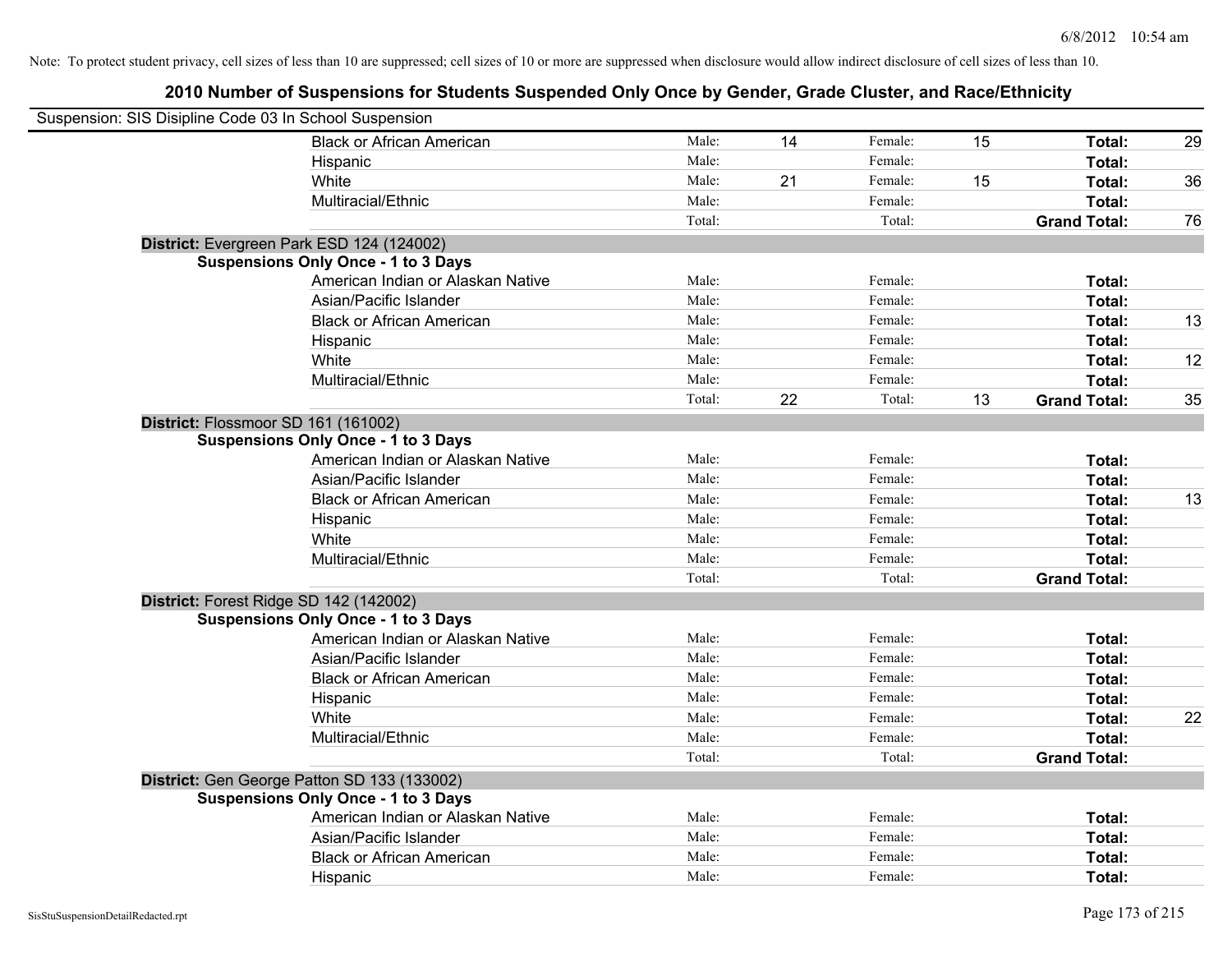Note: To protect student privacy, cell sizes of less than 10 are suppressed; cell sizes of 10 or more are suppressed when disclosure would allow indirect disclosure of cell sizes of less than 10.

# 2010 Number of Suspensions for Students Suspended Only Once by Gender, Grade Cluster, and Race/Ethnicity

Suspension: SIS Disipline Code 03 In School Suspension

| | | | | | | |
|---|---|---|---|---|---|---|
| Black or African American | Male: | 14 | Female: | 15 | **Total:** | 29 |
| Hispanic | Male: | | Female: | | **Total:** | |
| White | Male: | 21 | Female: | 15 | **Total:** | 36 |
| Multiracial/Ethnic | Male: | | Female: | | **Total:** | |
| | Total: | | Total: | | **Grand Total:** | 76 |

**District:** Evergreen Park ESD 124 (124002)

**Suspensions Only Once - 1 to 3 Days**

| | | | | | | |
|---|---|---|---|---|---|---|
| American Indian or Alaskan Native | Male: | | Female: | | **Total:** | |
| Asian/Pacific Islander | Male: | | Female: | | **Total:** | |
| Black or African American | Male: | | Female: | | **Total:** | 13 |
| Hispanic | Male: | | Female: | | **Total:** | |
| White | Male: | | Female: | | **Total:** | 12 |
| Multiracial/Ethnic | Male: | | Female: | | **Total:** | |
| | Total: | 22 | Total: | 13 | **Grand Total:** | 35 |

**District:** Flossmoor SD 161 (161002)

**Suspensions Only Once - 1 to 3 Days**

| | | | | | | |
|---|---|---|---|---|---|---|
| American Indian or Alaskan Native | Male: | | Female: | | **Total:** | |
| Asian/Pacific Islander | Male: | | Female: | | **Total:** | |
| Black or African American | Male: | | Female: | | **Total:** | 13 |
| Hispanic | Male: | | Female: | | **Total:** | |
| White | Male: | | Female: | | **Total:** | |
| Multiracial/Ethnic | Male: | | Female: | | **Total:** | |
| | Total: | | Total: | | **Grand Total:** | |

**District:** Forest Ridge SD 142 (142002)

**Suspensions Only Once - 1 to 3 Days**

| | | | | | | |
|---|---|---|---|---|---|---|
| American Indian or Alaskan Native | Male: | | Female: | | **Total:** | |
| Asian/Pacific Islander | Male: | | Female: | | **Total:** | |
| Black or African American | Male: | | Female: | | **Total:** | |
| Hispanic | Male: | | Female: | | **Total:** | |
| White | Male: | | Female: | | **Total:** | 22 |
| Multiracial/Ethnic | Male: | | Female: | | **Total:** | |
| | Total: | | Total: | | **Grand Total:** | |

**District:** Gen George Patton SD 133 (133002)

**Suspensions Only Once - 1 to 3 Days**

| | | | | | | |
|---|---|---|---|---|---|---|
| American Indian or Alaskan Native | Male: | | Female: | | **Total:** | |
| Asian/Pacific Islander | Male: | | Female: | | **Total:** | |
| Black or African American | Male: | | Female: | | **Total:** | |
| Hispanic | Male: | | Female: | | **Total:** | |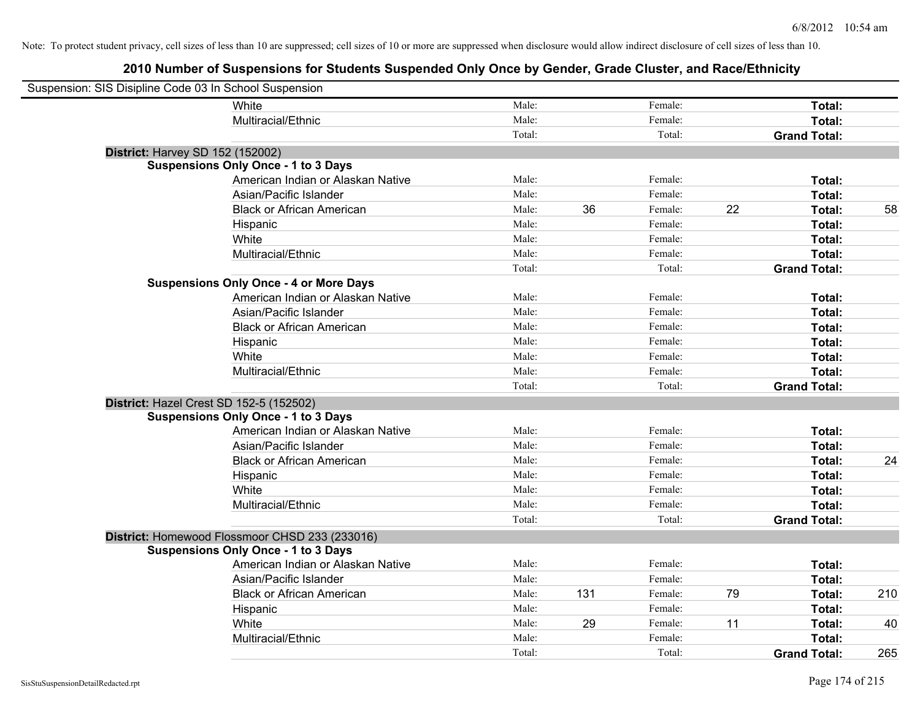Note: To protect student privacy, cell sizes of less than 10 are suppressed; cell sizes of 10 or more are suppressed when disclosure would allow indirect disclosure of cell sizes of less than 10.

## 2010 Number of Suspensions for Students Suspended Only Once by Gender, Grade Cluster, and Race/Ethnicity

Suspension: SIS Disipline Code 03 In School Suspension

| | | | | | | | |
|---|---|---|---|---|---|---|---|
| White | Male: | | Female: | | **Total:** | |
| Multiracial/Ethnic | Male: | | Female: | | **Total:** | |
| | Total: | | Total: | | **Grand Total:** | |

**District:** Harvey SD 152 (152002)

**Suspensions Only Once - 1 to 3 Days**

| | | | | | | |
|---|---|---|---|---|---|---|
| American Indian or Alaskan Native | Male: | | Female: | | **Total:** | |
| Asian/Pacific Islander | Male: | | Female: | | **Total:** | |
| Black or African American | Male: | 36 | Female: | 22 | **Total:** | 58 |
| Hispanic | Male: | | Female: | | **Total:** | |
| White | Male: | | Female: | | **Total:** | |
| Multiracial/Ethnic | Male: | | Female: | | **Total:** | |
| | Total: | | Total: | | **Grand Total:** | |

**Suspensions Only Once - 4 or More Days**

| | | | | | | |
|---|---|---|---|---|---|---|
| American Indian or Alaskan Native | Male: | | Female: | | **Total:** | |
| Asian/Pacific Islander | Male: | | Female: | | **Total:** | |
| Black or African American | Male: | | Female: | | **Total:** | |
| Hispanic | Male: | | Female: | | **Total:** | |
| White | Male: | | Female: | | **Total:** | |
| Multiracial/Ethnic | Male: | | Female: | | **Total:** | |
| | Total: | | Total: | | **Grand Total:** | |

**District:** Hazel Crest SD 152-5 (152502)

**Suspensions Only Once - 1 to 3 Days**

| | | | | | | |
|---|---|---|---|---|---|---|
| American Indian or Alaskan Native | Male: | | Female: | | **Total:** | |
| Asian/Pacific Islander | Male: | | Female: | | **Total:** | |
| Black or African American | Male: | | Female: | | **Total:** | 24 |
| Hispanic | Male: | | Female: | | **Total:** | |
| White | Male: | | Female: | | **Total:** | |
| Multiracial/Ethnic | Male: | | Female: | | **Total:** | |
| | Total: | | Total: | | **Grand Total:** | |

**District:** Homewood Flossmoor CHSD 233 (233016)

**Suspensions Only Once - 1 to 3 Days**

| | | | | | | |
|---|---|---|---|---|---|---|
| American Indian or Alaskan Native | Male: | | Female: | | **Total:** | |
| Asian/Pacific Islander | Male: | | Female: | | **Total:** | |
| Black or African American | Male: | 131 | Female: | 79 | **Total:** | 210 |
| Hispanic | Male: | | Female: | | **Total:** | |
| White | Male: | 29 | Female: | 11 | **Total:** | 40 |
| Multiracial/Ethnic | Male: | | Female: | | **Total:** | |
| | Total: | | Total: | | **Grand Total:** | 265 |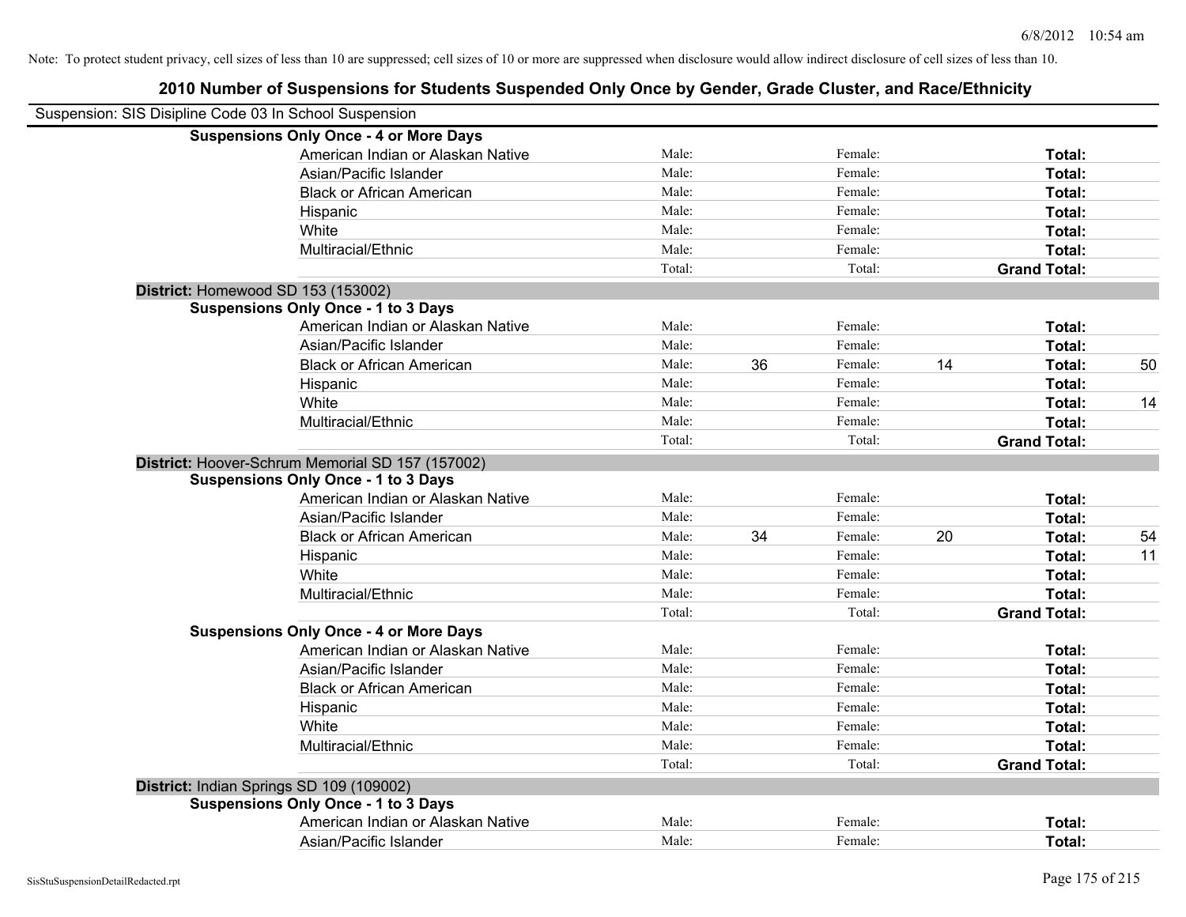Note: To protect student privacy, cell sizes of less than 10 are suppressed; cell sizes of 10 or more are suppressed when disclosure would allow indirect disclosure of cell sizes of less than 10.

# 2010 Number of Suspensions for Students Suspended Only Once by Gender, Grade Cluster, and Race/Ethnicity

Suspension: SIS Disipline Code 03 In School Suspension

**Suspensions Only Once - 4 or More Days**

| | | | | | | |
|---|---|---|---|---|---|---|
| American Indian or Alaskan Native | Male: | | Female: | | **Total:** | |
| Asian/Pacific Islander | Male: | | Female: | | **Total:** | |
| Black or African American | Male: | | Female: | | **Total:** | |
| Hispanic | Male: | | Female: | | **Total:** | |
| White | Male: | | Female: | | **Total:** | |
| Multiracial/Ethnic | Male: | | Female: | | **Total:** | |
| | Total: | | Total: | | **Grand Total:** | |

**District:** Homewood SD 153 (153002)

**Suspensions Only Once - 1 to 3 Days**

| | | | | | | |
|---|---|---|---|---|---|---|
| American Indian or Alaskan Native | Male: | | Female: | | **Total:** | |
| Asian/Pacific Islander | Male: | | Female: | | **Total:** | |
| Black or African American | Male: | 36 | Female: | 14 | **Total:** | 50 |
| Hispanic | Male: | | Female: | | **Total:** | |
| White | Male: | | Female: | | **Total:** | 14 |
| Multiracial/Ethnic | Male: | | Female: | | **Total:** | |
| | Total: | | Total: | | **Grand Total:** | |

**District:** Hoover-Schrum Memorial SD 157 (157002)

**Suspensions Only Once - 1 to 3 Days**

| | | | | | | |
|---|---|---|---|---|---|---|
| American Indian or Alaskan Native | Male: | | Female: | | **Total:** | |
| Asian/Pacific Islander | Male: | | Female: | | **Total:** | |
| Black or African American | Male: | 34 | Female: | 20 | **Total:** | 54 |
| Hispanic | Male: | | Female: | | **Total:** | 11 |
| White | Male: | | Female: | | **Total:** | |
| Multiracial/Ethnic | Male: | | Female: | | **Total:** | |
| | Total: | | Total: | | **Grand Total:** | |

**Suspensions Only Once - 4 or More Days**

| | | | | | | |
|---|---|---|---|---|---|---|
| American Indian or Alaskan Native | Male: | | Female: | | **Total:** | |
| Asian/Pacific Islander | Male: | | Female: | | **Total:** | |
| Black or African American | Male: | | Female: | | **Total:** | |
| Hispanic | Male: | | Female: | | **Total:** | |
| White | Male: | | Female: | | **Total:** | |
| Multiracial/Ethnic | Male: | | Female: | | **Total:** | |
| | Total: | | Total: | | **Grand Total:** | |

**District:** Indian Springs SD 109 (109002)

**Suspensions Only Once - 1 to 3 Days**

| | | | | | | |
|---|---|---|---|---|---|---|
| American Indian or Alaskan Native | Male: | | Female: | | **Total:** | |
| Asian/Pacific Islander | Male: | | Female: | | **Total:** | |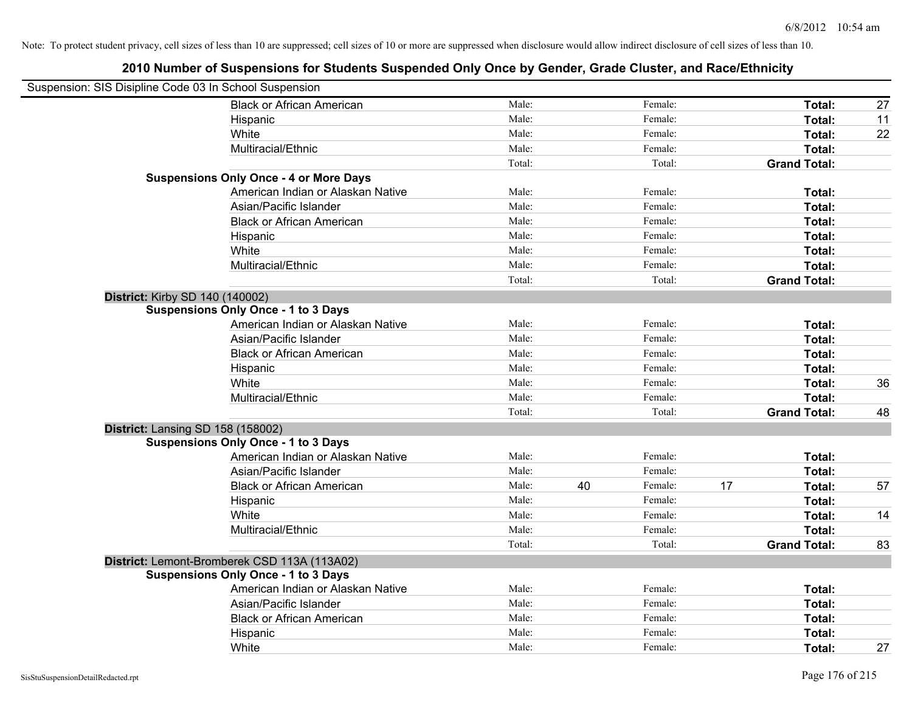Note: To protect student privacy, cell sizes of less than 10 are suppressed; cell sizes of 10 or more are suppressed when disclosure would allow indirect disclosure of cell sizes of less than 10.

## 2010 Number of Suspensions for Students Suspended Only Once by Gender, Grade Cluster, and Race/Ethnicity

Suspension: SIS Disipline Code 03 In School Suspension

| | | | | | | | |
|---|---|---|---|---|---|---|---|
| Black or African American | Male: | | Female: | | Total: | 27 |
| Hispanic | Male: | | Female: | | Total: | 11 |
| White | Male: | | Female: | | Total: | 22 |
| Multiracial/Ethnic | Male: | | Female: | | Total: | |
| | Total: | | Total: | | Grand Total: | |

**Suspensions Only Once - 4 or More Days**

| | | | | | | |
|---|---|---|---|---|---|---|
| American Indian or Alaskan Native | Male: | | Female: | | Total: | |
| Asian/Pacific Islander | Male: | | Female: | | Total: | |
| Black or African American | Male: | | Female: | | Total: | |
| Hispanic | Male: | | Female: | | Total: | |
| White | Male: | | Female: | | Total: | |
| Multiracial/Ethnic | Male: | | Female: | | Total: | |
| | Total: | | Total: | | Grand Total: | |

**District:** Kirby SD 140 (140002)

**Suspensions Only Once - 1 to 3 Days**

| | | | | | | |
|---|---|---|---|---|---|---|
| American Indian or Alaskan Native | Male: | | Female: | | Total: | |
| Asian/Pacific Islander | Male: | | Female: | | Total: | |
| Black or African American | Male: | | Female: | | Total: | |
| Hispanic | Male: | | Female: | | Total: | |
| White | Male: | | Female: | | Total: | 36 |
| Multiracial/Ethnic | Male: | | Female: | | Total: | |
| | Total: | | Total: | | Grand Total: | 48 |

**District:** Lansing SD 158 (158002)

**Suspensions Only Once - 1 to 3 Days**

| | | | | | | |
|---|---|---|---|---|---|---|
| American Indian or Alaskan Native | Male: | | Female: | | Total: | |
| Asian/Pacific Islander | Male: | | Female: | | Total: | |
| Black or African American | Male: | 40 | Female: | 17 | Total: | 57 |
| Hispanic | Male: | | Female: | | Total: | |
| White | Male: | | Female: | | Total: | 14 |
| Multiracial/Ethnic | Male: | | Female: | | Total: | |
| | Total: | | Total: | | Grand Total: | 83 |

**District:** Lemont-Bromberek CSD 113A (113A02)

**Suspensions Only Once - 1 to 3 Days**

| | | | | | | |
|---|---|---|---|---|---|---|
| American Indian or Alaskan Native | Male: | | Female: | | Total: | |
| Asian/Pacific Islander | Male: | | Female: | | Total: | |
| Black or African American | Male: | | Female: | | Total: | |
| Hispanic | Male: | | Female: | | Total: | |
| White | Male: | | Female: | | Total: | 27 |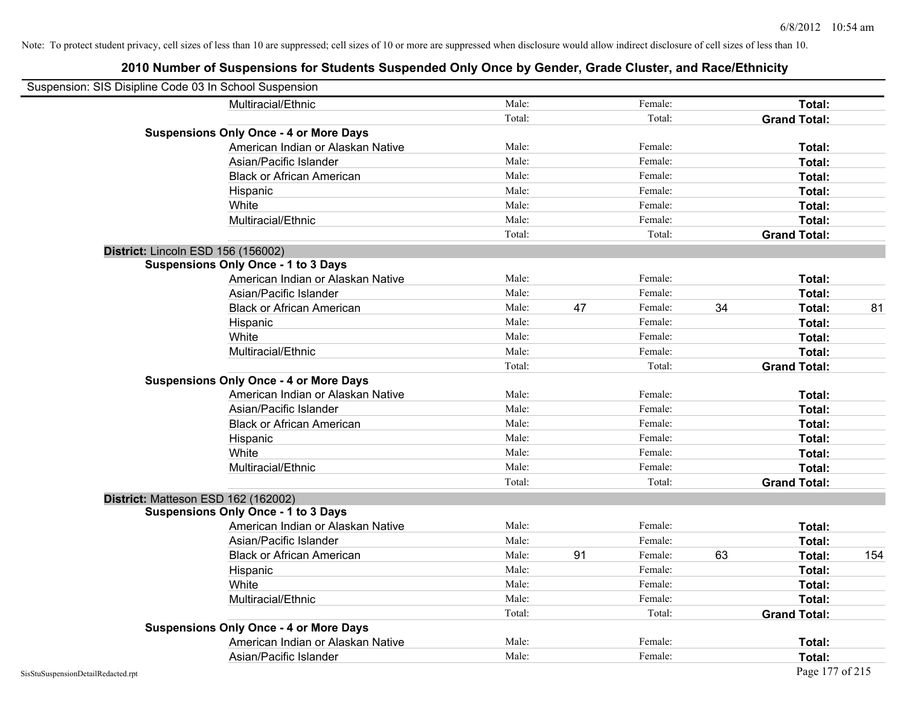Note: To protect student privacy, cell sizes of less than 10 are suppressed; cell sizes of 10 or more are suppressed when disclosure would allow indirect disclosure of cell sizes of less than 10.

# 2010 Number of Suspensions for Students Suspended Only Once by Gender, Grade Cluster, and Race/Ethnicity

Suspension: SIS Disipline Code 03 In School Suspension

| | | | | | | | |
|---|---|---|---|---|---|---|---|
| | Multiracial/Ethnic | Male: | | Female: | | **Total:** | |
| | | Total: | | Total: | | **Grand Total:** | |
| **Suspensions Only Once - 4 or More Days** | | | | | | | |
| | American Indian or Alaskan Native | Male: | | Female: | | **Total:** | |
| | Asian/Pacific Islander | Male: | | Female: | | **Total:** | |
| | Black or African American | Male: | | Female: | | **Total:** | |
| | Hispanic | Male: | | Female: | | **Total:** | |
| | White | Male: | | Female: | | **Total:** | |
| | Multiracial/Ethnic | Male: | | Female: | | **Total:** | |
| | | Total: | | Total: | | **Grand Total:** | |
| **District:** Lincoln ESD 156 (156002) | | | | | | | |
| **Suspensions Only Once - 1 to 3 Days** | | | | | | | |
| | American Indian or Alaskan Native | Male: | | Female: | | **Total:** | |
| | Asian/Pacific Islander | Male: | | Female: | | **Total:** | |
| | Black or African American | Male: | 47 | Female: | 34 | **Total:** | 81 |
| | Hispanic | Male: | | Female: | | **Total:** | |
| | White | Male: | | Female: | | **Total:** | |
| | Multiracial/Ethnic | Male: | | Female: | | **Total:** | |
| | | Total: | | Total: | | **Grand Total:** | |
| **Suspensions Only Once - 4 or More Days** | | | | | | | |
| | American Indian or Alaskan Native | Male: | | Female: | | **Total:** | |
| | Asian/Pacific Islander | Male: | | Female: | | **Total:** | |
| | Black or African American | Male: | | Female: | | **Total:** | |
| | Hispanic | Male: | | Female: | | **Total:** | |
| | White | Male: | | Female: | | **Total:** | |
| | Multiracial/Ethnic | Male: | | Female: | | **Total:** | |
| | | Total: | | Total: | | **Grand Total:** | |
| **District:** Matteson ESD 162 (162002) | | | | | | | |
| **Suspensions Only Once - 1 to 3 Days** | | | | | | | |
| | American Indian or Alaskan Native | Male: | | Female: | | **Total:** | |
| | Asian/Pacific Islander | Male: | | Female: | | **Total:** | |
| | Black or African American | Male: | 91 | Female: | 63 | **Total:** | 154 |
| | Hispanic | Male: | | Female: | | **Total:** | |
| | White | Male: | | Female: | | **Total:** | |
| | Multiracial/Ethnic | Male: | | Female: | | **Total:** | |
| | | Total: | | Total: | | **Grand Total:** | |
| **Suspensions Only Once - 4 or More Days** | | | | | | | |
| | American Indian or Alaskan Native | Male: | | Female: | | **Total:** | |
| | Asian/Pacific Islander | Male: | | Female: | | **Total:** | |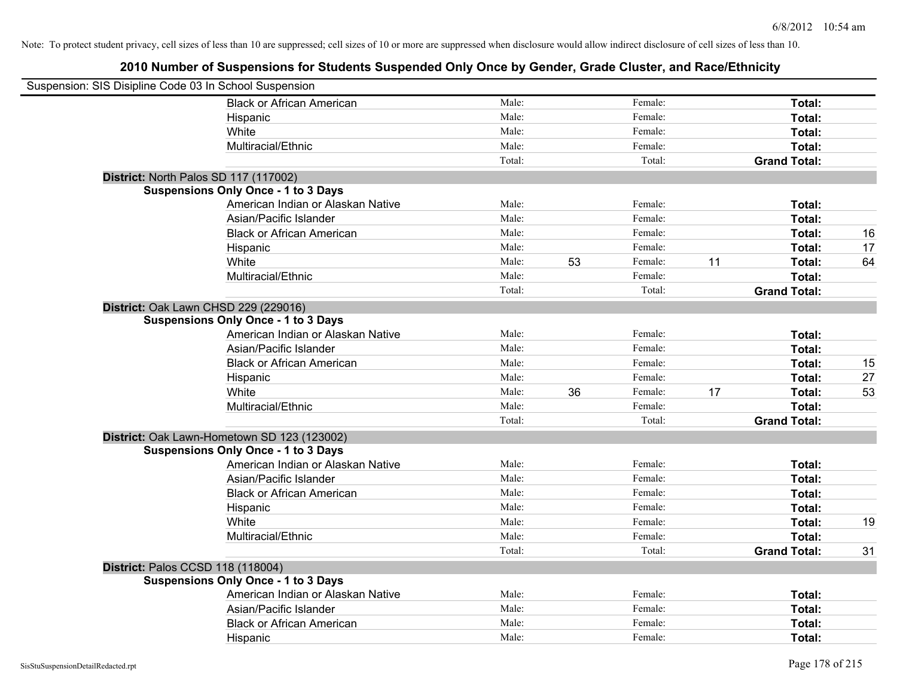Note: To protect student privacy, cell sizes of less than 10 are suppressed; cell sizes of 10 or more are suppressed when disclosure would allow indirect disclosure of cell sizes of less than 10.

# 2010 Number of Suspensions for Students Suspended Only Once by Gender, Grade Cluster, and Race/Ethnicity

Suspension: SIS Disipline Code 03 In School Suspension

| | | | | | | |
|---|---|---|---|---|---|---|
| Black or African American | Male: | | Female: | | **Total:** | |
| Hispanic | Male: | | Female: | | **Total:** | |
| White | Male: | | Female: | | **Total:** | |
| Multiracial/Ethnic | Male: | | Female: | | **Total:** | |
| | Total: | | Total: | | **Grand Total:** | |

**District:** North Palos SD 117 (117002)

**Suspensions Only Once - 1 to 3 Days**

| | | | | | | |
|---|---|---|---|---|---|---|
| American Indian or Alaskan Native | Male: | | Female: | | **Total:** | |
| Asian/Pacific Islander | Male: | | Female: | | **Total:** | |
| Black or African American | Male: | | Female: | | **Total:** | 16 |
| Hispanic | Male: | | Female: | | **Total:** | 17 |
| White | Male: | 53 | Female: | 11 | **Total:** | 64 |
| Multiracial/Ethnic | Male: | | Female: | | **Total:** | |
| | Total: | | Total: | | **Grand Total:** | |

**District:** Oak Lawn CHSD 229 (229016)

**Suspensions Only Once - 1 to 3 Days**

| | | | | | | |
|---|---|---|---|---|---|---|
| American Indian or Alaskan Native | Male: | | Female: | | **Total:** | |
| Asian/Pacific Islander | Male: | | Female: | | **Total:** | |
| Black or African American | Male: | | Female: | | **Total:** | 15 |
| Hispanic | Male: | | Female: | | **Total:** | 27 |
| White | Male: | 36 | Female: | 17 | **Total:** | 53 |
| Multiracial/Ethnic | Male: | | Female: | | **Total:** | |
| | Total: | | Total: | | **Grand Total:** | |

**District:** Oak Lawn-Hometown SD 123 (123002)

**Suspensions Only Once - 1 to 3 Days**

| | | | | | | |
|---|---|---|---|---|---|---|
| American Indian or Alaskan Native | Male: | | Female: | | **Total:** | |
| Asian/Pacific Islander | Male: | | Female: | | **Total:** | |
| Black or African American | Male: | | Female: | | **Total:** | |
| Hispanic | Male: | | Female: | | **Total:** | |
| White | Male: | | Female: | | **Total:** | 19 |
| Multiracial/Ethnic | Male: | | Female: | | **Total:** | |
| | Total: | | Total: | | **Grand Total:** | 31 |

**District:** Palos CCSD 118 (118004)

**Suspensions Only Once - 1 to 3 Days**

| | | | | | | |
|---|---|---|---|---|---|---|
| American Indian or Alaskan Native | Male: | | Female: | | **Total:** | |
| Asian/Pacific Islander | Male: | | Female: | | **Total:** | |
| Black or African American | Male: | | Female: | | **Total:** | |
| Hispanic | Male: | | Female: | | **Total:** | |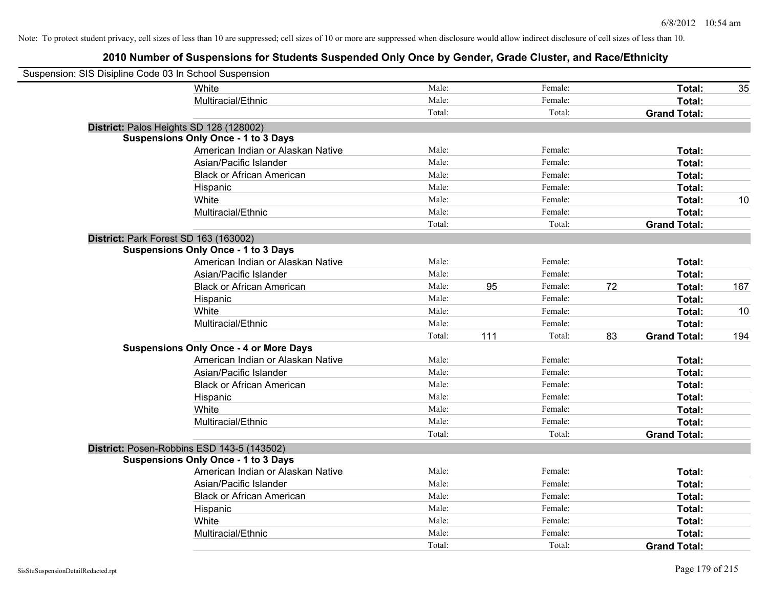Note: To protect student privacy, cell sizes of less than 10 are suppressed; cell sizes of 10 or more are suppressed when disclosure would allow indirect disclosure of cell sizes of less than 10.

## 2010 Number of Suspensions for Students Suspended Only Once by Gender, Grade Cluster, and Race/Ethnicity

Suspension: SIS Disipline Code 03 In School Suspension

| | | | | | | | |
|---|---|---|---|---|---|---|---|
| White | Male: | | Female: | | **Total:** | 35 |
| Multiracial/Ethnic | Male: | | Female: | | **Total:** | |
| | Total: | | Total: | | **Grand Total:** | |

**District:** Palos Heights SD 128 (128002)

**Suspensions Only Once - 1 to 3 Days**

| | | | | | | |
|---|---|---|---|---|---|---|
| American Indian or Alaskan Native | Male: | | Female: | | **Total:** | |
| Asian/Pacific Islander | Male: | | Female: | | **Total:** | |
| Black or African American | Male: | | Female: | | **Total:** | |
| Hispanic | Male: | | Female: | | **Total:** | |
| White | Male: | | Female: | | **Total:** | 10 |
| Multiracial/Ethnic | Male: | | Female: | | **Total:** | |
| | Total: | | Total: | | **Grand Total:** | |

**District:** Park Forest SD 163 (163002)

**Suspensions Only Once - 1 to 3 Days**

| | | | | | | |
|---|---|---|---|---|---|---|
| American Indian or Alaskan Native | Male: | | Female: | | **Total:** | |
| Asian/Pacific Islander | Male: | | Female: | | **Total:** | |
| Black or African American | Male: | 95 | Female: | 72 | **Total:** | 167 |
| Hispanic | Male: | | Female: | | **Total:** | |
| White | Male: | | Female: | | **Total:** | 10 |
| Multiracial/Ethnic | Male: | | Female: | | **Total:** | |
| | Total: | 111 | Total: | 83 | **Grand Total:** | 194 |

**Suspensions Only Once - 4 or More Days**

| | | | | | | |
|---|---|---|---|---|---|---|
| American Indian or Alaskan Native | Male: | | Female: | | **Total:** | |
| Asian/Pacific Islander | Male: | | Female: | | **Total:** | |
| Black or African American | Male: | | Female: | | **Total:** | |
| Hispanic | Male: | | Female: | | **Total:** | |
| White | Male: | | Female: | | **Total:** | |
| Multiracial/Ethnic | Male: | | Female: | | **Total:** | |
| | Total: | | Total: | | **Grand Total:** | |

**District:** Posen-Robbins ESD 143-5 (143502)

**Suspensions Only Once - 1 to 3 Days**

| | | | | | | |
|---|---|---|---|---|---|---|
| American Indian or Alaskan Native | Male: | | Female: | | **Total:** | |
| Asian/Pacific Islander | Male: | | Female: | | **Total:** | |
| Black or African American | Male: | | Female: | | **Total:** | |
| Hispanic | Male: | | Female: | | **Total:** | |
| White | Male: | | Female: | | **Total:** | |
| Multiracial/Ethnic | Male: | | Female: | | **Total:** | |
| | Total: | | Total: | | **Grand Total:** | |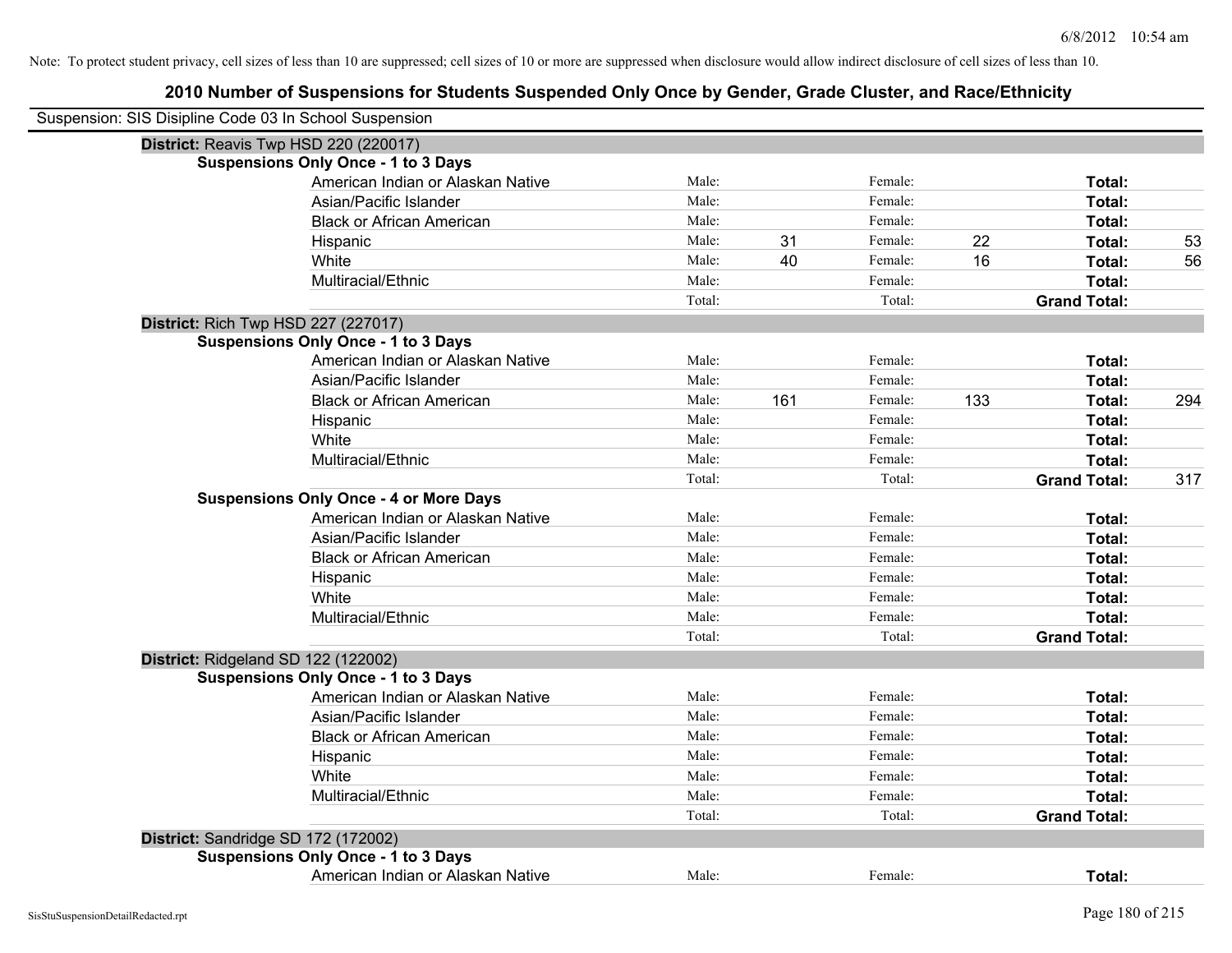Note: To protect student privacy, cell sizes of less than 10 are suppressed; cell sizes of 10 or more are suppressed when disclosure would allow indirect disclosure of cell sizes of less than 10.

## 2010 Number of Suspensions for Students Suspended Only Once by Gender, Grade Cluster, and Race/Ethnicity

Suspension: SIS Disipline Code 03 In School Suspension

### District: Reavis Twp HSD 220 (220017)

**Suspensions Only Once - 1 to 3 Days**

| Race/Ethnicity | | | | | | |
|---|---|---|---|---|---|---|
| American Indian or Alaskan Native | Male: | | Female: | | **Total:** | |
| Asian/Pacific Islander | Male: | | Female: | | **Total:** | |
| Black or African American | Male: | | Female: | | **Total:** | |
| Hispanic | Male: | 31 | Female: | 22 | **Total:** | 53 |
| White | Male: | 40 | Female: | 16 | **Total:** | 56 |
| Multiracial/Ethnic | Male: | | Female: | | **Total:** | |
| | Total: | | Total: | | **Grand Total:** | |

### District: Rich Twp HSD 227 (227017)

**Suspensions Only Once - 1 to 3 Days**

| Race/Ethnicity | | | | | | |
|---|---|---|---|---|---|---|
| American Indian or Alaskan Native | Male: | | Female: | | **Total:** | |
| Asian/Pacific Islander | Male: | | Female: | | **Total:** | |
| Black or African American | Male: | 161 | Female: | 133 | **Total:** | 294 |
| Hispanic | Male: | | Female: | | **Total:** | |
| White | Male: | | Female: | | **Total:** | |
| Multiracial/Ethnic | Male: | | Female: | | **Total:** | |
| | Total: | | Total: | | **Grand Total:** | 317 |

**Suspensions Only Once - 4 or More Days**

| Race/Ethnicity | | | | | | |
|---|---|---|---|---|---|---|
| American Indian or Alaskan Native | Male: | | Female: | | **Total:** | |
| Asian/Pacific Islander | Male: | | Female: | | **Total:** | |
| Black or African American | Male: | | Female: | | **Total:** | |
| Hispanic | Male: | | Female: | | **Total:** | |
| White | Male: | | Female: | | **Total:** | |
| Multiracial/Ethnic | Male: | | Female: | | **Total:** | |
| | Total: | | Total: | | **Grand Total:** | |

### District: Ridgeland SD 122 (122002)

**Suspensions Only Once - 1 to 3 Days**

| Race/Ethnicity | | | | | | |
|---|---|---|---|---|---|---|
| American Indian or Alaskan Native | Male: | | Female: | | **Total:** | |
| Asian/Pacific Islander | Male: | | Female: | | **Total:** | |
| Black or African American | Male: | | Female: | | **Total:** | |
| Hispanic | Male: | | Female: | | **Total:** | |
| White | Male: | | Female: | | **Total:** | |
| Multiracial/Ethnic | Male: | | Female: | | **Total:** | |
| | Total: | | Total: | | **Grand Total:** | |

### District: Sandridge SD 172 (172002)

**Suspensions Only Once - 1 to 3 Days**

| Race/Ethnicity | | | | | | |
|---|---|---|---|---|---|---|
| American Indian or Alaskan Native | Male: | | Female: | | **Total:** | |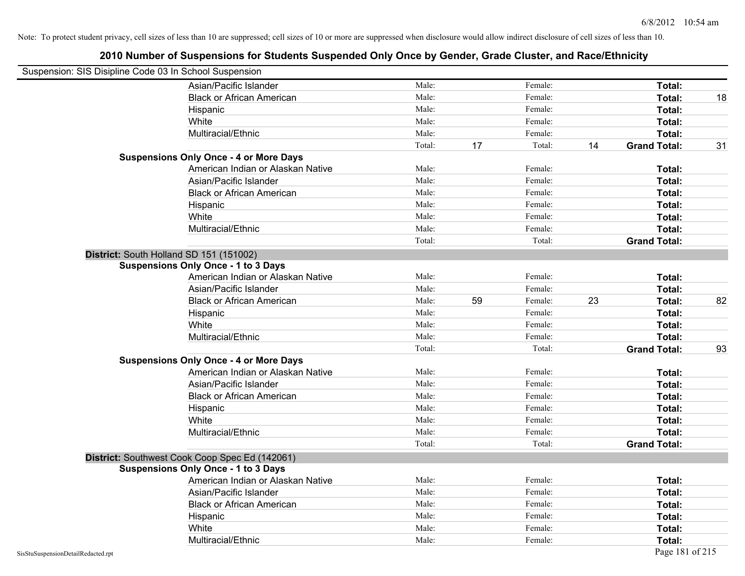Note: To protect student privacy, cell sizes of less than 10 are suppressed; cell sizes of 10 or more are suppressed when disclosure would allow indirect disclosure of cell sizes of less than 10.

# 2010 Number of Suspensions for Students Suspended Only Once by Gender, Grade Cluster, and Race/Ethnicity

Suspension: SIS Disipline Code 03 In School Suspension

| | | | | | | |
|---|---|---|---|---|---|---|
| Asian/Pacific Islander | Male: | | Female: | | **Total:** | |
| Black or African American | Male: | | Female: | | **Total:** | 18 |
| Hispanic | Male: | | Female: | | **Total:** | |
| White | Male: | | Female: | | **Total:** | |
| Multiracial/Ethnic | Male: | | Female: | | **Total:** | |
| | Total: | 17 | Total: | 14 | **Grand Total:** | 31 |

**Suspensions Only Once - 4 or More Days**

| | | | | | | |
|---|---|---|---|---|---|---|
| American Indian or Alaskan Native | Male: | | Female: | | **Total:** | |
| Asian/Pacific Islander | Male: | | Female: | | **Total:** | |
| Black or African American | Male: | | Female: | | **Total:** | |
| Hispanic | Male: | | Female: | | **Total:** | |
| White | Male: | | Female: | | **Total:** | |
| Multiracial/Ethnic | Male: | | Female: | | **Total:** | |
| | Total: | | Total: | | **Grand Total:** | |

**District:** South Holland SD 151 (151002)

**Suspensions Only Once - 1 to 3 Days**

| | | | | | | |
|---|---|---|---|---|---|---|
| American Indian or Alaskan Native | Male: | | Female: | | **Total:** | |
| Asian/Pacific Islander | Male: | | Female: | | **Total:** | |
| Black or African American | Male: | 59 | Female: | 23 | **Total:** | 82 |
| Hispanic | Male: | | Female: | | **Total:** | |
| White | Male: | | Female: | | **Total:** | |
| Multiracial/Ethnic | Male: | | Female: | | **Total:** | |
| | Total: | | Total: | | **Grand Total:** | 93 |

**Suspensions Only Once - 4 or More Days**

| | | | | | | |
|---|---|---|---|---|---|---|
| American Indian or Alaskan Native | Male: | | Female: | | **Total:** | |
| Asian/Pacific Islander | Male: | | Female: | | **Total:** | |
| Black or African American | Male: | | Female: | | **Total:** | |
| Hispanic | Male: | | Female: | | **Total:** | |
| White | Male: | | Female: | | **Total:** | |
| Multiracial/Ethnic | Male: | | Female: | | **Total:** | |
| | Total: | | Total: | | **Grand Total:** | |

**District:** Southwest Cook Coop Spec Ed (142061)

**Suspensions Only Once - 1 to 3 Days**

| | | | | | | |
|---|---|---|---|---|---|---|
| American Indian or Alaskan Native | Male: | | Female: | | **Total:** | |
| Asian/Pacific Islander | Male: | | Female: | | **Total:** | |
| Black or African American | Male: | | Female: | | **Total:** | |
| Hispanic | Male: | | Female: | | **Total:** | |
| White | Male: | | Female: | | **Total:** | |
| Multiracial/Ethnic | Male: | | Female: | | **Total:** | |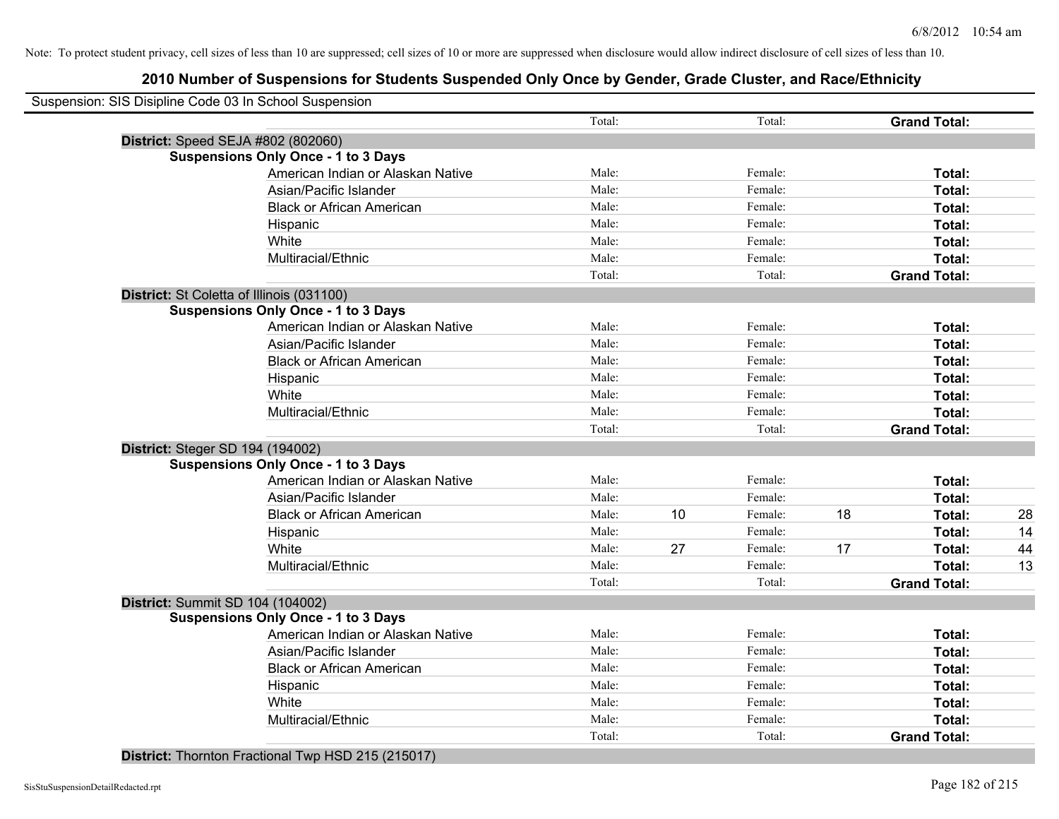Note: To protect student privacy, cell sizes of less than 10 are suppressed; cell sizes of 10 or more are suppressed when disclosure would allow indirect disclosure of cell sizes of less than 10.

# 2010 Number of Suspensions for Students Suspended Only Once by Gender, Grade Cluster, and Race/Ethnicity

Suspension: SIS Disipline Code 03 In School Suspension

| | Total: | | Total: | | **Grand Total:** | |
|---|---|---|---|---|---|---|

**District:** Speed SEJA #802 (802060)

**Suspensions Only Once - 1 to 3 Days**

| | | | | | | |
|---|---|---|---|---|---|---|
| American Indian or Alaskan Native | Male: | | Female: | | **Total:** | |
| Asian/Pacific Islander | Male: | | Female: | | **Total:** | |
| Black or African American | Male: | | Female: | | **Total:** | |
| Hispanic | Male: | | Female: | | **Total:** | |
| White | Male: | | Female: | | **Total:** | |
| Multiracial/Ethnic | Male: | | Female: | | **Total:** | |
| | Total: | | Total: | | **Grand Total:** | |

**District:** St Coletta of Illinois (031100)

**Suspensions Only Once - 1 to 3 Days**

| | | | | | | |
|---|---|---|---|---|---|---|
| American Indian or Alaskan Native | Male: | | Female: | | **Total:** | |
| Asian/Pacific Islander | Male: | | Female: | | **Total:** | |
| Black or African American | Male: | | Female: | | **Total:** | |
| Hispanic | Male: | | Female: | | **Total:** | |
| White | Male: | | Female: | | **Total:** | |
| Multiracial/Ethnic | Male: | | Female: | | **Total:** | |
| | Total: | | Total: | | **Grand Total:** | |

**District:** Steger SD 194 (194002)

**Suspensions Only Once - 1 to 3 Days**

| | | | | | | |
|---|---|---|---|---|---|---|
| American Indian or Alaskan Native | Male: | | Female: | | **Total:** | |
| Asian/Pacific Islander | Male: | | Female: | | **Total:** | |
| Black or African American | Male: | 10 | Female: | 18 | **Total:** | 28 |
| Hispanic | Male: | | Female: | | **Total:** | 14 |
| White | Male: | 27 | Female: | 17 | **Total:** | 44 |
| Multiracial/Ethnic | Male: | | Female: | | **Total:** | 13 |
| | Total: | | Total: | | **Grand Total:** | |

**District:** Summit SD 104 (104002)

**Suspensions Only Once - 1 to 3 Days**

| | | | | | | |
|---|---|---|---|---|---|---|
| American Indian or Alaskan Native | Male: | | Female: | | **Total:** | |
| Asian/Pacific Islander | Male: | | Female: | | **Total:** | |
| Black or African American | Male: | | Female: | | **Total:** | |
| Hispanic | Male: | | Female: | | **Total:** | |
| White | Male: | | Female: | | **Total:** | |
| Multiracial/Ethnic | Male: | | Female: | | **Total:** | |
| | Total: | | Total: | | **Grand Total:** | |

**District:** Thornton Fractional Twp HSD 215 (215017)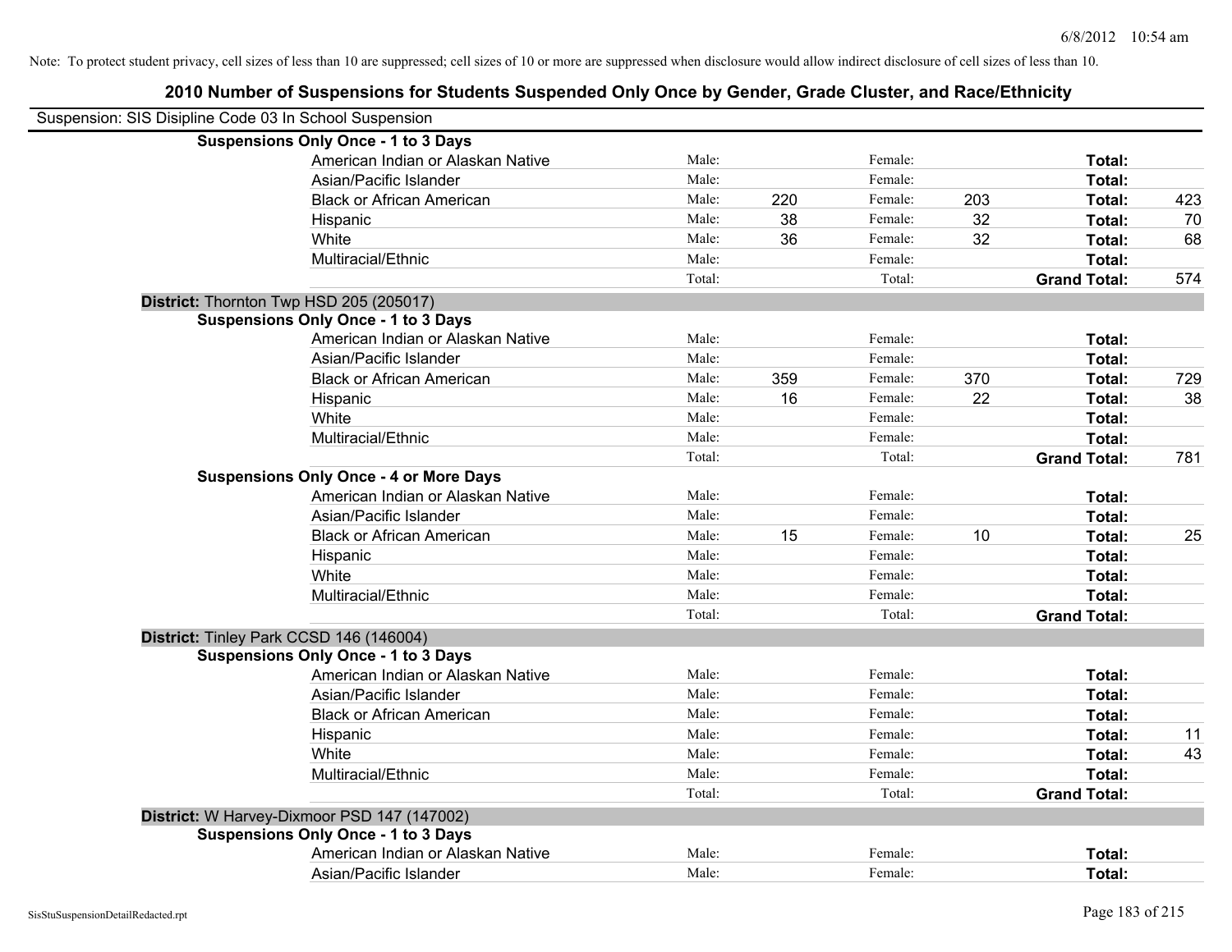Note: To protect student privacy, cell sizes of less than 10 are suppressed; cell sizes of 10 or more are suppressed when disclosure would allow indirect disclosure of cell sizes of less than 10.

## 2010 Number of Suspensions for Students Suspended Only Once by Gender, Grade Cluster, and Race/Ethnicity

Suspension: SIS Disipline Code 03 In School Suspension

| | | | | | | |
|---|---|---|---|---|---|---|
| **Suspensions Only Once - 1 to 3 Days** | | | | | | |
| American Indian or Alaskan Native | Male: | | Female: | | **Total:** | |
| Asian/Pacific Islander | Male: | | Female: | | **Total:** | |
| Black or African American | Male: | 220 | Female: | 203 | **Total:** | 423 |
| Hispanic | Male: | 38 | Female: | 32 | **Total:** | 70 |
| White | Male: | 36 | Female: | 32 | **Total:** | 68 |
| Multiracial/Ethnic | Male: | | Female: | | **Total:** | |
| | Total: | | Total: | | **Grand Total:** | 574 |
| **District:** Thornton Twp HSD 205 (205017) | | | | | | |
| **Suspensions Only Once - 1 to 3 Days** | | | | | | |
| American Indian or Alaskan Native | Male: | | Female: | | **Total:** | |
| Asian/Pacific Islander | Male: | | Female: | | **Total:** | |
| Black or African American | Male: | 359 | Female: | 370 | **Total:** | 729 |
| Hispanic | Male: | 16 | Female: | 22 | **Total:** | 38 |
| White | Male: | | Female: | | **Total:** | |
| Multiracial/Ethnic | Male: | | Female: | | **Total:** | |
| | Total: | | Total: | | **Grand Total:** | 781 |
| **Suspensions Only Once - 4 or More Days** | | | | | | |
| American Indian or Alaskan Native | Male: | | Female: | | **Total:** | |
| Asian/Pacific Islander | Male: | | Female: | | **Total:** | |
| Black or African American | Male: | 15 | Female: | 10 | **Total:** | 25 |
| Hispanic | Male: | | Female: | | **Total:** | |
| White | Male: | | Female: | | **Total:** | |
| Multiracial/Ethnic | Male: | | Female: | | **Total:** | |
| | Total: | | Total: | | **Grand Total:** | |
| **District:** Tinley Park CCSD 146 (146004) | | | | | | |
| **Suspensions Only Once - 1 to 3 Days** | | | | | | |
| American Indian or Alaskan Native | Male: | | Female: | | **Total:** | |
| Asian/Pacific Islander | Male: | | Female: | | **Total:** | |
| Black or African American | Male: | | Female: | | **Total:** | |
| Hispanic | Male: | | Female: | | **Total:** | 11 |
| White | Male: | | Female: | | **Total:** | 43 |
| Multiracial/Ethnic | Male: | | Female: | | **Total:** | |
| | Total: | | Total: | | **Grand Total:** | |
| **District:** W Harvey-Dixmoor PSD 147 (147002) | | | | | | |
| **Suspensions Only Once - 1 to 3 Days** | | | | | | |
| American Indian or Alaskan Native | Male: | | Female: | | **Total:** | |
| Asian/Pacific Islander | Male: | | Female: | | **Total:** | |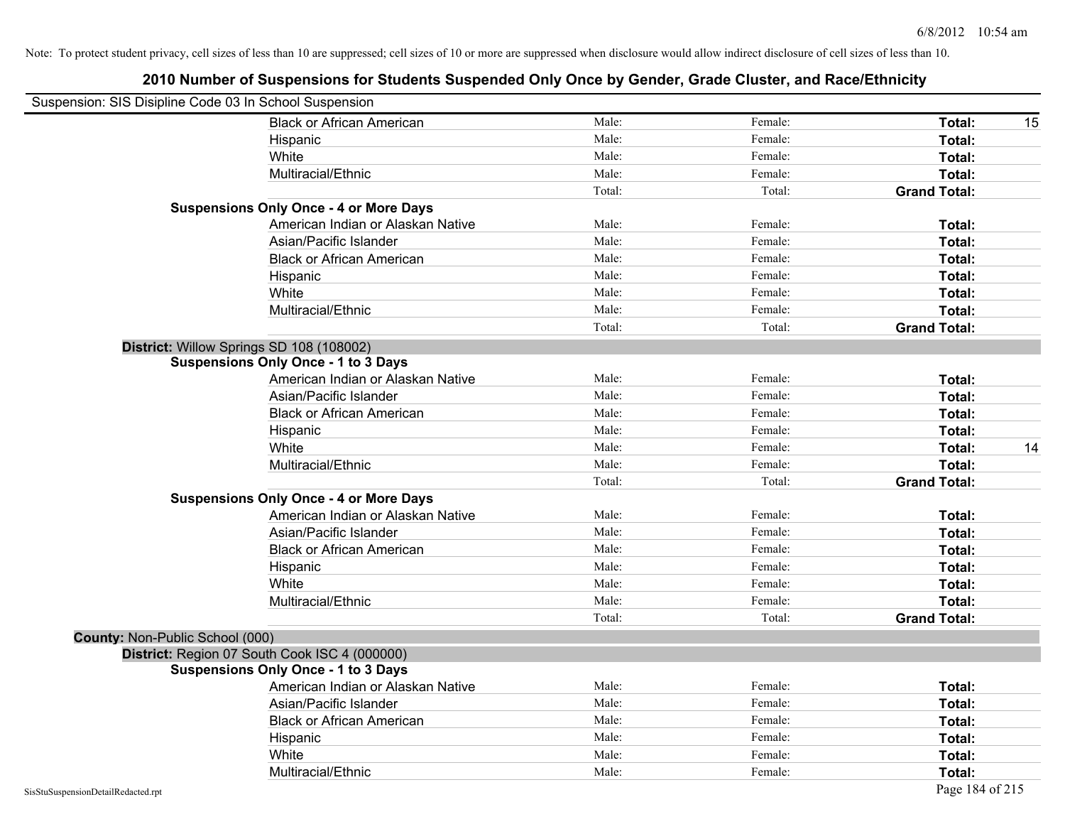Note: To protect student privacy, cell sizes of less than 10 are suppressed; cell sizes of 10 or more are suppressed when disclosure would allow indirect disclosure of cell sizes of less than 10.

# 2010 Number of Suspensions for Students Suspended Only Once by Gender, Grade Cluster, and Race/Ethnicity

Suspension: SIS Disipline Code 03 In School Suspension

| | | | | |
|---|---|---|---|---|
| Black or African American | Male: | Female: | **Total:** | 15 |
| Hispanic | Male: | Female: | **Total:** | |
| White | Male: | Female: | **Total:** | |
| Multiracial/Ethnic | Male: | Female: | **Total:** | |
| | Total: | Total: | **Grand Total:** | |

**Suspensions Only Once - 4 or More Days**

| | | | | |
|---|---|---|---|---|
| American Indian or Alaskan Native | Male: | Female: | **Total:** | |
| Asian/Pacific Islander | Male: | Female: | **Total:** | |
| Black or African American | Male: | Female: | **Total:** | |
| Hispanic | Male: | Female: | **Total:** | |
| White | Male: | Female: | **Total:** | |
| Multiracial/Ethnic | Male: | Female: | **Total:** | |
| | Total: | Total: | **Grand Total:** | |

**District:** Willow Springs SD 108 (108002)

**Suspensions Only Once - 1 to 3 Days**

| | | | | |
|---|---|---|---|---|
| American Indian or Alaskan Native | Male: | Female: | **Total:** | |
| Asian/Pacific Islander | Male: | Female: | **Total:** | |
| Black or African American | Male: | Female: | **Total:** | |
| Hispanic | Male: | Female: | **Total:** | |
| White | Male: | Female: | **Total:** | 14 |
| Multiracial/Ethnic | Male: | Female: | **Total:** | |
| | Total: | Total: | **Grand Total:** | |

**Suspensions Only Once - 4 or More Days**

| | | | | |
|---|---|---|---|---|
| American Indian or Alaskan Native | Male: | Female: | **Total:** | |
| Asian/Pacific Islander | Male: | Female: | **Total:** | |
| Black or African American | Male: | Female: | **Total:** | |
| Hispanic | Male: | Female: | **Total:** | |
| White | Male: | Female: | **Total:** | |
| Multiracial/Ethnic | Male: | Female: | **Total:** | |
| | Total: | Total: | **Grand Total:** | |

**County:** Non-Public School (000)

**District:** Region 07 South Cook ISC 4 (000000)

**Suspensions Only Once - 1 to 3 Days**

| | | | | |
|---|---|---|---|---|
| American Indian or Alaskan Native | Male: | Female: | **Total:** | |
| Asian/Pacific Islander | Male: | Female: | **Total:** | |
| Black or African American | Male: | Female: | **Total:** | |
| Hispanic | Male: | Female: | **Total:** | |
| White | Male: | Female: | **Total:** | |
| Multiracial/Ethnic | Male: | Female: | **Total:** | |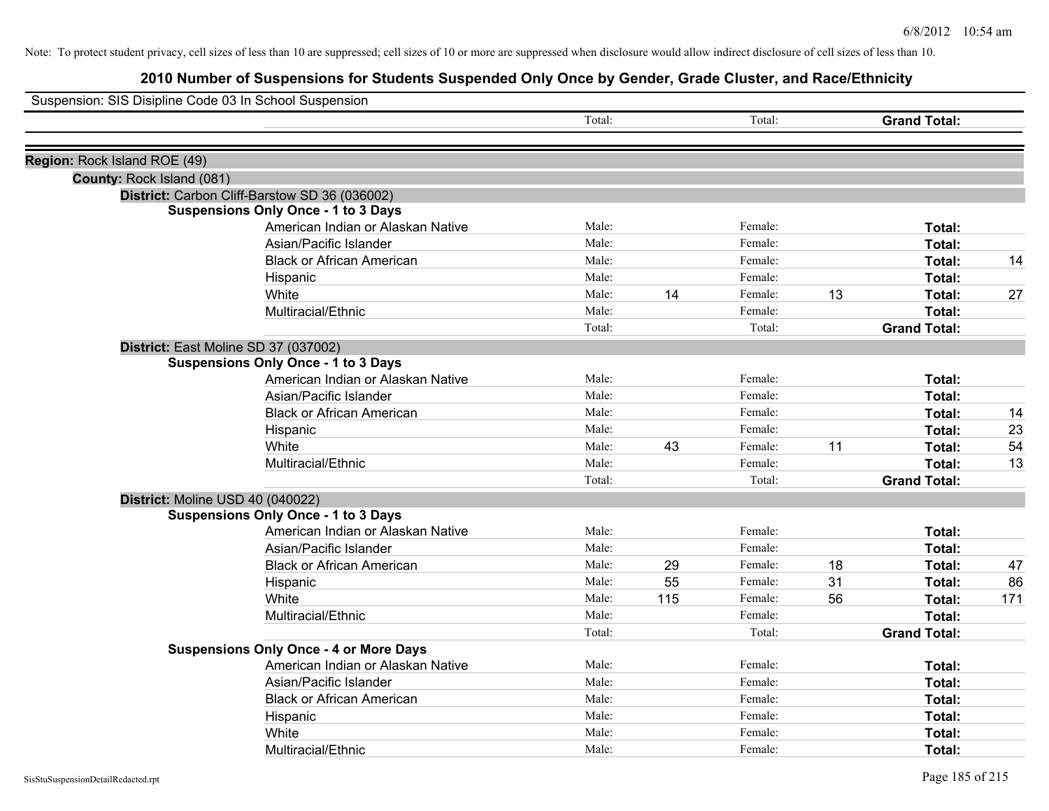Note: To protect student privacy, cell sizes of less than 10 are suppressed; cell sizes of 10 or more are suppressed when disclosure would allow indirect disclosure of cell sizes of less than 10.

# 2010 Number of Suspensions for Students Suspended Only Once by Gender, Grade Cluster, and Race/Ethnicity

Suspension: SIS Disipline Code 03 In School Suspension

| | | Total: | | Total: | | Grand Total: | |
|---|---|---|---|---|---|---|---|
| **Region:** Rock Island ROE (49) | | | | | | | |
| **County:** Rock Island (081) | | | | | | | |
| **District:** Carbon Cliff-Barstow SD 36 (036002) | | | | | | | |
| **Suspensions Only Once - 1 to 3 Days** | | | | | | | |
| | American Indian or Alaskan Native | Male: | | Female: | | **Total:** | |
| | Asian/Pacific Islander | Male: | | Female: | | **Total:** | |
| | Black or African American | Male: | | Female: | | **Total:** | 14 |
| | Hispanic | Male: | | Female: | | **Total:** | |
| | White | Male: | 14 | Female: | 13 | **Total:** | 27 |
| | Multiracial/Ethnic | Male: | | Female: | | **Total:** | |
| | | Total: | | Total: | | **Grand Total:** | |
| **District:** East Moline SD 37 (037002) | | | | | | | |
| **Suspensions Only Once - 1 to 3 Days** | | | | | | | |
| | American Indian or Alaskan Native | Male: | | Female: | | **Total:** | |
| | Asian/Pacific Islander | Male: | | Female: | | **Total:** | |
| | Black or African American | Male: | | Female: | | **Total:** | 14 |
| | Hispanic | Male: | | Female: | | **Total:** | 23 |
| | White | Male: | 43 | Female: | 11 | **Total:** | 54 |
| | Multiracial/Ethnic | Male: | | Female: | | **Total:** | 13 |
| | | Total: | | Total: | | **Grand Total:** | |
| **District:** Moline USD 40 (040022) | | | | | | | |
| **Suspensions Only Once - 1 to 3 Days** | | | | | | | |
| | American Indian or Alaskan Native | Male: | | Female: | | **Total:** | |
| | Asian/Pacific Islander | Male: | | Female: | | **Total:** | |
| | Black or African American | Male: | 29 | Female: | 18 | **Total:** | 47 |
| | Hispanic | Male: | 55 | Female: | 31 | **Total:** | 86 |
| | White | Male: | 115 | Female: | 56 | **Total:** | 171 |
| | Multiracial/Ethnic | Male: | | Female: | | **Total:** | |
| | | Total: | | Total: | | **Grand Total:** | |
| **Suspensions Only Once - 4 or More Days** | | | | | | | |
| | American Indian or Alaskan Native | Male: | | Female: | | **Total:** | |
| | Asian/Pacific Islander | Male: | | Female: | | **Total:** | |
| | Black or African American | Male: | | Female: | | **Total:** | |
| | Hispanic | Male: | | Female: | | **Total:** | |
| | White | Male: | | Female: | | **Total:** | |
| | Multiracial/Ethnic | Male: | | Female: | | **Total:** | |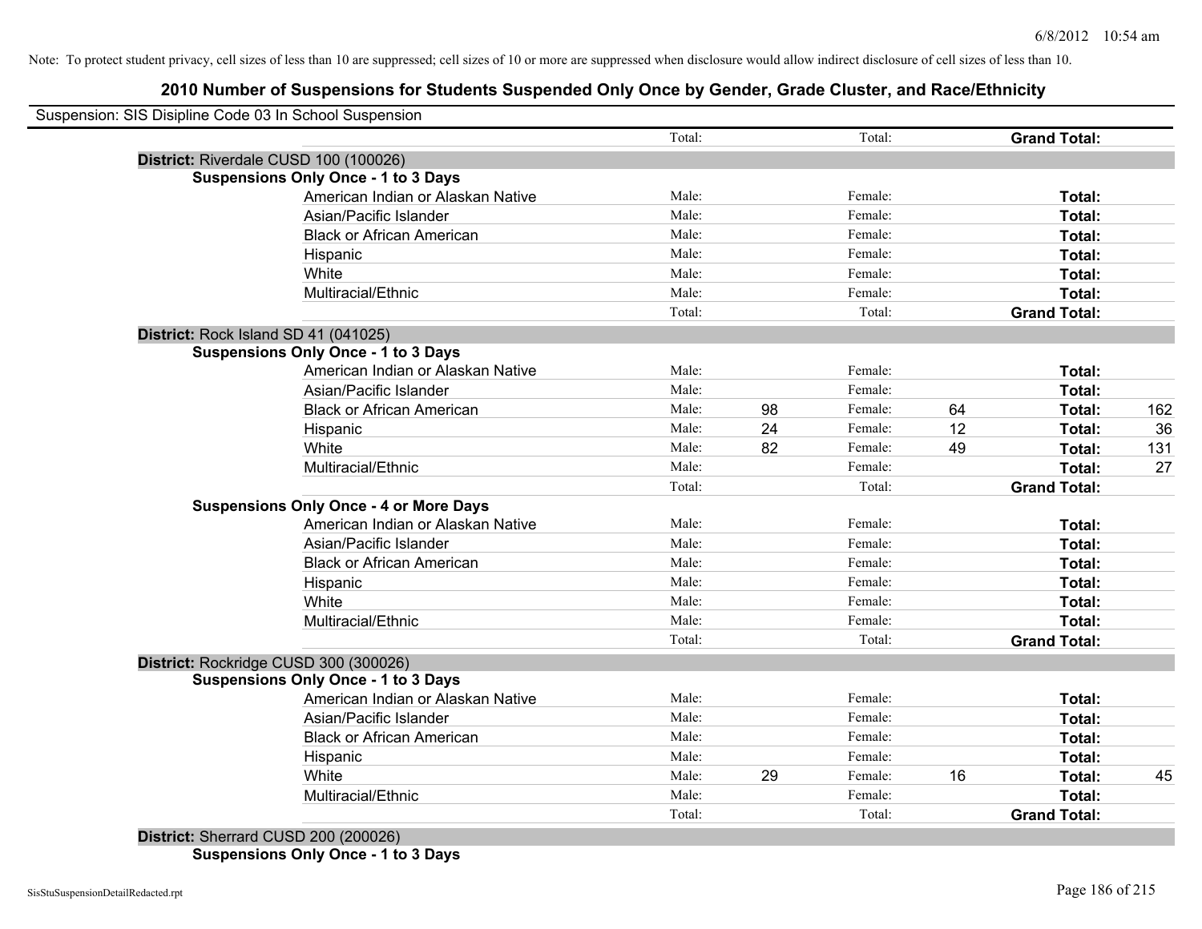Note: To protect student privacy, cell sizes of less than 10 are suppressed; cell sizes of 10 or more are suppressed when disclosure would allow indirect disclosure of cell sizes of less than 10.

## 2010 Number of Suspensions for Students Suspended Only Once by Gender, Grade Cluster, and Race/Ethnicity

Suspension: SIS Disipline Code 03 In School Suspension

| | | | | | | |
|---|---|---|---|---|---|---|
| | Total: | | Total: | | **Grand Total:** | |
| **District:** Riverdale CUSD 100 (100026) | | | | | | |
| **Suspensions Only Once - 1 to 3 Days** | | | | | | |
| American Indian or Alaskan Native | Male: | | Female: | | **Total:** | |
| Asian/Pacific Islander | Male: | | Female: | | **Total:** | |
| Black or African American | Male: | | Female: | | **Total:** | |
| Hispanic | Male: | | Female: | | **Total:** | |
| White | Male: | | Female: | | **Total:** | |
| Multiracial/Ethnic | Male: | | Female: | | **Total:** | |
| | Total: | | Total: | | **Grand Total:** | |
| **District:** Rock Island SD 41 (041025) | | | | | | |
| **Suspensions Only Once - 1 to 3 Days** | | | | | | |
| American Indian or Alaskan Native | Male: | | Female: | | **Total:** | |
| Asian/Pacific Islander | Male: | | Female: | | **Total:** | |
| Black or African American | Male: | 98 | Female: | 64 | **Total:** | 162 |
| Hispanic | Male: | 24 | Female: | 12 | **Total:** | 36 |
| White | Male: | 82 | Female: | 49 | **Total:** | 131 |
| Multiracial/Ethnic | Male: | | Female: | | **Total:** | 27 |
| | Total: | | Total: | | **Grand Total:** | |
| **Suspensions Only Once - 4 or More Days** | | | | | | |
| American Indian or Alaskan Native | Male: | | Female: | | **Total:** | |
| Asian/Pacific Islander | Male: | | Female: | | **Total:** | |
| Black or African American | Male: | | Female: | | **Total:** | |
| Hispanic | Male: | | Female: | | **Total:** | |
| White | Male: | | Female: | | **Total:** | |
| Multiracial/Ethnic | Male: | | Female: | | **Total:** | |
| | Total: | | Total: | | **Grand Total:** | |
| **District:** Rockridge CUSD 300 (300026) | | | | | | |
| **Suspensions Only Once - 1 to 3 Days** | | | | | | |
| American Indian or Alaskan Native | Male: | | Female: | | **Total:** | |
| Asian/Pacific Islander | Male: | | Female: | | **Total:** | |
| Black or African American | Male: | | Female: | | **Total:** | |
| Hispanic | Male: | | Female: | | **Total:** | |
| White | Male: | 29 | Female: | 16 | **Total:** | 45 |
| Multiracial/Ethnic | Male: | | Female: | | **Total:** | |
| | Total: | | Total: | | **Grand Total:** | |
| **District:** Sherrard CUSD 200 (200026) | | | | | | |
| **Suspensions Only Once - 1 to 3 Days** | | | | | | |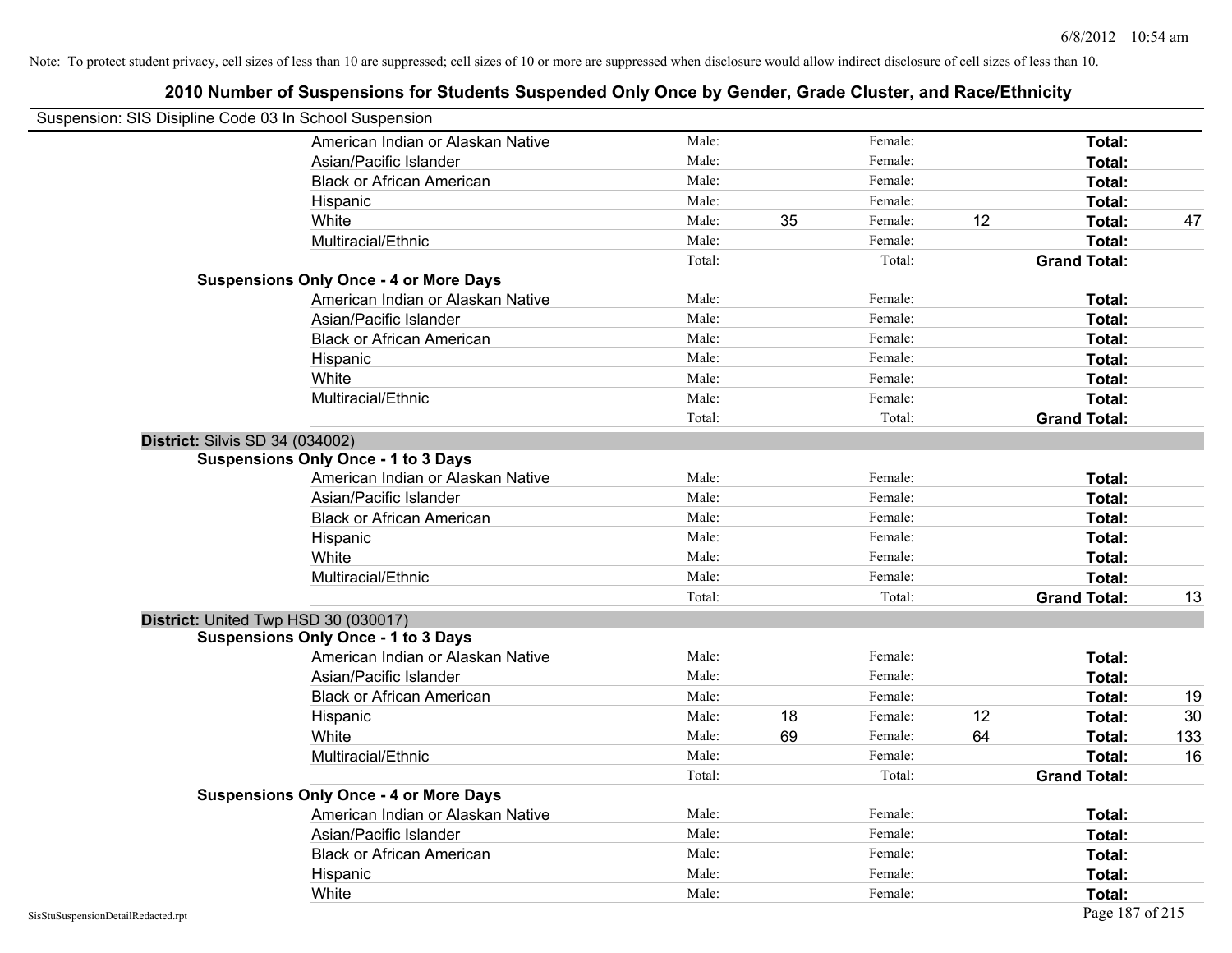Note: To protect student privacy, cell sizes of less than 10 are suppressed; cell sizes of 10 or more are suppressed when disclosure would allow indirect disclosure of cell sizes of less than 10.

# 2010 Number of Suspensions for Students Suspended Only Once by Gender, Grade Cluster, and Race/Ethnicity

Suspension: SIS Disipline Code 03 In School Suspension

| | | | | | | | |
|---|---|---|---|---|---|---|---|
| American Indian or Alaskan Native | Male: | | Female: | | **Total:** | |
| Asian/Pacific Islander | Male: | | Female: | | **Total:** | |
| Black or African American | Male: | | Female: | | **Total:** | |
| Hispanic | Male: | | Female: | | **Total:** | |
| White | Male: | 35 | Female: | 12 | **Total:** | 47 |
| Multiracial/Ethnic | Male: | | Female: | | **Total:** | |
| | Total: | | Total: | | **Grand Total:** | |

**Suspensions Only Once - 4 or More Days**

| | | | | | | |
|---|---|---|---|---|---|---|
| American Indian or Alaskan Native | Male: | | Female: | | **Total:** | |
| Asian/Pacific Islander | Male: | | Female: | | **Total:** | |
| Black or African American | Male: | | Female: | | **Total:** | |
| Hispanic | Male: | | Female: | | **Total:** | |
| White | Male: | | Female: | | **Total:** | |
| Multiracial/Ethnic | Male: | | Female: | | **Total:** | |
| | Total: | | Total: | | **Grand Total:** | |

**District:** Silvis SD 34 (034002)

**Suspensions Only Once - 1 to 3 Days**

| | | | | | | |
|---|---|---|---|---|---|---|
| American Indian or Alaskan Native | Male: | | Female: | | **Total:** | |
| Asian/Pacific Islander | Male: | | Female: | | **Total:** | |
| Black or African American | Male: | | Female: | | **Total:** | |
| Hispanic | Male: | | Female: | | **Total:** | |
| White | Male: | | Female: | | **Total:** | |
| Multiracial/Ethnic | Male: | | Female: | | **Total:** | |
| | Total: | | Total: | | **Grand Total:** | 13 |

**District:** United Twp HSD 30 (030017)

**Suspensions Only Once - 1 to 3 Days**

| | | | | | | |
|---|---|---|---|---|---|---|
| American Indian or Alaskan Native | Male: | | Female: | | **Total:** | |
| Asian/Pacific Islander | Male: | | Female: | | **Total:** | |
| Black or African American | Male: | | Female: | | **Total:** | 19 |
| Hispanic | Male: | 18 | Female: | 12 | **Total:** | 30 |
| White | Male: | 69 | Female: | 64 | **Total:** | 133 |
| Multiracial/Ethnic | Male: | | Female: | | **Total:** | 16 |
| | Total: | | Total: | | **Grand Total:** | |

**Suspensions Only Once - 4 or More Days**

| | | | | | | |
|---|---|---|---|---|---|---|
| American Indian or Alaskan Native | Male: | | Female: | | **Total:** | |
| Asian/Pacific Islander | Male: | | Female: | | **Total:** | |
| Black or African American | Male: | | Female: | | **Total:** | |
| Hispanic | Male: | | Female: | | **Total:** | |
| White | Male: | | Female: | | **Total:** | |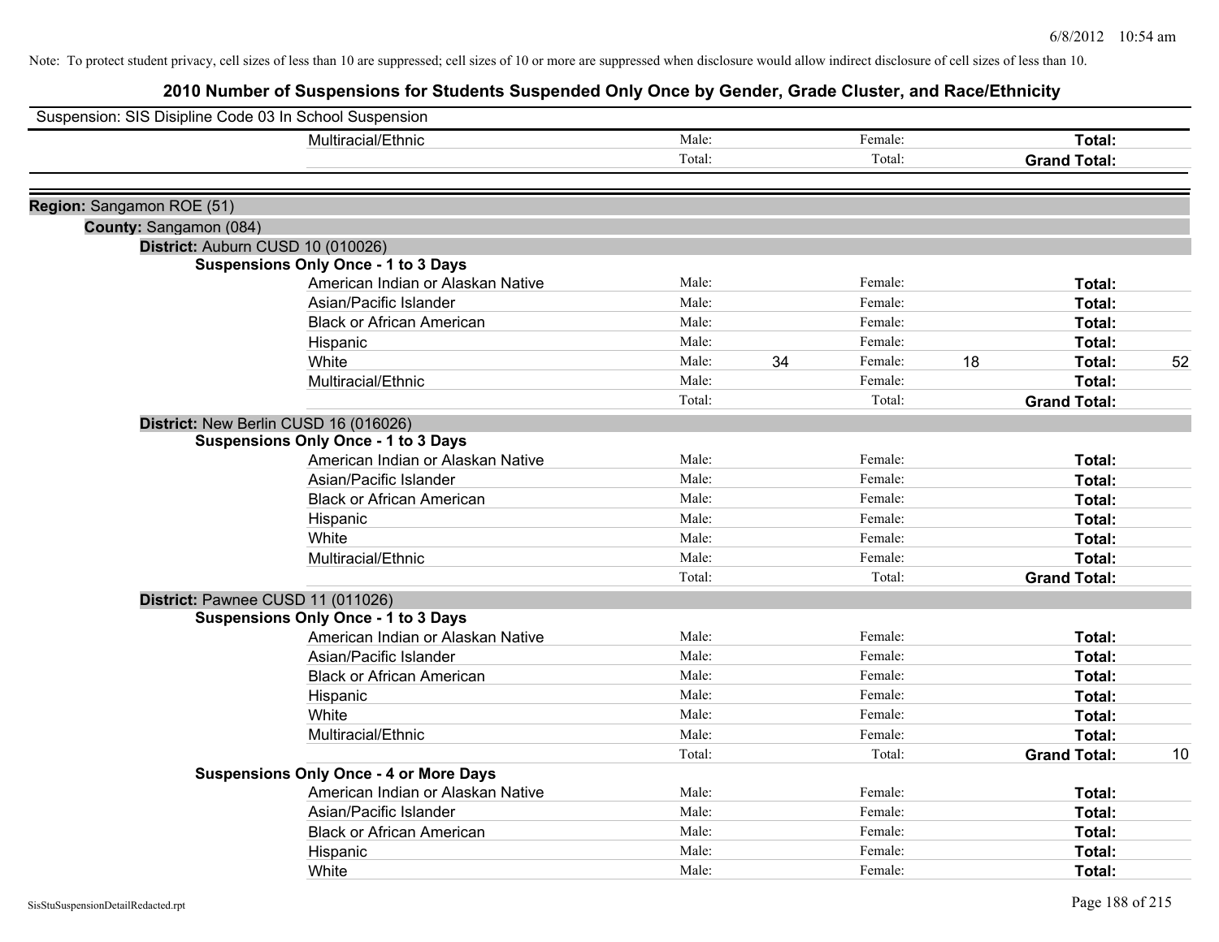Note: To protect student privacy, cell sizes of less than 10 are suppressed; cell sizes of 10 or more are suppressed when disclosure would allow indirect disclosure of cell sizes of less than 10.

## 2010 Number of Suspensions for Students Suspended Only Once by Gender, Grade Cluster, and Race/Ethnicity

Suspension: SIS Disipline Code 03 In School Suspension

| | | | | | | |
|---|---|---|---|---|---|---|
| Multiracial/Ethnic | Male: | | Female: | | **Total:** | |
| | Total: | | Total: | | **Grand Total:** | |

**Region:** Sangamon ROE (51)

**County:** Sangamon (084)

**District:** Auburn CUSD 10 (010026)

**Suspensions Only Once - 1 to 3 Days**

| | | | | | | |
|---|---|---|---|---|---|---|
| American Indian or Alaskan Native | Male: | | Female: | | **Total:** | |
| Asian/Pacific Islander | Male: | | Female: | | **Total:** | |
| Black or African American | Male: | | Female: | | **Total:** | |
| Hispanic | Male: | | Female: | | **Total:** | |
| White | Male: | 34 | Female: | 18 | **Total:** | 52 |
| Multiracial/Ethnic | Male: | | Female: | | **Total:** | |
| | Total: | | Total: | | **Grand Total:** | |

**District:** New Berlin CUSD 16 (016026)

**Suspensions Only Once - 1 to 3 Days**

| | | | | | | |
|---|---|---|---|---|---|---|
| American Indian or Alaskan Native | Male: | | Female: | | **Total:** | |
| Asian/Pacific Islander | Male: | | Female: | | **Total:** | |
| Black or African American | Male: | | Female: | | **Total:** | |
| Hispanic | Male: | | Female: | | **Total:** | |
| White | Male: | | Female: | | **Total:** | |
| Multiracial/Ethnic | Male: | | Female: | | **Total:** | |
| | Total: | | Total: | | **Grand Total:** | |

**District:** Pawnee CUSD 11 (011026)

**Suspensions Only Once - 1 to 3 Days**

| | | | | | | |
|---|---|---|---|---|---|---|
| American Indian or Alaskan Native | Male: | | Female: | | **Total:** | |
| Asian/Pacific Islander | Male: | | Female: | | **Total:** | |
| Black or African American | Male: | | Female: | | **Total:** | |
| Hispanic | Male: | | Female: | | **Total:** | |
| White | Male: | | Female: | | **Total:** | |
| Multiracial/Ethnic | Male: | | Female: | | **Total:** | |
| | Total: | | Total: | | **Grand Total:** | 10 |

**Suspensions Only Once - 4 or More Days**

| | | | | | | |
|---|---|---|---|---|---|---|
| American Indian or Alaskan Native | Male: | | Female: | | **Total:** | |
| Asian/Pacific Islander | Male: | | Female: | | **Total:** | |
| Black or African American | Male: | | Female: | | **Total:** | |
| Hispanic | Male: | | Female: | | **Total:** | |
| White | Male: | | Female: | | **Total:** | |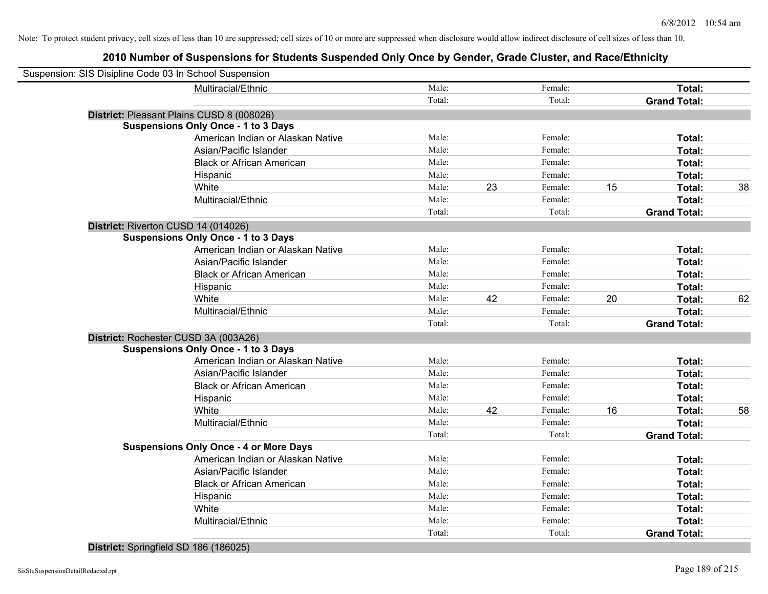Note: To protect student privacy, cell sizes of less than 10 are suppressed; cell sizes of 10 or more are suppressed when disclosure would allow indirect disclosure of cell sizes of less than 10.

## 2010 Number of Suspensions for Students Suspended Only Once by Gender, Grade Cluster, and Race/Ethnicity

Suspension: SIS Disipline Code 03 In School Suspension

| | | | | | | |
|---|---|---|---|---|---|---|
| Multiracial/Ethnic | Male: | | Female: | | **Total:** | |
| | Total: | | Total: | | **Grand Total:** | |

**District:** Pleasant Plains CUSD 8 (008026)

**Suspensions Only Once - 1 to 3 Days**

| | | | | | | |
|---|---|---|---|---|---|---|
| American Indian or Alaskan Native | Male: | | Female: | | **Total:** | |
| Asian/Pacific Islander | Male: | | Female: | | **Total:** | |
| Black or African American | Male: | | Female: | | **Total:** | |
| Hispanic | Male: | | Female: | | **Total:** | |
| White | Male: | 23 | Female: | 15 | **Total:** | 38 |
| Multiracial/Ethnic | Male: | | Female: | | **Total:** | |
| | Total: | | Total: | | **Grand Total:** | |

**District:** Riverton CUSD 14 (014026)

**Suspensions Only Once - 1 to 3 Days**

| | | | | | | |
|---|---|---|---|---|---|---|
| American Indian or Alaskan Native | Male: | | Female: | | **Total:** | |
| Asian/Pacific Islander | Male: | | Female: | | **Total:** | |
| Black or African American | Male: | | Female: | | **Total:** | |
| Hispanic | Male: | | Female: | | **Total:** | |
| White | Male: | 42 | Female: | 20 | **Total:** | 62 |
| Multiracial/Ethnic | Male: | | Female: | | **Total:** | |
| | Total: | | Total: | | **Grand Total:** | |

**District:** Rochester CUSD 3A (003A26)

**Suspensions Only Once - 1 to 3 Days**

| | | | | | | |
|---|---|---|---|---|---|---|
| American Indian or Alaskan Native | Male: | | Female: | | **Total:** | |
| Asian/Pacific Islander | Male: | | Female: | | **Total:** | |
| Black or African American | Male: | | Female: | | **Total:** | |
| Hispanic | Male: | | Female: | | **Total:** | |
| White | Male: | 42 | Female: | 16 | **Total:** | 58 |
| Multiracial/Ethnic | Male: | | Female: | | **Total:** | |
| | Total: | | Total: | | **Grand Total:** | |

**Suspensions Only Once - 4 or More Days**

| | | | | | | |
|---|---|---|---|---|---|---|
| American Indian or Alaskan Native | Male: | | Female: | | **Total:** | |
| Asian/Pacific Islander | Male: | | Female: | | **Total:** | |
| Black or African American | Male: | | Female: | | **Total:** | |
| Hispanic | Male: | | Female: | | **Total:** | |
| White | Male: | | Female: | | **Total:** | |
| Multiracial/Ethnic | Male: | | Female: | | **Total:** | |
| | Total: | | Total: | | **Grand Total:** | |

**District:** Springfield SD 186 (186025)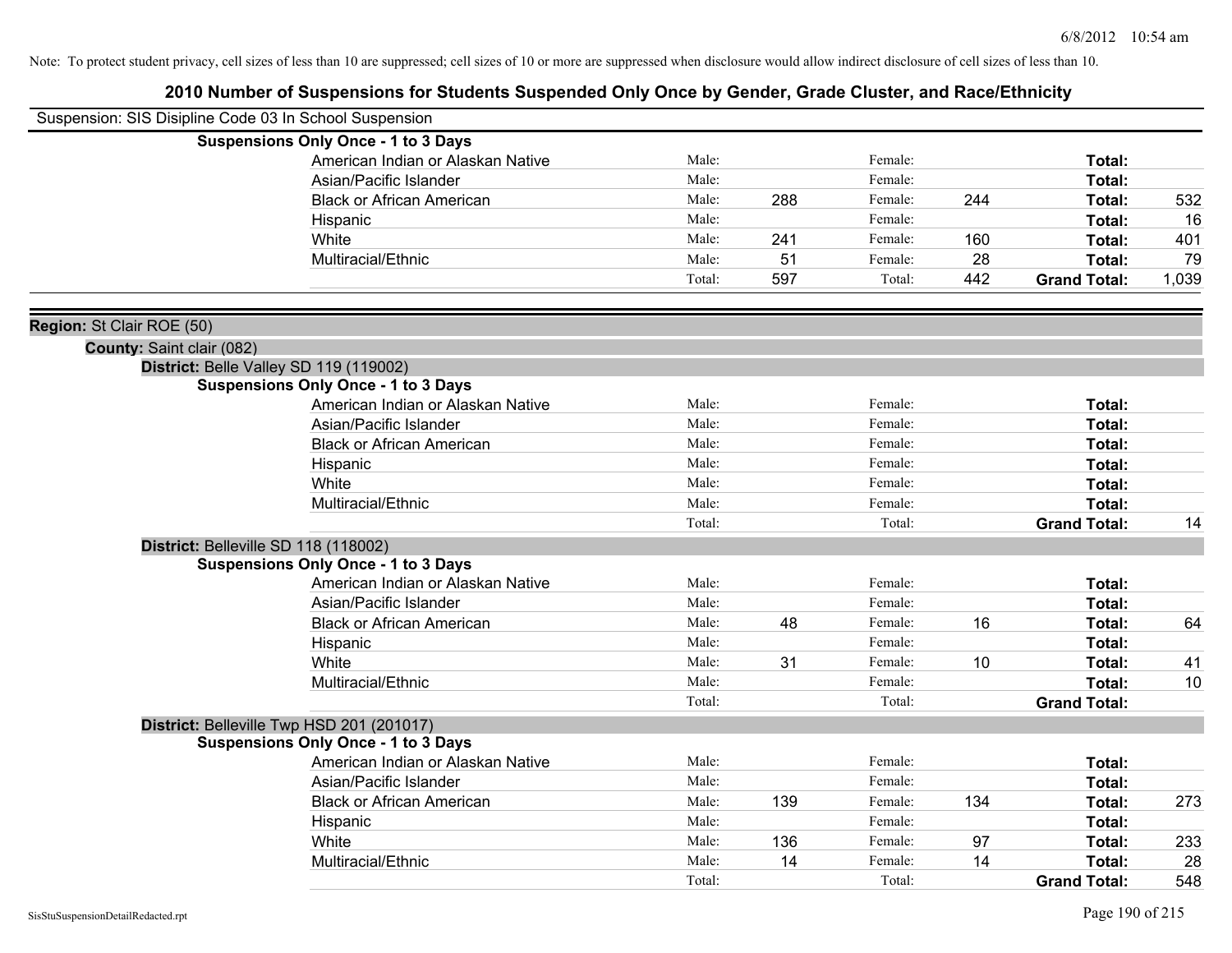Note: To protect student privacy, cell sizes of less than 10 are suppressed; cell sizes of 10 or more are suppressed when disclosure would allow indirect disclosure of cell sizes of less than 10.

# 2010 Number of Suspensions for Students Suspended Only Once by Gender, Grade Cluster, and Race/Ethnicity

Suspension: SIS Disipline Code 03 In School Suspension

**Suspensions Only Once - 1 to 3 Days**

| | | | | | | |
|---|---|---|---|---|---|---|
| American Indian or Alaskan Native | Male: | | Female: | | **Total:** | |
| Asian/Pacific Islander | Male: | | Female: | | **Total:** | |
| Black or African American | Male: | 288 | Female: | 244 | **Total:** | 532 |
| Hispanic | Male: | | Female: | | **Total:** | 16 |
| White | Male: | 241 | Female: | 160 | **Total:** | 401 |
| Multiracial/Ethnic | Male: | 51 | Female: | 28 | **Total:** | 79 |
| | Total: | 597 | Total: | 442 | **Grand Total:** | 1,039 |

**Region:** St Clair ROE (50)

**County:** Saint clair (082)

**District:** Belle Valley SD 119 (119002)

**Suspensions Only Once - 1 to 3 Days**

| | | | | | | |
|---|---|---|---|---|---|---|
| American Indian or Alaskan Native | Male: | | Female: | | **Total:** | |
| Asian/Pacific Islander | Male: | | Female: | | **Total:** | |
| Black or African American | Male: | | Female: | | **Total:** | |
| Hispanic | Male: | | Female: | | **Total:** | |
| White | Male: | | Female: | | **Total:** | |
| Multiracial/Ethnic | Male: | | Female: | | **Total:** | |
| | Total: | | Total: | | **Grand Total:** | 14 |

**District:** Belleville SD 118 (118002)

**Suspensions Only Once - 1 to 3 Days**

| | | | | | | |
|---|---|---|---|---|---|---|
| American Indian or Alaskan Native | Male: | | Female: | | **Total:** | |
| Asian/Pacific Islander | Male: | | Female: | | **Total:** | |
| Black or African American | Male: | 48 | Female: | 16 | **Total:** | 64 |
| Hispanic | Male: | | Female: | | **Total:** | |
| White | Male: | 31 | Female: | 10 | **Total:** | 41 |
| Multiracial/Ethnic | Male: | | Female: | | **Total:** | 10 |
| | Total: | | Total: | | **Grand Total:** | |

**District:** Belleville Twp HSD 201 (201017)

**Suspensions Only Once - 1 to 3 Days**

| | | | | | | |
|---|---|---|---|---|---|---|
| American Indian or Alaskan Native | Male: | | Female: | | **Total:** | |
| Asian/Pacific Islander | Male: | | Female: | | **Total:** | |
| Black or African American | Male: | 139 | Female: | 134 | **Total:** | 273 |
| Hispanic | Male: | | Female: | | **Total:** | |
| White | Male: | 136 | Female: | 97 | **Total:** | 233 |
| Multiracial/Ethnic | Male: | 14 | Female: | 14 | **Total:** | 28 |
| | Total: | | Total: | | **Grand Total:** | 548 |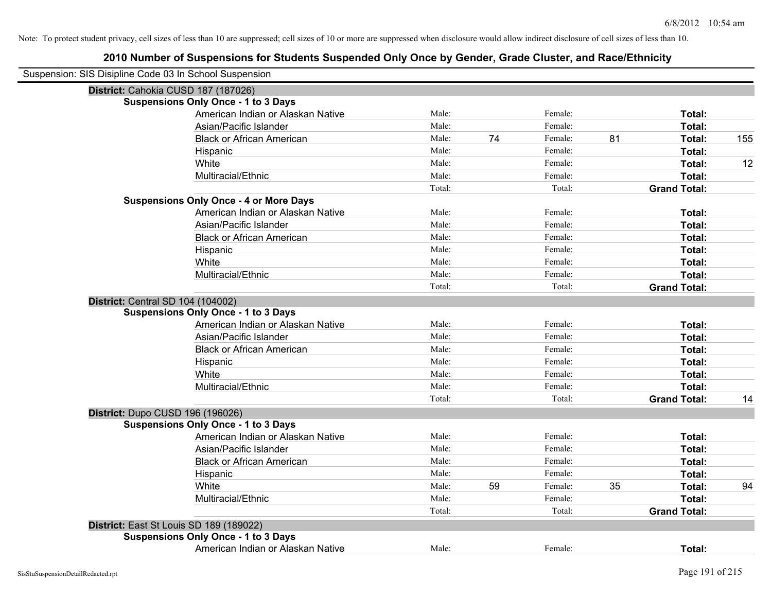Note: To protect student privacy, cell sizes of less than 10 are suppressed; cell sizes of 10 or more are suppressed when disclosure would allow indirect disclosure of cell sizes of less than 10.

## 2010 Number of Suspensions for Students Suspended Only Once by Gender, Grade Cluster, and Race/Ethnicity

Suspension: SIS Disipline Code 03 In School Suspension

**District:** Cahokia CUSD 187 (187026)

**Suspensions Only Once - 1 to 3 Days**

| Race/Ethnicity | | | | | | |
|---|---|---|---|---|---|---|
| American Indian or Alaskan Native | Male: | | Female: | | **Total:** | |
| Asian/Pacific Islander | Male: | | Female: | | **Total:** | |
| Black or African American | Male: | 74 | Female: | 81 | **Total:** | 155 |
| Hispanic | Male: | | Female: | | **Total:** | |
| White | Male: | | Female: | | **Total:** | 12 |
| Multiracial/Ethnic | Male: | | Female: | | **Total:** | |
| | Total: | | Total: | | **Grand Total:** | |

**Suspensions Only Once - 4 or More Days**

| Race/Ethnicity | | | | | | |
|---|---|---|---|---|---|---|
| American Indian or Alaskan Native | Male: | | Female: | | **Total:** | |
| Asian/Pacific Islander | Male: | | Female: | | **Total:** | |
| Black or African American | Male: | | Female: | | **Total:** | |
| Hispanic | Male: | | Female: | | **Total:** | |
| White | Male: | | Female: | | **Total:** | |
| Multiracial/Ethnic | Male: | | Female: | | **Total:** | |
| | Total: | | Total: | | **Grand Total:** | |

**District:** Central SD 104 (104002)

**Suspensions Only Once - 1 to 3 Days**

| Race/Ethnicity | | | | | | |
|---|---|---|---|---|---|---|
| American Indian or Alaskan Native | Male: | | Female: | | **Total:** | |
| Asian/Pacific Islander | Male: | | Female: | | **Total:** | |
| Black or African American | Male: | | Female: | | **Total:** | |
| Hispanic | Male: | | Female: | | **Total:** | |
| White | Male: | | Female: | | **Total:** | |
| Multiracial/Ethnic | Male: | | Female: | | **Total:** | |
| | Total: | | Total: | | **Grand Total:** | 14 |

**District:** Dupo CUSD 196 (196026)

**Suspensions Only Once - 1 to 3 Days**

| Race/Ethnicity | | | | | | |
|---|---|---|---|---|---|---|
| American Indian or Alaskan Native | Male: | | Female: | | **Total:** | |
| Asian/Pacific Islander | Male: | | Female: | | **Total:** | |
| Black or African American | Male: | | Female: | | **Total:** | |
| Hispanic | Male: | | Female: | | **Total:** | |
| White | Male: | 59 | Female: | 35 | **Total:** | 94 |
| Multiracial/Ethnic | Male: | | Female: | | **Total:** | |
| | Total: | | Total: | | **Grand Total:** | |

**District:** East St Louis SD 189 (189022)

**Suspensions Only Once - 1 to 3 Days**

| Race/Ethnicity | | | | | | |
|---|---|---|---|---|---|---|
| American Indian or Alaskan Native | Male: | | Female: | | **Total:** | |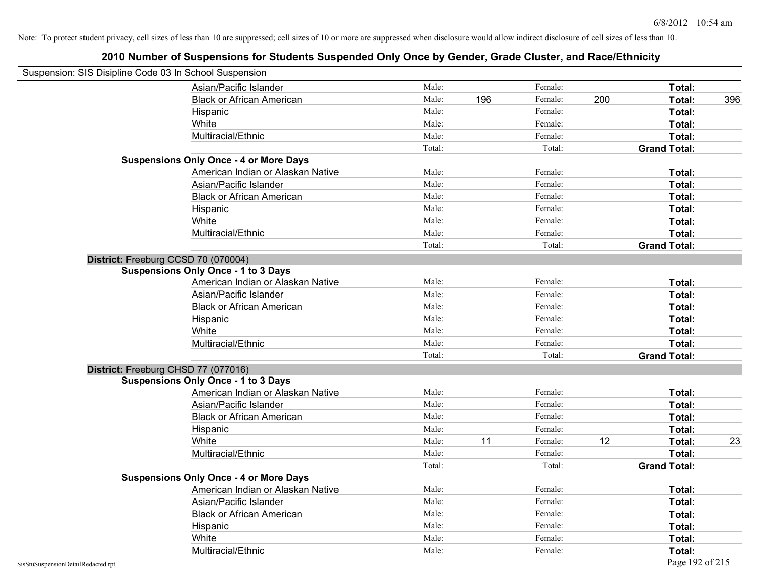Note: To protect student privacy, cell sizes of less than 10 are suppressed; cell sizes of 10 or more are suppressed when disclosure would allow indirect disclosure of cell sizes of less than 10.

# 2010 Number of Suspensions for Students Suspended Only Once by Gender, Grade Cluster, and Race/Ethnicity

Suspension: SIS Disipline Code 03 In School Suspension

| | | | | | | |
|---|---|---|---|---|---|---|
| Asian/Pacific Islander | Male: | | Female: | | **Total:** | |
| Black or African American | Male: | 196 | Female: | 200 | **Total:** | 396 |
| Hispanic | Male: | | Female: | | **Total:** | |
| White | Male: | | Female: | | **Total:** | |
| Multiracial/Ethnic | Male: | | Female: | | **Total:** | |
| | Total: | | Total: | | **Grand Total:** | |

**Suspensions Only Once - 4 or More Days**

| | | | | | | |
|---|---|---|---|---|---|---|
| American Indian or Alaskan Native | Male: | | Female: | | **Total:** | |
| Asian/Pacific Islander | Male: | | Female: | | **Total:** | |
| Black or African American | Male: | | Female: | | **Total:** | |
| Hispanic | Male: | | Female: | | **Total:** | |
| White | Male: | | Female: | | **Total:** | |
| Multiracial/Ethnic | Male: | | Female: | | **Total:** | |
| | Total: | | Total: | | **Grand Total:** | |

**District:** Freeburg CCSD 70 (070004)

**Suspensions Only Once - 1 to 3 Days**

| | | | | | | |
|---|---|---|---|---|---|---|
| American Indian or Alaskan Native | Male: | | Female: | | **Total:** | |
| Asian/Pacific Islander | Male: | | Female: | | **Total:** | |
| Black or African American | Male: | | Female: | | **Total:** | |
| Hispanic | Male: | | Female: | | **Total:** | |
| White | Male: | | Female: | | **Total:** | |
| Multiracial/Ethnic | Male: | | Female: | | **Total:** | |
| | Total: | | Total: | | **Grand Total:** | |

**District:** Freeburg CHSD 77 (077016)

**Suspensions Only Once - 1 to 3 Days**

| | | | | | | |
|---|---|---|---|---|---|---|
| American Indian or Alaskan Native | Male: | | Female: | | **Total:** | |
| Asian/Pacific Islander | Male: | | Female: | | **Total:** | |
| Black or African American | Male: | | Female: | | **Total:** | |
| Hispanic | Male: | | Female: | | **Total:** | |
| White | Male: | 11 | Female: | 12 | **Total:** | 23 |
| Multiracial/Ethnic | Male: | | Female: | | **Total:** | |
| | Total: | | Total: | | **Grand Total:** | |

**Suspensions Only Once - 4 or More Days**

| | | | | | | |
|---|---|---|---|---|---|---|
| American Indian or Alaskan Native | Male: | | Female: | | **Total:** | |
| Asian/Pacific Islander | Male: | | Female: | | **Total:** | |
| Black or African American | Male: | | Female: | | **Total:** | |
| Hispanic | Male: | | Female: | | **Total:** | |
| White | Male: | | Female: | | **Total:** | |
| Multiracial/Ethnic | Male: | | Female: | | **Total:** | |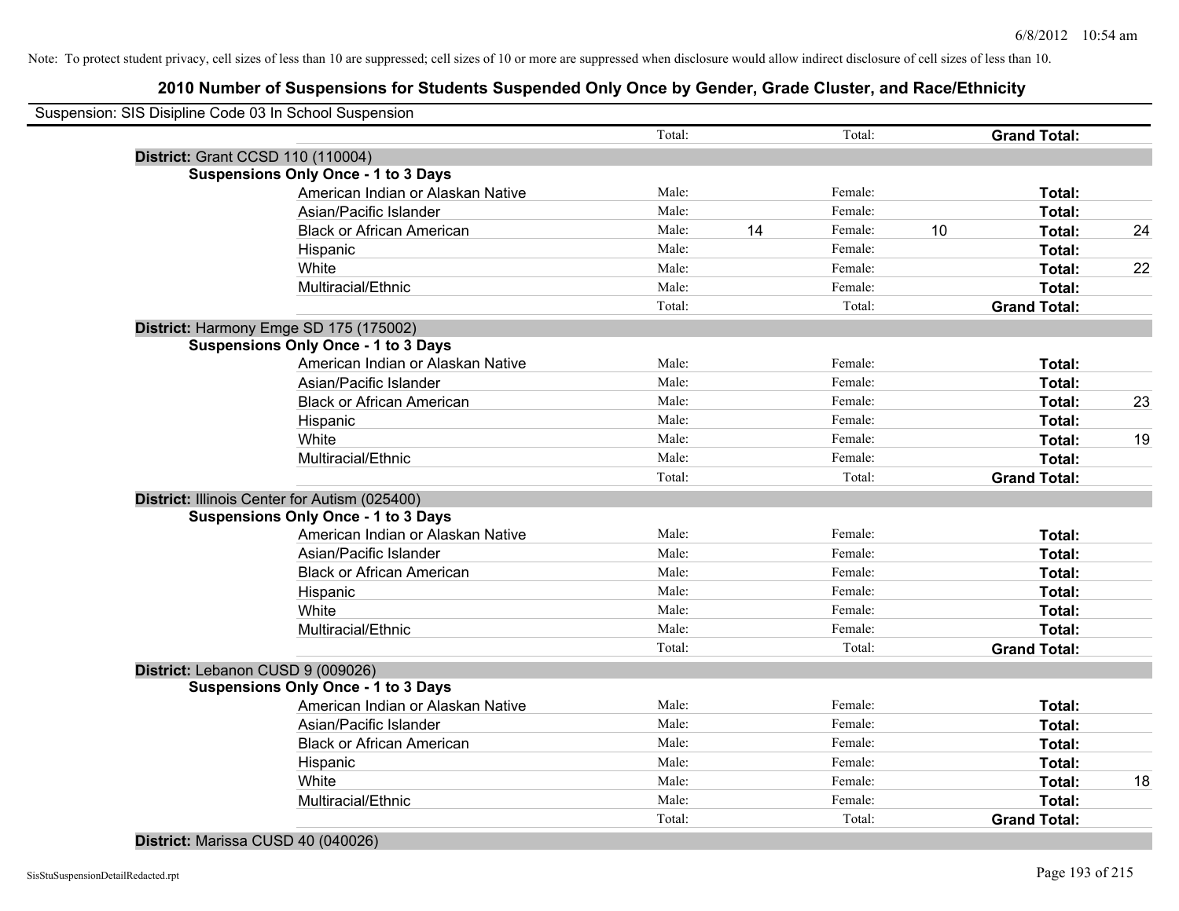Note: To protect student privacy, cell sizes of less than 10 are suppressed; cell sizes of 10 or more are suppressed when disclosure would allow indirect disclosure of cell sizes of less than 10.

# 2010 Number of Suspensions for Students Suspended Only Once by Gender, Grade Cluster, and Race/Ethnicity

Suspension: SIS Disipline Code 03 In School Suspension

| | | | | | | |
|---|---|---|---|---|---|---|
| | Total: | | Total: | | **Grand Total:** | |
| **District:** Grant CCSD 110 (110004) | | | | | | |
| **Suspensions Only Once - 1 to 3 Days** | | | | | | |
| American Indian or Alaskan Native | Male: | | Female: | | **Total:** | |
| Asian/Pacific Islander | Male: | | Female: | | **Total:** | |
| Black or African American | Male: | 14 | Female: | 10 | **Total:** | 24 |
| Hispanic | Male: | | Female: | | **Total:** | |
| White | Male: | | Female: | | **Total:** | 22 |
| Multiracial/Ethnic | Male: | | Female: | | **Total:** | |
| | Total: | | Total: | | **Grand Total:** | |
| **District:** Harmony Emge SD 175 (175002) | | | | | | |
| **Suspensions Only Once - 1 to 3 Days** | | | | | | |
| American Indian or Alaskan Native | Male: | | Female: | | **Total:** | |
| Asian/Pacific Islander | Male: | | Female: | | **Total:** | |
| Black or African American | Male: | | Female: | | **Total:** | 23 |
| Hispanic | Male: | | Female: | | **Total:** | |
| White | Male: | | Female: | | **Total:** | 19 |
| Multiracial/Ethnic | Male: | | Female: | | **Total:** | |
| | Total: | | Total: | | **Grand Total:** | |
| **District:** Illinois Center for Autism (025400) | | | | | | |
| **Suspensions Only Once - 1 to 3 Days** | | | | | | |
| American Indian or Alaskan Native | Male: | | Female: | | **Total:** | |
| Asian/Pacific Islander | Male: | | Female: | | **Total:** | |
| Black or African American | Male: | | Female: | | **Total:** | |
| Hispanic | Male: | | Female: | | **Total:** | |
| White | Male: | | Female: | | **Total:** | |
| Multiracial/Ethnic | Male: | | Female: | | **Total:** | |
| | Total: | | Total: | | **Grand Total:** | |
| **District:** Lebanon CUSD 9 (009026) | | | | | | |
| **Suspensions Only Once - 1 to 3 Days** | | | | | | |
| American Indian or Alaskan Native | Male: | | Female: | | **Total:** | |
| Asian/Pacific Islander | Male: | | Female: | | **Total:** | |
| Black or African American | Male: | | Female: | | **Total:** | |
| Hispanic | Male: | | Female: | | **Total:** | |
| White | Male: | | Female: | | **Total:** | 18 |
| Multiracial/Ethnic | Male: | | Female: | | **Total:** | |
| | Total: | | Total: | | **Grand Total:** | |
| **District:** Marissa CUSD 40 (040026) | | | | | | |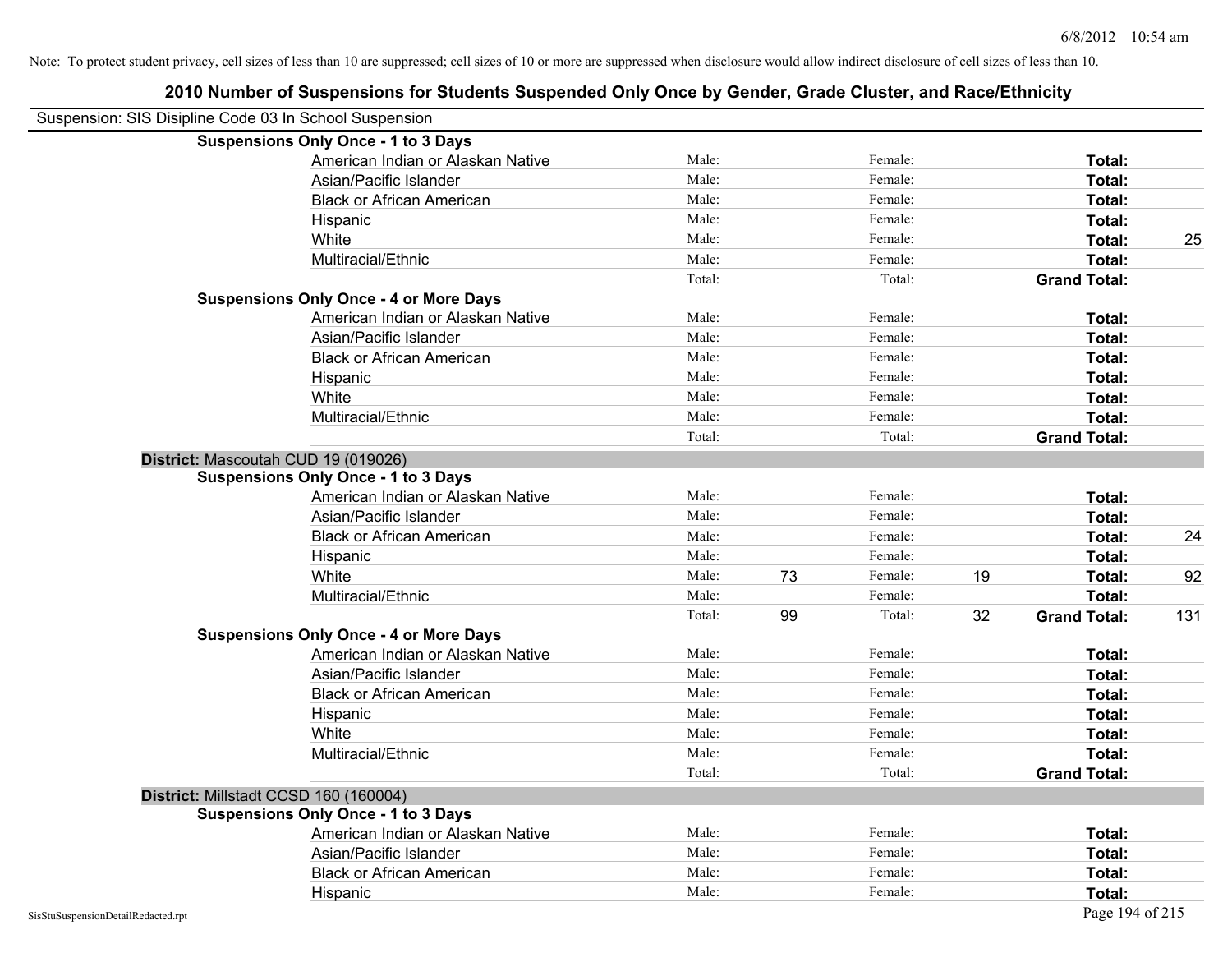Note: To protect student privacy, cell sizes of less than 10 are suppressed; cell sizes of 10 or more are suppressed when disclosure would allow indirect disclosure of cell sizes of less than 10.

# 2010 Number of Suspensions for Students Suspended Only Once by Gender, Grade Cluster, and Race/Ethnicity

Suspension: SIS Disipline Code 03 In School Suspension

**Suspensions Only Once - 1 to 3 Days**

| Race/Ethnicity | | | | | | |
|---|---|---|---|---|---|---|
| American Indian or Alaskan Native | Male: | | Female: | | **Total:** | |
| Asian/Pacific Islander | Male: | | Female: | | **Total:** | |
| Black or African American | Male: | | Female: | | **Total:** | |
| Hispanic | Male: | | Female: | | **Total:** | |
| White | Male: | | Female: | | **Total:** | 25 |
| Multiracial/Ethnic | Male: | | Female: | | **Total:** | |
| | Total: | | Total: | | **Grand Total:** | |

**Suspensions Only Once - 4 or More Days**

| Race/Ethnicity | | | | | | |
|---|---|---|---|---|---|---|
| American Indian or Alaskan Native | Male: | | Female: | | **Total:** | |
| Asian/Pacific Islander | Male: | | Female: | | **Total:** | |
| Black or African American | Male: | | Female: | | **Total:** | |
| Hispanic | Male: | | Female: | | **Total:** | |
| White | Male: | | Female: | | **Total:** | |
| Multiracial/Ethnic | Male: | | Female: | | **Total:** | |
| | Total: | | Total: | | **Grand Total:** | |

**District:** Mascoutah CUD 19 (019026)

**Suspensions Only Once - 1 to 3 Days**

| Race/Ethnicity | | | | | | |
|---|---|---|---|---|---|---|
| American Indian or Alaskan Native | Male: | | Female: | | **Total:** | |
| Asian/Pacific Islander | Male: | | Female: | | **Total:** | |
| Black or African American | Male: | | Female: | | **Total:** | 24 |
| Hispanic | Male: | | Female: | | **Total:** | |
| White | Male: | 73 | Female: | 19 | **Total:** | 92 |
| Multiracial/Ethnic | Male: | | Female: | | **Total:** | |
| | Total: | 99 | Total: | 32 | **Grand Total:** | 131 |

**Suspensions Only Once - 4 or More Days**

| Race/Ethnicity | | | | | | |
|---|---|---|---|---|---|---|
| American Indian or Alaskan Native | Male: | | Female: | | **Total:** | |
| Asian/Pacific Islander | Male: | | Female: | | **Total:** | |
| Black or African American | Male: | | Female: | | **Total:** | |
| Hispanic | Male: | | Female: | | **Total:** | |
| White | Male: | | Female: | | **Total:** | |
| Multiracial/Ethnic | Male: | | Female: | | **Total:** | |
| | Total: | | Total: | | **Grand Total:** | |

**District:** Millstadt CCSD 160 (160004)

**Suspensions Only Once - 1 to 3 Days**

| Race/Ethnicity | | | | | | |
|---|---|---|---|---|---|---|
| American Indian or Alaskan Native | Male: | | Female: | | **Total:** | |
| Asian/Pacific Islander | Male: | | Female: | | **Total:** | |
| Black or African American | Male: | | Female: | | **Total:** | |
| Hispanic | Male: | | Female: | | **Total:** | |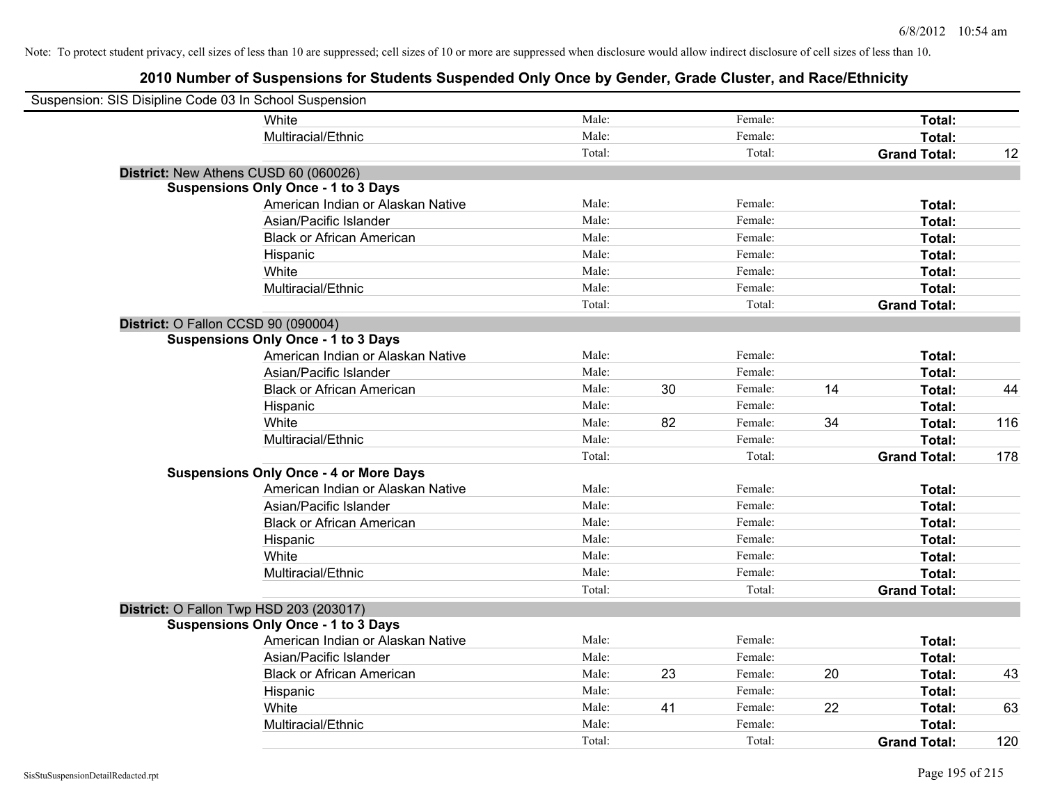Note: To protect student privacy, cell sizes of less than 10 are suppressed; cell sizes of 10 or more are suppressed when disclosure would allow indirect disclosure of cell sizes of less than 10.

## 2010 Number of Suspensions for Students Suspended Only Once by Gender, Grade Cluster, and Race/Ethnicity

Suspension: SIS Disipline Code 03 In School Suspension

| | | | | | | |
|---|---|---|---|---|---|---|
| White | Male: | | Female: | | **Total:** | |
| Multiracial/Ethnic | Male: | | Female: | | **Total:** | |
| | Total: | | Total: | | **Grand Total:** | 12 |

**District:** New Athens CUSD 60 (060026)

**Suspensions Only Once - 1 to 3 Days**

| | | | | | | |
|---|---|---|---|---|---|---|
| American Indian or Alaskan Native | Male: | | Female: | | **Total:** | |
| Asian/Pacific Islander | Male: | | Female: | | **Total:** | |
| Black or African American | Male: | | Female: | | **Total:** | |
| Hispanic | Male: | | Female: | | **Total:** | |
| White | Male: | | Female: | | **Total:** | |
| Multiracial/Ethnic | Male: | | Female: | | **Total:** | |
| | Total: | | Total: | | **Grand Total:** | |

**District:** O Fallon CCSD 90 (090004)

**Suspensions Only Once - 1 to 3 Days**

| | | | | | | |
|---|---|---|---|---|---|---|
| American Indian or Alaskan Native | Male: | | Female: | | **Total:** | |
| Asian/Pacific Islander | Male: | | Female: | | **Total:** | |
| Black or African American | Male: | 30 | Female: | 14 | **Total:** | 44 |
| Hispanic | Male: | | Female: | | **Total:** | |
| White | Male: | 82 | Female: | 34 | **Total:** | 116 |
| Multiracial/Ethnic | Male: | | Female: | | **Total:** | |
| | Total: | | Total: | | **Grand Total:** | 178 |

**Suspensions Only Once - 4 or More Days**

| | | | | | | |
|---|---|---|---|---|---|---|
| American Indian or Alaskan Native | Male: | | Female: | | **Total:** | |
| Asian/Pacific Islander | Male: | | Female: | | **Total:** | |
| Black or African American | Male: | | Female: | | **Total:** | |
| Hispanic | Male: | | Female: | | **Total:** | |
| White | Male: | | Female: | | **Total:** | |
| Multiracial/Ethnic | Male: | | Female: | | **Total:** | |
| | Total: | | Total: | | **Grand Total:** | |

**District:** O Fallon Twp HSD 203 (203017)

**Suspensions Only Once - 1 to 3 Days**

| | | | | | | |
|---|---|---|---|---|---|---|
| American Indian or Alaskan Native | Male: | | Female: | | **Total:** | |
| Asian/Pacific Islander | Male: | | Female: | | **Total:** | |
| Black or African American | Male: | 23 | Female: | 20 | **Total:** | 43 |
| Hispanic | Male: | | Female: | | **Total:** | |
| White | Male: | 41 | Female: | 22 | **Total:** | 63 |
| Multiracial/Ethnic | Male: | | Female: | | **Total:** | |
| | Total: | | Total: | | **Grand Total:** | 120 |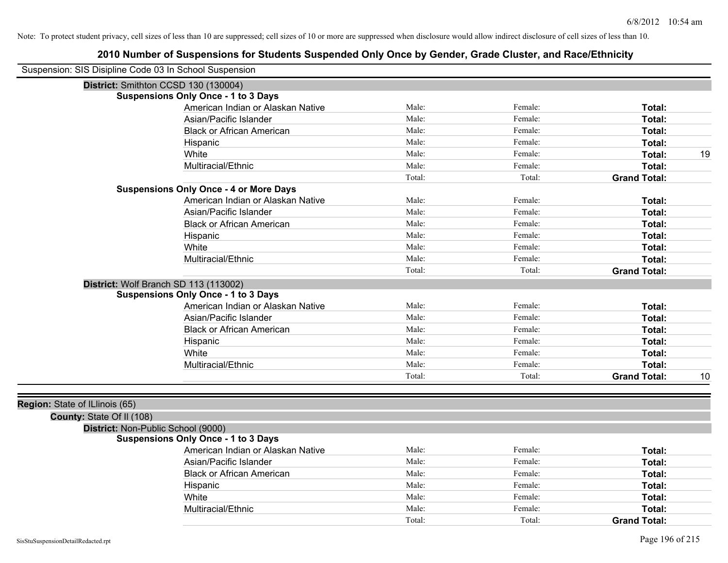Note: To protect student privacy, cell sizes of less than 10 are suppressed; cell sizes of 10 or more are suppressed when disclosure would allow indirect disclosure of cell sizes of less than 10.

# 2010 Number of Suspensions for Students Suspended Only Once by Gender, Grade Cluster, and Race/Ethnicity

Suspension: SIS Disipline Code 03 In School Suspension

**District:** Smithton CCSD 130 (130004)

**Suspensions Only Once - 1 to 3 Days**

| | | | | |
|---|---|---|---|---|
| American Indian or Alaskan Native | Male: | Female: | **Total:** | |
| Asian/Pacific Islander | Male: | Female: | **Total:** | |
| Black or African American | Male: | Female: | **Total:** | |
| Hispanic | Male: | Female: | **Total:** | |
| White | Male: | Female: | **Total:** | 19 |
| Multiracial/Ethnic | Male: | Female: | **Total:** | |
| | Total: | Total: | **Grand Total:** | |

**Suspensions Only Once - 4 or More Days**

| | | | | |
|---|---|---|---|---|
| American Indian or Alaskan Native | Male: | Female: | **Total:** | |
| Asian/Pacific Islander | Male: | Female: | **Total:** | |
| Black or African American | Male: | Female: | **Total:** | |
| Hispanic | Male: | Female: | **Total:** | |
| White | Male: | Female: | **Total:** | |
| Multiracial/Ethnic | Male: | Female: | **Total:** | |
| | Total: | Total: | **Grand Total:** | |

**District:** Wolf Branch SD 113 (113002)

**Suspensions Only Once - 1 to 3 Days**

| | | | | |
|---|---|---|---|---|
| American Indian or Alaskan Native | Male: | Female: | **Total:** | |
| Asian/Pacific Islander | Male: | Female: | **Total:** | |
| Black or African American | Male: | Female: | **Total:** | |
| Hispanic | Male: | Female: | **Total:** | |
| White | Male: | Female: | **Total:** | |
| Multiracial/Ethnic | Male: | Female: | **Total:** | |
| | Total: | Total: | **Grand Total:** | 10 |

**Region:** State of ILlinois (65)

**County:** State Of Il (108)

**District:** Non-Public School (9000)

**Suspensions Only Once - 1 to 3 Days**

| | | | | |
|---|---|---|---|---|
| American Indian or Alaskan Native | Male: | Female: | **Total:** | |
| Asian/Pacific Islander | Male: | Female: | **Total:** | |
| Black or African American | Male: | Female: | **Total:** | |
| Hispanic | Male: | Female: | **Total:** | |
| White | Male: | Female: | **Total:** | |
| Multiracial/Ethnic | Male: | Female: | **Total:** | |
| | Total: | Total: | **Grand Total:** | |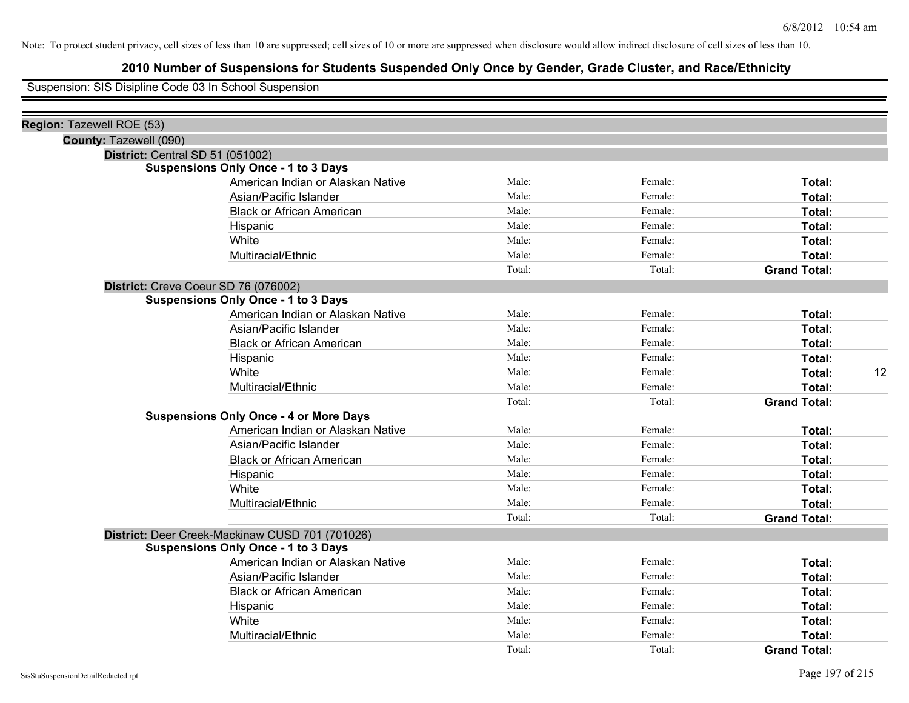Note: To protect student privacy, cell sizes of less than 10 are suppressed; cell sizes of 10 or more are suppressed when disclosure would allow indirect disclosure of cell sizes of less than 10.

# 2010 Number of Suspensions for Students Suspended Only Once by Gender, Grade Cluster, and Race/Ethnicity

Suspension: SIS Disipline Code 03 In School Suspension

**Region:** Tazewell ROE (53)

**County:** Tazewell (090)

**District:** Central SD 51 (051002)

**Suspensions Only Once - 1 to 3 Days**

| | | | | |
|---|---|---|---|---|
| American Indian or Alaskan Native | Male: | Female: | **Total:** | |
| Asian/Pacific Islander | Male: | Female: | **Total:** | |
| Black or African American | Male: | Female: | **Total:** | |
| Hispanic | Male: | Female: | **Total:** | |
| White | Male: | Female: | **Total:** | |
| Multiracial/Ethnic | Male: | Female: | **Total:** | |
| | Total: | Total: | **Grand Total:** | |

**District:** Creve Coeur SD 76 (076002)

**Suspensions Only Once - 1 to 3 Days**

| | | | | |
|---|---|---|---|---|
| American Indian or Alaskan Native | Male: | Female: | **Total:** | |
| Asian/Pacific Islander | Male: | Female: | **Total:** | |
| Black or African American | Male: | Female: | **Total:** | |
| Hispanic | Male: | Female: | **Total:** | |
| White | Male: | Female: | **Total:** | 12 |
| Multiracial/Ethnic | Male: | Female: | **Total:** | |
| | Total: | Total: | **Grand Total:** | |

**Suspensions Only Once - 4 or More Days**

| | | | | |
|---|---|---|---|---|
| American Indian or Alaskan Native | Male: | Female: | **Total:** | |
| Asian/Pacific Islander | Male: | Female: | **Total:** | |
| Black or African American | Male: | Female: | **Total:** | |
| Hispanic | Male: | Female: | **Total:** | |
| White | Male: | Female: | **Total:** | |
| Multiracial/Ethnic | Male: | Female: | **Total:** | |
| | Total: | Total: | **Grand Total:** | |

**District:** Deer Creek-Mackinaw CUSD 701 (701026)

**Suspensions Only Once - 1 to 3 Days**

| | | | | |
|---|---|---|---|---|
| American Indian or Alaskan Native | Male: | Female: | **Total:** | |
| Asian/Pacific Islander | Male: | Female: | **Total:** | |
| Black or African American | Male: | Female: | **Total:** | |
| Hispanic | Male: | Female: | **Total:** | |
| White | Male: | Female: | **Total:** | |
| Multiracial/Ethnic | Male: | Female: | **Total:** | |
| | Total: | Total: | **Grand Total:** | |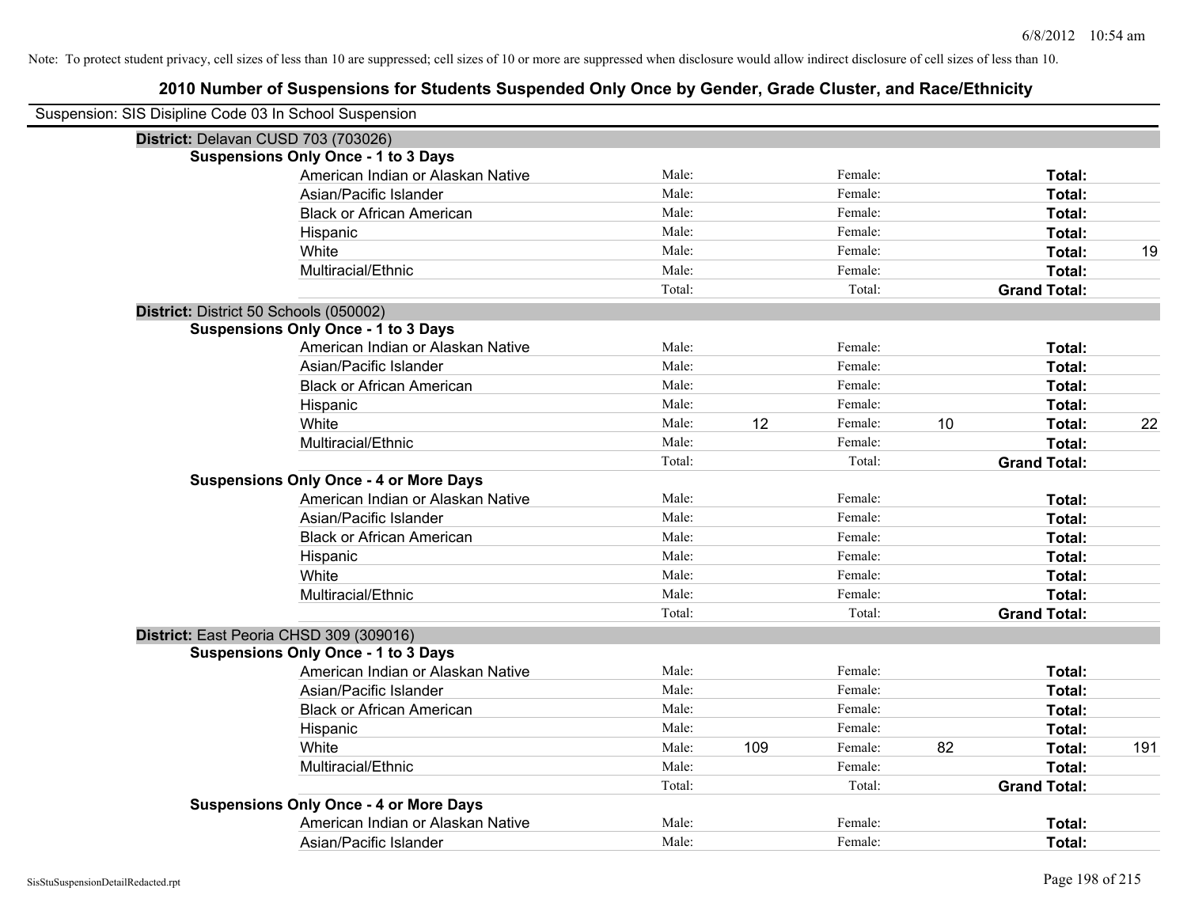Note: To protect student privacy, cell sizes of less than 10 are suppressed; cell sizes of 10 or more are suppressed when disclosure would allow indirect disclosure of cell sizes of less than 10.

# 2010 Number of Suspensions for Students Suspended Only Once by Gender, Grade Cluster, and Race/Ethnicity

Suspension: SIS Disipline Code 03 In School Suspension

## District: Delavan CUSD 703 (703026)

### Suspensions Only Once - 1 to 3 Days

| Race/Ethnicity | Male: | | Female: | | Total: | |
|---|---|---|---|---|---|---|
| American Indian or Alaskan Native | Male: | | Female: | | Total: | |
| Asian/Pacific Islander | Male: | | Female: | | Total: | |
| Black or African American | Male: | | Female: | | Total: | |
| Hispanic | Male: | | Female: | | Total: | |
| White | Male: | | Female: | | Total: | 19 |
| Multiracial/Ethnic | Male: | | Female: | | Total: | |
| | Total: | | Total: | | Grand Total: | |

## District: District 50 Schools (050002)

### Suspensions Only Once - 1 to 3 Days

| Race/Ethnicity | Male: | | Female: | | Total: | |
|---|---|---|---|---|---|---|
| American Indian or Alaskan Native | Male: | | Female: | | Total: | |
| Asian/Pacific Islander | Male: | | Female: | | Total: | |
| Black or African American | Male: | | Female: | | Total: | |
| Hispanic | Male: | | Female: | | Total: | |
| White | Male: | 12 | Female: | 10 | Total: | 22 |
| Multiracial/Ethnic | Male: | | Female: | | Total: | |
| | Total: | | Total: | | Grand Total: | |

### Suspensions Only Once - 4 or More Days

| Race/Ethnicity | Male: | | Female: | | Total: | |
|---|---|---|---|---|---|---|
| American Indian or Alaskan Native | Male: | | Female: | | Total: | |
| Asian/Pacific Islander | Male: | | Female: | | Total: | |
| Black or African American | Male: | | Female: | | Total: | |
| Hispanic | Male: | | Female: | | Total: | |
| White | Male: | | Female: | | Total: | |
| Multiracial/Ethnic | Male: | | Female: | | Total: | |
| | Total: | | Total: | | Grand Total: | |

## District: East Peoria CHSD 309 (309016)

### Suspensions Only Once - 1 to 3 Days

| Race/Ethnicity | Male: | | Female: | | Total: | |
|---|---|---|---|---|---|---|
| American Indian or Alaskan Native | Male: | | Female: | | Total: | |
| Asian/Pacific Islander | Male: | | Female: | | Total: | |
| Black or African American | Male: | | Female: | | Total: | |
| Hispanic | Male: | | Female: | | Total: | |
| White | Male: | 109 | Female: | 82 | Total: | 191 |
| Multiracial/Ethnic | Male: | | Female: | | Total: | |
| | Total: | | Total: | | Grand Total: | |

### Suspensions Only Once - 4 or More Days

| Race/Ethnicity | Male: | | Female: | | Total: | |
|---|---|---|---|---|---|---|
| American Indian or Alaskan Native | Male: | | Female: | | Total: | |
| Asian/Pacific Islander | Male: | | Female: | | Total: | |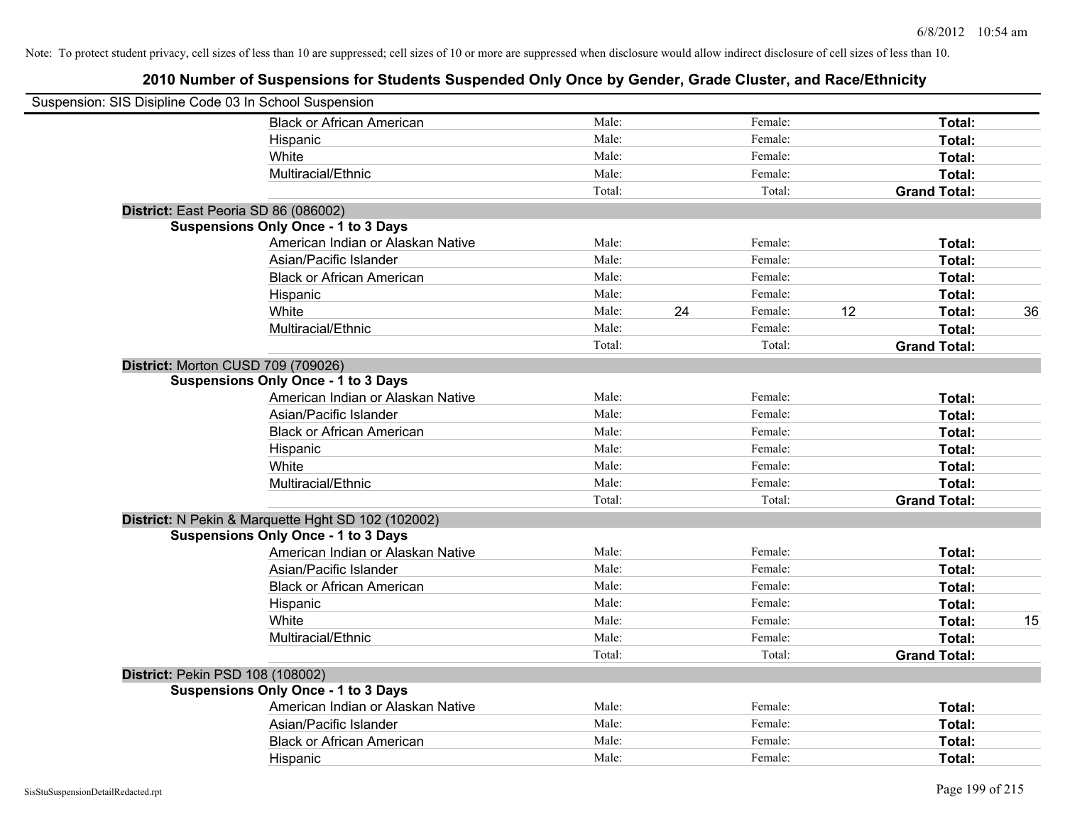Note: To protect student privacy, cell sizes of less than 10 are suppressed; cell sizes of 10 or more are suppressed when disclosure would allow indirect disclosure of cell sizes of less than 10.

## 2010 Number of Suspensions for Students Suspended Only Once by Gender, Grade Cluster, and Race/Ethnicity

Suspension: SIS Disipline Code 03 In School Suspension

| | Male | | Female | | Total | |
|---|---|---|---|---|---|---|
| Black or African American | Male: | | Female: | | **Total:** | |
| Hispanic | Male: | | Female: | | **Total:** | |
| White | Male: | | Female: | | **Total:** | |
| Multiracial/Ethnic | Male: | | Female: | | **Total:** | |
| | Total: | | Total: | | **Grand Total:** | |

**District:** East Peoria SD 86 (086002)

**Suspensions Only Once - 1 to 3 Days**

| | Male | | Female | | Total | |
|---|---|---|---|---|---|---|
| American Indian or Alaskan Native | Male: | | Female: | | **Total:** | |
| Asian/Pacific Islander | Male: | | Female: | | **Total:** | |
| Black or African American | Male: | | Female: | | **Total:** | |
| Hispanic | Male: | | Female: | | **Total:** | |
| White | Male: | 24 | Female: | 12 | **Total:** | 36 |
| Multiracial/Ethnic | Male: | | Female: | | **Total:** | |
| | Total: | | Total: | | **Grand Total:** | |

**District:** Morton CUSD 709 (709026)

**Suspensions Only Once - 1 to 3 Days**

| | Male | | Female | | Total | |
|---|---|---|---|---|---|---|
| American Indian or Alaskan Native | Male: | | Female: | | **Total:** | |
| Asian/Pacific Islander | Male: | | Female: | | **Total:** | |
| Black or African American | Male: | | Female: | | **Total:** | |
| Hispanic | Male: | | Female: | | **Total:** | |
| White | Male: | | Female: | | **Total:** | |
| Multiracial/Ethnic | Male: | | Female: | | **Total:** | |
| | Total: | | Total: | | **Grand Total:** | |

**District:** N Pekin & Marquette Hght SD 102 (102002)

**Suspensions Only Once - 1 to 3 Days**

| | Male | | Female | | Total | |
|---|---|---|---|---|---|---|
| American Indian or Alaskan Native | Male: | | Female: | | **Total:** | |
| Asian/Pacific Islander | Male: | | Female: | | **Total:** | |
| Black or African American | Male: | | Female: | | **Total:** | |
| Hispanic | Male: | | Female: | | **Total:** | |
| White | Male: | | Female: | | **Total:** | 15 |
| Multiracial/Ethnic | Male: | | Female: | | **Total:** | |
| | Total: | | Total: | | **Grand Total:** | |

**District:** Pekin PSD 108 (108002)

**Suspensions Only Once - 1 to 3 Days**

| | Male | | Female | | Total | |
|---|---|---|---|---|---|---|
| American Indian or Alaskan Native | Male: | | Female: | | **Total:** | |
| Asian/Pacific Islander | Male: | | Female: | | **Total:** | |
| Black or African American | Male: | | Female: | | **Total:** | |
| Hispanic | Male: | | Female: | | **Total:** | |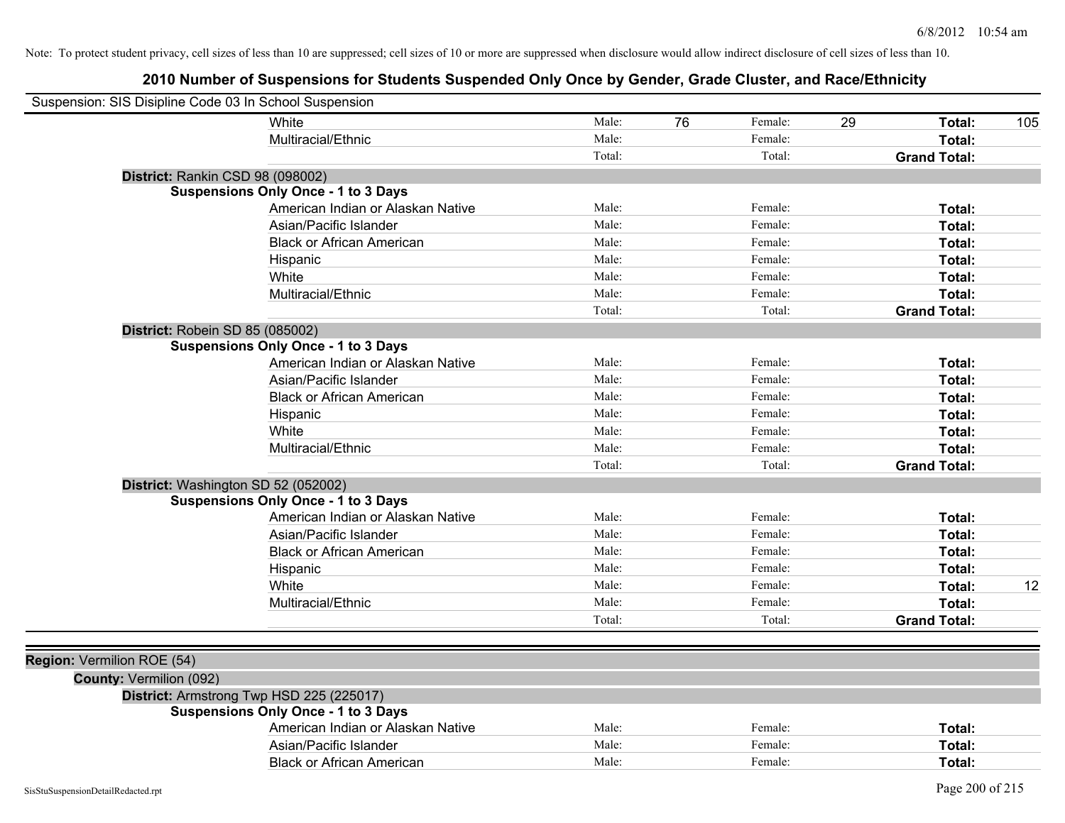Note: To protect student privacy, cell sizes of less than 10 are suppressed; cell sizes of 10 or more are suppressed when disclosure would allow indirect disclosure of cell sizes of less than 10.

# 2010 Number of Suspensions for Students Suspended Only Once by Gender, Grade Cluster, and Race/Ethnicity

Suspension: SIS Disipline Code 03 In School Suspension

| | | | | | | |
|---|---|---|---|---|---|---|
| White | Male: | 76 | Female: | 29 | **Total:** | 105 |
| Multiracial/Ethnic | Male: | | Female: | | **Total:** | |
| | Total: | | Total: | | **Grand Total:** | |

**District:** Rankin CSD 98 (098002)

**Suspensions Only Once - 1 to 3 Days**

| | | | | | | |
|---|---|---|---|---|---|---|
| American Indian or Alaskan Native | Male: | | Female: | | **Total:** | |
| Asian/Pacific Islander | Male: | | Female: | | **Total:** | |
| Black or African American | Male: | | Female: | | **Total:** | |
| Hispanic | Male: | | Female: | | **Total:** | |
| White | Male: | | Female: | | **Total:** | |
| Multiracial/Ethnic | Male: | | Female: | | **Total:** | |
| | Total: | | Total: | | **Grand Total:** | |

**District:** Robein SD 85 (085002)

**Suspensions Only Once - 1 to 3 Days**

| | | | | | | |
|---|---|---|---|---|---|---|
| American Indian or Alaskan Native | Male: | | Female: | | **Total:** | |
| Asian/Pacific Islander | Male: | | Female: | | **Total:** | |
| Black or African American | Male: | | Female: | | **Total:** | |
| Hispanic | Male: | | Female: | | **Total:** | |
| White | Male: | | Female: | | **Total:** | |
| Multiracial/Ethnic | Male: | | Female: | | **Total:** | |
| | Total: | | Total: | | **Grand Total:** | |

**District:** Washington SD 52 (052002)

**Suspensions Only Once - 1 to 3 Days**

| | | | | | | |
|---|---|---|---|---|---|---|
| American Indian or Alaskan Native | Male: | | Female: | | **Total:** | |
| Asian/Pacific Islander | Male: | | Female: | | **Total:** | |
| Black or African American | Male: | | Female: | | **Total:** | |
| Hispanic | Male: | | Female: | | **Total:** | |
| White | Male: | | Female: | | **Total:** | 12 |
| Multiracial/Ethnic | Male: | | Female: | | **Total:** | |
| | Total: | | Total: | | **Grand Total:** | |

**Region:** Vermilion ROE (54)

**County:** Vermilion (092)

**District:** Armstrong Twp HSD 225 (225017)

**Suspensions Only Once - 1 to 3 Days**

| | | | | | | |
|---|---|---|---|---|---|---|
| American Indian or Alaskan Native | Male: | | Female: | | **Total:** | |
| Asian/Pacific Islander | Male: | | Female: | | **Total:** | |
| Black or African American | Male: | | Female: | | **Total:** | |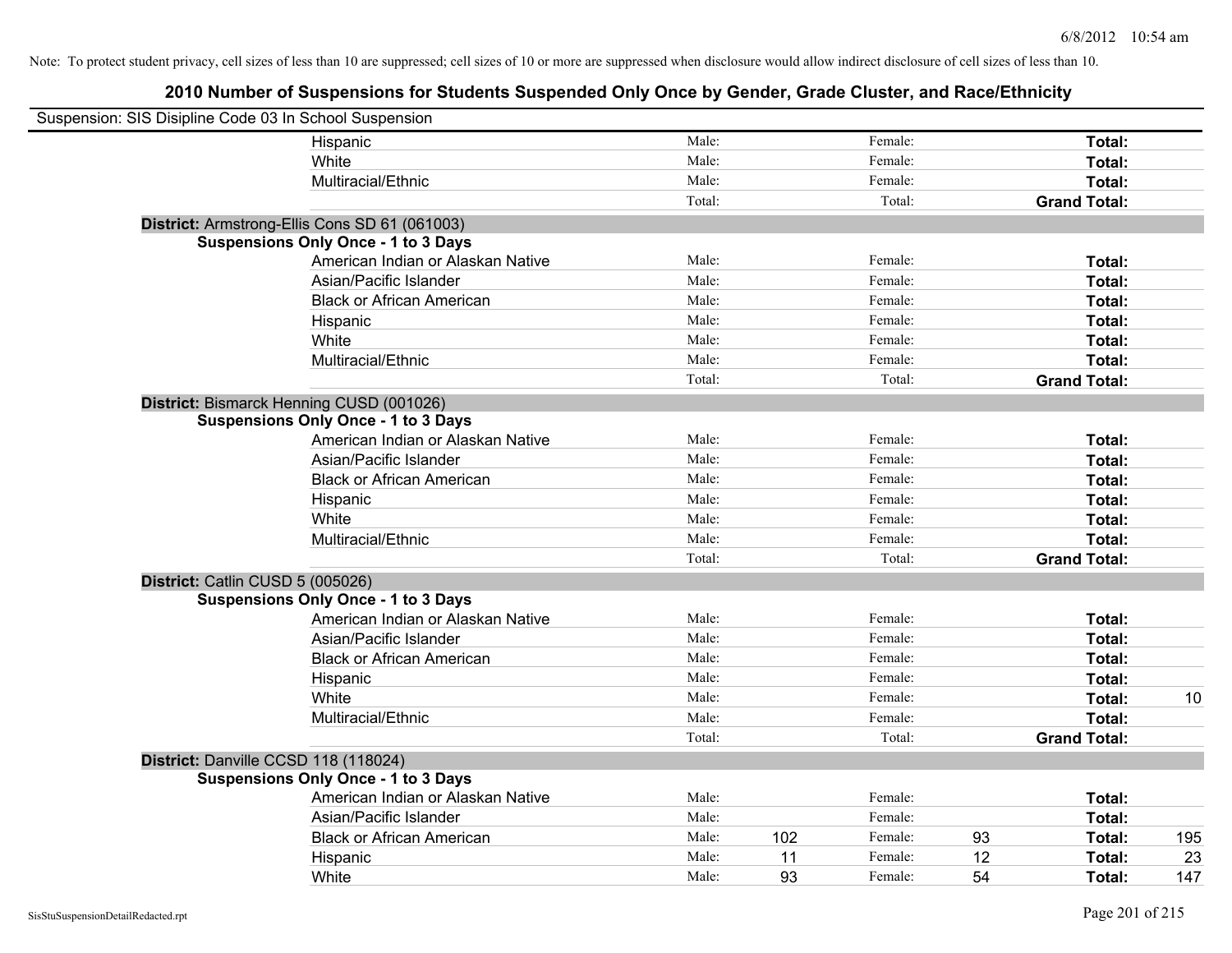Note: To protect student privacy, cell sizes of less than 10 are suppressed; cell sizes of 10 or more are suppressed when disclosure would allow indirect disclosure of cell sizes of less than 10.

## 2010 Number of Suspensions for Students Suspended Only Once by Gender, Grade Cluster, and Race/Ethnicity

Suspension: SIS Disipline Code 03 In School Suspension

| | | | | | | |
|---|---|---|---|---|---|---|
| Hispanic | Male: | | Female: | | Total: | |
| White | Male: | | Female: | | Total: | |
| Multiracial/Ethnic | Male: | | Female: | | Total: | |
| | Total: | | Total: | | Grand Total: | |

**District:** Armstrong-Ellis Cons SD 61 (061003)

**Suspensions Only Once - 1 to 3 Days**

| | | | | | | |
|---|---|---|---|---|---|---|
| American Indian or Alaskan Native | Male: | | Female: | | Total: | |
| Asian/Pacific Islander | Male: | | Female: | | Total: | |
| Black or African American | Male: | | Female: | | Total: | |
| Hispanic | Male: | | Female: | | Total: | |
| White | Male: | | Female: | | Total: | |
| Multiracial/Ethnic | Male: | | Female: | | Total: | |
| | Total: | | Total: | | Grand Total: | |

**District:** Bismarck Henning CUSD (001026)

**Suspensions Only Once - 1 to 3 Days**

| | | | | | | |
|---|---|---|---|---|---|---|
| American Indian or Alaskan Native | Male: | | Female: | | Total: | |
| Asian/Pacific Islander | Male: | | Female: | | Total: | |
| Black or African American | Male: | | Female: | | Total: | |
| Hispanic | Male: | | Female: | | Total: | |
| White | Male: | | Female: | | Total: | |
| Multiracial/Ethnic | Male: | | Female: | | Total: | |
| | Total: | | Total: | | Grand Total: | |

**District:** Catlin CUSD 5 (005026)

**Suspensions Only Once - 1 to 3 Days**

| | | | | | | |
|---|---|---|---|---|---|---|
| American Indian or Alaskan Native | Male: | | Female: | | Total: | |
| Asian/Pacific Islander | Male: | | Female: | | Total: | |
| Black or African American | Male: | | Female: | | Total: | |
| Hispanic | Male: | | Female: | | Total: | |
| White | Male: | | Female: | | Total: | 10 |
| Multiracial/Ethnic | Male: | | Female: | | Total: | |
| | Total: | | Total: | | Grand Total: | |

**District:** Danville CCSD 118 (118024)

**Suspensions Only Once - 1 to 3 Days**

| | | | | | | |
|---|---|---|---|---|---|---|
| American Indian or Alaskan Native | Male: | | Female: | | Total: | |
| Asian/Pacific Islander | Male: | | Female: | | Total: | |
| Black or African American | Male: | 102 | Female: | 93 | Total: | 195 |
| Hispanic | Male: | 11 | Female: | 12 | Total: | 23 |
| White | Male: | 93 | Female: | 54 | Total: | 147 |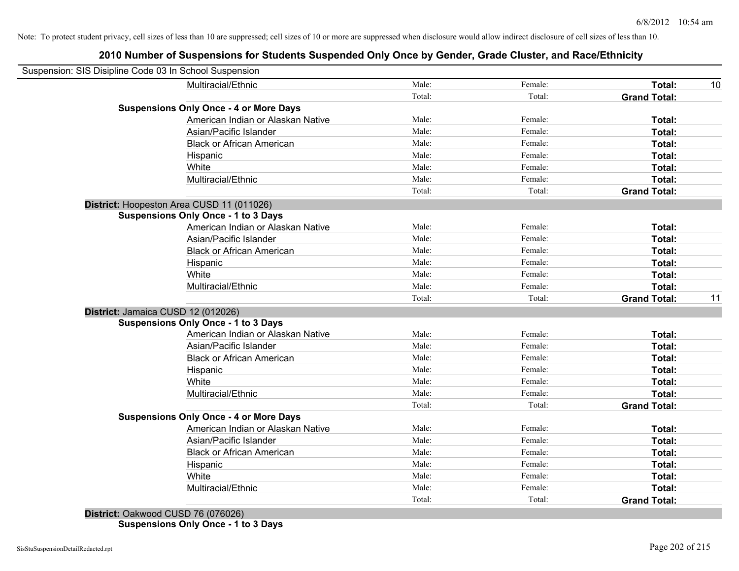Note: To protect student privacy, cell sizes of less than 10 are suppressed; cell sizes of 10 or more are suppressed when disclosure would allow indirect disclosure of cell sizes of less than 10.

## 2010 Number of Suspensions for Students Suspended Only Once by Gender, Grade Cluster, and Race/Ethnicity

Suspension: SIS Disipline Code 03 In School Suspension

| | | | | | |
|---|---|---|---|---|---|
| | Multiracial/Ethnic | Male: | Female: | **Total:** | 10 |
| | | Total: | Total: | **Grand Total:** | |
| **Suspensions Only Once - 4 or More Days** | | | | | |
| | American Indian or Alaskan Native | Male: | Female: | **Total:** | |
| | Asian/Pacific Islander | Male: | Female: | **Total:** | |
| | Black or African American | Male: | Female: | **Total:** | |
| | Hispanic | Male: | Female: | **Total:** | |
| | White | Male: | Female: | **Total:** | |
| | Multiracial/Ethnic | Male: | Female: | **Total:** | |
| | | Total: | Total: | **Grand Total:** | |
| **District:** Hoopeston Area CUSD 11 (011026) | | | | | |
| **Suspensions Only Once - 1 to 3 Days** | | | | | |
| | American Indian or Alaskan Native | Male: | Female: | **Total:** | |
| | Asian/Pacific Islander | Male: | Female: | **Total:** | |
| | Black or African American | Male: | Female: | **Total:** | |
| | Hispanic | Male: | Female: | **Total:** | |
| | White | Male: | Female: | **Total:** | |
| | Multiracial/Ethnic | Male: | Female: | **Total:** | |
| | | Total: | Total: | **Grand Total:** | 11 |
| **District:** Jamaica CUSD 12 (012026) | | | | | |
| **Suspensions Only Once - 1 to 3 Days** | | | | | |
| | American Indian or Alaskan Native | Male: | Female: | **Total:** | |
| | Asian/Pacific Islander | Male: | Female: | **Total:** | |
| | Black or African American | Male: | Female: | **Total:** | |
| | Hispanic | Male: | Female: | **Total:** | |
| | White | Male: | Female: | **Total:** | |
| | Multiracial/Ethnic | Male: | Female: | **Total:** | |
| | | Total: | Total: | **Grand Total:** | |
| **Suspensions Only Once - 4 or More Days** | | | | | |
| | American Indian or Alaskan Native | Male: | Female: | **Total:** | |
| | Asian/Pacific Islander | Male: | Female: | **Total:** | |
| | Black or African American | Male: | Female: | **Total:** | |
| | Hispanic | Male: | Female: | **Total:** | |
| | White | Male: | Female: | **Total:** | |
| | Multiracial/Ethnic | Male: | Female: | **Total:** | |
| | | Total: | Total: | **Grand Total:** | |
| **District:** Oakwood CUSD 76 (076026) | | | | | |
| **Suspensions Only Once - 1 to 3 Days** | | | | | |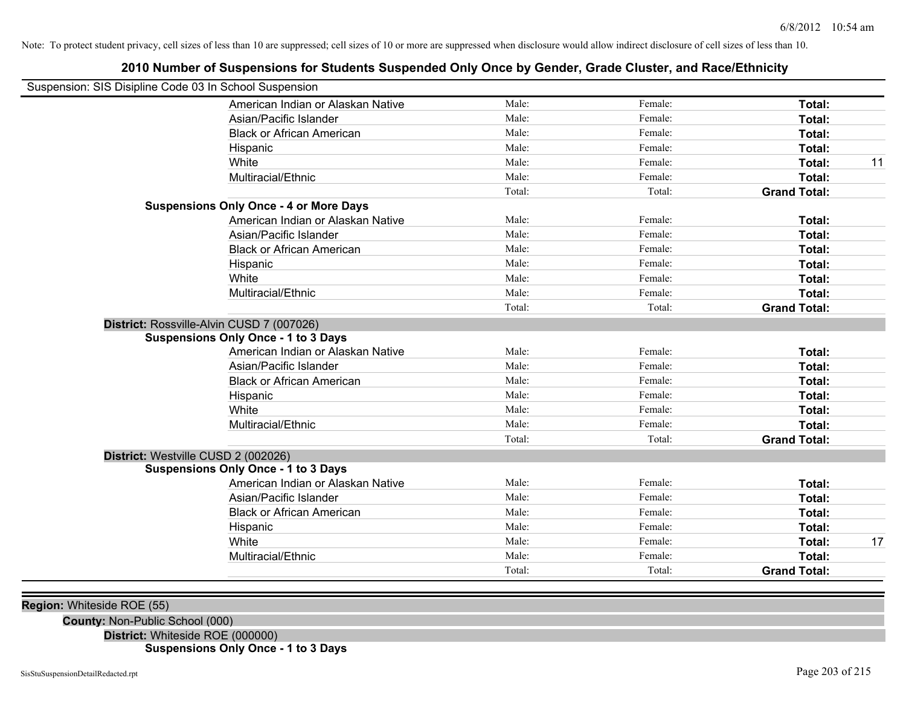Note: To protect student privacy, cell sizes of less than 10 are suppressed; cell sizes of 10 or more are suppressed when disclosure would allow indirect disclosure of cell sizes of less than 10.

# 2010 Number of Suspensions for Students Suspended Only Once by Gender, Grade Cluster, and Race/Ethnicity

Suspension: SIS Disipline Code 03 In School Suspension

| | | | | |
|---|---|---|---|---|
| American Indian or Alaskan Native | Male: | Female: | **Total:** | |
| Asian/Pacific Islander | Male: | Female: | **Total:** | |
| Black or African American | Male: | Female: | **Total:** | |
| Hispanic | Male: | Female: | **Total:** | |
| White | Male: | Female: | **Total:** | 11 |
| Multiracial/Ethnic | Male: | Female: | **Total:** | |
| | Total: | Total: | **Grand Total:** | |

**Suspensions Only Once - 4 or More Days**

| | | | | |
|---|---|---|---|---|
| American Indian or Alaskan Native | Male: | Female: | **Total:** | |
| Asian/Pacific Islander | Male: | Female: | **Total:** | |
| Black or African American | Male: | Female: | **Total:** | |
| Hispanic | Male: | Female: | **Total:** | |
| White | Male: | Female: | **Total:** | |
| Multiracial/Ethnic | Male: | Female: | **Total:** | |
| | Total: | Total: | **Grand Total:** | |

**District:** Rossville-Alvin CUSD 7 (007026)

**Suspensions Only Once - 1 to 3 Days**

| | | | | |
|---|---|---|---|---|
| American Indian or Alaskan Native | Male: | Female: | **Total:** | |
| Asian/Pacific Islander | Male: | Female: | **Total:** | |
| Black or African American | Male: | Female: | **Total:** | |
| Hispanic | Male: | Female: | **Total:** | |
| White | Male: | Female: | **Total:** | |
| Multiracial/Ethnic | Male: | Female: | **Total:** | |
| | Total: | Total: | **Grand Total:** | |

**District:** Westville CUSD 2 (002026)

**Suspensions Only Once - 1 to 3 Days**

| | | | | |
|---|---|---|---|---|
| American Indian or Alaskan Native | Male: | Female: | **Total:** | |
| Asian/Pacific Islander | Male: | Female: | **Total:** | |
| Black or African American | Male: | Female: | **Total:** | |
| Hispanic | Male: | Female: | **Total:** | |
| White | Male: | Female: | **Total:** | 17 |
| Multiracial/Ethnic | Male: | Female: | **Total:** | |
| | Total: | Total: | **Grand Total:** | |

**Region:** Whiteside ROE (55)

**County:** Non-Public School (000)

**District:** Whiteside ROE (000000)

**Suspensions Only Once - 1 to 3 Days**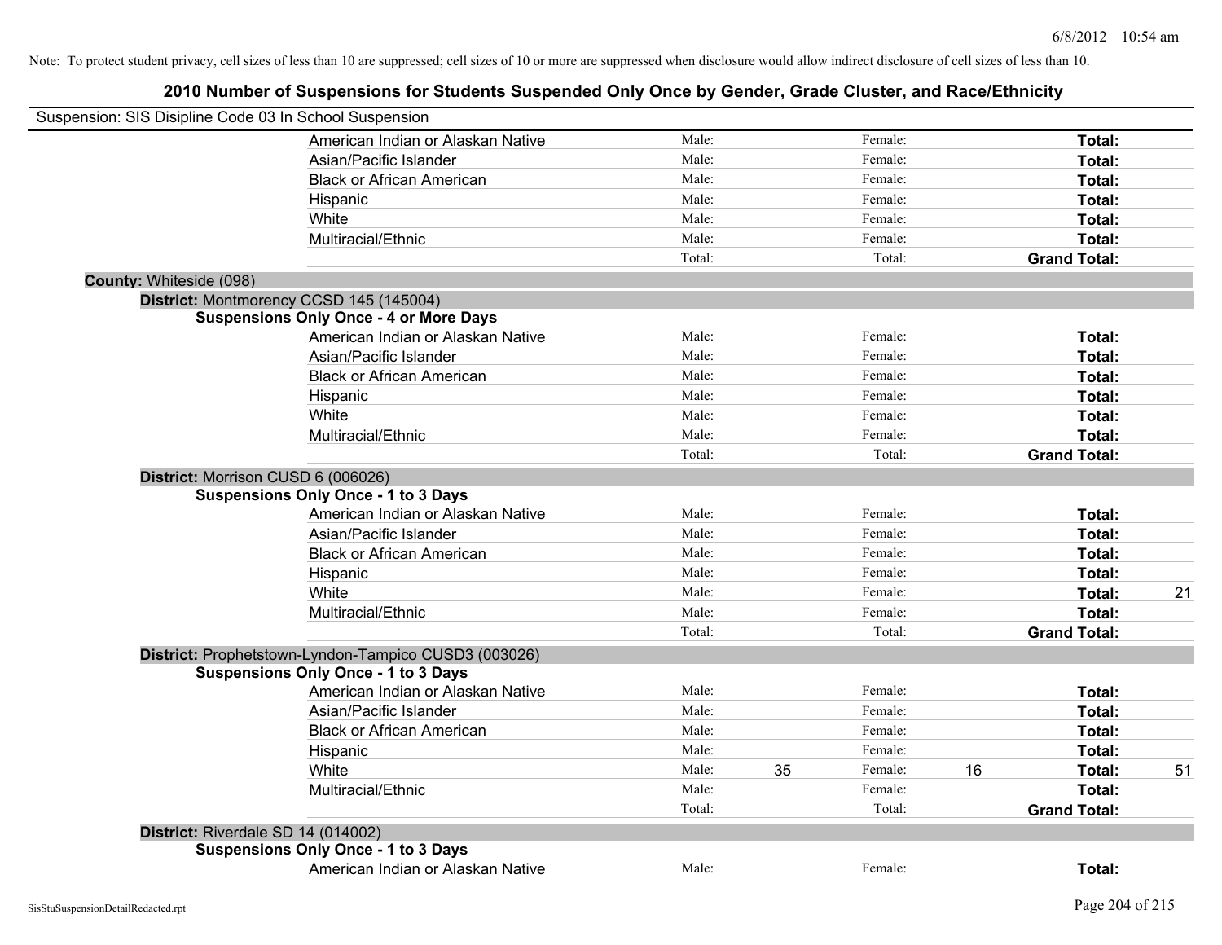Note: To protect student privacy, cell sizes of less than 10 are suppressed; cell sizes of 10 or more are suppressed when disclosure would allow indirect disclosure of cell sizes of less than 10.

# 2010 Number of Suspensions for Students Suspended Only Once by Gender, Grade Cluster, and Race/Ethnicity

Suspension: SIS Disipline Code 03 In School Suspension

| | | | | | |
|---|---|---|---|---|---|
| American Indian or Alaskan Native | Male: | | Female: | | **Total:** | |
| Asian/Pacific Islander | Male: | | Female: | | **Total:** | |
| Black or African American | Male: | | Female: | | **Total:** | |
| Hispanic | Male: | | Female: | | **Total:** | |
| White | Male: | | Female: | | **Total:** | |
| Multiracial/Ethnic | Male: | | Female: | | **Total:** | |
| | Total: | | Total: | | **Grand Total:** | |

**County:** Whiteside (098)

**District:** Montmorency CCSD 145 (145004)

**Suspensions Only Once - 4 or More Days**

| | | | | | | |
|---|---|---|---|---|---|---|
| American Indian or Alaskan Native | Male: | | Female: | | **Total:** | |
| Asian/Pacific Islander | Male: | | Female: | | **Total:** | |
| Black or African American | Male: | | Female: | | **Total:** | |
| Hispanic | Male: | | Female: | | **Total:** | |
| White | Male: | | Female: | | **Total:** | |
| Multiracial/Ethnic | Male: | | Female: | | **Total:** | |
| | Total: | | Total: | | **Grand Total:** | |

**District:** Morrison CUSD 6 (006026)

**Suspensions Only Once - 1 to 3 Days**

| | | | | | | |
|---|---|---|---|---|---|---|
| American Indian or Alaskan Native | Male: | | Female: | | **Total:** | |
| Asian/Pacific Islander | Male: | | Female: | | **Total:** | |
| Black or African American | Male: | | Female: | | **Total:** | |
| Hispanic | Male: | | Female: | | **Total:** | |
| White | Male: | | Female: | | **Total:** | 21 |
| Multiracial/Ethnic | Male: | | Female: | | **Total:** | |
| | Total: | | Total: | | **Grand Total:** | |

**District:** Prophetstown-Lyndon-Tampico CUSD3 (003026)

**Suspensions Only Once - 1 to 3 Days**

| | | | | | | |
|---|---|---|---|---|---|---|
| American Indian or Alaskan Native | Male: | | Female: | | **Total:** | |
| Asian/Pacific Islander | Male: | | Female: | | **Total:** | |
| Black or African American | Male: | | Female: | | **Total:** | |
| Hispanic | Male: | | Female: | | **Total:** | |
| White | Male: | 35 | Female: | 16 | **Total:** | 51 |
| Multiracial/Ethnic | Male: | | Female: | | **Total:** | |
| | Total: | | Total: | | **Grand Total:** | |

**District:** Riverdale SD 14 (014002)

**Suspensions Only Once - 1 to 3 Days**

| | | | | | | |
|---|---|---|---|---|---|---|
| American Indian or Alaskan Native | Male: | | Female: | | **Total:** | |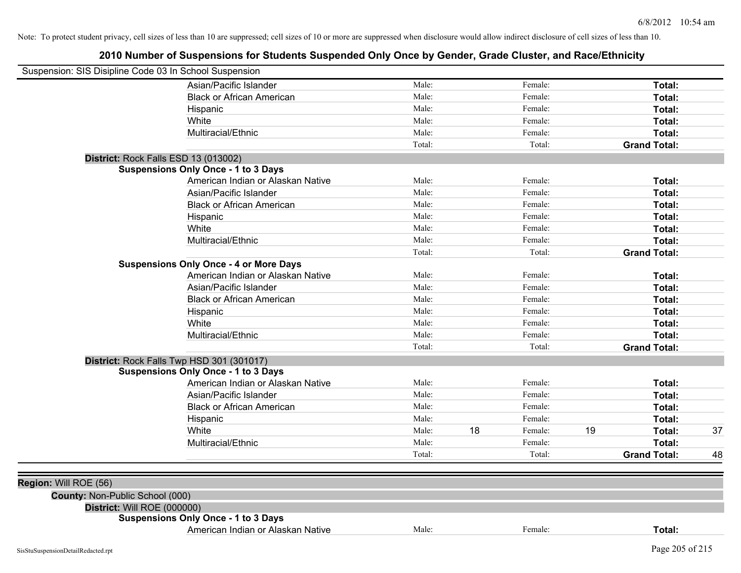Note: To protect student privacy, cell sizes of less than 10 are suppressed; cell sizes of 10 or more are suppressed when disclosure would allow indirect disclosure of cell sizes of less than 10.

## 2010 Number of Suspensions for Students Suspended Only Once by Gender, Grade Cluster, and Race/Ethnicity

Suspension: SIS Disipline Code 03 In School Suspension

| | | | | | | |
|---|---|---|---|---|---|---|
| Asian/Pacific Islander | Male: | | Female: | | **Total:** | |
| Black or African American | Male: | | Female: | | **Total:** | |
| Hispanic | Male: | | Female: | | **Total:** | |
| White | Male: | | Female: | | **Total:** | |
| Multiracial/Ethnic | Male: | | Female: | | **Total:** | |
| | Total: | | Total: | | **Grand Total:** | |

**District:** Rock Falls ESD 13 (013002)

**Suspensions Only Once - 1 to 3 Days**

| | | | | | | |
|---|---|---|---|---|---|---|
| American Indian or Alaskan Native | Male: | | Female: | | **Total:** | |
| Asian/Pacific Islander | Male: | | Female: | | **Total:** | |
| Black or African American | Male: | | Female: | | **Total:** | |
| Hispanic | Male: | | Female: | | **Total:** | |
| White | Male: | | Female: | | **Total:** | |
| Multiracial/Ethnic | Male: | | Female: | | **Total:** | |
| | Total: | | Total: | | **Grand Total:** | |

**Suspensions Only Once - 4 or More Days**

| | | | | | | |
|---|---|---|---|---|---|---|
| American Indian or Alaskan Native | Male: | | Female: | | **Total:** | |
| Asian/Pacific Islander | Male: | | Female: | | **Total:** | |
| Black or African American | Male: | | Female: | | **Total:** | |
| Hispanic | Male: | | Female: | | **Total:** | |
| White | Male: | | Female: | | **Total:** | |
| Multiracial/Ethnic | Male: | | Female: | | **Total:** | |
| | Total: | | Total: | | **Grand Total:** | |

**District:** Rock Falls Twp HSD 301 (301017)

**Suspensions Only Once - 1 to 3 Days**

| | | | | | | |
|---|---|---|---|---|---|---|
| American Indian or Alaskan Native | Male: | | Female: | | **Total:** | |
| Asian/Pacific Islander | Male: | | Female: | | **Total:** | |
| Black or African American | Male: | | Female: | | **Total:** | |
| Hispanic | Male: | | Female: | | **Total:** | |
| White | Male: | 18 | Female: | 19 | **Total:** | 37 |
| Multiracial/Ethnic | Male: | | Female: | | **Total:** | |
| | Total: | | Total: | | **Grand Total:** | 48 |

**Region:** Will ROE (56)

**County:** Non-Public School (000)

**District:** Will ROE (000000)

**Suspensions Only Once - 1 to 3 Days**

| | | | | | | |
|---|---|---|---|---|---|---|
| American Indian or Alaskan Native | Male: | | Female: | | **Total:** | |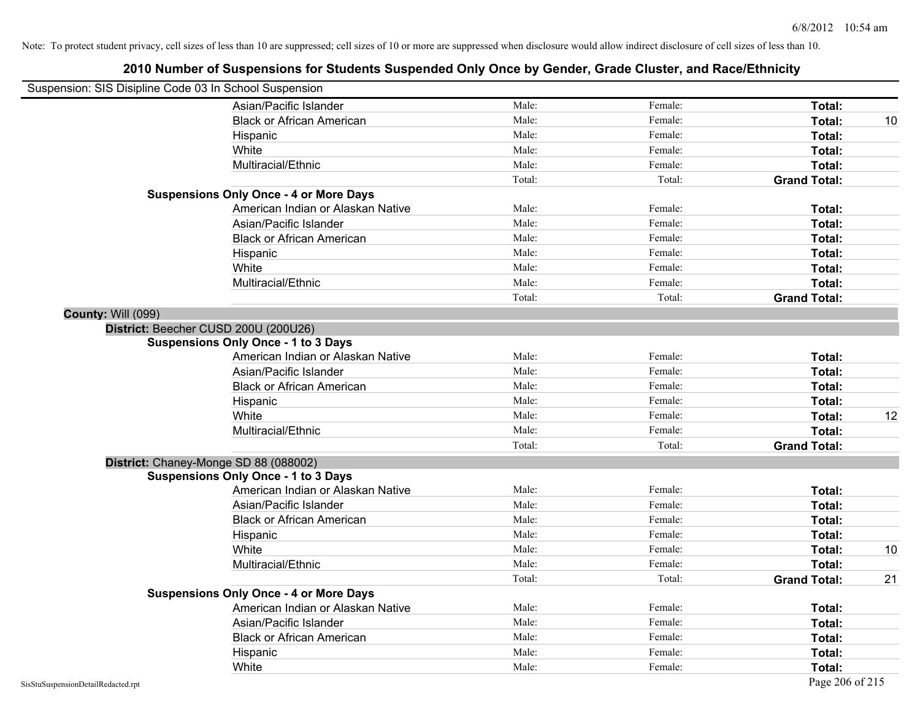Note: To protect student privacy, cell sizes of less than 10 are suppressed; cell sizes of 10 or more are suppressed when disclosure would allow indirect disclosure of cell sizes of less than 10.

# 2010 Number of Suspensions for Students Suspended Only Once by Gender, Grade Cluster, and Race/Ethnicity

Suspension: SIS Disipline Code 03 In School Suspension

| | | | | |
|---|---|---|---|---|
| Asian/Pacific Islander | Male: | Female: | **Total:** | |
| Black or African American | Male: | Female: | **Total:** | 10 |
| Hispanic | Male: | Female: | **Total:** | |
| White | Male: | Female: | **Total:** | |
| Multiracial/Ethnic | Male: | Female: | **Total:** | |
| | Total: | Total: | **Grand Total:** | |

**Suspensions Only Once - 4 or More Days**

| | | | | |
|---|---|---|---|---|
| American Indian or Alaskan Native | Male: | Female: | **Total:** | |
| Asian/Pacific Islander | Male: | Female: | **Total:** | |
| Black or African American | Male: | Female: | **Total:** | |
| Hispanic | Male: | Female: | **Total:** | |
| White | Male: | Female: | **Total:** | |
| Multiracial/Ethnic | Male: | Female: | **Total:** | |
| | Total: | Total: | **Grand Total:** | |

**County:** Will (099)

**District:** Beecher CUSD 200U (200U26)

**Suspensions Only Once - 1 to 3 Days**

| | | | | |
|---|---|---|---|---|
| American Indian or Alaskan Native | Male: | Female: | **Total:** | |
| Asian/Pacific Islander | Male: | Female: | **Total:** | |
| Black or African American | Male: | Female: | **Total:** | |
| Hispanic | Male: | Female: | **Total:** | |
| White | Male: | Female: | **Total:** | 12 |
| Multiracial/Ethnic | Male: | Female: | **Total:** | |
| | Total: | Total: | **Grand Total:** | |

**District:** Chaney-Monge SD 88 (088002)

**Suspensions Only Once - 1 to 3 Days**

| | | | | |
|---|---|---|---|---|
| American Indian or Alaskan Native | Male: | Female: | **Total:** | |
| Asian/Pacific Islander | Male: | Female: | **Total:** | |
| Black or African American | Male: | Female: | **Total:** | |
| Hispanic | Male: | Female: | **Total:** | |
| White | Male: | Female: | **Total:** | 10 |
| Multiracial/Ethnic | Male: | Female: | **Total:** | |
| | Total: | Total: | **Grand Total:** | 21 |

**Suspensions Only Once - 4 or More Days**

| | | | | |
|---|---|---|---|---|
| American Indian or Alaskan Native | Male: | Female: | **Total:** | |
| Asian/Pacific Islander | Male: | Female: | **Total:** | |
| Black or African American | Male: | Female: | **Total:** | |
| Hispanic | Male: | Female: | **Total:** | |
| White | Male: | Female: | **Total:** | |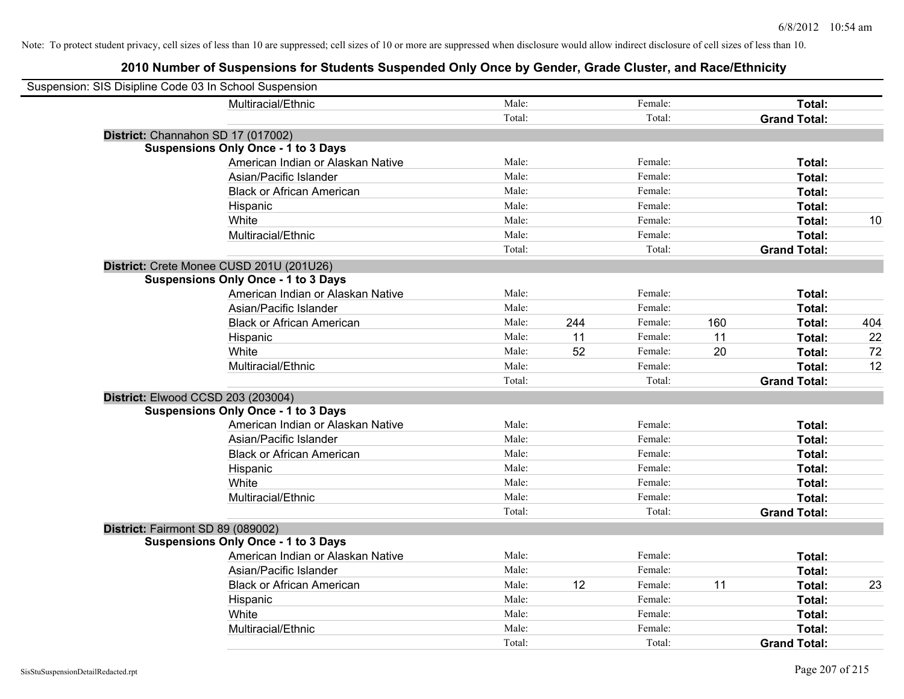Note: To protect student privacy, cell sizes of less than 10 are suppressed; cell sizes of 10 or more are suppressed when disclosure would allow indirect disclosure of cell sizes of less than 10.

## 2010 Number of Suspensions for Students Suspended Only Once by Gender, Grade Cluster, and Race/Ethnicity

Suspension: SIS Disipline Code 03 In School Suspension

| | | | | | | |
|---|---|---|---|---|---|---|
| Multiracial/Ethnic | Male: | | Female: | | **Total:** | |
| | Total: | | Total: | | **Grand Total:** | |

**District:** Channahon SD 17 (017002)

**Suspensions Only Once - 1 to 3 Days**

| | | | | | | |
|---|---|---|---|---|---|---|
| American Indian or Alaskan Native | Male: | | Female: | | **Total:** | |
| Asian/Pacific Islander | Male: | | Female: | | **Total:** | |
| Black or African American | Male: | | Female: | | **Total:** | |
| Hispanic | Male: | | Female: | | **Total:** | |
| White | Male: | | Female: | | **Total:** | 10 |
| Multiracial/Ethnic | Male: | | Female: | | **Total:** | |
| | Total: | | Total: | | **Grand Total:** | |

**District:** Crete Monee CUSD 201U (201U26)

**Suspensions Only Once - 1 to 3 Days**

| | | | | | | |
|---|---|---|---|---|---|---|
| American Indian or Alaskan Native | Male: | | Female: | | **Total:** | |
| Asian/Pacific Islander | Male: | | Female: | | **Total:** | |
| Black or African American | Male: | 244 | Female: | 160 | **Total:** | 404 |
| Hispanic | Male: | 11 | Female: | 11 | **Total:** | 22 |
| White | Male: | 52 | Female: | 20 | **Total:** | 72 |
| Multiracial/Ethnic | Male: | | Female: | | **Total:** | 12 |
| | Total: | | Total: | | **Grand Total:** | |

**District:** Elwood CCSD 203 (203004)

**Suspensions Only Once - 1 to 3 Days**

| | | | | | | |
|---|---|---|---|---|---|---|
| American Indian or Alaskan Native | Male: | | Female: | | **Total:** | |
| Asian/Pacific Islander | Male: | | Female: | | **Total:** | |
| Black or African American | Male: | | Female: | | **Total:** | |
| Hispanic | Male: | | Female: | | **Total:** | |
| White | Male: | | Female: | | **Total:** | |
| Multiracial/Ethnic | Male: | | Female: | | **Total:** | |
| | Total: | | Total: | | **Grand Total:** | |

**District:** Fairmont SD 89 (089002)

**Suspensions Only Once - 1 to 3 Days**

| | | | | | | |
|---|---|---|---|---|---|---|
| American Indian or Alaskan Native | Male: | | Female: | | **Total:** | |
| Asian/Pacific Islander | Male: | | Female: | | **Total:** | |
| Black or African American | Male: | 12 | Female: | 11 | **Total:** | 23 |
| Hispanic | Male: | | Female: | | **Total:** | |
| White | Male: | | Female: | | **Total:** | |
| Multiracial/Ethnic | Male: | | Female: | | **Total:** | |
| | Total: | | Total: | | **Grand Total:** | |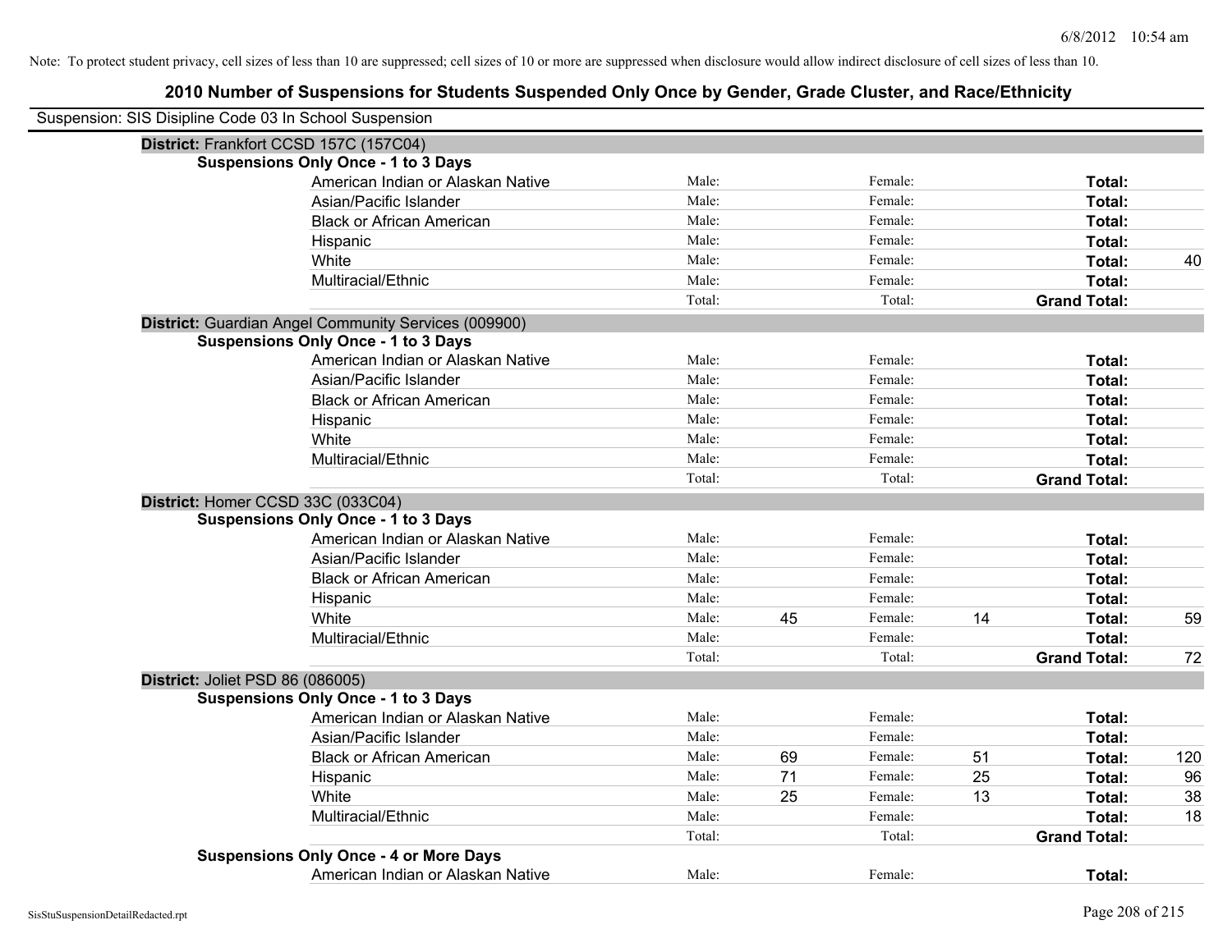Note: To protect student privacy, cell sizes of less than 10 are suppressed; cell sizes of 10 or more are suppressed when disclosure would allow indirect disclosure of cell sizes of less than 10.

# 2010 Number of Suspensions for Students Suspended Only Once by Gender, Grade Cluster, and Race/Ethnicity

Suspension: SIS Disipline Code 03 In School Suspension

## District: Frankfort CCSD 157C (157C04)

### Suspensions Only Once - 1 to 3 Days

| Race/Ethnicity | | | | | | |
|---|---|---|---|---|---|---|
| American Indian or Alaskan Native | Male: | | Female: | | **Total:** | |
| Asian/Pacific Islander | Male: | | Female: | | **Total:** | |
| Black or African American | Male: | | Female: | | **Total:** | |
| Hispanic | Male: | | Female: | | **Total:** | |
| White | Male: | | Female: | | **Total:** | 40 |
| Multiracial/Ethnic | Male: | | Female: | | **Total:** | |
| | Total: | | Total: | | **Grand Total:** | |

## District: Guardian Angel Community Services (009900)

### Suspensions Only Once - 1 to 3 Days

| Race/Ethnicity | | | | | | |
|---|---|---|---|---|---|---|
| American Indian or Alaskan Native | Male: | | Female: | | **Total:** | |
| Asian/Pacific Islander | Male: | | Female: | | **Total:** | |
| Black or African American | Male: | | Female: | | **Total:** | |
| Hispanic | Male: | | Female: | | **Total:** | |
| White | Male: | | Female: | | **Total:** | |
| Multiracial/Ethnic | Male: | | Female: | | **Total:** | |
| | Total: | | Total: | | **Grand Total:** | |

## District: Homer CCSD 33C (033C04)

### Suspensions Only Once - 1 to 3 Days

| Race/Ethnicity | | | | | | |
|---|---|---|---|---|---|---|
| American Indian or Alaskan Native | Male: | | Female: | | **Total:** | |
| Asian/Pacific Islander | Male: | | Female: | | **Total:** | |
| Black or African American | Male: | | Female: | | **Total:** | |
| Hispanic | Male: | | Female: | | **Total:** | |
| White | Male: | 45 | Female: | 14 | **Total:** | 59 |
| Multiracial/Ethnic | Male: | | Female: | | **Total:** | |
| | Total: | | Total: | | **Grand Total:** | 72 |

## District: Joliet PSD 86 (086005)

### Suspensions Only Once - 1 to 3 Days

| Race/Ethnicity | | | | | | |
|---|---|---|---|---|---|---|
| American Indian or Alaskan Native | Male: | | Female: | | **Total:** | |
| Asian/Pacific Islander | Male: | | Female: | | **Total:** | |
| Black or African American | Male: | 69 | Female: | 51 | **Total:** | 120 |
| Hispanic | Male: | 71 | Female: | 25 | **Total:** | 96 |
| White | Male: | 25 | Female: | 13 | **Total:** | 38 |
| Multiracial/Ethnic | Male: | | Female: | | **Total:** | 18 |
| | Total: | | Total: | | **Grand Total:** | |

### Suspensions Only Once - 4 or More Days

| Race/Ethnicity | | | | | | |
|---|---|---|---|---|---|---|
| American Indian or Alaskan Native | Male: | | Female: | | **Total:** | |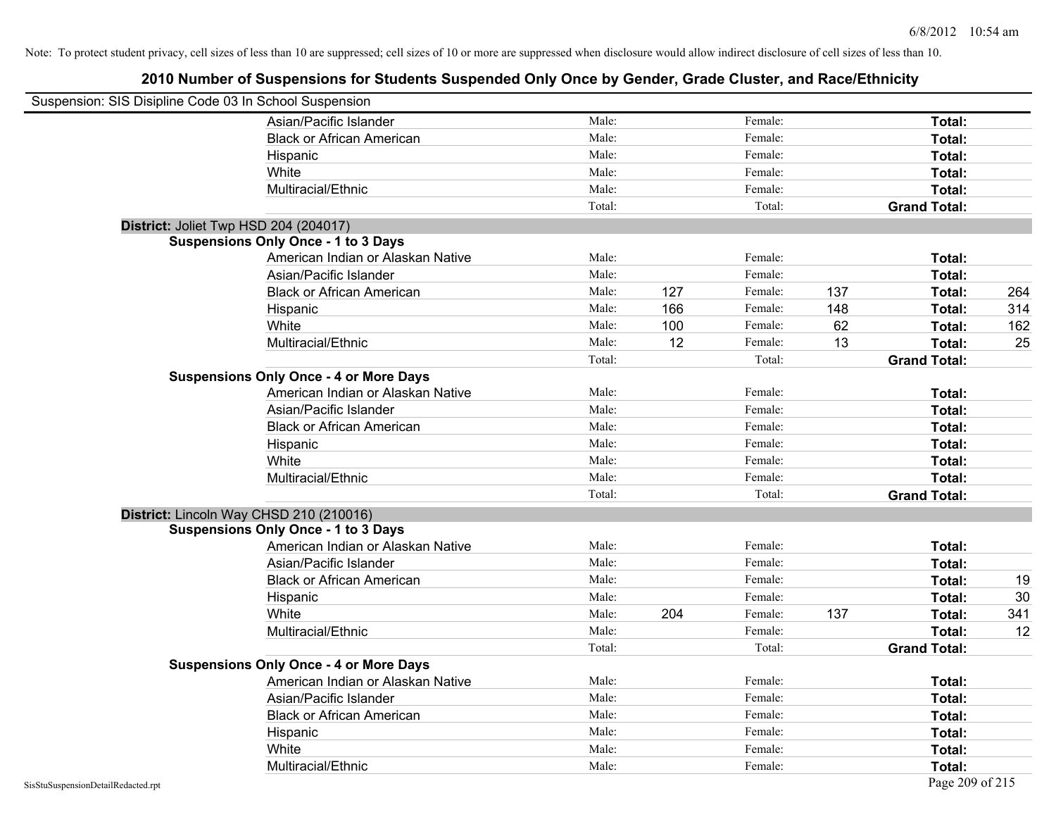Note: To protect student privacy, cell sizes of less than 10 are suppressed; cell sizes of 10 or more are suppressed when disclosure would allow indirect disclosure of cell sizes of less than 10.

## 2010 Number of Suspensions for Students Suspended Only Once by Gender, Grade Cluster, and Race/Ethnicity

Suspension: SIS Disipline Code 03 In School Suspension

| | | | | | | |
|---|---|---|---|---|---|---|
| Asian/Pacific Islander | Male: | | Female: | | **Total:** | |
| Black or African American | Male: | | Female: | | **Total:** | |
| Hispanic | Male: | | Female: | | **Total:** | |
| White | Male: | | Female: | | **Total:** | |
| Multiracial/Ethnic | Male: | | Female: | | **Total:** | |
| | Total: | | Total: | | **Grand Total:** | |

**District:** Joliet Twp HSD 204 (204017)

**Suspensions Only Once - 1 to 3 Days**

| | | | | | | |
|---|---|---|---|---|---|---|
| American Indian or Alaskan Native | Male: | | Female: | | **Total:** | |
| Asian/Pacific Islander | Male: | | Female: | | **Total:** | |
| Black or African American | Male: | 127 | Female: | 137 | **Total:** | 264 |
| Hispanic | Male: | 166 | Female: | 148 | **Total:** | 314 |
| White | Male: | 100 | Female: | 62 | **Total:** | 162 |
| Multiracial/Ethnic | Male: | 12 | Female: | 13 | **Total:** | 25 |
| | Total: | | Total: | | **Grand Total:** | |

**Suspensions Only Once - 4 or More Days**

| | | | | | | |
|---|---|---|---|---|---|---|
| American Indian or Alaskan Native | Male: | | Female: | | **Total:** | |
| Asian/Pacific Islander | Male: | | Female: | | **Total:** | |
| Black or African American | Male: | | Female: | | **Total:** | |
| Hispanic | Male: | | Female: | | **Total:** | |
| White | Male: | | Female: | | **Total:** | |
| Multiracial/Ethnic | Male: | | Female: | | **Total:** | |
| | Total: | | Total: | | **Grand Total:** | |

**District:** Lincoln Way CHSD 210 (210016)

**Suspensions Only Once - 1 to 3 Days**

| | | | | | | |
|---|---|---|---|---|---|---|
| American Indian or Alaskan Native | Male: | | Female: | | **Total:** | |
| Asian/Pacific Islander | Male: | | Female: | | **Total:** | |
| Black or African American | Male: | | Female: | | **Total:** | 19 |
| Hispanic | Male: | | Female: | | **Total:** | 30 |
| White | Male: | 204 | Female: | 137 | **Total:** | 341 |
| Multiracial/Ethnic | Male: | | Female: | | **Total:** | 12 |
| | Total: | | Total: | | **Grand Total:** | |

**Suspensions Only Once - 4 or More Days**

| | | | | | | |
|---|---|---|---|---|---|---|
| American Indian or Alaskan Native | Male: | | Female: | | **Total:** | |
| Asian/Pacific Islander | Male: | | Female: | | **Total:** | |
| Black or African American | Male: | | Female: | | **Total:** | |
| Hispanic | Male: | | Female: | | **Total:** | |
| White | Male: | | Female: | | **Total:** | |
| Multiracial/Ethnic | Male: | | Female: | | **Total:** | |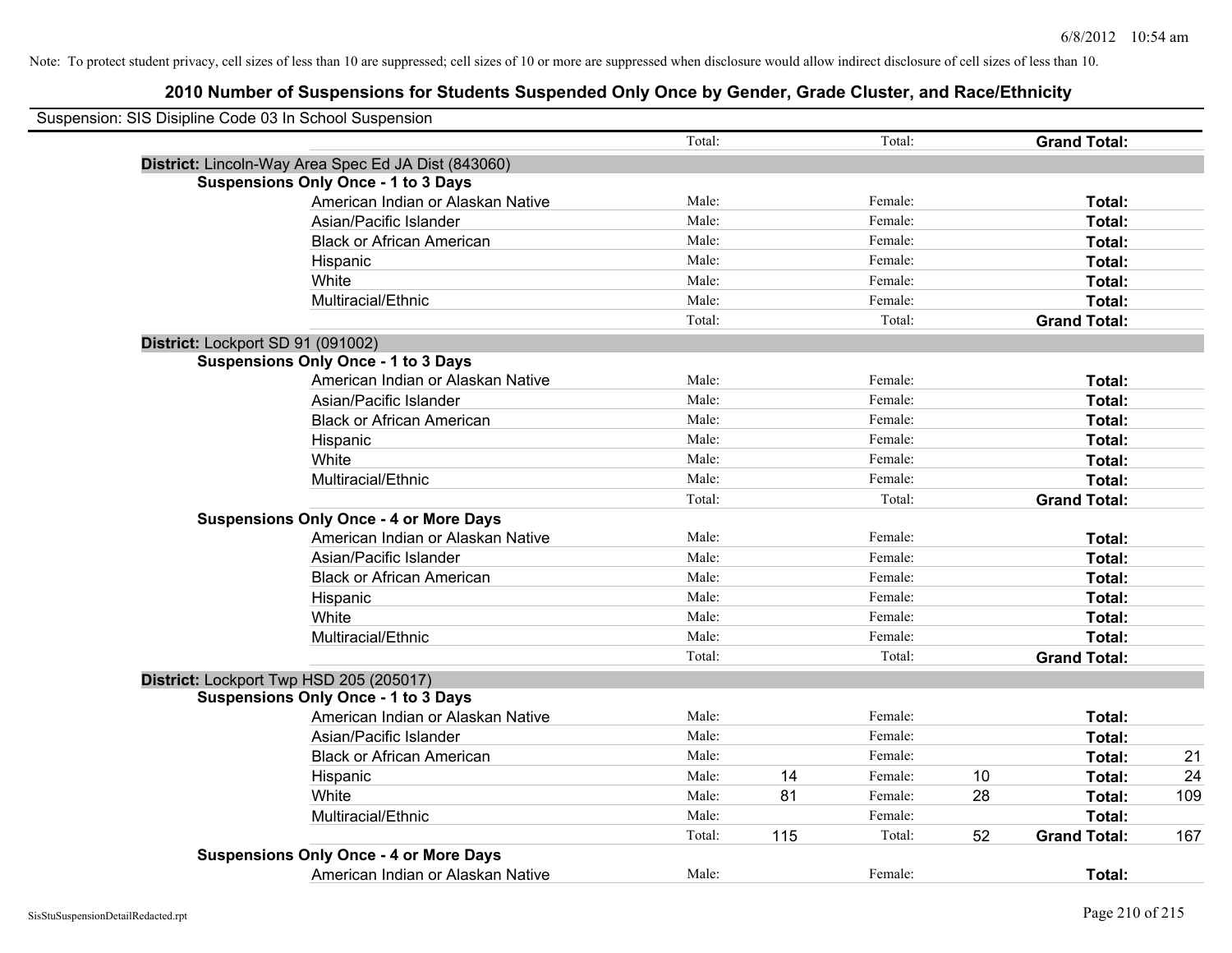Note: To protect student privacy, cell sizes of less than 10 are suppressed; cell sizes of 10 or more are suppressed when disclosure would allow indirect disclosure of cell sizes of less than 10.

## 2010 Number of Suspensions for Students Suspended Only Once by Gender, Grade Cluster, and Race/Ethnicity

Suspension: SIS Disipline Code 03 In School Suspension

| | | | | | | |
|---|---|---|---|---|---|---|
| | Total: | | Total: | | **Grand Total:** | |
| **District:** Lincoln-Way Area Spec Ed JA Dist (843060) | | | | | | |
| **Suspensions Only Once - 1 to 3 Days** | | | | | | |
| American Indian or Alaskan Native | Male: | | Female: | | **Total:** | |
| Asian/Pacific Islander | Male: | | Female: | | **Total:** | |
| Black or African American | Male: | | Female: | | **Total:** | |
| Hispanic | Male: | | Female: | | **Total:** | |
| White | Male: | | Female: | | **Total:** | |
| Multiracial/Ethnic | Male: | | Female: | | **Total:** | |
| | Total: | | Total: | | **Grand Total:** | |
| **District:** Lockport SD 91 (091002) | | | | | | |
| **Suspensions Only Once - 1 to 3 Days** | | | | | | |
| American Indian or Alaskan Native | Male: | | Female: | | **Total:** | |
| Asian/Pacific Islander | Male: | | Female: | | **Total:** | |
| Black or African American | Male: | | Female: | | **Total:** | |
| Hispanic | Male: | | Female: | | **Total:** | |
| White | Male: | | Female: | | **Total:** | |
| Multiracial/Ethnic | Male: | | Female: | | **Total:** | |
| | Total: | | Total: | | **Grand Total:** | |
| **Suspensions Only Once - 4 or More Days** | | | | | | |
| American Indian or Alaskan Native | Male: | | Female: | | **Total:** | |
| Asian/Pacific Islander | Male: | | Female: | | **Total:** | |
| Black or African American | Male: | | Female: | | **Total:** | |
| Hispanic | Male: | | Female: | | **Total:** | |
| White | Male: | | Female: | | **Total:** | |
| Multiracial/Ethnic | Male: | | Female: | | **Total:** | |
| | Total: | | Total: | | **Grand Total:** | |
| **District:** Lockport Twp HSD 205 (205017) | | | | | | |
| **Suspensions Only Once - 1 to 3 Days** | | | | | | |
| American Indian or Alaskan Native | Male: | | Female: | | **Total:** | |
| Asian/Pacific Islander | Male: | | Female: | | **Total:** | |
| Black or African American | Male: | | Female: | | **Total:** | 21 |
| Hispanic | Male: | 14 | Female: | 10 | **Total:** | 24 |
| White | Male: | 81 | Female: | 28 | **Total:** | 109 |
| Multiracial/Ethnic | Male: | | Female: | | **Total:** | |
| | Total: | 115 | Total: | 52 | **Grand Total:** | 167 |
| **Suspensions Only Once - 4 or More Days** | | | | | | |
| American Indian or Alaskan Native | Male: | | Female: | | **Total:** | |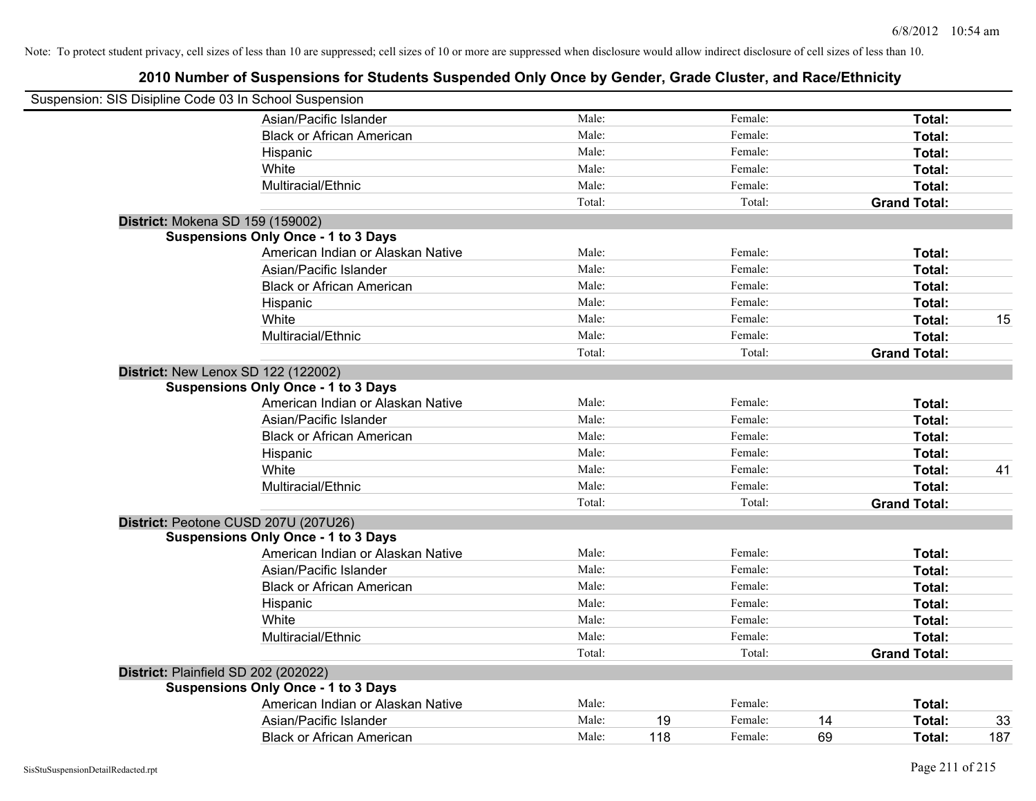Note: To protect student privacy, cell sizes of less than 10 are suppressed; cell sizes of 10 or more are suppressed when disclosure would allow indirect disclosure of cell sizes of less than 10.

# 2010 Number of Suspensions for Students Suspended Only Once by Gender, Grade Cluster, and Race/Ethnicity

Suspension: SIS Disipline Code 03 In School Suspension

| | | | | | | |
|---|---|---|---|---|---|---|
| Asian/Pacific Islander | Male: | | Female: | | **Total:** | |
| Black or African American | Male: | | Female: | | **Total:** | |
| Hispanic | Male: | | Female: | | **Total:** | |
| White | Male: | | Female: | | **Total:** | |
| Multiracial/Ethnic | Male: | | Female: | | **Total:** | |
| | Total: | | Total: | | **Grand Total:** | |

**District:** Mokena SD 159 (159002)

**Suspensions Only Once - 1 to 3 Days**

| | | | | | | |
|---|---|---|---|---|---|---|
| American Indian or Alaskan Native | Male: | | Female: | | **Total:** | |
| Asian/Pacific Islander | Male: | | Female: | | **Total:** | |
| Black or African American | Male: | | Female: | | **Total:** | |
| Hispanic | Male: | | Female: | | **Total:** | |
| White | Male: | | Female: | | **Total:** | 15 |
| Multiracial/Ethnic | Male: | | Female: | | **Total:** | |
| | Total: | | Total: | | **Grand Total:** | |

**District:** New Lenox SD 122 (122002)

**Suspensions Only Once - 1 to 3 Days**

| | | | | | | |
|---|---|---|---|---|---|---|
| American Indian or Alaskan Native | Male: | | Female: | | **Total:** | |
| Asian/Pacific Islander | Male: | | Female: | | **Total:** | |
| Black or African American | Male: | | Female: | | **Total:** | |
| Hispanic | Male: | | Female: | | **Total:** | |
| White | Male: | | Female: | | **Total:** | 41 |
| Multiracial/Ethnic | Male: | | Female: | | **Total:** | |
| | Total: | | Total: | | **Grand Total:** | |

**District:** Peotone CUSD 207U (207U26)

**Suspensions Only Once - 1 to 3 Days**

| | | | | | | |
|---|---|---|---|---|---|---|
| American Indian or Alaskan Native | Male: | | Female: | | **Total:** | |
| Asian/Pacific Islander | Male: | | Female: | | **Total:** | |
| Black or African American | Male: | | Female: | | **Total:** | |
| Hispanic | Male: | | Female: | | **Total:** | |
| White | Male: | | Female: | | **Total:** | |
| Multiracial/Ethnic | Male: | | Female: | | **Total:** | |
| | Total: | | Total: | | **Grand Total:** | |

**District:** Plainfield SD 202 (202022)

**Suspensions Only Once - 1 to 3 Days**

| | | | | | | |
|---|---|---|---|---|---|---|
| American Indian or Alaskan Native | Male: | | Female: | | **Total:** | |
| Asian/Pacific Islander | Male: | 19 | Female: | 14 | **Total:** | 33 |
| Black or African American | Male: | 118 | Female: | 69 | **Total:** | 187 |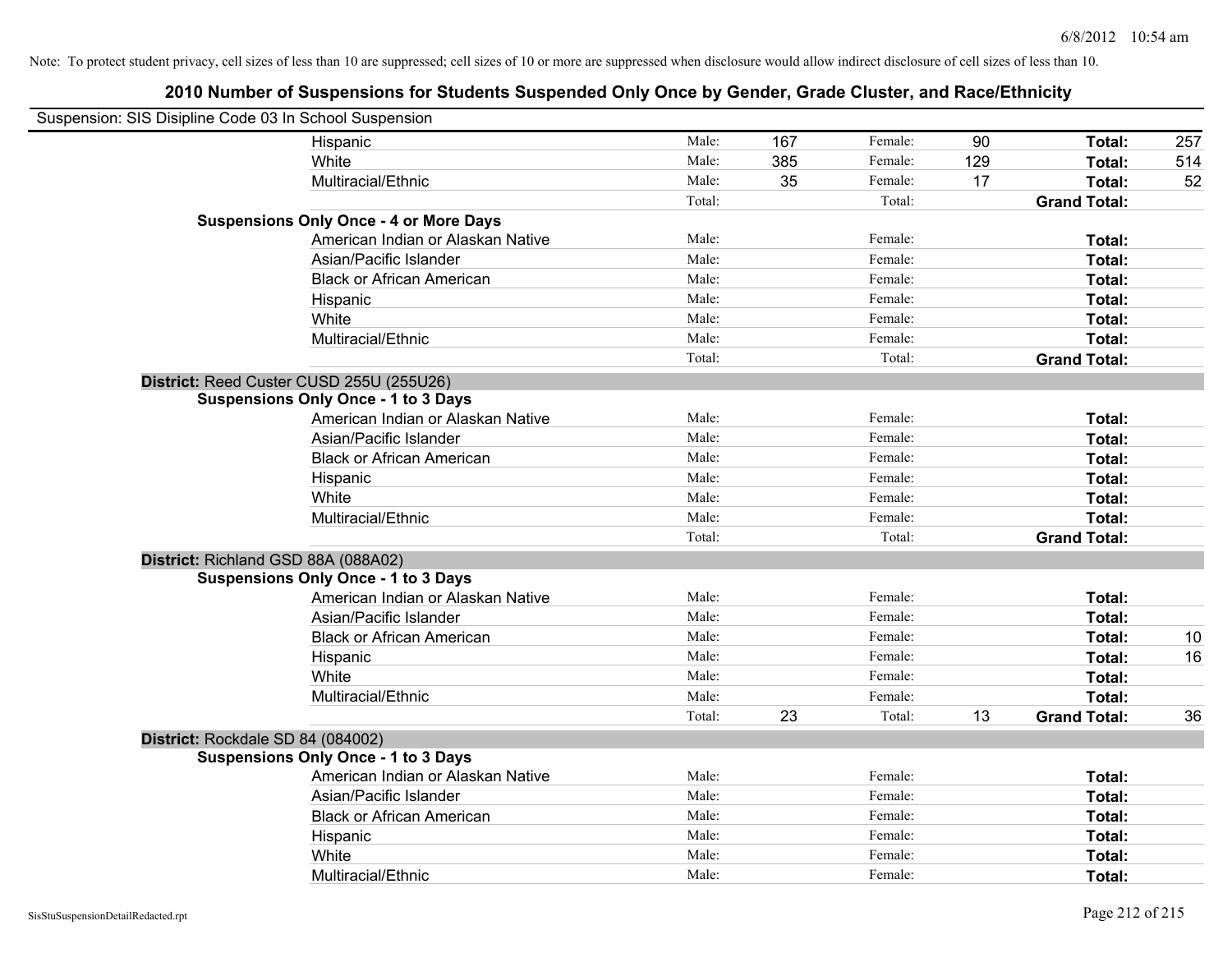Note: To protect student privacy, cell sizes of less than 10 are suppressed; cell sizes of 10 or more are suppressed when disclosure would allow indirect disclosure of cell sizes of less than 10.

## 2010 Number of Suspensions for Students Suspended Only Once by Gender, Grade Cluster, and Race/Ethnicity

Suspension: SIS Disipline Code 03 In School Suspension

| | | | | | | |
|---|---|---|---|---|---|---|
| Hispanic | Male: | 167 | Female: | 90 | **Total:** | 257 |
| White | Male: | 385 | Female: | 129 | **Total:** | 514 |
| Multiracial/Ethnic | Male: | 35 | Female: | 17 | **Total:** | 52 |
| | Total: | | Total: | | **Grand Total:** | |
| **Suspensions Only Once - 4 or More Days** | | | | | | |
| American Indian or Alaskan Native | Male: | | Female: | | **Total:** | |
| Asian/Pacific Islander | Male: | | Female: | | **Total:** | |
| Black or African American | Male: | | Female: | | **Total:** | |
| Hispanic | Male: | | Female: | | **Total:** | |
| White | Male: | | Female: | | **Total:** | |
| Multiracial/Ethnic | Male: | | Female: | | **Total:** | |
| | Total: | | Total: | | **Grand Total:** | |

**District:** Reed Custer CUSD 255U (255U26)

| | | | | | | |
|---|---|---|---|---|---|---|
| **Suspensions Only Once - 1 to 3 Days** | | | | | | |
| American Indian or Alaskan Native | Male: | | Female: | | **Total:** | |
| Asian/Pacific Islander | Male: | | Female: | | **Total:** | |
| Black or African American | Male: | | Female: | | **Total:** | |
| Hispanic | Male: | | Female: | | **Total:** | |
| White | Male: | | Female: | | **Total:** | |
| Multiracial/Ethnic | Male: | | Female: | | **Total:** | |
| | Total: | | Total: | | **Grand Total:** | |

**District:** Richland GSD 88A (088A02)

| | | | | | | |
|---|---|---|---|---|---|---|
| **Suspensions Only Once - 1 to 3 Days** | | | | | | |
| American Indian or Alaskan Native | Male: | | Female: | | **Total:** | |
| Asian/Pacific Islander | Male: | | Female: | | **Total:** | |
| Black or African American | Male: | | Female: | | **Total:** | 10 |
| Hispanic | Male: | | Female: | | **Total:** | 16 |
| White | Male: | | Female: | | **Total:** | |
| Multiracial/Ethnic | Male: | | Female: | | **Total:** | |
| | Total: | 23 | Total: | 13 | **Grand Total:** | 36 |

**District:** Rockdale SD 84 (084002)

| | | | | | | |
|---|---|---|---|---|---|---|
| **Suspensions Only Once - 1 to 3 Days** | | | | | | |
| American Indian or Alaskan Native | Male: | | Female: | | **Total:** | |
| Asian/Pacific Islander | Male: | | Female: | | **Total:** | |
| Black or African American | Male: | | Female: | | **Total:** | |
| Hispanic | Male: | | Female: | | **Total:** | |
| White | Male: | | Female: | | **Total:** | |
| Multiracial/Ethnic | Male: | | Female: | | **Total:** | |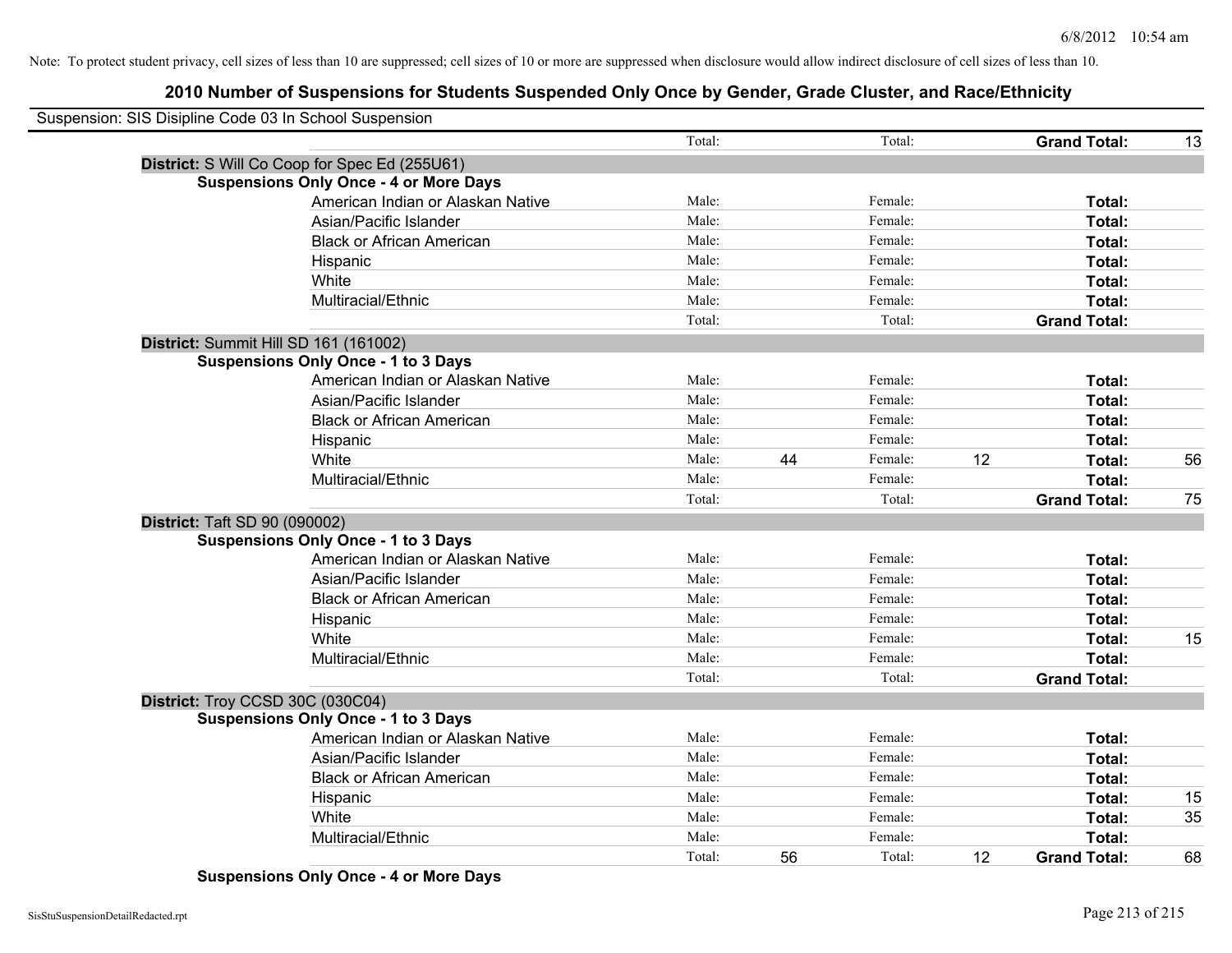Note: To protect student privacy, cell sizes of less than 10 are suppressed; cell sizes of 10 or more are suppressed when disclosure would allow indirect disclosure of cell sizes of less than 10.

## 2010 Number of Suspensions for Students Suspended Only Once by Gender, Grade Cluster, and Race/Ethnicity

Suspension: SIS Disipline Code 03 In School Suspension

| | | | | | | | |
|---|---|---|---|---|---|---|---|
| | Total: | | Total: | | **Grand Total:** | 13 |

**District:** S Will Co Coop for Spec Ed (255U61)

**Suspensions Only Once - 4 or More Days**

| Race/Ethnicity | Male: | | Female: | | Total: | |
|---|---|---|---|---|---|---|
| American Indian or Alaskan Native | Male: | | Female: | | **Total:** | |
| Asian/Pacific Islander | Male: | | Female: | | **Total:** | |
| Black or African American | Male: | | Female: | | **Total:** | |
| Hispanic | Male: | | Female: | | **Total:** | |
| White | Male: | | Female: | | **Total:** | |
| Multiracial/Ethnic | Male: | | Female: | | **Total:** | |
| | Total: | | Total: | | **Grand Total:** | |

**District:** Summit Hill SD 161 (161002)

**Suspensions Only Once - 1 to 3 Days**

| Race/Ethnicity | Male: | | Female: | | Total: | |
|---|---|---|---|---|---|---|
| American Indian or Alaskan Native | Male: | | Female: | | **Total:** | |
| Asian/Pacific Islander | Male: | | Female: | | **Total:** | |
| Black or African American | Male: | | Female: | | **Total:** | |
| Hispanic | Male: | | Female: | | **Total:** | |
| White | Male: | 44 | Female: | 12 | **Total:** | 56 |
| Multiracial/Ethnic | Male: | | Female: | | **Total:** | |
| | Total: | | Total: | | **Grand Total:** | 75 |

**District:** Taft SD 90 (090002)

**Suspensions Only Once - 1 to 3 Days**

| Race/Ethnicity | Male: | | Female: | | Total: | |
|---|---|---|---|---|---|---|
| American Indian or Alaskan Native | Male: | | Female: | | **Total:** | |
| Asian/Pacific Islander | Male: | | Female: | | **Total:** | |
| Black or African American | Male: | | Female: | | **Total:** | |
| Hispanic | Male: | | Female: | | **Total:** | |
| White | Male: | | Female: | | **Total:** | 15 |
| Multiracial/Ethnic | Male: | | Female: | | **Total:** | |
| | Total: | | Total: | | **Grand Total:** | |

**District:** Troy CCSD 30C (030C04)

**Suspensions Only Once - 1 to 3 Days**

| Race/Ethnicity | Male: | | Female: | | Total: | |
|---|---|---|---|---|---|---|
| American Indian or Alaskan Native | Male: | | Female: | | **Total:** | |
| Asian/Pacific Islander | Male: | | Female: | | **Total:** | |
| Black or African American | Male: | | Female: | | **Total:** | |
| Hispanic | Male: | | Female: | | **Total:** | 15 |
| White | Male: | | Female: | | **Total:** | 35 |
| Multiracial/Ethnic | Male: | | Female: | | **Total:** | |
| | Total: | 56 | Total: | 12 | **Grand Total:** | 68 |

**Suspensions Only Once - 4 or More Days**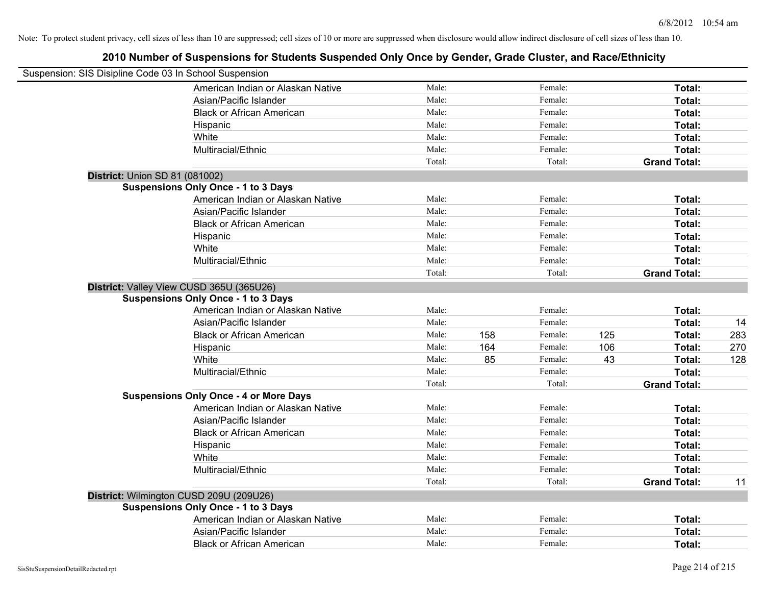Note: To protect student privacy, cell sizes of less than 10 are suppressed; cell sizes of 10 or more are suppressed when disclosure would allow indirect disclosure of cell sizes of less than 10.

## 2010 Number of Suspensions for Students Suspended Only Once by Gender, Grade Cluster, and Race/Ethnicity

Suspension: SIS Disipline Code 03 In School Suspension

| | | | | | | |
|---|---|---|---|---|---|---|
| American Indian or Alaskan Native | Male: | | Female: | | **Total:** | |
| Asian/Pacific Islander | Male: | | Female: | | **Total:** | |
| Black or African American | Male: | | Female: | | **Total:** | |
| Hispanic | Male: | | Female: | | **Total:** | |
| White | Male: | | Female: | | **Total:** | |
| Multiracial/Ethnic | Male: | | Female: | | **Total:** | |
| | Total: | | Total: | | **Grand Total:** | |

**District:** Union SD 81 (081002)

**Suspensions Only Once - 1 to 3 Days**

| | | | | | | |
|---|---|---|---|---|---|---|
| American Indian or Alaskan Native | Male: | | Female: | | **Total:** | |
| Asian/Pacific Islander | Male: | | Female: | | **Total:** | |
| Black or African American | Male: | | Female: | | **Total:** | |
| Hispanic | Male: | | Female: | | **Total:** | |
| White | Male: | | Female: | | **Total:** | |
| Multiracial/Ethnic | Male: | | Female: | | **Total:** | |
| | Total: | | Total: | | **Grand Total:** | |

**District:** Valley View CUSD 365U (365U26)

**Suspensions Only Once - 1 to 3 Days**

| | | | | | | |
|---|---|---|---|---|---|---|
| American Indian or Alaskan Native | Male: | | Female: | | **Total:** | |
| Asian/Pacific Islander | Male: | | Female: | | **Total:** | 14 |
| Black or African American | Male: | 158 | Female: | 125 | **Total:** | 283 |
| Hispanic | Male: | 164 | Female: | 106 | **Total:** | 270 |
| White | Male: | 85 | Female: | 43 | **Total:** | 128 |
| Multiracial/Ethnic | Male: | | Female: | | **Total:** | |
| | Total: | | Total: | | **Grand Total:** | |

**Suspensions Only Once - 4 or More Days**

| | | | | | | |
|---|---|---|---|---|---|---|
| American Indian or Alaskan Native | Male: | | Female: | | **Total:** | |
| Asian/Pacific Islander | Male: | | Female: | | **Total:** | |
| Black or African American | Male: | | Female: | | **Total:** | |
| Hispanic | Male: | | Female: | | **Total:** | |
| White | Male: | | Female: | | **Total:** | |
| Multiracial/Ethnic | Male: | | Female: | | **Total:** | |
| | Total: | | Total: | | **Grand Total:** | 11 |

**District:** Wilmington CUSD 209U (209U26)

**Suspensions Only Once - 1 to 3 Days**

| | | | | | | |
|---|---|---|---|---|---|---|
| American Indian or Alaskan Native | Male: | | Female: | | **Total:** | |
| Asian/Pacific Islander | Male: | | Female: | | **Total:** | |
| Black or African American | Male: | | Female: | | **Total:** | |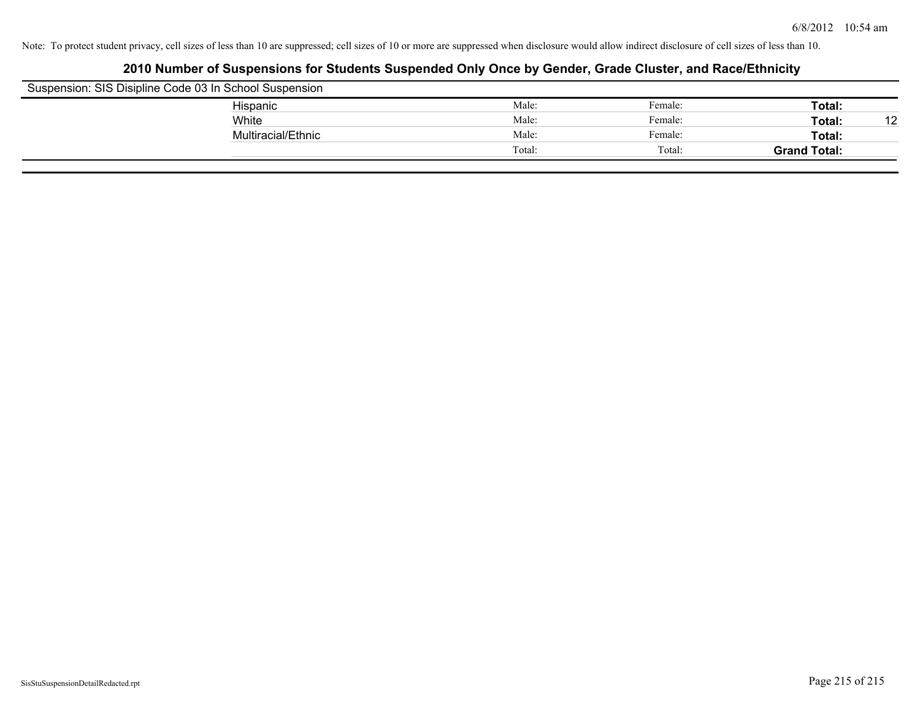Note: To protect student privacy, cell sizes of less than 10 are suppressed; cell sizes of 10 or more are suppressed when disclosure would allow indirect disclosure of cell sizes of less than 10.

## 2010 Number of Suspensions for Students Suspended Only Once by Gender, Grade Cluster, and Race/Ethnicity

Suspension: SIS Disipline Code 03 In School Suspension

| | | | | | |
|---|---|---|---|---|---|
| | Hispanic | Male: | Female: | **Total:** | |
| | White | Male: | Female: | **Total:** | 12 |
| | Multiracial/Ethnic | Male: | Female: | **Total:** | |
| | | Total: | Total: | **Grand Total:** | |